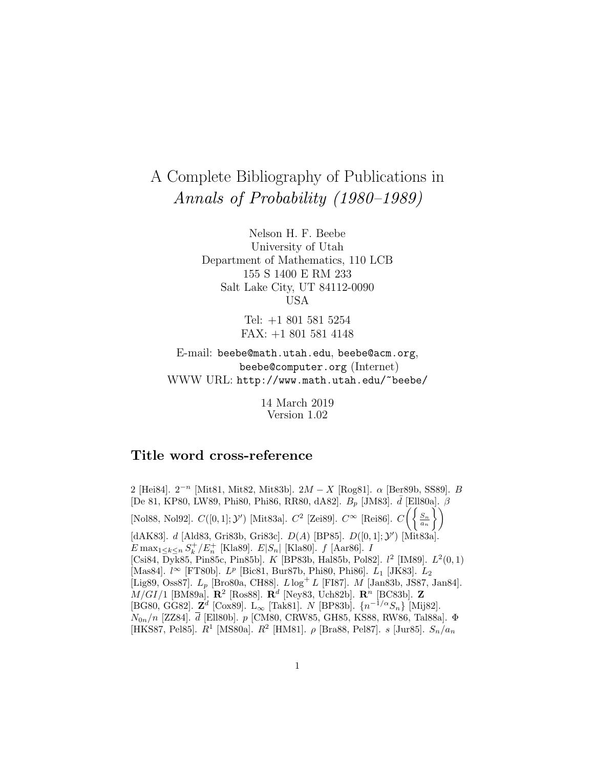# A Complete Bibliography of Publications in *Annals of Probability (1980–1989)*

Nelson H. F. Beebe
University of Utah
Department of Mathematics, 110 LCB
155 S 1400 E RM 233
Salt Lake City, UT 84112-0090
USA

Tel: +1 801 581 5254
FAX: +1 801 581 4148

E-mail: beebe@math.utah.edu, beebe@acm.org, beebe@computer.org (Internet)
WWW URL: http://www.math.utah.edu/~beebe/

14 March 2019
Version 1.02

## Title word cross-reference

2 [Hei84]. $2^{-n}$ [Mit81, Mit82, Mit83b]. $2M - X$ [Rog81]. $\alpha$ [Ber89b, SS89]. $B$ [De 81, KP80, LW89, Phi80, Phi86, RR80, dA82]. $B_p$ [JM83]. $\bar{d}$ [Ell80a]. $\beta$ [Nol88, Nol92]. $C([0,1];\mathcal{Y}')$ [Mit83a]. $C^2$ [Zei89]. $C^\infty$ [Rei86]. $C\left(\left\{\frac{S_n}{a_n}\right\}\right)$ [dAK83]. $d$ [Ald83, Gri83b, Gri83c]. $D(A)$ [BP85]. $D([0,1];\mathcal{Y}')$ [Mit83a]. $E\max_{1\leq k\leq n} S_k^+/E_n^+$ [Kla89]. $E|S_n|$ [Kla80]. $f$ [Aar86]. $I$ [Csi84, Dyk85, Pin85c, Pin85b]. $K$ [BP83b, Hal85b, Pol82]. $l^2$ [IM89]. $L^2(0,1)$ [Mas84]. $l^\infty$ [FT80b]. $L^p$ [Bic81, Bur87b, Phi80, Phi86]. $L_1$ [JK83]. $L_2$ [Lig89, Oss87]. $L_p$ [Bro80a, CH88]. $L\log^+ L$ [FI87]. $M$ [Jan83b, JS87, Jan84]. $M/GI/1$ [BM89a]. $\mathbf{R}^2$ [Ros88]. $\mathbf{R}^d$ [Ney83, Uch82b]. $\mathbf{R}^n$ [BC83b]. $\mathbf{Z}$ [BG80, GG82]. $\mathbf{Z}^d$ [Cox89]. $\mathrm{L}_\infty$ [Tak81]. $N$ [BP83b]. $\{n^{-1/\alpha}S_n\}$ [Mij82]. $N_{0n}/n$ [ZZ84]. $\overline{d}$ [Ell80b]. $p$ [CM80, CRW85, GH85, KS88, RW86, Tal88a]. $\Phi$ [HKS87, Pel85]. $R^1$ [MS80a]. $R^2$ [HM81]. $\rho$ [Bra88, Pel87]. $s$ [Jur85]. $S_n/a_n$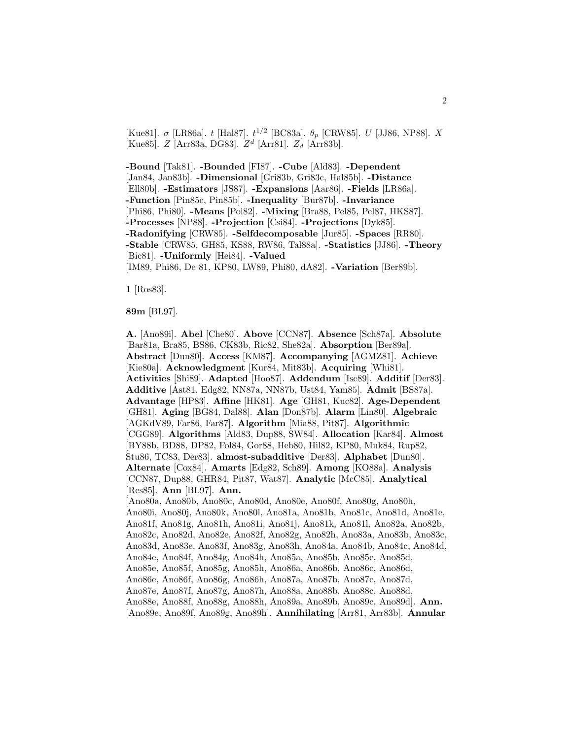[Kue81]. $\sigma$ [LR86a]. $t$ [Hal87]. $t^{1/2}$ [BC83a]. $\theta_p$ [CRW85]. $U$ [JJ86, NP88]. $X$ [Kue85]. $Z$ [Arr83a, DG83]. $Z^d$ [Arr81]. $Z_d$ [Arr83b].

**-Bound** [Tak81]. **-Bounded** [FI87]. **-Cube** [Ald83]. **-Dependent** [Jan84, Jan83b]. **-Dimensional** [Gri83b, Gri83c, Hal85b]. **-Distance** [Ell80b]. **-Estimators** [JS87]. **-Expansions** [Aar86]. **-Fields** [LR86a]. **-Function** [Pin85c, Pin85b]. **-Inequality** [Bur87b]. **-Invariance** [Phi86, Phi80]. **-Means** [Pol82]. **-Mixing** [Bra88, Pel85, Pel87, HKS87]. **-Processes** [NP88]. **-Projection** [Csi84]. **-Projections** [Dyk85]. **-Radonifying** [CRW85]. **-Selfdecomposable** [Jur85]. **-Spaces** [RR80]. **-Stable** [CRW85, GH85, KS88, RW86, Tal88a]. **-Statistics** [JJ86]. **-Theory** [Bic81]. **-Uniformly** [Hei84]. **-Valued** [IM89, Phi86, De 81, KP80, LW89, Phi80, dA82]. **-Variation** [Ber89b].

**1** [Ros83].

**89m** [BL97].

**A.** [Ano89i]. **Abel** [Che80]. **Above** [CCN87]. **Absence** [Sch87a]. **Absolute** [Bar81a, Bra85, BS86, CK83b, Ric82, She82a]. **Absorption** [Ber89a]. **Abstract** [Dun80]. **Access** [KM87]. **Accompanying** [AGMZ81]. **Achieve** [Kie80a]. **Acknowledgment** [Kur84, Mit83b]. **Acquiring** [Whi81]. **Activities** [Shi89]. **Adapted** [Hoo87]. **Addendum** [Isc89]. **Additif** [Der83]. **Additive** [Ast81, Edg82, NN87a, NN87b, Ust84, Yam85]. **Admit** [BS87a]. **Advantage** [HP83]. **Affine** [HK81]. **Age** [GH81, Kuc82]. **Age-Dependent** [GH81]. **Aging** [BG84, Dal88]. **Alan** [Don87b]. **Alarm** [Lin80]. **Algebraic** [AGKdV89, Far86, Far87]. **Algorithm** [Mia88, Pit87]. **Algorithmic** [CGG89]. **Algorithms** [Ald83, Dup88, SW84]. **Allocation** [Kar84]. **Almost** [BY88b, BD88, DP82, Fol84, Gor88, Heb80, Hil82, KP80, Muk84, Rup82, Stu86, TC83, Der83]. **almost-subadditive** [Der83]. **Alphabet** [Dun80]. **Alternate** [Cox84]. **Amarts** [Edg82, Sch89]. **Among** [KO88a]. **Analysis** [CCN87, Dup88, GHR84, Pit87, Wat87]. **Analytic** [McC85]. **Analytical** [Res85]. **Ann** [BL97]. **Ann.** [Ano80a, Ano80b, Ano80c, Ano80d, Ano80e, Ano80f, Ano80g, Ano80h, Ano80i, Ano80j, Ano80k, Ano80l, Ano81a, Ano81b, Ano81c, Ano81d, Ano81e, Ano81f, Ano81g, Ano81h, Ano81i, Ano81j, Ano81k, Ano81l, Ano82a, Ano82b, Ano82c, Ano82d, Ano82e, Ano82f, Ano82g, Ano82h, Ano83a, Ano83b, Ano83c, Ano83d, Ano83e, Ano83f, Ano83g, Ano83h, Ano84a, Ano84b, Ano84c, Ano84d, Ano84e, Ano84f, Ano84g, Ano84h, Ano85a, Ano85b, Ano85c, Ano85d, Ano85e, Ano85f, Ano85g, Ano85h, Ano86a, Ano86b, Ano86c, Ano86d, Ano86e, Ano86f, Ano86g, Ano86h, Ano87a, Ano87b, Ano87c, Ano87d, Ano87e, Ano87f, Ano87g, Ano87h, Ano88a, Ano88b, Ano88c, Ano88d, Ano88e, Ano88f, Ano88g, Ano88h, Ano89a, Ano89b, Ano89c, Ano89d]. **Ann.** [Ano89e, Ano89f, Ano89g, Ano89h]. **Annihilating** [Arr81, Arr83b]. **Annular**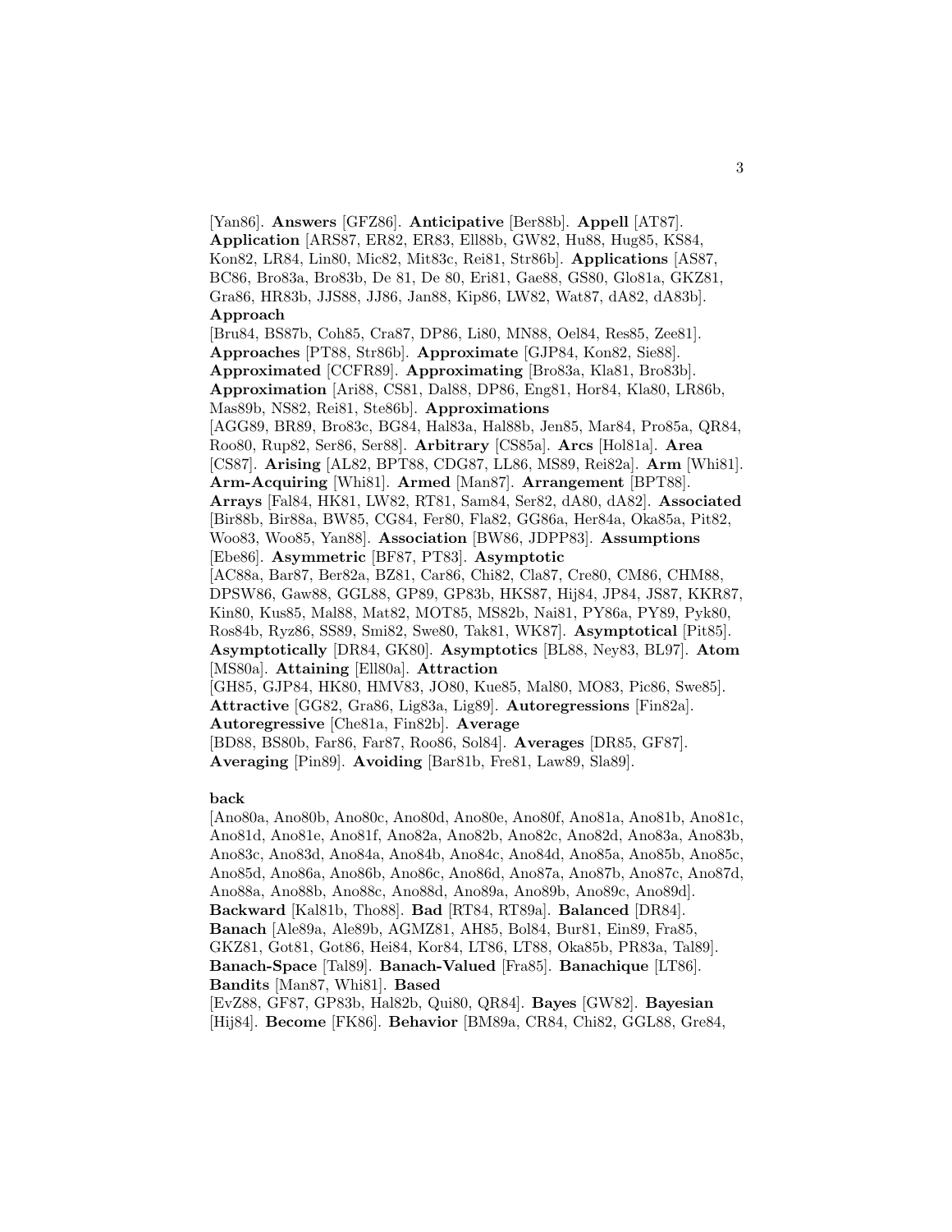[Yan86]. **Answers** [GFZ86]. **Anticipative** [Ber88b]. **Appell** [AT87]. **Application** [ARS87, ER82, ER83, Ell88b, GW82, Hu88, Hug85, KS84, Kon82, LR84, Lin80, Mic82, Mit83c, Rei81, Str86b]. **Applications** [AS87, BC86, Bro83a, Bro83b, De 81, De 80, Eri81, Gae88, GS80, Glo81a, GKZ81, Gra86, HR83b, JJS88, JJ86, Jan88, Kip86, LW82, Wat87, dA82, dA83b]. **Approach** [Bru84, BS87b, Coh85, Cra87, DP86, Li80, MN88, Oel84, Res85, Zee81]. **Approaches** [PT88, Str86b]. **Approximate** [GJP84, Kon82, Sie88]. **Approximated** [CCFR89]. **Approximating** [Bro83a, Kla81, Bro83b]. **Approximation** [Ari88, CS81, Dal88, DP86, Eng81, Hor84, Kla80, LR86b, Mas89b, NS82, Rei81, Ste86b]. **Approximations** [AGG89, BR89, Bro83c, BG84, Hal83a, Hal88b, Jen85, Mar84, Pro85a, QR84, Roo80, Rup82, Ser86, Ser88]. **Arbitrary** [CS85a]. **Arcs** [Hol81a]. **Area** [CS87]. **Arising** [AL82, BPT88, CDG87, LL86, MS89, Rei82a]. **Arm** [Whi81]. **Arm-Acquiring** [Whi81]. **Armed** [Man87]. **Arrangement** [BPT88]. **Arrays** [Fal84, HK81, LW82, RT81, Sam84, Ser82, dA80, dA82]. **Associated** [Bir88b, Bir88a, BW85, CG84, Fer80, Fla82, GG86a, Her84a, Oka85a, Pit82, Woo83, Woo85, Yan88]. **Association** [BW86, JDPP83]. **Assumptions** [Ebe86]. **Asymmetric** [BF87, PT83]. **Asymptotic** [AC88a, Bar87, Ber82a, BZ81, Car86, Chi82, Cla87, Cre80, CM86, CHM88, DPSW86, Gaw88, GGL88, GP89, GP83b, HKS87, Hij84, JP84, JS87, KKR87, Kin80, Kus85, Mal88, Mat82, MOT85, MS82b, Nai81, PY86a, PY89, Pyk80, Ros84b, Ryz86, SS89, Smi82, Swe80, Tak81, WK87]. **Asymptotical** [Pit85]. **Asymptotically** [DR84, GK80]. **Asymptotics** [BL88, Ney83, BL97]. **Atom** [MS80a]. **Attaining** [Ell80a]. **Attraction** [GH85, GJP84, HK80, HMV83, JO80, Kue85, Mal80, MO83, Pic86, Swe85]. **Attractive** [GG82, Gra86, Lig83a, Lig89]. **Autoregressions** [Fin82a]. **Autoregressive** [Che81a, Fin82b]. **Average** [BD88, BS80b, Far86, Far87, Roo86, Sol84]. **Averages** [DR85, GF87]. **Averaging** [Pin89]. **Avoiding** [Bar81b, Fre81, Law89, Sla89].

**back** [Ano80a, Ano80b, Ano80c, Ano80d, Ano80e, Ano80f, Ano81a, Ano81b, Ano81c, Ano81d, Ano81e, Ano81f, Ano82a, Ano82b, Ano82c, Ano82d, Ano83a, Ano83b, Ano83c, Ano83d, Ano84a, Ano84b, Ano84c, Ano84d, Ano85a, Ano85b, Ano85c, Ano85d, Ano86a, Ano86b, Ano86c, Ano86d, Ano87a, Ano87b, Ano87c, Ano87d, Ano88a, Ano88b, Ano88c, Ano88d, Ano89a, Ano89b, Ano89c, Ano89d]. **Backward** [Kal81b, Tho88]. **Bad** [RT84, RT89a]. **Balanced** [DR84]. **Banach** [Ale89a, Ale89b, AGMZ81, AH85, Bol84, Bur81, Ein89, Fra85, GKZ81, Got81, Got86, Hei84, Kor84, LT86, LT88, Oka85b, PR83a, Tal89]. **Banach-Space** [Tal89]. **Banach-Valued** [Fra85]. **Banachique** [LT86]. **Bandits** [Man87, Whi81]. **Based** [EvZ88, GF87, GP83b, Hal82b, Qui80, QR84]. **Bayes** [GW82]. **Bayesian** [Hij84]. **Become** [FK86]. **Behavior** [BM89a, CR84, Chi82, GGL88, Gre84,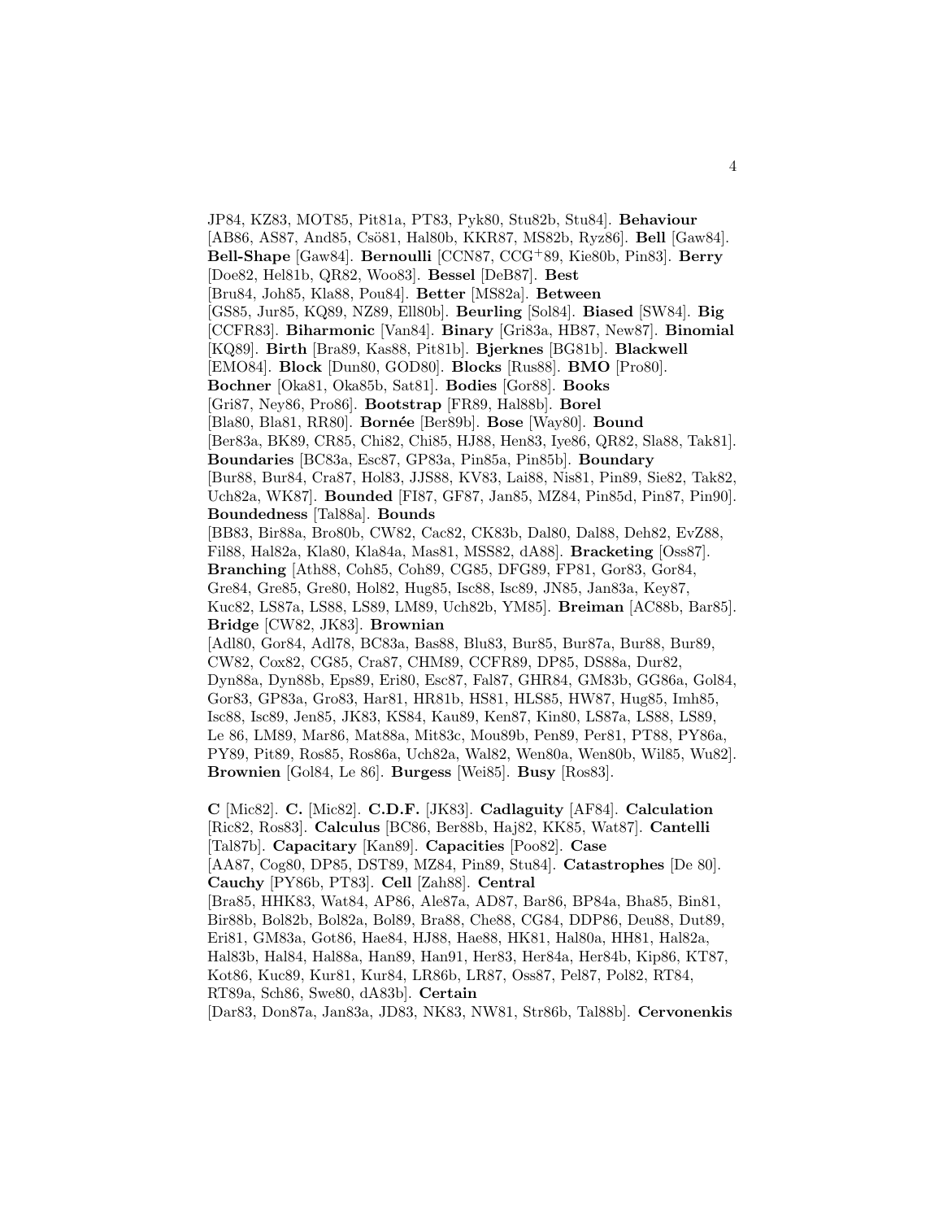JP84, KZ83, MOT85, Pit81a, PT83, Pyk80, Stu82b, Stu84]. **Behaviour** [AB86, AS87, And85, Csö81, Hal80b, KKR87, MS82b, Ryz86]. **Bell** [Gaw84]. **Bell-Shape** [Gaw84]. **Bernoulli** [CCN87, CCG+89, Kie80b, Pin83]. **Berry** [Doe82, Hel81b, QR82, Woo83]. **Bessel** [DeB87]. **Best** [Bru84, Joh85, Kla88, Pou84]. **Better** [MS82a]. **Between** [GS85, Jur85, KQ89, NZ89, Ell80b]. **Beurling** [Sol84]. **Biased** [SW84]. **Big** [CCFR83]. **Biharmonic** [Van84]. **Binary** [Gri83a, HB87, New87]. **Binomial** [KQ89]. **Birth** [Bra89, Kas88, Pit81b]. **Bjerknes** [BG81b]. **Blackwell** [EMO84]. **Block** [Dun80, GOD80]. **Blocks** [Rus88]. **BMO** [Pro80]. **Bochner** [Oka81, Oka85b, Sat81]. **Bodies** [Gor88]. **Books** [Gri87, Ney86, Pro86]. **Bootstrap** [FR89, Hal88b]. **Borel** [Bla80, Bla81, RR80]. **Bornée** [Ber89b]. **Bose** [Way80]. **Bound** [Ber83a, BK89, CR85, Chi82, Chi85, HJ88, Hen83, Iye86, QR82, Sla88, Tak81]. **Boundaries** [BC83a, Esc87, GP83a, Pin85a, Pin85b]. **Boundary** [Bur88, Bur84, Cra87, Hol83, JJS88, KV83, Lai88, Nis81, Pin89, Sie82, Tak82, Uch82a, WK87]. **Bounded** [FI87, GF87, Jan85, MZ84, Pin85d, Pin87, Pin90]. **Boundedness** [Tal88a]. **Bounds** [BB83, Bir88a, Bro80b, CW82, Cac82, CK83b, Dal80, Dal88, Deh82, EvZ88, Fil88, Hal82a, Kla80, Kla84a, Mas81, MSS82, dA88]. **Bracketing** [Oss87]. **Branching** [Ath88, Coh85, Coh89, CG85, DFG89, FP81, Gor83, Gor84, Gre84, Gre85, Gre80, Hol82, Hug85, Isc88, Isc89, JN85, Jan83a, Key87, Kuc82, LS87a, LS88, LS89, LM89, Uch82b, YM85]. **Breiman** [AC88b, Bar85]. **Bridge** [CW82, JK83]. **Brownian** [Adl80, Gor84, Adl78, BC83a, Bas88, Blu83, Bur85, Bur87a, Bur88, Bur89, CW82, Cox82, CG85, Cra87, CHM89, CCFR89, DP85, DS88a, Dur82, Dyn88a, Dyn88b, Eps89, Eri80, Esc87, Fal87, GHR84, GM83b, GG86a, Gol84, Gor83, GP83a, Gro83, Har81, HR81b, HS81, HLS85, HW87, Hug85, Imh85, Isc88, Isc89, Jen85, JK83, KS84, Kau89, Ken87, Kin80, LS87a, LS88, LS89, Le 86, LM89, Mar86, Mat88a, Mit83c, Mou89b, Pen89, Per81, PT88, PY86a, PY89, Pit89, Ros85, Ros86a, Uch82a, Wal82, Wen80a, Wen80b, Wil85, Wu82]. **Brownien** [Gol84, Le 86]. **Burgess** [Wei85]. **Busy** [Ros83].

**C** [Mic82]. **C.** [Mic82]. **C.D.F.** [JK83]. **Cadlaguity** [AF84]. **Calculation** [Ric82, Ros83]. **Calculus** [BC86, Ber88b, Haj82, KK85, Wat87]. **Cantelli** [Tal87b]. **Capacitary** [Kan89]. **Capacities** [Poo82]. **Case** [AA87, Cog80, DP85, DST89, MZ84, Pin89, Stu84]. **Catastrophes** [De 80]. **Cauchy** [PY86b, PT83]. **Cell** [Zah88]. **Central** [Bra85, HHK83, Wat84, AP86, Ale87a, AD87, Bar86, BP84a, Bha85, Bin81, Bir88b, Bol82b, Bol82a, Bol89, Bra88, Che88, CG84, DDP86, Deu88, Dut89, Eri81, GM83a, Got86, Hae84, HJ88, Hae88, HK81, Hal80a, HH81, Hal82a, Hal83b, Hal84, Hal88a, Han89, Han91, Her83, Her84a, Her84b, Kip86, KT87, Kot86, Kuc89, Kur81, Kur84, LR86b, LR87, Oss87, Pel87, Pol82, RT84, RT89a, Sch86, Swe80, dA83b]. **Certain** [Dar83, Don87a, Jan83a, JD83, NK83, NW81, Str86b, Tal88b]. **Cervonenkis**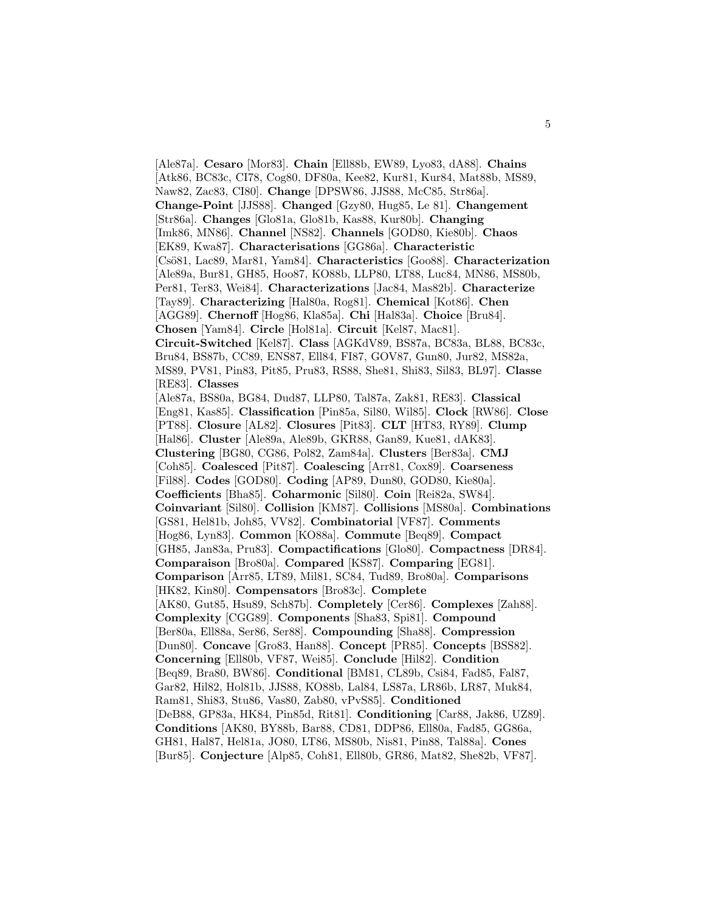[Ale87a]. **Cesaro** [Mor83]. **Chain** [Ell88b, EW89, Lyo83, dA88]. **Chains** [Atk86, BC83c, CI78, Cog80, DF80a, Kee82, Kur81, Kur84, Mat88b, MS89, Naw82, Zac83, CI80]. **Change** [DPSW86, JJS88, McC85, Str86a]. **Change-Point** [JJS88]. **Changed** [Gzy80, Hug85, Le 81]. **Changement** [Str86a]. **Changes** [Glo81a, Glo81b, Kas88, Kur80b]. **Changing** [Imk86, MN86]. **Channel** [NS82]. **Channels** [GOD80, Kie80b]. **Chaos** [EK89, Kwa87]. **Characterisations** [GG86a]. **Characteristic** [Csö81, Lac89, Mar81, Yam84]. **Characteristics** [Goo88]. **Characterization** [Ale89a, Bur81, GH85, Hoo87, KO88b, LLP80, LT88, Luc84, MN86, MS80b, Per81, Ter83, Wei84]. **Characterizations** [Jac84, Mas82b]. **Characterize** [Tay89]. **Characterizing** [Hal80a, Rog81]. **Chemical** [Kot86]. **Chen** [AGG89]. **Chernoff** [Hog86, Kla85a]. **Chi** [Hal83a]. **Choice** [Bru84]. **Chosen** [Yam84]. **Circle** [Hol81a]. **Circuit** [Kel87, Mac81]. **Circuit-Switched** [Kel87]. **Class** [AGKdV89, BS87a, BC83a, BL88, BC83c, Bru84, BS87b, CC89, ENS87, Ell84, FI87, GOV87, Gun80, Jur82, MS82a, MS89, PV81, Pin83, Pit85, Pru83, RS88, She81, Shi83, Sil83, BL97]. **Classe** [RE83]. **Classes** [Ale87a, BS80a, BG84, Dud87, LLP80, Tal87a, Zak81, RE83]. **Classical** [Eng81, Kas85]. **Classification** [Pin85a, Sil80, Wil85]. **Clock** [RW86]. **Close** [PT88]. **Closure** [AL82]. **Closures** [Pit83]. **CLT** [HT83, RY89]. **Clump** [Hal86]. **Cluster** [Ale89a, Ale89b, GKR88, Gan89, Kue81, dAK83]. **Clustering** [BG80, CG86, Pol82, Zam84a]. **Clusters** [Ber83a]. **CMJ** [Coh85]. **Coalesced** [Pit87]. **Coalescing** [Arr81, Cox89]. **Coarseness** [Fil88]. **Codes** [GOD80]. **Coding** [AP89, Dun80, GOD80, Kie80a]. **Coefficients** [Bha85]. **Coharmonic** [Sil80]. **Coin** [Rei82a, SW84]. **Coinvariant** [Sil80]. **Collision** [KM87]. **Collisions** [MS80a]. **Combinations** [GS81, Hel81b, Joh85, VV82]. **Combinatorial** [VF87]. **Comments** [Hog86, Lyn83]. **Common** [KO88a]. **Commute** [Beq89]. **Compact** [GH85, Jan83a, Pru83]. **Compactifications** [Glo80]. **Compactness** [DR84]. **Comparaison** [Bro80a]. **Compared** [KS87]. **Comparing** [EG81]. **Comparison** [Arr85, LT89, Mil81, SC84, Tud89, Bro80a]. **Comparisons** [HK82, Kin80]. **Compensators** [Bro83c]. **Complete** [AK80, Gut85, Hsu89, Sch87b]. **Completely** [Cer86]. **Complexes** [Zah88]. **Complexity** [CGG89]. **Components** [Sha83, Spi81]. **Compound** [Ber80a, Ell88a, Ser86, Ser88]. **Compounding** [Sha88]. **Compression** [Dun80]. **Concave** [Gro83, Han88]. **Concept** [PR85]. **Concepts** [BSS82]. **Concerning** [Ell80b, VF87, Wei85]. **Conclude** [Hil82]. **Condition** [Beq89, Bra80, BW86]. **Conditional** [BM81, CL89b, Csi84, Fad85, Fal87, Gar82, Hil82, Hol81b, JJS88, KO88b, Lal84, LS87a, LR86b, LR87, Muk84, Ram81, Shi83, Stu86, Vas80, Zab80, vPvS85]. **Conditioned** [DeB88, GP83a, HK84, Pin85d, Rit81]. **Conditioning** [Car88, Jak86, UZ89]. **Conditions** [AK80, BY88b, Bar88, CD81, DDP86, Ell80a, Fad85, GG86a, GH81, Hal87, Hel81a, JO80, LT86, MS80b, Nis81, Pin88, Tal88a]. **Cones** [Bur85]. **Conjecture** [Alp85, Coh81, Ell80b, GR86, Mat82, She82b, VF87].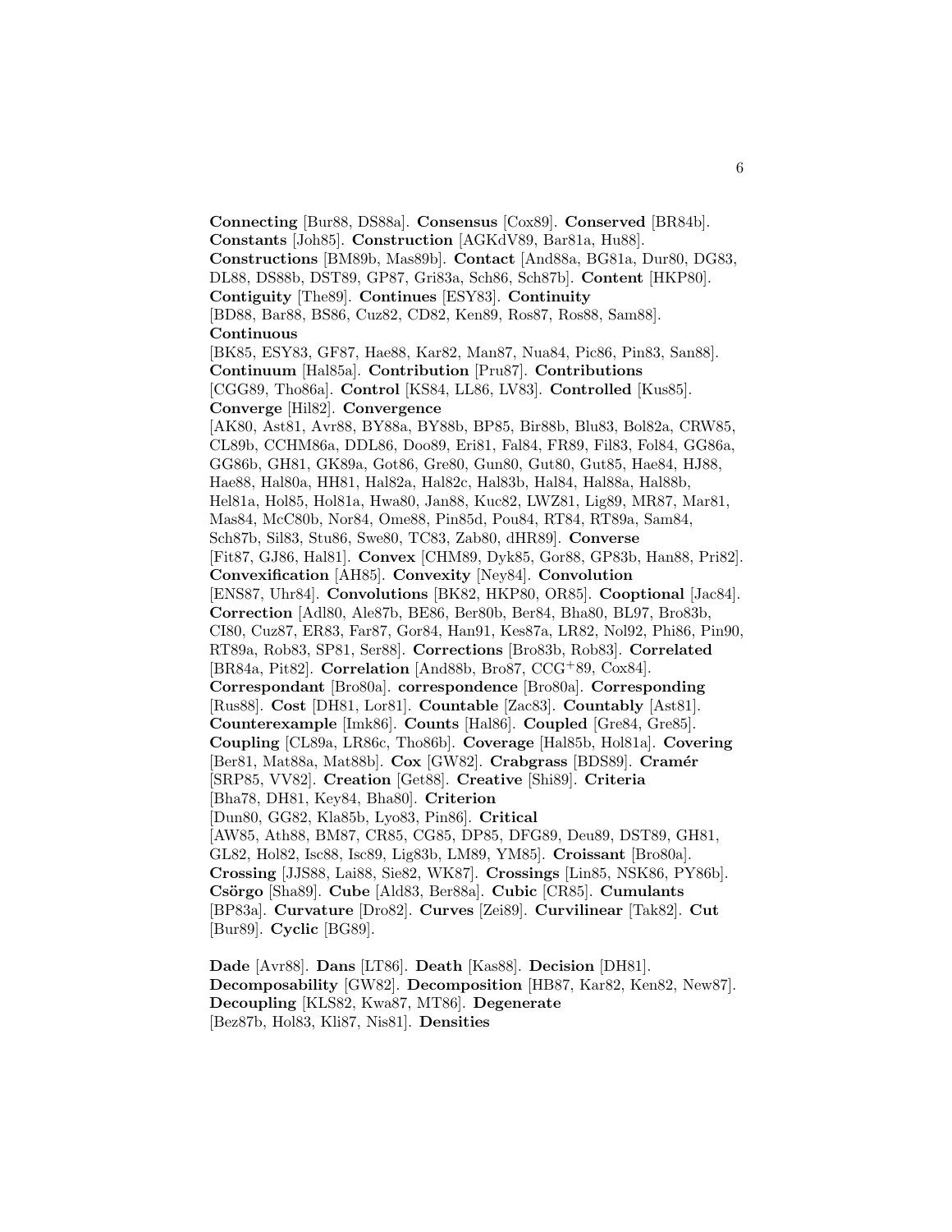**Connecting** [Bur88, DS88a]. **Consensus** [Cox89]. **Conserved** [BR84b]. **Constants** [Joh85]. **Construction** [AGKdV89, Bar81a, Hu88]. **Constructions** [BM89b, Mas89b]. **Contact** [And88a, BG81a, Dur80, DG83, DL88, DS88b, DST89, GP87, Gri83a, Sch86, Sch87b]. **Content** [HKP80]. **Contiguity** [The89]. **Continues** [ESY83]. **Continuity** [BD88, Bar88, BS86, Cuz82, CD82, Ken89, Ros87, Ros88, Sam88]. **Continuous** [BK85, ESY83, GF87, Hae88, Kar82, Man87, Nua84, Pic86, Pin83, San88]. **Continuum** [Hal85a]. **Contribution** [Pru87]. **Contributions** [CGG89, Tho86a]. **Control** [KS84, LL86, LV83]. **Controlled** [Kus85]. **Converge** [Hil82]. **Convergence** [AK80, Ast81, Avr88, BY88a, BY88b, BP85, Bir88b, Blu83, Bol82a, CRW85, CL89b, CCHM86a, DDL86, Doo89, Eri81, Fal84, FR89, Fil83, Fol84, GG86a, GG86b, GH81, GK89a, Got86, Gre80, Gun80, Gut80, Gut85, Hae84, HJ88, Hae88, Hal80a, HH81, Hal82a, Hal82c, Hal83b, Hal84, Hal88a, Hal88b, Hel81a, Hol85, Hol81a, Hwa80, Jan88, Kuc82, LWZ81, Lig89, MR87, Mar81, Mas84, McC80b, Nor84, Ome88, Pin85d, Pou84, RT84, RT89a, Sam84, Sch87b, Sil83, Stu86, Swe80, TC83, Zab80, dHR89]. **Converse** [Fit87, GJ86, Hal81]. **Convex** [CHM89, Dyk85, Gor88, GP83b, Han88, Pri82]. **Convexification** [AH85]. **Convexity** [Ney84]. **Convolution** [ENS87, Uhr84]. **Convolutions** [BK82, HKP80, OR85]. **Cooptional** [Jac84]. **Correction** [Adl80, Ale87b, BE86, Ber80b, Ber84, Bha80, BL97, Bro83b, CI80, Cuz87, ER83, Far87, Gor84, Han91, Kes87a, LR82, Nol92, Phi86, Pin90, RT89a, Rob83, SP81, Ser88]. **Corrections** [Bro83b, Rob83]. **Correlated** [BR84a, Pit82]. **Correlation** [And88b, Bro87, CCG+89, Cox84]. **Correspondant** [Bro80a]. **correspondence** [Bro80a]. **Corresponding** [Rus88]. **Cost** [DH81, Lor81]. **Countable** [Zac83]. **Countably** [Ast81]. **Counterexample** [Imk86]. **Counts** [Hal86]. **Coupled** [Gre84, Gre85]. **Coupling** [CL89a, LR86c, Tho86b]. **Coverage** [Hal85b, Hol81a]. **Covering** [Ber81, Mat88a, Mat88b]. **Cox** [GW82]. **Crabgrass** [BDS89]. **Cramér** [SRP85, VV82]. **Creation** [Get88]. **Creative** [Shi89]. **Criteria** [Bha78, DH81, Key84, Bha80]. **Criterion** [Dun80, GG82, Kla85b, Lyo83, Pin86]. **Critical** [AW85, Ath88, BM87, CR85, CG85, DP85, DFG89, Deu89, DST89, GH81, GL82, Hol82, Isc88, Isc89, Lig83b, LM89, YM85]. **Croissant** [Bro80a]. **Crossing** [JJS88, Lai88, Sie82, WK87]. **Crossings** [Lin85, NSK86, PY86b]. **Csörgo** [Sha89]. **Cube** [Ald83, Ber88a]. **Cubic** [CR85]. **Cumulants** [BP83a]. **Curvature** [Dro82]. **Curves** [Zei89]. **Curvilinear** [Tak82]. **Cut** [Bur89]. **Cyclic** [BG89].

**Dade** [Avr88]. **Dans** [LT86]. **Death** [Kas88]. **Decision** [DH81]. **Decomposability** [GW82]. **Decomposition** [HB87, Kar82, Ken82, New87]. **Decoupling** [KLS82, Kwa87, MT86]. **Degenerate** [Bez87b, Hol83, Kli87, Nis81]. **Densities**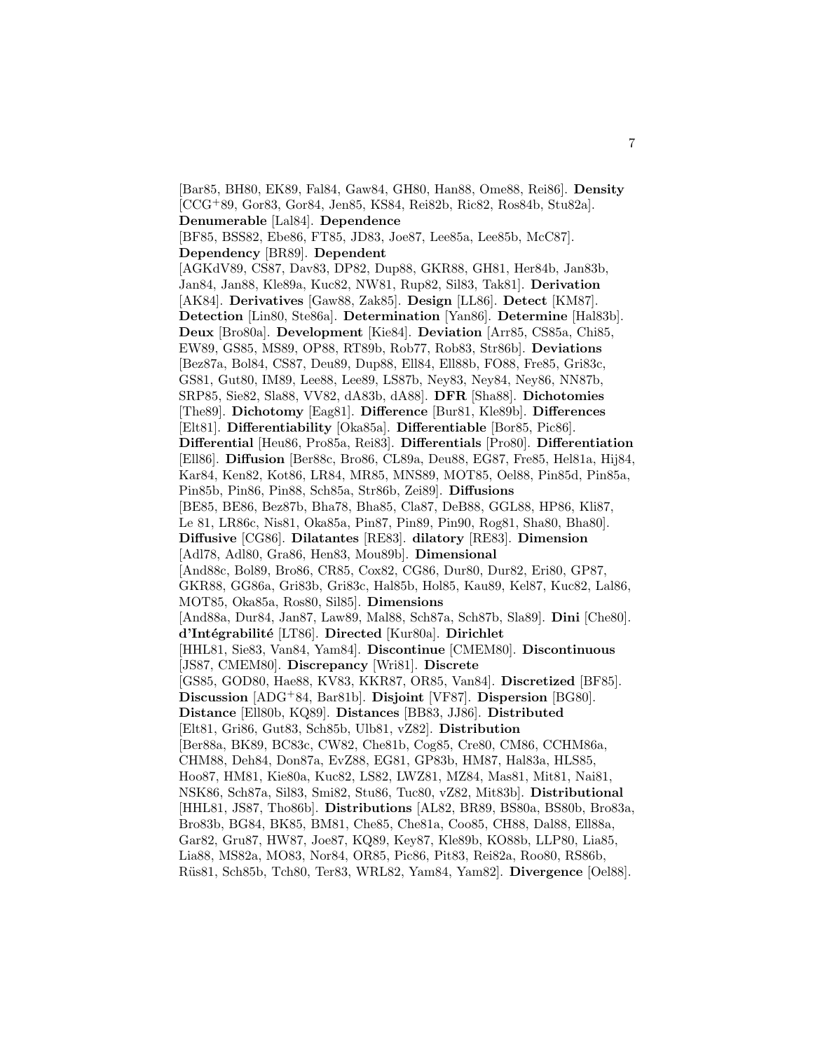[Bar85, BH80, EK89, Fal84, Gaw84, GH80, Han88, Ome88, Rei86]. **Density** [CCG+89, Gor83, Gor84, Jen85, KS84, Rei82b, Ric82, Ros84b, Stu82a]. **Denumerable** [Lal84]. **Dependence** [BF85, BSS82, Ebe86, FT85, JD83, Joe87, Lee85a, Lee85b, McC87]. **Dependency** [BR89]. **Dependent** [AGKdV89, CS87, Dav83, DP82, Dup88, GKR88, GH81, Her84b, Jan83b, Jan84, Jan88, Kle89a, Kuc82, NW81, Rup82, Sil83, Tak81]. **Derivation** [AK84]. **Derivatives** [Gaw88, Zak85]. **Design** [LL86]. **Detect** [KM87]. **Detection** [Lin80, Ste86a]. **Determination** [Yan86]. **Determine** [Hal83b]. **Deux** [Bro80a]. **Development** [Kie84]. **Deviation** [Arr85, CS85a, Chi85, EW89, GS85, MS89, OP88, RT89b, Rob77, Rob83, Str86b]. **Deviations** [Bez87a, Bol84, CS87, Deu89, Dup88, Ell84, Ell88b, FO88, Fre85, Gri83c, GS81, Gut80, IM89, Lee88, Lee89, LS87b, Ney83, Ney84, Ney86, NN87b, SRP85, Sie82, Sla88, VV82, dA83b, dA88]. **DFR** [Sha88]. **Dichotomies** [The89]. **Dichotomy** [Eag81]. **Difference** [Bur81, Kle89b]. **Differences** [Elt81]. **Differentiability** [Oka85a]. **Differentiable** [Bor85, Pic86]. **Differential** [Heu86, Pro85a, Rei83]. **Differentials** [Pro80]. **Differentiation** [Ell86]. **Diffusion** [Ber88c, Bro86, CL89a, Deu88, EG87, Fre85, Hel81a, Hij84, Kar84, Ken82, Kot86, LR84, MR85, MNS89, MOT85, Oel88, Pin85d, Pin85a, Pin85b, Pin86, Pin88, Sch85a, Str86b, Zei89]. **Diffusions** [BE85, BE86, Bez87b, Bha78, Bha85, Cla87, DeB88, GGL88, HP86, Kli87, Le 81, LR86c, Nis81, Oka85a, Pin87, Pin89, Pin90, Rog81, Sha80, Bha80]. **Diffusive** [CG86]. **Dilatantes** [RE83]. **dilatory** [RE83]. **Dimension** [Adl78, Adl80, Gra86, Hen83, Mou89b]. **Dimensional** [And88c, Bol89, Bro86, CR85, Cox82, CG86, Dur80, Dur82, Eri80, GP87, GKR88, GG86a, Gri83b, Gri83c, Hal85b, Hol85, Kau89, Kel87, Kuc82, Lal86, MOT85, Oka85a, Ros80, Sil85]. **Dimensions** [And88a, Dur84, Jan87, Law89, Mal88, Sch87a, Sch87b, Sla89]. **Dini** [Che80]. **d'Intégrabilité** [LT86]. **Directed** [Kur80a]. **Dirichlet** [HHL81, Sie83, Van84, Yam84]. **Discontinue** [CMEM80]. **Discontinuous** [JS87, CMEM80]. **Discrepancy** [Wri81]. **Discrete** [GS85, GOD80, Hae88, KV83, KKR87, OR85, Van84]. **Discretized** [BF85]. **Discussion** [ADG+84, Bar81b]. **Disjoint** [VF87]. **Dispersion** [BG80]. **Distance** [Ell80b, KQ89]. **Distances** [BB83, JJ86]. **Distributed** [Elt81, Gri86, Gut83, Sch85b, Ulb81, vZ82]. **Distribution** [Ber88a, BK89, BC83c, CW82, Che81b, Cog85, Cre80, CM86, CCHM86a, CHM88, Deh84, Don87a, EvZ88, EG81, GP83b, HM87, Hal83a, HLS85, Hoo87, HM81, Kie80a, Kuc82, LS82, LWZ81, MZ84, Mas81, Mit81, Nai81, NSK86, Sch87a, Sil83, Smi82, Stu86, Tuc80, vZ82, Mit83b]. **Distributional** [HHL81, JS87, Tho86b]. **Distributions** [AL82, BR89, BS80a, BS80b, Bro83a, Bro83b, BG84, BK85, BM81, Che85, Che81a, Coo85, CH88, Dal88, Ell88a, Gar82, Gru87, HW87, Joe87, KQ89, Key87, Kle89b, KO88b, LLP80, Lia85, Lia88, MS82a, MO83, Nor84, OR85, Pic86, Pit83, Rei82a, Roo80, RS86b, Rüs81, Sch85b, Tch80, Ter83, WRL82, Yam84, Yam82]. **Divergence** [Oel88].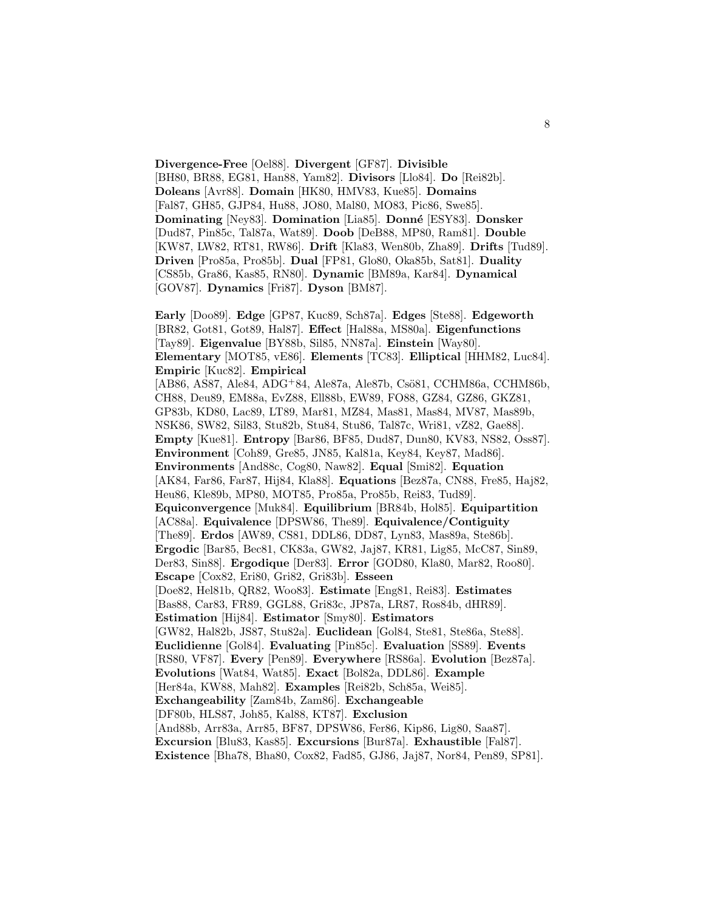**Divergence-Free** [Oel88]. **Divergent** [GF87]. **Divisible** [BH80, BR88, EG81, Han88, Yam82]. **Divisors** [Llo84]. **Do** [Rei82b]. **Doleans** [Avr88]. **Domain** [HK80, HMV83, Kue85]. **Domains** [Fal87, GH85, GJP84, Hu88, JO80, Mal80, MO83, Pic86, Swe85]. **Dominating** [Ney83]. **Domination** [Lia85]. **Donné** [ESY83]. **Donsker** [Dud87, Pin85c, Tal87a, Wat89]. **Doob** [DeB88, MP80, Ram81]. **Double** [KW87, LW82, RT81, RW86]. **Drift** [Kla83, Wen80b, Zha89]. **Drifts** [Tud89]. **Driven** [Pro85a, Pro85b]. **Dual** [FP81, Glo80, Oka85b, Sat81]. **Duality** [CS85b, Gra86, Kas85, RN80]. **Dynamic** [BM89a, Kar84]. **Dynamical** [GOV87]. **Dynamics** [Fri87]. **Dyson** [BM87].

**Early** [Doo89]. **Edge** [GP87, Kuc89, Sch87a]. **Edges** [Ste88]. **Edgeworth** [BR82, Got81, Got89, Hal87]. **Effect** [Hal88a, MS80a]. **Eigenfunctions** [Tay89]. **Eigenvalue** [BY88b, Sil85, NN87a]. **Einstein** [Way80]. **Elementary** [MOT85, vE86]. **Elements** [TC83]. **Elliptical** [HHM82, Luc84]. **Empiric** [Kuc82]. **Empirical** [AB86, AS87, Ale84, ADG+84, Ale87a, Ale87b, Csö81, CCHM86a, CCHM86b, CH88, Deu89, EM88a, EvZ88, Ell88b, EW89, FO88, GZ84, GZ86, GKZ81, GP83b, KD80, Lac89, LT89, Mar81, MZ84, Mas81, Mas84, MV87, Mas89b, NSK86, SW82, Sil83, Stu82b, Stu84, Stu86, Tal87c, Wri81, vZ82, Gae88]. **Empty** [Kue81]. **Entropy** [Bar86, BF85, Dud87, Dun80, KV83, NS82, Oss87]. **Environment** [Coh89, Gre85, JN85, Kal81a, Key84, Key87, Mad86]. **Environments** [And88c, Cog80, Naw82]. **Equal** [Smi82]. **Equation** [AK84, Far86, Far87, Hij84, Kla88]. **Equations** [Bez87a, CN88, Fre85, Haj82, Heu86, Kle89b, MP80, MOT85, Pro85a, Pro85b, Rei83, Tud89]. **Equiconvergence** [Muk84]. **Equilibrium** [BR84b, Hol85]. **Equipartition** [AC88a]. **Equivalence** [DPSW86, The89]. **Equivalence/Contiguity** [The89]. **Erdos** [AW89, CS81, DDL86, DD87, Lyn83, Mas89a, Ste86b]. **Ergodic** [Bar85, Bec81, CK83a, GW82, Jaj87, KR81, Lig85, McC87, Sin89, Der83, Sin88]. **Ergodique** [Der83]. **Error** [GOD80, Kla80, Mar82, Roo80]. **Escape** [Cox82, Eri80, Gri82, Gri83b]. **Esseen** [Doe82, Hel81b, QR82, Woo83]. **Estimate** [Eng81, Rei83]. **Estimates** [Bas88, Car83, FR89, GGL88, Gri83c, JP87a, LR87, Ros84b, dHR89]. **Estimation** [Hij84]. **Estimator** [Smy80]. **Estimators** [GW82, Hal82b, JS87, Stu82a]. **Euclidean** [Gol84, Ste81, Ste86a, Ste88]. **Euclidienne** [Gol84]. **Evaluating** [Pin85c]. **Evaluation** [SS89]. **Events** [RS80, VF87]. **Every** [Pen89]. **Everywhere** [RS86a]. **Evolution** [Bez87a]. **Evolutions** [Wat84, Wat85]. **Exact** [Bol82a, DDL86]. **Example** [Her84a, KW88, Mah82]. **Examples** [Rei82b, Sch85a, Wei85]. **Exchangeability** [Zam84b, Zam86]. **Exchangeable** [DF80b, HLS87, Joh85, Kal88, KT87]. **Exclusion** [And88b, Arr83a, Arr85, BF87, DPSW86, Fer86, Kip86, Lig80, Saa87]. **Excursion** [Blu83, Kas85]. **Excursions** [Bur87a]. **Exhaustible** [Fal87]. **Existence** [Bha78, Bha80, Cox82, Fad85, GJ86, Jaj87, Nor84, Pen89, SP81].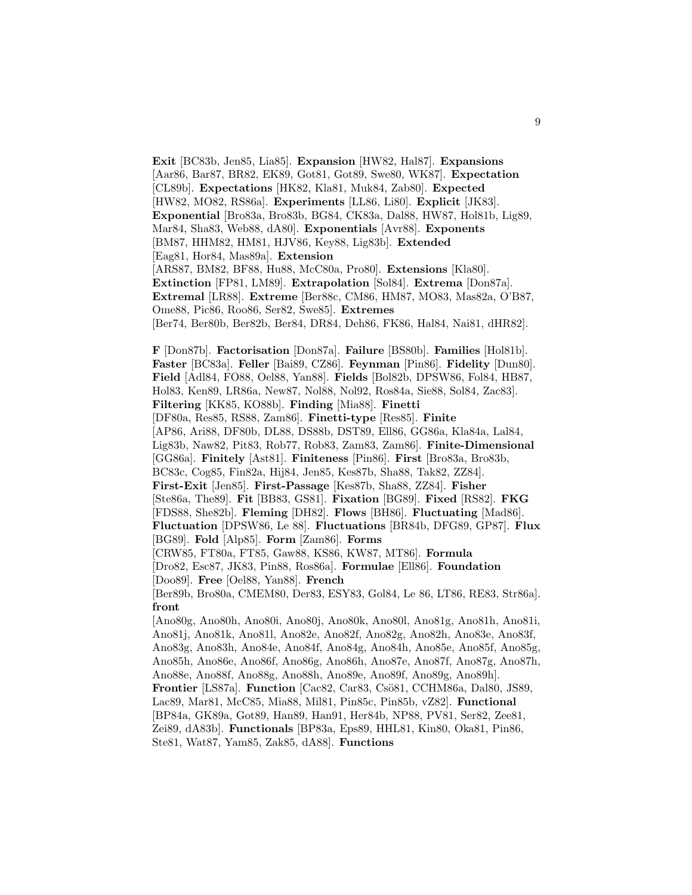**Exit** [BC83b, Jen85, Lia85]. **Expansion** [HW82, Hal87]. **Expansions** [Aar86, Bar87, BR82, EK89, Got81, Got89, Swe80, WK87]. **Expectation** [CL89b]. **Expectations** [HK82, Kla81, Muk84, Zab80]. **Expected** [HW82, MO82, RS86a]. **Experiments** [LL86, Li80]. **Explicit** [JK83]. **Exponential** [Bro83a, Bro83b, BG84, CK83a, Dal88, HW87, Hol81b, Lig89, Mar84, Sha83, Web88, dA80]. **Exponentials** [Avr88]. **Exponents** [BM87, HHM82, HM81, HJV86, Key88, Lig83b]. **Extended** [Eag81, Hor84, Mas89a]. **Extension** [ARS87, BM82, BF88, Hu88, McC80a, Pro80]. **Extensions** [Kla80]. **Extinction** [FP81, LM89]. **Extrapolation** [Sol84]. **Extrema** [Don87a]. **Extremal** [LR88]. **Extreme** [Ber88c, CM86, HM87, MO83, Mas82a, O'B87, Ome88, Pic86, Roo86, Ser82, Swe85]. **Extremes** [Ber74, Ber80b, Ber82b, Ber84, DR84, Deh86, FK86, Hal84, Nai81, dHR82].

**F** [Don87b]. **Factorisation** [Don87a]. **Failure** [BS80b]. **Families** [Hol81b]. **Faster** [BC83a]. **Feller** [Bai89, CZ86]. **Feynman** [Pin86]. **Fidelity** [Dun80]. **Field** [Adl84, FO88, Oel88, Yan88]. **Fields** [Bol82b, DPSW86, Fol84, HB87, Hol83, Ken89, LR86a, New87, Nol88, Nol92, Ros84a, Sie88, Sol84, Zac83]. **Filtering** [KK85, KO88b]. **Finding** [Mia88]. **Finetti** [DF80a, Res85, RS88, Zam86]. **Finetti-type** [Res85]. **Finite** [AP86, Ari88, DF80b, DL88, DS88b, DST89, Ell86, GG86a, Kla84a, Lal84, Lig83b, Naw82, Pit83, Rob77, Rob83, Zam83, Zam86]. **Finite-Dimensional** [GG86a]. **Finitely** [Ast81]. **Finiteness** [Pin86]. **First** [Bro83a, Bro83b, BC83c, Cog85, Fin82a, Hij84, Jen85, Kes87b, Sha88, Tak82, ZZ84]. **First-Exit** [Jen85]. **First-Passage** [Kes87b, Sha88, ZZ84]. **Fisher** [Ste86a, The89]. **Fit** [BB83, GS81]. **Fixation** [BG89]. **Fixed** [RS82]. **FKG** [FDS88, She82b]. **Fleming** [DH82]. **Flows** [BH86]. **Fluctuating** [Mad86]. **Fluctuation** [DPSW86, Le 88]. **Fluctuations** [BR84b, DFG89, GP87]. **Flux** [BG89]. **Fold** [Alp85]. **Form** [Zam86]. **Forms** [CRW85, FT80a, FT85, Gaw88, KS86, KW87, MT86]. **Formula** [Dro82, Esc87, JK83, Pin88, Ros86a]. **Formulae** [Ell86]. **Foundation** [Doo89]. **Free** [Oel88, Yan88]. **French** [Ber89b, Bro80a, CMEM80, Der83, ESY83, Gol84, Le 86, LT86, RE83, Str86a]. **front** [Ano80g, Ano80h, Ano80i, Ano80j, Ano80k, Ano80l, Ano81g, Ano81h, Ano81i, Ano81j, Ano81k, Ano81l, Ano82e, Ano82f, Ano82g, Ano82h, Ano83e, Ano83f, Ano83g, Ano83h, Ano84e, Ano84f, Ano84g, Ano84h, Ano85e, Ano85f, Ano85g, Ano85h, Ano86e, Ano86f, Ano86g, Ano86h, Ano87e, Ano87f, Ano87g, Ano87h, Ano88e, Ano88f, Ano88g, Ano88h, Ano89e, Ano89f, Ano89g, Ano89h]. **Frontier** [LS87a]. **Function** [Cac82, Car83, Csö81, CCHM86a, Dal80, JS89, Lac89, Mar81, McC85, Mia88, Mil81, Pin85c, Pin85b, vZ82]. **Functional** [BP84a, GK89a, Got89, Han89, Han91, Her84b, NP88, PV81, Ser82, Zee81, Zei89, dA83b]. **Functionals** [BP83a, Eps89, HHL81, Kin80, Oka81, Pin86, Ste81, Wat87, Yam85, Zak85, dA88]. **Functions**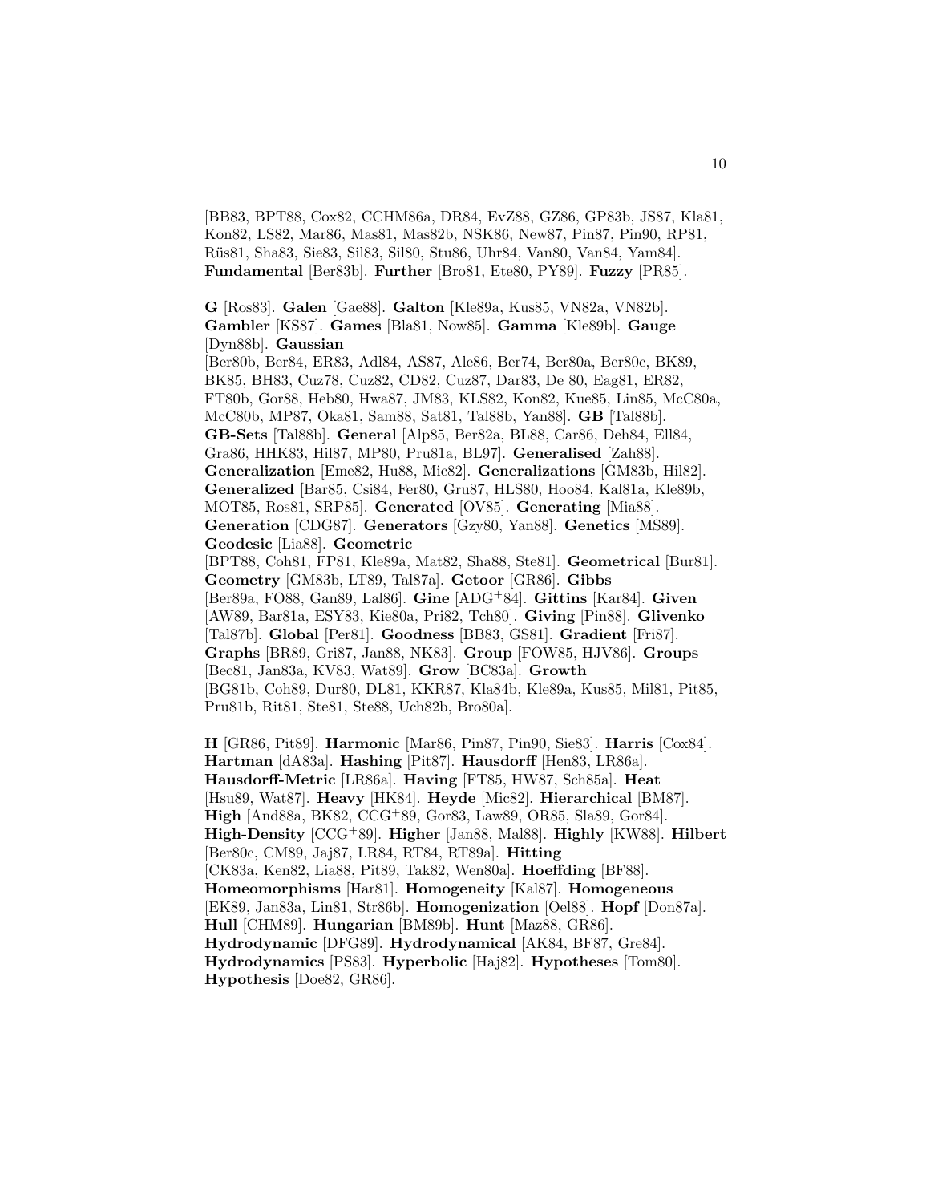[BB83, BPT88, Cox82, CCHM86a, DR84, EvZ88, GZ86, GP83b, JS87, Kla81, Kon82, LS82, Mar86, Mas81, Mas82b, NSK86, New87, Pin87, Pin90, RP81, Rüs81, Sha83, Sie83, Sil83, Sil80, Stu86, Uhr84, Van80, Van84, Yam84]. **Fundamental** [Ber83b]. **Further** [Bro81, Ete80, PY89]. **Fuzzy** [PR85].

**G** [Ros83]. **Galen** [Gae88]. **Galton** [Kle89a, Kus85, VN82a, VN82b]. **Gambler** [KS87]. **Games** [Bla81, Now85]. **Gamma** [Kle89b]. **Gauge** [Dyn88b]. **Gaussian** [Ber80b, Ber84, ER83, Adl84, AS87, Ale86, Ber74, Ber80a, Ber80c, BK89, BK85, BH83, Cuz78, Cuz82, CD82, Cuz87, Dar83, De 80, Eag81, ER82, FT80b, Gor88, Heb80, Hwa87, JM83, KLS82, Kon82, Kue85, Lin85, McC80a, McC80b, MP87, Oka81, Sam88, Sat81, Tal88b, Yan88]. **GB** [Tal88b]. **GB-Sets** [Tal88b]. **General** [Alp85, Ber82a, BL88, Car86, Deh84, Ell84, Gra86, HHK83, Hil87, MP80, Pru81a, BL97]. **Generalised** [Zah88]. **Generalization** [Eme82, Hu88, Mic82]. **Generalizations** [GM83b, Hil82]. **Generalized** [Bar85, Csi84, Fer80, Gru87, HLS80, Hoo84, Kal81a, Kle89b, MOT85, Ros81, SRP85]. **Generated** [OV85]. **Generating** [Mia88]. **Generation** [CDG87]. **Generators** [Gzy80, Yan88]. **Genetics** [MS89]. **Geodesic** [Lia88]. **Geometric** [BPT88, Coh81, FP81, Kle89a, Mat82, Sha88, Ste81]. **Geometrical** [Bur81]. **Geometry** [GM83b, LT89, Tal87a]. **Getoor** [GR86]. **Gibbs** [Ber89a, FO88, Gan89, Lal86]. **Gine** [ADG+84]. **Gittins** [Kar84]. **Given** [AW89, Bar81a, ESY83, Kie80a, Pri82, Tch80]. **Giving** [Pin88]. **Glivenko** [Tal87b]. **Global** [Per81]. **Goodness** [BB83, GS81]. **Gradient** [Fri87]. **Graphs** [BR89, Gri87, Jan88, NK83]. **Group** [FOW85, HJV86]. **Groups** [Bec81, Jan83a, KV83, Wat89]. **Grow** [BC83a]. **Growth** [BG81b, Coh89, Dur80, DL81, KKR87, Kla84b, Kle89a, Kus85, Mil81, Pit85, Pru81b, Rit81, Ste81, Ste88, Uch82b, Bro80a].

**H** [GR86, Pit89]. **Harmonic** [Mar86, Pin87, Pin90, Sie83]. **Harris** [Cox84]. **Hartman** [dA83a]. **Hashing** [Pit87]. **Hausdorff** [Hen83, LR86a]. **Hausdorff-Metric** [LR86a]. **Having** [FT85, HW87, Sch85a]. **Heat** [Hsu89, Wat87]. **Heavy** [HK84]. **Heyde** [Mic82]. **Hierarchical** [BM87]. **High** [And88a, BK82, CCG+89, Gor83, Law89, OR85, Sla89, Gor84]. **High-Density** [CCG+89]. **Higher** [Jan88, Mal88]. **Highly** [KW88]. **Hilbert** [Ber80c, CM89, Jaj87, LR84, RT84, RT89a]. **Hitting** [CK83a, Ken82, Lia88, Pit89, Tak82, Wen80a]. **Hoeffding** [BF88]. **Homeomorphisms** [Har81]. **Homogeneity** [Kal87]. **Homogeneous** [EK89, Jan83a, Lin81, Str86b]. **Homogenization** [Oel88]. **Hopf** [Don87a]. **Hull** [CHM89]. **Hungarian** [BM89b]. **Hunt** [Maz88, GR86]. **Hydrodynamic** [DFG89]. **Hydrodynamical** [AK84, BF87, Gre84]. **Hydrodynamics** [PS83]. **Hyperbolic** [Haj82]. **Hypotheses** [Tom80]. **Hypothesis** [Doe82, GR86].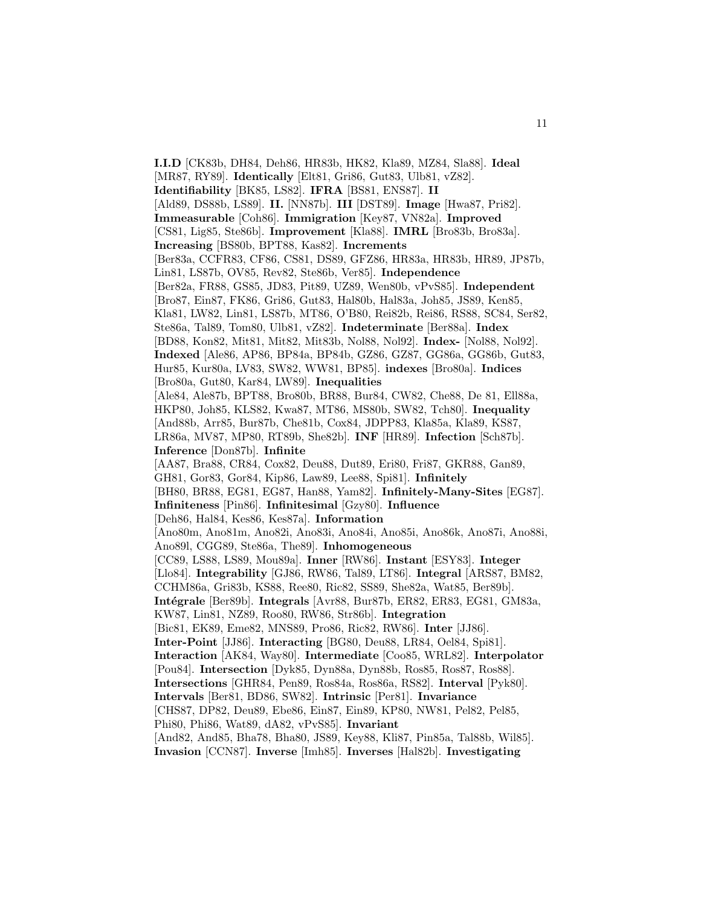**I.I.D** [CK83b, DH84, Deh86, HR83b, HK82, Kla89, MZ84, Sla88]. **Ideal** [MR87, RY89]. **Identically** [Elt81, Gri86, Gut83, Ulb81, vZ82]. **Identifiability** [BK85, LS82]. **IFRA** [BS81, ENS87]. **II** [Ald89, DS88b, LS89]. **II.** [NN87b]. **III** [DST89]. **Image** [Hwa87, Pri82]. **Immeasurable** [Coh86]. **Immigration** [Key87, VN82a]. **Improved** [CS81, Lig85, Ste86b]. **Improvement** [Kla88]. **IMRL** [Bro83b, Bro83a]. **Increasing** [BS80b, BPT88, Kas82]. **Increments** [Ber83a, CCFR83, CF86, CS81, DS89, GFZ86, HR83a, HR83b, HR89, JP87b, Lin81, LS87b, OV85, Rev82, Ste86b, Ver85]. **Independence** [Ber82a, FR88, GS85, JD83, Pit89, UZ89, Wen80b, vPvS85]. **Independent** [Bro87, Ein87, FK86, Gri86, Gut83, Hal80b, Hal83a, Joh85, JS89, Ken85, Kla81, LW82, Lin81, LS87b, MT86, O'B80, Rei82b, Rei86, RS88, SC84, Ser82, Ste86a, Tal89, Tom80, Ulb81, vZ82]. **Indeterminate** [Ber88a]. **Index** [BD88, Kon82, Mit81, Mit82, Mit83b, Nol88, Nol92]. **Index-** [Nol88, Nol92]. **Indexed** [Ale86, AP86, BP84a, BP84b, GZ86, GZ87, GG86a, GG86b, Gut83, Hur85, Kur80a, LV83, SW82, WW81, BP85]. **indexes** [Bro80a]. **Indices** [Bro80a, Gut80, Kar84, LW89]. **Inequalities** [Ale84, Ale87b, BPT88, Bro80b, BR88, Bur84, CW82, Che88, De 81, Ell88a, HKP80, Joh85, KLS82, Kwa87, MT86, MS80b, SW82, Tch80]. **Inequality** [And88b, Arr85, Bur87b, Che81b, Cox84, JDPP83, Kla85a, Kla89, KS87, LR86a, MV87, MP80, RT89b, She82b]. **INF** [HR89]. **Infection** [Sch87b]. **Inference** [Don87b]. **Infinite** [AA87, Bra88, CR84, Cox82, Deu88, Dut89, Eri80, Fri87, GKR88, Gan89, GH81, Gor83, Gor84, Kip86, Law89, Lee88, Spi81]. **Infinitely** [BH80, BR88, EG81, EG87, Han88, Yam82]. **Infinitely-Many-Sites** [EG87]. **Infiniteness** [Pin86]. **Infinitesimal** [Gzy80]. **Influence** [Deh86, Hal84, Kes86, Kes87a]. **Information** [Ano80m, Ano81m, Ano82i, Ano83i, Ano84i, Ano85i, Ano86k, Ano87i, Ano88i, Ano89l, CGG89, Ste86a, The89]. **Inhomogeneous** [CC89, LS88, LS89, Mou89a]. **Inner** [RW86]. **Instant** [ESY83]. **Integer** [Llo84]. **Integrability** [GJ86, RW86, Tal89, LT86]. **Integral** [ARS87, BM82, CCHM86a, Gri83b, KS88, Ree80, Ric82, SS89, She82a, Wat85, Ber89b]. **Intégrale** [Ber89b]. **Integrals** [Avr88, Bur87b, ER82, ER83, EG81, GM83a, KW87, Lin81, NZ89, Roo80, RW86, Str86b]. **Integration** [Bic81, EK89, Eme82, MNS89, Pro86, Ric82, RW86]. **Inter** [JJ86]. **Inter-Point** [JJ86]. **Interacting** [BG80, Deu88, LR84, Oel84, Spi81]. **Interaction** [AK84, Way80]. **Intermediate** [Coo85, WRL82]. **Interpolator** [Pou84]. **Intersection** [Dyk85, Dyn88a, Dyn88b, Ros85, Ros87, Ros88]. **Intersections** [GHR84, Pen89, Ros84a, Ros86a, RS82]. **Interval** [Pyk80]. **Intervals** [Ber81, BD86, SW82]. **Intrinsic** [Per81]. **Invariance** [CHS87, DP82, Deu89, Ebe86, Ein87, Ein89, KP80, NW81, Pel82, Pel85, Phi80, Phi86, Wat89, dA82, vPvS85]. **Invariant** [And82, And85, Bha78, Bha80, JS89, Key88, Kli87, Pin85a, Tal88b, Wil85]. **Invasion** [CCN87]. **Inverse** [Imh85]. **Inverses** [Hal82b]. **Investigating**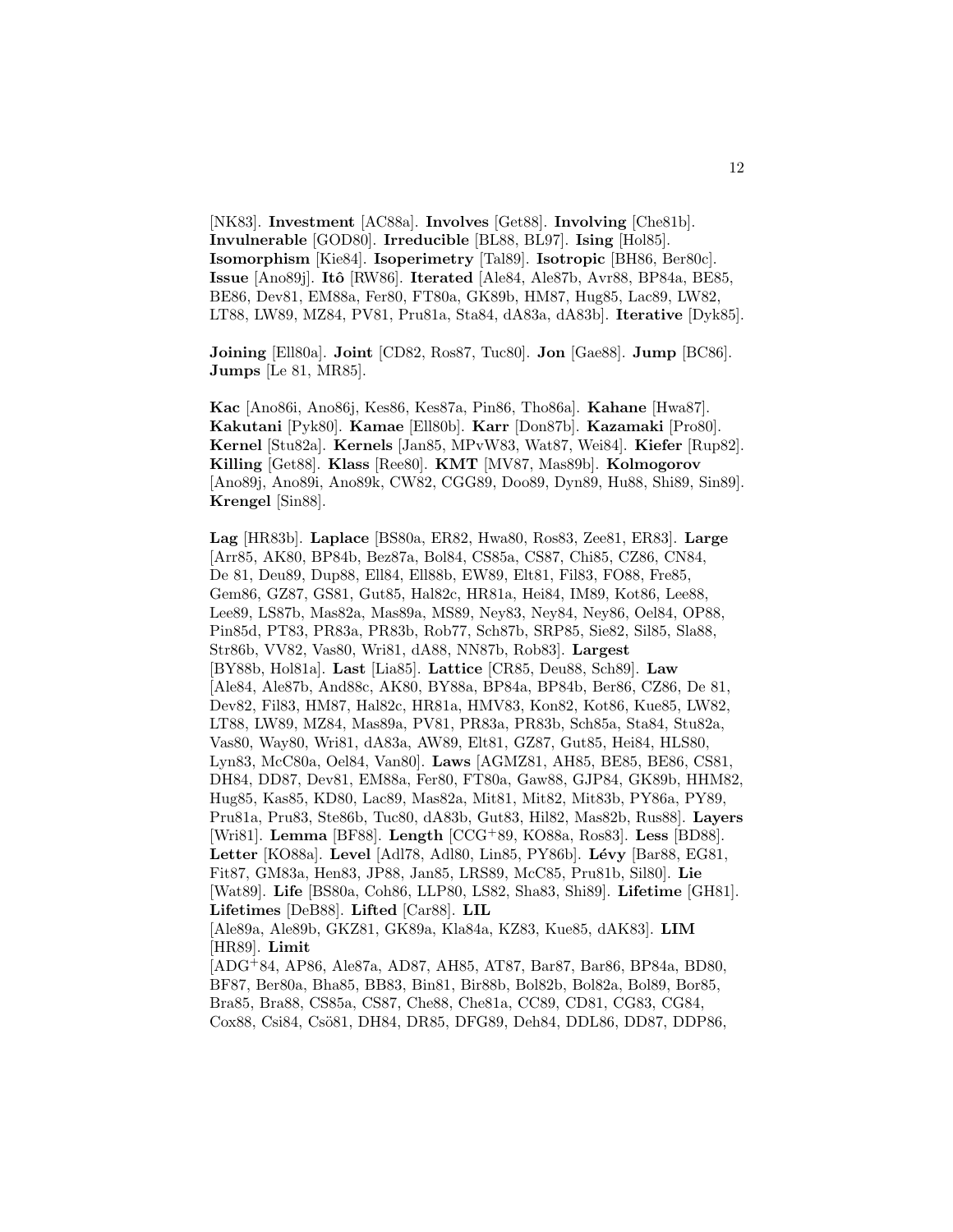[NK83]. **Investment** [AC88a]. **Involves** [Get88]. **Involving** [Che81b]. **Invulnerable** [GOD80]. **Irreducible** [BL88, BL97]. **Ising** [Hol85]. **Isomorphism** [Kie84]. **Isoperimetry** [Tal89]. **Isotropic** [BH86, Ber80c]. **Issue** [Ano89j]. **Itô** [RW86]. **Iterated** [Ale84, Ale87b, Avr88, BP84a, BE85, BE86, Dev81, EM88a, Fer80, FT80a, GK89b, HM87, Hug85, Lac89, LW82, LT88, LW89, MZ84, PV81, Pru81a, Sta84, dA83a, dA83b]. **Iterative** [Dyk85].

**Joining** [Ell80a]. **Joint** [CD82, Ros87, Tuc80]. **Jon** [Gae88]. **Jump** [BC86]. **Jumps** [Le 81, MR85].

**Kac** [Ano86i, Ano86j, Kes86, Kes87a, Pin86, Tho86a]. **Kahane** [Hwa87]. **Kakutani** [Pyk80]. **Kamae** [Ell80b]. **Karr** [Don87b]. **Kazamaki** [Pro80]. **Kernel** [Stu82a]. **Kernels** [Jan85, MPvW83, Wat87, Wei84]. **Kiefer** [Rup82]. **Killing** [Get88]. **Klass** [Ree80]. **KMT** [MV87, Mas89b]. **Kolmogorov** [Ano89j, Ano89i, Ano89k, CW82, CGG89, Doo89, Dyn89, Hu88, Shi89, Sin89]. **Krengel** [Sin88].

**Lag** [HR83b]. **Laplace** [BS80a, ER82, Hwa80, Ros83, Zee81, ER83]. **Large** [Arr85, AK80, BP84b, Bez87a, Bol84, CS85a, CS87, Chi85, CZ86, CN84, De 81, Deu89, Dup88, Ell84, Ell88b, EW89, Elt81, Fil83, FO88, Fre85, Gem86, GZ87, GS81, Gut85, Hal82c, HR81a, Hei84, IM89, Kot86, Lee88, Lee89, LS87b, Mas82a, Mas89a, MS89, Ney83, Ney84, Ney86, Oel84, OP88, Pin85d, PT83, PR83a, PR83b, Rob77, Sch87b, SRP85, Sie82, Sil85, Sla88, Str86b, VV82, Vas80, Wri81, dA88, NN87b, Rob83]. **Largest** [BY88b, Hol81a]. **Last** [Lia85]. **Lattice** [CR85, Deu88, Sch89]. **Law** [Ale84, Ale87b, And88c, AK80, BY88a, BP84a, BP84b, Ber86, CZ86, De 81, Dev82, Fil83, HM87, Hal82c, HR81a, HMV83, Kon82, Kot86, Kue85, LW82, LT88, LW89, MZ84, Mas89a, PV81, PR83a, PR83b, Sch85a, Sta84, Stu82a, Vas80, Way80, Wri81, dA83a, AW89, Elt81, GZ87, Gut85, Hei84, HLS80, Lyn83, McC80a, Oel84, Van80]. **Laws** [AGMZ81, AH85, BE85, BE86, CS81, DH84, DD87, Dev81, EM88a, Fer80, FT80a, Gaw88, GJP84, GK89b, HHM82, Hug85, Kas85, KD80, Lac89, Mas82a, Mit81, Mit82, Mit83b, PY86a, PY89, Pru81a, Pru83, Ste86b, Tuc80, dA83b, Gut83, Hil82, Mas82b, Rus88]. **Layers** [Wri81]. **Lemma** [BF88]. **Length** [CCG<sup>+</sup>89, KO88a, Ros83]. **Less** [BD88]. **Letter** [KO88a]. **Level** [Adl78, Adl80, Lin85, PY86b]. **Lévy** [Bar88, EG81, Fit87, GM83a, Hen83, JP88, Jan85, LRS89, McC85, Pru81b, Sil80]. **Lie** [Wat89]. **Life** [BS80a, Coh86, LLP80, LS82, Sha83, Shi89]. **Lifetime** [GH81]. **Lifetimes** [DeB88]. **Lifted** [Car88]. **LIL** [Ale89a, Ale89b, GKZ81, GK89a, Kla84a, KZ83, Kue85, dAK83]. **LIM** [HR89]. **Limit** [ADG<sup>+</sup>84, AP86, Ale87a, AD87, AH85, AT87, Bar87, Bar86, BP84a, BD80, BF87, Ber80a, Bha85, BB83, Bin81, Bir88b, Bol82b, Bol82a, Bol89, Bor85, Bra85, Bra88, CS85a, CS87, Che88, Che81a, CC89, CD81, CG83, CG84, Cox88, Csi84, Csö81, DH84, DR85, DFG89, Deh84, DDL86, DD87, DDP86,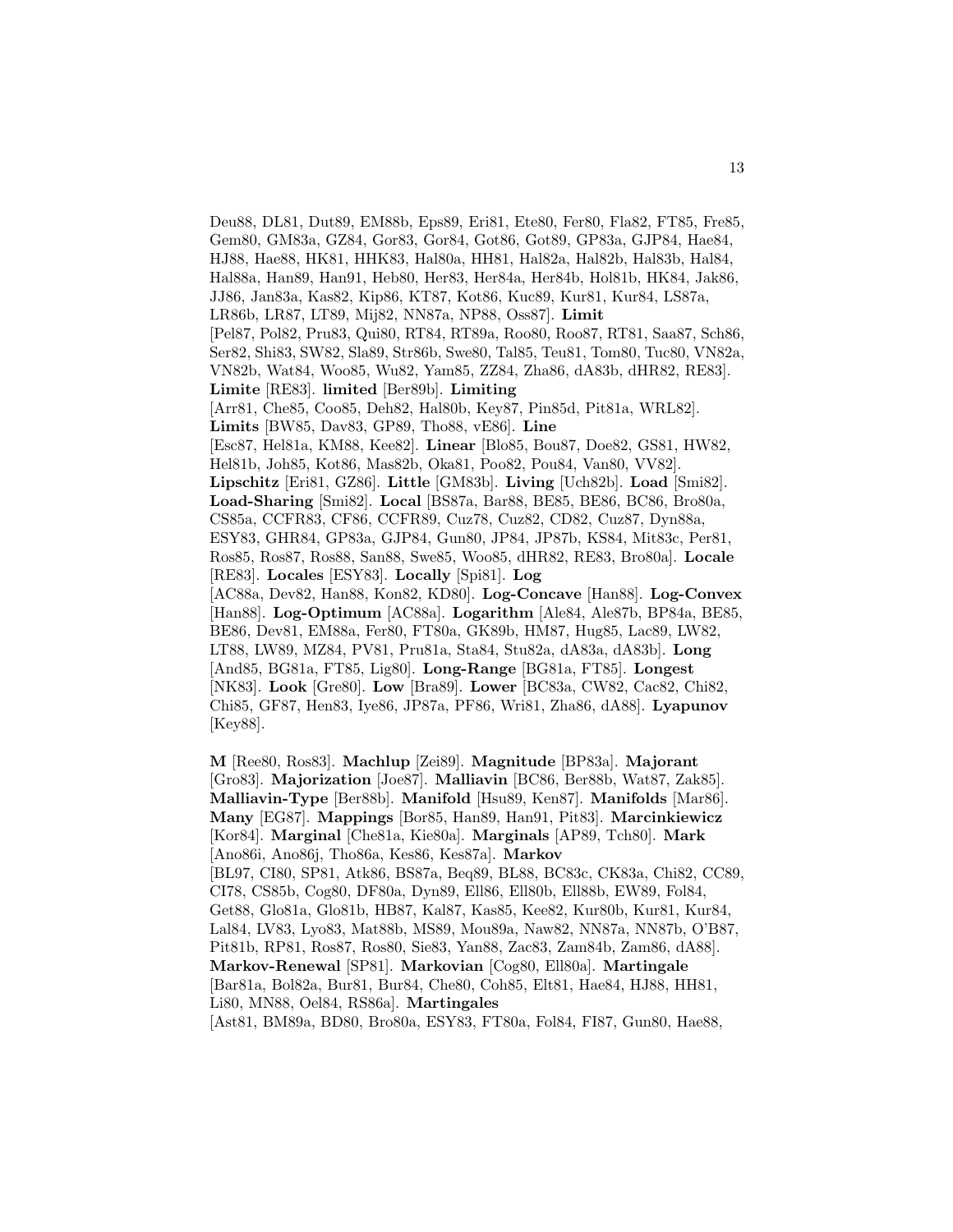Deu88, DL81, Dut89, EM88b, Eps89, Eri81, Ete80, Fer80, Fla82, FT85, Fre85, Gem80, GM83a, GZ84, Gor83, Gor84, Got86, Got89, GP83a, GJP84, Hae84, HJ88, Hae88, HK81, HHK83, Hal80a, HH81, Hal82a, Hal82b, Hal83b, Hal84, Hal88a, Han89, Han91, Heb80, Her83, Her84a, Her84b, Hol81b, HK84, Jak86, JJ86, Jan83a, Kas82, Kip86, KT87, Kot86, Kuc89, Kur81, Kur84, LS87a, LR86b, LR87, LT89, Mij82, NN87a, NP88, Oss87]. **Limit** [Pel87, Pol82, Pru83, Qui80, RT84, RT89a, Roo80, Roo87, RT81, Saa87, Sch86, Ser82, Shi83, SW82, Sla89, Str86b, Swe80, Tal85, Teu81, Tom80, Tuc80, VN82a, VN82b, Wat84, Woo85, Wu82, Yam85, ZZ84, Zha86, dA83b, dHR82, RE83]. **Limite** [RE83]. **limited** [Ber89b]. **Limiting** [Arr81, Che85, Coo85, Deh82, Hal80b, Key87, Pin85d, Pit81a, WRL82]. **Limits** [BW85, Dav83, GP89, Tho88, vE86]. **Line** [Esc87, Hel81a, KM88, Kee82]. **Linear** [Blo85, Bou87, Doe82, GS81, HW82, Hel81b, Joh85, Kot86, Mas82b, Oka81, Poo82, Pou84, Van80, VV82]. **Lipschitz** [Eri81, GZ86]. **Little** [GM83b]. **Living** [Uch82b]. **Load** [Smi82]. **Load-Sharing** [Smi82]. **Local** [BS87a, Bar88, BE85, BE86, BC86, Bro80a, CS85a, CCFR83, CF86, CCFR89, Cuz78, Cuz82, CD82, Cuz87, Dyn88a, ESY83, GHR84, GP83a, GJP84, Gun80, JP84, JP87b, KS84, Mit83c, Per81, Ros85, Ros87, Ros88, San88, Swe85, Woo85, dHR82, RE83, Bro80a]. **Locale** [RE83]. **Locales** [ESY83]. **Locally** [Spi81]. **Log** [AC88a, Dev82, Han88, Kon82, KD80]. **Log-Concave** [Han88]. **Log-Convex** [Han88]. **Log-Optimum** [AC88a]. **Logarithm** [Ale84, Ale87b, BP84a, BE85, BE86, Dev81, EM88a, Fer80, FT80a, GK89b, HM87, Hug85, Lac89, LW82, LT88, LW89, MZ84, PV81, Pru81a, Sta84, Stu82a, dA83a, dA83b]. **Long** [And85, BG81a, FT85, Lig80]. **Long-Range** [BG81a, FT85]. **Longest** [NK83]. **Look** [Gre80]. **Low** [Bra89]. **Lower** [BC83a, CW82, Cac82, Chi82, Chi85, GF87, Hen83, Iye86, JP87a, PF86, Wri81, Zha86, dA88]. **Lyapunov** [Key88].

**M** [Ree80, Ros83]. **Machlup** [Zei89]. **Magnitude** [BP83a]. **Majorant** [Gro83]. **Majorization** [Joe87]. **Malliavin** [BC86, Ber88b, Wat87, Zak85]. **Malliavin-Type** [Ber88b]. **Manifold** [Hsu89, Ken87]. **Manifolds** [Mar86]. **Many** [EG87]. **Mappings** [Bor85, Han89, Han91, Pit83]. **Marcinkiewicz** [Kor84]. **Marginal** [Che81a, Kie80a]. **Marginals** [AP89, Tch80]. **Mark** [Ano86i, Ano86j, Tho86a, Kes86, Kes87a]. **Markov** [BL97, CI80, SP81, Atk86, BS87a, Beq89, BL88, BC83c, CK83a, Chi82, CC89, CI78, CS85b, Cog80, DF80a, Dyn89, Ell86, Ell80b, Ell88b, EW89, Fol84, Get88, Glo81a, Glo81b, HB87, Kal87, Kas85, Kee82, Kur80b, Kur81, Kur84, Lal84, LV83, Lyo83, Mat88b, MS89, Mou89a, Naw82, NN87a, NN87b, O'B87, Pit81b, RP81, Ros87, Ros80, Sie83, Yan88, Zac83, Zam84b, Zam86, dA88]. **Markov-Renewal** [SP81]. **Markovian** [Cog80, Ell80a]. **Martingale** [Bar81a, Bol82a, Bur81, Bur84, Che80, Coh85, Elt81, Hae84, HJ88, HH81, Li80, MN88, Oel84, RS86a]. **Martingales** [Ast81, BM89a, BD80, Bro80a, ESY83, FT80a, Fol84, FI87, Gun80, Hae88,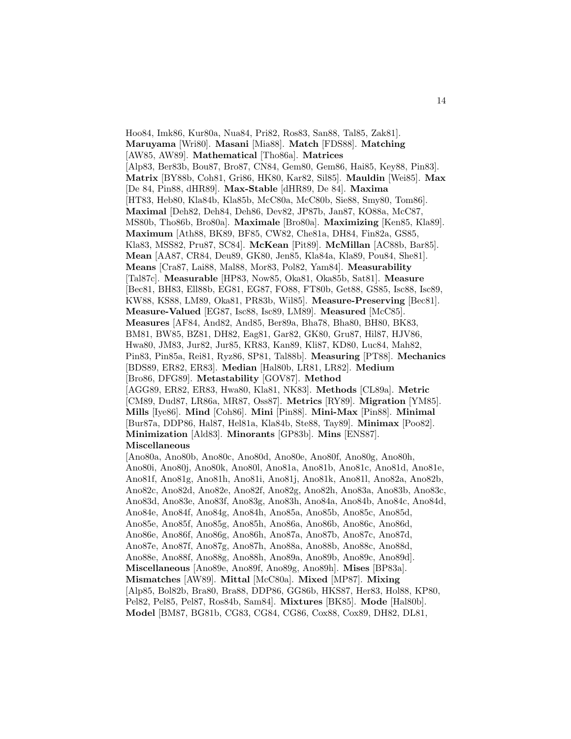Hoo84, Imk86, Kur80a, Nua84, Pri82, Ros83, San88, Tal85, Zak81]. **Maruyama** [Wri80]. **Masani** [Mia88]. **Match** [FDS88]. **Matching** [AW85, AW89]. **Mathematical** [Tho86a]. **Matrices** [Alp83, Ber83b, Bou87, Bro87, CN84, Gem80, Gem86, Hai85, Key88, Pin83]. **Matrix** [BY88b, Coh81, Gri86, HK80, Kar82, Sil85]. **Mauldin** [Wei85]. **Max** [De 84, Pin88, dHR89]. **Max-Stable** [dHR89, De 84]. **Maxima** [HT83, Heb80, Kla84b, Kla85b, McC80a, McC80b, Sie88, Smy80, Tom86]. **Maximal** [Deh82, Deh84, Deh86, Dev82, JP87b, Jan87, KO88a, McC87, MS80b, Tho86b, Bro80a]. **Maximale** [Bro80a]. **Maximizing** [Ken85, Kla89]. **Maximum** [Ath88, BK89, BF85, CW82, Che81a, DH84, Fin82a, GS85, Kla83, MSS82, Pru87, SC84]. **McKean** [Pit89]. **McMillan** [AC88b, Bar85]. **Mean** [AA87, CR84, Deu89, GK80, Jen85, Kla84a, Kla89, Pou84, She81]. **Means** [Cra87, Lai88, Mal88, Mor83, Pol82, Yam84]. **Measurability** [Tal87c]. **Measurable** [HP83, Now85, Oka81, Oka85b, Sat81]. **Measure** [Bec81, BH83, Ell88b, EG81, EG87, FO88, FT80b, Get88, GS85, Isc88, Isc89, KW88, KS88, LM89, Oka81, PR83b, Wil85]. **Measure-Preserving** [Bec81]. **Measure-Valued** [EG87, Isc88, Isc89, LM89]. **Measured** [McC85]. **Measures** [AF84, And82, And85, Ber89a, Bha78, Bha80, BH80, BK83, BM81, BW85, BZ81, DH82, Eag81, Gar82, GK80, Gru87, Hil87, HJV86, Hwa80, JM83, Jur82, Jur85, KR83, Kan89, Kli87, KD80, Luc84, Mah82, Pin83, Pin85a, Rei81, Ryz86, SP81, Tal88b]. **Measuring** [PT88]. **Mechanics** [BDS89, ER82, ER83]. **Median** [Hal80b, LR81, LR82]. **Medium** [Bro86, DFG89]. **Metastability** [GOV87]. **Method** [AGG89, ER82, ER83, Hwa80, Kla81, NK83]. **Methods** [CL89a]. **Metric** [CM89, Dud87, LR86a, MR87, Oss87]. **Metrics** [RY89]. **Migration** [YM85]. **Mills** [Iye86]. **Mind** [Coh86]. **Mini** [Pin88]. **Mini-Max** [Pin88]. **Minimal** [Bur87a, DDP86, Hal87, Hel81a, Kla84b, Ste88, Tay89]. **Minimax** [Poo82]. **Minimization** [Ald83]. **Minorants** [GP83b]. **Mins** [ENS87]. **Miscellaneous** [Ano80a, Ano80b, Ano80c, Ano80d, Ano80e, Ano80f, Ano80g, Ano80h, Ano80i, Ano80j, Ano80k, Ano80l, Ano81a, Ano81b, Ano81c, Ano81d, Ano81e, Ano81f, Ano81g, Ano81h, Ano81i, Ano81j, Ano81k, Ano81l, Ano82a, Ano82b, Ano82c, Ano82d, Ano82e, Ano82f, Ano82g, Ano82h, Ano83a, Ano83b, Ano83c, Ano83d, Ano83e, Ano83f, Ano83g, Ano83h, Ano84a, Ano84b, Ano84c, Ano84d, Ano84e, Ano84f, Ano84g, Ano84h, Ano85a, Ano85b, Ano85c, Ano85d, Ano85e, Ano85f, Ano85g, Ano85h, Ano86a, Ano86b, Ano86c, Ano86d, Ano86e, Ano86f, Ano86g, Ano86h, Ano87a, Ano87b, Ano87c, Ano87d, Ano87e, Ano87f, Ano87g, Ano87h, Ano88a, Ano88b, Ano88c, Ano88d, Ano88e, Ano88f, Ano88g, Ano88h, Ano89a, Ano89b, Ano89c, Ano89d]. **Miscellaneous** [Ano89e, Ano89f, Ano89g, Ano89h]. **Mises** [BP83a]. **Mismatches** [AW89]. **Mittal** [McC80a]. **Mixed** [MP87]. **Mixing** [Alp85, Bol82b, Bra80, Bra88, DDP86, GG86b, HKS87, Her83, Hol88, KP80, Pel82, Pel85, Pel87, Ros84b, Sam84]. **Mixtures** [BK85]. **Mode** [Hal80b]. **Model** [BM87, BG81b, CG83, CG84, CG86, Cox88, Cox89, DH82, DL81,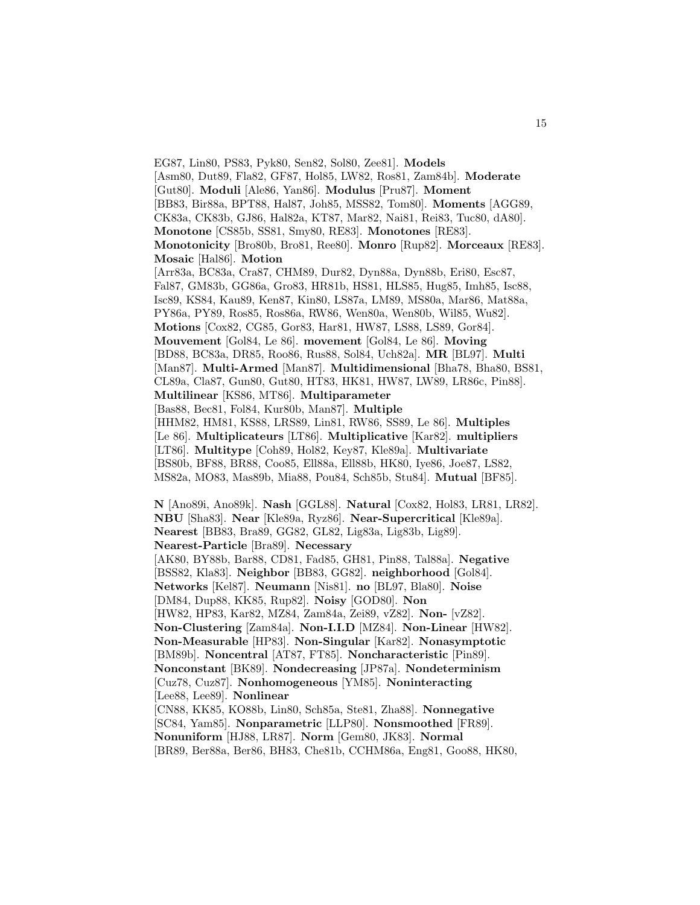EG87, Lin80, PS83, Pyk80, Sen82, Sol80, Zee81]. **Models** [Asm80, Dut89, Fla82, GF87, Hol85, LW82, Ros81, Zam84b]. **Moderate** [Gut80]. **Moduli** [Ale86, Yan86]. **Modulus** [Pru87]. **Moment** [BB83, Bir88a, BPT88, Hal87, Joh85, MSS82, Tom80]. **Moments** [AGG89, CK83a, CK83b, GJ86, Hal82a, KT87, Mar82, Nai81, Rei83, Tuc80, dA80]. **Monotone** [CS85b, SS81, Smy80, RE83]. **Monotones** [RE83]. **Monotonicity** [Bro80b, Bro81, Ree80]. **Monro** [Rup82]. **Morceaux** [RE83]. **Mosaic** [Hal86]. **Motion** [Arr83a, BC83a, Cra87, CHM89, Dur82, Dyn88a, Dyn88b, Eri80, Esc87, Fal87, GM83b, GG86a, Gro83, HR81b, HS81, HLS85, Hug85, Imh85, Isc88, Isc89, KS84, Kau89, Ken87, Kin80, LS87a, LM89, MS80a, Mar86, Mat88a, PY86a, PY89, Ros85, Ros86a, RW86, Wen80a, Wen80b, Wil85, Wu82]. **Motions** [Cox82, CG85, Gor83, Har81, HW87, LS88, LS89, Gor84]. **Mouvement** [Gol84, Le 86]. **movement** [Gol84, Le 86]. **Moving** [BD88, BC83a, DR85, Roo86, Rus88, Sol84, Uch82a]. **MR** [BL97]. **Multi** [Man87]. **Multi-Armed** [Man87]. **Multidimensional** [Bha78, Bha80, BS81, CL89a, Cla87, Gun80, Gut80, HT83, HK81, HW87, LW89, LR86c, Pin88]. **Multilinear** [KS86, MT86]. **Multiparameter** [Bas88, Bec81, Fol84, Kur80b, Man87]. **Multiple** [HHM82, HM81, KS88, LRS89, Lin81, RW86, SS89, Le 86]. **Multiples** [Le 86]. **Multiplicateurs** [LT86]. **Multiplicative** [Kar82]. **multipliers** [LT86]. **Multitype** [Coh89, Hol82, Key87, Kle89a]. **Multivariate** [BS80b, BF88, BR88, Coo85, Ell88a, Ell88b, HK80, Iye86, Joe87, LS82, MS82a, MO83, Mas89b, Mia88, Pou84, Sch85b, Stu84]. **Mutual** [BF85].

**N** [Ano89i, Ano89k]. **Nash** [GGL88]. **Natural** [Cox82, Hol83, LR81, LR82]. **NBU** [Sha83]. **Near** [Kle89a, Ryz86]. **Near-Supercritical** [Kle89a]. **Nearest** [BB83, Bra89, GG82, GL82, Lig83a, Lig83b, Lig89]. **Nearest-Particle** [Bra89]. **Necessary** [AK80, BY88b, Bar88, CD81, Fad85, GH81, Pin88, Tal88a]. **Negative** [BSS82, Kla83]. **Neighbor** [BB83, GG82]. **neighborhood** [Gol84]. **Networks** [Kel87]. **Neumann** [Nis81]. **no** [BL97, Bla80]. **Noise** [DM84, Dup88, KK85, Rup82]. **Noisy** [GOD80]. **Non** [HW82, HP83, Kar82, MZ84, Zam84a, Zei89, vZ82]. **Non-** [vZ82]. **Non-Clustering** [Zam84a]. **Non-I.I.D** [MZ84]. **Non-Linear** [HW82]. **Non-Measurable** [HP83]. **Non-Singular** [Kar82]. **Nonasymptotic** [BM89b]. **Noncentral** [AT87, FT85]. **Noncharacteristic** [Pin89]. **Nonconstant** [BK89]. **Nondecreasing** [JP87a]. **Nondeterminism** [Cuz78, Cuz87]. **Nonhomogeneous** [YM85]. **Noninteracting** [Lee88, Lee89]. **Nonlinear** [CN88, KK85, KO88b, Lin80, Sch85a, Ste81, Zha88]. **Nonnegative** [SC84, Yam85]. **Nonparametric** [LLP80]. **Nonsmoothed** [FR89]. **Nonuniform** [HJ88, LR87]. **Norm** [Gem80, JK83]. **Normal** [BR89, Ber88a, Ber86, BH83, Che81b, CCHM86a, Eng81, Goo88, HK80,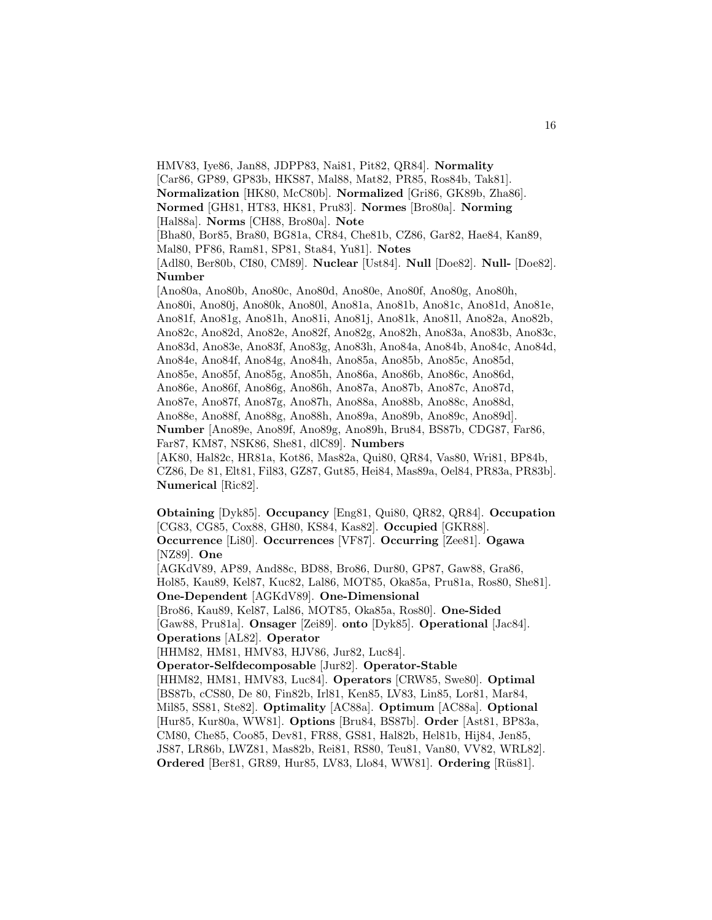HMV83, Iye86, Jan88, JDPP83, Nai81, Pit82, QR84]. **Normality** [Car86, GP89, GP83b, HKS87, Mal88, Mat82, PR85, Ros84b, Tak81]. **Normalization** [HK80, McC80b]. **Normalized** [Gri86, GK89b, Zha86]. **Normed** [GH81, HT83, HK81, Pru83]. **Normes** [Bro80a]. **Norming** [Hal88a]. **Norms** [CH88, Bro80a]. **Note** [Bha80, Bor85, Bra80, BG81a, CR84, Che81b, CZ86, Gar82, Hae84, Kan89, Mal80, PF86, Ram81, SP81, Sta84, Yu81]. **Notes** [Adl80, Ber80b, CI80, CM89]. **Nuclear** [Ust84]. **Null** [Doe82]. **Null-** [Doe82]. **Number** [Ano80a, Ano80b, Ano80c, Ano80d, Ano80e, Ano80f, Ano80g, Ano80h, Ano80i, Ano80j, Ano80k, Ano80l, Ano81a, Ano81b, Ano81c, Ano81d, Ano81e, Ano81f, Ano81g, Ano81h, Ano81i, Ano81j, Ano81k, Ano81l, Ano82a, Ano82b, Ano82c, Ano82d, Ano82e, Ano82f, Ano82g, Ano82h, Ano83a, Ano83b, Ano83c, Ano83d, Ano83e, Ano83f, Ano83g, Ano83h, Ano84a, Ano84b, Ano84c, Ano84d, Ano84e, Ano84f, Ano84g, Ano84h, Ano85a, Ano85b, Ano85c, Ano85d, Ano85e, Ano85f, Ano85g, Ano85h, Ano86a, Ano86b, Ano86c, Ano86d, Ano86e, Ano86f, Ano86g, Ano86h, Ano87a, Ano87b, Ano87c, Ano87d, Ano87e, Ano87f, Ano87g, Ano87h, Ano88a, Ano88b, Ano88c, Ano88d, Ano88e, Ano88f, Ano88g, Ano88h, Ano89a, Ano89b, Ano89c, Ano89d]. **Number** [Ano89e, Ano89f, Ano89g, Ano89h, Bru84, BS87b, CDG87, Far86, Far87, KM87, NSK86, She81, dlC89]. **Numbers** [AK80, Hal82c, HR81a, Kot86, Mas82a, Qui80, QR84, Vas80, Wri81, BP84b, CZ86, De 81, Elt81, Fil83, GZ87, Gut85, Hei84, Mas89a, Oel84, PR83a, PR83b]. **Numerical** [Ric82].

**Obtaining** [Dyk85]. **Occupancy** [Eng81, Qui80, QR82, QR84]. **Occupation** [CG83, CG85, Cox88, GH80, KS84, Kas82]. **Occupied** [GKR88]. **Occurrence** [Li80]. **Occurrences** [VF87]. **Occurring** [Zee81]. **Ogawa** [NZ89]. **One** [AGKdV89, AP89, And88c, BD88, Bro86, Dur80, GP87, Gaw88, Gra86, Hol85, Kau89, Kel87, Kuc82, Lal86, MOT85, Oka85a, Pru81a, Ros80, She81]. **One-Dependent** [AGKdV89]. **One-Dimensional** [Bro86, Kau89, Kel87, Lal86, MOT85, Oka85a, Ros80]. **One-Sided** [Gaw88, Pru81a]. **Onsager** [Zei89]. **onto** [Dyk85]. **Operational** [Jac84]. **Operations** [AL82]. **Operator** [HHM82, HM81, HMV83, HJV86, Jur82, Luc84]. **Operator-Selfdecomposable** [Jur82]. **Operator-Stable** [HHM82, HM81, HMV83, Luc84]. **Operators** [CRW85, Swe80]. **Optimal** [BS87b, cCS80, De 80, Fin82b, Irl81, Ken85, LV83, Lin85, Lor81, Mar84, Mil85, SS81, Ste82]. **Optimality** [AC88a]. **Optimum** [AC88a]. **Optional** [Hur85, Kur80a, WW81]. **Options** [Bru84, BS87b]. **Order** [Ast81, BP83a, CM80, Che85, Coo85, Dev81, FR88, GS81, Hal82b, Hel81b, Hij84, Jen85, JS87, LR86b, LWZ81, Mas82b, Rei81, RS80, Teu81, Van80, VV82, WRL82]. **Ordered** [Ber81, GR89, Hur85, LV83, Llo84, WW81]. **Ordering** [Rüs81].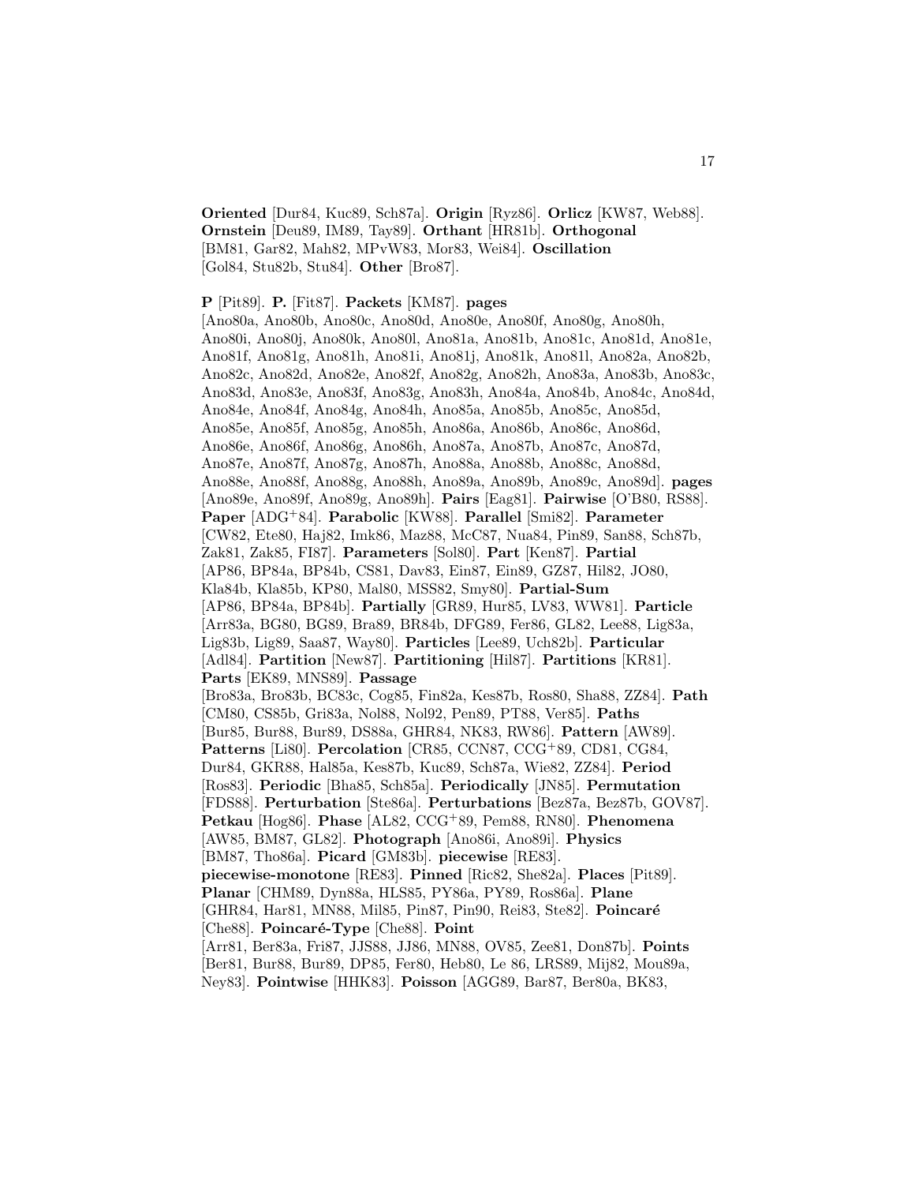**Oriented** [Dur84, Kuc89, Sch87a]. **Origin** [Ryz86]. **Orlicz** [KW87, Web88]. **Ornstein** [Deu89, IM89, Tay89]. **Orthant** [HR81b]. **Orthogonal** [BM81, Gar82, Mah82, MPvW83, Mor83, Wei84]. **Oscillation** [Gol84, Stu82b, Stu84]. **Other** [Bro87].

**P** [Pit89]. **P.** [Fit87]. **Packets** [KM87]. **pages** [Ano80a, Ano80b, Ano80c, Ano80d, Ano80e, Ano80f, Ano80g, Ano80h, Ano80i, Ano80j, Ano80k, Ano80l, Ano81a, Ano81b, Ano81c, Ano81d, Ano81e, Ano81f, Ano81g, Ano81h, Ano81i, Ano81j, Ano81k, Ano81l, Ano82a, Ano82b, Ano82c, Ano82d, Ano82e, Ano82f, Ano82g, Ano82h, Ano83a, Ano83b, Ano83c, Ano83d, Ano83e, Ano83f, Ano83g, Ano83h, Ano84a, Ano84b, Ano84c, Ano84d, Ano84e, Ano84f, Ano84g, Ano84h, Ano85a, Ano85b, Ano85c, Ano85d, Ano85e, Ano85f, Ano85g, Ano85h, Ano86a, Ano86b, Ano86c, Ano86d, Ano86e, Ano86f, Ano86g, Ano86h, Ano87a, Ano87b, Ano87c, Ano87d, Ano87e, Ano87f, Ano87g, Ano87h, Ano88a, Ano88b, Ano88c, Ano88d, Ano88e, Ano88f, Ano88g, Ano88h, Ano89a, Ano89b, Ano89c, Ano89d]. **pages** [Ano89e, Ano89f, Ano89g, Ano89h]. **Pairs** [Eag81]. **Pairwise** [O'B80, RS88]. **Paper** [ADG+84]. **Parabolic** [KW88]. **Parallel** [Smi82]. **Parameter** [CW82, Ete80, Haj82, Imk86, Maz88, McC87, Nua84, Pin89, San88, Sch87b, Zak81, Zak85, FI87]. **Parameters** [Sol80]. **Part** [Ken87]. **Partial** [AP86, BP84a, BP84b, CS81, Dav83, Ein87, Ein89, GZ87, Hil82, JO80, Kla84b, Kla85b, KP80, Mal80, MSS82, Smy80]. **Partial-Sum** [AP86, BP84a, BP84b]. **Partially** [GR89, Hur85, LV83, WW81]. **Particle** [Arr83a, BG80, BG89, Bra89, BR84b, DFG89, Fer86, GL82, Lee88, Lig83a, Lig83b, Lig89, Saa87, Way80]. **Particles** [Lee89, Uch82b]. **Particular** [Adl84]. **Partition** [New87]. **Partitioning** [Hil87]. **Partitions** [KR81]. **Parts** [EK89, MNS89]. **Passage** [Bro83a, Bro83b, BC83c, Cog85, Fin82a, Kes87b, Ros80, Sha88, ZZ84]. **Path** [CM80, CS85b, Gri83a, Nol88, Nol92, Pen89, PT88, Ver85]. **Paths** [Bur85, Bur88, Bur89, DS88a, GHR84, NK83, RW86]. **Pattern** [AW89]. **Patterns** [Li80]. **Percolation** [CR85, CCN87, CCG+89, CD81, CG84, Dur84, GKR88, Hal85a, Kes87b, Kuc89, Sch87a, Wie82, ZZ84]. **Period** [Ros83]. **Periodic** [Bha85, Sch85a]. **Periodically** [JN85]. **Permutation** [FDS88]. **Perturbation** [Ste86a]. **Perturbations** [Bez87a, Bez87b, GOV87]. **Petkau** [Hog86]. **Phase** [AL82, CCG+89, Pem88, RN80]. **Phenomena** [AW85, BM87, GL82]. **Photograph** [Ano86i, Ano89i]. **Physics** [BM87, Tho86a]. **Picard** [GM83b]. **piecewise** [RE83]. **piecewise-monotone** [RE83]. **Pinned** [Ric82, She82a]. **Places** [Pit89]. **Planar** [CHM89, Dyn88a, HLS85, PY86a, PY89, Ros86a]. **Plane** [GHR84, Har81, MN88, Mil85, Pin87, Pin90, Rei83, Ste82]. **Poincaré** [Che88]. **Poincaré-Type** [Che88]. **Point** [Arr81, Ber83a, Fri87, JJS88, JJ86, MN88, OV85, Zee81, Don87b]. **Points** [Ber81, Bur88, Bur89, DP85, Fer80, Heb80, Le 86, LRS89, Mij82, Mou89a, Ney83]. **Pointwise** [HHK83]. **Poisson** [AGG89, Bar87, Ber80a, BK83,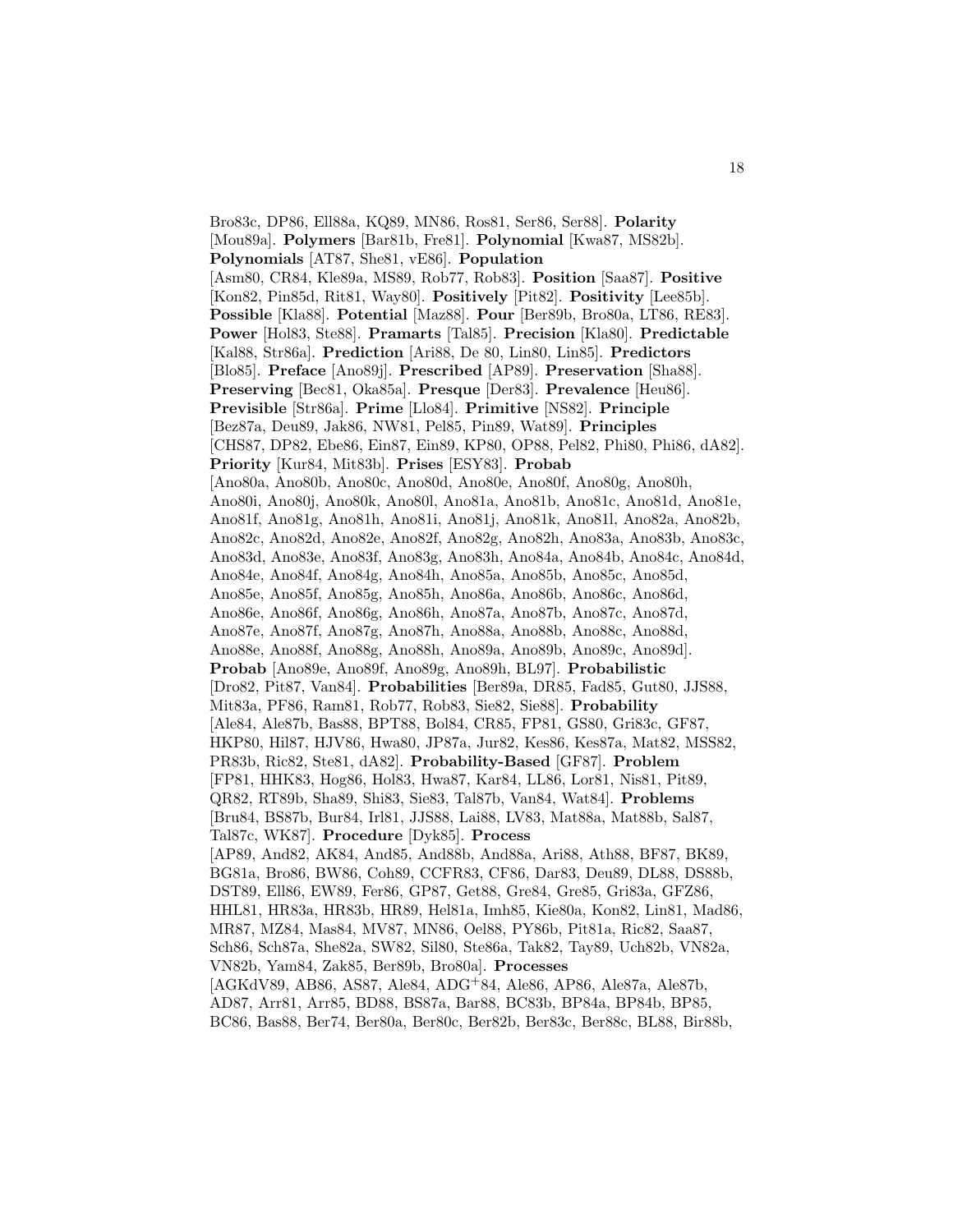Bro83c, DP86, Ell88a, KQ89, MN86, Ros81, Ser86, Ser88]. **Polarity** [Mou89a]. **Polymers** [Bar81b, Fre81]. **Polynomial** [Kwa87, MS82b]. **Polynomials** [AT87, She81, vE86]. **Population** [Asm80, CR84, Kle89a, MS89, Rob77, Rob83]. **Position** [Saa87]. **Positive** [Kon82, Pin85d, Rit81, Way80]. **Positively** [Pit82]. **Positivity** [Lee85b]. **Possible** [Kla88]. **Potential** [Maz88]. **Pour** [Ber89b, Bro80a, LT86, RE83]. **Power** [Hol83, Ste88]. **Pramarts** [Tal85]. **Precision** [Kla80]. **Predictable** [Kal88, Str86a]. **Prediction** [Ari88, De 80, Lin80, Lin85]. **Predictors** [Blo85]. **Preface** [Ano89j]. **Prescribed** [AP89]. **Preservation** [Sha88]. **Preserving** [Bec81, Oka85a]. **Presque** [Der83]. **Prevalence** [Heu86]. **Previsible** [Str86a]. **Prime** [Llo84]. **Primitive** [NS82]. **Principle** [Bez87a, Deu89, Jak86, NW81, Pel85, Pin89, Wat89]. **Principles** [CHS87, DP82, Ebe86, Ein87, Ein89, KP80, OP88, Pel82, Phi80, Phi86, dA82]. **Priority** [Kur84, Mit83b]. **Prises** [ESY83]. **Probab** [Ano80a, Ano80b, Ano80c, Ano80d, Ano80e, Ano80f, Ano80g, Ano80h, Ano80i, Ano80j, Ano80k, Ano80l, Ano81a, Ano81b, Ano81c, Ano81d, Ano81e, Ano81f, Ano81g, Ano81h, Ano81i, Ano81j, Ano81k, Ano81l, Ano82a, Ano82b, Ano82c, Ano82d, Ano82e, Ano82f, Ano82g, Ano82h, Ano83a, Ano83b, Ano83c, Ano83d, Ano83e, Ano83f, Ano83g, Ano83h, Ano84a, Ano84b, Ano84c, Ano84d, Ano84e, Ano84f, Ano84g, Ano84h, Ano85a, Ano85b, Ano85c, Ano85d, Ano85e, Ano85f, Ano85g, Ano85h, Ano86a, Ano86b, Ano86c, Ano86d, Ano86e, Ano86f, Ano86g, Ano86h, Ano87a, Ano87b, Ano87c, Ano87d, Ano87e, Ano87f, Ano87g, Ano87h, Ano88a, Ano88b, Ano88c, Ano88d, Ano88e, Ano88f, Ano88g, Ano88h, Ano89a, Ano89b, Ano89c, Ano89d]. **Probab** [Ano89e, Ano89f, Ano89g, Ano89h, BL97]. **Probabilistic** [Dro82, Pit87, Van84]. **Probabilities** [Ber89a, DR85, Fad85, Gut80, JJS88, Mit83a, PF86, Ram81, Rob77, Rob83, Sie82, Sie88]. **Probability** [Ale84, Ale87b, Bas88, BPT88, Bol84, CR85, FP81, GS80, Gri83c, GF87, HKP80, Hil87, HJV86, Hwa80, JP87a, Jur82, Kes86, Kes87a, Mat82, MSS82, PR83b, Ric82, Ste81, dA82]. **Probability-Based** [GF87]. **Problem** [FP81, HHK83, Hog86, Hol83, Hwa87, Kar84, LL86, Lor81, Nis81, Pit89, QR82, RT89b, Sha89, Shi83, Sie83, Tal87b, Van84, Wat84]. **Problems** [Bru84, BS87b, Bur84, Irl81, JJS88, Lai88, LV83, Mat88a, Mat88b, Sal87, Tal87c, WK87]. **Procedure** [Dyk85]. **Process** [AP89, And82, AK84, And85, And88b, And88a, Ari88, Ath88, BF87, BK89, BG81a, Bro86, BW86, Coh89, CCFR83, CF86, Dar83, Deu89, DL88, DS88b, DST89, Ell86, EW89, Fer86, GP87, Get88, Gre84, Gre85, Gri83a, GFZ86, HHL81, HR83a, HR83b, HR89, Hel81a, Imh85, Kie80a, Kon82, Lin81, Mad86, MR87, MZ84, Mas84, MV87, MN86, Oel88, PY86b, Pit81a, Ric82, Saa87, Sch86, Sch87a, She82a, SW82, Sil80, Ste86a, Tak82, Tay89, Uch82b, VN82a, VN82b, Yam84, Zak85, Ber89b, Bro80a]. **Processes** [AGKdV89, AB86, AS87, Ale84, ADG+84, Ale86, AP86, Ale87a, Ale87b, AD87, Arr81, Arr85, BD88, BS87a, Bar88, BC83b, BP84a, BP84b, BP85, BC86, Bas88, Ber74, Ber80a, Ber80c, Ber82b, Ber83c, Ber88c, BL88, Bir88b,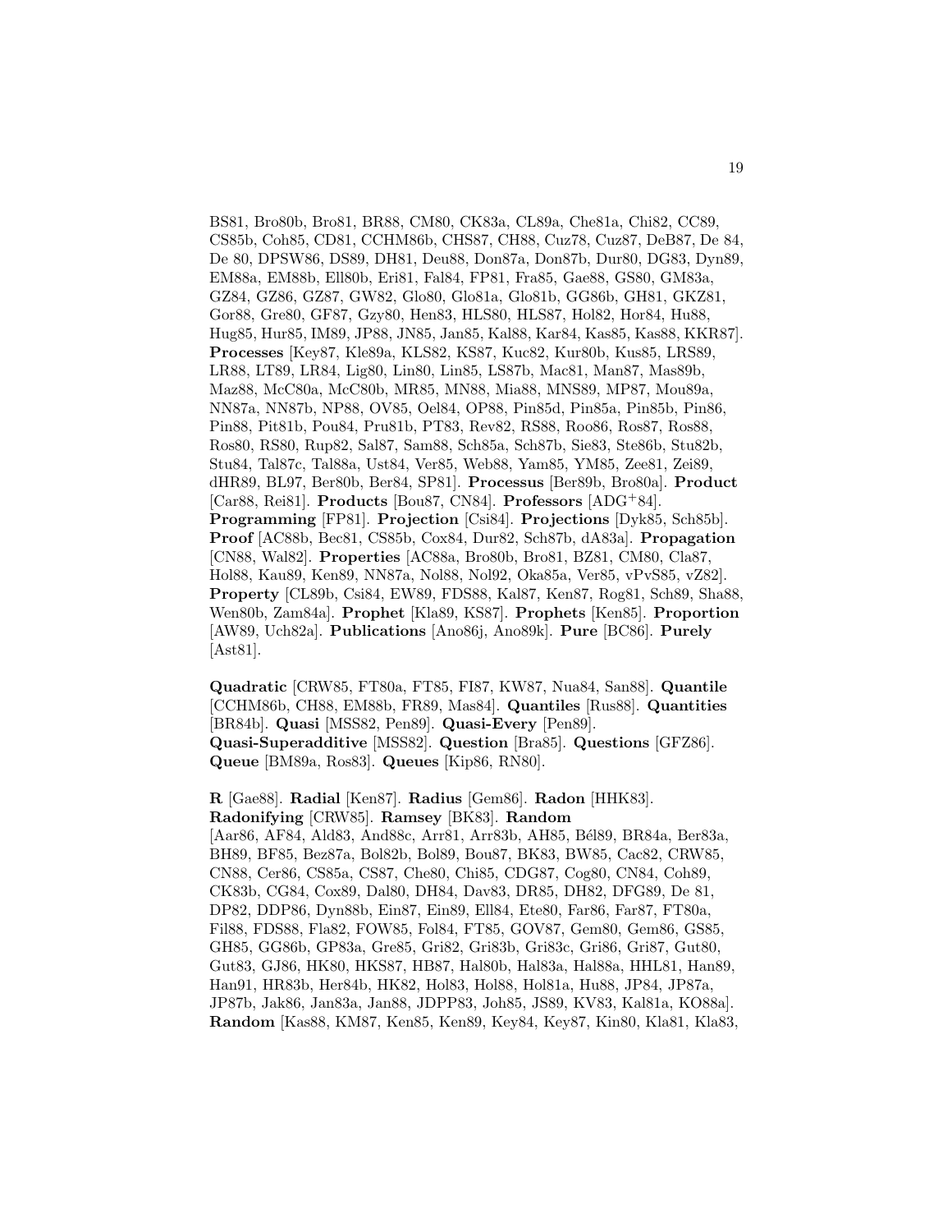BS81, Bro80b, Bro81, BR88, CM80, CK83a, CL89a, Che81a, Chi82, CC89, CS85b, Coh85, CD81, CCHM86b, CHS87, CH88, Cuz78, Cuz87, DeB87, De 84, De 80, DPSW86, DS89, DH81, Deu88, Don87a, Don87b, Dur80, DG83, Dyn89, EM88a, EM88b, Ell80b, Eri81, Fal84, FP81, Fra85, Gae88, GS80, GM83a, GZ84, GZ86, GZ87, GW82, Glo80, Glo81a, Glo81b, GG86b, GH81, GKZ81, Gor88, Gre80, GF87, Gzy80, Hen83, HLS80, HLS87, Hol82, Hor84, Hu88, Hug85, Hur85, IM89, JP88, JN85, Jan85, Kal88, Kar84, Kas85, Kas88, KKR87]. **Processes** [Key87, Kle89a, KLS82, KS87, Kuc82, Kur80b, Kus85, LRS89, LR88, LT89, LR84, Lig80, Lin80, Lin85, LS87b, Mac81, Man87, Mas89b, Maz88, McC80a, McC80b, MR85, MN88, Mia88, MNS89, MP87, Mou89a, NN87a, NN87b, NP88, OV85, Oel84, OP88, Pin85d, Pin85a, Pin85b, Pin86, Pin88, Pit81b, Pou84, Pru81b, PT83, Rev82, RS88, Roo86, Ros87, Ros88, Ros80, RS80, Rup82, Sal87, Sam88, Sch85a, Sch87b, Sie83, Ste86b, Stu82b, Stu84, Tal87c, Tal88a, Ust84, Ver85, Web88, Yam85, YM85, Zee81, Zei89, dHR89, BL97, Ber80b, Ber84, SP81]. **Processus** [Ber89b, Bro80a]. **Product** [Car88, Rei81]. **Products** [Bou87, CN84]. **Professors** [ADG+84]. **Programming** [FP81]. **Projection** [Csi84]. **Projections** [Dyk85, Sch85b]. **Proof** [AC88b, Bec81, CS85b, Cox84, Dur82, Sch87b, dA83a]. **Propagation** [CN88, Wal82]. **Properties** [AC88a, Bro80b, Bro81, BZ81, CM80, Cla87, Hol88, Kau89, Ken89, NN87a, Nol88, Nol92, Oka85a, Ver85, vPvS85, vZ82]. **Property** [CL89b, Csi84, EW89, FDS88, Kal87, Ken87, Rog81, Sch89, Sha88, Wen80b, Zam84a]. **Prophet** [Kla89, KS87]. **Prophets** [Ken85]. **Proportion** [AW89, Uch82a]. **Publications** [Ano86j, Ano89k]. **Pure** [BC86]. **Purely** [Ast81].

**Quadratic** [CRW85, FT80a, FT85, FI87, KW87, Nua84, San88]. **Quantile** [CCHM86b, CH88, EM88b, FR89, Mas84]. **Quantiles** [Rus88]. **Quantities** [BR84b]. **Quasi** [MSS82, Pen89]. **Quasi-Every** [Pen89]. **Quasi-Superadditive** [MSS82]. **Question** [Bra85]. **Questions** [GFZ86]. **Queue** [BM89a, Ros83]. **Queues** [Kip86, RN80].

**R** [Gae88]. **Radial** [Ken87]. **Radius** [Gem86]. **Radon** [HHK83]. **Radonifying** [CRW85]. **Ramsey** [BK83]. **Random** [Aar86, AF84, Ald83, And88c, Arr81, Arr83b, AH85, Bél89, BR84a, Ber83a, BH89, BF85, Bez87a, Bol82b, Bol89, Bou87, BK83, BW85, Cac82, CRW85, CN88, Cer86, CS85a, CS87, Che80, Chi85, CDG87, Cog80, CN84, Coh89, CK83b, CG84, Cox89, Dal80, DH84, Dav83, DR85, DH82, DFG89, De 81, DP82, DDP86, Dyn88b, Ein87, Ein89, Ell84, Ete80, Far86, Far87, FT80a, Fil88, FDS88, Fla82, FOW85, Fol84, FT85, GOV87, Gem80, Gem86, GS85, GH85, GG86b, GP83a, Gre85, Gri82, Gri83b, Gri83c, Gri86, Gri87, Gut80, Gut83, GJ86, HK80, HKS87, HB87, Hal80b, Hal83a, Hal88a, HHL81, Han89, Han91, HR83b, Her84b, HK82, Hol83, Hol88, Hol81a, Hu88, JP84, JP87a, JP87b, Jak86, Jan83a, Jan88, JDPP83, Joh85, JS89, KV83, Kal81a, KO88a]. **Random** [Kas88, KM87, Ken85, Ken89, Key84, Key87, Kin80, Kla81, Kla83,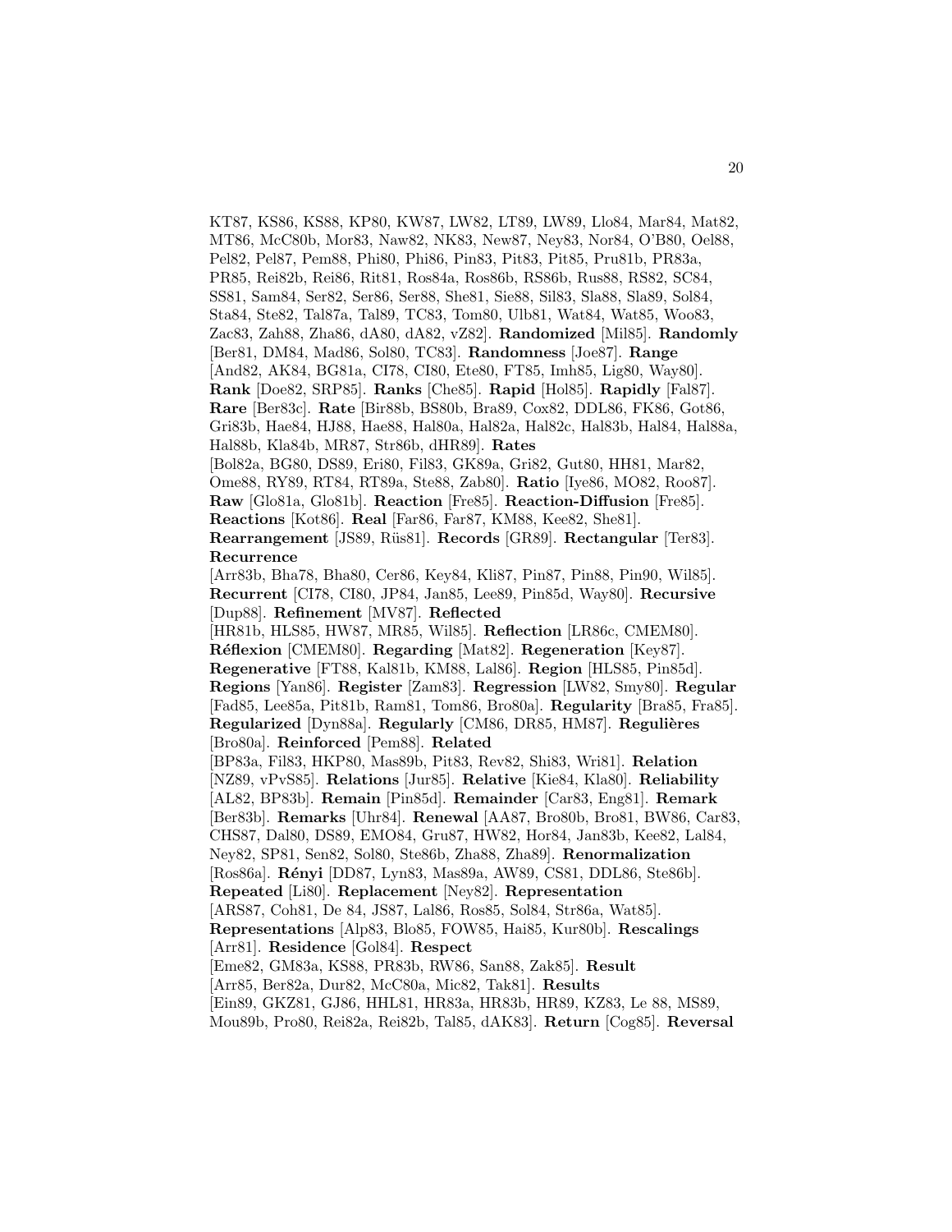KT87, KS86, KS88, KP80, KW87, LW82, LT89, LW89, Llo84, Mar84, Mat82, MT86, McC80b, Mor83, Naw82, NK83, New87, Ney83, Nor84, O'B80, Oel88, Pel82, Pel87, Pem88, Phi80, Phi86, Pin83, Pit83, Pit85, Pru81b, PR83a, PR85, Rei82b, Rei86, Rit81, Ros84a, Ros86b, RS86b, Rus88, RS82, SC84, SS81, Sam84, Ser82, Ser86, Ser88, She81, Sie88, Sil83, Sla88, Sla89, Sol84, Sta84, Ste82, Tal87a, Tal89, TC83, Tom80, Ulb81, Wat84, Wat85, Woo83, Zac83, Zah88, Zha86, dA80, dA82, vZ82]. **Randomized** [Mil85]. **Randomly** [Ber81, DM84, Mad86, Sol80, TC83]. **Randomness** [Joe87]. **Range** [And82, AK84, BG81a, CI78, CI80, Ete80, FT85, Imh85, Lig80, Way80]. **Rank** [Doe82, SRP85]. **Ranks** [Che85]. **Rapid** [Hol85]. **Rapidly** [Fal87]. **Rare** [Ber83c]. **Rate** [Bir88b, BS80b, Bra89, Cox82, DDL86, FK86, Got86, Gri83b, Hae84, HJ88, Hae88, Hal80a, Hal82a, Hal82c, Hal83b, Hal84, Hal88a, Hal88b, Kla84b, MR87, Str86b, dHR89]. **Rates** [Bol82a, BG80, DS89, Eri80, Fil83, GK89a, Gri82, Gut80, HH81, Mar82, Ome88, RY89, RT84, RT89a, Ste88, Zab80]. **Ratio** [Iye86, MO82, Roo87]. **Raw** [Glo81a, Glo81b]. **Reaction** [Fre85]. **Reaction-Diffusion** [Fre85]. **Reactions** [Kot86]. **Real** [Far86, Far87, KM88, Kee82, She81]. **Rearrangement** [JS89, Rüs81]. **Records** [GR89]. **Rectangular** [Ter83]. **Recurrence** [Arr83b, Bha78, Bha80, Cer86, Key84, Kli87, Pin87, Pin88, Pin90, Wil85]. **Recurrent** [CI78, CI80, JP84, Jan85, Lee89, Pin85d, Way80]. **Recursive** [Dup88]. **Refinement** [MV87]. **Reflected** [HR81b, HLS85, HW87, MR85, Wil85]. **Reflection** [LR86c, CMEM80]. **Réflexion** [CMEM80]. **Regarding** [Mat82]. **Regeneration** [Key87]. **Regenerative** [FT88, Kal81b, KM88, Lal86]. **Region** [HLS85, Pin85d]. **Regions** [Yan86]. **Register** [Zam83]. **Regression** [LW82, Smy80]. **Regular** [Fad85, Lee85a, Pit81b, Ram81, Tom86, Bro80a]. **Regularity** [Bra85, Fra85]. **Regularized** [Dyn88a]. **Regularly** [CM86, DR85, HM87]. **Regulières** [Bro80a]. **Reinforced** [Pem88]. **Related** [BP83a, Fil83, HKP80, Mas89b, Pit83, Rev82, Shi83, Wri81]. **Relation** [NZ89, vPvS85]. **Relations** [Jur85]. **Relative** [Kie84, Kla80]. **Reliability** [AL82, BP83b]. **Remain** [Pin85d]. **Remainder** [Car83, Eng81]. **Remark** [Ber83b]. **Remarks** [Uhr84]. **Renewal** [AA87, Bro80b, Bro81, BW86, Car83, CHS87, Dal80, DS89, EMO84, Gru87, HW82, Hor84, Jan83b, Kee82, Lal84, Ney82, SP81, Sen82, Sol80, Ste86b, Zha88, Zha89]. **Renormalization** [Ros86a]. **Rényi** [DD87, Lyn83, Mas89a, AW89, CS81, DDL86, Ste86b]. **Repeated** [Li80]. **Replacement** [Ney82]. **Representation** [ARS87, Coh81, De 84, JS87, Lal86, Ros85, Sol84, Str86a, Wat85]. **Representations** [Alp83, Blo85, FOW85, Hai85, Kur80b]. **Rescalings** [Arr81]. **Residence** [Gol84]. **Respect** [Eme82, GM83a, KS88, PR83b, RW86, San88, Zak85]. **Result** [Arr85, Ber82a, Dur82, McC80a, Mic82, Tak81]. **Results** [Ein89, GKZ81, GJ86, HHL81, HR83a, HR83b, HR89, KZ83, Le 88, MS89, Mou89b, Pro80, Rei82a, Rei82b, Tal85, dAK83]. **Return** [Cog85]. **Reversal**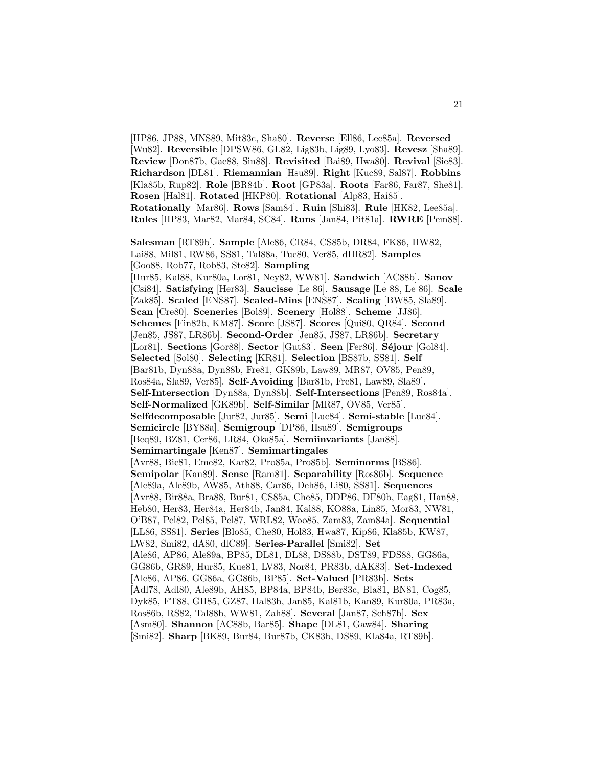[HP86, JP88, MNS89, Mit83c, Sha80]. **Reverse** [Ell86, Lee85a]. **Reversed** [Wu82]. **Reversible** [DPSW86, GL82, Lig83b, Lig89, Lyo83]. **Revesz** [Sha89]. **Review** [Don87b, Gae88, Sin88]. **Revisited** [Bai89, Hwa80]. **Revival** [Sie83]. **Richardson** [DL81]. **Riemannian** [Hsu89]. **Right** [Kuc89, Sal87]. **Robbins** [Kla85b, Rup82]. **Role** [BR84b]. **Root** [GP83a]. **Roots** [Far86, Far87, She81]. **Rosen** [Hal81]. **Rotated** [HKP80]. **Rotational** [Alp83, Hai85]. **Rotationally** [Mar86]. **Rows** [Sam84]. **Ruin** [Shi83]. **Rule** [HK82, Lee85a]. **Rules** [HP83, Mar82, Mar84, SC84]. **Runs** [Jan84, Pit81a]. **RWRE** [Pem88].

**Salesman** [RT89b]. **Sample** [Ale86, CR84, CS85b, DR84, FK86, HW82, Lai88, Mil81, RW86, SS81, Tal88a, Tuc80, Ver85, dHR82]. **Samples** [Goo88, Rob77, Rob83, Ste82]. **Sampling** [Hur85, Kal88, Kur80a, Lor81, Ney82, WW81]. **Sandwich** [AC88b]. **Sanov** [Csi84]. **Satisfying** [Her83]. **Saucisse** [Le 86]. **Sausage** [Le 88, Le 86]. **Scale** [Zak85]. **Scaled** [ENS87]. **Scaled-Mins** [ENS87]. **Scaling** [BW85, Sla89]. **Scan** [Cre80]. **Sceneries** [Bol89]. **Scenery** [Hol88]. **Scheme** [JJ86]. **Schemes** [Fin82b, KM87]. **Score** [JS87]. **Scores** [Qui80, QR84]. **Second** [Jen85, JS87, LR86b]. **Second-Order** [Jen85, JS87, LR86b]. **Secretary** [Lor81]. **Sections** [Gor88]. **Sector** [Gut83]. **Seen** [Fer86]. **Séjour** [Gol84]. **Selected** [Sol80]. **Selecting** [KR81]. **Selection** [BS87b, SS81]. **Self** [Bar81b, Dyn88a, Dyn88b, Fre81, GK89b, Law89, MR87, OV85, Pen89, Ros84a, Sla89, Ver85]. **Self-Avoiding** [Bar81b, Fre81, Law89, Sla89]. **Self-Intersection** [Dyn88a, Dyn88b]. **Self-Intersections** [Pen89, Ros84a]. **Self-Normalized** [GK89b]. **Self-Similar** [MR87, OV85, Ver85]. **Selfdecomposable** [Jur82, Jur85]. **Semi** [Luc84]. **Semi-stable** [Luc84]. **Semicircle** [BY88a]. **Semigroup** [DP86, Hsu89]. **Semigroups** [Beq89, BZ81, Cer86, LR84, Oka85a]. **Semiinvariants** [Jan88]. **Semimartingale** [Ken87]. **Semimartingales** [Avr88, Bic81, Eme82, Kar82, Pro85a, Pro85b]. **Seminorms** [BS86]. **Semipolar** [Kan89]. **Sense** [Ram81]. **Separability** [Ros86b]. **Sequence** [Ale89a, Ale89b, AW85, Ath88, Car86, Deh86, Li80, SS81]. **Sequences** [Avr88, Bir88a, Bra88, Bur81, CS85a, Che85, DDP86, DF80b, Eag81, Han88, Heb80, Her83, Her84a, Her84b, Jan84, Kal88, KO88a, Lin85, Mor83, NW81, O'B87, Pel82, Pel85, Pel87, WRL82, Woo85, Zam83, Zam84a]. **Sequential** [LL86, SS81]. **Series** [Blo85, Che80, Hol83, Hwa87, Kip86, Kla85b, KW87, LW82, Smi82, dA80, dlC89]. **Series-Parallel** [Smi82]. **Set** [Ale86, AP86, Ale89a, BP85, DL81, DL88, DS88b, DST89, FDS88, GG86a, GG86b, GR89, Hur85, Kue81, LV83, Nor84, PR83b, dAK83]. **Set-Indexed** [Ale86, AP86, GG86a, GG86b, BP85]. **Set-Valued** [PR83b]. **Sets** [Adl78, Adl80, Ale89b, AH85, BP84a, BP84b, Ber83c, Bla81, BN81, Cog85, Dyk85, FT88, GH85, GZ87, Hal83b, Jan85, Kal81b, Kan89, Kur80a, PR83a, Ros86b, RS82, Tal88b, WW81, Zah88]. **Several** [Jan87, Sch87b]. **Sex** [Asm80]. **Shannon** [AC88b, Bar85]. **Shape** [DL81, Gaw84]. **Sharing** [Smi82]. **Sharp** [BK89, Bur84, Bur87b, CK83b, DS89, Kla84a, RT89b].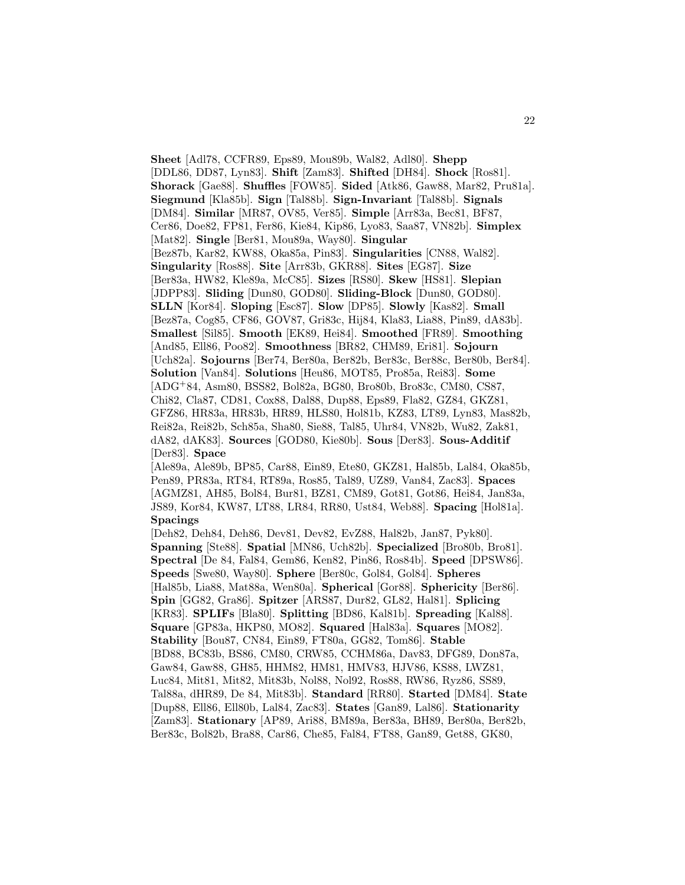**Sheet** [Adl78, CCFR89, Eps89, Mou89b, Wal82, Adl80]. **Shepp** [DDL86, DD87, Lyn83]. **Shift** [Zam83]. **Shifted** [DH84]. **Shock** [Ros81]. **Shorack** [Gae88]. **Shuffles** [FOW85]. **Sided** [Atk86, Gaw88, Mar82, Pru81a]. **Siegmund** [Kla85b]. **Sign** [Tal88b]. **Sign-Invariant** [Tal88b]. **Signals** [DM84]. **Similar** [MR87, OV85, Ver85]. **Simple** [Arr83a, Bec81, BF87, Cer86, Doe82, FP81, Fer86, Kie84, Kip86, Lyo83, Saa87, VN82b]. **Simplex** [Mat82]. **Single** [Ber81, Mou89a, Way80]. **Singular** [Bez87b, Kar82, KW88, Oka85a, Pin83]. **Singularities** [CN88, Wal82]. **Singularity** [Ros88]. **Site** [Arr83b, GKR88]. **Sites** [EG87]. **Size** [Ber83a, HW82, Kle89a, McC85]. **Sizes** [RS80]. **Skew** [HS81]. **Slepian** [JDPP83]. **Sliding** [Dun80, GOD80]. **Sliding-Block** [Dun80, GOD80]. **SLLN** [Kor84]. **Sloping** [Esc87]. **Slow** [DP85]. **Slowly** [Kas82]. **Small** [Bez87a, Cog85, CF86, GOV87, Gri83c, Hij84, Kla83, Lia88, Pin89, dA83b]. **Smallest** [Sil85]. **Smooth** [EK89, Hei84]. **Smoothed** [FR89]. **Smoothing** [And85, Ell86, Poo82]. **Smoothness** [BR82, CHM89, Eri81]. **Sojourn** [Uch82a]. **Sojourns** [Ber74, Ber80a, Ber82b, Ber83c, Ber88c, Ber80b, Ber84]. **Solution** [Van84]. **Solutions** [Heu86, MOT85, Pro85a, Rei83]. **Some** [ADG+84, Asm80, BSS82, Bol82a, BG80, Bro80b, Bro83c, CM80, CS87, Chi82, Cla87, CD81, Cox88, Dal88, Dup88, Eps89, Fla82, GZ84, GKZ81, GFZ86, HR83a, HR83b, HR89, HLS80, Hol81b, KZ83, LT89, Lyn83, Mas82b, Rei82a, Rei82b, Sch85a, Sha80, Sie88, Tal85, Uhr84, VN82b, Wu82, Zak81, dA82, dAK83]. **Sources** [GOD80, Kie80b]. **Sous** [Der83]. **Sous-Additif** [Der83]. **Space** [Ale89a, Ale89b, BP85, Car88, Ein89, Ete80, GKZ81, Hal85b, Lal84, Oka85b, Pen89, PR83a, RT84, RT89a, Ros85, Tal89, UZ89, Van84, Zac83]. **Spaces** [AGMZ81, AH85, Bol84, Bur81, BZ81, CM89, Got81, Got86, Hei84, Jan83a, JS89, Kor84, KW87, LT88, LR84, RR80, Ust84, Web88]. **Spacing** [Hol81a]. **Spacings** [Deh82, Deh84, Deh86, Dev81, Dev82, EvZ88, Hal82b, Jan87, Pyk80]. **Spanning** [Ste88]. **Spatial** [MN86, Uch82b]. **Specialized** [Bro80b, Bro81]. **Spectral** [De 84, Fal84, Gem86, Ken82, Pin86, Ros84b]. **Speed** [DPSW86]. **Speeds** [Swe80, Way80]. **Sphere** [Ber80c, Gol84, Gol84]. **Spheres** [Hal85b, Lia88, Mat88a, Wen80a]. **Spherical** [Gor88]. **Sphericity** [Ber86]. **Spin** [GG82, Gra86]. **Spitzer** [ARS87, Dur82, GL82, Hal81]. **Splicing** [KR83]. **SPLIFs** [Bla80]. **Splitting** [BD86, Kal81b]. **Spreading** [Kal88]. **Square** [GP83a, HKP80, MO82]. **Squared** [Hal83a]. **Squares** [MO82]. **Stability** [Bou87, CN84, Ein89, FT80a, GG82, Tom86]. **Stable** [BD88, BC83b, BS86, CM80, CRW85, CCHM86a, Dav83, DFG89, Don87a, Gaw84, Gaw88, GH85, HHM82, HM81, HMV83, HJV86, KS88, LWZ81, Luc84, Mit81, Mit82, Mit83b, Nol88, Nol92, Ros88, RW86, Ryz86, SS89, Tal88a, dHR89, De 84, Mit83b]. **Standard** [RR80]. **Started** [DM84]. **State** [Dup88, Ell86, Ell80b, Lal84, Zac83]. **States** [Gan89, Lal86]. **Stationarity** [Zam83]. **Stationary** [AP89, Ari88, BM89a, Ber83a, BH89, Ber80a, Ber82b, Ber83c, Bol82b, Bra88, Car86, Che85, Fal84, FT88, Gan89, Get88, GK80,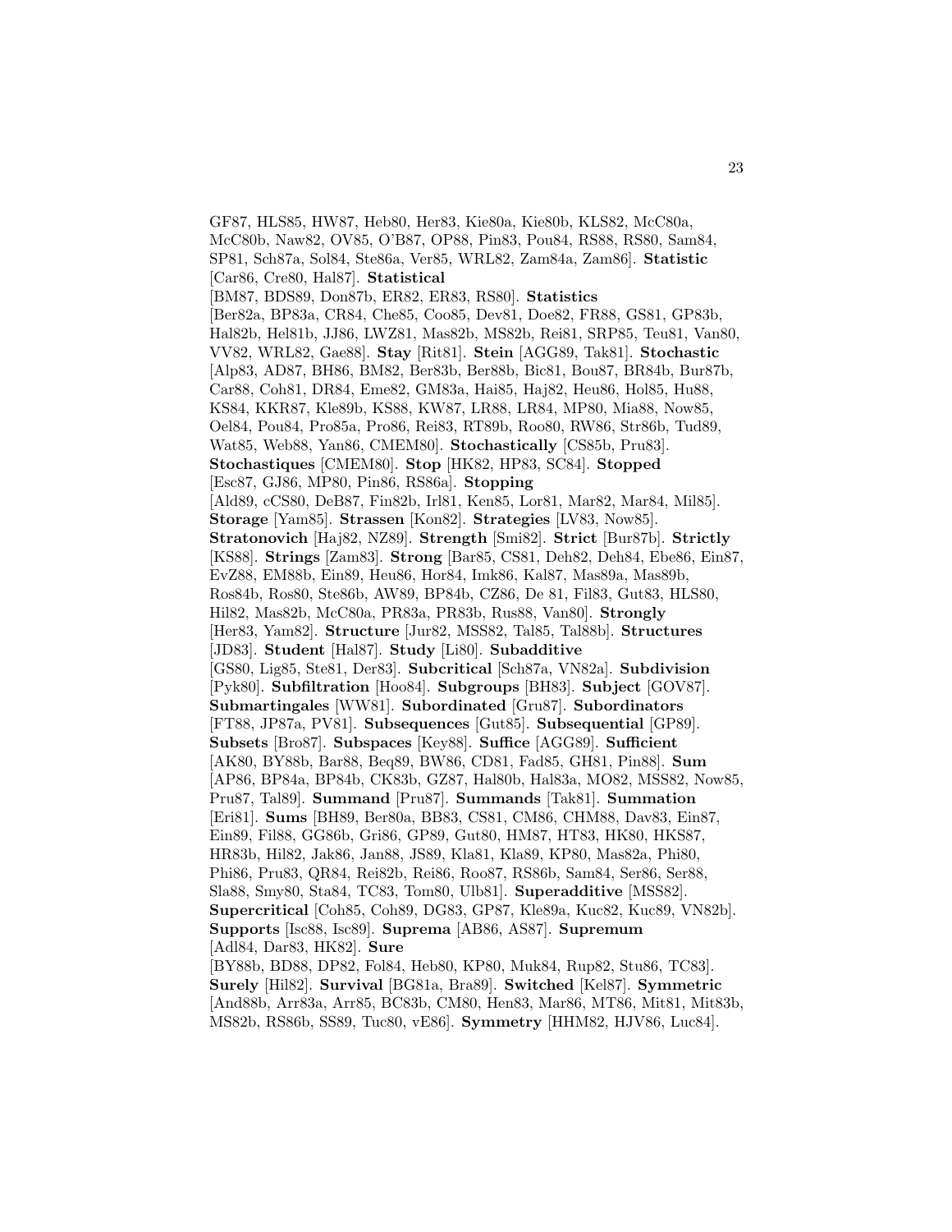GF87, HLS85, HW87, Heb80, Her83, Kie80a, Kie80b, KLS82, McC80a, McC80b, Naw82, OV85, O'B87, OP88, Pin83, Pou84, RS88, RS80, Sam84, SP81, Sch87a, Sol84, Ste86a, Ver85, WRL82, Zam84a, Zam86]. **Statistic** [Car86, Cre80, Hal87]. **Statistical** [BM87, BDS89, Don87b, ER82, ER83, RS80]. **Statistics** [Ber82a, BP83a, CR84, Che85, Coo85, Dev81, Doe82, FR88, GS81, GP83b, Hal82b, Hel81b, JJ86, LWZ81, Mas82b, MS82b, Rei81, SRP85, Teu81, Van80, VV82, WRL82, Gae88]. **Stay** [Rit81]. **Stein** [AGG89, Tak81]. **Stochastic** [Alp83, AD87, BH86, BM82, Ber83b, Ber88b, Bic81, Bou87, BR84b, Bur87b, Car88, Coh81, DR84, Eme82, GM83a, Hai85, Haj82, Heu86, Hol85, Hu88, KS84, KKR87, Kle89b, KS88, KW87, LR88, LR84, MP80, Mia88, Now85, Oel84, Pou84, Pro85a, Pro86, Rei83, RT89b, Roo80, RW86, Str86b, Tud89, Wat85, Web88, Yan86, CMEM80]. **Stochastically** [CS85b, Pru83]. **Stochastiques** [CMEM80]. **Stop** [HK82, HP83, SC84]. **Stopped** [Esc87, GJ86, MP80, Pin86, RS86a]. **Stopping** [Ald89, cCS80, DeB87, Fin82b, Irl81, Ken85, Lor81, Mar82, Mar84, Mil85]. **Storage** [Yam85]. **Strassen** [Kon82]. **Strategies** [LV83, Now85]. **Stratonovich** [Haj82, NZ89]. **Strength** [Smi82]. **Strict** [Bur87b]. **Strictly** [KS88]. **Strings** [Zam83]. **Strong** [Bar85, CS81, Deh82, Deh84, Ebe86, Ein87, EvZ88, EM88b, Ein89, Heu86, Hor84, Imk86, Kal87, Mas89a, Mas89b, Ros84b, Ros80, Ste86b, AW89, BP84b, CZ86, De 81, Fil83, Gut83, HLS80, Hil82, Mas82b, McC80a, PR83a, PR83b, Rus88, Van80]. **Strongly** [Her83, Yam82]. **Structure** [Jur82, MSS82, Tal85, Tal88b]. **Structures** [JD83]. **Student** [Hal87]. **Study** [Li80]. **Subadditive** [GS80, Lig85, Ste81, Der83]. **Subcritical** [Sch87a, VN82a]. **Subdivision** [Pyk80]. **Subfiltration** [Hoo84]. **Subgroups** [BH83]. **Subject** [GOV87]. **Submartingales** [WW81]. **Subordinated** [Gru87]. **Subordinators** [FT88, JP87a, PV81]. **Subsequences** [Gut85]. **Subsequential** [GP89]. **Subsets** [Bro87]. **Subspaces** [Key88]. **Suffice** [AGG89]. **Sufficient** [AK80, BY88b, Bar88, Beq89, BW86, CD81, Fad85, GH81, Pin88]. **Sum** [AP86, BP84a, BP84b, CK83b, GZ87, Hal80b, Hal83a, MO82, MSS82, Now85, Pru87, Tal89]. **Summand** [Pru87]. **Summands** [Tak81]. **Summation** [Eri81]. **Sums** [BH89, Ber80a, BB83, CS81, CM86, CHM88, Dav83, Ein87, Ein89, Fil88, GG86b, Gri86, GP89, Gut80, HM87, HT83, HK80, HKS87, HR83b, Hil82, Jak86, Jan88, JS89, Kla81, Kla89, KP80, Mas82a, Phi80, Phi86, Pru83, QR84, Rei82b, Rei86, Roo87, RS86b, Sam84, Ser86, Ser88, Sla88, Smy80, Sta84, TC83, Tom80, Ulb81]. **Superadditive** [MSS82]. **Supercritical** [Coh85, Coh89, DG83, GP87, Kle89a, Kuc82, Kuc89, VN82b]. **Supports** [Isc88, Isc89]. **Suprema** [AB86, AS87]. **Supremum** [Adl84, Dar83, HK82]. **Sure** [BY88b, BD88, DP82, Fol84, Heb80, KP80, Muk84, Rup82, Stu86, TC83]. **Surely** [Hil82]. **Survival** [BG81a, Bra89]. **Switched** [Kel87]. **Symmetric** [And88b, Arr83a, Arr85, BC83b, CM80, Hen83, Mar86, MT86, Mit81, Mit83b, MS82b, RS86b, SS89, Tuc80, vE86]. **Symmetry** [HHM82, HJV86, Luc84].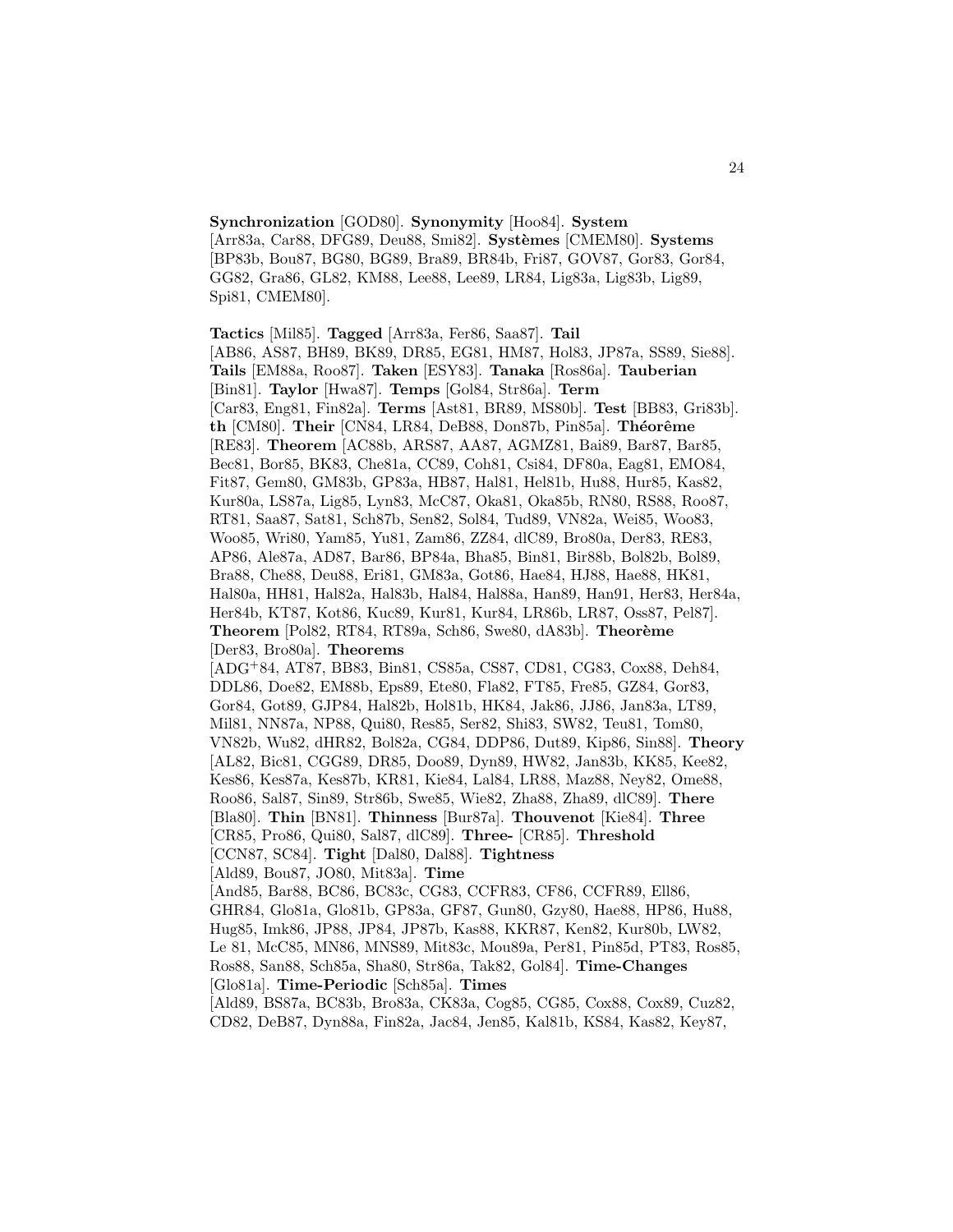**Synchronization** [GOD80]. **Synonymity** [Hoo84]. **System** [Arr83a, Car88, DFG89, Deu88, Smi82]. **Systèmes** [CMEM80]. **Systems** [BP83b, Bou87, BG80, BG89, Bra89, BR84b, Fri87, GOV87, Gor83, Gor84, GG82, Gra86, GL82, KM88, Lee88, Lee89, LR84, Lig83a, Lig83b, Lig89, Spi81, CMEM80].

**Tactics** [Mil85]. **Tagged** [Arr83a, Fer86, Saa87]. **Tail** [AB86, AS87, BH89, BK89, DR85, EG81, HM87, Hol83, JP87a, SS89, Sie88]. **Tails** [EM88a, Roo87]. **Taken** [ESY83]. **Tanaka** [Ros86a]. **Tauberian** [Bin81]. **Taylor** [Hwa87]. **Temps** [Gol84, Str86a]. **Term** [Car83, Eng81, Fin82a]. **Terms** [Ast81, BR89, MS80b]. **Test** [BB83, Gri83b]. **th** [CM80]. **Their** [CN84, LR84, DeB88, Don87b, Pin85a]. **Théorême** [RE83]. **Theorem** [AC88b, ARS87, AA87, AGMZ81, Bai89, Bar87, Bar85, Bec81, Bor85, BK83, Che81a, CC89, Coh81, Csi84, DF80a, Eag81, EMO84, Fit87, Gem80, GM83b, GP83a, HB87, Hal81, Hel81b, Hu88, Hur85, Kas82, Kur80a, LS87a, Lig85, Lyn83, McC87, Oka81, Oka85b, RN80, RS88, Roo87, RT81, Saa87, Sat81, Sch87b, Sen82, Sol84, Tud89, VN82a, Wei85, Woo83, Woo85, Wri80, Yam85, Yu81, Zam86, ZZ84, dlC89, Bro80a, Der83, RE83, AP86, Ale87a, AD87, Bar86, BP84a, Bha85, Bin81, Bir88b, Bol82b, Bol89, Bra88, Che88, Deu88, Eri81, GM83a, Got86, Hae84, HJ88, Hae88, HK81, Hal80a, HH81, Hal82a, Hal83b, Hal84, Hal88a, Han89, Han91, Her83, Her84a, Her84b, KT87, Kot86, Kuc89, Kur81, Kur84, LR86b, LR87, Oss87, Pel87]. **Theorem** [Pol82, RT84, RT89a, Sch86, Swe80, dA83b]. **Theorème** [Der83, Bro80a]. **Theorems** [ADG+84, AT87, BB83, Bin81, CS85a, CS87, CD81, CG83, Cox88, Deh84, DDL86, Doe82, EM88b, Eps89, Ete80, Fla82, FT85, Fre85, GZ84, Gor83, Gor84, Got89, GJP84, Hal82b, Hol81b, HK84, Jak86, JJ86, Jan83a, LT89, Mil81, NN87a, NP88, Qui80, Res85, Ser82, Shi83, SW82, Teu81, Tom80, VN82b, Wu82, dHR82, Bol82a, CG84, DDP86, Dut89, Kip86, Sin88]. **Theory** [AL82, Bic81, CGG89, DR85, Doo89, Dyn89, HW82, Jan83b, KK85, Kee82, Kes86, Kes87a, Kes87b, KR81, Kie84, Lal84, LR88, Maz88, Ney82, Ome88, Roo86, Sal87, Sin89, Str86b, Swe85, Wie82, Zha88, Zha89, dlC89]. **There** [Bla80]. **Thin** [BN81]. **Thinness** [Bur87a]. **Thouvenot** [Kie84]. **Three** [CR85, Pro86, Qui80, Sal87, dlC89]. **Three-** [CR85]. **Threshold** [CCN87, SC84]. **Tight** [Dal80, Dal88]. **Tightness** [Ald89, Bou87, JO80, Mit83a]. **Time** [And85, Bar88, BC86, BC83c, CG83, CCFR83, CF86, CCFR89, Ell86, GHR84, Glo81a, Glo81b, GP83a, GF87, Gun80, Gzy80, Hae88, HP86, Hu88, Hug85, Imk86, JP88, JP84, JP87b, Kas88, KKR87, Ken82, Kur80b, LW82, Le 81, McC85, MN86, MNS89, Mit83c, Mou89a, Per81, Pin85d, PT83, Ros85, Ros88, San88, Sch85a, Sha80, Str86a, Tak82, Gol84]. **Time-Changes** [Glo81a]. **Time-Periodic** [Sch85a]. **Times** [Ald89, BS87a, BC83b, Bro83a, CK83a, Cog85, CG85, Cox88, Cox89, Cuz82, CD82, DeB87, Dyn88a, Fin82a, Jac84, Jen85, Kal81b, KS84, Kas82, Key87,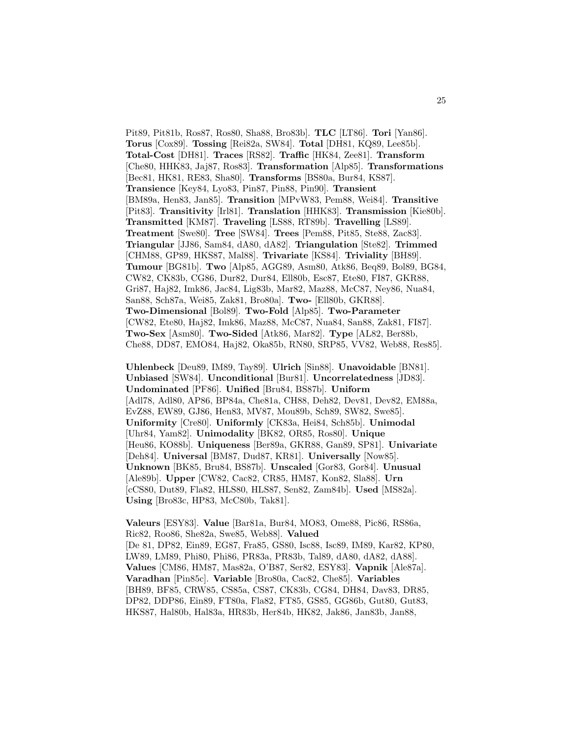Pit89, Pit81b, Ros87, Ros80, Sha88, Bro83b]. **TLC** [LT86]. **Tori** [Yan86]. **Torus** [Cox89]. **Tossing** [Rei82a, SW84]. **Total** [DH81, KQ89, Lee85b]. **Total-Cost** [DH81]. **Traces** [RS82]. **Traffic** [HK84, Zee81]. **Transform** [Che80, HHK83, Jaj87, Ros83]. **Transformation** [Alp85]. **Transformations** [Bec81, HK81, RE83, Sha80]. **Transforms** [BS80a, Bur84, KS87]. **Transience** [Key84, Lyo83, Pin87, Pin88, Pin90]. **Transient** [BM89a, Hen83, Jan85]. **Transition** [MPvW83, Pem88, Wei84]. **Transitive** [Pit83]. **Transitivity** [Irl81]. **Translation** [HHK83]. **Transmission** [Kie80b]. **Transmitted** [KM87]. **Traveling** [LS88, RT89b]. **Travelling** [LS89]. **Treatment** [Swe80]. **Tree** [SW84]. **Trees** [Pem88, Pit85, Ste88, Zac83]. **Triangular** [JJ86, Sam84, dA80, dA82]. **Triangulation** [Ste82]. **Trimmed** [CHM88, GP89, HKS87, Mal88]. **Trivariate** [KS84]. **Triviality** [BH89]. **Tumour** [BG81b]. **Two** [Alp85, AGG89, Asm80, Atk86, Beq89, Bol89, BG84, CW82, CK83b, CG86, Dur82, Dur84, Ell80b, Esc87, Ete80, FI87, GKR88, Gri87, Haj82, Imk86, Jac84, Lig83b, Mar82, Maz88, McC87, Ney86, Nua84, San88, Sch87a, Wei85, Zak81, Bro80a]. **Two-** [Ell80b, GKR88]. **Two-Dimensional** [Bol89]. **Two-Fold** [Alp85]. **Two-Parameter** [CW82, Ete80, Haj82, Imk86, Maz88, McC87, Nua84, San88, Zak81, FI87]. **Two-Sex** [Asm80]. **Two-Sided** [Atk86, Mar82]. **Type** [AL82, Ber88b, Che88, DD87, EMO84, Haj82, Oka85b, RN80, SRP85, VV82, Web88, Res85].

**Uhlenbeck** [Deu89, IM89, Tay89]. **Ulrich** [Sin88]. **Unavoidable** [BN81]. **Unbiased** [SW84]. **Unconditional** [Bur81]. **Uncorrelatedness** [JD83]. **Undominated** [PF86]. **Unified** [Bru84, BS87b]. **Uniform** [Adl78, Adl80, AP86, BP84a, Che81a, CH88, Deh82, Dev81, Dev82, EM88a, EvZ88, EW89, GJ86, Hen83, MV87, Mou89b, Sch89, SW82, Swe85]. **Uniformity** [Cre80]. **Uniformly** [CK83a, Hei84, Sch85b]. **Unimodal** [Uhr84, Yam82]. **Unimodality** [BK82, OR85, Ros80]. **Unique** [Heu86, KO88b]. **Uniqueness** [Ber89a, GKR88, Gan89, SP81]. **Univariate** [Deh84]. **Universal** [BM87, Dud87, KR81]. **Universally** [Now85]. **Unknown** [BK85, Bru84, BS87b]. **Unscaled** [Gor83, Gor84]. **Unusual** [Ale89b]. **Upper** [CW82, Cac82, CR85, HM87, Kon82, Sla88]. **Urn** [cCS80, Dut89, Fla82, HLS80, HLS87, Sen82, Zam84b]. **Used** [MS82a]. **Using** [Bro83c, HP83, McC80b, Tak81].

**Valeurs** [ESY83]. **Value** [Bar81a, Bur84, MO83, Ome88, Pic86, RS86a, Ric82, Roo86, She82a, Swe85, Web88]. **Valued** [De 81, DP82, Ein89, EG87, Fra85, GS80, Isc88, Isc89, IM89, Kar82, KP80, LW89, LM89, Phi80, Phi86, PR83a, PR83b, Tal89, dA80, dA82, dA88]. **Values** [CM86, HM87, Mas82a, O'B87, Ser82, ESY83]. **Vapnik** [Ale87a]. **Varadhan** [Pin85c]. **Variable** [Bro80a, Cac82, Che85]. **Variables** [BH89, BF85, CRW85, CS85a, CS87, CK83b, CG84, DH84, Dav83, DR85, DP82, DDP86, Ein89, FT80a, Fla82, FT85, GS85, GG86b, Gut80, Gut83, HKS87, Hal80b, Hal83a, HR83b, Her84b, HK82, Jak86, Jan83b, Jan88,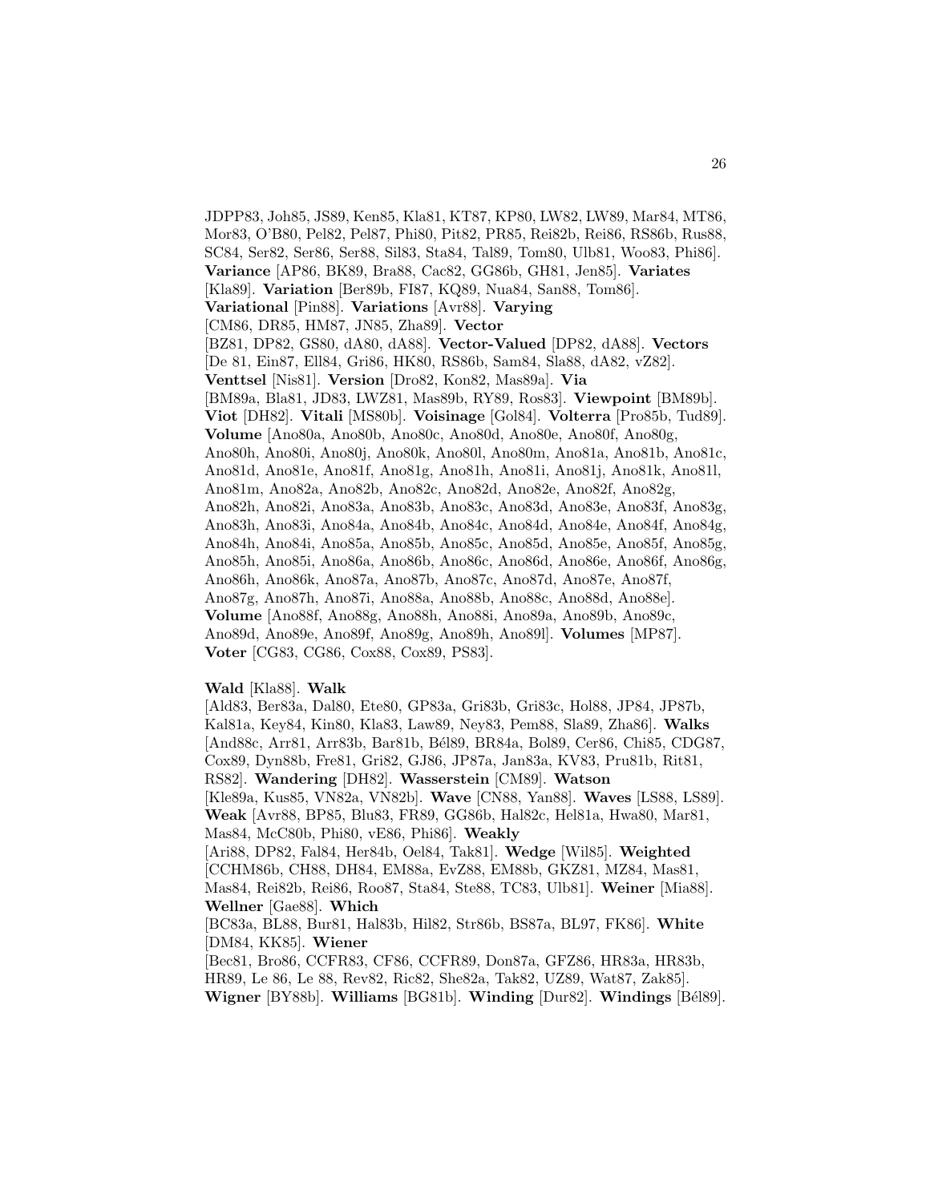JDPP83, Joh85, JS89, Ken85, Kla81, KT87, KP80, LW82, LW89, Mar84, MT86, Mor83, O'B80, Pel82, Pel87, Phi80, Pit82, PR85, Rei82b, Rei86, RS86b, Rus88, SC84, Ser82, Ser86, Ser88, Sil83, Sta84, Tal89, Tom80, Ulb81, Woo83, Phi86]. **Variance** [AP86, BK89, Bra88, Cac82, GG86b, GH81, Jen85]. **Variates** [Kla89]. **Variation** [Ber89b, FI87, KQ89, Nua84, San88, Tom86]. **Variational** [Pin88]. **Variations** [Avr88]. **Varying** [CM86, DR85, HM87, JN85, Zha89]. **Vector** [BZ81, DP82, GS80, dA80, dA88]. **Vector-Valued** [DP82, dA88]. **Vectors** [De 81, Ein87, Ell84, Gri86, HK80, RS86b, Sam84, Sla88, dA82, vZ82]. **Venttsel** [Nis81]. **Version** [Dro82, Kon82, Mas89a]. **Via** [BM89a, Bla81, JD83, LWZ81, Mas89b, RY89, Ros83]. **Viewpoint** [BM89b]. **Viot** [DH82]. **Vitali** [MS80b]. **Voisinage** [Gol84]. **Volterra** [Pro85b, Tud89]. **Volume** [Ano80a, Ano80b, Ano80c, Ano80d, Ano80e, Ano80f, Ano80g, Ano80h, Ano80i, Ano80j, Ano80k, Ano80l, Ano80m, Ano81a, Ano81b, Ano81c, Ano81d, Ano81e, Ano81f, Ano81g, Ano81h, Ano81i, Ano81j, Ano81k, Ano81l, Ano81m, Ano82a, Ano82b, Ano82c, Ano82d, Ano82e, Ano82f, Ano82g, Ano82h, Ano82i, Ano83a, Ano83b, Ano83c, Ano83d, Ano83e, Ano83f, Ano83g, Ano83h, Ano83i, Ano84a, Ano84b, Ano84c, Ano84d, Ano84e, Ano84f, Ano84g, Ano84h, Ano84i, Ano85a, Ano85b, Ano85c, Ano85d, Ano85e, Ano85f, Ano85g, Ano85h, Ano85i, Ano86a, Ano86b, Ano86c, Ano86d, Ano86e, Ano86f, Ano86g, Ano86h, Ano86k, Ano87a, Ano87b, Ano87c, Ano87d, Ano87e, Ano87f, Ano87g, Ano87h, Ano87i, Ano88a, Ano88b, Ano88c, Ano88d, Ano88e]. **Volume** [Ano88f, Ano88g, Ano88h, Ano88i, Ano89a, Ano89b, Ano89c, Ano89d, Ano89e, Ano89f, Ano89g, Ano89h, Ano89l]. **Volumes** [MP87]. **Voter** [CG83, CG86, Cox88, Cox89, PS83].

**Wald** [Kla88]. **Walk** [Ald83, Ber83a, Dal80, Ete80, GP83a, Gri83b, Gri83c, Hol88, JP84, JP87b, Kal81a, Key84, Kin80, Kla83, Law89, Ney83, Pem88, Sla89, Zha86]. **Walks** [And88c, Arr81, Arr83b, Bar81b, Bél89, BR84a, Bol89, Cer86, Chi85, CDG87, Cox89, Dyn88b, Fre81, Gri82, GJ86, JP87a, Jan83a, KV83, Pru81b, Rit81, RS82]. **Wandering** [DH82]. **Wasserstein** [CM89]. **Watson** [Kle89a, Kus85, VN82a, VN82b]. **Wave** [CN88, Yan88]. **Waves** [LS88, LS89]. **Weak** [Avr88, BP85, Blu83, FR89, GG86b, Hal82c, Hel81a, Hwa80, Mar81, Mas84, McC80b, Phi80, vE86, Phi86]. **Weakly** [Ari88, DP82, Fal84, Her84b, Oel84, Tak81]. **Wedge** [Wil85]. **Weighted** [CCHM86b, CH88, DH84, EM88a, EvZ88, EM88b, GKZ81, MZ84, Mas81, Mas84, Rei82b, Rei86, Roo87, Sta84, Ste88, TC83, Ulb81]. **Weiner** [Mia88]. **Wellner** [Gae88]. **Which** [BC83a, BL88, Bur81, Hal83b, Hil82, Str86b, BS87a, BL97, FK86]. **White** [DM84, KK85]. **Wiener** [Bec81, Bro86, CCFR83, CF86, CCFR89, Don87a, GFZ86, HR83a, HR83b, HR89, Le 86, Le 88, Rev82, Ric82, She82a, Tak82, UZ89, Wat87, Zak85]. **Wigner** [BY88b]. **Williams** [BG81b]. **Winding** [Dur82]. **Windings** [Bél89].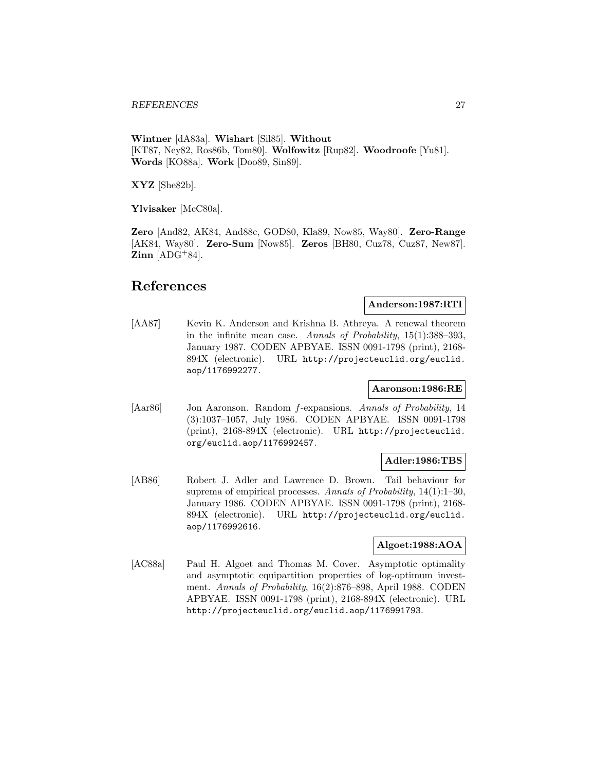**Wintner** [dA83a]. **Wishart** [Sil85]. **Without** [KT87, Ney82, Ros86b, Tom80]. **Wolfowitz** [Rup82]. **Woodroofe** [Yu81]. **Words** [KO88a]. **Work** [Doo89, Sin89].

**XYZ** [She82b].

**Ylvisaker** [McC80a].

**Zero** [And82, AK84, And88c, GOD80, Kla89, Now85, Way80]. **Zero-Range** [AK84, Way80]. **Zero-Sum** [Now85]. **Zeros** [BH80, Cuz78, Cuz87, New87]. **Zinn** [ADG+84].

# References

**Anderson:1987:RTI**

[AA87] Kevin K. Anderson and Krishna B. Athreya. A renewal theorem in the infinite mean case. *Annals of Probability*, 15(1):388–393, January 1987. CODEN APBYAE. ISSN 0091-1798 (print), 2168-894X (electronic). URL `http://projecteuclid.org/euclid.aop/1176992277`.

**Aaronson:1986:RE**

[Aar86] Jon Aaronson. Random $f$-expansions. *Annals of Probability*, 14 (3):1037–1057, July 1986. CODEN APBYAE. ISSN 0091-1798 (print), 2168-894X (electronic). URL `http://projecteuclid.org/euclid.aop/1176992457`.

**Adler:1986:TBS**

[AB86] Robert J. Adler and Lawrence D. Brown. Tail behaviour for suprema of empirical processes. *Annals of Probability*, 14(1):1–30, January 1986. CODEN APBYAE. ISSN 0091-1798 (print), 2168-894X (electronic). URL `http://projecteuclid.org/euclid.aop/1176992616`.

**Algoet:1988:AOA**

[AC88a] Paul H. Algoet and Thomas M. Cover. Asymptotic optimality and asymptotic equipartition properties of log-optimum investment. *Annals of Probability*, 16(2):876–898, April 1988. CODEN APBYAE. ISSN 0091-1798 (print), 2168-894X (electronic). URL `http://projecteuclid.org/euclid.aop/1176991793`.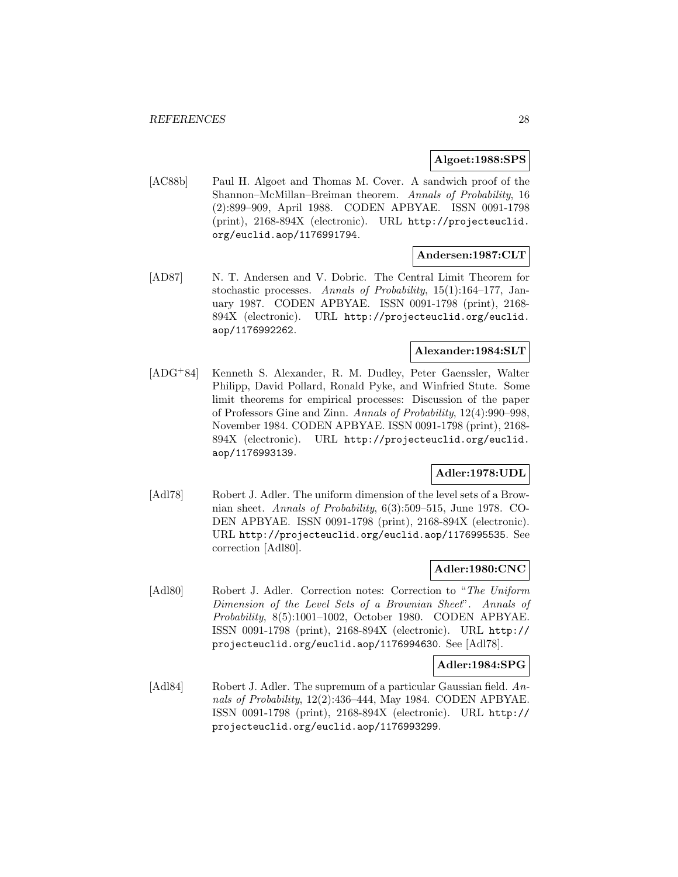**Algoet:1988:SPS**

[AC88b] Paul H. Algoet and Thomas M. Cover. A sandwich proof of the Shannon–McMillan–Breiman theorem. *Annals of Probability*, 16 (2):899–909, April 1988. CODEN APBYAE. ISSN 0091-1798 (print), 2168-894X (electronic). URL `http://projecteuclid.org/euclid.aop/1176991794`.

**Andersen:1987:CLT**

[AD87] N. T. Andersen and V. Dobric. The Central Limit Theorem for stochastic processes. *Annals of Probability*, 15(1):164–177, January 1987. CODEN APBYAE. ISSN 0091-1798 (print), 2168-894X (electronic). URL `http://projecteuclid.org/euclid.aop/1176992262`.

**Alexander:1984:SLT**

[ADG+84] Kenneth S. Alexander, R. M. Dudley, Peter Gaenssler, Walter Philipp, David Pollard, Ronald Pyke, and Winfried Stute. Some limit theorems for empirical processes: Discussion of the paper of Professors Gine and Zinn. *Annals of Probability*, 12(4):990–998, November 1984. CODEN APBYAE. ISSN 0091-1798 (print), 2168-894X (electronic). URL `http://projecteuclid.org/euclid.aop/1176993139`.

**Adler:1978:UDL**

[Adl78] Robert J. Adler. The uniform dimension of the level sets of a Brownian sheet. *Annals of Probability*, 6(3):509–515, June 1978. CODEN APBYAE. ISSN 0091-1798 (print), 2168-894X (electronic). URL `http://projecteuclid.org/euclid.aop/1176995535`. See correction [Adl80].

**Adler:1980:CNC**

[Adl80] Robert J. Adler. Correction notes: Correction to "*The Uniform Dimension of the Level Sets of a Brownian Sheet*". *Annals of Probability*, 8(5):1001–1002, October 1980. CODEN APBYAE. ISSN 0091-1798 (print), 2168-894X (electronic). URL `http://projecteuclid.org/euclid.aop/1176994630`. See [Adl78].

**Adler:1984:SPG**

[Adl84] Robert J. Adler. The supremum of a particular Gaussian field. *Annals of Probability*, 12(2):436–444, May 1984. CODEN APBYAE. ISSN 0091-1798 (print), 2168-894X (electronic). URL `http://projecteuclid.org/euclid.aop/1176993299`.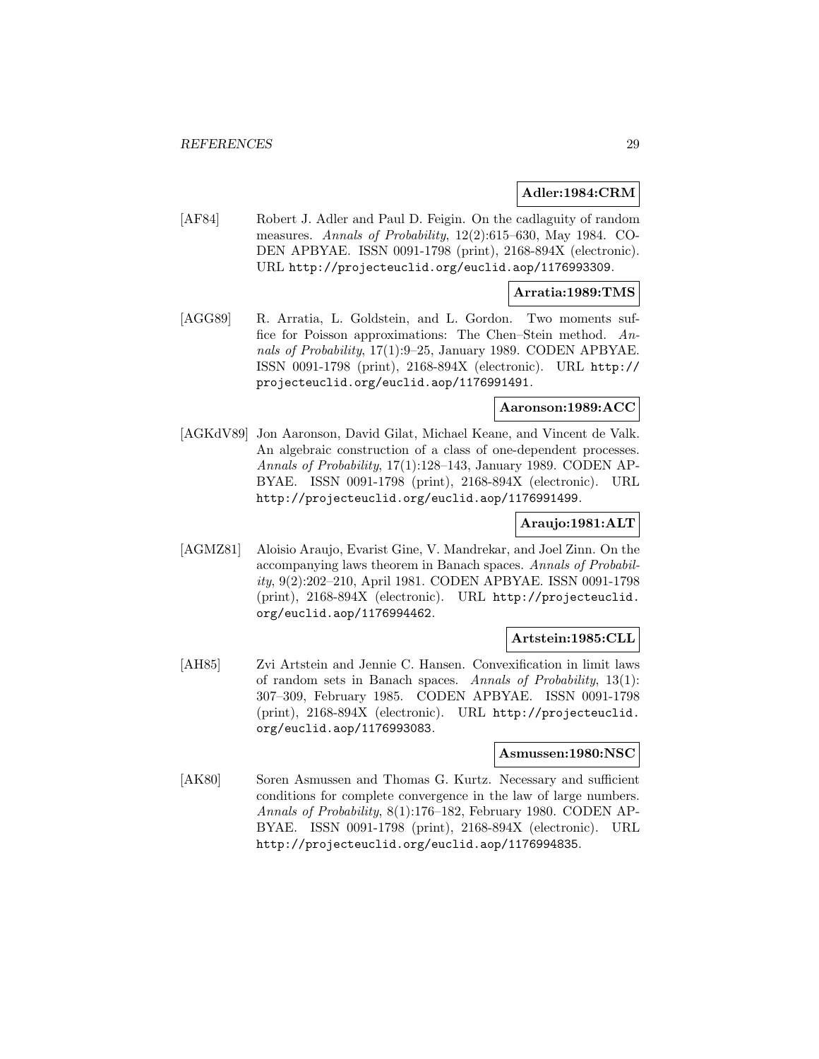**Adler:1984:CRM**

[AF84] Robert J. Adler and Paul D. Feigin. On the cadlaguity of random measures. *Annals of Probability*, 12(2):615–630, May 1984. CODEN APBYAE. ISSN 0091-1798 (print), 2168-894X (electronic). URL http://projecteuclid.org/euclid.aop/1176993309.

**Arratia:1989:TMS**

[AGG89] R. Arratia, L. Goldstein, and L. Gordon. Two moments suffice for Poisson approximations: The Chen–Stein method. *Annals of Probability*, 17(1):9–25, January 1989. CODEN APBYAE. ISSN 0091-1798 (print), 2168-894X (electronic). URL http://projecteuclid.org/euclid.aop/1176991491.

**Aaronson:1989:ACC**

[AGKdV89] Jon Aaronson, David Gilat, Michael Keane, and Vincent de Valk. An algebraic construction of a class of one-dependent processes. *Annals of Probability*, 17(1):128–143, January 1989. CODEN APBYAE. ISSN 0091-1798 (print), 2168-894X (electronic). URL http://projecteuclid.org/euclid.aop/1176991499.

**Araujo:1981:ALT**

[AGMZ81] Aloisio Araujo, Evarist Gine, V. Mandrekar, and Joel Zinn. On the accompanying laws theorem in Banach spaces. *Annals of Probability*, 9(2):202–210, April 1981. CODEN APBYAE. ISSN 0091-1798 (print), 2168-894X (electronic). URL http://projecteuclid.org/euclid.aop/1176994462.

**Artstein:1985:CLL**

[AH85] Zvi Artstein and Jennie C. Hansen. Convexification in limit laws of random sets in Banach spaces. *Annals of Probability*, 13(1): 307–309, February 1985. CODEN APBYAE. ISSN 0091-1798 (print), 2168-894X (electronic). URL http://projecteuclid.org/euclid.aop/1176993083.

**Asmussen:1980:NSC**

[AK80] Soren Asmussen and Thomas G. Kurtz. Necessary and sufficient conditions for complete convergence in the law of large numbers. *Annals of Probability*, 8(1):176–182, February 1980. CODEN APBYAE. ISSN 0091-1798 (print), 2168-894X (electronic). URL http://projecteuclid.org/euclid.aop/1176994835.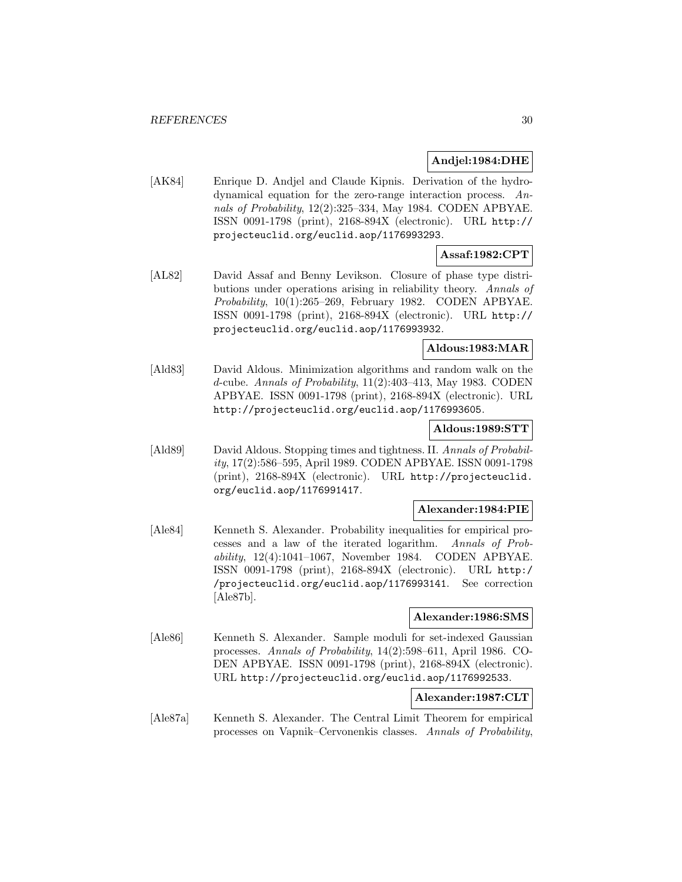**Andjel:1984:DHE**

[AK84] Enrique D. Andjel and Claude Kipnis. Derivation of the hydrodynamical equation for the zero-range interaction process. *Annals of Probability*, 12(2):325–334, May 1984. CODEN APBYAE. ISSN 0091-1798 (print), 2168-894X (electronic). URL http://projecteuclid.org/euclid.aop/1176993293.

**Assaf:1982:CPT**

[AL82] David Assaf and Benny Levikson. Closure of phase type distributions under operations arising in reliability theory. *Annals of Probability*, 10(1):265–269, February 1982. CODEN APBYAE. ISSN 0091-1798 (print), 2168-894X (electronic). URL http://projecteuclid.org/euclid.aop/1176993932.

**Aldous:1983:MAR**

[Ald83] David Aldous. Minimization algorithms and random walk on the $d$-cube. *Annals of Probability*, 11(2):403–413, May 1983. CODEN APBYAE. ISSN 0091-1798 (print), 2168-894X (electronic). URL http://projecteuclid.org/euclid.aop/1176993605.

**Aldous:1989:STT**

[Ald89] David Aldous. Stopping times and tightness. II. *Annals of Probability*, 17(2):586–595, April 1989. CODEN APBYAE. ISSN 0091-1798 (print), 2168-894X (electronic). URL http://projecteuclid.org/euclid.aop/1176991417.

**Alexander:1984:PIE**

[Ale84] Kenneth S. Alexander. Probability inequalities for empirical processes and a law of the iterated logarithm. *Annals of Probability*, 12(4):1041–1067, November 1984. CODEN APBYAE. ISSN 0091-1798 (print), 2168-894X (electronic). URL http://projecteuclid.org/euclid.aop/1176993141. See correction [Ale87b].

**Alexander:1986:SMS**

[Ale86] Kenneth S. Alexander. Sample moduli for set-indexed Gaussian processes. *Annals of Probability*, 14(2):598–611, April 1986. CODEN APBYAE. ISSN 0091-1798 (print), 2168-894X (electronic). URL http://projecteuclid.org/euclid.aop/1176992533.

**Alexander:1987:CLT**

[Ale87a] Kenneth S. Alexander. The Central Limit Theorem for empirical processes on Vapnik–Cervonenkis classes. *Annals of Probability*,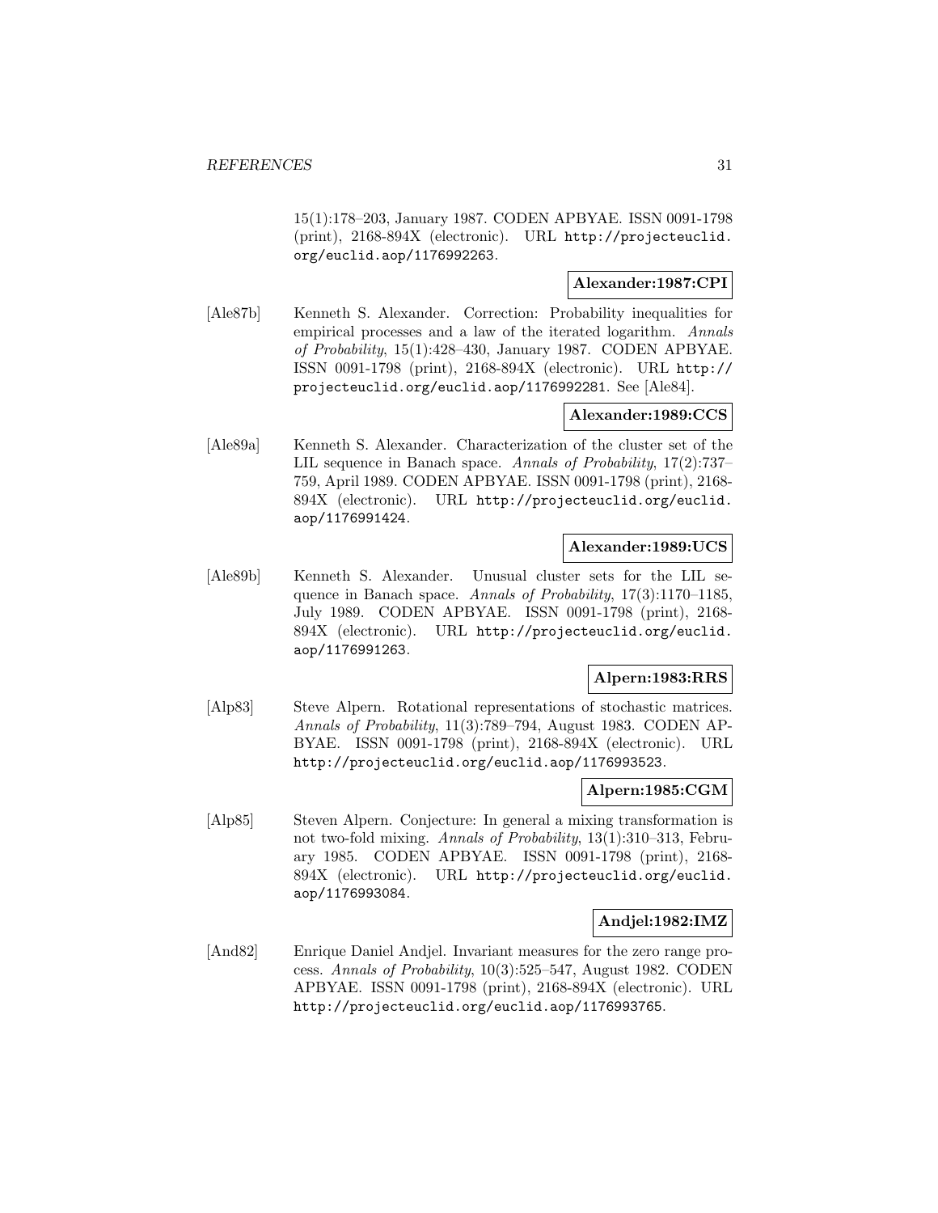15(1):178–203, January 1987. CODEN APBYAE. ISSN 0091-1798 (print), 2168-894X (electronic). URL http://projecteuclid.org/euclid.aop/1176992263.

**Alexander:1987:CPI**

[Ale87b] Kenneth S. Alexander. Correction: Probability inequalities for empirical processes and a law of the iterated logarithm. *Annals of Probability*, 15(1):428–430, January 1987. CODEN APBYAE. ISSN 0091-1798 (print), 2168-894X (electronic). URL http://projecteuclid.org/euclid.aop/1176992281. See [Ale84].

**Alexander:1989:CCS**

[Ale89a] Kenneth S. Alexander. Characterization of the cluster set of the LIL sequence in Banach space. *Annals of Probability*, 17(2):737–759, April 1989. CODEN APBYAE. ISSN 0091-1798 (print), 2168-894X (electronic). URL http://projecteuclid.org/euclid.aop/1176991424.

**Alexander:1989:UCS**

[Ale89b] Kenneth S. Alexander. Unusual cluster sets for the LIL sequence in Banach space. *Annals of Probability*, 17(3):1170–1185, July 1989. CODEN APBYAE. ISSN 0091-1798 (print), 2168-894X (electronic). URL http://projecteuclid.org/euclid.aop/1176991263.

**Alpern:1983:RRS**

[Alp83] Steve Alpern. Rotational representations of stochastic matrices. *Annals of Probability*, 11(3):789–794, August 1983. CODEN APBYAE. ISSN 0091-1798 (print), 2168-894X (electronic). URL http://projecteuclid.org/euclid.aop/1176993523.

**Alpern:1985:CGM**

[Alp85] Steven Alpern. Conjecture: In general a mixing transformation is not two-fold mixing. *Annals of Probability*, 13(1):310–313, February 1985. CODEN APBYAE. ISSN 0091-1798 (print), 2168-894X (electronic). URL http://projecteuclid.org/euclid.aop/1176993084.

**Andjel:1982:IMZ**

[And82] Enrique Daniel Andjel. Invariant measures for the zero range process. *Annals of Probability*, 10(3):525–547, August 1982. CODEN APBYAE. ISSN 0091-1798 (print), 2168-894X (electronic). URL http://projecteuclid.org/euclid.aop/1176993765.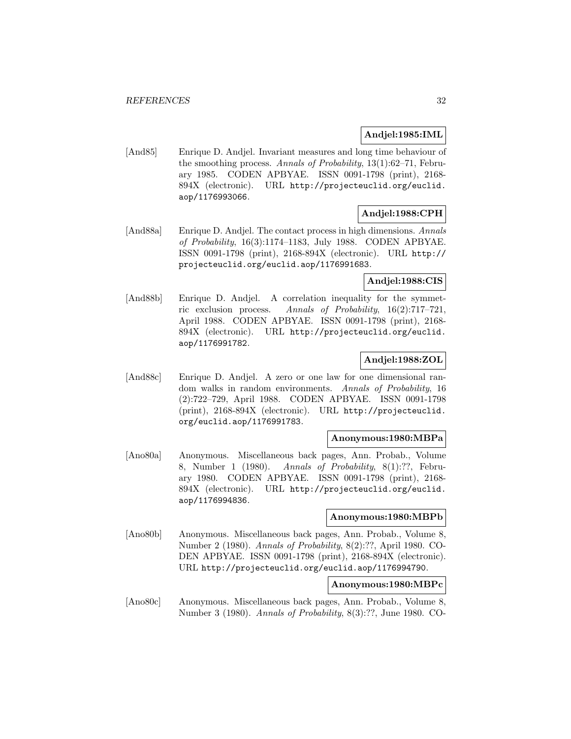**Andjel:1985:IML**

[And85] Enrique D. Andjel. Invariant measures and long time behaviour of the smoothing process. *Annals of Probability*, 13(1):62–71, February 1985. CODEN APBYAE. ISSN 0091-1798 (print), 2168-894X (electronic). URL http://projecteuclid.org/euclid.aop/1176993066.

**Andjel:1988:CPH**

[And88a] Enrique D. Andjel. The contact process in high dimensions. *Annals of Probability*, 16(3):1174–1183, July 1988. CODEN APBYAE. ISSN 0091-1798 (print), 2168-894X (electronic). URL http://projecteuclid.org/euclid.aop/1176991683.

**Andjel:1988:CIS**

[And88b] Enrique D. Andjel. A correlation inequality for the symmetric exclusion process. *Annals of Probability*, 16(2):717–721, April 1988. CODEN APBYAE. ISSN 0091-1798 (print), 2168-894X (electronic). URL http://projecteuclid.org/euclid.aop/1176991782.

**Andjel:1988:ZOL**

[And88c] Enrique D. Andjel. A zero or one law for one dimensional random walks in random environments. *Annals of Probability*, 16(2):722–729, April 1988. CODEN APBYAE. ISSN 0091-1798 (print), 2168-894X (electronic). URL http://projecteuclid.org/euclid.aop/1176991783.

**Anonymous:1980:MBPa**

[Ano80a] Anonymous. Miscellaneous back pages, Ann. Probab., Volume 8, Number 1 (1980). *Annals of Probability*, 8(1):??, February 1980. CODEN APBYAE. ISSN 0091-1798 (print), 2168-894X (electronic). URL http://projecteuclid.org/euclid.aop/1176994836.

**Anonymous:1980:MBPb**

[Ano80b] Anonymous. Miscellaneous back pages, Ann. Probab., Volume 8, Number 2 (1980). *Annals of Probability*, 8(2):??, April 1980. CODEN APBYAE. ISSN 0091-1798 (print), 2168-894X (electronic). URL http://projecteuclid.org/euclid.aop/1176994790.

**Anonymous:1980:MBPc**

[Ano80c] Anonymous. Miscellaneous back pages, Ann. Probab., Volume 8, Number 3 (1980). *Annals of Probability*, 8(3):??, June 1980. CO-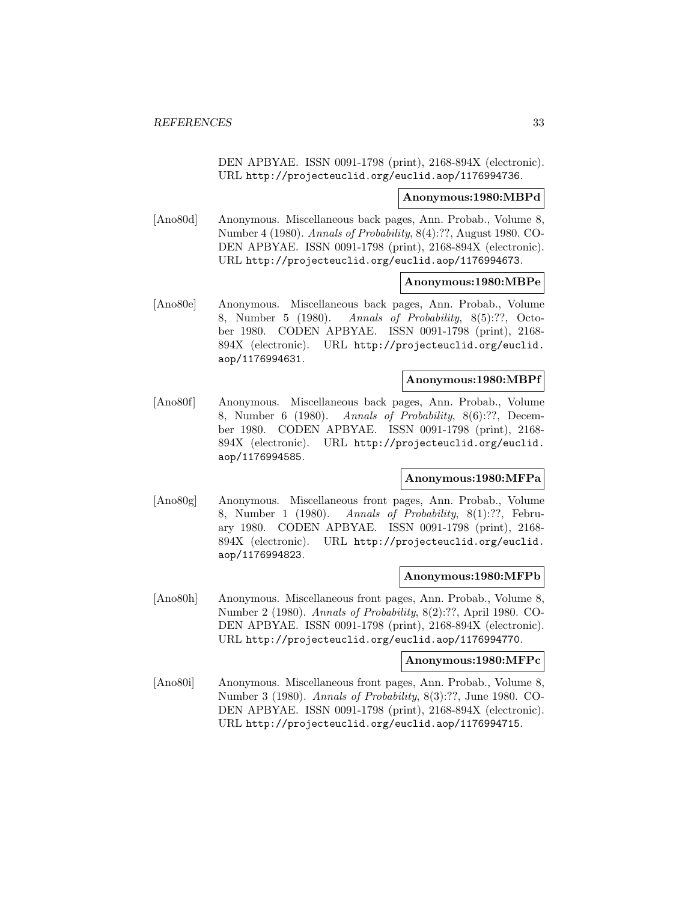DEN APBYAE. ISSN 0091-1798 (print), 2168-894X (electronic). URL http://projecteuclid.org/euclid.aop/1176994736.

**Anonymous:1980:MBPd**

[Ano80d] Anonymous. Miscellaneous back pages, Ann. Probab., Volume 8, Number 4 (1980). *Annals of Probability*, 8(4):??, August 1980. CODEN APBYAE. ISSN 0091-1798 (print), 2168-894X (electronic). URL http://projecteuclid.org/euclid.aop/1176994673.

**Anonymous:1980:MBPe**

[Ano80e] Anonymous. Miscellaneous back pages, Ann. Probab., Volume 8, Number 5 (1980). *Annals of Probability*, 8(5):??, October 1980. CODEN APBYAE. ISSN 0091-1798 (print), 2168-894X (electronic). URL http://projecteuclid.org/euclid.aop/1176994631.

**Anonymous:1980:MBPf**

[Ano80f] Anonymous. Miscellaneous back pages, Ann. Probab., Volume 8, Number 6 (1980). *Annals of Probability*, 8(6):??, December 1980. CODEN APBYAE. ISSN 0091-1798 (print), 2168-894X (electronic). URL http://projecteuclid.org/euclid.aop/1176994585.

**Anonymous:1980:MFPa**

[Ano80g] Anonymous. Miscellaneous front pages, Ann. Probab., Volume 8, Number 1 (1980). *Annals of Probability*, 8(1):??, February 1980. CODEN APBYAE. ISSN 0091-1798 (print), 2168-894X (electronic). URL http://projecteuclid.org/euclid.aop/1176994823.

**Anonymous:1980:MFPb**

[Ano80h] Anonymous. Miscellaneous front pages, Ann. Probab., Volume 8, Number 2 (1980). *Annals of Probability*, 8(2):??, April 1980. CODEN APBYAE. ISSN 0091-1798 (print), 2168-894X (electronic). URL http://projecteuclid.org/euclid.aop/1176994770.

**Anonymous:1980:MFPc**

[Ano80i] Anonymous. Miscellaneous front pages, Ann. Probab., Volume 8, Number 3 (1980). *Annals of Probability*, 8(3):??, June 1980. CODEN APBYAE. ISSN 0091-1798 (print), 2168-894X (electronic). URL http://projecteuclid.org/euclid.aop/1176994715.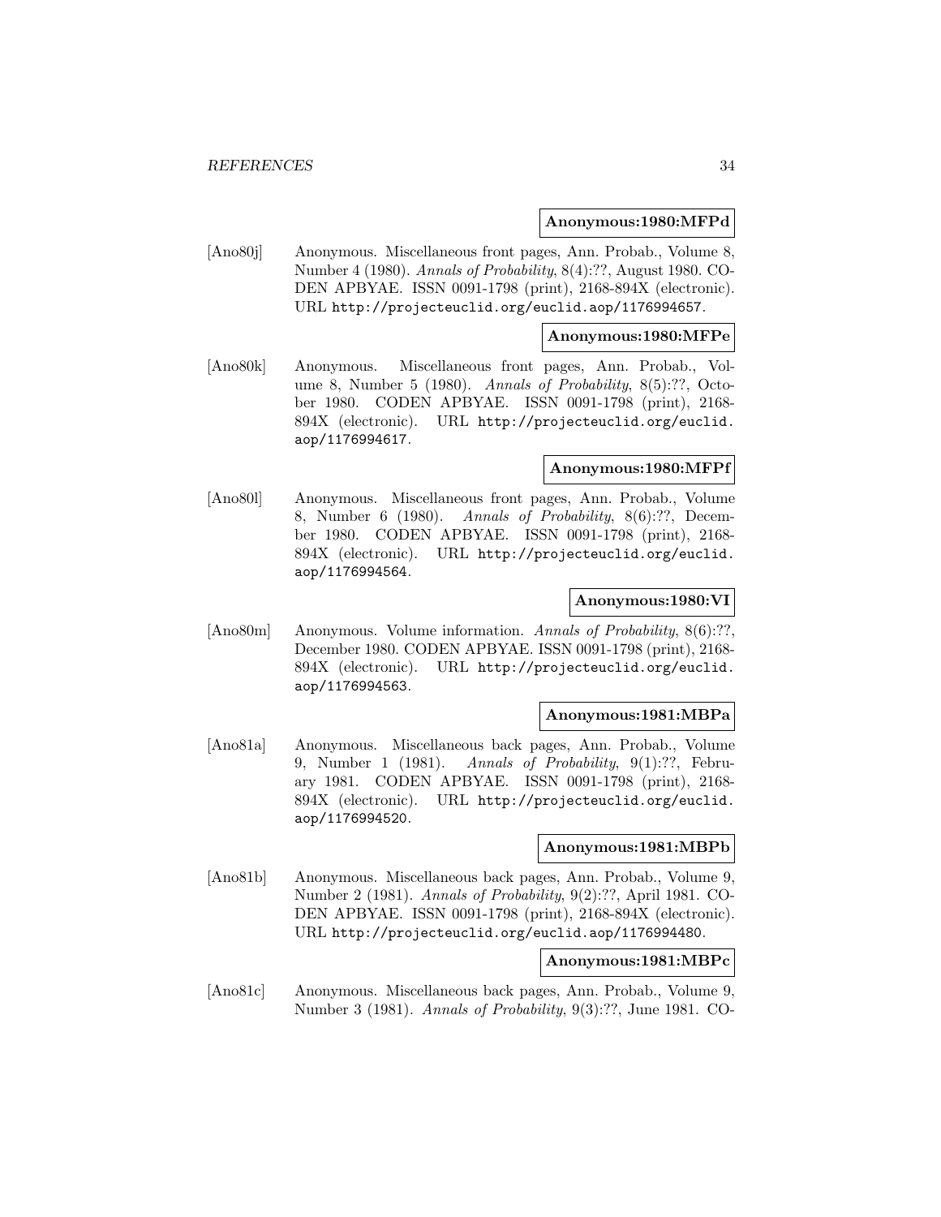**Anonymous:1980:MFPd**

[Ano80j] Anonymous. Miscellaneous front pages, Ann. Probab., Volume 8, Number 4 (1980). *Annals of Probability*, 8(4):??, August 1980. CODEN APBYAE. ISSN 0091-1798 (print), 2168-894X (electronic). URL http://projecteuclid.org/euclid.aop/1176994657.

**Anonymous:1980:MFPe**

[Ano80k] Anonymous. Miscellaneous front pages, Ann. Probab., Volume 8, Number 5 (1980). *Annals of Probability*, 8(5):??, October 1980. CODEN APBYAE. ISSN 0091-1798 (print), 2168-894X (electronic). URL http://projecteuclid.org/euclid.aop/1176994617.

**Anonymous:1980:MFPf**

[Ano80l] Anonymous. Miscellaneous front pages, Ann. Probab., Volume 8, Number 6 (1980). *Annals of Probability*, 8(6):??, December 1980. CODEN APBYAE. ISSN 0091-1798 (print), 2168-894X (electronic). URL http://projecteuclid.org/euclid.aop/1176994564.

**Anonymous:1980:VI**

[Ano80m] Anonymous. Volume information. *Annals of Probability*, 8(6):??, December 1980. CODEN APBYAE. ISSN 0091-1798 (print), 2168-894X (electronic). URL http://projecteuclid.org/euclid.aop/1176994563.

**Anonymous:1981:MBPa**

[Ano81a] Anonymous. Miscellaneous back pages, Ann. Probab., Volume 9, Number 1 (1981). *Annals of Probability*, 9(1):??, February 1981. CODEN APBYAE. ISSN 0091-1798 (print), 2168-894X (electronic). URL http://projecteuclid.org/euclid.aop/1176994520.

**Anonymous:1981:MBPb**

[Ano81b] Anonymous. Miscellaneous back pages, Ann. Probab., Volume 9, Number 2 (1981). *Annals of Probability*, 9(2):??, April 1981. CODEN APBYAE. ISSN 0091-1798 (print), 2168-894X (electronic). URL http://projecteuclid.org/euclid.aop/1176994480.

**Anonymous:1981:MBPc**

[Ano81c] Anonymous. Miscellaneous back pages, Ann. Probab., Volume 9, Number 3 (1981). *Annals of Probability*, 9(3):??, June 1981. CO-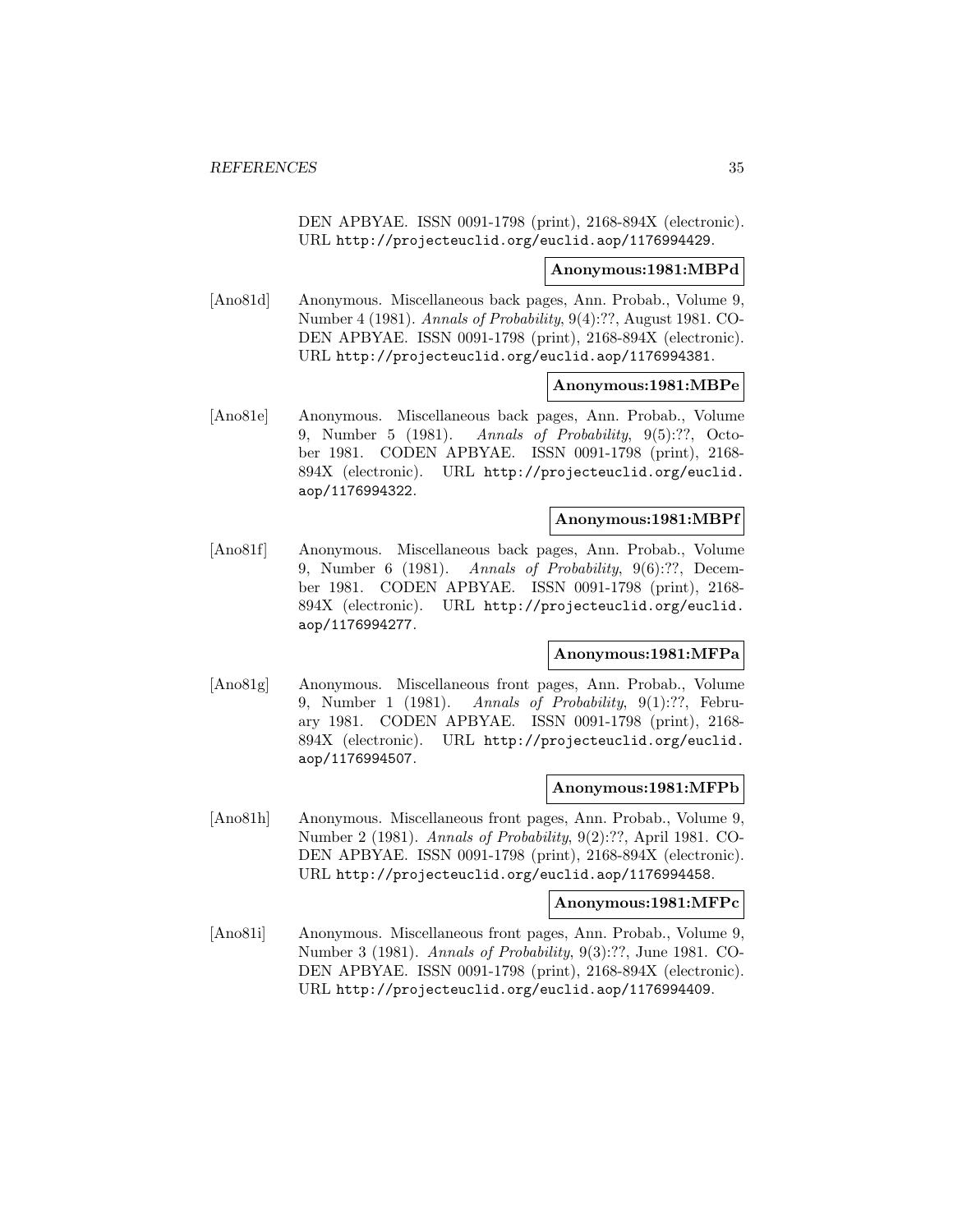DEN APBYAE. ISSN 0091-1798 (print), 2168-894X (electronic). URL http://projecteuclid.org/euclid.aop/1176994429.

**Anonymous:1981:MBPd**

[Ano81d] Anonymous. Miscellaneous back pages, Ann. Probab., Volume 9, Number 4 (1981). *Annals of Probability*, 9(4):??, August 1981. CODEN APBYAE. ISSN 0091-1798 (print), 2168-894X (electronic). URL http://projecteuclid.org/euclid.aop/1176994381.

**Anonymous:1981:MBPe**

[Ano81e] Anonymous. Miscellaneous back pages, Ann. Probab., Volume 9, Number 5 (1981). *Annals of Probability*, 9(5):??, October 1981. CODEN APBYAE. ISSN 0091-1798 (print), 2168-894X (electronic). URL http://projecteuclid.org/euclid.aop/1176994322.

**Anonymous:1981:MBPf**

[Ano81f] Anonymous. Miscellaneous back pages, Ann. Probab., Volume 9, Number 6 (1981). *Annals of Probability*, 9(6):??, December 1981. CODEN APBYAE. ISSN 0091-1798 (print), 2168-894X (electronic). URL http://projecteuclid.org/euclid.aop/1176994277.

**Anonymous:1981:MFPa**

[Ano81g] Anonymous. Miscellaneous front pages, Ann. Probab., Volume 9, Number 1 (1981). *Annals of Probability*, 9(1):??, February 1981. CODEN APBYAE. ISSN 0091-1798 (print), 2168-894X (electronic). URL http://projecteuclid.org/euclid.aop/1176994507.

**Anonymous:1981:MFPb**

[Ano81h] Anonymous. Miscellaneous front pages, Ann. Probab., Volume 9, Number 2 (1981). *Annals of Probability*, 9(2):??, April 1981. CODEN APBYAE. ISSN 0091-1798 (print), 2168-894X (electronic). URL http://projecteuclid.org/euclid.aop/1176994458.

**Anonymous:1981:MFPc**

[Ano81i] Anonymous. Miscellaneous front pages, Ann. Probab., Volume 9, Number 3 (1981). *Annals of Probability*, 9(3):??, June 1981. CODEN APBYAE. ISSN 0091-1798 (print), 2168-894X (electronic). URL http://projecteuclid.org/euclid.aop/1176994409.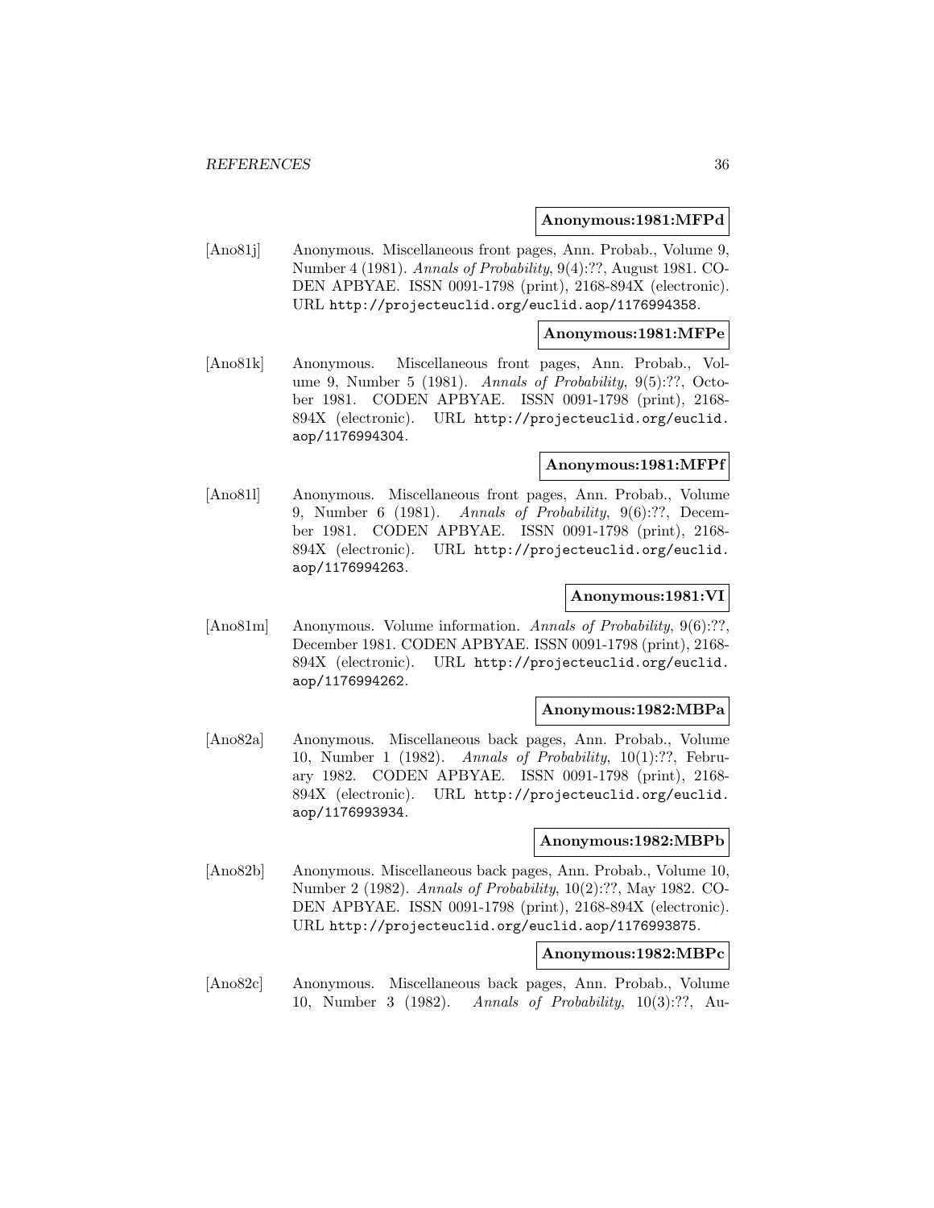**Anonymous:1981:MFPd**

[Ano81j] Anonymous. Miscellaneous front pages, Ann. Probab., Volume 9, Number 4 (1981). *Annals of Probability*, 9(4):??, August 1981. CODEN APBYAE. ISSN 0091-1798 (print), 2168-894X (electronic). URL http://projecteuclid.org/euclid.aop/1176994358.

**Anonymous:1981:MFPe**

[Ano81k] Anonymous. Miscellaneous front pages, Ann. Probab., Volume 9, Number 5 (1981). *Annals of Probability*, 9(5):??, October 1981. CODEN APBYAE. ISSN 0091-1798 (print), 2168-894X (electronic). URL http://projecteuclid.org/euclid.aop/1176994304.

**Anonymous:1981:MFPf**

[Ano81l] Anonymous. Miscellaneous front pages, Ann. Probab., Volume 9, Number 6 (1981). *Annals of Probability*, 9(6):??, December 1981. CODEN APBYAE. ISSN 0091-1798 (print), 2168-894X (electronic). URL http://projecteuclid.org/euclid.aop/1176994263.

**Anonymous:1981:VI**

[Ano81m] Anonymous. Volume information. *Annals of Probability*, 9(6):??, December 1981. CODEN APBYAE. ISSN 0091-1798 (print), 2168-894X (electronic). URL http://projecteuclid.org/euclid.aop/1176994262.

**Anonymous:1982:MBPa**

[Ano82a] Anonymous. Miscellaneous back pages, Ann. Probab., Volume 10, Number 1 (1982). *Annals of Probability*, 10(1):??, February 1982. CODEN APBYAE. ISSN 0091-1798 (print), 2168-894X (electronic). URL http://projecteuclid.org/euclid.aop/1176993934.

**Anonymous:1982:MBPb**

[Ano82b] Anonymous. Miscellaneous back pages, Ann. Probab., Volume 10, Number 2 (1982). *Annals of Probability*, 10(2):??, May 1982. CODEN APBYAE. ISSN 0091-1798 (print), 2168-894X (electronic). URL http://projecteuclid.org/euclid.aop/1176993875.

**Anonymous:1982:MBPc**

[Ano82c] Anonymous. Miscellaneous back pages, Ann. Probab., Volume 10, Number 3 (1982). *Annals of Probability*, 10(3):??, Au-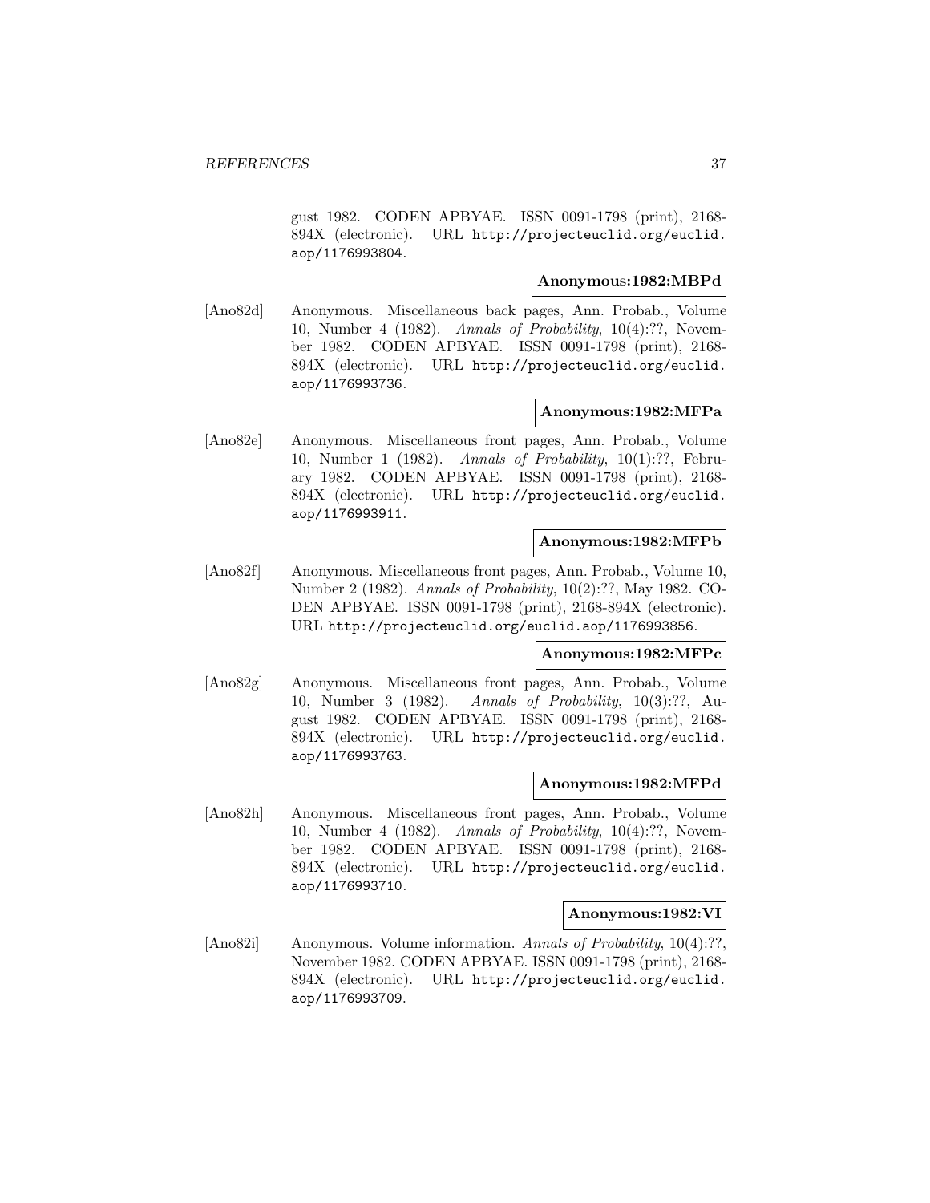gust 1982. CODEN APBYAE. ISSN 0091-1798 (print), 2168-894X (electronic). URL http://projecteuclid.org/euclid.aop/1176993804.

**Anonymous:1982:MBPd**

[Ano82d] Anonymous. Miscellaneous back pages, Ann. Probab., Volume 10, Number 4 (1982). *Annals of Probability*, 10(4):??, November 1982. CODEN APBYAE. ISSN 0091-1798 (print), 2168-894X (electronic). URL http://projecteuclid.org/euclid.aop/1176993736.

**Anonymous:1982:MFPa**

[Ano82e] Anonymous. Miscellaneous front pages, Ann. Probab., Volume 10, Number 1 (1982). *Annals of Probability*, 10(1):??, February 1982. CODEN APBYAE. ISSN 0091-1798 (print), 2168-894X (electronic). URL http://projecteuclid.org/euclid.aop/1176993911.

**Anonymous:1982:MFPb**

[Ano82f] Anonymous. Miscellaneous front pages, Ann. Probab., Volume 10, Number 2 (1982). *Annals of Probability*, 10(2):??, May 1982. CODEN APBYAE. ISSN 0091-1798 (print), 2168-894X (electronic). URL http://projecteuclid.org/euclid.aop/1176993856.

**Anonymous:1982:MFPc**

[Ano82g] Anonymous. Miscellaneous front pages, Ann. Probab., Volume 10, Number 3 (1982). *Annals of Probability*, 10(3):??, August 1982. CODEN APBYAE. ISSN 0091-1798 (print), 2168-894X (electronic). URL http://projecteuclid.org/euclid.aop/1176993763.

**Anonymous:1982:MFPd**

[Ano82h] Anonymous. Miscellaneous front pages, Ann. Probab., Volume 10, Number 4 (1982). *Annals of Probability*, 10(4):??, November 1982. CODEN APBYAE. ISSN 0091-1798 (print), 2168-894X (electronic). URL http://projecteuclid.org/euclid.aop/1176993710.

**Anonymous:1982:VI**

[Ano82i] Anonymous. Volume information. *Annals of Probability*, 10(4):??, November 1982. CODEN APBYAE. ISSN 0091-1798 (print), 2168-894X (electronic). URL http://projecteuclid.org/euclid.aop/1176993709.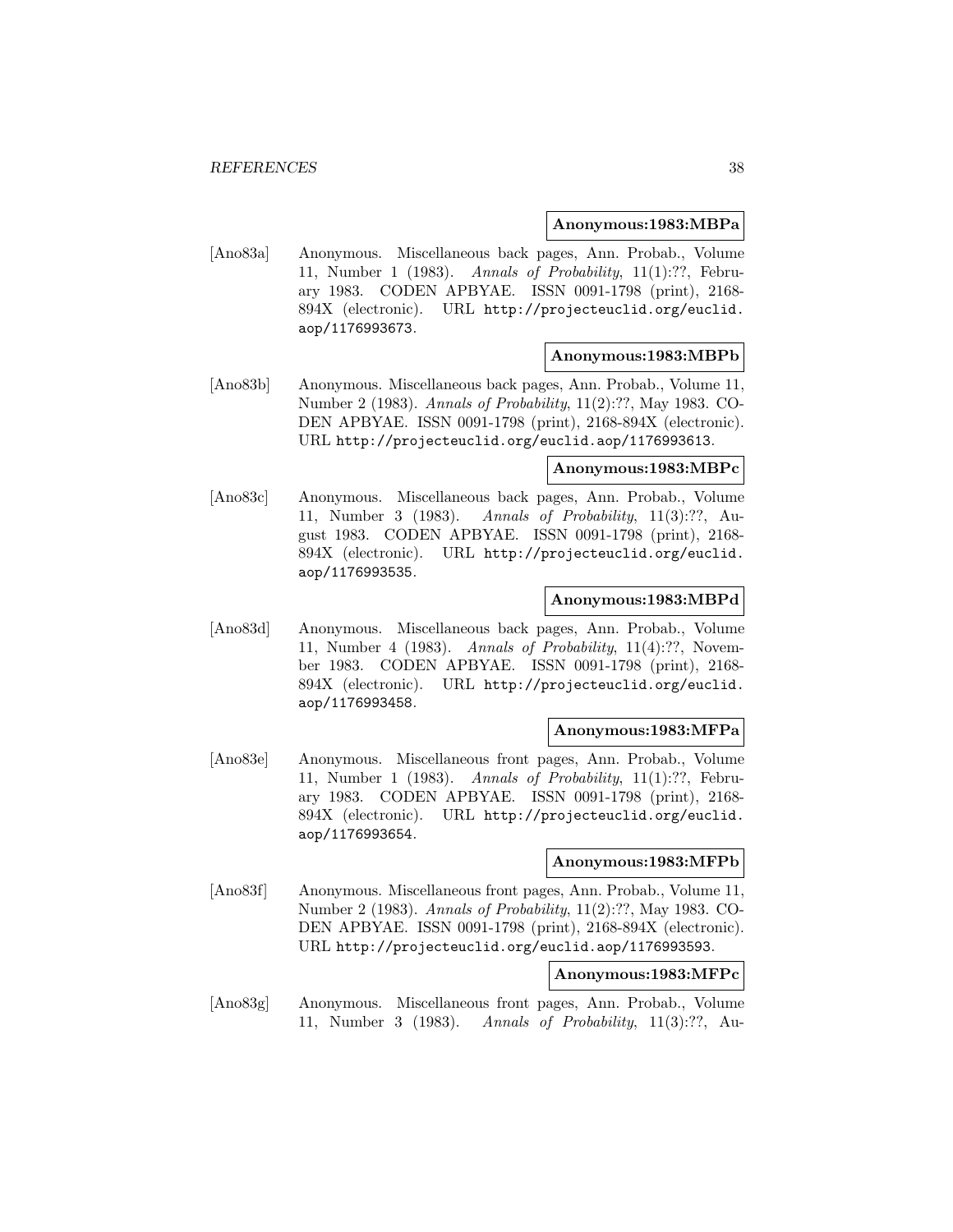**Anonymous:1983:MBPa**

[Ano83a] Anonymous. Miscellaneous back pages, Ann. Probab., Volume 11, Number 1 (1983). *Annals of Probability*, 11(1):??, February 1983. CODEN APBYAE. ISSN 0091-1798 (print), 2168-894X (electronic). URL http://projecteuclid.org/euclid.aop/1176993673.

**Anonymous:1983:MBPb**

[Ano83b] Anonymous. Miscellaneous back pages, Ann. Probab., Volume 11, Number 2 (1983). *Annals of Probability*, 11(2):??, May 1983. CODEN APBYAE. ISSN 0091-1798 (print), 2168-894X (electronic). URL http://projecteuclid.org/euclid.aop/1176993613.

**Anonymous:1983:MBPc**

[Ano83c] Anonymous. Miscellaneous back pages, Ann. Probab., Volume 11, Number 3 (1983). *Annals of Probability*, 11(3):??, August 1983. CODEN APBYAE. ISSN 0091-1798 (print), 2168-894X (electronic). URL http://projecteuclid.org/euclid.aop/1176993535.

**Anonymous:1983:MBPd**

[Ano83d] Anonymous. Miscellaneous back pages, Ann. Probab., Volume 11, Number 4 (1983). *Annals of Probability*, 11(4):??, November 1983. CODEN APBYAE. ISSN 0091-1798 (print), 2168-894X (electronic). URL http://projecteuclid.org/euclid.aop/1176993458.

**Anonymous:1983:MFPa**

[Ano83e] Anonymous. Miscellaneous front pages, Ann. Probab., Volume 11, Number 1 (1983). *Annals of Probability*, 11(1):??, February 1983. CODEN APBYAE. ISSN 0091-1798 (print), 2168-894X (electronic). URL http://projecteuclid.org/euclid.aop/1176993654.

**Anonymous:1983:MFPb**

[Ano83f] Anonymous. Miscellaneous front pages, Ann. Probab., Volume 11, Number 2 (1983). *Annals of Probability*, 11(2):??, May 1983. CODEN APBYAE. ISSN 0091-1798 (print), 2168-894X (electronic). URL http://projecteuclid.org/euclid.aop/1176993593.

**Anonymous:1983:MFPc**

[Ano83g] Anonymous. Miscellaneous front pages, Ann. Probab., Volume 11, Number 3 (1983). *Annals of Probability*, 11(3):??, Au-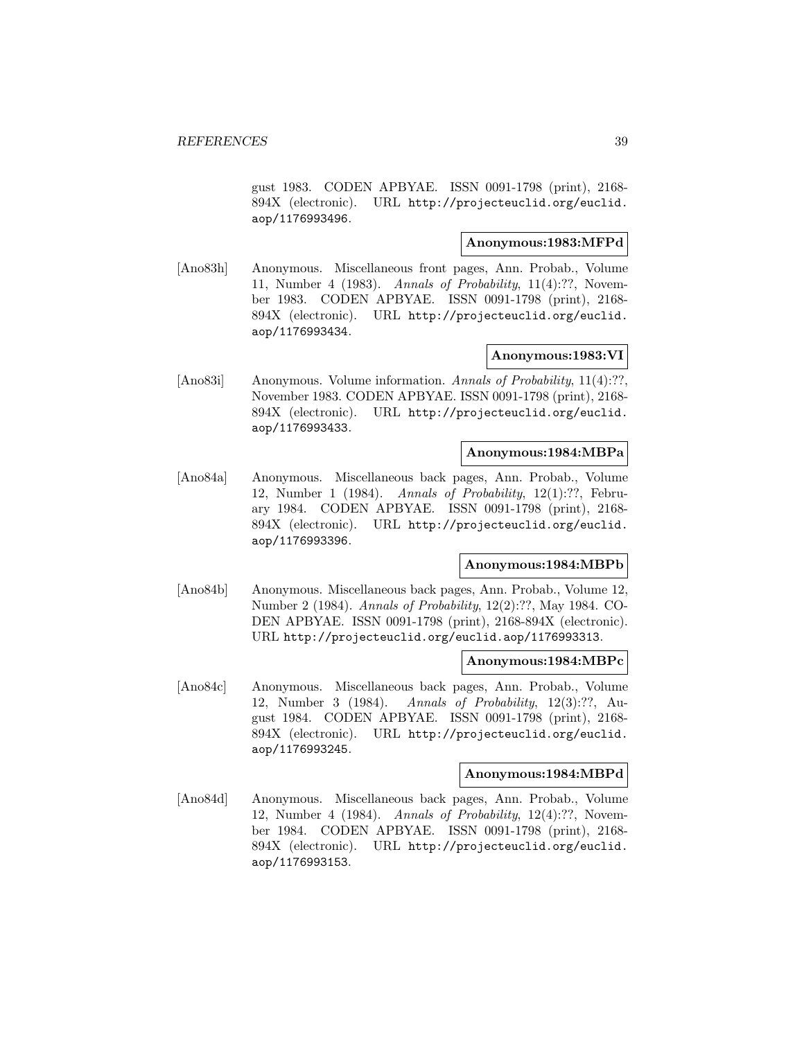gust 1983. CODEN APBYAE. ISSN 0091-1798 (print), 2168-894X (electronic). URL http://projecteuclid.org/euclid.aop/1176993496.

**Anonymous:1983:MFPd**

[Ano83h] Anonymous. Miscellaneous front pages, Ann. Probab., Volume 11, Number 4 (1983). *Annals of Probability*, 11(4):??, November 1983. CODEN APBYAE. ISSN 0091-1798 (print), 2168-894X (electronic). URL http://projecteuclid.org/euclid.aop/1176993434.

**Anonymous:1983:VI**

[Ano83i] Anonymous. Volume information. *Annals of Probability*, 11(4):??, November 1983. CODEN APBYAE. ISSN 0091-1798 (print), 2168-894X (electronic). URL http://projecteuclid.org/euclid.aop/1176993433.

**Anonymous:1984:MBPa**

[Ano84a] Anonymous. Miscellaneous back pages, Ann. Probab., Volume 12, Number 1 (1984). *Annals of Probability*, 12(1):??, February 1984. CODEN APBYAE. ISSN 0091-1798 (print), 2168-894X (electronic). URL http://projecteuclid.org/euclid.aop/1176993396.

**Anonymous:1984:MBPb**

[Ano84b] Anonymous. Miscellaneous back pages, Ann. Probab., Volume 12, Number 2 (1984). *Annals of Probability*, 12(2):??, May 1984. CODEN APBYAE. ISSN 0091-1798 (print), 2168-894X (electronic). URL http://projecteuclid.org/euclid.aop/1176993313.

**Anonymous:1984:MBPc**

[Ano84c] Anonymous. Miscellaneous back pages, Ann. Probab., Volume 12, Number 3 (1984). *Annals of Probability*, 12(3):??, August 1984. CODEN APBYAE. ISSN 0091-1798 (print), 2168-894X (electronic). URL http://projecteuclid.org/euclid.aop/1176993245.

**Anonymous:1984:MBPd**

[Ano84d] Anonymous. Miscellaneous back pages, Ann. Probab., Volume 12, Number 4 (1984). *Annals of Probability*, 12(4):??, November 1984. CODEN APBYAE. ISSN 0091-1798 (print), 2168-894X (electronic). URL http://projecteuclid.org/euclid.aop/1176993153.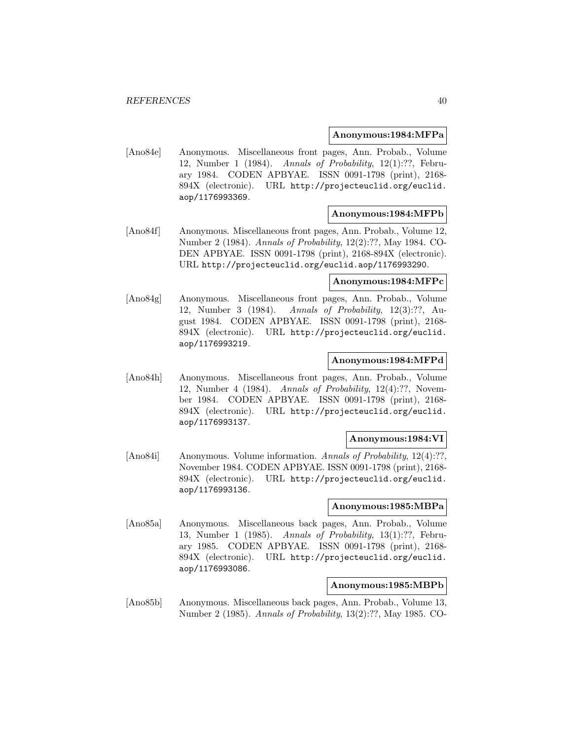**Anonymous:1984:MFPa**

[Ano84e] Anonymous. Miscellaneous front pages, Ann. Probab., Volume 12, Number 1 (1984). *Annals of Probability*, 12(1):??, February 1984. CODEN APBYAE. ISSN 0091-1798 (print), 2168-894X (electronic). URL http://projecteuclid.org/euclid.aop/1176993369.

**Anonymous:1984:MFPb**

[Ano84f] Anonymous. Miscellaneous front pages, Ann. Probab., Volume 12, Number 2 (1984). *Annals of Probability*, 12(2):??, May 1984. CODEN APBYAE. ISSN 0091-1798 (print), 2168-894X (electronic). URL http://projecteuclid.org/euclid.aop/1176993290.

**Anonymous:1984:MFPc**

[Ano84g] Anonymous. Miscellaneous front pages, Ann. Probab., Volume 12, Number 3 (1984). *Annals of Probability*, 12(3):??, August 1984. CODEN APBYAE. ISSN 0091-1798 (print), 2168-894X (electronic). URL http://projecteuclid.org/euclid.aop/1176993219.

**Anonymous:1984:MFPd**

[Ano84h] Anonymous. Miscellaneous front pages, Ann. Probab., Volume 12, Number 4 (1984). *Annals of Probability*, 12(4):??, November 1984. CODEN APBYAE. ISSN 0091-1798 (print), 2168-894X (electronic). URL http://projecteuclid.org/euclid.aop/1176993137.

**Anonymous:1984:VI**

[Ano84i] Anonymous. Volume information. *Annals of Probability*, 12(4):??, November 1984. CODEN APBYAE. ISSN 0091-1798 (print), 2168-894X (electronic). URL http://projecteuclid.org/euclid.aop/1176993136.

**Anonymous:1985:MBPa**

[Ano85a] Anonymous. Miscellaneous back pages, Ann. Probab., Volume 13, Number 1 (1985). *Annals of Probability*, 13(1):??, February 1985. CODEN APBYAE. ISSN 0091-1798 (print), 2168-894X (electronic). URL http://projecteuclid.org/euclid.aop/1176993086.

**Anonymous:1985:MBPb**

[Ano85b] Anonymous. Miscellaneous back pages, Ann. Probab., Volume 13, Number 2 (1985). *Annals of Probability*, 13(2):??, May 1985. CO-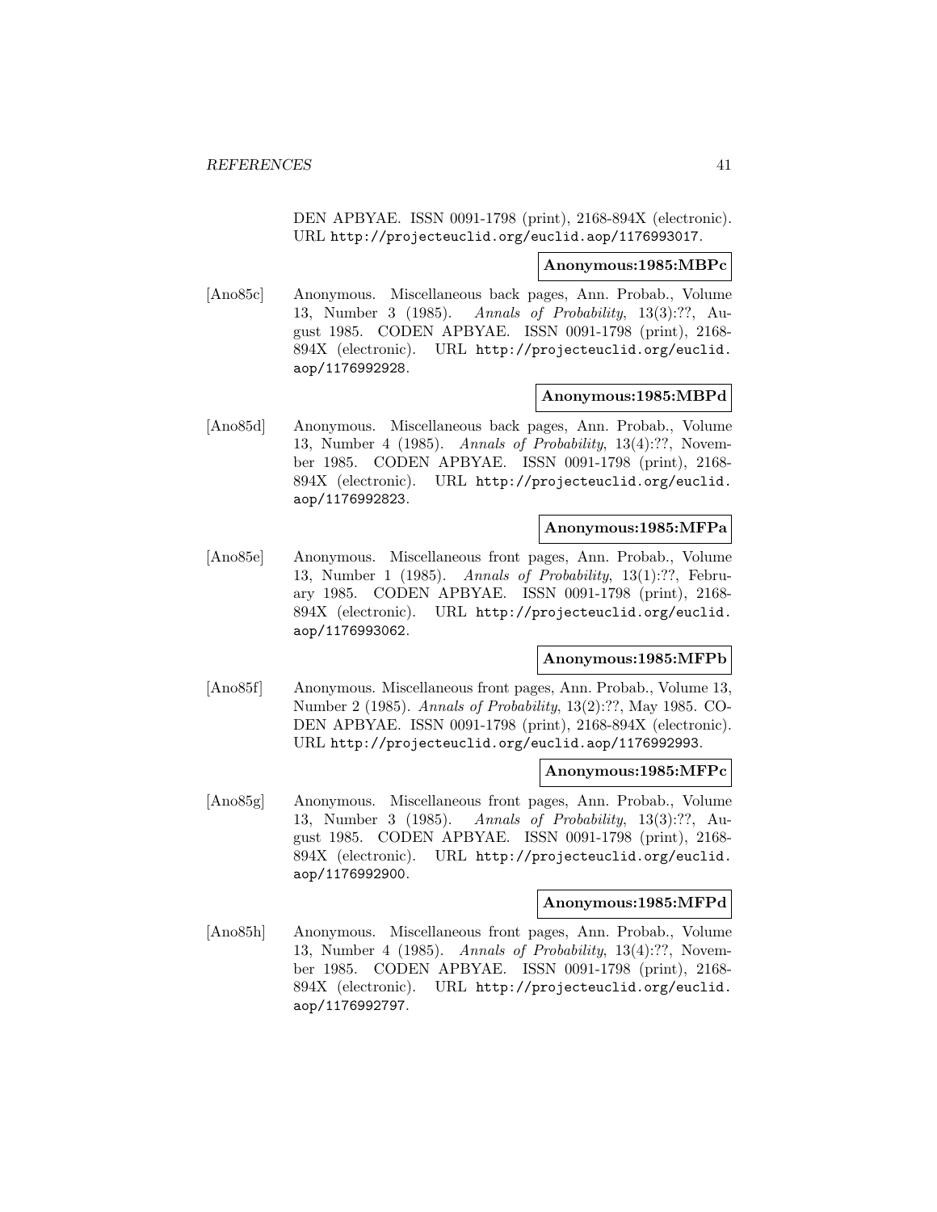DEN APBYAE. ISSN 0091-1798 (print), 2168-894X (electronic). URL http://projecteuclid.org/euclid.aop/1176993017.

**Anonymous:1985:MBPc**

[Ano85c] Anonymous. Miscellaneous back pages, Ann. Probab., Volume 13, Number 3 (1985). *Annals of Probability*, 13(3):??, August 1985. CODEN APBYAE. ISSN 0091-1798 (print), 2168-894X (electronic). URL http://projecteuclid.org/euclid.aop/1176992928.

**Anonymous:1985:MBPd**

[Ano85d] Anonymous. Miscellaneous back pages, Ann. Probab., Volume 13, Number 4 (1985). *Annals of Probability*, 13(4):??, November 1985. CODEN APBYAE. ISSN 0091-1798 (print), 2168-894X (electronic). URL http://projecteuclid.org/euclid.aop/1176992823.

**Anonymous:1985:MFPa**

[Ano85e] Anonymous. Miscellaneous front pages, Ann. Probab., Volume 13, Number 1 (1985). *Annals of Probability*, 13(1):??, February 1985. CODEN APBYAE. ISSN 0091-1798 (print), 2168-894X (electronic). URL http://projecteuclid.org/euclid.aop/1176993062.

**Anonymous:1985:MFPb**

[Ano85f] Anonymous. Miscellaneous front pages, Ann. Probab., Volume 13, Number 2 (1985). *Annals of Probability*, 13(2):??, May 1985. CODEN APBYAE. ISSN 0091-1798 (print), 2168-894X (electronic). URL http://projecteuclid.org/euclid.aop/1176992993.

**Anonymous:1985:MFPc**

[Ano85g] Anonymous. Miscellaneous front pages, Ann. Probab., Volume 13, Number 3 (1985). *Annals of Probability*, 13(3):??, August 1985. CODEN APBYAE. ISSN 0091-1798 (print), 2168-894X (electronic). URL http://projecteuclid.org/euclid.aop/1176992900.

**Anonymous:1985:MFPd**

[Ano85h] Anonymous. Miscellaneous front pages, Ann. Probab., Volume 13, Number 4 (1985). *Annals of Probability*, 13(4):??, November 1985. CODEN APBYAE. ISSN 0091-1798 (print), 2168-894X (electronic). URL http://projecteuclid.org/euclid.aop/1176992797.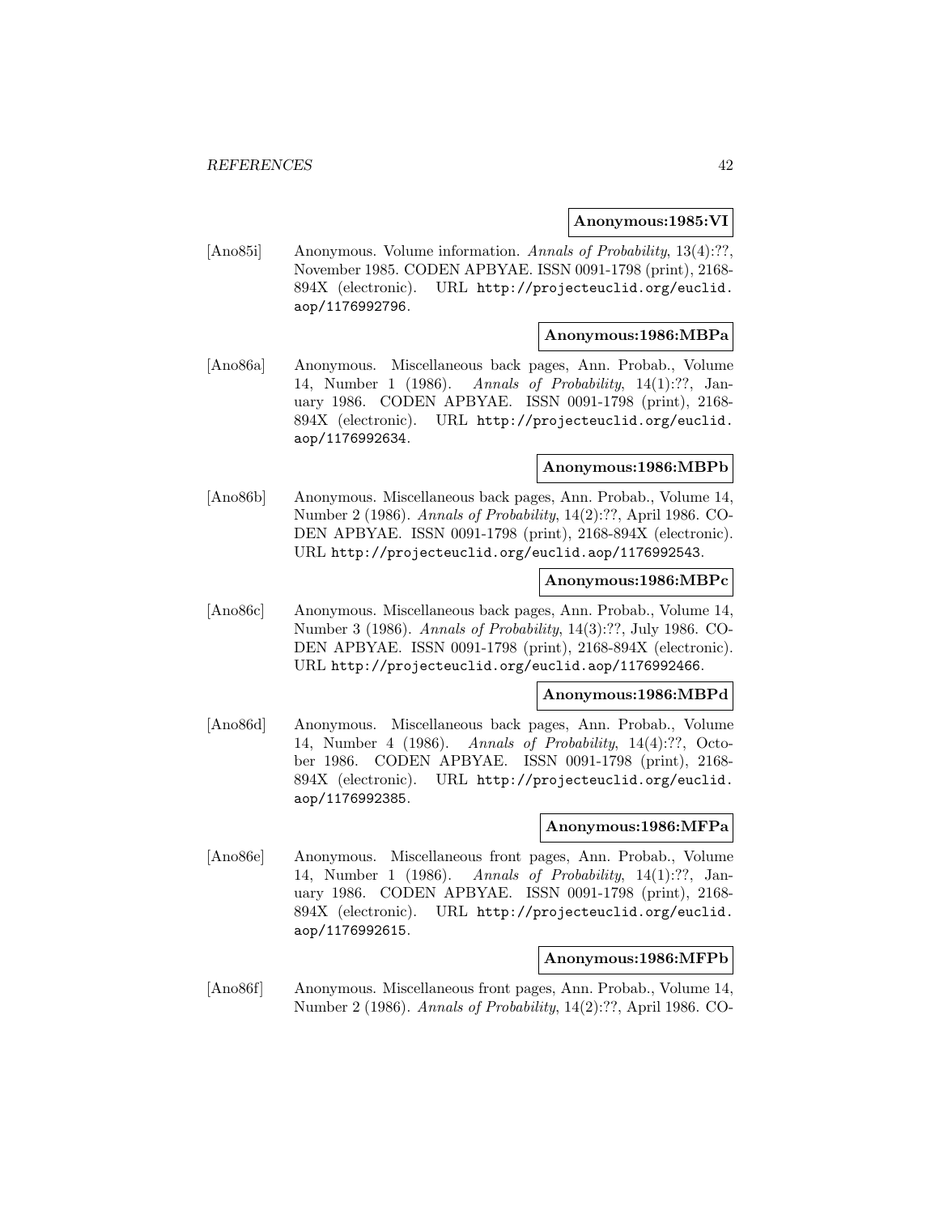**Anonymous:1985:VI**

[Ano85i] Anonymous. Volume information. *Annals of Probability*, 13(4):??, November 1985. CODEN APBYAE. ISSN 0091-1798 (print), 2168-894X (electronic). URL http://projecteuclid.org/euclid.aop/1176992796.

**Anonymous:1986:MBPa**

[Ano86a] Anonymous. Miscellaneous back pages, Ann. Probab., Volume 14, Number 1 (1986). *Annals of Probability*, 14(1):??, January 1986. CODEN APBYAE. ISSN 0091-1798 (print), 2168-894X (electronic). URL http://projecteuclid.org/euclid.aop/1176992634.

**Anonymous:1986:MBPb**

[Ano86b] Anonymous. Miscellaneous back pages, Ann. Probab., Volume 14, Number 2 (1986). *Annals of Probability*, 14(2):??, April 1986. CODEN APBYAE. ISSN 0091-1798 (print), 2168-894X (electronic). URL http://projecteuclid.org/euclid.aop/1176992543.

**Anonymous:1986:MBPc**

[Ano86c] Anonymous. Miscellaneous back pages, Ann. Probab., Volume 14, Number 3 (1986). *Annals of Probability*, 14(3):??, July 1986. CODEN APBYAE. ISSN 0091-1798 (print), 2168-894X (electronic). URL http://projecteuclid.org/euclid.aop/1176992466.

**Anonymous:1986:MBPd**

[Ano86d] Anonymous. Miscellaneous back pages, Ann. Probab., Volume 14, Number 4 (1986). *Annals of Probability*, 14(4):??, October 1986. CODEN APBYAE. ISSN 0091-1798 (print), 2168-894X (electronic). URL http://projecteuclid.org/euclid.aop/1176992385.

**Anonymous:1986:MFPa**

[Ano86e] Anonymous. Miscellaneous front pages, Ann. Probab., Volume 14, Number 1 (1986). *Annals of Probability*, 14(1):??, January 1986. CODEN APBYAE. ISSN 0091-1798 (print), 2168-894X (electronic). URL http://projecteuclid.org/euclid.aop/1176992615.

**Anonymous:1986:MFPb**

[Ano86f] Anonymous. Miscellaneous front pages, Ann. Probab., Volume 14, Number 2 (1986). *Annals of Probability*, 14(2):??, April 1986. CO-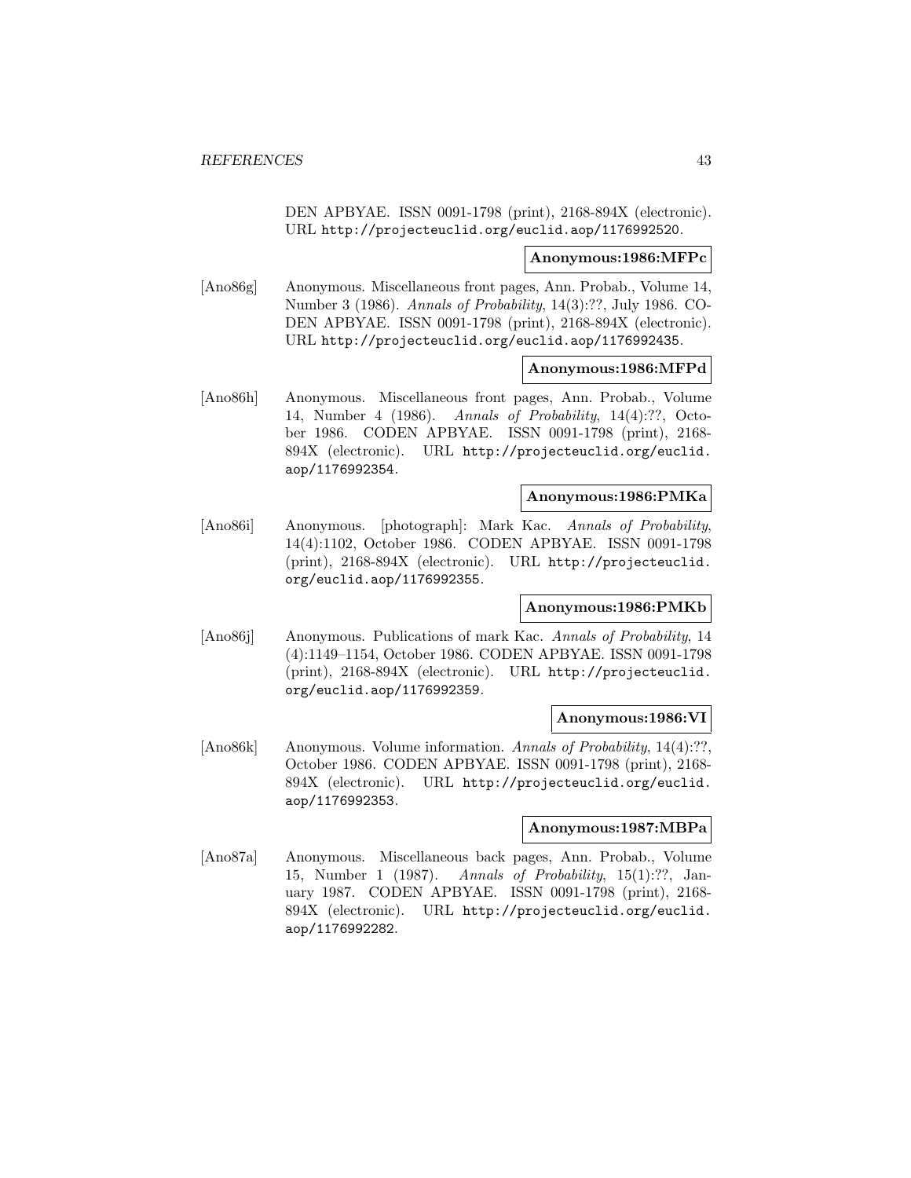DEN APBYAE. ISSN 0091-1798 (print), 2168-894X (electronic). URL http://projecteuclid.org/euclid.aop/1176992520.

**Anonymous:1986:MFPc**

[Ano86g] Anonymous. Miscellaneous front pages, Ann. Probab., Volume 14, Number 3 (1986). *Annals of Probability*, 14(3):??, July 1986. CODEN APBYAE. ISSN 0091-1798 (print), 2168-894X (electronic). URL http://projecteuclid.org/euclid.aop/1176992435.

**Anonymous:1986:MFPd**

[Ano86h] Anonymous. Miscellaneous front pages, Ann. Probab., Volume 14, Number 4 (1986). *Annals of Probability*, 14(4):??, October 1986. CODEN APBYAE. ISSN 0091-1798 (print), 2168-894X (electronic). URL http://projecteuclid.org/euclid.aop/1176992354.

**Anonymous:1986:PMKa**

[Ano86i] Anonymous. [photograph]: Mark Kac. *Annals of Probability*, 14(4):1102, October 1986. CODEN APBYAE. ISSN 0091-1798 (print), 2168-894X (electronic). URL http://projecteuclid.org/euclid.aop/1176992355.

**Anonymous:1986:PMKb**

[Ano86j] Anonymous. Publications of mark Kac. *Annals of Probability*, 14 (4):1149–1154, October 1986. CODEN APBYAE. ISSN 0091-1798 (print), 2168-894X (electronic). URL http://projecteuclid.org/euclid.aop/1176992359.

**Anonymous:1986:VI**

[Ano86k] Anonymous. Volume information. *Annals of Probability*, 14(4):??, October 1986. CODEN APBYAE. ISSN 0091-1798 (print), 2168-894X (electronic). URL http://projecteuclid.org/euclid.aop/1176992353.

**Anonymous:1987:MBPa**

[Ano87a] Anonymous. Miscellaneous back pages, Ann. Probab., Volume 15, Number 1 (1987). *Annals of Probability*, 15(1):??, January 1987. CODEN APBYAE. ISSN 0091-1798 (print), 2168-894X (electronic). URL http://projecteuclid.org/euclid.aop/1176992282.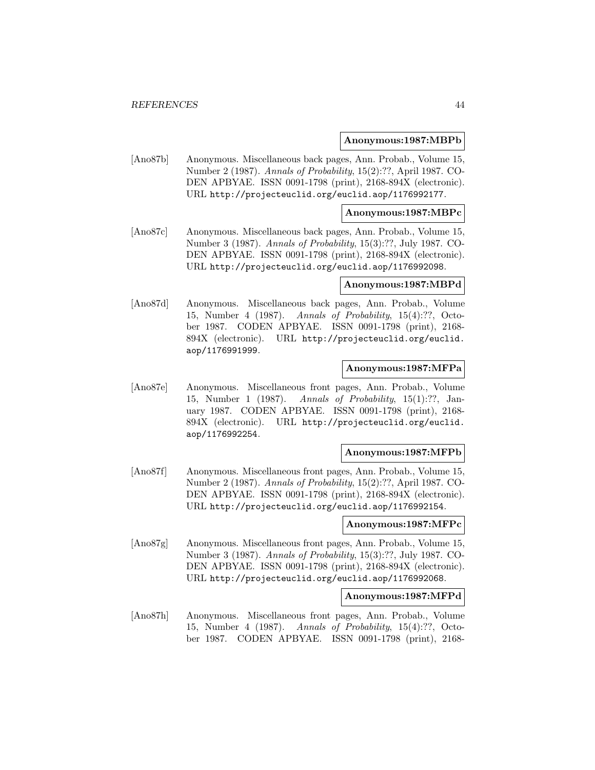**Anonymous:1987:MBPb**

[Ano87b] Anonymous. Miscellaneous back pages, Ann. Probab., Volume 15, Number 2 (1987). *Annals of Probability*, 15(2):??, April 1987. CODEN APBYAE. ISSN 0091-1798 (print), 2168-894X (electronic). URL http://projecteuclid.org/euclid.aop/1176992177.

**Anonymous:1987:MBPc**

[Ano87c] Anonymous. Miscellaneous back pages, Ann. Probab., Volume 15, Number 3 (1987). *Annals of Probability*, 15(3):??, July 1987. CODEN APBYAE. ISSN 0091-1798 (print), 2168-894X (electronic). URL http://projecteuclid.org/euclid.aop/1176992098.

**Anonymous:1987:MBPd**

[Ano87d] Anonymous. Miscellaneous back pages, Ann. Probab., Volume 15, Number 4 (1987). *Annals of Probability*, 15(4):??, October 1987. CODEN APBYAE. ISSN 0091-1798 (print), 2168-894X (electronic). URL http://projecteuclid.org/euclid.aop/1176991999.

**Anonymous:1987:MFPa**

[Ano87e] Anonymous. Miscellaneous front pages, Ann. Probab., Volume 15, Number 1 (1987). *Annals of Probability*, 15(1):??, January 1987. CODEN APBYAE. ISSN 0091-1798 (print), 2168-894X (electronic). URL http://projecteuclid.org/euclid.aop/1176992254.

**Anonymous:1987:MFPb**

[Ano87f] Anonymous. Miscellaneous front pages, Ann. Probab., Volume 15, Number 2 (1987). *Annals of Probability*, 15(2):??, April 1987. CODEN APBYAE. ISSN 0091-1798 (print), 2168-894X (electronic). URL http://projecteuclid.org/euclid.aop/1176992154.

**Anonymous:1987:MFPc**

[Ano87g] Anonymous. Miscellaneous front pages, Ann. Probab., Volume 15, Number 3 (1987). *Annals of Probability*, 15(3):??, July 1987. CODEN APBYAE. ISSN 0091-1798 (print), 2168-894X (electronic). URL http://projecteuclid.org/euclid.aop/1176992068.

**Anonymous:1987:MFPd**

[Ano87h] Anonymous. Miscellaneous front pages, Ann. Probab., Volume 15, Number 4 (1987). *Annals of Probability*, 15(4):??, October 1987. CODEN APBYAE. ISSN 0091-1798 (print), 2168-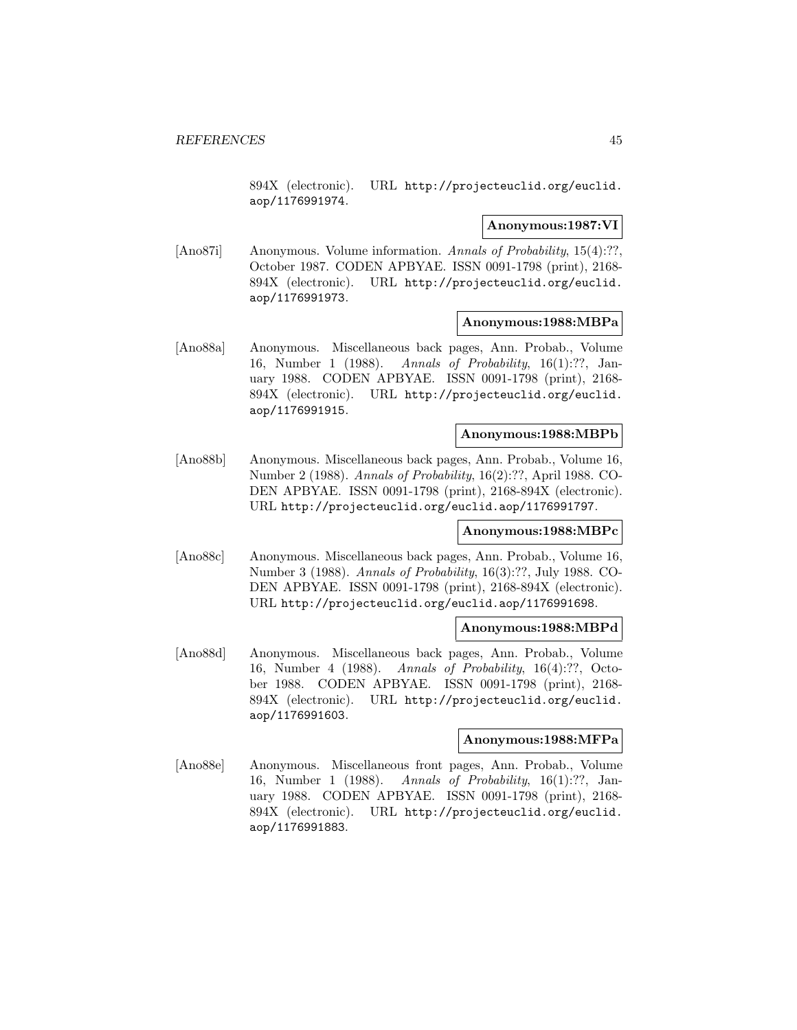894X (electronic). URL http://projecteuclid.org/euclid.aop/1176991974.

**Anonymous:1987:VI**

[Ano87i] Anonymous. Volume information. *Annals of Probability*, 15(4):??, October 1987. CODEN APBYAE. ISSN 0091-1798 (print), 2168-894X (electronic). URL http://projecteuclid.org/euclid.aop/1176991973.

**Anonymous:1988:MBPa**

[Ano88a] Anonymous. Miscellaneous back pages, Ann. Probab., Volume 16, Number 1 (1988). *Annals of Probability*, 16(1):??, January 1988. CODEN APBYAE. ISSN 0091-1798 (print), 2168-894X (electronic). URL http://projecteuclid.org/euclid.aop/1176991915.

**Anonymous:1988:MBPb**

[Ano88b] Anonymous. Miscellaneous back pages, Ann. Probab., Volume 16, Number 2 (1988). *Annals of Probability*, 16(2):??, April 1988. CODEN APBYAE. ISSN 0091-1798 (print), 2168-894X (electronic). URL http://projecteuclid.org/euclid.aop/1176991797.

**Anonymous:1988:MBPc**

[Ano88c] Anonymous. Miscellaneous back pages, Ann. Probab., Volume 16, Number 3 (1988). *Annals of Probability*, 16(3):??, July 1988. CODEN APBYAE. ISSN 0091-1798 (print), 2168-894X (electronic). URL http://projecteuclid.org/euclid.aop/1176991698.

**Anonymous:1988:MBPd**

[Ano88d] Anonymous. Miscellaneous back pages, Ann. Probab., Volume 16, Number 4 (1988). *Annals of Probability*, 16(4):??, October 1988. CODEN APBYAE. ISSN 0091-1798 (print), 2168-894X (electronic). URL http://projecteuclid.org/euclid.aop/1176991603.

**Anonymous:1988:MFPa**

[Ano88e] Anonymous. Miscellaneous front pages, Ann. Probab., Volume 16, Number 1 (1988). *Annals of Probability*, 16(1):??, January 1988. CODEN APBYAE. ISSN 0091-1798 (print), 2168-894X (electronic). URL http://projecteuclid.org/euclid.aop/1176991883.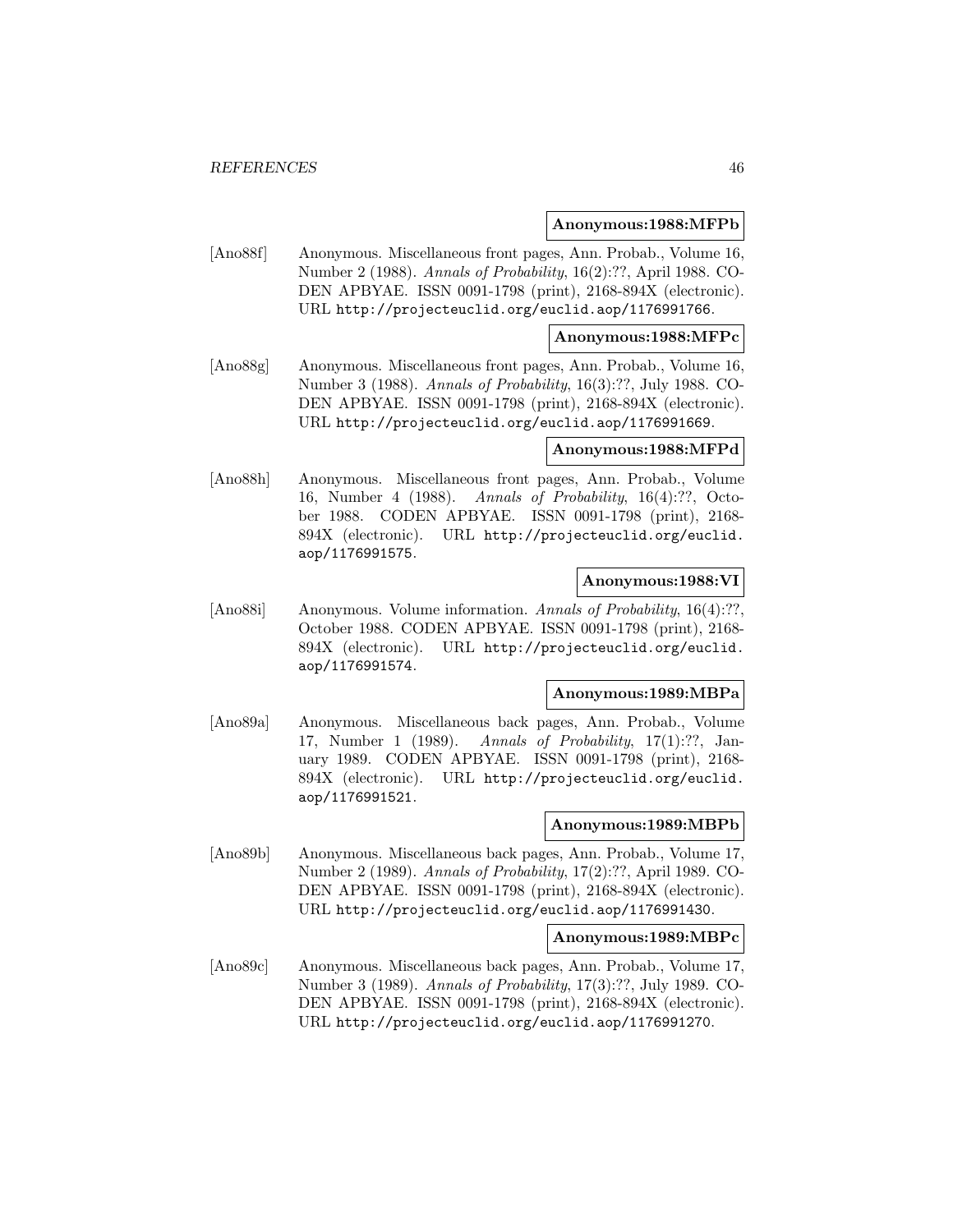**Anonymous:1988:MFPb**

[Ano88f] Anonymous. Miscellaneous front pages, Ann. Probab., Volume 16, Number 2 (1988). *Annals of Probability*, 16(2):??, April 1988. CODEN APBYAE. ISSN 0091-1798 (print), 2168-894X (electronic). URL http://projecteuclid.org/euclid.aop/1176991766.

**Anonymous:1988:MFPc**

[Ano88g] Anonymous. Miscellaneous front pages, Ann. Probab., Volume 16, Number 3 (1988). *Annals of Probability*, 16(3):??, July 1988. CODEN APBYAE. ISSN 0091-1798 (print), 2168-894X (electronic). URL http://projecteuclid.org/euclid.aop/1176991669.

**Anonymous:1988:MFPd**

[Ano88h] Anonymous. Miscellaneous front pages, Ann. Probab., Volume 16, Number 4 (1988). *Annals of Probability*, 16(4):??, October 1988. CODEN APBYAE. ISSN 0091-1798 (print), 2168-894X (electronic). URL http://projecteuclid.org/euclid.aop/1176991575.

**Anonymous:1988:VI**

[Ano88i] Anonymous. Volume information. *Annals of Probability*, 16(4):??, October 1988. CODEN APBYAE. ISSN 0091-1798 (print), 2168-894X (electronic). URL http://projecteuclid.org/euclid.aop/1176991574.

**Anonymous:1989:MBPa**

[Ano89a] Anonymous. Miscellaneous back pages, Ann. Probab., Volume 17, Number 1 (1989). *Annals of Probability*, 17(1):??, January 1989. CODEN APBYAE. ISSN 0091-1798 (print), 2168-894X (electronic). URL http://projecteuclid.org/euclid.aop/1176991521.

**Anonymous:1989:MBPb**

[Ano89b] Anonymous. Miscellaneous back pages, Ann. Probab., Volume 17, Number 2 (1989). *Annals of Probability*, 17(2):??, April 1989. CODEN APBYAE. ISSN 0091-1798 (print), 2168-894X (electronic). URL http://projecteuclid.org/euclid.aop/1176991430.

**Anonymous:1989:MBPc**

[Ano89c] Anonymous. Miscellaneous back pages, Ann. Probab., Volume 17, Number 3 (1989). *Annals of Probability*, 17(3):??, July 1989. CODEN APBYAE. ISSN 0091-1798 (print), 2168-894X (electronic). URL http://projecteuclid.org/euclid.aop/1176991270.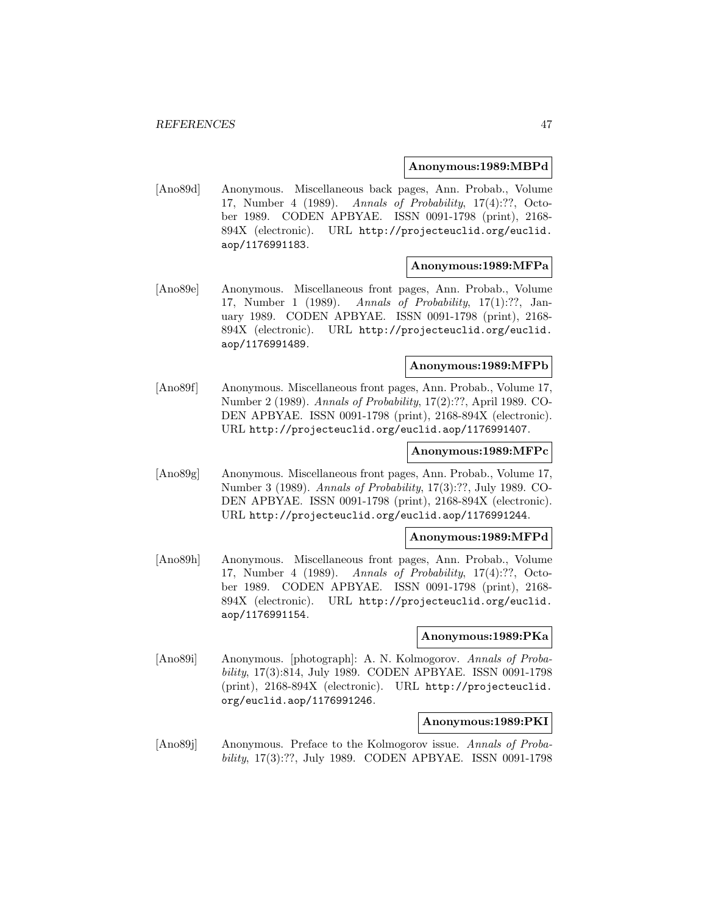**Anonymous:1989:MBPd**

[Ano89d] Anonymous. Miscellaneous back pages, Ann. Probab., Volume 17, Number 4 (1989). *Annals of Probability*, 17(4):??, October 1989. CODEN APBYAE. ISSN 0091-1798 (print), 2168-894X (electronic). URL http://projecteuclid.org/euclid.aop/1176991183.

**Anonymous:1989:MFPa**

[Ano89e] Anonymous. Miscellaneous front pages, Ann. Probab., Volume 17, Number 1 (1989). *Annals of Probability*, 17(1):??, January 1989. CODEN APBYAE. ISSN 0091-1798 (print), 2168-894X (electronic). URL http://projecteuclid.org/euclid.aop/1176991489.

**Anonymous:1989:MFPb**

[Ano89f] Anonymous. Miscellaneous front pages, Ann. Probab., Volume 17, Number 2 (1989). *Annals of Probability*, 17(2):??, April 1989. CODEN APBYAE. ISSN 0091-1798 (print), 2168-894X (electronic). URL http://projecteuclid.org/euclid.aop/1176991407.

**Anonymous:1989:MFPc**

[Ano89g] Anonymous. Miscellaneous front pages, Ann. Probab., Volume 17, Number 3 (1989). *Annals of Probability*, 17(3):??, July 1989. CODEN APBYAE. ISSN 0091-1798 (print), 2168-894X (electronic). URL http://projecteuclid.org/euclid.aop/1176991244.

**Anonymous:1989:MFPd**

[Ano89h] Anonymous. Miscellaneous front pages, Ann. Probab., Volume 17, Number 4 (1989). *Annals of Probability*, 17(4):??, October 1989. CODEN APBYAE. ISSN 0091-1798 (print), 2168-894X (electronic). URL http://projecteuclid.org/euclid.aop/1176991154.

**Anonymous:1989:PKa**

[Ano89i] Anonymous. [photograph]: A. N. Kolmogorov. *Annals of Probability*, 17(3):814, July 1989. CODEN APBYAE. ISSN 0091-1798 (print), 2168-894X (electronic). URL http://projecteuclid.org/euclid.aop/1176991246.

**Anonymous:1989:PKI**

[Ano89j] Anonymous. Preface to the Kolmogorov issue. *Annals of Probability*, 17(3):??, July 1989. CODEN APBYAE. ISSN 0091-1798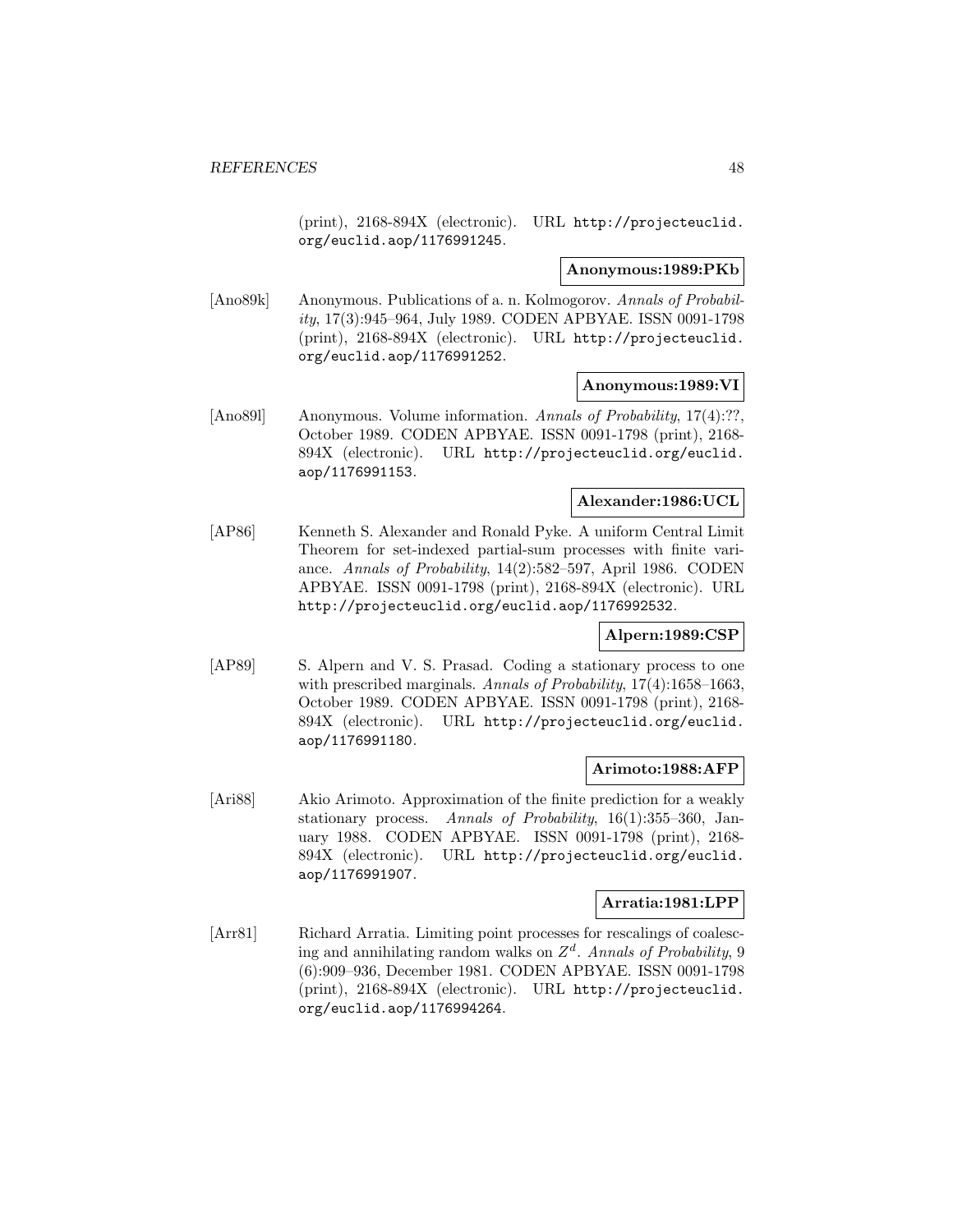(print), 2168-894X (electronic). URL http://projecteuclid.org/euclid.aop/1176991245.

**Anonymous:1989:PKb**

[Ano89k] Anonymous. Publications of a. n. Kolmogorov. *Annals of Probability*, 17(3):945–964, July 1989. CODEN APBYAE. ISSN 0091-1798 (print), 2168-894X (electronic). URL http://projecteuclid.org/euclid.aop/1176991252.

**Anonymous:1989:VI**

[Ano89l] Anonymous. Volume information. *Annals of Probability*, 17(4):??, October 1989. CODEN APBYAE. ISSN 0091-1798 (print), 2168-894X (electronic). URL http://projecteuclid.org/euclid.aop/1176991153.

**Alexander:1986:UCL**

[AP86] Kenneth S. Alexander and Ronald Pyke. A uniform Central Limit Theorem for set-indexed partial-sum processes with finite variance. *Annals of Probability*, 14(2):582–597, April 1986. CODEN APBYAE. ISSN 0091-1798 (print), 2168-894X (electronic). URL http://projecteuclid.org/euclid.aop/1176992532.

**Alpern:1989:CSP**

[AP89] S. Alpern and V. S. Prasad. Coding a stationary process to one with prescribed marginals. *Annals of Probability*, 17(4):1658–1663, October 1989. CODEN APBYAE. ISSN 0091-1798 (print), 2168-894X (electronic). URL http://projecteuclid.org/euclid.aop/1176991180.

**Arimoto:1988:AFP**

[Ari88] Akio Arimoto. Approximation of the finite prediction for a weakly stationary process. *Annals of Probability*, 16(1):355–360, January 1988. CODEN APBYAE. ISSN 0091-1798 (print), 2168-894X (electronic). URL http://projecteuclid.org/euclid.aop/1176991907.

**Arratia:1981:LPP**

[Arr81] Richard Arratia. Limiting point processes for rescalings of coalescing and annihilating random walks on $Z^d$. *Annals of Probability*, 9 (6):909–936, December 1981. CODEN APBYAE. ISSN 0091-1798 (print), 2168-894X (electronic). URL http://projecteuclid.org/euclid.aop/1176994264.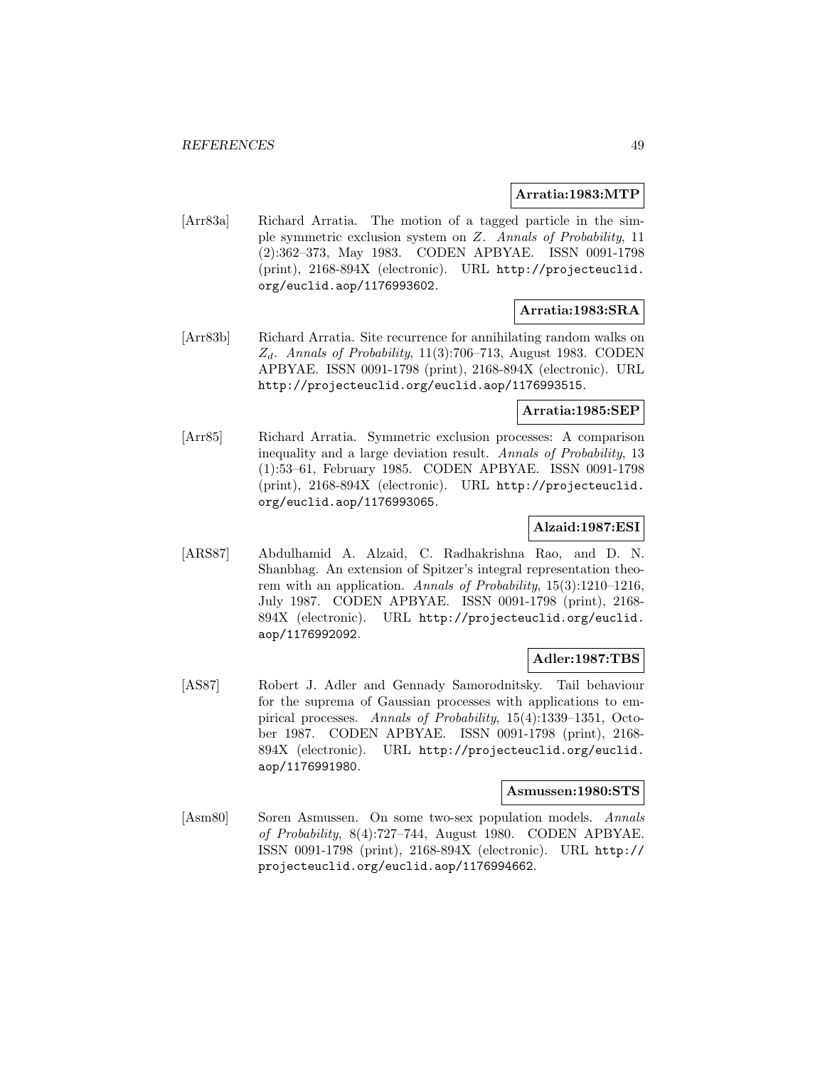**Arratia:1983:MTP**

[Arr83a] Richard Arratia. The motion of a tagged particle in the simple symmetric exclusion system on $Z$. *Annals of Probability*, 11 (2):362–373, May 1983. CODEN APBYAE. ISSN 0091-1798 (print), 2168-894X (electronic). URL http://projecteuclid.org/euclid.aop/1176993602.

**Arratia:1983:SRA**

[Arr83b] Richard Arratia. Site recurrence for annihilating random walks on $Z_d$. *Annals of Probability*, 11(3):706–713, August 1983. CODEN APBYAE. ISSN 0091-1798 (print), 2168-894X (electronic). URL http://projecteuclid.org/euclid.aop/1176993515.

**Arratia:1985:SEP**

[Arr85] Richard Arratia. Symmetric exclusion processes: A comparison inequality and a large deviation result. *Annals of Probability*, 13 (1):53–61, February 1985. CODEN APBYAE. ISSN 0091-1798 (print), 2168-894X (electronic). URL http://projecteuclid.org/euclid.aop/1176993065.

**Alzaid:1987:ESI**

[ARS87] Abdulhamid A. Alzaid, C. Radhakrishna Rao, and D. N. Shanbhag. An extension of Spitzer's integral representation theorem with an application. *Annals of Probability*, 15(3):1210–1216, July 1987. CODEN APBYAE. ISSN 0091-1798 (print), 2168-894X (electronic). URL http://projecteuclid.org/euclid.aop/1176992092.

**Adler:1987:TBS**

[AS87] Robert J. Adler and Gennady Samorodnitsky. Tail behaviour for the suprema of Gaussian processes with applications to empirical processes. *Annals of Probability*, 15(4):1339–1351, October 1987. CODEN APBYAE. ISSN 0091-1798 (print), 2168-894X (electronic). URL http://projecteuclid.org/euclid.aop/1176991980.

**Asmussen:1980:STS**

[Asm80] Soren Asmussen. On some two-sex population models. *Annals of Probability*, 8(4):727–744, August 1980. CODEN APBYAE. ISSN 0091-1798 (print), 2168-894X (electronic). URL http://projecteuclid.org/euclid.aop/1176994662.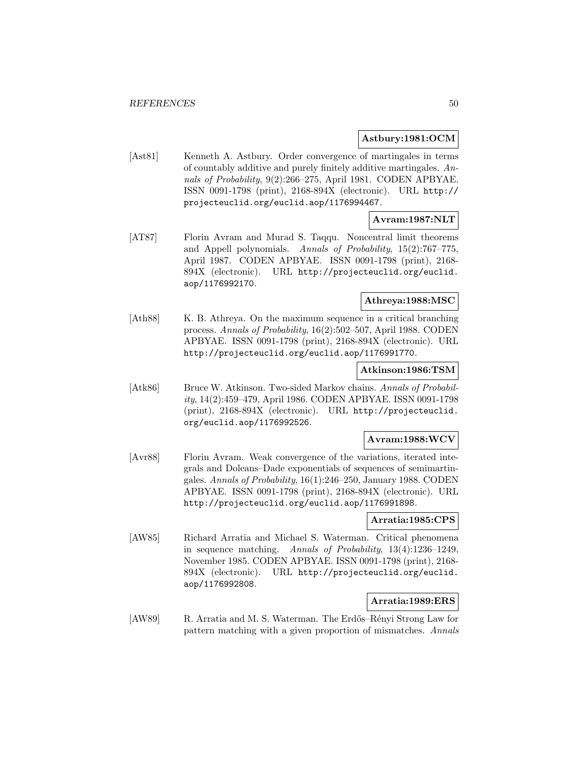**Astbury:1981:OCM**

[Ast81] Kenneth A. Astbury. Order convergence of martingales in terms of countably additive and purely finitely additive martingales. *Annals of Probability*, 9(2):266–275, April 1981. CODEN APBYAE. ISSN 0091-1798 (print), 2168-894X (electronic). URL http://projecteuclid.org/euclid.aop/1176994467.

**Avram:1987:NLT**

[AT87] Florin Avram and Murad S. Taqqu. Noncentral limit theorems and Appell polynomials. *Annals of Probability*, 15(2):767–775, April 1987. CODEN APBYAE. ISSN 0091-1798 (print), 2168-894X (electronic). URL http://projecteuclid.org/euclid.aop/1176992170.

**Athreya:1988:MSC**

[Ath88] K. B. Athreya. On the maximum sequence in a critical branching process. *Annals of Probability*, 16(2):502–507, April 1988. CODEN APBYAE. ISSN 0091-1798 (print), 2168-894X (electronic). URL http://projecteuclid.org/euclid.aop/1176991770.

**Atkinson:1986:TSM**

[Atk86] Bruce W. Atkinson. Two-sided Markov chains. *Annals of Probability*, 14(2):459–479, April 1986. CODEN APBYAE. ISSN 0091-1798 (print), 2168-894X (electronic). URL http://projecteuclid.org/euclid.aop/1176992526.

**Avram:1988:WCV**

[Avr88] Florin Avram. Weak convergence of the variations, iterated integrals and Doleans–Dade exponentials of sequences of semimartingales. *Annals of Probability*, 16(1):246–250, January 1988. CODEN APBYAE. ISSN 0091-1798 (print), 2168-894X (electronic). URL http://projecteuclid.org/euclid.aop/1176991898.

**Arratia:1985:CPS**

[AW85] Richard Arratia and Michael S. Waterman. Critical phenomena in sequence matching. *Annals of Probability*, 13(4):1236–1249, November 1985. CODEN APBYAE. ISSN 0091-1798 (print), 2168-894X (electronic). URL http://projecteuclid.org/euclid.aop/1176992808.

**Arratia:1989:ERS**

[AW89] R. Arratia and M. S. Waterman. The Erdős–Rényi Strong Law for pattern matching with a given proportion of mismatches. *Annals*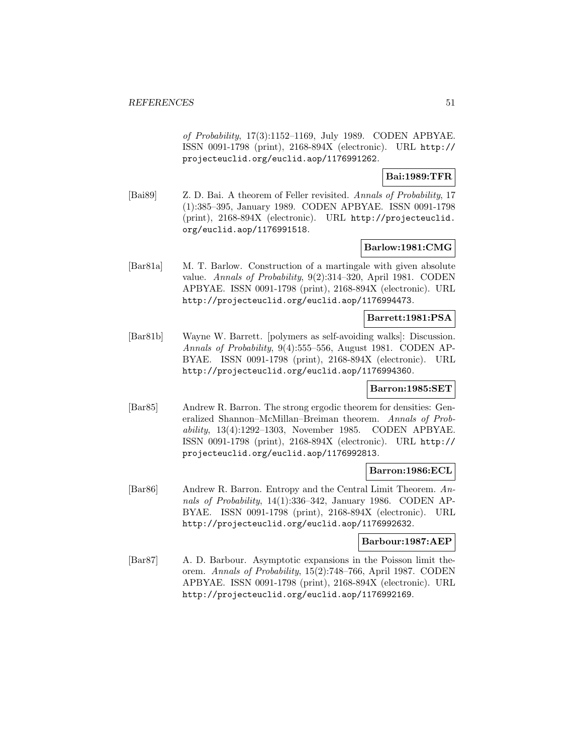*of Probability*, 17(3):1152–1169, July 1989. CODEN APBYAE. ISSN 0091-1798 (print), 2168-894X (electronic). URL http://projecteuclid.org/euclid.aop/1176991262.

**Bai:1989:TFR**

[Bai89] Z. D. Bai. A theorem of Feller revisited. *Annals of Probability*, 17 (1):385–395, January 1989. CODEN APBYAE. ISSN 0091-1798 (print), 2168-894X (electronic). URL http://projecteuclid.org/euclid.aop/1176991518.

**Barlow:1981:CMG**

[Bar81a] M. T. Barlow. Construction of a martingale with given absolute value. *Annals of Probability*, 9(2):314–320, April 1981. CODEN APBYAE. ISSN 0091-1798 (print), 2168-894X (electronic). URL http://projecteuclid.org/euclid.aop/1176994473.

**Barrett:1981:PSA**

[Bar81b] Wayne W. Barrett. [polymers as self-avoiding walks]: Discussion. *Annals of Probability*, 9(4):555–556, August 1981. CODEN APBYAE. ISSN 0091-1798 (print), 2168-894X (electronic). URL http://projecteuclid.org/euclid.aop/1176994360.

**Barron:1985:SET**

[Bar85] Andrew R. Barron. The strong ergodic theorem for densities: Generalized Shannon–McMillan–Breiman theorem. *Annals of Probability*, 13(4):1292–1303, November 1985. CODEN APBYAE. ISSN 0091-1798 (print), 2168-894X (electronic). URL http://projecteuclid.org/euclid.aop/1176992813.

**Barron:1986:ECL**

[Bar86] Andrew R. Barron. Entropy and the Central Limit Theorem. *Annals of Probability*, 14(1):336–342, January 1986. CODEN APBYAE. ISSN 0091-1798 (print), 2168-894X (electronic). URL http://projecteuclid.org/euclid.aop/1176992632.

**Barbour:1987:AEP**

[Bar87] A. D. Barbour. Asymptotic expansions in the Poisson limit theorem. *Annals of Probability*, 15(2):748–766, April 1987. CODEN APBYAE. ISSN 0091-1798 (print), 2168-894X (electronic). URL http://projecteuclid.org/euclid.aop/1176992169.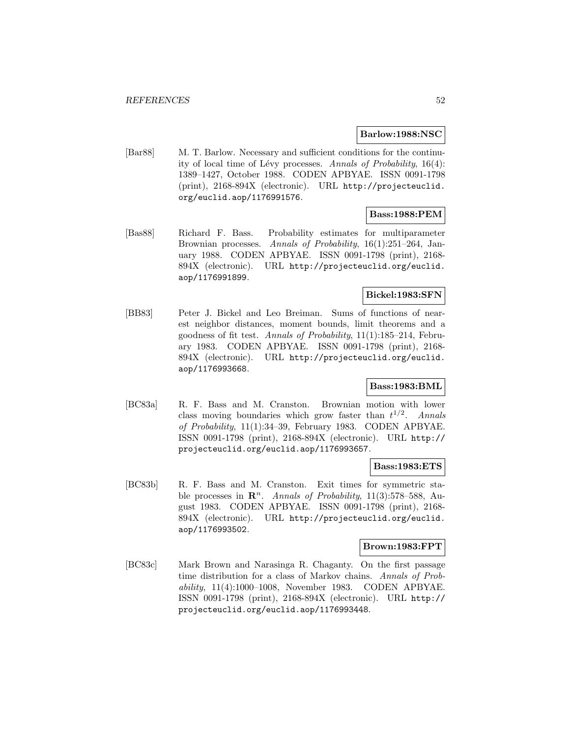**Barlow:1988:NSC**

[Bar88] M. T. Barlow. Necessary and sufficient conditions for the continuity of local time of Lévy processes. *Annals of Probability*, 16(4): 1389–1427, October 1988. CODEN APBYAE. ISSN 0091-1798 (print), 2168-894X (electronic). URL http://projecteuclid.org/euclid.aop/1176991576.

**Bass:1988:PEM**

[Bas88] Richard F. Bass. Probability estimates for multiparameter Brownian processes. *Annals of Probability*, 16(1):251–264, January 1988. CODEN APBYAE. ISSN 0091-1798 (print), 2168-894X (electronic). URL http://projecteuclid.org/euclid.aop/1176991899.

**Bickel:1983:SFN**

[BB83] Peter J. Bickel and Leo Breiman. Sums of functions of nearest neighbor distances, moment bounds, limit theorems and a goodness of fit test. *Annals of Probability*, 11(1):185–214, February 1983. CODEN APBYAE. ISSN 0091-1798 (print), 2168-894X (electronic). URL http://projecteuclid.org/euclid.aop/1176993668.

**Bass:1983:BML**

[BC83a] R. F. Bass and M. Cranston. Brownian motion with lower class moving boundaries which grow faster than $t^{1/2}$. *Annals of Probability*, 11(1):34–39, February 1983. CODEN APBYAE. ISSN 0091-1798 (print), 2168-894X (electronic). URL http://projecteuclid.org/euclid.aop/1176993657.

**Bass:1983:ETS**

[BC83b] R. F. Bass and M. Cranston. Exit times for symmetric stable processes in $\mathbf{R}^n$. *Annals of Probability*, 11(3):578–588, August 1983. CODEN APBYAE. ISSN 0091-1798 (print), 2168-894X (electronic). URL http://projecteuclid.org/euclid.aop/1176993502.

**Brown:1983:FPT**

[BC83c] Mark Brown and Narasinga R. Chaganty. On the first passage time distribution for a class of Markov chains. *Annals of Probability*, 11(4):1000–1008, November 1983. CODEN APBYAE. ISSN 0091-1798 (print), 2168-894X (electronic). URL http://projecteuclid.org/euclid.aop/1176993448.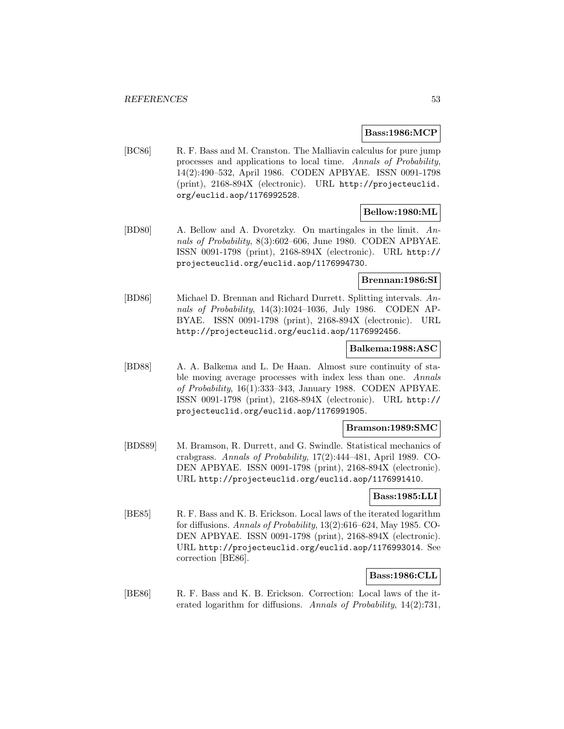**Bass:1986:MCP**

[BC86] R. F. Bass and M. Cranston. The Malliavin calculus for pure jump processes and applications to local time. *Annals of Probability*, 14(2):490–532, April 1986. CODEN APBYAE. ISSN 0091-1798 (print), 2168-894X (electronic). URL http://projecteuclid.org/euclid.aop/1176992528.

**Bellow:1980:ML**

[BD80] A. Bellow and A. Dvoretzky. On martingales in the limit. *Annals of Probability*, 8(3):602–606, June 1980. CODEN APBYAE. ISSN 0091-1798 (print), 2168-894X (electronic). URL http://projecteuclid.org/euclid.aop/1176994730.

**Brennan:1986:SI**

[BD86] Michael D. Brennan and Richard Durrett. Splitting intervals. *Annals of Probability*, 14(3):1024–1036, July 1986. CODEN APBYAE. ISSN 0091-1798 (print), 2168-894X (electronic). URL http://projecteuclid.org/euclid.aop/1176992456.

**Balkema:1988:ASC**

[BD88] A. A. Balkema and L. De Haan. Almost sure continuity of stable moving average processes with index less than one. *Annals of Probability*, 16(1):333–343, January 1988. CODEN APBYAE. ISSN 0091-1798 (print), 2168-894X (electronic). URL http://projecteuclid.org/euclid.aop/1176991905.

**Bramson:1989:SMC**

[BDS89] M. Bramson, R. Durrett, and G. Swindle. Statistical mechanics of crabgrass. *Annals of Probability*, 17(2):444–481, April 1989. CODEN APBYAE. ISSN 0091-1798 (print), 2168-894X (electronic). URL http://projecteuclid.org/euclid.aop/1176991410.

**Bass:1985:LLI**

[BE85] R. F. Bass and K. B. Erickson. Local laws of the iterated logarithm for diffusions. *Annals of Probability*, 13(2):616–624, May 1985. CODEN APBYAE. ISSN 0091-1798 (print), 2168-894X (electronic). URL http://projecteuclid.org/euclid.aop/1176993014. See correction [BE86].

**Bass:1986:CLL**

[BE86] R. F. Bass and K. B. Erickson. Correction: Local laws of the iterated logarithm for diffusions. *Annals of Probability*, 14(2):731,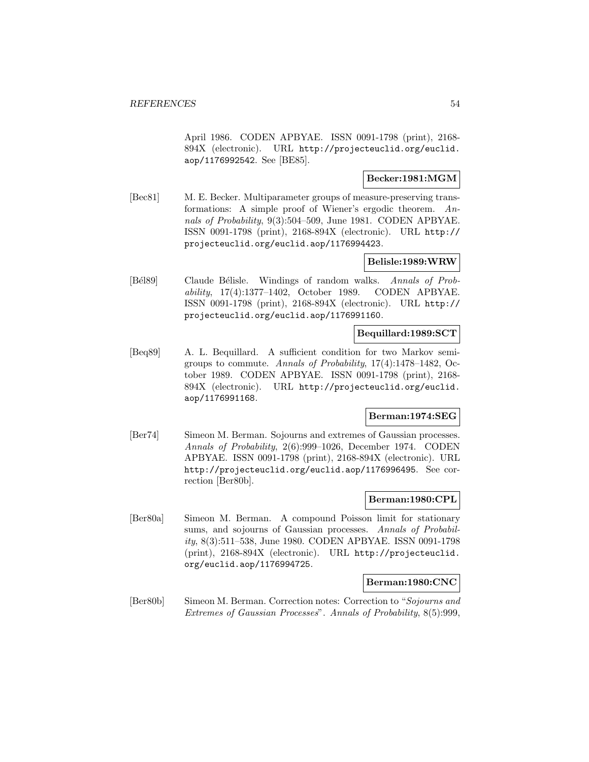April 1986. CODEN APBYAE. ISSN 0091-1798 (print), 2168-894X (electronic). URL http://projecteuclid.org/euclid.aop/1176992542. See [BE85].

**Becker:1981:MGM**

[Bec81] M. E. Becker. Multiparameter groups of measure-preserving transformations: A simple proof of Wiener's ergodic theorem. *Annals of Probability*, 9(3):504–509, June 1981. CODEN APBYAE. ISSN 0091-1798 (print), 2168-894X (electronic). URL http://projecteuclid.org/euclid.aop/1176994423.

**Belisle:1989:WRW**

[Bél89] Claude Bélisle. Windings of random walks. *Annals of Probability*, 17(4):1377–1402, October 1989. CODEN APBYAE. ISSN 0091-1798 (print), 2168-894X (electronic). URL http://projecteuclid.org/euclid.aop/1176991160.

**Bequillard:1989:SCT**

[Beq89] A. L. Bequillard. A sufficient condition for two Markov semigroups to commute. *Annals of Probability*, 17(4):1478–1482, October 1989. CODEN APBYAE. ISSN 0091-1798 (print), 2168-894X (electronic). URL http://projecteuclid.org/euclid.aop/1176991168.

**Berman:1974:SEG**

[Ber74] Simeon M. Berman. Sojourns and extremes of Gaussian processes. *Annals of Probability*, 2(6):999–1026, December 1974. CODEN APBYAE. ISSN 0091-1798 (print), 2168-894X (electronic). URL http://projecteuclid.org/euclid.aop/1176996495. See correction [Ber80b].

**Berman:1980:CPL**

[Ber80a] Simeon M. Berman. A compound Poisson limit for stationary sums, and sojourns of Gaussian processes. *Annals of Probability*, 8(3):511–538, June 1980. CODEN APBYAE. ISSN 0091-1798 (print), 2168-894X (electronic). URL http://projecteuclid.org/euclid.aop/1176994725.

**Berman:1980:CNC**

[Ber80b] Simeon M. Berman. Correction notes: Correction to "*Sojourns and Extremes of Gaussian Processes*". *Annals of Probability*, 8(5):999,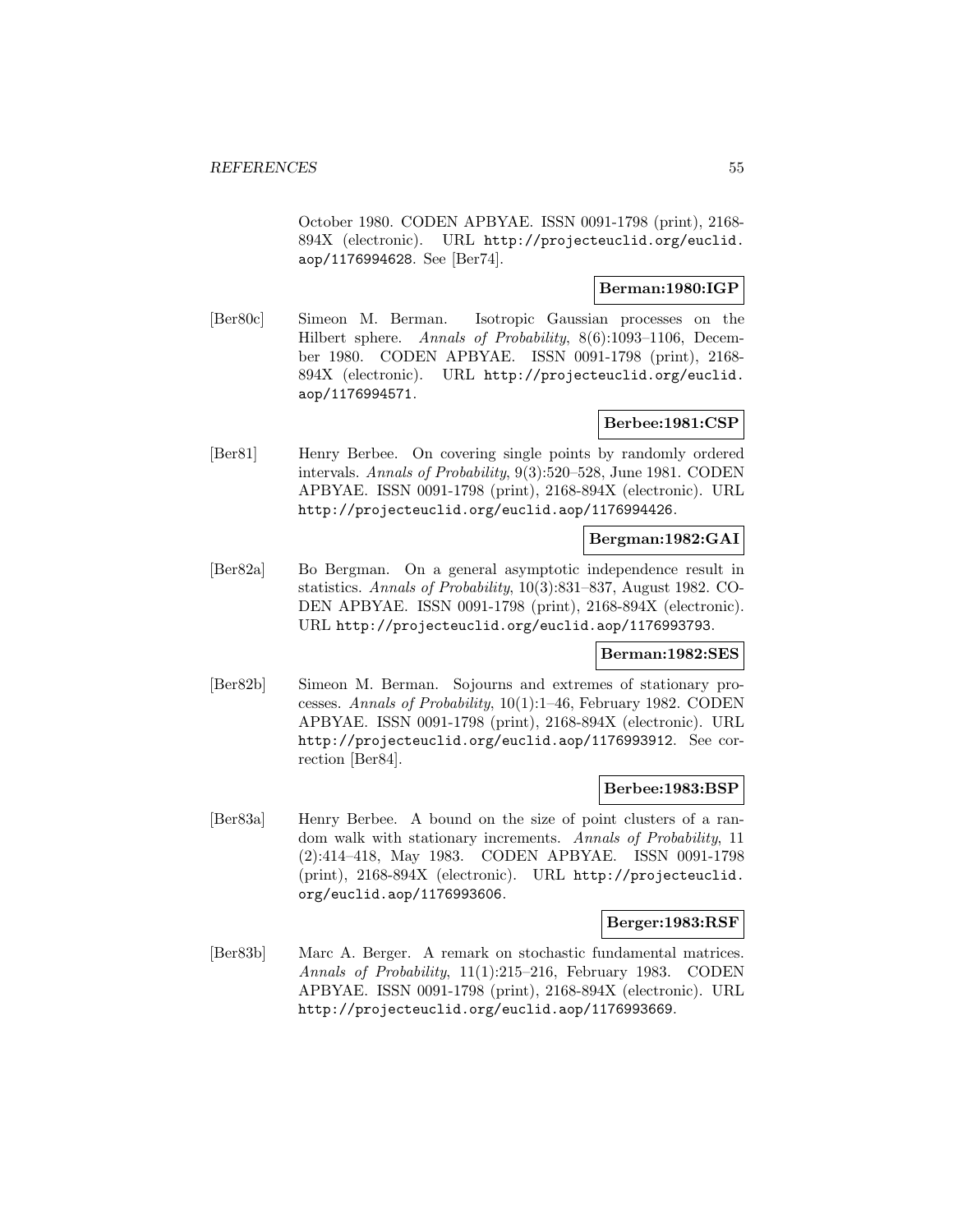October 1980. CODEN APBYAE. ISSN 0091-1798 (print), 2168-894X (electronic). URL http://projecteuclid.org/euclid.aop/1176994628. See [Ber74].

**Berman:1980:IGP**

[Ber80c] Simeon M. Berman. Isotropic Gaussian processes on the Hilbert sphere. *Annals of Probability*, 8(6):1093–1106, December 1980. CODEN APBYAE. ISSN 0091-1798 (print), 2168-894X (electronic). URL http://projecteuclid.org/euclid.aop/1176994571.

**Berbee:1981:CSP**

[Ber81] Henry Berbee. On covering single points by randomly ordered intervals. *Annals of Probability*, 9(3):520–528, June 1981. CODEN APBYAE. ISSN 0091-1798 (print), 2168-894X (electronic). URL http://projecteuclid.org/euclid.aop/1176994426.

**Bergman:1982:GAI**

[Ber82a] Bo Bergman. On a general asymptotic independence result in statistics. *Annals of Probability*, 10(3):831–837, August 1982. CODEN APBYAE. ISSN 0091-1798 (print), 2168-894X (electronic). URL http://projecteuclid.org/euclid.aop/1176993793.

**Berman:1982:SES**

[Ber82b] Simeon M. Berman. Sojourns and extremes of stationary processes. *Annals of Probability*, 10(1):1–46, February 1982. CODEN APBYAE. ISSN 0091-1798 (print), 2168-894X (electronic). URL http://projecteuclid.org/euclid.aop/1176993912. See correction [Ber84].

**Berbee:1983:BSP**

[Ber83a] Henry Berbee. A bound on the size of point clusters of a random walk with stationary increments. *Annals of Probability*, 11 (2):414–418, May 1983. CODEN APBYAE. ISSN 0091-1798 (print), 2168-894X (electronic). URL http://projecteuclid.org/euclid.aop/1176993606.

**Berger:1983:RSF**

[Ber83b] Marc A. Berger. A remark on stochastic fundamental matrices. *Annals of Probability*, 11(1):215–216, February 1983. CODEN APBYAE. ISSN 0091-1798 (print), 2168-894X (electronic). URL http://projecteuclid.org/euclid.aop/1176993669.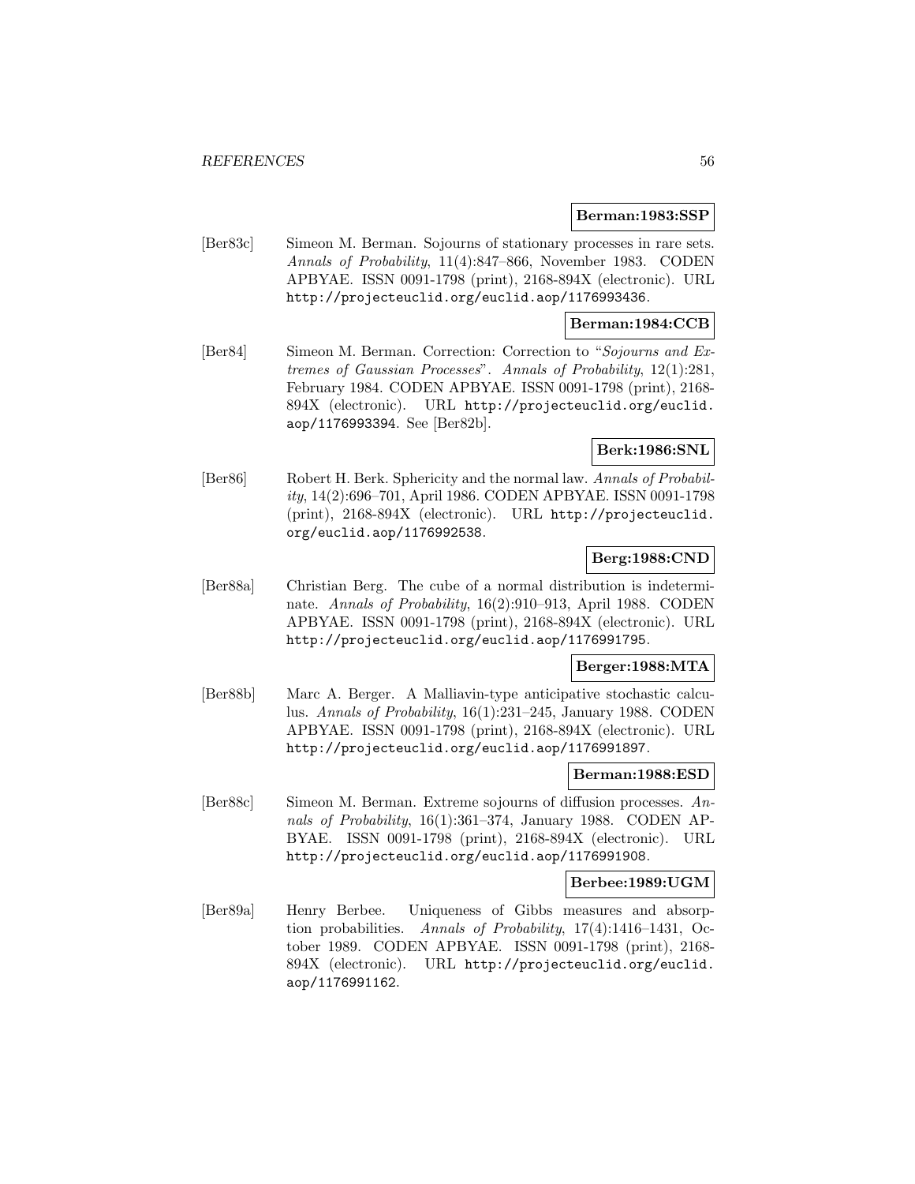**Berman:1983:SSP**

[Ber83c] Simeon M. Berman. Sojourns of stationary processes in rare sets. *Annals of Probability*, 11(4):847–866, November 1983. CODEN APBYAE. ISSN 0091-1798 (print), 2168-894X (electronic). URL http://projecteuclid.org/euclid.aop/1176993436.

**Berman:1984:CCB**

[Ber84] Simeon M. Berman. Correction: Correction to "*Sojourns and Extremes of Gaussian Processes*". *Annals of Probability*, 12(1):281, February 1984. CODEN APBYAE. ISSN 0091-1798 (print), 2168-894X (electronic). URL http://projecteuclid.org/euclid.aop/1176993394. See [Ber82b].

**Berk:1986:SNL**

[Ber86] Robert H. Berk. Sphericity and the normal law. *Annals of Probability*, 14(2):696–701, April 1986. CODEN APBYAE. ISSN 0091-1798 (print), 2168-894X (electronic). URL http://projecteuclid.org/euclid.aop/1176992538.

**Berg:1988:CND**

[Ber88a] Christian Berg. The cube of a normal distribution is indeterminate. *Annals of Probability*, 16(2):910–913, April 1988. CODEN APBYAE. ISSN 0091-1798 (print), 2168-894X (electronic). URL http://projecteuclid.org/euclid.aop/1176991795.

**Berger:1988:MTA**

[Ber88b] Marc A. Berger. A Malliavin-type anticipative stochastic calculus. *Annals of Probability*, 16(1):231–245, January 1988. CODEN APBYAE. ISSN 0091-1798 (print), 2168-894X (electronic). URL http://projecteuclid.org/euclid.aop/1176991897.

**Berman:1988:ESD**

[Ber88c] Simeon M. Berman. Extreme sojourns of diffusion processes. *Annals of Probability*, 16(1):361–374, January 1988. CODEN APBYAE. ISSN 0091-1798 (print), 2168-894X (electronic). URL http://projecteuclid.org/euclid.aop/1176991908.

**Berbee:1989:UGM**

[Ber89a] Henry Berbee. Uniqueness of Gibbs measures and absorption probabilities. *Annals of Probability*, 17(4):1416–1431, October 1989. CODEN APBYAE. ISSN 0091-1798 (print), 2168-894X (electronic). URL http://projecteuclid.org/euclid.aop/1176991162.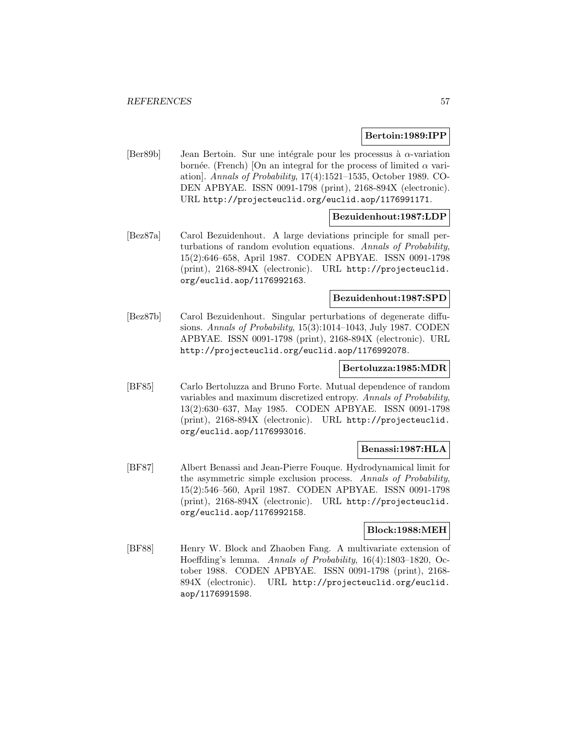**Bertoin:1989:IPP**

[Ber89b] Jean Bertoin. Sur une intégrale pour les processus à $\alpha$-variation bornée. (French) [On an integral for the process of limited $\alpha$ variation]. *Annals of Probability*, 17(4):1521–1535, October 1989. CODEN APBYAE. ISSN 0091-1798 (print), 2168-894X (electronic). URL `http://projecteuclid.org/euclid.aop/1176991171`.

**Bezuidenhout:1987:LDP**

[Bez87a] Carol Bezuidenhout. A large deviations principle for small perturbations of random evolution equations. *Annals of Probability*, 15(2):646–658, April 1987. CODEN APBYAE. ISSN 0091-1798 (print), 2168-894X (electronic). URL `http://projecteuclid.org/euclid.aop/1176992163`.

**Bezuidenhout:1987:SPD**

[Bez87b] Carol Bezuidenhout. Singular perturbations of degenerate diffusions. *Annals of Probability*, 15(3):1014–1043, July 1987. CODEN APBYAE. ISSN 0091-1798 (print), 2168-894X (electronic). URL `http://projecteuclid.org/euclid.aop/1176992078`.

**Bertoluzza:1985:MDR**

[BF85] Carlo Bertoluzza and Bruno Forte. Mutual dependence of random variables and maximum discretized entropy. *Annals of Probability*, 13(2):630–637, May 1985. CODEN APBYAE. ISSN 0091-1798 (print), 2168-894X (electronic). URL `http://projecteuclid.org/euclid.aop/1176993016`.

**Benassi:1987:HLA**

[BF87] Albert Benassi and Jean-Pierre Fouque. Hydrodynamical limit for the asymmetric simple exclusion process. *Annals of Probability*, 15(2):546–560, April 1987. CODEN APBYAE. ISSN 0091-1798 (print), 2168-894X (electronic). URL `http://projecteuclid.org/euclid.aop/1176992158`.

**Block:1988:MEH**

[BF88] Henry W. Block and Zhaoben Fang. A multivariate extension of Hoeffding's lemma. *Annals of Probability*, 16(4):1803–1820, October 1988. CODEN APBYAE. ISSN 0091-1798 (print), 2168-894X (electronic). URL `http://projecteuclid.org/euclid.aop/1176991598`.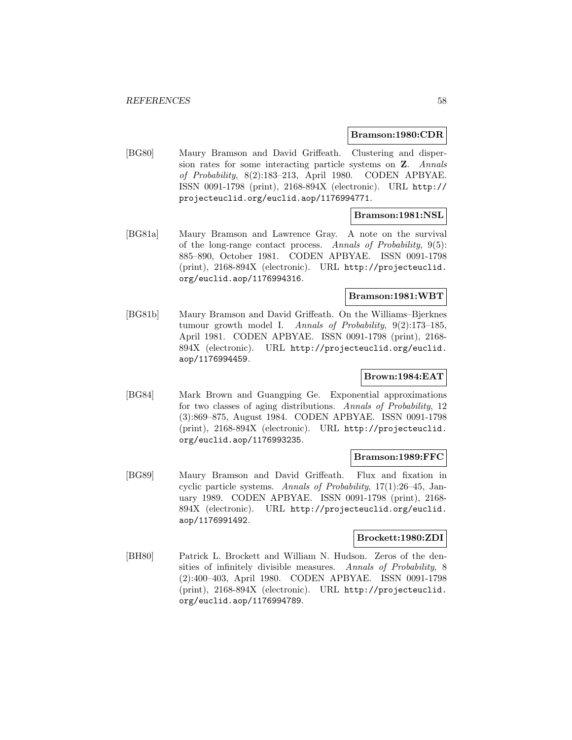**Bramson:1980:CDR**

[BG80] Maury Bramson and David Griffeath. Clustering and dispersion rates for some interacting particle systems on **Z**. *Annals of Probability*, 8(2):183–213, April 1980. CODEN APBYAE. ISSN 0091-1798 (print), 2168-894X (electronic). URL http://projecteuclid.org/euclid.aop/1176994771.

**Bramson:1981:NSL**

[BG81a] Maury Bramson and Lawrence Gray. A note on the survival of the long-range contact process. *Annals of Probability*, 9(5): 885–890, October 1981. CODEN APBYAE. ISSN 0091-1798 (print), 2168-894X (electronic). URL http://projecteuclid.org/euclid.aop/1176994316.

**Bramson:1981:WBT**

[BG81b] Maury Bramson and David Griffeath. On the Williams–Bjerknes tumour growth model I. *Annals of Probability*, 9(2):173–185, April 1981. CODEN APBYAE. ISSN 0091-1798 (print), 2168-894X (electronic). URL http://projecteuclid.org/euclid.aop/1176994459.

**Brown:1984:EAT**

[BG84] Mark Brown and Guangping Ge. Exponential approximations for two classes of aging distributions. *Annals of Probability*, 12 (3):869–875, August 1984. CODEN APBYAE. ISSN 0091-1798 (print), 2168-894X (electronic). URL http://projecteuclid.org/euclid.aop/1176993235.

**Bramson:1989:FFC**

[BG89] Maury Bramson and David Griffeath. Flux and fixation in cyclic particle systems. *Annals of Probability*, 17(1):26–45, January 1989. CODEN APBYAE. ISSN 0091-1798 (print), 2168-894X (electronic). URL http://projecteuclid.org/euclid.aop/1176991492.

**Brockett:1980:ZDI**

[BH80] Patrick L. Brockett and William N. Hudson. Zeros of the densities of infinitely divisible measures. *Annals of Probability*, 8 (2):400–403, April 1980. CODEN APBYAE. ISSN 0091-1798 (print), 2168-894X (electronic). URL http://projecteuclid.org/euclid.aop/1176994789.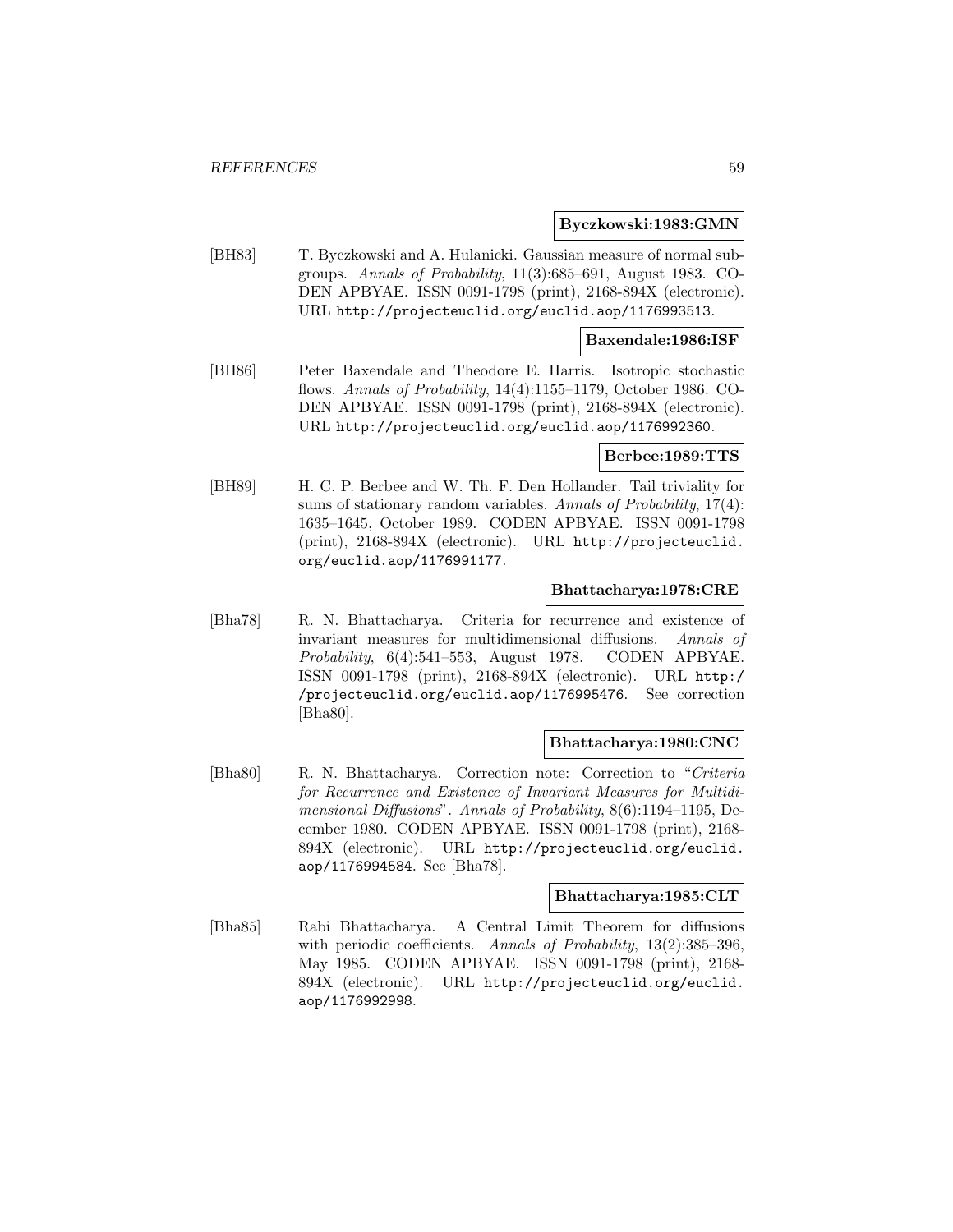**Byczkowski:1983:GMN**

[BH83] T. Byczkowski and A. Hulanicki. Gaussian measure of normal subgroups. *Annals of Probability*, 11(3):685–691, August 1983. CODEN APBYAE. ISSN 0091-1798 (print), 2168-894X (electronic). URL http://projecteuclid.org/euclid.aop/1176993513.

**Baxendale:1986:ISF**

[BH86] Peter Baxendale and Theodore E. Harris. Isotropic stochastic flows. *Annals of Probability*, 14(4):1155–1179, October 1986. CODEN APBYAE. ISSN 0091-1798 (print), 2168-894X (electronic). URL http://projecteuclid.org/euclid.aop/1176992360.

**Berbee:1989:TTS**

[BH89] H. C. P. Berbee and W. Th. F. Den Hollander. Tail triviality for sums of stationary random variables. *Annals of Probability*, 17(4): 1635–1645, October 1989. CODEN APBYAE. ISSN 0091-1798 (print), 2168-894X (electronic). URL http://projecteuclid.org/euclid.aop/1176991177.

**Bhattacharya:1978:CRE**

[Bha78] R. N. Bhattacharya. Criteria for recurrence and existence of invariant measures for multidimensional diffusions. *Annals of Probability*, 6(4):541–553, August 1978. CODEN APBYAE. ISSN 0091-1798 (print), 2168-894X (electronic). URL http://projecteuclid.org/euclid.aop/1176995476. See correction [Bha80].

**Bhattacharya:1980:CNC**

[Bha80] R. N. Bhattacharya. Correction note: Correction to "*Criteria for Recurrence and Existence of Invariant Measures for Multidimensional Diffusions*". *Annals of Probability*, 8(6):1194–1195, December 1980. CODEN APBYAE. ISSN 0091-1798 (print), 2168-894X (electronic). URL http://projecteuclid.org/euclid.aop/1176994584. See [Bha78].

**Bhattacharya:1985:CLT**

[Bha85] Rabi Bhattacharya. A Central Limit Theorem for diffusions with periodic coefficients. *Annals of Probability*, 13(2):385–396, May 1985. CODEN APBYAE. ISSN 0091-1798 (print), 2168-894X (electronic). URL http://projecteuclid.org/euclid.aop/1176992998.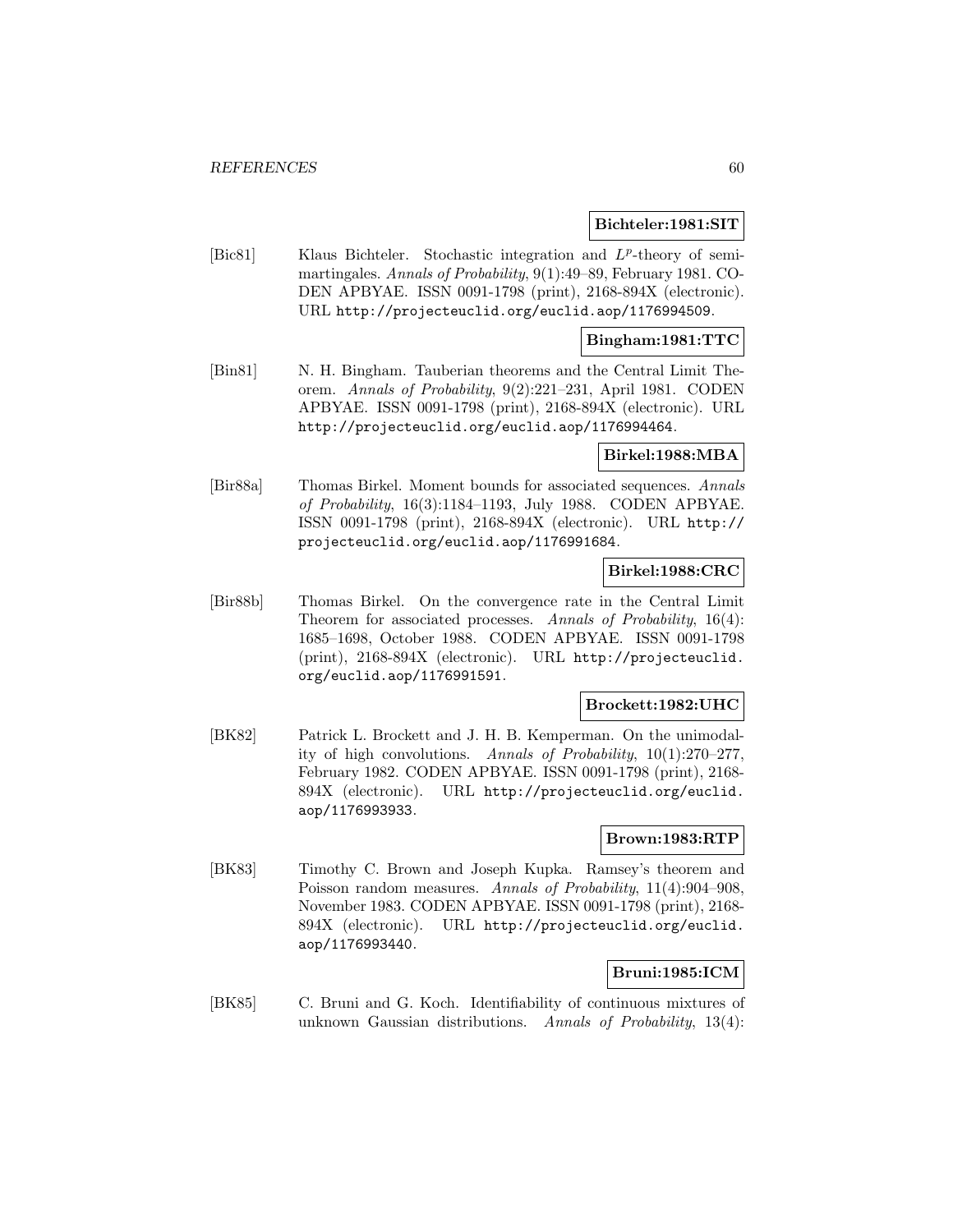**Bichteler:1981:SIT**

[Bic81] Klaus Bichteler. Stochastic integration and $L^p$-theory of semimartingales. *Annals of Probability*, 9(1):49–89, February 1981. CODEN APBYAE. ISSN 0091-1798 (print), 2168-894X (electronic). URL http://projecteuclid.org/euclid.aop/1176994509.

**Bingham:1981:TTC**

[Bin81] N. H. Bingham. Tauberian theorems and the Central Limit Theorem. *Annals of Probability*, 9(2):221–231, April 1981. CODEN APBYAE. ISSN 0091-1798 (print), 2168-894X (electronic). URL http://projecteuclid.org/euclid.aop/1176994464.

**Birkel:1988:MBA**

[Bir88a] Thomas Birkel. Moment bounds for associated sequences. *Annals of Probability*, 16(3):1184–1193, July 1988. CODEN APBYAE. ISSN 0091-1798 (print), 2168-894X (electronic). URL http://projecteuclid.org/euclid.aop/1176991684.

**Birkel:1988:CRC**

[Bir88b] Thomas Birkel. On the convergence rate in the Central Limit Theorem for associated processes. *Annals of Probability*, 16(4): 1685–1698, October 1988. CODEN APBYAE. ISSN 0091-1798 (print), 2168-894X (electronic). URL http://projecteuclid.org/euclid.aop/1176991591.

**Brockett:1982:UHC**

[BK82] Patrick L. Brockett and J. H. B. Kemperman. On the unimodality of high convolutions. *Annals of Probability*, 10(1):270–277, February 1982. CODEN APBYAE. ISSN 0091-1798 (print), 2168-894X (electronic). URL http://projecteuclid.org/euclid.aop/1176993933.

**Brown:1983:RTP**

[BK83] Timothy C. Brown and Joseph Kupka. Ramsey's theorem and Poisson random measures. *Annals of Probability*, 11(4):904–908, November 1983. CODEN APBYAE. ISSN 0091-1798 (print), 2168-894X (electronic). URL http://projecteuclid.org/euclid.aop/1176993440.

**Bruni:1985:ICM**

[BK85] C. Bruni and G. Koch. Identifiability of continuous mixtures of unknown Gaussian distributions. *Annals of Probability*, 13(4):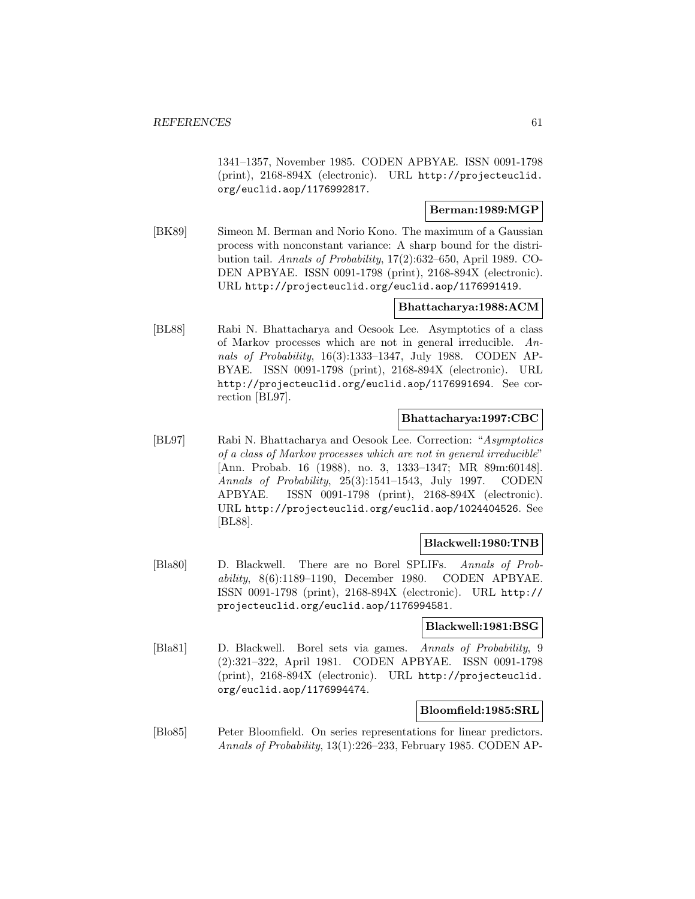1341–1357, November 1985. CODEN APBYAE. ISSN 0091-1798 (print), 2168-894X (electronic). URL http://projecteuclid.org/euclid.aop/1176992817.

**Berman:1989:MGP**

[BK89] Simeon M. Berman and Norio Kono. The maximum of a Gaussian process with nonconstant variance: A sharp bound for the distribution tail. *Annals of Probability*, 17(2):632–650, April 1989. CODEN APBYAE. ISSN 0091-1798 (print), 2168-894X (electronic). URL http://projecteuclid.org/euclid.aop/1176991419.

**Bhattacharya:1988:ACM**

[BL88] Rabi N. Bhattacharya and Oesook Lee. Asymptotics of a class of Markov processes which are not in general irreducible. *Annals of Probability*, 16(3):1333–1347, July 1988. CODEN APBYAE. ISSN 0091-1798 (print), 2168-894X (electronic). URL http://projecteuclid.org/euclid.aop/1176991694. See correction [BL97].

**Bhattacharya:1997:CBC**

[BL97] Rabi N. Bhattacharya and Oesook Lee. Correction: "*Asymptotics of a class of Markov processes which are not in general irreducible*" [Ann. Probab. 16 (1988), no. 3, 1333–1347; MR 89m:60148]. *Annals of Probability*, 25(3):1541–1543, July 1997. CODEN APBYAE. ISSN 0091-1798 (print), 2168-894X (electronic). URL http://projecteuclid.org/euclid.aop/1024404526. See [BL88].

**Blackwell:1980:TNB**

[Bla80] D. Blackwell. There are no Borel SPLIFs. *Annals of Probability*, 8(6):1189–1190, December 1980. CODEN APBYAE. ISSN 0091-1798 (print), 2168-894X (electronic). URL http://projecteuclid.org/euclid.aop/1176994581.

**Blackwell:1981:BSG**

[Bla81] D. Blackwell. Borel sets via games. *Annals of Probability*, 9 (2):321–322, April 1981. CODEN APBYAE. ISSN 0091-1798 (print), 2168-894X (electronic). URL http://projecteuclid.org/euclid.aop/1176994474.

**Bloomfield:1985:SRL**

[Blo85] Peter Bloomfield. On series representations for linear predictors. *Annals of Probability*, 13(1):226–233, February 1985. CODEN AP-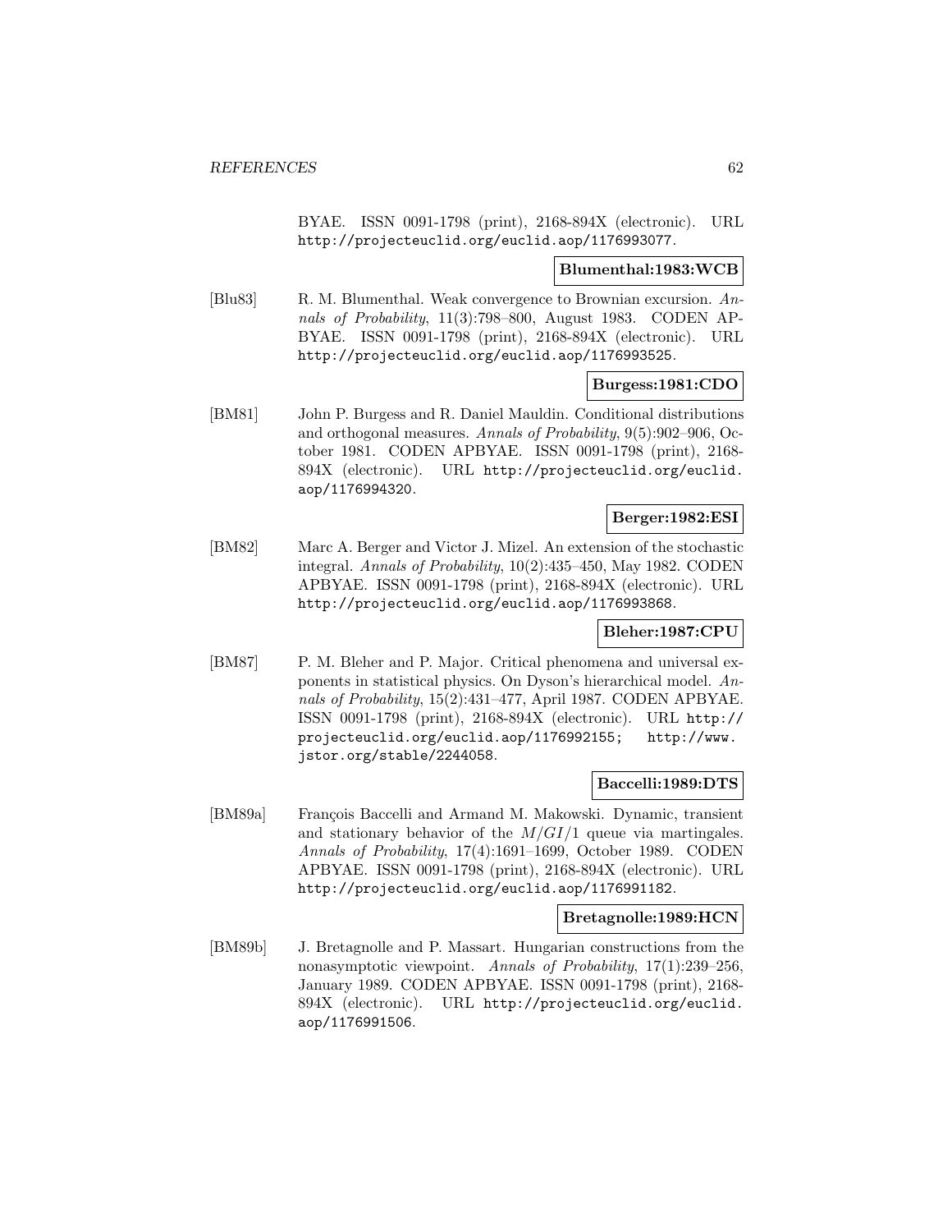BYAE. ISSN 0091-1798 (print), 2168-894X (electronic). URL http://projecteuclid.org/euclid.aop/1176993077.

**Blumenthal:1983:WCB**

[Blu83] R. M. Blumenthal. Weak convergence to Brownian excursion. *Annals of Probability*, 11(3):798–800, August 1983. CODEN APBYAE. ISSN 0091-1798 (print), 2168-894X (electronic). URL http://projecteuclid.org/euclid.aop/1176993525.

**Burgess:1981:CDO**

[BM81] John P. Burgess and R. Daniel Mauldin. Conditional distributions and orthogonal measures. *Annals of Probability*, 9(5):902–906, October 1981. CODEN APBYAE. ISSN 0091-1798 (print), 2168-894X (electronic). URL http://projecteuclid.org/euclid.aop/1176994320.

**Berger:1982:ESI**

[BM82] Marc A. Berger and Victor J. Mizel. An extension of the stochastic integral. *Annals of Probability*, 10(2):435–450, May 1982. CODEN APBYAE. ISSN 0091-1798 (print), 2168-894X (electronic). URL http://projecteuclid.org/euclid.aop/1176993868.

**Bleher:1987:CPU**

[BM87] P. M. Bleher and P. Major. Critical phenomena and universal exponents in statistical physics. On Dyson's hierarchical model. *Annals of Probability*, 15(2):431–477, April 1987. CODEN APBYAE. ISSN 0091-1798 (print), 2168-894X (electronic). URL http://projecteuclid.org/euclid.aop/1176992155; http://www.jstor.org/stable/2244058.

**Baccelli:1989:DTS**

[BM89a] François Baccelli and Armand M. Makowski. Dynamic, transient and stationary behavior of the $M/GI/1$ queue via martingales. *Annals of Probability*, 17(4):1691–1699, October 1989. CODEN APBYAE. ISSN 0091-1798 (print), 2168-894X (electronic). URL http://projecteuclid.org/euclid.aop/1176991182.

**Bretagnolle:1989:HCN**

[BM89b] J. Bretagnolle and P. Massart. Hungarian constructions from the nonasymptotic viewpoint. *Annals of Probability*, 17(1):239–256, January 1989. CODEN APBYAE. ISSN 0091-1798 (print), 2168-894X (electronic). URL http://projecteuclid.org/euclid.aop/1176991506.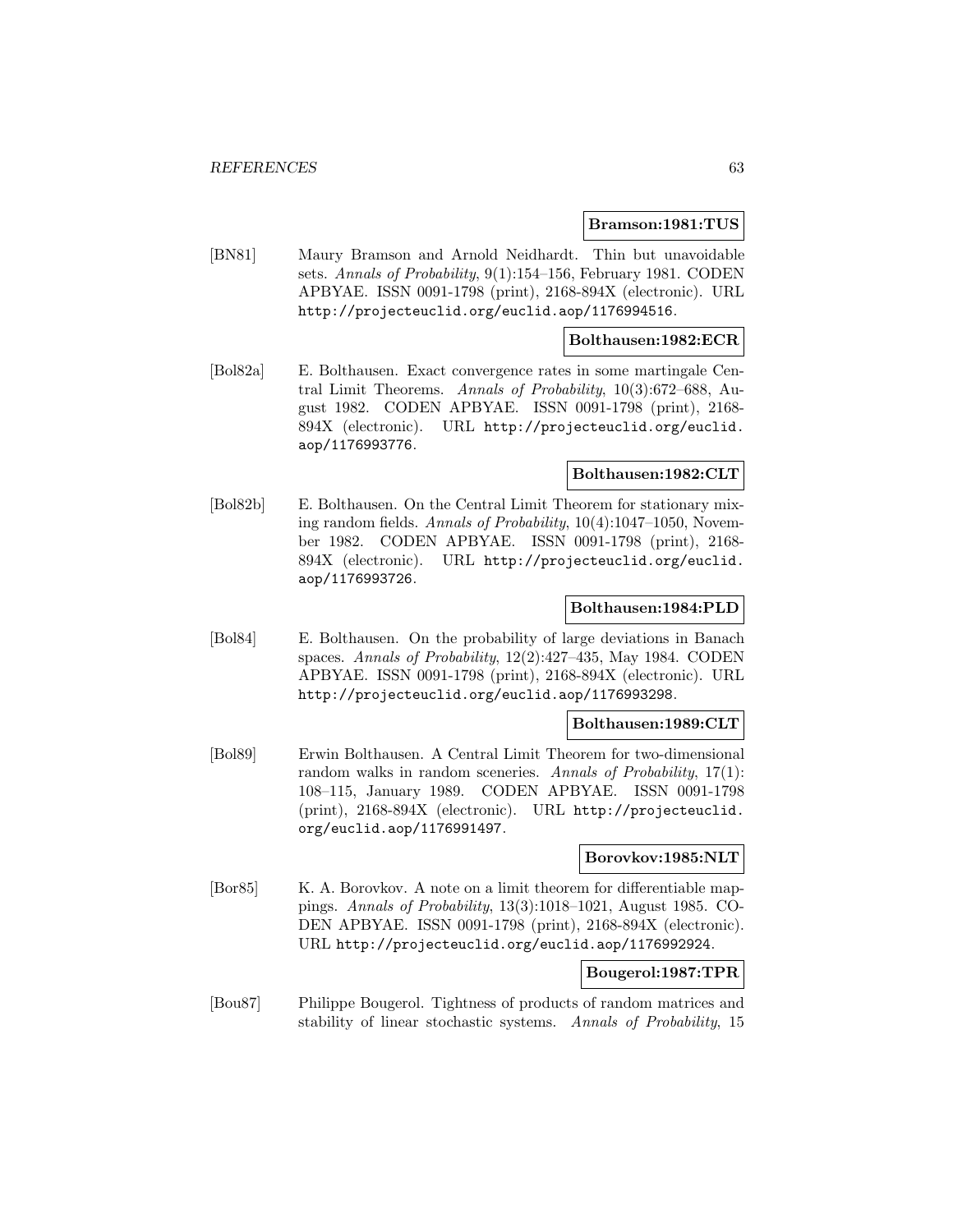**Bramson:1981:TUS**

[BN81] Maury Bramson and Arnold Neidhardt. Thin but unavoidable sets. *Annals of Probability*, 9(1):154–156, February 1981. CODEN APBYAE. ISSN 0091-1798 (print), 2168-894X (electronic). URL http://projecteuclid.org/euclid.aop/1176994516.

**Bolthausen:1982:ECR**

[Bol82a] E. Bolthausen. Exact convergence rates in some martingale Central Limit Theorems. *Annals of Probability*, 10(3):672–688, August 1982. CODEN APBYAE. ISSN 0091-1798 (print), 2168-894X (electronic). URL http://projecteuclid.org/euclid.aop/1176993776.

**Bolthausen:1982:CLT**

[Bol82b] E. Bolthausen. On the Central Limit Theorem for stationary mixing random fields. *Annals of Probability*, 10(4):1047–1050, November 1982. CODEN APBYAE. ISSN 0091-1798 (print), 2168-894X (electronic). URL http://projecteuclid.org/euclid.aop/1176993726.

**Bolthausen:1984:PLD**

[Bol84] E. Bolthausen. On the probability of large deviations in Banach spaces. *Annals of Probability*, 12(2):427–435, May 1984. CODEN APBYAE. ISSN 0091-1798 (print), 2168-894X (electronic). URL http://projecteuclid.org/euclid.aop/1176993298.

**Bolthausen:1989:CLT**

[Bol89] Erwin Bolthausen. A Central Limit Theorem for two-dimensional random walks in random sceneries. *Annals of Probability*, 17(1): 108–115, January 1989. CODEN APBYAE. ISSN 0091-1798 (print), 2168-894X (electronic). URL http://projecteuclid.org/euclid.aop/1176991497.

**Borovkov:1985:NLT**

[Bor85] K. A. Borovkov. A note on a limit theorem for differentiable mappings. *Annals of Probability*, 13(3):1018–1021, August 1985. CODEN APBYAE. ISSN 0091-1798 (print), 2168-894X (electronic). URL http://projecteuclid.org/euclid.aop/1176992924.

**Bougerol:1987:TPR**

[Bou87] Philippe Bougerol. Tightness of products of random matrices and stability of linear stochastic systems. *Annals of Probability*, 15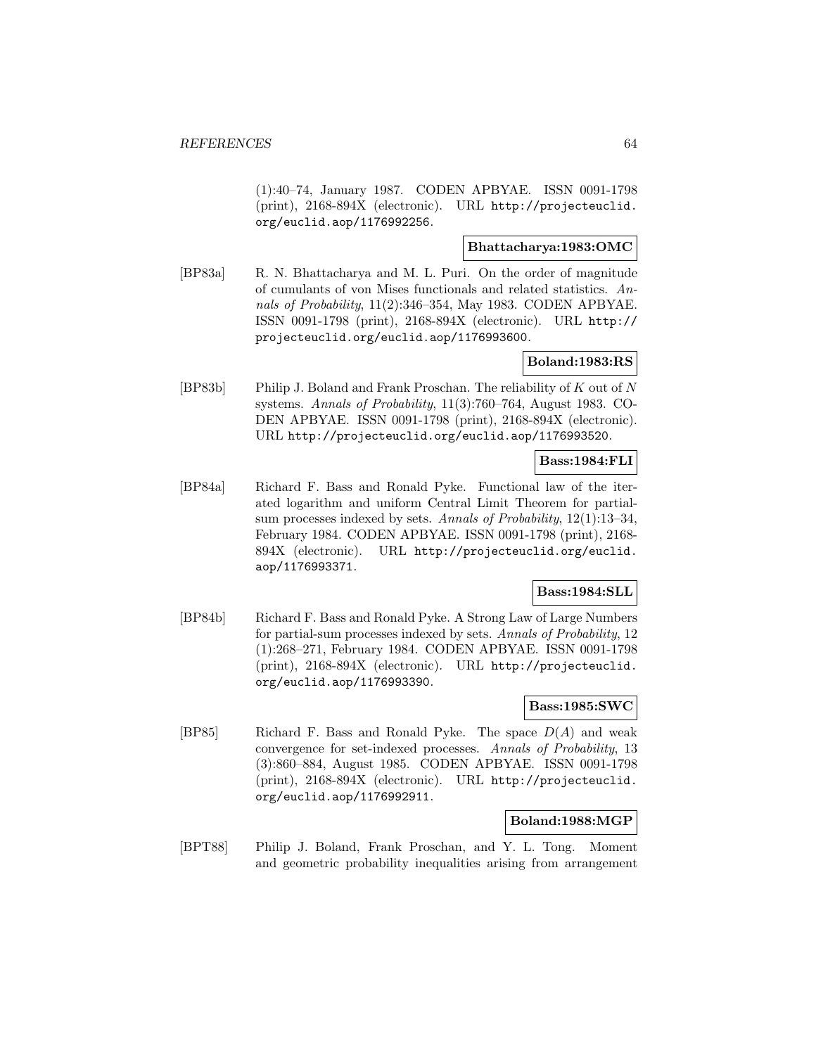(1):40–74, January 1987. CODEN APBYAE. ISSN 0091-1798 (print), 2168-894X (electronic). URL http://projecteuclid.org/euclid.aop/1176992256.

**Bhattacharya:1983:OMC**

[BP83a] R. N. Bhattacharya and M. L. Puri. On the order of magnitude of cumulants of von Mises functionals and related statistics. *Annals of Probability*, 11(2):346–354, May 1983. CODEN APBYAE. ISSN 0091-1798 (print), 2168-894X (electronic). URL http://projecteuclid.org/euclid.aop/1176993600.

**Boland:1983:RS**

[BP83b] Philip J. Boland and Frank Proschan. The reliability of $K$ out of $N$ systems. *Annals of Probability*, 11(3):760–764, August 1983. CODEN APBYAE. ISSN 0091-1798 (print), 2168-894X (electronic). URL http://projecteuclid.org/euclid.aop/1176993520.

**Bass:1984:FLI**

[BP84a] Richard F. Bass and Ronald Pyke. Functional law of the iterated logarithm and uniform Central Limit Theorem for partial-sum processes indexed by sets. *Annals of Probability*, 12(1):13–34, February 1984. CODEN APBYAE. ISSN 0091-1798 (print), 2168-894X (electronic). URL http://projecteuclid.org/euclid.aop/1176993371.

**Bass:1984:SLL**

[BP84b] Richard F. Bass and Ronald Pyke. A Strong Law of Large Numbers for partial-sum processes indexed by sets. *Annals of Probability*, 12 (1):268–271, February 1984. CODEN APBYAE. ISSN 0091-1798 (print), 2168-894X (electronic). URL http://projecteuclid.org/euclid.aop/1176993390.

**Bass:1985:SWC**

[BP85] Richard F. Bass and Ronald Pyke. The space $D(A)$ and weak convergence for set-indexed processes. *Annals of Probability*, 13 (3):860–884, August 1985. CODEN APBYAE. ISSN 0091-1798 (print), 2168-894X (electronic). URL http://projecteuclid.org/euclid.aop/1176992911.

**Boland:1988:MGP**

[BPT88] Philip J. Boland, Frank Proschan, and Y. L. Tong. Moment and geometric probability inequalities arising from arrangement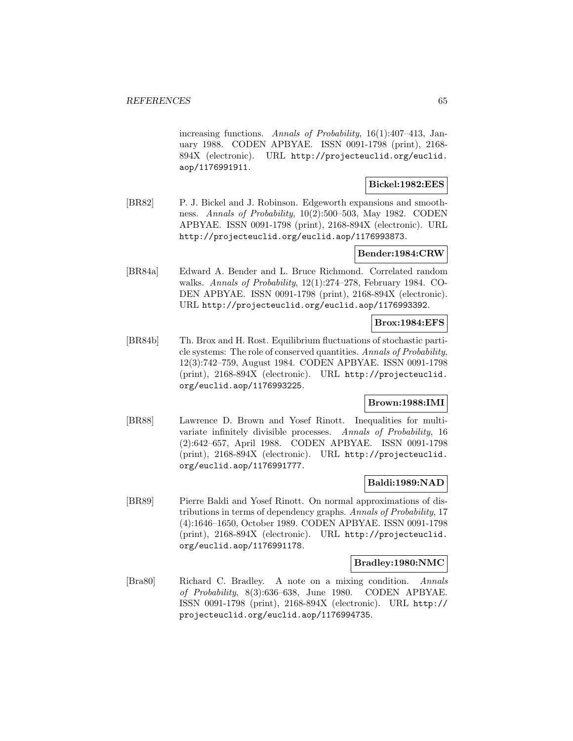increasing functions. *Annals of Probability*, 16(1):407–413, January 1988. CODEN APBYAE. ISSN 0091-1798 (print), 2168-894X (electronic). URL http://projecteuclid.org/euclid.aop/1176991911.

**Bickel:1982:EES**

[BR82] P. J. Bickel and J. Robinson. Edgeworth expansions and smoothness. *Annals of Probability*, 10(2):500–503, May 1982. CODEN APBYAE. ISSN 0091-1798 (print), 2168-894X (electronic). URL http://projecteuclid.org/euclid.aop/1176993873.

**Bender:1984:CRW**

[BR84a] Edward A. Bender and L. Bruce Richmond. Correlated random walks. *Annals of Probability*, 12(1):274–278, February 1984. CODEN APBYAE. ISSN 0091-1798 (print), 2168-894X (electronic). URL http://projecteuclid.org/euclid.aop/1176993392.

**Brox:1984:EFS**

[BR84b] Th. Brox and H. Rost. Equilibrium fluctuations of stochastic particle systems: The role of conserved quantities. *Annals of Probability*, 12(3):742–759, August 1984. CODEN APBYAE. ISSN 0091-1798 (print), 2168-894X (electronic). URL http://projecteuclid.org/euclid.aop/1176993225.

**Brown:1988:IMI**

[BR88] Lawrence D. Brown and Yosef Rinott. Inequalities for multivariate infinitely divisible processes. *Annals of Probability*, 16 (2):642–657, April 1988. CODEN APBYAE. ISSN 0091-1798 (print), 2168-894X (electronic). URL http://projecteuclid.org/euclid.aop/1176991777.

**Baldi:1989:NAD**

[BR89] Pierre Baldi and Yosef Rinott. On normal approximations of distributions in terms of dependency graphs. *Annals of Probability*, 17 (4):1646–1650, October 1989. CODEN APBYAE. ISSN 0091-1798 (print), 2168-894X (electronic). URL http://projecteuclid.org/euclid.aop/1176991178.

**Bradley:1980:NMC**

[Bra80] Richard C. Bradley. A note on a mixing condition. *Annals of Probability*, 8(3):636–638, June 1980. CODEN APBYAE. ISSN 0091-1798 (print), 2168-894X (electronic). URL http://projecteuclid.org/euclid.aop/1176994735.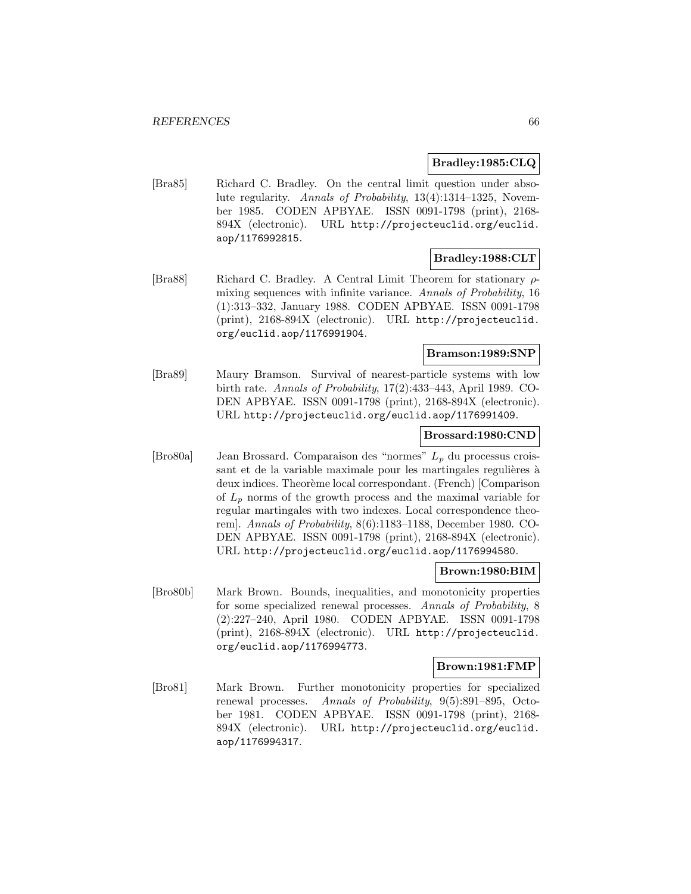**Bradley:1985:CLQ**

[Bra85] Richard C. Bradley. On the central limit question under absolute regularity. *Annals of Probability*, 13(4):1314–1325, November 1985. CODEN APBYAE. ISSN 0091-1798 (print), 2168-894X (electronic). URL http://projecteuclid.org/euclid.aop/1176992815.

**Bradley:1988:CLT**

[Bra88] Richard C. Bradley. A Central Limit Theorem for stationary $\rho$-mixing sequences with infinite variance. *Annals of Probability*, 16 (1):313–332, January 1988. CODEN APBYAE. ISSN 0091-1798 (print), 2168-894X (electronic). URL http://projecteuclid.org/euclid.aop/1176991904.

**Bramson:1989:SNP**

[Bra89] Maury Bramson. Survival of nearest-particle systems with low birth rate. *Annals of Probability*, 17(2):433–443, April 1989. CODEN APBYAE. ISSN 0091-1798 (print), 2168-894X (electronic). URL http://projecteuclid.org/euclid.aop/1176991409.

**Brossard:1980:CND**

[Bro80a] Jean Brossard. Comparaison des "normes" $L_p$ du processus croissant et de la variable maximale pour les martingales regulières à deux indices. Theorème local correspondant. (French) [Comparison of $L_p$ norms of the growth process and the maximal variable for regular martingales with two indexes. Local correspondence theorem]. *Annals of Probability*, 8(6):1183–1188, December 1980. CODEN APBYAE. ISSN 0091-1798 (print), 2168-894X (electronic). URL http://projecteuclid.org/euclid.aop/1176994580.

**Brown:1980:BIM**

[Bro80b] Mark Brown. Bounds, inequalities, and monotonicity properties for some specialized renewal processes. *Annals of Probability*, 8 (2):227–240, April 1980. CODEN APBYAE. ISSN 0091-1798 (print), 2168-894X (electronic). URL http://projecteuclid.org/euclid.aop/1176994773.

**Brown:1981:FMP**

[Bro81] Mark Brown. Further monotonicity properties for specialized renewal processes. *Annals of Probability*, 9(5):891–895, October 1981. CODEN APBYAE. ISSN 0091-1798 (print), 2168-894X (electronic). URL http://projecteuclid.org/euclid.aop/1176994317.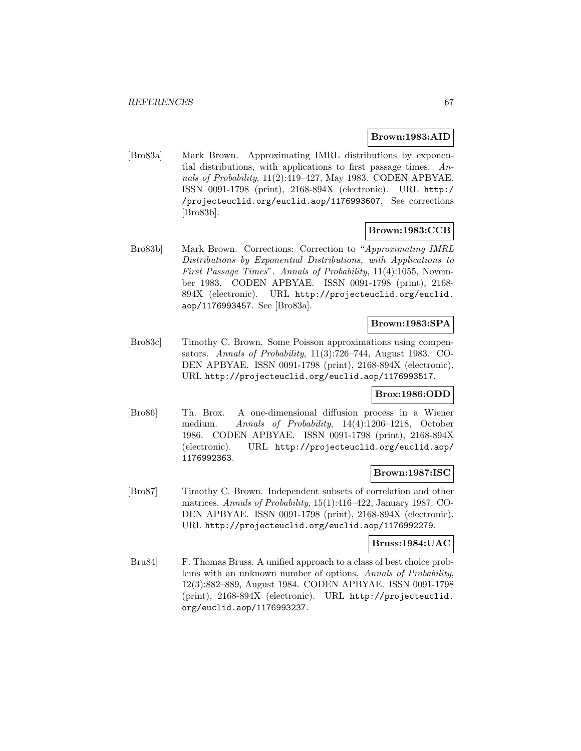**Brown:1983:AID**

[Bro83a] Mark Brown. Approximating IMRL distributions by exponential distributions, with applications to first passage times. *Annals of Probability*, 11(2):419–427, May 1983. CODEN APBYAE. ISSN 0091-1798 (print), 2168-894X (electronic). URL http://projecteuclid.org/euclid.aop/1176993607. See corrections [Bro83b].

**Brown:1983:CCB**

[Bro83b] Mark Brown. Corrections: Correction to "*Approximating IMRL Distributions by Exponential Distributions, with Applications to First Passage Times*". *Annals of Probability*, 11(4):1055, November 1983. CODEN APBYAE. ISSN 0091-1798 (print), 2168-894X (electronic). URL http://projecteuclid.org/euclid.aop/1176993457. See [Bro83a].

**Brown:1983:SPA**

[Bro83c] Timothy C. Brown. Some Poisson approximations using compensators. *Annals of Probability*, 11(3):726–744, August 1983. CODEN APBYAE. ISSN 0091-1798 (print), 2168-894X (electronic). URL http://projecteuclid.org/euclid.aop/1176993517.

**Brox:1986:ODD**

[Bro86] Th. Brox. A one-dimensional diffusion process in a Wiener medium. *Annals of Probability*, 14(4):1206–1218, October 1986. CODEN APBYAE. ISSN 0091-1798 (print), 2168-894X (electronic). URL http://projecteuclid.org/euclid.aop/1176992363.

**Brown:1987:ISC**

[Bro87] Timothy C. Brown. Independent subsets of correlation and other matrices. *Annals of Probability*, 15(1):416–422, January 1987. CODEN APBYAE. ISSN 0091-1798 (print), 2168-894X (electronic). URL http://projecteuclid.org/euclid.aop/1176992279.

**Bruss:1984:UAC**

[Bru84] F. Thomas Bruss. A unified approach to a class of best choice problems with an unknown number of options. *Annals of Probability*, 12(3):882–889, August 1984. CODEN APBYAE. ISSN 0091-1798 (print), 2168-894X (electronic). URL http://projecteuclid.org/euclid.aop/1176993237.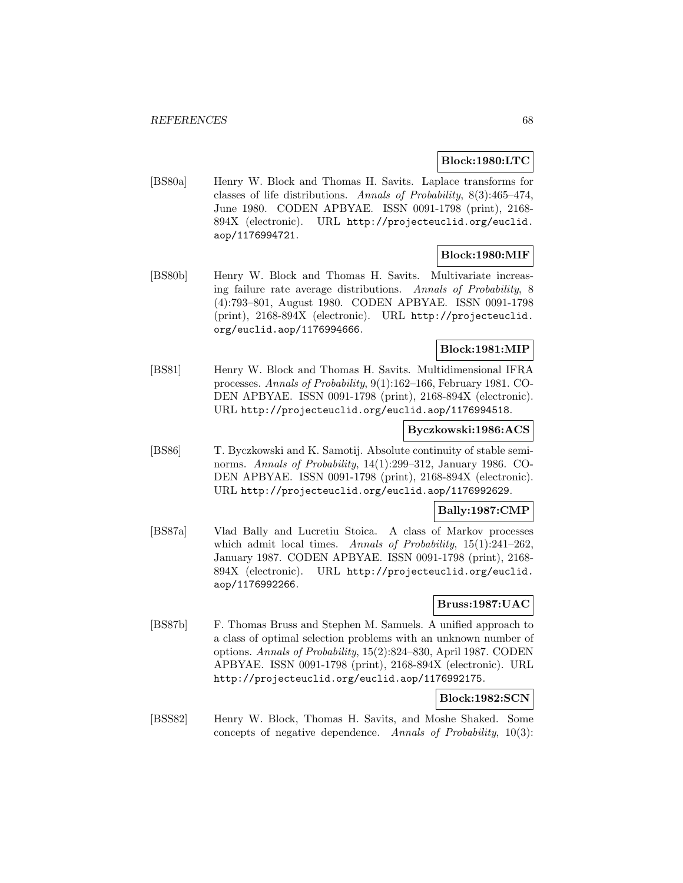**Block:1980:LTC**

[BS80a] Henry W. Block and Thomas H. Savits. Laplace transforms for classes of life distributions. *Annals of Probability*, 8(3):465–474, June 1980. CODEN APBYAE. ISSN 0091-1798 (print), 2168-894X (electronic). URL http://projecteuclid.org/euclid.aop/1176994721.

**Block:1980:MIF**

[BS80b] Henry W. Block and Thomas H. Savits. Multivariate increasing failure rate average distributions. *Annals of Probability*, 8 (4):793–801, August 1980. CODEN APBYAE. ISSN 0091-1798 (print), 2168-894X (electronic). URL http://projecteuclid.org/euclid.aop/1176994666.

**Block:1981:MIP**

[BS81] Henry W. Block and Thomas H. Savits. Multidimensional IFRA processes. *Annals of Probability*, 9(1):162–166, February 1981. CODEN APBYAE. ISSN 0091-1798 (print), 2168-894X (electronic). URL http://projecteuclid.org/euclid.aop/1176994518.

**Byczkowski:1986:ACS**

[BS86] T. Byczkowski and K. Samotij. Absolute continuity of stable seminorms. *Annals of Probability*, 14(1):299–312, January 1986. CODEN APBYAE. ISSN 0091-1798 (print), 2168-894X (electronic). URL http://projecteuclid.org/euclid.aop/1176992629.

**Bally:1987:CMP**

[BS87a] Vlad Bally and Lucretiu Stoica. A class of Markov processes which admit local times. *Annals of Probability*, 15(1):241–262, January 1987. CODEN APBYAE. ISSN 0091-1798 (print), 2168-894X (electronic). URL http://projecteuclid.org/euclid.aop/1176992266.

**Bruss:1987:UAC**

[BS87b] F. Thomas Bruss and Stephen M. Samuels. A unified approach to a class of optimal selection problems with an unknown number of options. *Annals of Probability*, 15(2):824–830, April 1987. CODEN APBYAE. ISSN 0091-1798 (print), 2168-894X (electronic). URL http://projecteuclid.org/euclid.aop/1176992175.

**Block:1982:SCN**

[BSS82] Henry W. Block, Thomas H. Savits, and Moshe Shaked. Some concepts of negative dependence. *Annals of Probability*, 10(3):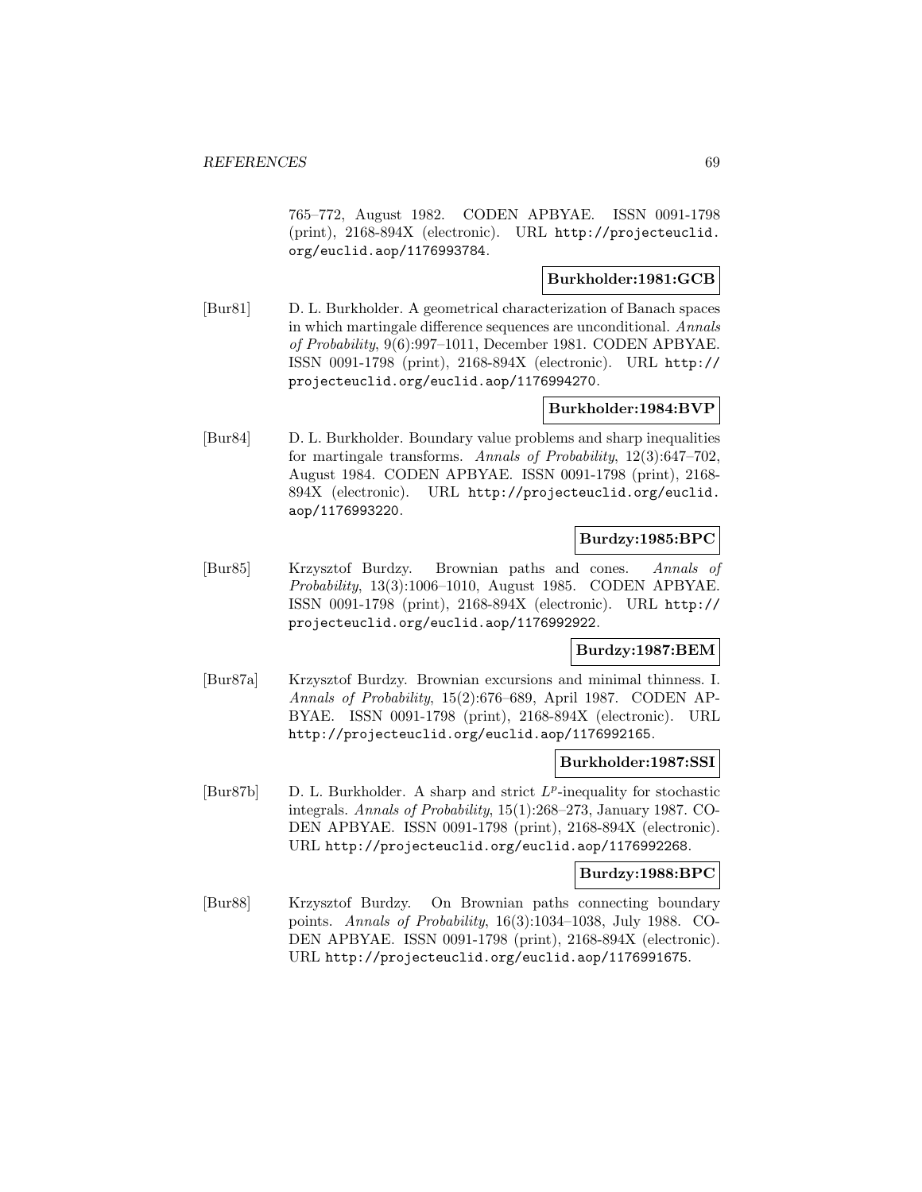765–772, August 1982. CODEN APBYAE. ISSN 0091-1798 (print), 2168-894X (electronic). URL http://projecteuclid.org/euclid.aop/1176993784.

**Burkholder:1981:GCB**

[Bur81] D. L. Burkholder. A geometrical characterization of Banach spaces in which martingale difference sequences are unconditional. *Annals of Probability*, 9(6):997–1011, December 1981. CODEN APBYAE. ISSN 0091-1798 (print), 2168-894X (electronic). URL http://projecteuclid.org/euclid.aop/1176994270.

**Burkholder:1984:BVP**

[Bur84] D. L. Burkholder. Boundary value problems and sharp inequalities for martingale transforms. *Annals of Probability*, 12(3):647–702, August 1984. CODEN APBYAE. ISSN 0091-1798 (print), 2168-894X (electronic). URL http://projecteuclid.org/euclid.aop/1176993220.

**Burdzy:1985:BPC**

[Bur85] Krzysztof Burdzy. Brownian paths and cones. *Annals of Probability*, 13(3):1006–1010, August 1985. CODEN APBYAE. ISSN 0091-1798 (print), 2168-894X (electronic). URL http://projecteuclid.org/euclid.aop/1176992922.

**Burdzy:1987:BEM**

[Bur87a] Krzysztof Burdzy. Brownian excursions and minimal thinness. I. *Annals of Probability*, 15(2):676–689, April 1987. CODEN APBYAE. ISSN 0091-1798 (print), 2168-894X (electronic). URL http://projecteuclid.org/euclid.aop/1176992165.

**Burkholder:1987:SSI**

[Bur87b] D. L. Burkholder. A sharp and strict $L^p$-inequality for stochastic integrals. *Annals of Probability*, 15(1):268–273, January 1987. CODEN APBYAE. ISSN 0091-1798 (print), 2168-894X (electronic). URL http://projecteuclid.org/euclid.aop/1176992268.

**Burdzy:1988:BPC**

[Bur88] Krzysztof Burdzy. On Brownian paths connecting boundary points. *Annals of Probability*, 16(3):1034–1038, July 1988. CODEN APBYAE. ISSN 0091-1798 (print), 2168-894X (electronic). URL http://projecteuclid.org/euclid.aop/1176991675.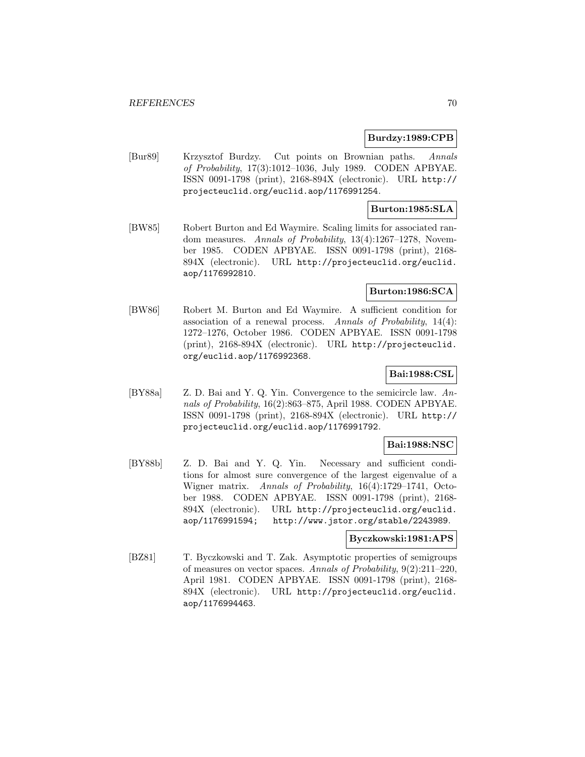**Burdzy:1989:CPB**

[Bur89] Krzysztof Burdzy. Cut points on Brownian paths. *Annals of Probability*, 17(3):1012–1036, July 1989. CODEN APBYAE. ISSN 0091-1798 (print), 2168-894X (electronic). URL http://projecteuclid.org/euclid.aop/1176991254.

**Burton:1985:SLA**

[BW85] Robert Burton and Ed Waymire. Scaling limits for associated random measures. *Annals of Probability*, 13(4):1267–1278, November 1985. CODEN APBYAE. ISSN 0091-1798 (print), 2168-894X (electronic). URL http://projecteuclid.org/euclid.aop/1176992810.

**Burton:1986:SCA**

[BW86] Robert M. Burton and Ed Waymire. A sufficient condition for association of a renewal process. *Annals of Probability*, 14(4): 1272–1276, October 1986. CODEN APBYAE. ISSN 0091-1798 (print), 2168-894X (electronic). URL http://projecteuclid.org/euclid.aop/1176992368.

**Bai:1988:CSL**

[BY88a] Z. D. Bai and Y. Q. Yin. Convergence to the semicircle law. *Annals of Probability*, 16(2):863–875, April 1988. CODEN APBYAE. ISSN 0091-1798 (print), 2168-894X (electronic). URL http://projecteuclid.org/euclid.aop/1176991792.

**Bai:1988:NSC**

[BY88b] Z. D. Bai and Y. Q. Yin. Necessary and sufficient conditions for almost sure convergence of the largest eigenvalue of a Wigner matrix. *Annals of Probability*, 16(4):1729–1741, October 1988. CODEN APBYAE. ISSN 0091-1798 (print), 2168-894X (electronic). URL http://projecteuclid.org/euclid.aop/1176991594; http://www.jstor.org/stable/2243989.

**Byczkowski:1981:APS**

[BZ81] T. Byczkowski and T. Zak. Asymptotic properties of semigroups of measures on vector spaces. *Annals of Probability*, 9(2):211–220, April 1981. CODEN APBYAE. ISSN 0091-1798 (print), 2168-894X (electronic). URL http://projecteuclid.org/euclid.aop/1176994463.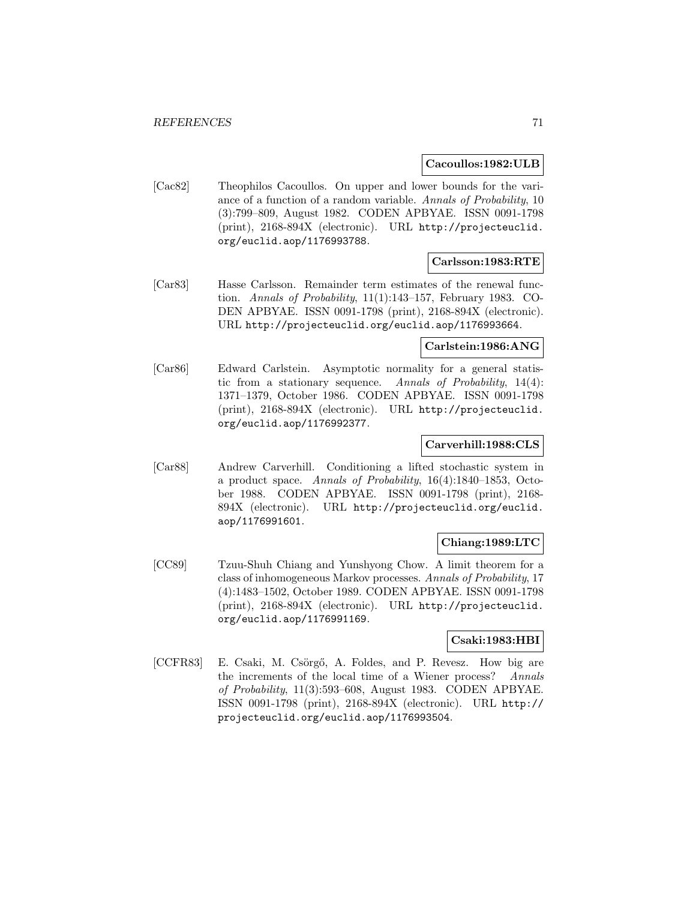**Cacoullos:1982:ULB**

[Cac82] Theophilos Cacoullos. On upper and lower bounds for the variance of a function of a random variable. *Annals of Probability*, 10 (3):799–809, August 1982. CODEN APBYAE. ISSN 0091-1798 (print), 2168-894X (electronic). URL http://projecteuclid.org/euclid.aop/1176993788.

**Carlsson:1983:RTE**

[Car83] Hasse Carlsson. Remainder term estimates of the renewal function. *Annals of Probability*, 11(1):143–157, February 1983. CODEN APBYAE. ISSN 0091-1798 (print), 2168-894X (electronic). URL http://projecteuclid.org/euclid.aop/1176993664.

**Carlstein:1986:ANG**

[Car86] Edward Carlstein. Asymptotic normality for a general statistic from a stationary sequence. *Annals of Probability*, 14(4): 1371–1379, October 1986. CODEN APBYAE. ISSN 0091-1798 (print), 2168-894X (electronic). URL http://projecteuclid.org/euclid.aop/1176992377.

**Carverhill:1988:CLS**

[Car88] Andrew Carverhill. Conditioning a lifted stochastic system in a product space. *Annals of Probability*, 16(4):1840–1853, October 1988. CODEN APBYAE. ISSN 0091-1798 (print), 2168-894X (electronic). URL http://projecteuclid.org/euclid.aop/1176991601.

**Chiang:1989:LTC**

[CC89] Tzuu-Shuh Chiang and Yunshyong Chow. A limit theorem for a class of inhomogeneous Markov processes. *Annals of Probability*, 17 (4):1483–1502, October 1989. CODEN APBYAE. ISSN 0091-1798 (print), 2168-894X (electronic). URL http://projecteuclid.org/euclid.aop/1176991169.

**Csaki:1983:HBI**

[CCFR83] E. Csaki, M. Csörgő, A. Foldes, and P. Revesz. How big are the increments of the local time of a Wiener process? *Annals of Probability*, 11(3):593–608, August 1983. CODEN APBYAE. ISSN 0091-1798 (print), 2168-894X (electronic). URL http://projecteuclid.org/euclid.aop/1176993504.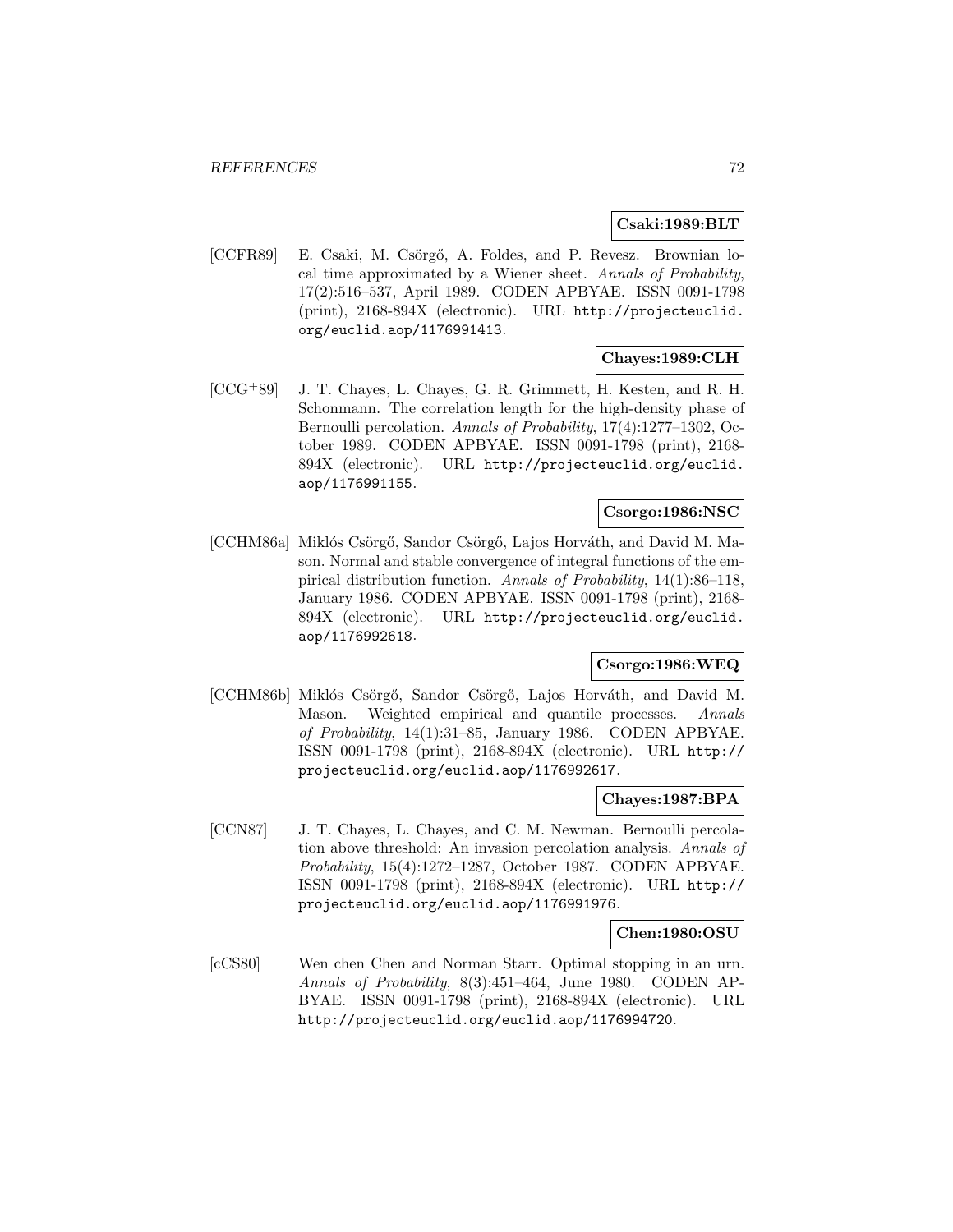**Csaki:1989:BLT**

[CCFR89] E. Csaki, M. Csörgő, A. Foldes, and P. Revesz. Brownian local time approximated by a Wiener sheet. *Annals of Probability*, 17(2):516–537, April 1989. CODEN APBYAE. ISSN 0091-1798 (print), 2168-894X (electronic). URL http://projecteuclid.org/euclid.aop/1176991413.

**Chayes:1989:CLH**

[CCG+89] J. T. Chayes, L. Chayes, G. R. Grimmett, H. Kesten, and R. H. Schonmann. The correlation length for the high-density phase of Bernoulli percolation. *Annals of Probability*, 17(4):1277–1302, October 1989. CODEN APBYAE. ISSN 0091-1798 (print), 2168-894X (electronic). URL http://projecteuclid.org/euclid.aop/1176991155.

**Csorgo:1986:NSC**

[CCHM86a] Miklós Csörgő, Sandor Csörgő, Lajos Horváth, and David M. Mason. Normal and stable convergence of integral functions of the empirical distribution function. *Annals of Probability*, 14(1):86–118, January 1986. CODEN APBYAE. ISSN 0091-1798 (print), 2168-894X (electronic). URL http://projecteuclid.org/euclid.aop/1176992618.

**Csorgo:1986:WEQ**

[CCHM86b] Miklós Csörgő, Sandor Csörgő, Lajos Horváth, and David M. Mason. Weighted empirical and quantile processes. *Annals of Probability*, 14(1):31–85, January 1986. CODEN APBYAE. ISSN 0091-1798 (print), 2168-894X (electronic). URL http://projecteuclid.org/euclid.aop/1176992617.

**Chayes:1987:BPA**

[CCN87] J. T. Chayes, L. Chayes, and C. M. Newman. Bernoulli percolation above threshold: An invasion percolation analysis. *Annals of Probability*, 15(4):1272–1287, October 1987. CODEN APBYAE. ISSN 0091-1798 (print), 2168-894X (electronic). URL http://projecteuclid.org/euclid.aop/1176991976.

**Chen:1980:OSU**

[cCS80] Wen chen Chen and Norman Starr. Optimal stopping in an urn. *Annals of Probability*, 8(3):451–464, June 1980. CODEN APBYAE. ISSN 0091-1798 (print), 2168-894X (electronic). URL http://projecteuclid.org/euclid.aop/1176994720.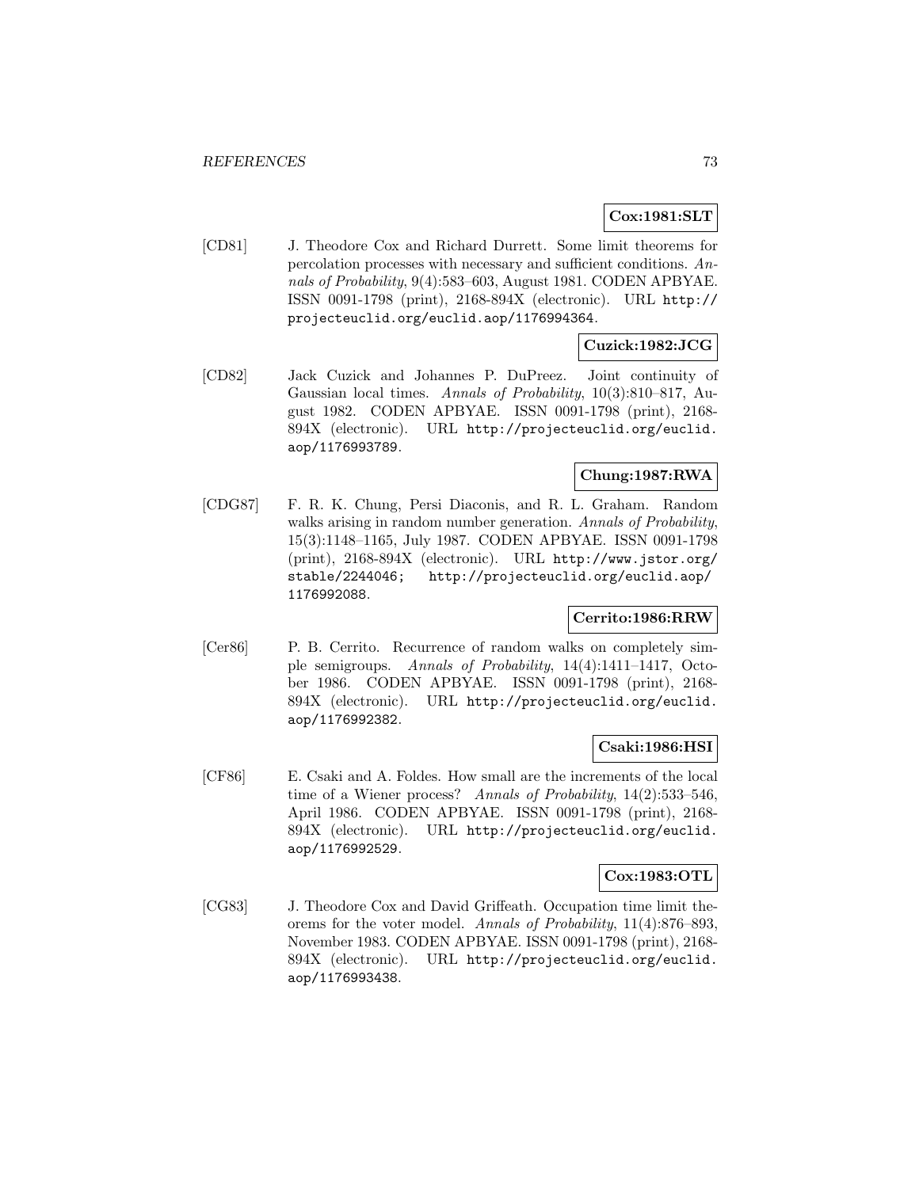**Cox:1981:SLT**

[CD81] J. Theodore Cox and Richard Durrett. Some limit theorems for percolation processes with necessary and sufficient conditions. *Annals of Probability*, 9(4):583–603, August 1981. CODEN APBYAE. ISSN 0091-1798 (print), 2168-894X (electronic). URL http://projecteuclid.org/euclid.aop/1176994364.

**Cuzick:1982:JCG**

[CD82] Jack Cuzick and Johannes P. DuPreez. Joint continuity of Gaussian local times. *Annals of Probability*, 10(3):810–817, August 1982. CODEN APBYAE. ISSN 0091-1798 (print), 2168-894X (electronic). URL http://projecteuclid.org/euclid.aop/1176993789.

**Chung:1987:RWA**

[CDG87] F. R. K. Chung, Persi Diaconis, and R. L. Graham. Random walks arising in random number generation. *Annals of Probability*, 15(3):1148–1165, July 1987. CODEN APBYAE. ISSN 0091-1798 (print), 2168-894X (electronic). URL http://www.jstor.org/stable/2244046; http://projecteuclid.org/euclid.aop/1176992088.

**Cerrito:1986:RRW**

[Cer86] P. B. Cerrito. Recurrence of random walks on completely simple semigroups. *Annals of Probability*, 14(4):1411–1417, October 1986. CODEN APBYAE. ISSN 0091-1798 (print), 2168-894X (electronic). URL http://projecteuclid.org/euclid.aop/1176992382.

**Csaki:1986:HSI**

[CF86] E. Csaki and A. Foldes. How small are the increments of the local time of a Wiener process? *Annals of Probability*, 14(2):533–546, April 1986. CODEN APBYAE. ISSN 0091-1798 (print), 2168-894X (electronic). URL http://projecteuclid.org/euclid.aop/1176992529.

**Cox:1983:OTL**

[CG83] J. Theodore Cox and David Griffeath. Occupation time limit theorems for the voter model. *Annals of Probability*, 11(4):876–893, November 1983. CODEN APBYAE. ISSN 0091-1798 (print), 2168-894X (electronic). URL http://projecteuclid.org/euclid.aop/1176993438.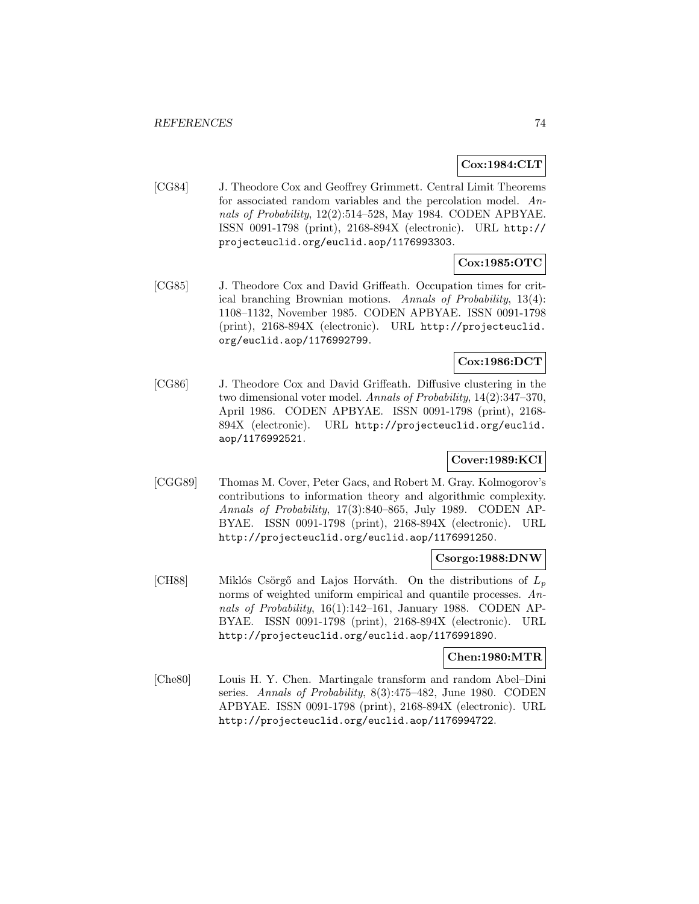**Cox:1984:CLT**

[CG84] J. Theodore Cox and Geoffrey Grimmett. Central Limit Theorems for associated random variables and the percolation model. *Annals of Probability*, 12(2):514–528, May 1984. CODEN APBYAE. ISSN 0091-1798 (print), 2168-894X (electronic). URL http://projecteuclid.org/euclid.aop/1176993303.

**Cox:1985:OTC**

[CG85] J. Theodore Cox and David Griffeath. Occupation times for critical branching Brownian motions. *Annals of Probability*, 13(4): 1108–1132, November 1985. CODEN APBYAE. ISSN 0091-1798 (print), 2168-894X (electronic). URL http://projecteuclid.org/euclid.aop/1176992799.

**Cox:1986:DCT**

[CG86] J. Theodore Cox and David Griffeath. Diffusive clustering in the two dimensional voter model. *Annals of Probability*, 14(2):347–370, April 1986. CODEN APBYAE. ISSN 0091-1798 (print), 2168-894X (electronic). URL http://projecteuclid.org/euclid.aop/1176992521.

**Cover:1989:KCI**

[CGG89] Thomas M. Cover, Peter Gacs, and Robert M. Gray. Kolmogorov's contributions to information theory and algorithmic complexity. *Annals of Probability*, 17(3):840–865, July 1989. CODEN APBYAE. ISSN 0091-1798 (print), 2168-894X (electronic). URL http://projecteuclid.org/euclid.aop/1176991250.

**Csorgo:1988:DNW**

[CH88] Miklós Csörgő and Lajos Horváth. On the distributions of $L_p$ norms of weighted uniform empirical and quantile processes. *Annals of Probability*, 16(1):142–161, January 1988. CODEN APBYAE. ISSN 0091-1798 (print), 2168-894X (electronic). URL http://projecteuclid.org/euclid.aop/1176991890.

**Chen:1980:MTR**

[Che80] Louis H. Y. Chen. Martingale transform and random Abel–Dini series. *Annals of Probability*, 8(3):475–482, June 1980. CODEN APBYAE. ISSN 0091-1798 (print), 2168-894X (electronic). URL http://projecteuclid.org/euclid.aop/1176994722.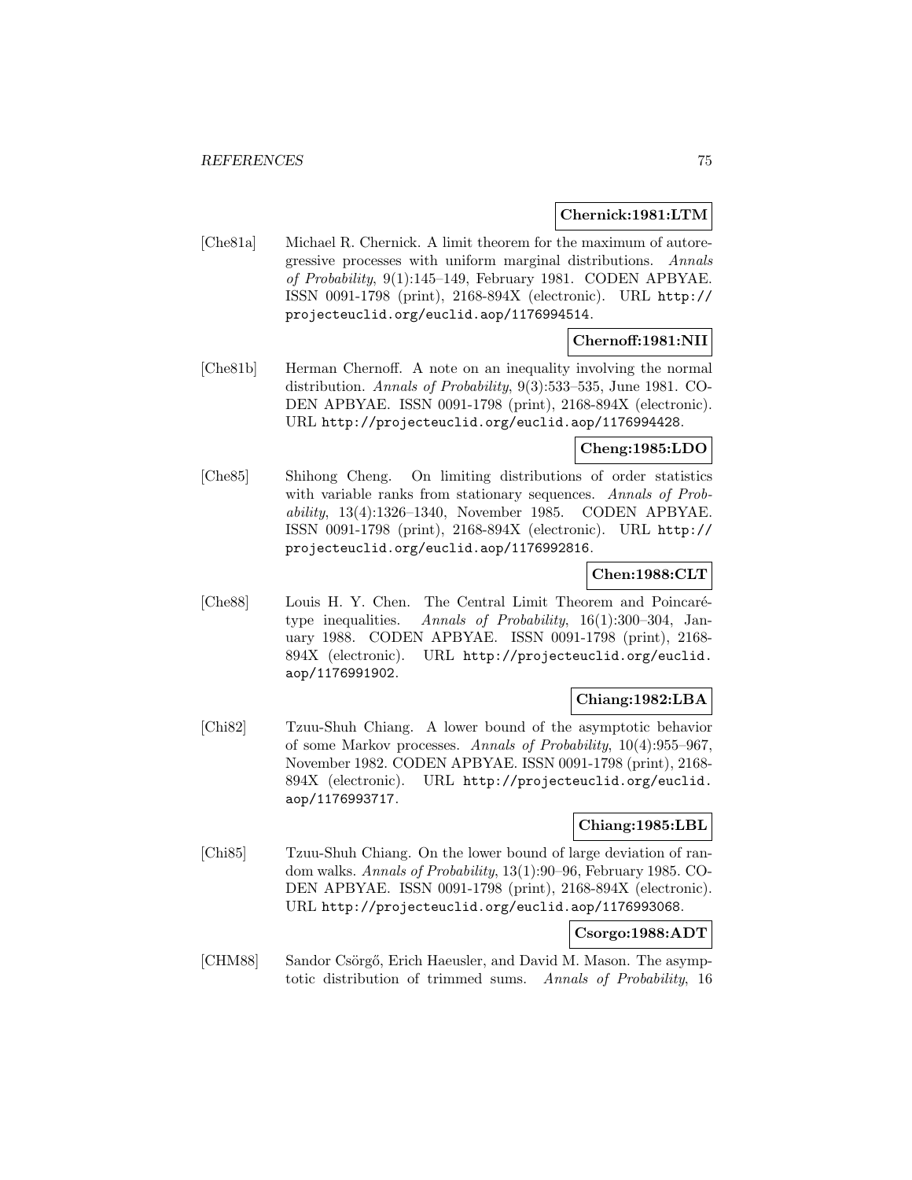**Chernick:1981:LTM**

[Che81a] Michael R. Chernick. A limit theorem for the maximum of autoregressive processes with uniform marginal distributions. *Annals of Probability*, 9(1):145–149, February 1981. CODEN APBYAE. ISSN 0091-1798 (print), 2168-894X (electronic). URL http://projecteuclid.org/euclid.aop/1176994514.

**Chernoff:1981:NII**

[Che81b] Herman Chernoff. A note on an inequality involving the normal distribution. *Annals of Probability*, 9(3):533–535, June 1981. CODEN APBYAE. ISSN 0091-1798 (print), 2168-894X (electronic). URL http://projecteuclid.org/euclid.aop/1176994428.

**Cheng:1985:LDO**

[Che85] Shihong Cheng. On limiting distributions of order statistics with variable ranks from stationary sequences. *Annals of Probability*, 13(4):1326–1340, November 1985. CODEN APBYAE. ISSN 0091-1798 (print), 2168-894X (electronic). URL http://projecteuclid.org/euclid.aop/1176992816.

**Chen:1988:CLT**

[Che88] Louis H. Y. Chen. The Central Limit Theorem and Poincaré-type inequalities. *Annals of Probability*, 16(1):300–304, January 1988. CODEN APBYAE. ISSN 0091-1798 (print), 2168-894X (electronic). URL http://projecteuclid.org/euclid.aop/1176991902.

**Chiang:1982:LBA**

[Chi82] Tzuu-Shuh Chiang. A lower bound of the asymptotic behavior of some Markov processes. *Annals of Probability*, 10(4):955–967, November 1982. CODEN APBYAE. ISSN 0091-1798 (print), 2168-894X (electronic). URL http://projecteuclid.org/euclid.aop/1176993717.

**Chiang:1985:LBL**

[Chi85] Tzuu-Shuh Chiang. On the lower bound of large deviation of random walks. *Annals of Probability*, 13(1):90–96, February 1985. CODEN APBYAE. ISSN 0091-1798 (print), 2168-894X (electronic). URL http://projecteuclid.org/euclid.aop/1176993068.

**Csorgo:1988:ADT**

[CHM88] Sandor Csörgő, Erich Haeusler, and David M. Mason. The asymptotic distribution of trimmed sums. *Annals of Probability*, 16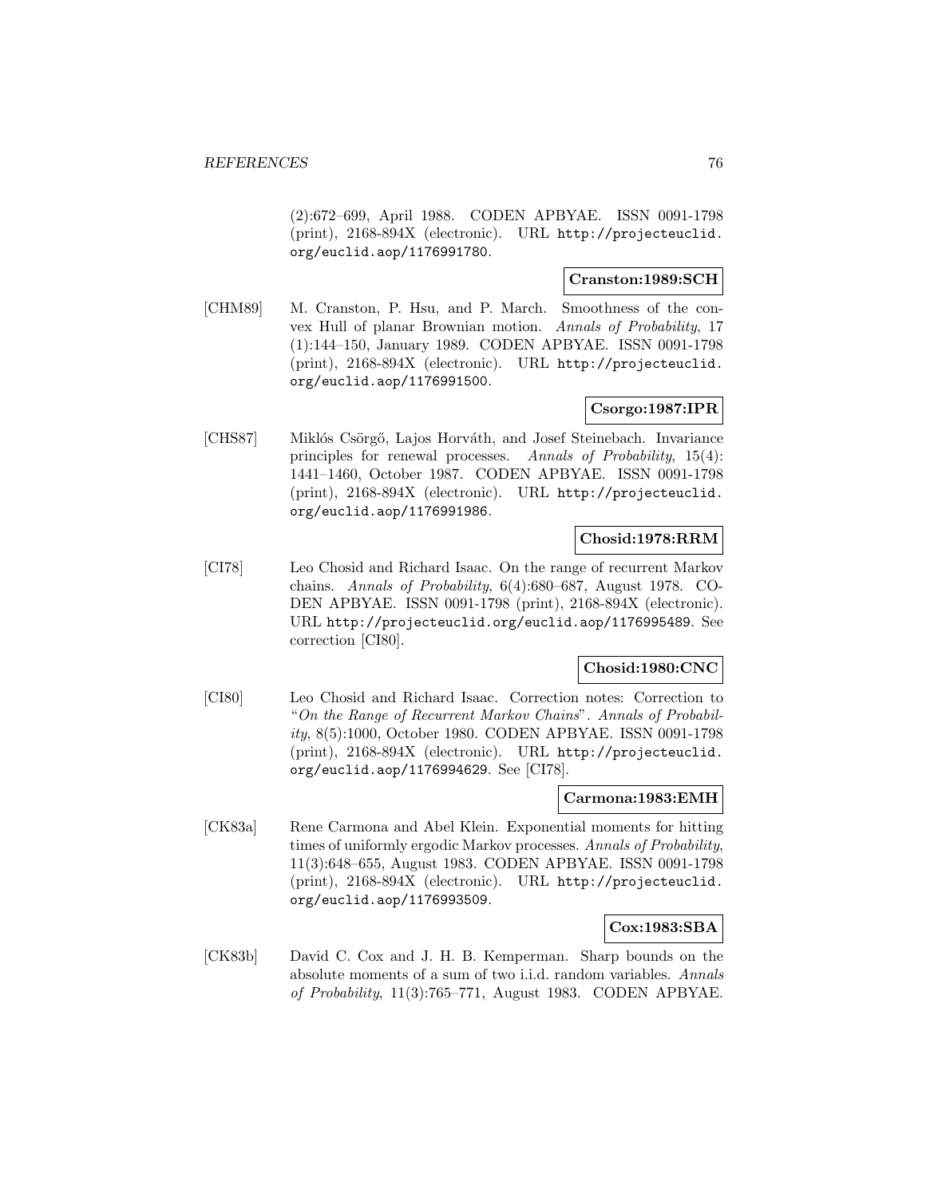(2):672–699, April 1988. CODEN APBYAE. ISSN 0091-1798 (print), 2168-894X (electronic). URL http://projecteuclid.org/euclid.aop/1176991780.

**Cranston:1989:SCH**

[CHM89] M. Cranston, P. Hsu, and P. March. Smoothness of the convex Hull of planar Brownian motion. *Annals of Probability*, 17 (1):144–150, January 1989. CODEN APBYAE. ISSN 0091-1798 (print), 2168-894X (electronic). URL http://projecteuclid.org/euclid.aop/1176991500.

**Csorgo:1987:IPR**

[CHS87] Miklós Csörgő, Lajos Horváth, and Josef Steinebach. Invariance principles for renewal processes. *Annals of Probability*, 15(4): 1441–1460, October 1987. CODEN APBYAE. ISSN 0091-1798 (print), 2168-894X (electronic). URL http://projecteuclid.org/euclid.aop/1176991986.

**Chosid:1978:RRM**

[CI78] Leo Chosid and Richard Isaac. On the range of recurrent Markov chains. *Annals of Probability*, 6(4):680–687, August 1978. CODEN APBYAE. ISSN 0091-1798 (print), 2168-894X (electronic). URL http://projecteuclid.org/euclid.aop/1176995489. See correction [CI80].

**Chosid:1980:CNC**

[CI80] Leo Chosid and Richard Isaac. Correction notes: Correction to "*On the Range of Recurrent Markov Chains*". *Annals of Probability*, 8(5):1000, October 1980. CODEN APBYAE. ISSN 0091-1798 (print), 2168-894X (electronic). URL http://projecteuclid.org/euclid.aop/1176994629. See [CI78].

**Carmona:1983:EMH**

[CK83a] Rene Carmona and Abel Klein. Exponential moments for hitting times of uniformly ergodic Markov processes. *Annals of Probability*, 11(3):648–655, August 1983. CODEN APBYAE. ISSN 0091-1798 (print), 2168-894X (electronic). URL http://projecteuclid.org/euclid.aop/1176993509.

**Cox:1983:SBA**

[CK83b] David C. Cox and J. H. B. Kemperman. Sharp bounds on the absolute moments of a sum of two i.i.d. random variables. *Annals of Probability*, 11(3):765–771, August 1983. CODEN APBYAE.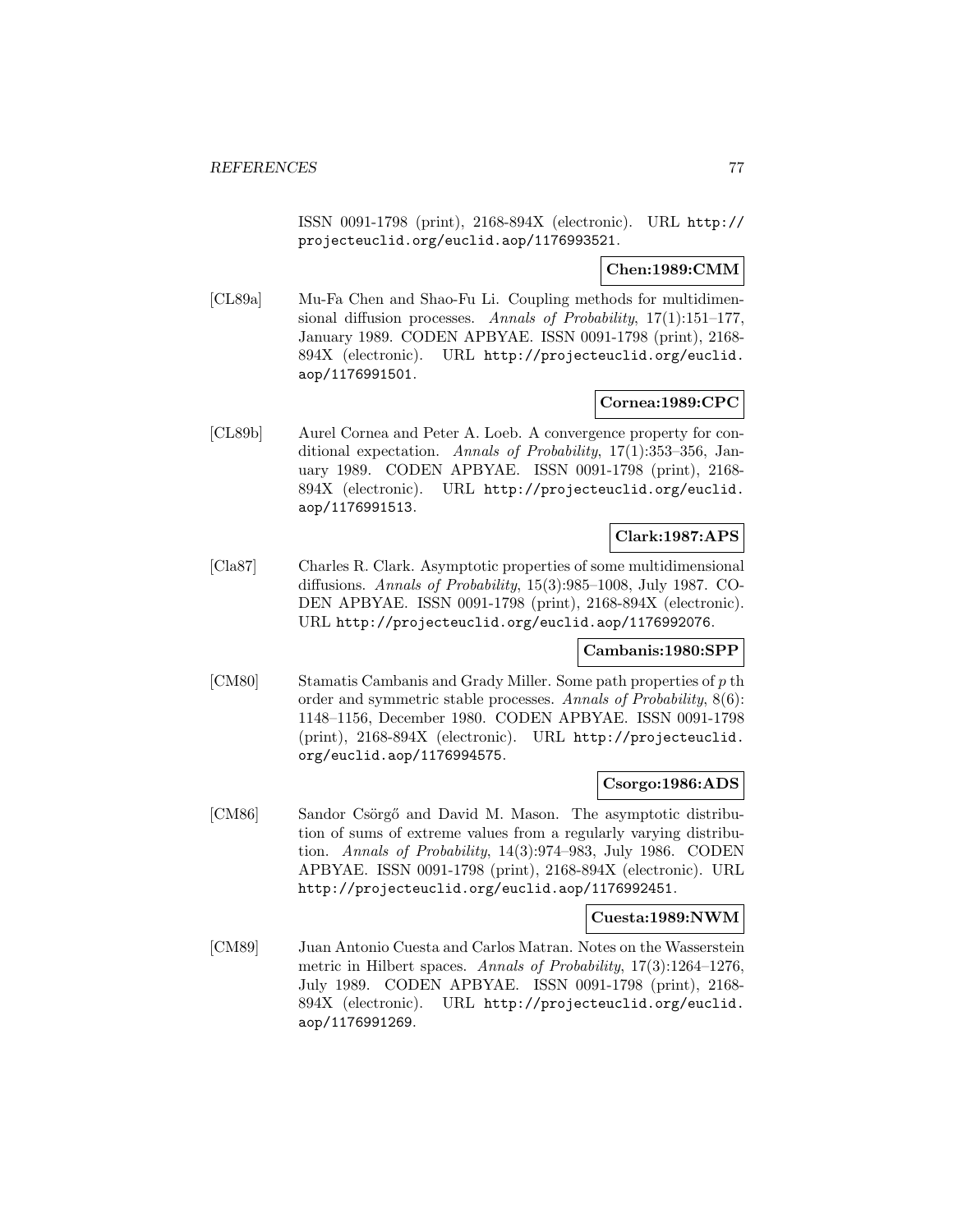ISSN 0091-1798 (print), 2168-894X (electronic). URL http://projecteuclid.org/euclid.aop/1176993521.

**Chen:1989:CMM**

[CL89a] Mu-Fa Chen and Shao-Fu Li. Coupling methods for multidimensional diffusion processes. *Annals of Probability*, 17(1):151–177, January 1989. CODEN APBYAE. ISSN 0091-1798 (print), 2168-894X (electronic). URL http://projecteuclid.org/euclid.aop/1176991501.

**Cornea:1989:CPC**

[CL89b] Aurel Cornea and Peter A. Loeb. A convergence property for conditional expectation. *Annals of Probability*, 17(1):353–356, January 1989. CODEN APBYAE. ISSN 0091-1798 (print), 2168-894X (electronic). URL http://projecteuclid.org/euclid.aop/1176991513.

**Clark:1987:APS**

[Cla87] Charles R. Clark. Asymptotic properties of some multidimensional diffusions. *Annals of Probability*, 15(3):985–1008, July 1987. CODEN APBYAE. ISSN 0091-1798 (print), 2168-894X (electronic). URL http://projecteuclid.org/euclid.aop/1176992076.

**Cambanis:1980:SPP**

[CM80] Stamatis Cambanis and Grady Miller. Some path properties of $p$ th order and symmetric stable processes. *Annals of Probability*, 8(6): 1148–1156, December 1980. CODEN APBYAE. ISSN 0091-1798 (print), 2168-894X (electronic). URL http://projecteuclid.org/euclid.aop/1176994575.

**Csorgo:1986:ADS**

[CM86] Sandor Csörgő and David M. Mason. The asymptotic distribution of sums of extreme values from a regularly varying distribution. *Annals of Probability*, 14(3):974–983, July 1986. CODEN APBYAE. ISSN 0091-1798 (print), 2168-894X (electronic). URL http://projecteuclid.org/euclid.aop/1176992451.

**Cuesta:1989:NWM**

[CM89] Juan Antonio Cuesta and Carlos Matran. Notes on the Wasserstein metric in Hilbert spaces. *Annals of Probability*, 17(3):1264–1276, July 1989. CODEN APBYAE. ISSN 0091-1798 (print), 2168-894X (electronic). URL http://projecteuclid.org/euclid.aop/1176991269.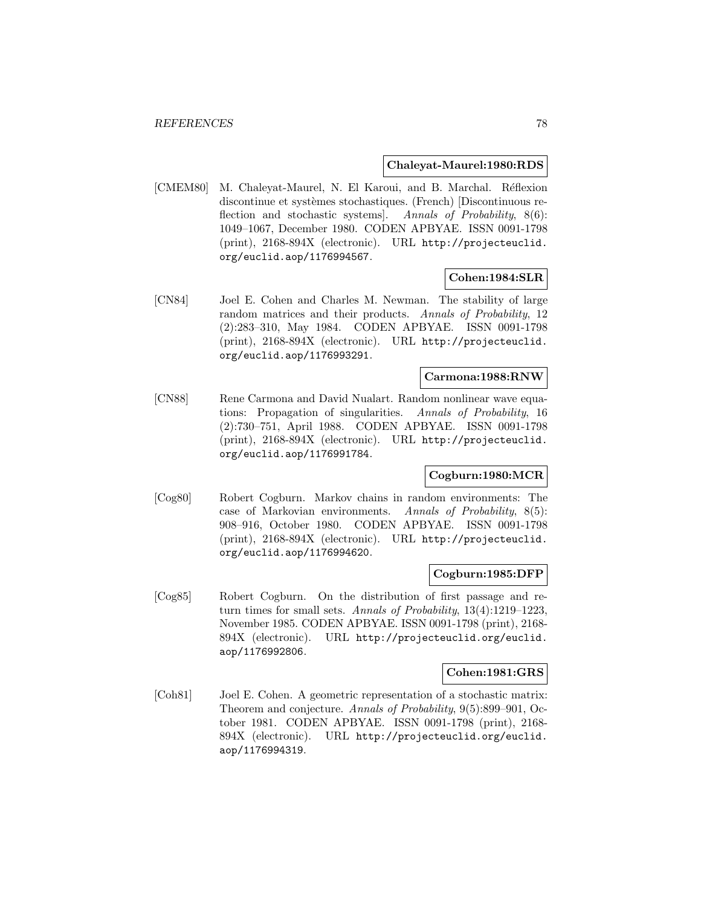**Chaleyat-Maurel:1980:RDS**

[CMEM80] M. Chaleyat-Maurel, N. El Karoui, and B. Marchal. Réflexion discontinue et systèmes stochastiques. (French) [Discontinuous reflection and stochastic systems]. *Annals of Probability*, 8(6): 1049–1067, December 1980. CODEN APBYAE. ISSN 0091-1798 (print), 2168-894X (electronic). URL http://projecteuclid.org/euclid.aop/1176994567.

**Cohen:1984:SLR**

[CN84] Joel E. Cohen and Charles M. Newman. The stability of large random matrices and their products. *Annals of Probability*, 12 (2):283–310, May 1984. CODEN APBYAE. ISSN 0091-1798 (print), 2168-894X (electronic). URL http://projecteuclid.org/euclid.aop/1176993291.

**Carmona:1988:RNW**

[CN88] Rene Carmona and David Nualart. Random nonlinear wave equations: Propagation of singularities. *Annals of Probability*, 16 (2):730–751, April 1988. CODEN APBYAE. ISSN 0091-1798 (print), 2168-894X (electronic). URL http://projecteuclid.org/euclid.aop/1176991784.

**Cogburn:1980:MCR**

[Cog80] Robert Cogburn. Markov chains in random environments: The case of Markovian environments. *Annals of Probability*, 8(5): 908–916, October 1980. CODEN APBYAE. ISSN 0091-1798 (print), 2168-894X (electronic). URL http://projecteuclid.org/euclid.aop/1176994620.

**Cogburn:1985:DFP**

[Cog85] Robert Cogburn. On the distribution of first passage and return times for small sets. *Annals of Probability*, 13(4):1219–1223, November 1985. CODEN APBYAE. ISSN 0091-1798 (print), 2168-894X (electronic). URL http://projecteuclid.org/euclid.aop/1176992806.

**Cohen:1981:GRS**

[Coh81] Joel E. Cohen. A geometric representation of a stochastic matrix: Theorem and conjecture. *Annals of Probability*, 9(5):899–901, October 1981. CODEN APBYAE. ISSN 0091-1798 (print), 2168-894X (electronic). URL http://projecteuclid.org/euclid.aop/1176994319.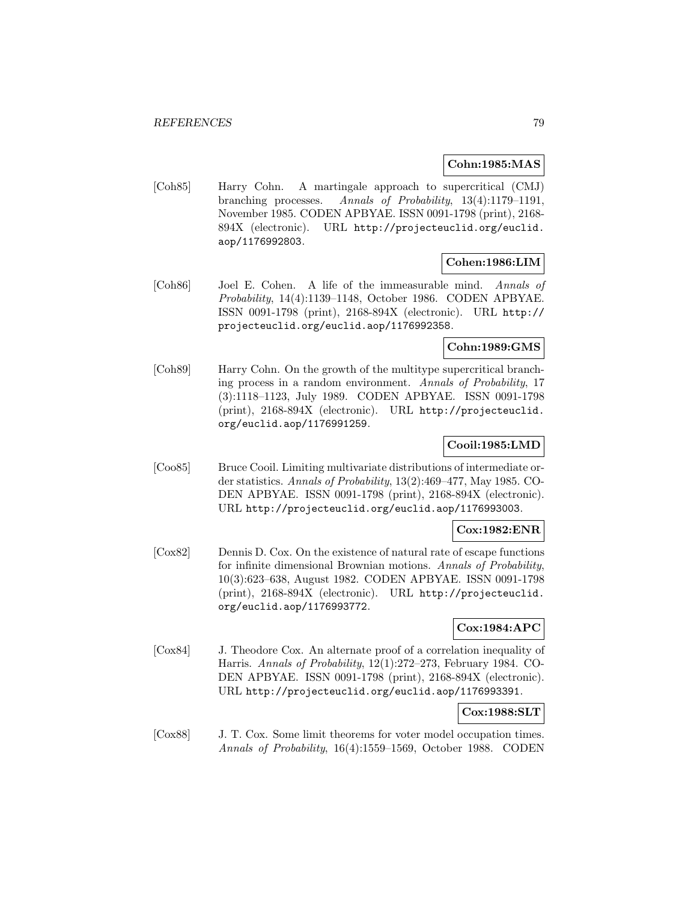**Cohn:1985:MAS**

[Coh85] Harry Cohn. A martingale approach to supercritical (CMJ) branching processes. *Annals of Probability*, 13(4):1179–1191, November 1985. CODEN APBYAE. ISSN 0091-1798 (print), 2168-894X (electronic). URL http://projecteuclid.org/euclid.aop/1176992803.

**Cohen:1986:LIM**

[Coh86] Joel E. Cohen. A life of the immeasurable mind. *Annals of Probability*, 14(4):1139–1148, October 1986. CODEN APBYAE. ISSN 0091-1798 (print), 2168-894X (electronic). URL http://projecteuclid.org/euclid.aop/1176992358.

**Cohn:1989:GMS**

[Coh89] Harry Cohn. On the growth of the multitype supercritical branching process in a random environment. *Annals of Probability*, 17 (3):1118–1123, July 1989. CODEN APBYAE. ISSN 0091-1798 (print), 2168-894X (electronic). URL http://projecteuclid.org/euclid.aop/1176991259.

**Cooil:1985:LMD**

[Coo85] Bruce Cooil. Limiting multivariate distributions of intermediate order statistics. *Annals of Probability*, 13(2):469–477, May 1985. CODEN APBYAE. ISSN 0091-1798 (print), 2168-894X (electronic). URL http://projecteuclid.org/euclid.aop/1176993003.

**Cox:1982:ENR**

[Cox82] Dennis D. Cox. On the existence of natural rate of escape functions for infinite dimensional Brownian motions. *Annals of Probability*, 10(3):623–638, August 1982. CODEN APBYAE. ISSN 0091-1798 (print), 2168-894X (electronic). URL http://projecteuclid.org/euclid.aop/1176993772.

**Cox:1984:APC**

[Cox84] J. Theodore Cox. An alternate proof of a correlation inequality of Harris. *Annals of Probability*, 12(1):272–273, February 1984. CODEN APBYAE. ISSN 0091-1798 (print), 2168-894X (electronic). URL http://projecteuclid.org/euclid.aop/1176993391.

**Cox:1988:SLT**

[Cox88] J. T. Cox. Some limit theorems for voter model occupation times. *Annals of Probability*, 16(4):1559–1569, October 1988. CODEN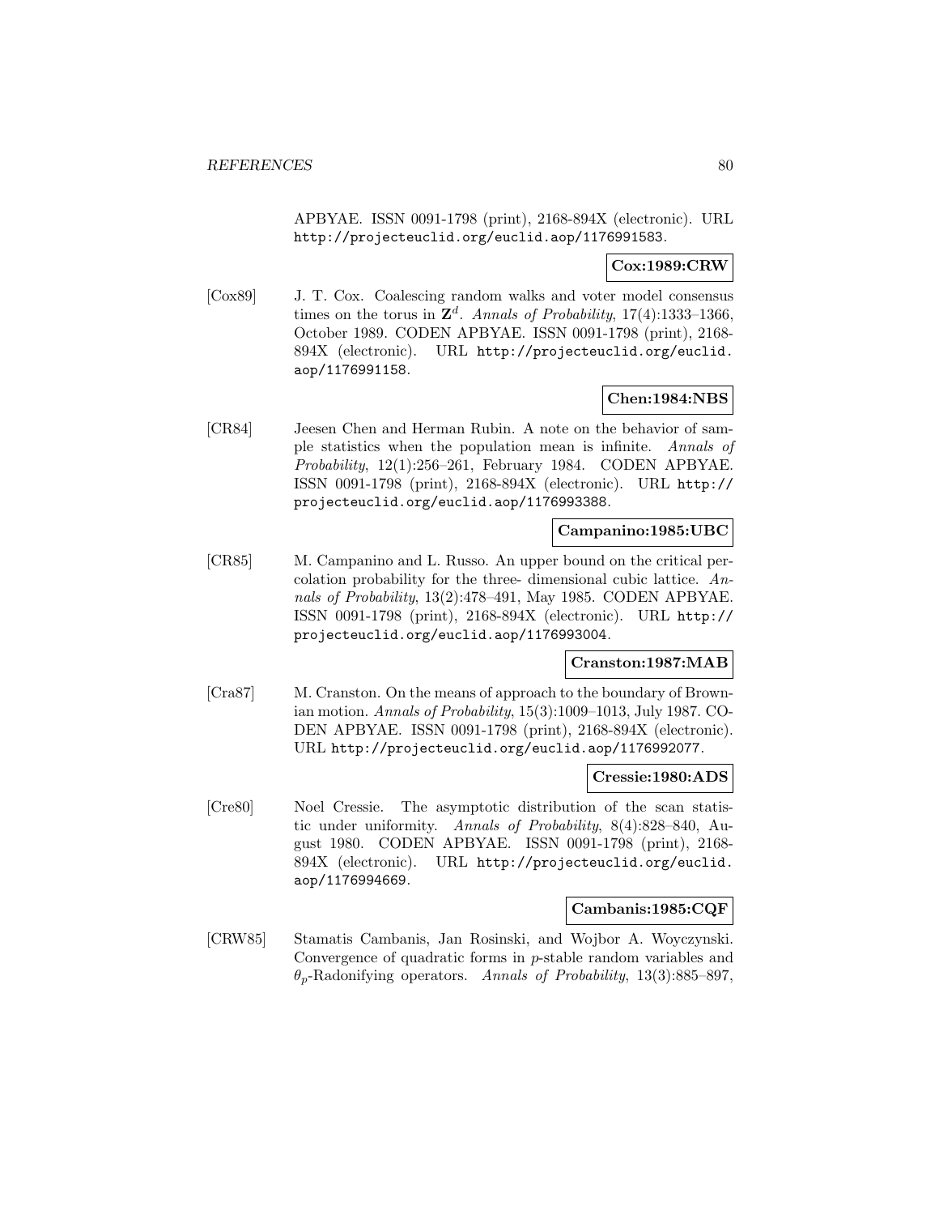APBYAE. ISSN 0091-1798 (print), 2168-894X (electronic). URL http://projecteuclid.org/euclid.aop/1176991583.

**Cox:1989:CRW**

[Cox89] J. T. Cox. Coalescing random walks and voter model consensus times on the torus in $\mathbf{Z}^d$. *Annals of Probability*, 17(4):1333–1366, October 1989. CODEN APBYAE. ISSN 0091-1798 (print), 2168-894X (electronic). URL http://projecteuclid.org/euclid.aop/1176991158.

**Chen:1984:NBS**

[CR84] Jeesen Chen and Herman Rubin. A note on the behavior of sample statistics when the population mean is infinite. *Annals of Probability*, 12(1):256–261, February 1984. CODEN APBYAE. ISSN 0091-1798 (print), 2168-894X (electronic). URL http://projecteuclid.org/euclid.aop/1176993388.

**Campanino:1985:UBC**

[CR85] M. Campanino and L. Russo. An upper bound on the critical percolation probability for the three- dimensional cubic lattice. *Annals of Probability*, 13(2):478–491, May 1985. CODEN APBYAE. ISSN 0091-1798 (print), 2168-894X (electronic). URL http://projecteuclid.org/euclid.aop/1176993004.

**Cranston:1987:MAB**

[Cra87] M. Cranston. On the means of approach to the boundary of Brownian motion. *Annals of Probability*, 15(3):1009–1013, July 1987. CODEN APBYAE. ISSN 0091-1798 (print), 2168-894X (electronic). URL http://projecteuclid.org/euclid.aop/1176992077.

**Cressie:1980:ADS**

[Cre80] Noel Cressie. The asymptotic distribution of the scan statistic under uniformity. *Annals of Probability*, 8(4):828–840, August 1980. CODEN APBYAE. ISSN 0091-1798 (print), 2168-894X (electronic). URL http://projecteuclid.org/euclid.aop/1176994669.

**Cambanis:1985:CQF**

[CRW85] Stamatis Cambanis, Jan Rosinski, and Wojbor A. Woyczynski. Convergence of quadratic forms in $p$-stable random variables and $\theta_p$-Radonifying operators. *Annals of Probability*, 13(3):885–897,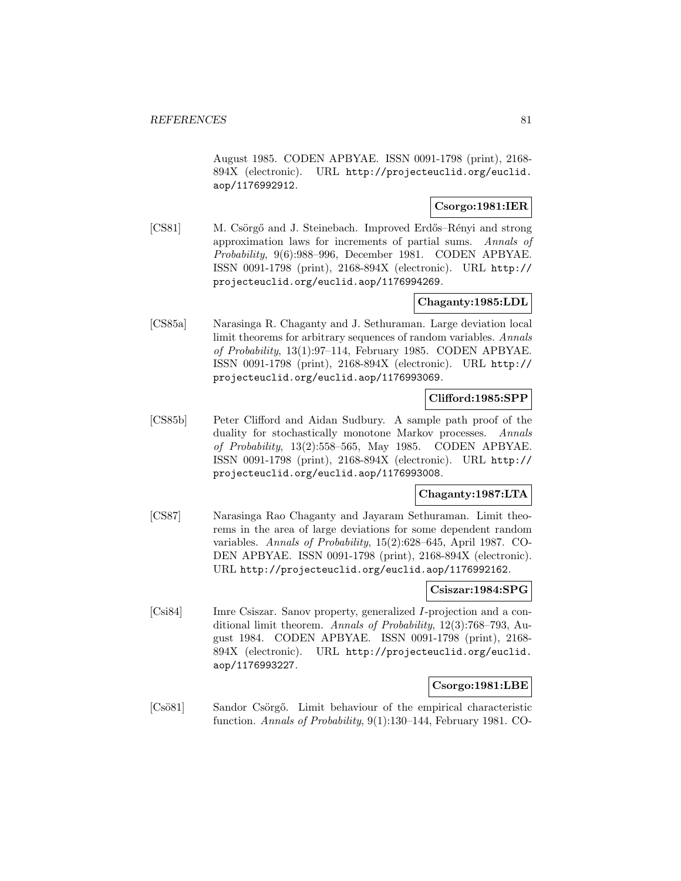August 1985. CODEN APBYAE. ISSN 0091-1798 (print), 2168-894X (electronic). URL http://projecteuclid.org/euclid.aop/1176992912.

**Csorgo:1981:IER**

[CS81] M. Csörgő and J. Steinebach. Improved Erdős–Rényi and strong approximation laws for increments of partial sums. *Annals of Probability*, 9(6):988–996, December 1981. CODEN APBYAE. ISSN 0091-1798 (print), 2168-894X (electronic). URL http://projecteuclid.org/euclid.aop/1176994269.

**Chaganty:1985:LDL**

[CS85a] Narasinga R. Chaganty and J. Sethuraman. Large deviation local limit theorems for arbitrary sequences of random variables. *Annals of Probability*, 13(1):97–114, February 1985. CODEN APBYAE. ISSN 0091-1798 (print), 2168-894X (electronic). URL http://projecteuclid.org/euclid.aop/1176993069.

**Clifford:1985:SPP**

[CS85b] Peter Clifford and Aidan Sudbury. A sample path proof of the duality for stochastically monotone Markov processes. *Annals of Probability*, 13(2):558–565, May 1985. CODEN APBYAE. ISSN 0091-1798 (print), 2168-894X (electronic). URL http://projecteuclid.org/euclid.aop/1176993008.

**Chaganty:1987:LTA**

[CS87] Narasinga Rao Chaganty and Jayaram Sethuraman. Limit theorems in the area of large deviations for some dependent random variables. *Annals of Probability*, 15(2):628–645, April 1987. CODEN APBYAE. ISSN 0091-1798 (print), 2168-894X (electronic). URL http://projecteuclid.org/euclid.aop/1176992162.

**Csiszar:1984:SPG**

[Csi84] Imre Csiszar. Sanov property, generalized $I$-projection and a conditional limit theorem. *Annals of Probability*, 12(3):768–793, August 1984. CODEN APBYAE. ISSN 0091-1798 (print), 2168-894X (electronic). URL http://projecteuclid.org/euclid.aop/1176993227.

**Csorgo:1981:LBE**

[Csö81] Sandor Csörgő. Limit behaviour of the empirical characteristic function. *Annals of Probability*, 9(1):130–144, February 1981. CO-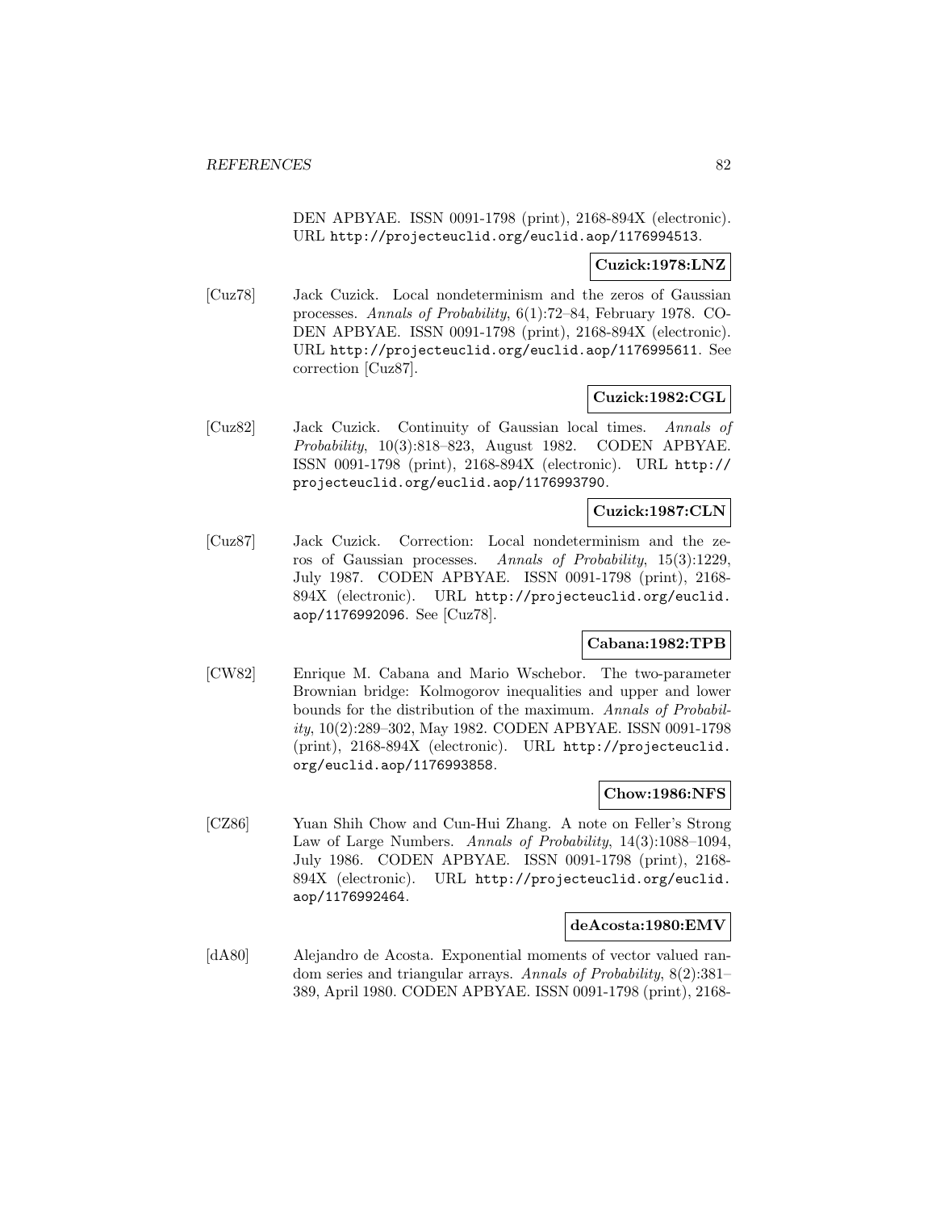DEN APBYAE. ISSN 0091-1798 (print), 2168-894X (electronic). URL http://projecteuclid.org/euclid.aop/1176994513.

**Cuzick:1978:LNZ**

[Cuz78] Jack Cuzick. Local nondeterminism and the zeros of Gaussian processes. *Annals of Probability*, 6(1):72–84, February 1978. CODEN APBYAE. ISSN 0091-1798 (print), 2168-894X (electronic). URL http://projecteuclid.org/euclid.aop/1176995611. See correction [Cuz87].

**Cuzick:1982:CGL**

[Cuz82] Jack Cuzick. Continuity of Gaussian local times. *Annals of Probability*, 10(3):818–823, August 1982. CODEN APBYAE. ISSN 0091-1798 (print), 2168-894X (electronic). URL http://projecteuclid.org/euclid.aop/1176993790.

**Cuzick:1987:CLN**

[Cuz87] Jack Cuzick. Correction: Local nondeterminism and the zeros of Gaussian processes. *Annals of Probability*, 15(3):1229, July 1987. CODEN APBYAE. ISSN 0091-1798 (print), 2168-894X (electronic). URL http://projecteuclid.org/euclid.aop/1176992096. See [Cuz78].

**Cabana:1982:TPB**

[CW82] Enrique M. Cabana and Mario Wschebor. The two-parameter Brownian bridge: Kolmogorov inequalities and upper and lower bounds for the distribution of the maximum. *Annals of Probability*, 10(2):289–302, May 1982. CODEN APBYAE. ISSN 0091-1798 (print), 2168-894X (electronic). URL http://projecteuclid.org/euclid.aop/1176993858.

**Chow:1986:NFS**

[CZ86] Yuan Shih Chow and Cun-Hui Zhang. A note on Feller's Strong Law of Large Numbers. *Annals of Probability*, 14(3):1088–1094, July 1986. CODEN APBYAE. ISSN 0091-1798 (print), 2168-894X (electronic). URL http://projecteuclid.org/euclid.aop/1176992464.

**deAcosta:1980:EMV**

[dA80] Alejandro de Acosta. Exponential moments of vector valued random series and triangular arrays. *Annals of Probability*, 8(2):381–389, April 1980. CODEN APBYAE. ISSN 0091-1798 (print), 2168-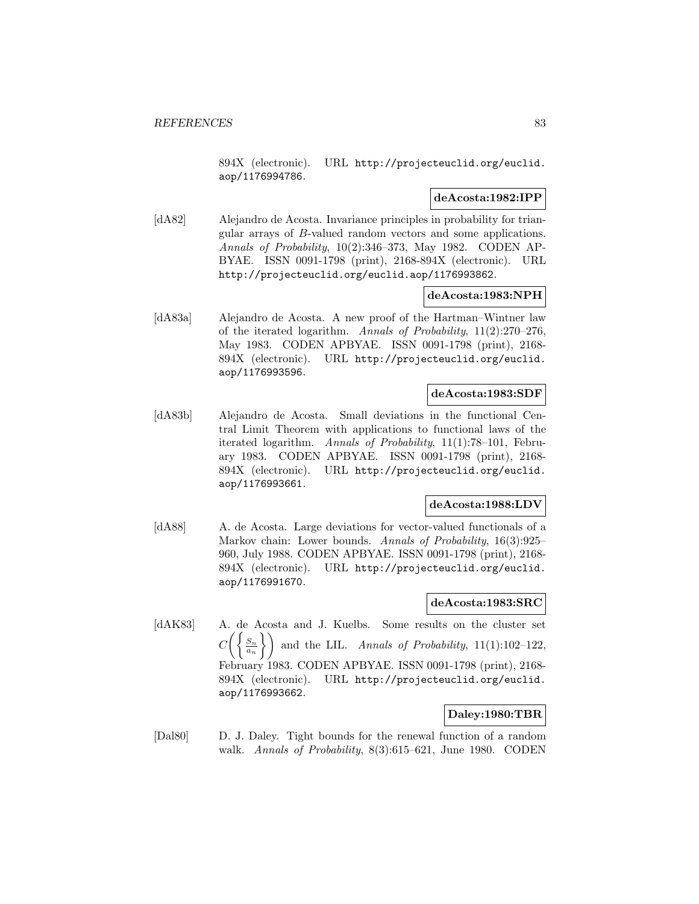894X (electronic). URL http://projecteuclid.org/euclid.aop/1176994786.

**deAcosta:1982:IPP**

[dA82] Alejandro de Acosta. Invariance principles in probability for triangular arrays of $B$-valued random vectors and some applications. *Annals of Probability*, 10(2):346–373, May 1982. CODEN APBYAE. ISSN 0091-1798 (print), 2168-894X (electronic). URL http://projecteuclid.org/euclid.aop/1176993862.

**deAcosta:1983:NPH**

[dA83a] Alejandro de Acosta. A new proof of the Hartman–Wintner law of the iterated logarithm. *Annals of Probability*, 11(2):270–276, May 1983. CODEN APBYAE. ISSN 0091-1798 (print), 2168-894X (electronic). URL http://projecteuclid.org/euclid.aop/1176993596.

**deAcosta:1983:SDF**

[dA83b] Alejandro de Acosta. Small deviations in the functional Central Limit Theorem with applications to functional laws of the iterated logarithm. *Annals of Probability*, 11(1):78–101, February 1983. CODEN APBYAE. ISSN 0091-1798 (print), 2168-894X (electronic). URL http://projecteuclid.org/euclid.aop/1176993661.

**deAcosta:1988:LDV**

[dA88] A. de Acosta. Large deviations for vector-valued functionals of a Markov chain: Lower bounds. *Annals of Probability*, 16(3):925–960, July 1988. CODEN APBYAE. ISSN 0091-1798 (print), 2168-894X (electronic). URL http://projecteuclid.org/euclid.aop/1176991670.

**deAcosta:1983:SRC**

[dAK83] A. de Acosta and J. Kuelbs. Some results on the cluster set $C\left(\left\{\frac{S_n}{a_n}\right\}\right)$ and the LIL. *Annals of Probability*, 11(1):102–122, February 1983. CODEN APBYAE. ISSN 0091-1798 (print), 2168-894X (electronic). URL http://projecteuclid.org/euclid.aop/1176993662.

**Daley:1980:TBR**

[Dal80] D. J. Daley. Tight bounds for the renewal function of a random walk. *Annals of Probability*, 8(3):615–621, June 1980. CODEN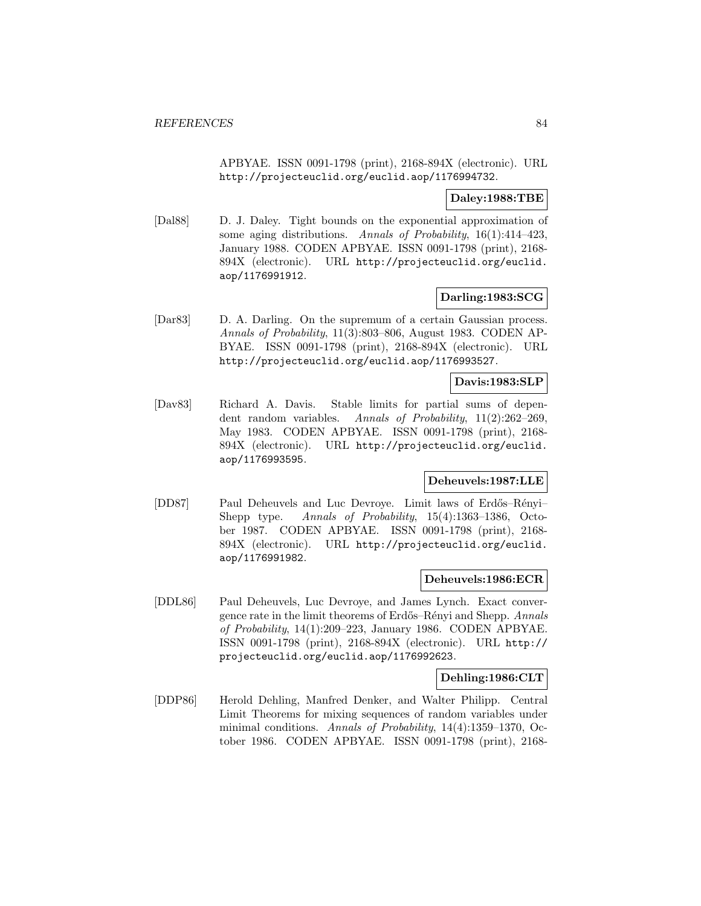APBYAE. ISSN 0091-1798 (print), 2168-894X (electronic). URL http://projecteuclid.org/euclid.aop/1176994732.

**Daley:1988:TBE**

[Dal88] D. J. Daley. Tight bounds on the exponential approximation of some aging distributions. *Annals of Probability*, 16(1):414–423, January 1988. CODEN APBYAE. ISSN 0091-1798 (print), 2168-894X (electronic). URL http://projecteuclid.org/euclid.aop/1176991912.

**Darling:1983:SCG**

[Dar83] D. A. Darling. On the supremum of a certain Gaussian process. *Annals of Probability*, 11(3):803–806, August 1983. CODEN APBYAE. ISSN 0091-1798 (print), 2168-894X (electronic). URL http://projecteuclid.org/euclid.aop/1176993527.

**Davis:1983:SLP**

[Dav83] Richard A. Davis. Stable limits for partial sums of dependent random variables. *Annals of Probability*, 11(2):262–269, May 1983. CODEN APBYAE. ISSN 0091-1798 (print), 2168-894X (electronic). URL http://projecteuclid.org/euclid.aop/1176993595.

**Deheuvels:1987:LLE**

[DD87] Paul Deheuvels and Luc Devroye. Limit laws of Erdős–Rényi–Shepp type. *Annals of Probability*, 15(4):1363–1386, October 1987. CODEN APBYAE. ISSN 0091-1798 (print), 2168-894X (electronic). URL http://projecteuclid.org/euclid.aop/1176991982.

**Deheuvels:1986:ECR**

[DDL86] Paul Deheuvels, Luc Devroye, and James Lynch. Exact convergence rate in the limit theorems of Erdős–Rényi and Shepp. *Annals of Probability*, 14(1):209–223, January 1986. CODEN APBYAE. ISSN 0091-1798 (print), 2168-894X (electronic). URL http://projecteuclid.org/euclid.aop/1176992623.

**Dehling:1986:CLT**

[DDP86] Herold Dehling, Manfred Denker, and Walter Philipp. Central Limit Theorems for mixing sequences of random variables under minimal conditions. *Annals of Probability*, 14(4):1359–1370, October 1986. CODEN APBYAE. ISSN 0091-1798 (print), 2168-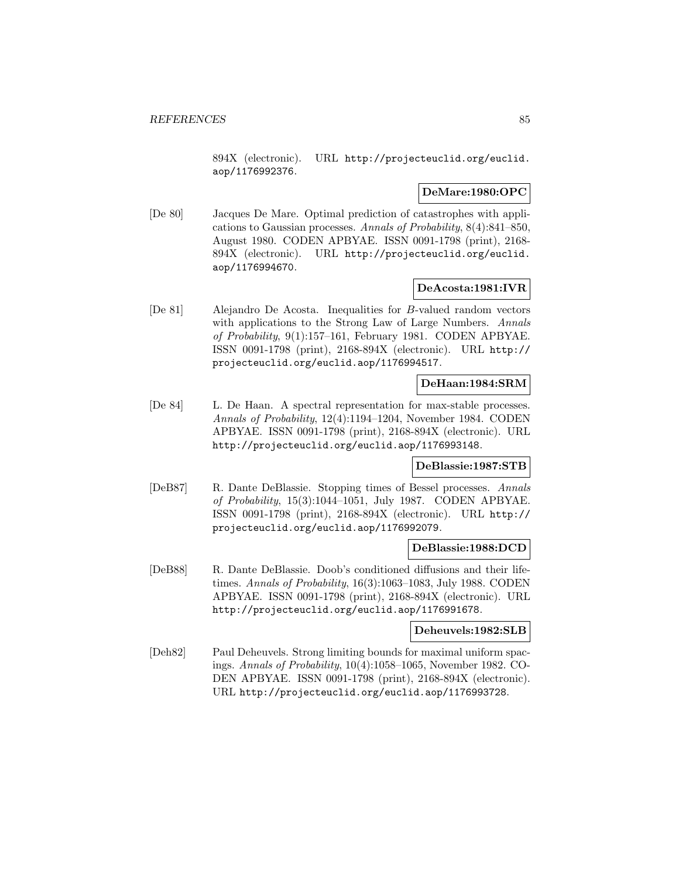894X (electronic). URL http://projecteuclid.org/euclid.aop/1176992376.

**DeMare:1980:OPC**

[De 80] Jacques De Mare. Optimal prediction of catastrophes with applications to Gaussian processes. *Annals of Probability*, 8(4):841–850, August 1980. CODEN APBYAE. ISSN 0091-1798 (print), 2168-894X (electronic). URL http://projecteuclid.org/euclid.aop/1176994670.

**DeAcosta:1981:IVR**

[De 81] Alejandro De Acosta. Inequalities for $B$-valued random vectors with applications to the Strong Law of Large Numbers. *Annals of Probability*, 9(1):157–161, February 1981. CODEN APBYAE. ISSN 0091-1798 (print), 2168-894X (electronic). URL http://projecteuclid.org/euclid.aop/1176994517.

**DeHaan:1984:SRM**

[De 84] L. De Haan. A spectral representation for max-stable processes. *Annals of Probability*, 12(4):1194–1204, November 1984. CODEN APBYAE. ISSN 0091-1798 (print), 2168-894X (electronic). URL http://projecteuclid.org/euclid.aop/1176993148.

**DeBlassie:1987:STB**

[DeB87] R. Dante DeBlassie. Stopping times of Bessel processes. *Annals of Probability*, 15(3):1044–1051, July 1987. CODEN APBYAE. ISSN 0091-1798 (print), 2168-894X (electronic). URL http://projecteuclid.org/euclid.aop/1176992079.

**DeBlassie:1988:DCD**

[DeB88] R. Dante DeBlassie. Doob's conditioned diffusions and their lifetimes. *Annals of Probability*, 16(3):1063–1083, July 1988. CODEN APBYAE. ISSN 0091-1798 (print), 2168-894X (electronic). URL http://projecteuclid.org/euclid.aop/1176991678.

**Deheuvels:1982:SLB**

[Deh82] Paul Deheuvels. Strong limiting bounds for maximal uniform spacings. *Annals of Probability*, 10(4):1058–1065, November 1982. CODEN APBYAE. ISSN 0091-1798 (print), 2168-894X (electronic). URL http://projecteuclid.org/euclid.aop/1176993728.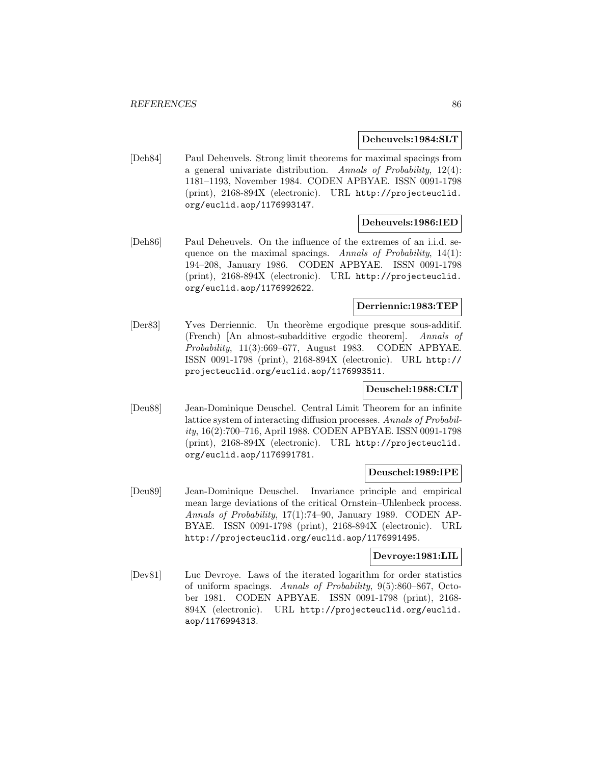**Deheuvels:1984:SLT**

[Deh84] Paul Deheuvels. Strong limit theorems for maximal spacings from a general univariate distribution. *Annals of Probability*, 12(4): 1181–1193, November 1984. CODEN APBYAE. ISSN 0091-1798 (print), 2168-894X (electronic). URL `http://projecteuclid.org/euclid.aop/1176993147`.

**Deheuvels:1986:IED**

[Deh86] Paul Deheuvels. On the influence of the extremes of an i.i.d. sequence on the maximal spacings. *Annals of Probability*, 14(1): 194–208, January 1986. CODEN APBYAE. ISSN 0091-1798 (print), 2168-894X (electronic). URL `http://projecteuclid.org/euclid.aop/1176992622`.

**Derriennic:1983:TEP**

[Der83] Yves Derriennic. Un theorème ergodique presque sous-additif. (French) [An almost-subadditive ergodic theorem]. *Annals of Probability*, 11(3):669–677, August 1983. CODEN APBYAE. ISSN 0091-1798 (print), 2168-894X (electronic). URL `http://projecteuclid.org/euclid.aop/1176993511`.

**Deuschel:1988:CLT**

[Deu88] Jean-Dominique Deuschel. Central Limit Theorem for an infinite lattice system of interacting diffusion processes. *Annals of Probability*, 16(2):700–716, April 1988. CODEN APBYAE. ISSN 0091-1798 (print), 2168-894X (electronic). URL `http://projecteuclid.org/euclid.aop/1176991781`.

**Deuschel:1989:IPE**

[Deu89] Jean-Dominique Deuschel. Invariance principle and empirical mean large deviations of the critical Ornstein–Uhlenbeck process. *Annals of Probability*, 17(1):74–90, January 1989. CODEN APBYAE. ISSN 0091-1798 (print), 2168-894X (electronic). URL `http://projecteuclid.org/euclid.aop/1176991495`.

**Devroye:1981:LIL**

[Dev81] Luc Devroye. Laws of the iterated logarithm for order statistics of uniform spacings. *Annals of Probability*, 9(5):860–867, October 1981. CODEN APBYAE. ISSN 0091-1798 (print), 2168-894X (electronic). URL `http://projecteuclid.org/euclid.aop/1176994313`.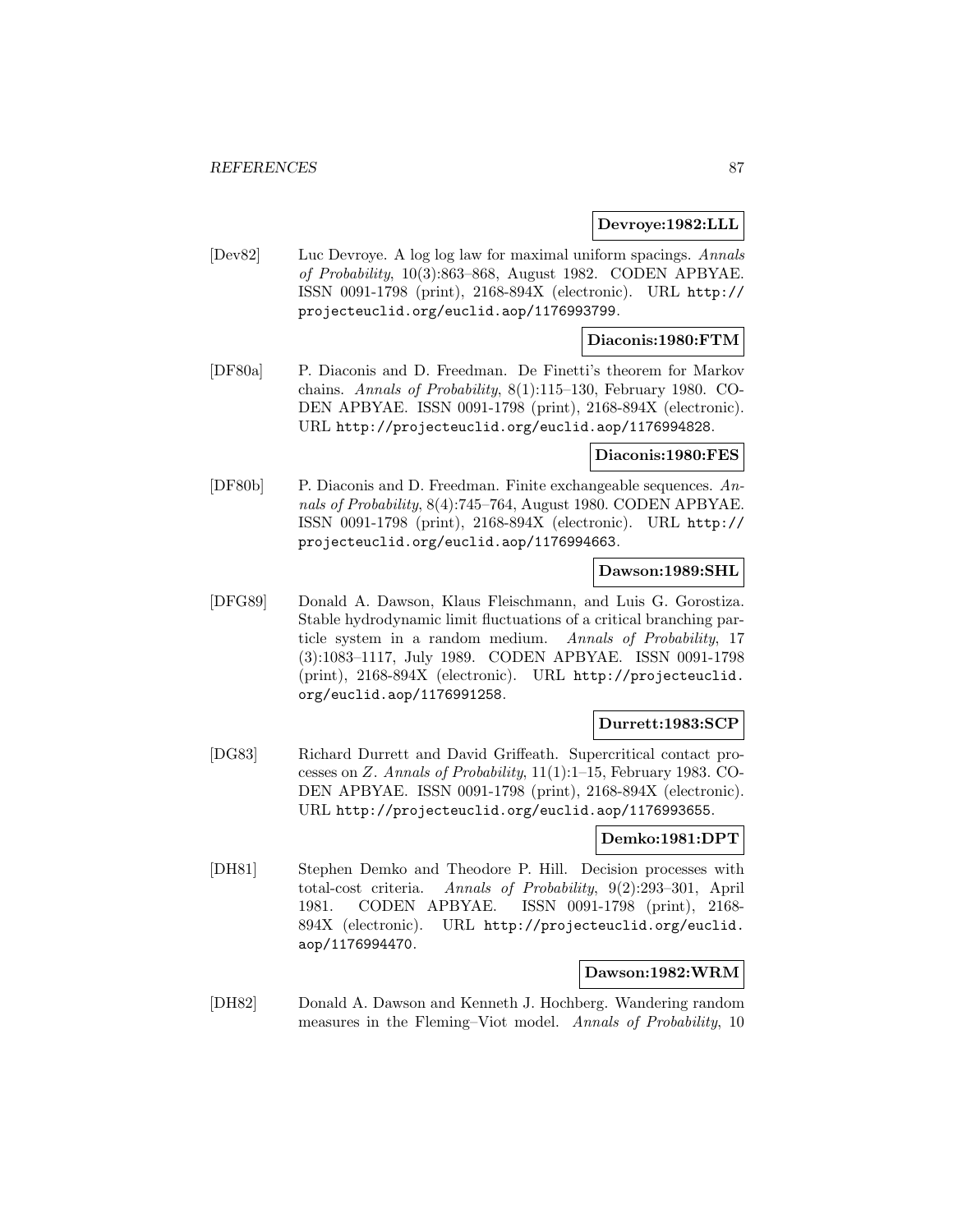**Devroye:1982:LLL**

[Dev82] Luc Devroye. A log log law for maximal uniform spacings. *Annals of Probability*, 10(3):863–868, August 1982. CODEN APBYAE. ISSN 0091-1798 (print), 2168-894X (electronic). URL http://projecteuclid.org/euclid.aop/1176993799.

**Diaconis:1980:FTM**

[DF80a] P. Diaconis and D. Freedman. De Finetti's theorem for Markov chains. *Annals of Probability*, 8(1):115–130, February 1980. CODEN APBYAE. ISSN 0091-1798 (print), 2168-894X (electronic). URL http://projecteuclid.org/euclid.aop/1176994828.

**Diaconis:1980:FES**

[DF80b] P. Diaconis and D. Freedman. Finite exchangeable sequences. *Annals of Probability*, 8(4):745–764, August 1980. CODEN APBYAE. ISSN 0091-1798 (print), 2168-894X (electronic). URL http://projecteuclid.org/euclid.aop/1176994663.

**Dawson:1989:SHL**

[DFG89] Donald A. Dawson, Klaus Fleischmann, and Luis G. Gorostiza. Stable hydrodynamic limit fluctuations of a critical branching particle system in a random medium. *Annals of Probability*, 17 (3):1083–1117, July 1989. CODEN APBYAE. ISSN 0091-1798 (print), 2168-894X (electronic). URL http://projecteuclid.org/euclid.aop/1176991258.

**Durrett:1983:SCP**

[DG83] Richard Durrett and David Griffeath. Supercritical contact processes on $Z$. *Annals of Probability*, 11(1):1–15, February 1983. CODEN APBYAE. ISSN 0091-1798 (print), 2168-894X (electronic). URL http://projecteuclid.org/euclid.aop/1176993655.

**Demko:1981:DPT**

[DH81] Stephen Demko and Theodore P. Hill. Decision processes with total-cost criteria. *Annals of Probability*, 9(2):293–301, April 1981. CODEN APBYAE. ISSN 0091-1798 (print), 2168-894X (electronic). URL http://projecteuclid.org/euclid.aop/1176994470.

**Dawson:1982:WRM**

[DH82] Donald A. Dawson and Kenneth J. Hochberg. Wandering random measures in the Fleming–Viot model. *Annals of Probability*, 10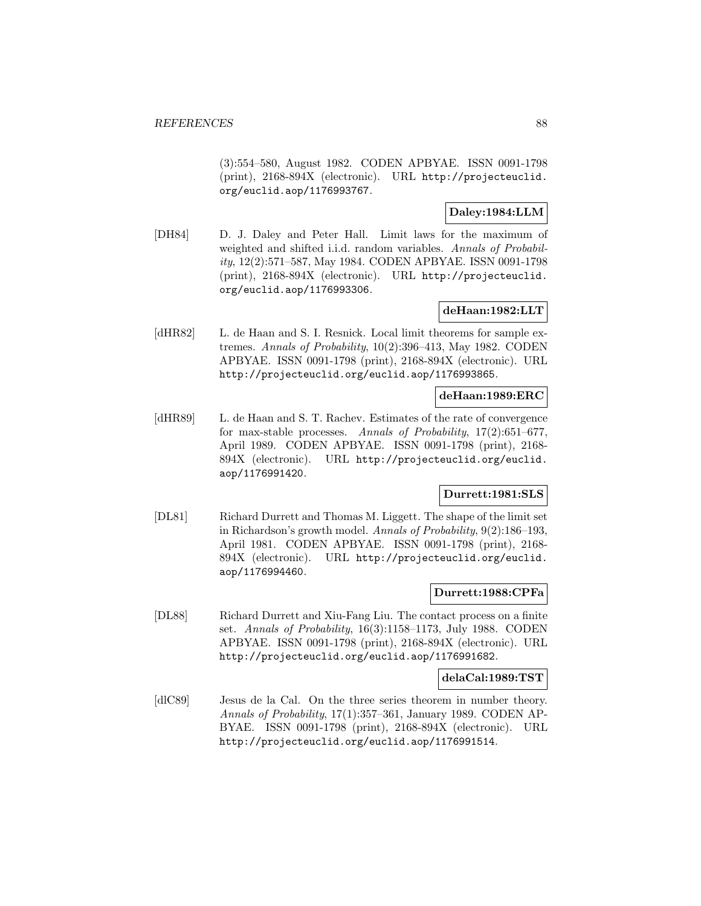(3):554–580, August 1982. CODEN APBYAE. ISSN 0091-1798 (print), 2168-894X (electronic). URL http://projecteuclid.org/euclid.aop/1176993767.

**Daley:1984:LLM**

[DH84] D. J. Daley and Peter Hall. Limit laws for the maximum of weighted and shifted i.i.d. random variables. *Annals of Probability*, 12(2):571–587, May 1984. CODEN APBYAE. ISSN 0091-1798 (print), 2168-894X (electronic). URL http://projecteuclid.org/euclid.aop/1176993306.

**deHaan:1982:LLT**

[dHR82] L. de Haan and S. I. Resnick. Local limit theorems for sample extremes. *Annals of Probability*, 10(2):396–413, May 1982. CODEN APBYAE. ISSN 0091-1798 (print), 2168-894X (electronic). URL http://projecteuclid.org/euclid.aop/1176993865.

**deHaan:1989:ERC**

[dHR89] L. de Haan and S. T. Rachev. Estimates of the rate of convergence for max-stable processes. *Annals of Probability*, 17(2):651–677, April 1989. CODEN APBYAE. ISSN 0091-1798 (print), 2168-894X (electronic). URL http://projecteuclid.org/euclid.aop/1176991420.

**Durrett:1981:SLS**

[DL81] Richard Durrett and Thomas M. Liggett. The shape of the limit set in Richardson's growth model. *Annals of Probability*, 9(2):186–193, April 1981. CODEN APBYAE. ISSN 0091-1798 (print), 2168-894X (electronic). URL http://projecteuclid.org/euclid.aop/1176994460.

**Durrett:1988:CPFa**

[DL88] Richard Durrett and Xiu-Fang Liu. The contact process on a finite set. *Annals of Probability*, 16(3):1158–1173, July 1988. CODEN APBYAE. ISSN 0091-1798 (print), 2168-894X (electronic). URL http://projecteuclid.org/euclid.aop/1176991682.

**delaCal:1989:TST**

[dlC89] Jesus de la Cal. On the three series theorem in number theory. *Annals of Probability*, 17(1):357–361, January 1989. CODEN APBYAE. ISSN 0091-1798 (print), 2168-894X (electronic). URL http://projecteuclid.org/euclid.aop/1176991514.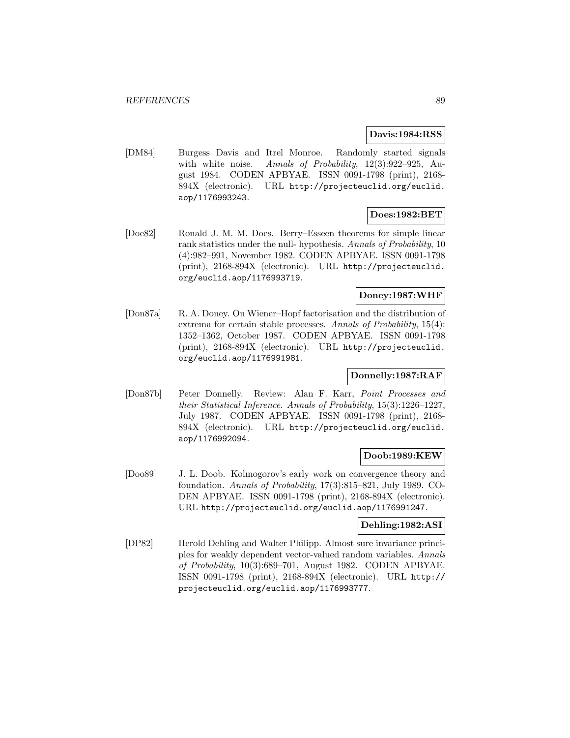**Davis:1984:RSS**

[DM84] Burgess Davis and Itrel Monroe. Randomly started signals with white noise. *Annals of Probability*, 12(3):922–925, August 1984. CODEN APBYAE. ISSN 0091-1798 (print), 2168-894X (electronic). URL http://projecteuclid.org/euclid.aop/1176993243.

**Does:1982:BET**

[Doe82] Ronald J. M. M. Does. Berry–Esseen theorems for simple linear rank statistics under the null- hypothesis. *Annals of Probability*, 10 (4):982–991, November 1982. CODEN APBYAE. ISSN 0091-1798 (print), 2168-894X (electronic). URL http://projecteuclid.org/euclid.aop/1176993719.

**Doney:1987:WHF**

[Don87a] R. A. Doney. On Wiener–Hopf factorisation and the distribution of extrema for certain stable processes. *Annals of Probability*, 15(4): 1352–1362, October 1987. CODEN APBYAE. ISSN 0091-1798 (print), 2168-894X (electronic). URL http://projecteuclid.org/euclid.aop/1176991981.

**Donnelly:1987:RAF**

[Don87b] Peter Donnelly. Review: Alan F. Karr, *Point Processes and their Statistical Inference*. *Annals of Probability*, 15(3):1226–1227, July 1987. CODEN APBYAE. ISSN 0091-1798 (print), 2168-894X (electronic). URL http://projecteuclid.org/euclid.aop/1176992094.

**Doob:1989:KEW**

[Doo89] J. L. Doob. Kolmogorov's early work on convergence theory and foundation. *Annals of Probability*, 17(3):815–821, July 1989. CODEN APBYAE. ISSN 0091-1798 (print), 2168-894X (electronic). URL http://projecteuclid.org/euclid.aop/1176991247.

**Dehling:1982:ASI**

[DP82] Herold Dehling and Walter Philipp. Almost sure invariance principles for weakly dependent vector-valued random variables. *Annals of Probability*, 10(3):689–701, August 1982. CODEN APBYAE. ISSN 0091-1798 (print), 2168-894X (electronic). URL http://projecteuclid.org/euclid.aop/1176993777.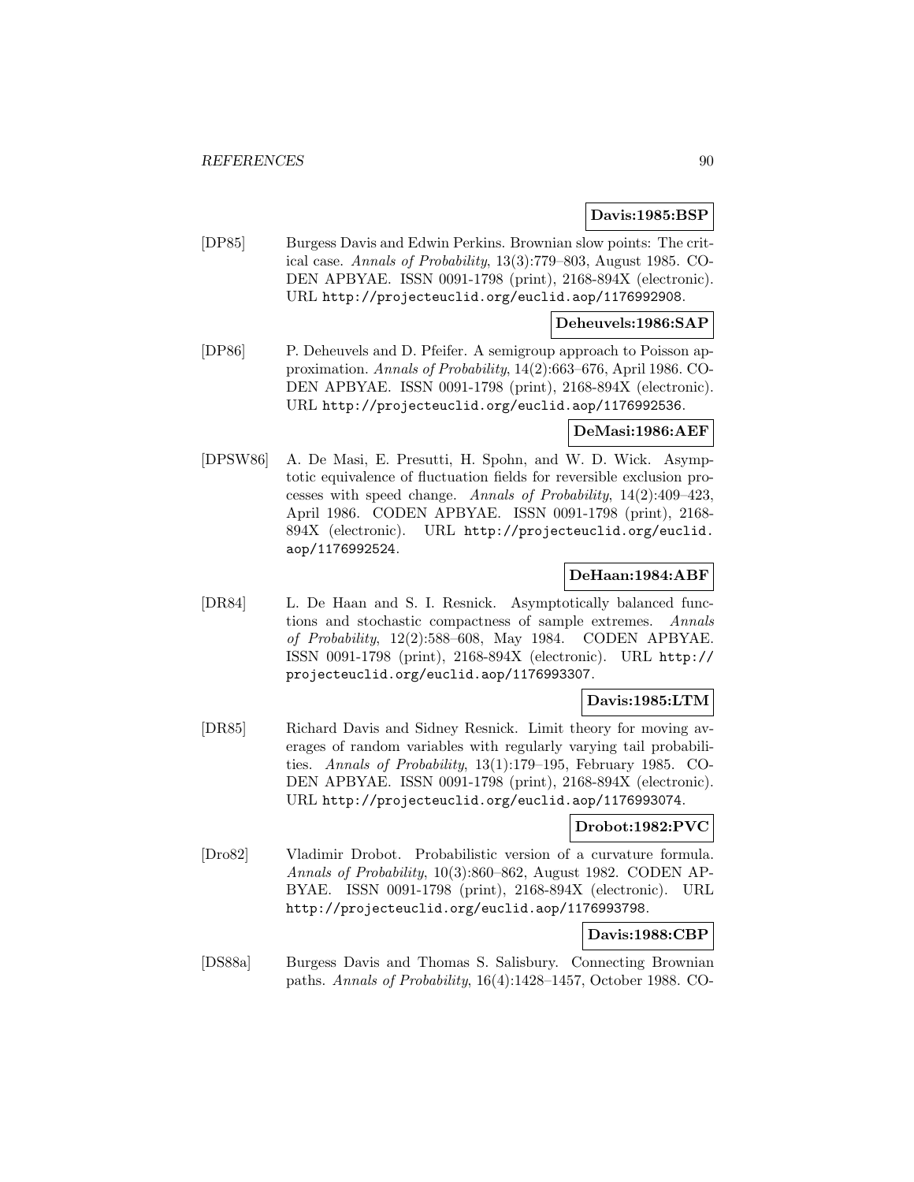**Davis:1985:BSP**

[DP85] Burgess Davis and Edwin Perkins. Brownian slow points: The critical case. *Annals of Probability*, 13(3):779–803, August 1985. CODEN APBYAE. ISSN 0091-1798 (print), 2168-894X (electronic). URL http://projecteuclid.org/euclid.aop/1176992908.

**Deheuvels:1986:SAP**

[DP86] P. Deheuvels and D. Pfeifer. A semigroup approach to Poisson approximation. *Annals of Probability*, 14(2):663–676, April 1986. CODEN APBYAE. ISSN 0091-1798 (print), 2168-894X (electronic). URL http://projecteuclid.org/euclid.aop/1176992536.

**DeMasi:1986:AEF**

[DPSW86] A. De Masi, E. Presutti, H. Spohn, and W. D. Wick. Asymptotic equivalence of fluctuation fields for reversible exclusion processes with speed change. *Annals of Probability*, 14(2):409–423, April 1986. CODEN APBYAE. ISSN 0091-1798 (print), 2168-894X (electronic). URL http://projecteuclid.org/euclid.aop/1176992524.

**DeHaan:1984:ABF**

[DR84] L. De Haan and S. I. Resnick. Asymptotically balanced functions and stochastic compactness of sample extremes. *Annals of Probability*, 12(2):588–608, May 1984. CODEN APBYAE. ISSN 0091-1798 (print), 2168-894X (electronic). URL http://projecteuclid.org/euclid.aop/1176993307.

**Davis:1985:LTM**

[DR85] Richard Davis and Sidney Resnick. Limit theory for moving averages of random variables with regularly varying tail probabilities. *Annals of Probability*, 13(1):179–195, February 1985. CODEN APBYAE. ISSN 0091-1798 (print), 2168-894X (electronic). URL http://projecteuclid.org/euclid.aop/1176993074.

**Drobot:1982:PVC**

[Dro82] Vladimir Drobot. Probabilistic version of a curvature formula. *Annals of Probability*, 10(3):860–862, August 1982. CODEN APBYAE. ISSN 0091-1798 (print), 2168-894X (electronic). URL http://projecteuclid.org/euclid.aop/1176993798.

**Davis:1988:CBP**

[DS88a] Burgess Davis and Thomas S. Salisbury. Connecting Brownian paths. *Annals of Probability*, 16(4):1428–1457, October 1988. CO-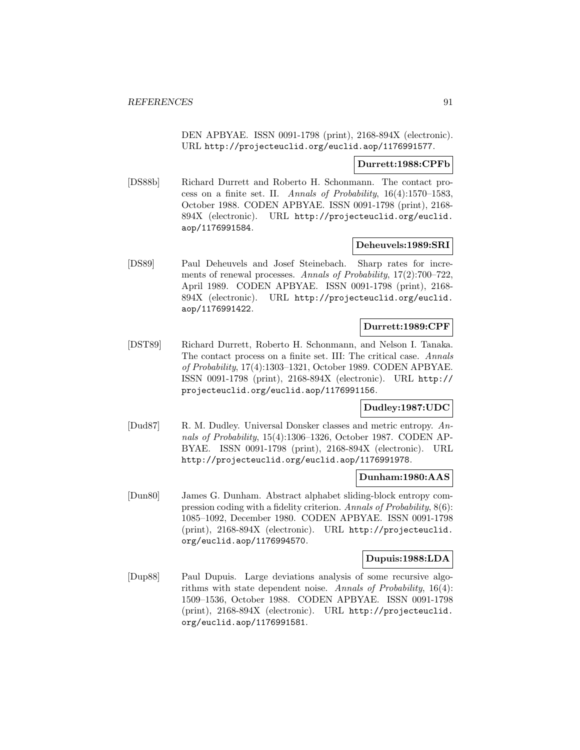DEN APBYAE. ISSN 0091-1798 (print), 2168-894X (electronic). URL http://projecteuclid.org/euclid.aop/1176991577.

**Durrett:1988:CPFb**

[DS88b] Richard Durrett and Roberto H. Schonmann. The contact process on a finite set. II. *Annals of Probability*, 16(4):1570–1583, October 1988. CODEN APBYAE. ISSN 0091-1798 (print), 2168-894X (electronic). URL http://projecteuclid.org/euclid.aop/1176991584.

**Deheuvels:1989:SRI**

[DS89] Paul Deheuvels and Josef Steinebach. Sharp rates for increments of renewal processes. *Annals of Probability*, 17(2):700–722, April 1989. CODEN APBYAE. ISSN 0091-1798 (print), 2168-894X (electronic). URL http://projecteuclid.org/euclid.aop/1176991422.

**Durrett:1989:CPF**

[DST89] Richard Durrett, Roberto H. Schonmann, and Nelson I. Tanaka. The contact process on a finite set. III: The critical case. *Annals of Probability*, 17(4):1303–1321, October 1989. CODEN APBYAE. ISSN 0091-1798 (print), 2168-894X (electronic). URL http://projecteuclid.org/euclid.aop/1176991156.

**Dudley:1987:UDC**

[Dud87] R. M. Dudley. Universal Donsker classes and metric entropy. *Annals of Probability*, 15(4):1306–1326, October 1987. CODEN APBYAE. ISSN 0091-1798 (print), 2168-894X (electronic). URL http://projecteuclid.org/euclid.aop/1176991978.

**Dunham:1980:AAS**

[Dun80] James G. Dunham. Abstract alphabet sliding-block entropy compression coding with a fidelity criterion. *Annals of Probability*, 8(6):1085–1092, December 1980. CODEN APBYAE. ISSN 0091-1798 (print), 2168-894X (electronic). URL http://projecteuclid.org/euclid.aop/1176994570.

**Dupuis:1988:LDA**

[Dup88] Paul Dupuis. Large deviations analysis of some recursive algorithms with state dependent noise. *Annals of Probability*, 16(4):1509–1536, October 1988. CODEN APBYAE. ISSN 0091-1798 (print), 2168-894X (electronic). URL http://projecteuclid.org/euclid.aop/1176991581.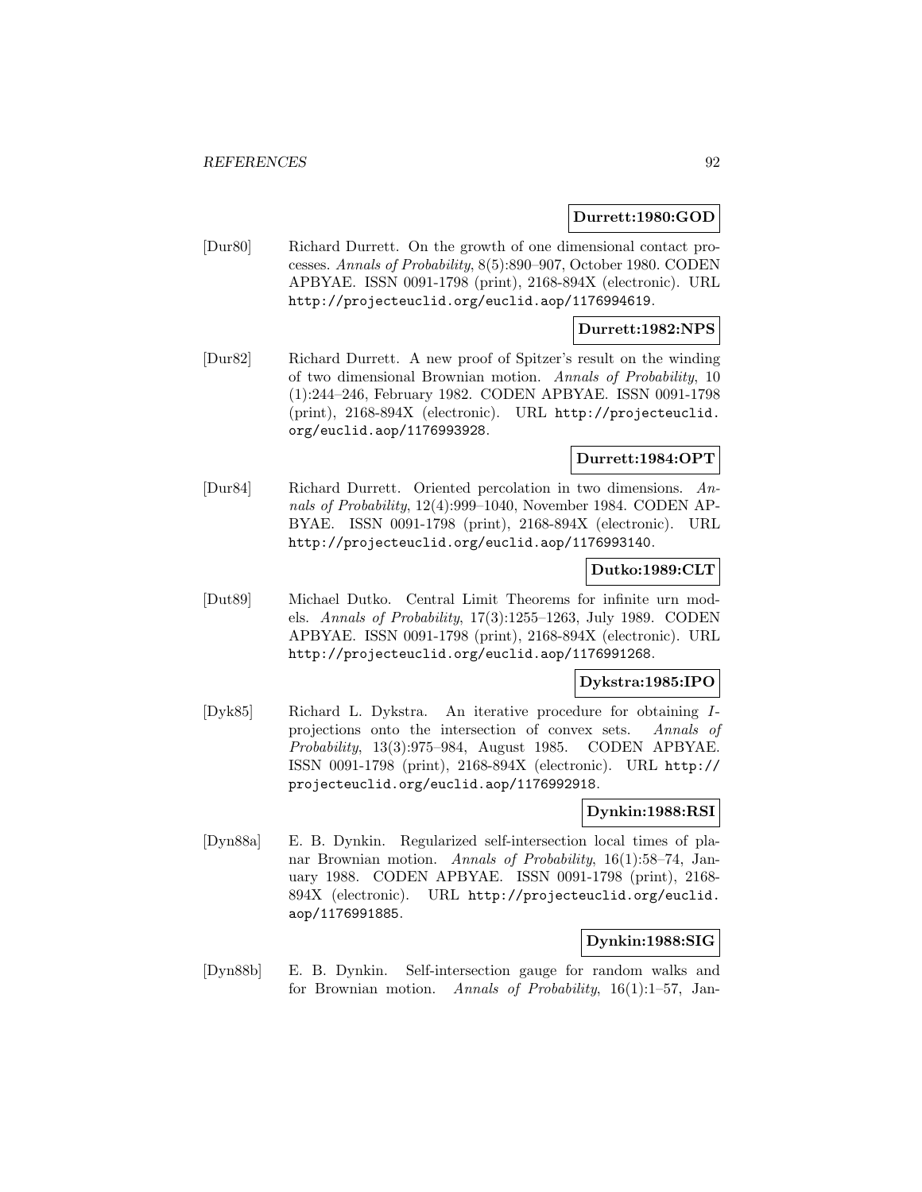**Durrett:1980:GOD**

[Dur80] Richard Durrett. On the growth of one dimensional contact processes. *Annals of Probability*, 8(5):890–907, October 1980. CODEN APBYAE. ISSN 0091-1798 (print), 2168-894X (electronic). URL http://projecteuclid.org/euclid.aop/1176994619.

**Durrett:1982:NPS**

[Dur82] Richard Durrett. A new proof of Spitzer's result on the winding of two dimensional Brownian motion. *Annals of Probability*, 10 (1):244–246, February 1982. CODEN APBYAE. ISSN 0091-1798 (print), 2168-894X (electronic). URL http://projecteuclid.org/euclid.aop/1176993928.

**Durrett:1984:OPT**

[Dur84] Richard Durrett. Oriented percolation in two dimensions. *Annals of Probability*, 12(4):999–1040, November 1984. CODEN APBYAE. ISSN 0091-1798 (print), 2168-894X (electronic). URL http://projecteuclid.org/euclid.aop/1176993140.

**Dutko:1989:CLT**

[Dut89] Michael Dutko. Central Limit Theorems for infinite urn models. *Annals of Probability*, 17(3):1255–1263, July 1989. CODEN APBYAE. ISSN 0091-1798 (print), 2168-894X (electronic). URL http://projecteuclid.org/euclid.aop/1176991268.

**Dykstra:1985:IPO**

[Dyk85] Richard L. Dykstra. An iterative procedure for obtaining $I$-projections onto the intersection of convex sets. *Annals of Probability*, 13(3):975–984, August 1985. CODEN APBYAE. ISSN 0091-1798 (print), 2168-894X (electronic). URL http://projecteuclid.org/euclid.aop/1176992918.

**Dynkin:1988:RSI**

[Dyn88a] E. B. Dynkin. Regularized self-intersection local times of planar Brownian motion. *Annals of Probability*, 16(1):58–74, January 1988. CODEN APBYAE. ISSN 0091-1798 (print), 2168-894X (electronic). URL http://projecteuclid.org/euclid.aop/1176991885.

**Dynkin:1988:SIG**

[Dyn88b] E. B. Dynkin. Self-intersection gauge for random walks and for Brownian motion. *Annals of Probability*, 16(1):1–57, Jan-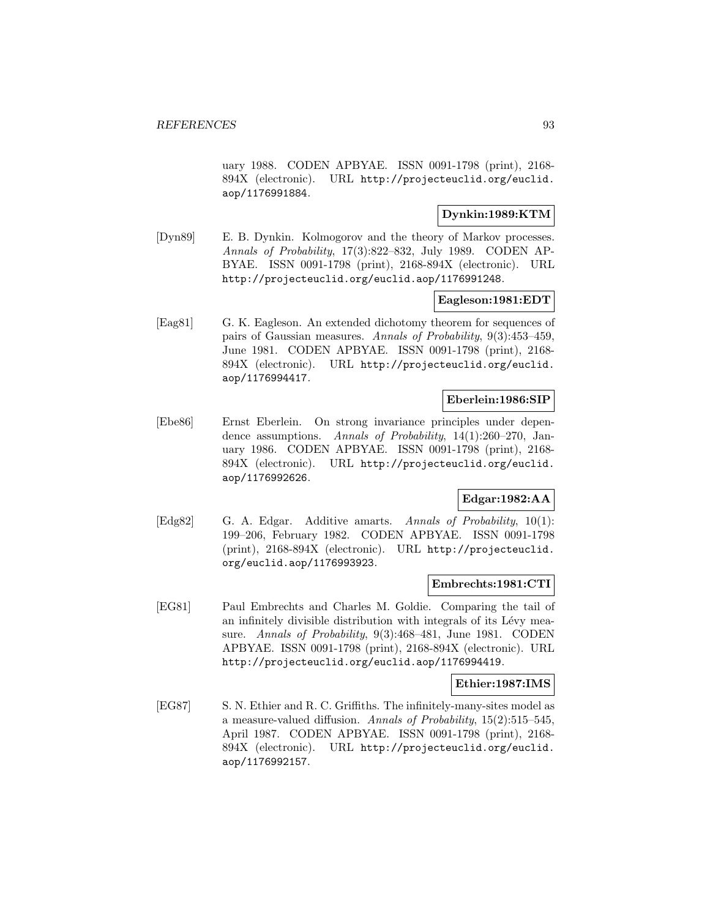uary 1988. CODEN APBYAE. ISSN 0091-1798 (print), 2168-894X (electronic). URL http://projecteuclid.org/euclid.aop/1176991884.

**Dynkin:1989:KTM**

[Dyn89] E. B. Dynkin. Kolmogorov and the theory of Markov processes. *Annals of Probability*, 17(3):822–832, July 1989. CODEN APBYAE. ISSN 0091-1798 (print), 2168-894X (electronic). URL http://projecteuclid.org/euclid.aop/1176991248.

**Eagleson:1981:EDT**

[Eag81] G. K. Eagleson. An extended dichotomy theorem for sequences of pairs of Gaussian measures. *Annals of Probability*, 9(3):453–459, June 1981. CODEN APBYAE. ISSN 0091-1798 (print), 2168-894X (electronic). URL http://projecteuclid.org/euclid.aop/1176994417.

**Eberlein:1986:SIP**

[Ebe86] Ernst Eberlein. On strong invariance principles under dependence assumptions. *Annals of Probability*, 14(1):260–270, January 1986. CODEN APBYAE. ISSN 0091-1798 (print), 2168-894X (electronic). URL http://projecteuclid.org/euclid.aop/1176992626.

**Edgar:1982:AA**

[Edg82] G. A. Edgar. Additive amarts. *Annals of Probability*, 10(1):199–206, February 1982. CODEN APBYAE. ISSN 0091-1798 (print), 2168-894X (electronic). URL http://projecteuclid.org/euclid.aop/1176993923.

**Embrechts:1981:CTI**

[EG81] Paul Embrechts and Charles M. Goldie. Comparing the tail of an infinitely divisible distribution with integrals of its Lévy measure. *Annals of Probability*, 9(3):468–481, June 1981. CODEN APBYAE. ISSN 0091-1798 (print), 2168-894X (electronic). URL http://projecteuclid.org/euclid.aop/1176994419.

**Ethier:1987:IMS**

[EG87] S. N. Ethier and R. C. Griffiths. The infinitely-many-sites model as a measure-valued diffusion. *Annals of Probability*, 15(2):515–545, April 1987. CODEN APBYAE. ISSN 0091-1798 (print), 2168-894X (electronic). URL http://projecteuclid.org/euclid.aop/1176992157.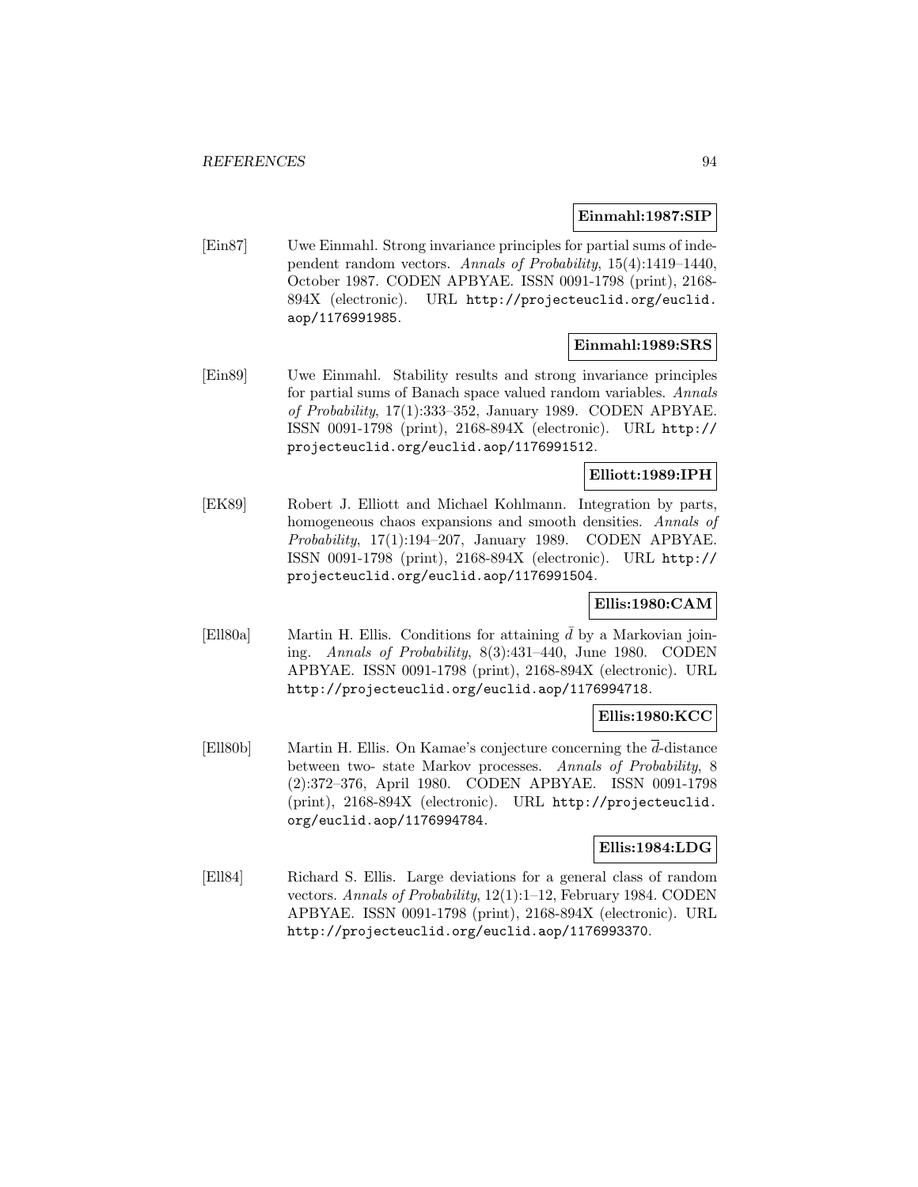**Einmahl:1987:SIP**

[Ein87] Uwe Einmahl. Strong invariance principles for partial sums of independent random vectors. *Annals of Probability*, 15(4):1419–1440, October 1987. CODEN APBYAE. ISSN 0091-1798 (print), 2168-894X (electronic). URL http://projecteuclid.org/euclid.aop/1176991985.

**Einmahl:1989:SRS**

[Ein89] Uwe Einmahl. Stability results and strong invariance principles for partial sums of Banach space valued random variables. *Annals of Probability*, 17(1):333–352, January 1989. CODEN APBYAE. ISSN 0091-1798 (print), 2168-894X (electronic). URL http://projecteuclid.org/euclid.aop/1176991512.

**Elliott:1989:IPH**

[EK89] Robert J. Elliott and Michael Kohlmann. Integration by parts, homogeneous chaos expansions and smooth densities. *Annals of Probability*, 17(1):194–207, January 1989. CODEN APBYAE. ISSN 0091-1798 (print), 2168-894X (electronic). URL http://projecteuclid.org/euclid.aop/1176991504.

**Ellis:1980:CAM**

[Ell80a] Martin H. Ellis. Conditions for attaining $\bar{d}$ by a Markovian joining. *Annals of Probability*, 8(3):431–440, June 1980. CODEN APBYAE. ISSN 0091-1798 (print), 2168-894X (electronic). URL http://projecteuclid.org/euclid.aop/1176994718.

**Ellis:1980:KCC**

[Ell80b] Martin H. Ellis. On Kamae's conjecture concerning the $\overline{d}$-distance between two- state Markov processes. *Annals of Probability*, 8 (2):372–376, April 1980. CODEN APBYAE. ISSN 0091-1798 (print), 2168-894X (electronic). URL http://projecteuclid.org/euclid.aop/1176994784.

**Ellis:1984:LDG**

[Ell84] Richard S. Ellis. Large deviations for a general class of random vectors. *Annals of Probability*, 12(1):1–12, February 1984. CODEN APBYAE. ISSN 0091-1798 (print), 2168-894X (electronic). URL http://projecteuclid.org/euclid.aop/1176993370.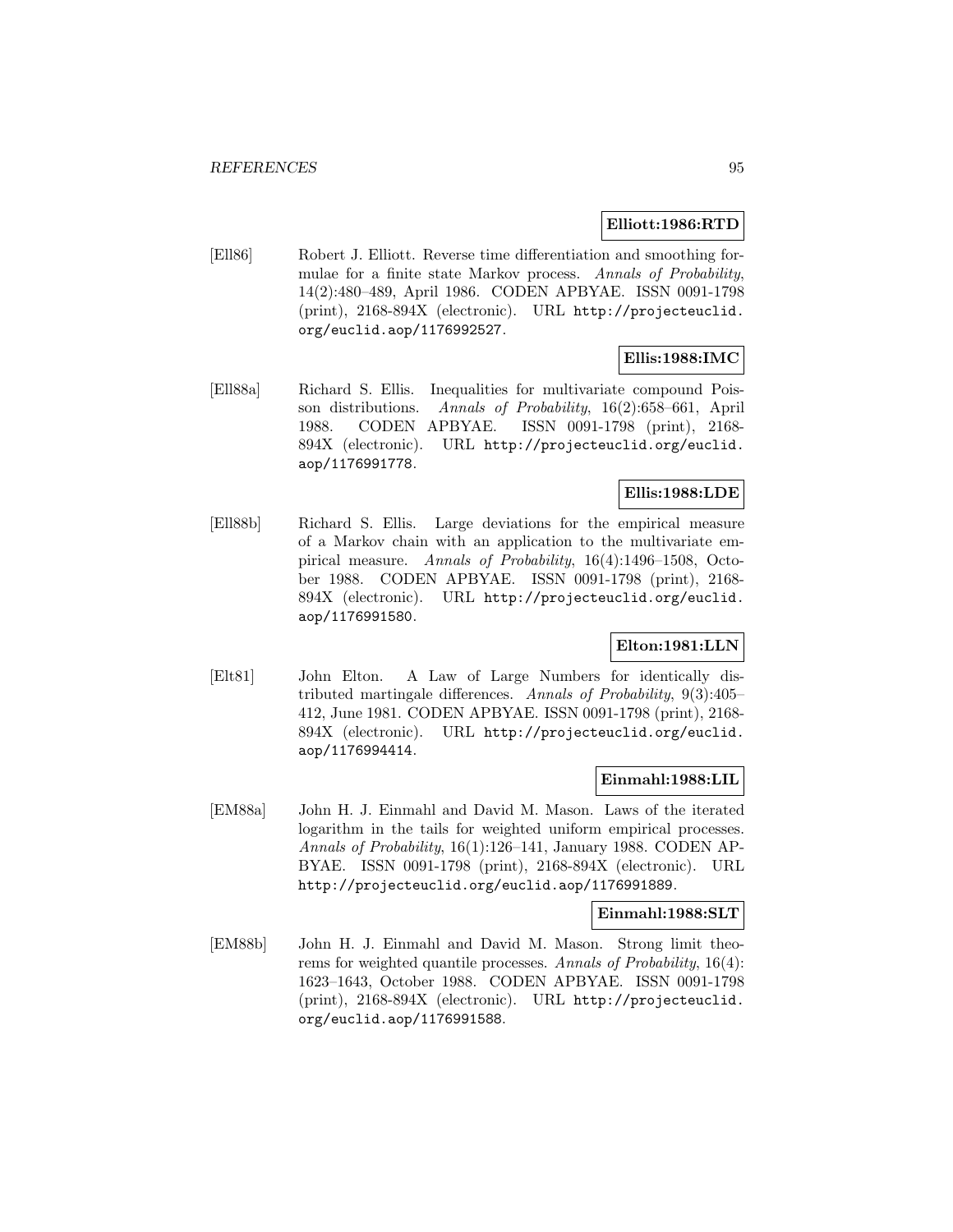**Elliott:1986:RTD**

[Ell86] Robert J. Elliott. Reverse time differentiation and smoothing formulae for a finite state Markov process. *Annals of Probability*, 14(2):480–489, April 1986. CODEN APBYAE. ISSN 0091-1798 (print), 2168-894X (electronic). URL http://projecteuclid.org/euclid.aop/1176992527.

**Ellis:1988:IMC**

[Ell88a] Richard S. Ellis. Inequalities for multivariate compound Poisson distributions. *Annals of Probability*, 16(2):658–661, April 1988. CODEN APBYAE. ISSN 0091-1798 (print), 2168-894X (electronic). URL http://projecteuclid.org/euclid.aop/1176991778.

**Ellis:1988:LDE**

[Ell88b] Richard S. Ellis. Large deviations for the empirical measure of a Markov chain with an application to the multivariate empirical measure. *Annals of Probability*, 16(4):1496–1508, October 1988. CODEN APBYAE. ISSN 0091-1798 (print), 2168-894X (electronic). URL http://projecteuclid.org/euclid.aop/1176991580.

**Elton:1981:LLN**

[Elt81] John Elton. A Law of Large Numbers for identically distributed martingale differences. *Annals of Probability*, 9(3):405–412, June 1981. CODEN APBYAE. ISSN 0091-1798 (print), 2168-894X (electronic). URL http://projecteuclid.org/euclid.aop/1176994414.

**Einmahl:1988:LIL**

[EM88a] John H. J. Einmahl and David M. Mason. Laws of the iterated logarithm in the tails for weighted uniform empirical processes. *Annals of Probability*, 16(1):126–141, January 1988. CODEN APBYAE. ISSN 0091-1798 (print), 2168-894X (electronic). URL http://projecteuclid.org/euclid.aop/1176991889.

**Einmahl:1988:SLT**

[EM88b] John H. J. Einmahl and David M. Mason. Strong limit theorems for weighted quantile processes. *Annals of Probability*, 16(4):1623–1643, October 1988. CODEN APBYAE. ISSN 0091-1798 (print), 2168-894X (electronic). URL http://projecteuclid.org/euclid.aop/1176991588.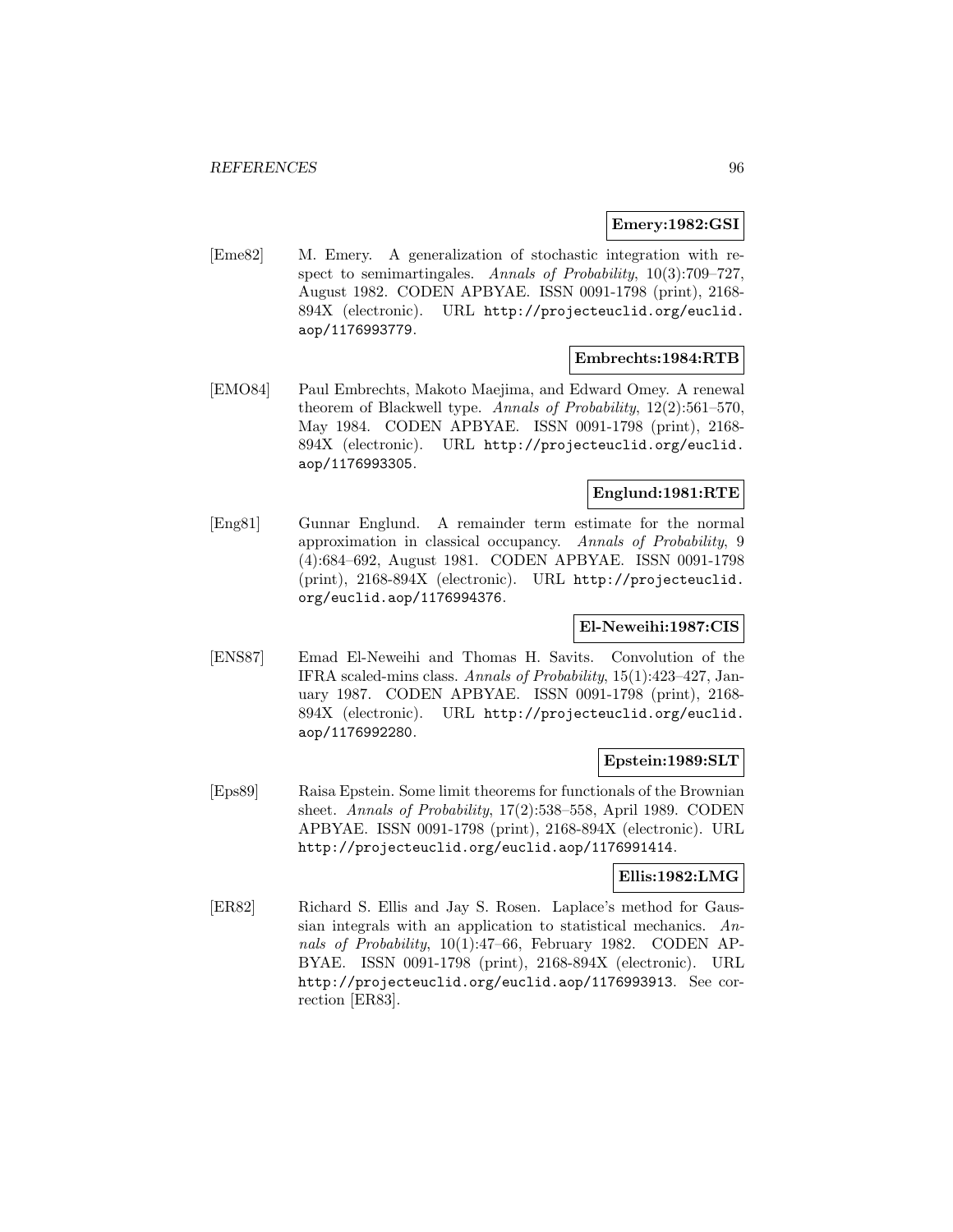**Emery:1982:GSI**

[Eme82] M. Emery. A generalization of stochastic integration with respect to semimartingales. *Annals of Probability*, 10(3):709–727, August 1982. CODEN APBYAE. ISSN 0091-1798 (print), 2168-894X (electronic). URL http://projecteuclid.org/euclid.aop/1176993779.

**Embrechts:1984:RTB**

[EMO84] Paul Embrechts, Makoto Maejima, and Edward Omey. A renewal theorem of Blackwell type. *Annals of Probability*, 12(2):561–570, May 1984. CODEN APBYAE. ISSN 0091-1798 (print), 2168-894X (electronic). URL http://projecteuclid.org/euclid.aop/1176993305.

**Englund:1981:RTE**

[Eng81] Gunnar Englund. A remainder term estimate for the normal approximation in classical occupancy. *Annals of Probability*, 9 (4):684–692, August 1981. CODEN APBYAE. ISSN 0091-1798 (print), 2168-894X (electronic). URL http://projecteuclid.org/euclid.aop/1176994376.

**El-Neweihi:1987:CIS**

[ENS87] Emad El-Neweihi and Thomas H. Savits. Convolution of the IFRA scaled-mins class. *Annals of Probability*, 15(1):423–427, January 1987. CODEN APBYAE. ISSN 0091-1798 (print), 2168-894X (electronic). URL http://projecteuclid.org/euclid.aop/1176992280.

**Epstein:1989:SLT**

[Eps89] Raisa Epstein. Some limit theorems for functionals of the Brownian sheet. *Annals of Probability*, 17(2):538–558, April 1989. CODEN APBYAE. ISSN 0091-1798 (print), 2168-894X (electronic). URL http://projecteuclid.org/euclid.aop/1176991414.

**Ellis:1982:LMG**

[ER82] Richard S. Ellis and Jay S. Rosen. Laplace's method for Gaussian integrals with an application to statistical mechanics. *Annals of Probability*, 10(1):47–66, February 1982. CODEN APBYAE. ISSN 0091-1798 (print), 2168-894X (electronic). URL http://projecteuclid.org/euclid.aop/1176993913. See correction [ER83].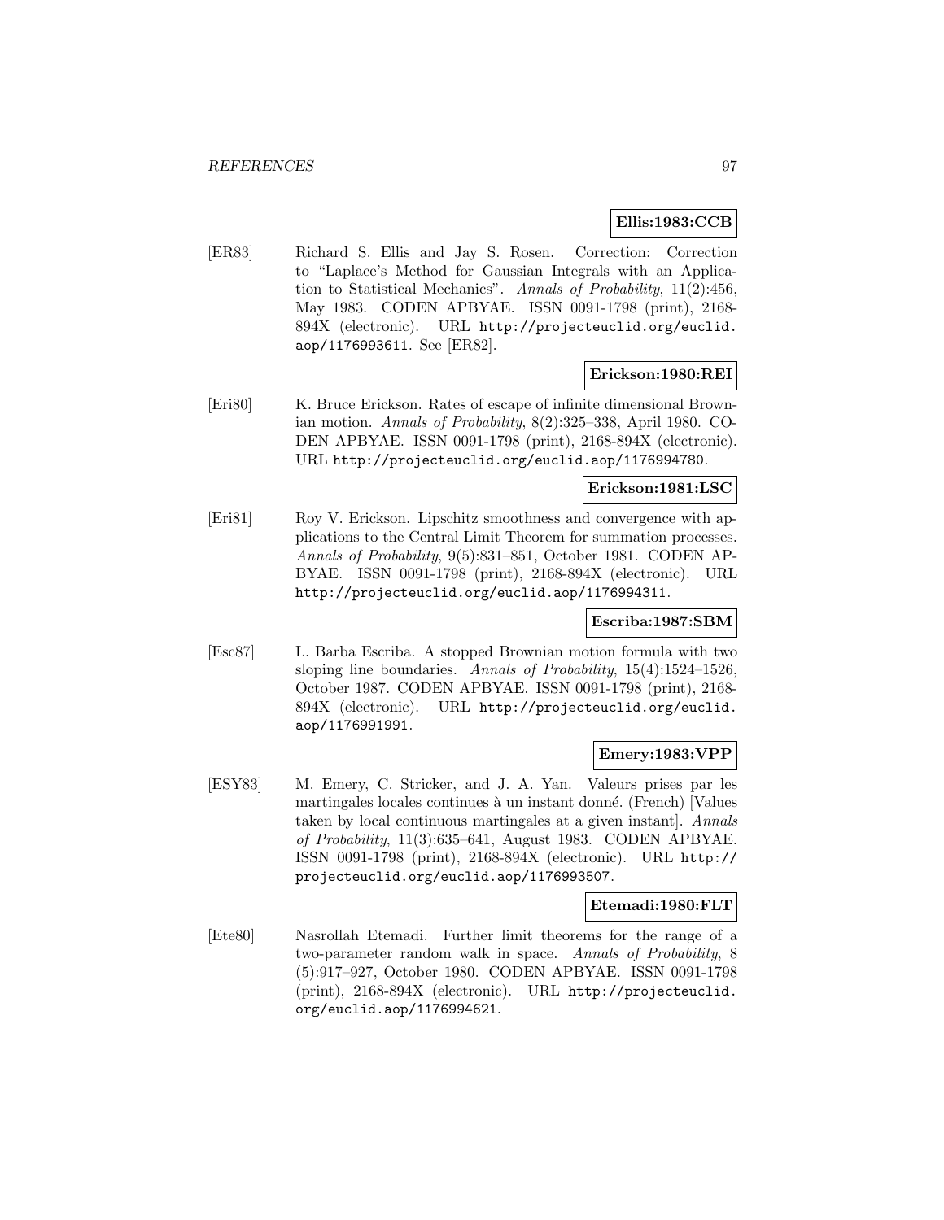**Ellis:1983:CCB**

[ER83] Richard S. Ellis and Jay S. Rosen. Correction: Correction to "Laplace's Method for Gaussian Integrals with an Application to Statistical Mechanics". *Annals of Probability*, 11(2):456, May 1983. CODEN APBYAE. ISSN 0091-1798 (print), 2168-894X (electronic). URL http://projecteuclid.org/euclid.aop/1176993611. See [ER82].

**Erickson:1980:REI**

[Eri80] K. Bruce Erickson. Rates of escape of infinite dimensional Brownian motion. *Annals of Probability*, 8(2):325–338, April 1980. CODEN APBYAE. ISSN 0091-1798 (print), 2168-894X (electronic). URL http://projecteuclid.org/euclid.aop/1176994780.

**Erickson:1981:LSC**

[Eri81] Roy V. Erickson. Lipschitz smoothness and convergence with applications to the Central Limit Theorem for summation processes. *Annals of Probability*, 9(5):831–851, October 1981. CODEN APBYAE. ISSN 0091-1798 (print), 2168-894X (electronic). URL http://projecteuclid.org/euclid.aop/1176994311.

**Escriba:1987:SBM**

[Esc87] L. Barba Escriba. A stopped Brownian motion formula with two sloping line boundaries. *Annals of Probability*, 15(4):1524–1526, October 1987. CODEN APBYAE. ISSN 0091-1798 (print), 2168-894X (electronic). URL http://projecteuclid.org/euclid.aop/1176991991.

**Emery:1983:VPP**

[ESY83] M. Emery, C. Stricker, and J. A. Yan. Valeurs prises par les martingales locales continues à un instant donné. (French) [Values taken by local continuous martingales at a given instant]. *Annals of Probability*, 11(3):635–641, August 1983. CODEN APBYAE. ISSN 0091-1798 (print), 2168-894X (electronic). URL http://projecteuclid.org/euclid.aop/1176993507.

**Etemadi:1980:FLT**

[Ete80] Nasrollah Etemadi. Further limit theorems for the range of a two-parameter random walk in space. *Annals of Probability*, 8 (5):917–927, October 1980. CODEN APBYAE. ISSN 0091-1798 (print), 2168-894X (electronic). URL http://projecteuclid.org/euclid.aop/1176994621.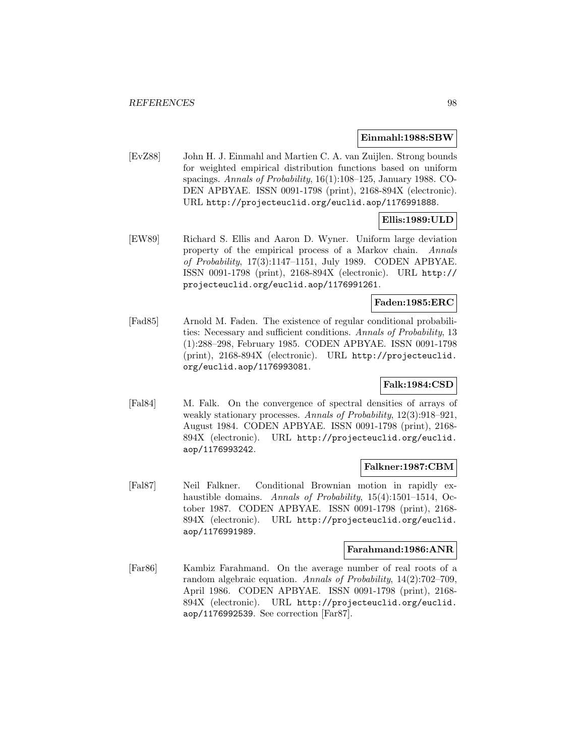**Einmahl:1988:SBW**

[EvZ88] John H. J. Einmahl and Martien C. A. van Zuijlen. Strong bounds for weighted empirical distribution functions based on uniform spacings. *Annals of Probability*, 16(1):108–125, January 1988. CODEN APBYAE. ISSN 0091-1798 (print), 2168-894X (electronic). URL http://projecteuclid.org/euclid.aop/1176991888.

**Ellis:1989:ULD**

[EW89] Richard S. Ellis and Aaron D. Wyner. Uniform large deviation property of the empirical process of a Markov chain. *Annals of Probability*, 17(3):1147–1151, July 1989. CODEN APBYAE. ISSN 0091-1798 (print), 2168-894X (electronic). URL http://projecteuclid.org/euclid.aop/1176991261.

**Faden:1985:ERC**

[Fad85] Arnold M. Faden. The existence of regular conditional probabilities: Necessary and sufficient conditions. *Annals of Probability*, 13 (1):288–298, February 1985. CODEN APBYAE. ISSN 0091-1798 (print), 2168-894X (electronic). URL http://projecteuclid.org/euclid.aop/1176993081.

**Falk:1984:CSD**

[Fal84] M. Falk. On the convergence of spectral densities of arrays of weakly stationary processes. *Annals of Probability*, 12(3):918–921, August 1984. CODEN APBYAE. ISSN 0091-1798 (print), 2168-894X (electronic). URL http://projecteuclid.org/euclid.aop/1176993242.

**Falkner:1987:CBM**

[Fal87] Neil Falkner. Conditional Brownian motion in rapidly exhaustible domains. *Annals of Probability*, 15(4):1501–1514, October 1987. CODEN APBYAE. ISSN 0091-1798 (print), 2168-894X (electronic). URL http://projecteuclid.org/euclid.aop/1176991989.

**Farahmand:1986:ANR**

[Far86] Kambiz Farahmand. On the average number of real roots of a random algebraic equation. *Annals of Probability*, 14(2):702–709, April 1986. CODEN APBYAE. ISSN 0091-1798 (print), 2168-894X (electronic). URL http://projecteuclid.org/euclid.aop/1176992539. See correction [Far87].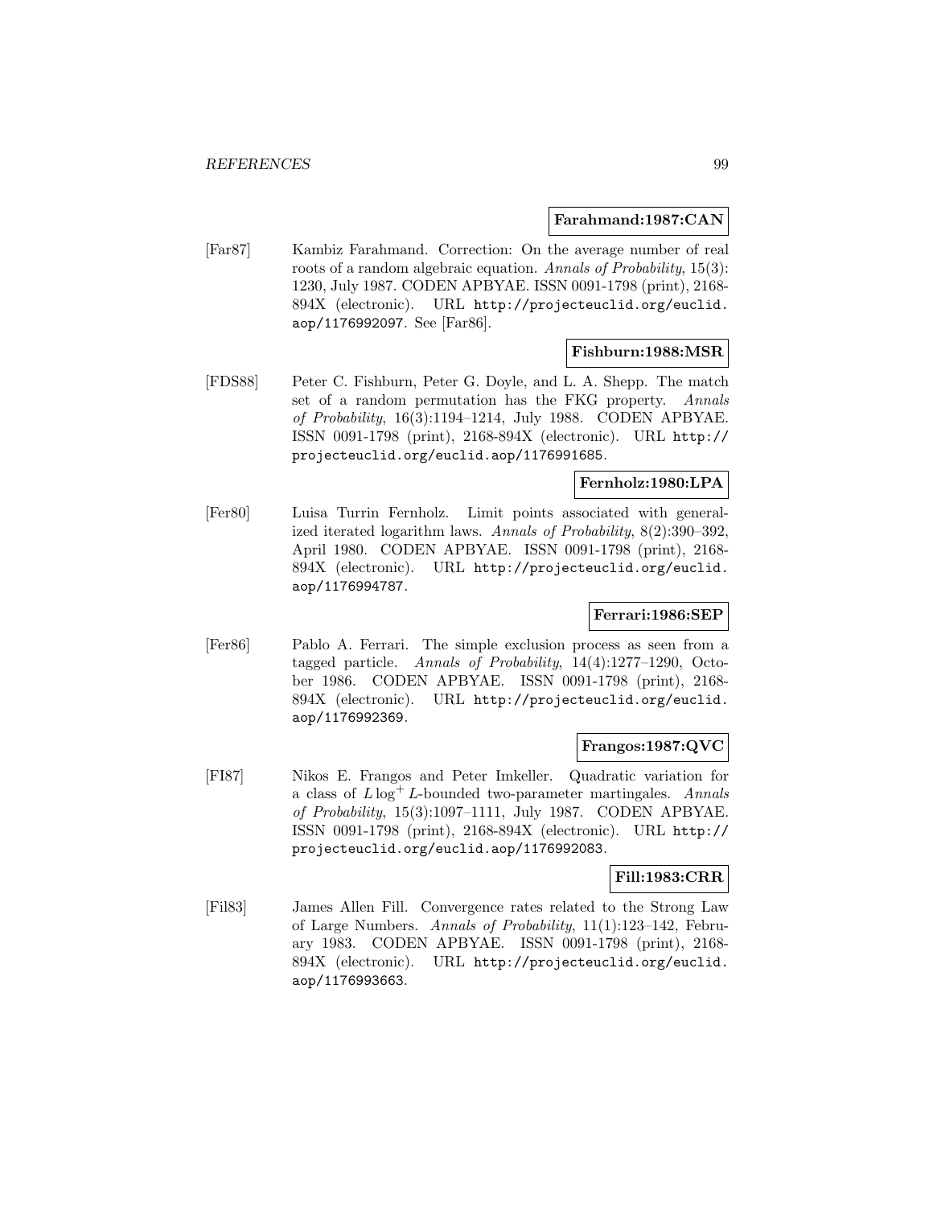**Farahmand:1987:CAN**

[Far87] Kambiz Farahmand. Correction: On the average number of real roots of a random algebraic equation. *Annals of Probability*, 15(3): 1230, July 1987. CODEN APBYAE. ISSN 0091-1798 (print), 2168-894X (electronic). URL http://projecteuclid.org/euclid.aop/1176992097. See [Far86].

**Fishburn:1988:MSR**

[FDS88] Peter C. Fishburn, Peter G. Doyle, and L. A. Shepp. The match set of a random permutation has the FKG property. *Annals of Probability*, 16(3):1194–1214, July 1988. CODEN APBYAE. ISSN 0091-1798 (print), 2168-894X (electronic). URL http://projecteuclid.org/euclid.aop/1176991685.

**Fernholz:1980:LPA**

[Fer80] Luisa Turrin Fernholz. Limit points associated with generalized iterated logarithm laws. *Annals of Probability*, 8(2):390–392, April 1980. CODEN APBYAE. ISSN 0091-1798 (print), 2168-894X (electronic). URL http://projecteuclid.org/euclid.aop/1176994787.

**Ferrari:1986:SEP**

[Fer86] Pablo A. Ferrari. The simple exclusion process as seen from a tagged particle. *Annals of Probability*, 14(4):1277–1290, October 1986. CODEN APBYAE. ISSN 0091-1798 (print), 2168-894X (electronic). URL http://projecteuclid.org/euclid.aop/1176992369.

**Frangos:1987:QVC**

[FI87] Nikos E. Frangos and Peter Imkeller. Quadratic variation for a class of $L\log^+ L$-bounded two-parameter martingales. *Annals of Probability*, 15(3):1097–1111, July 1987. CODEN APBYAE. ISSN 0091-1798 (print), 2168-894X (electronic). URL http://projecteuclid.org/euclid.aop/1176992083.

**Fill:1983:CRR**

[Fil83] James Allen Fill. Convergence rates related to the Strong Law of Large Numbers. *Annals of Probability*, 11(1):123–142, February 1983. CODEN APBYAE. ISSN 0091-1798 (print), 2168-894X (electronic). URL http://projecteuclid.org/euclid.aop/1176993663.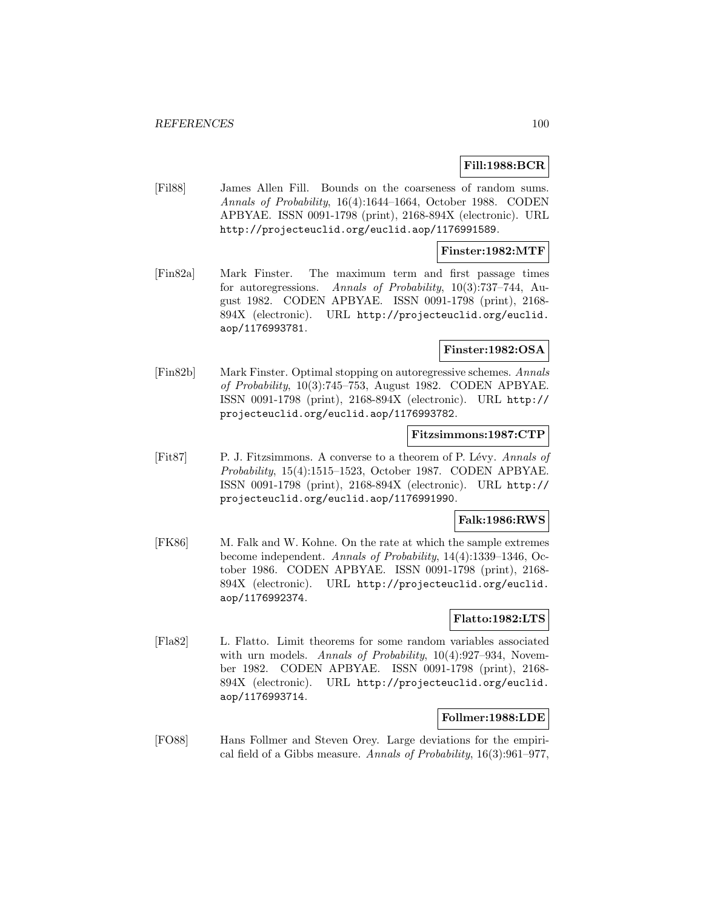**Fill:1988:BCR**

[Fil88] James Allen Fill. Bounds on the coarseness of random sums. *Annals of Probability*, 16(4):1644–1664, October 1988. CODEN APBYAE. ISSN 0091-1798 (print), 2168-894X (electronic). URL http://projecteuclid.org/euclid.aop/1176991589.

**Finster:1982:MTF**

[Fin82a] Mark Finster. The maximum term and first passage times for autoregressions. *Annals of Probability*, 10(3):737–744, August 1982. CODEN APBYAE. ISSN 0091-1798 (print), 2168-894X (electronic). URL http://projecteuclid.org/euclid.aop/1176993781.

**Finster:1982:OSA**

[Fin82b] Mark Finster. Optimal stopping on autoregressive schemes. *Annals of Probability*, 10(3):745–753, August 1982. CODEN APBYAE. ISSN 0091-1798 (print), 2168-894X (electronic). URL http://projecteuclid.org/euclid.aop/1176993782.

**Fitzsimmons:1987:CTP**

[Fit87] P. J. Fitzsimmons. A converse to a theorem of P. Lévy. *Annals of Probability*, 15(4):1515–1523, October 1987. CODEN APBYAE. ISSN 0091-1798 (print), 2168-894X (electronic). URL http://projecteuclid.org/euclid.aop/1176991990.

**Falk:1986:RWS**

[FK86] M. Falk and W. Kohne. On the rate at which the sample extremes become independent. *Annals of Probability*, 14(4):1339–1346, October 1986. CODEN APBYAE. ISSN 0091-1798 (print), 2168-894X (electronic). URL http://projecteuclid.org/euclid.aop/1176992374.

**Flatto:1982:LTS**

[Fla82] L. Flatto. Limit theorems for some random variables associated with urn models. *Annals of Probability*, 10(4):927–934, November 1982. CODEN APBYAE. ISSN 0091-1798 (print), 2168-894X (electronic). URL http://projecteuclid.org/euclid.aop/1176993714.

**Follmer:1988:LDE**

[FO88] Hans Follmer and Steven Orey. Large deviations for the empirical field of a Gibbs measure. *Annals of Probability*, 16(3):961–977,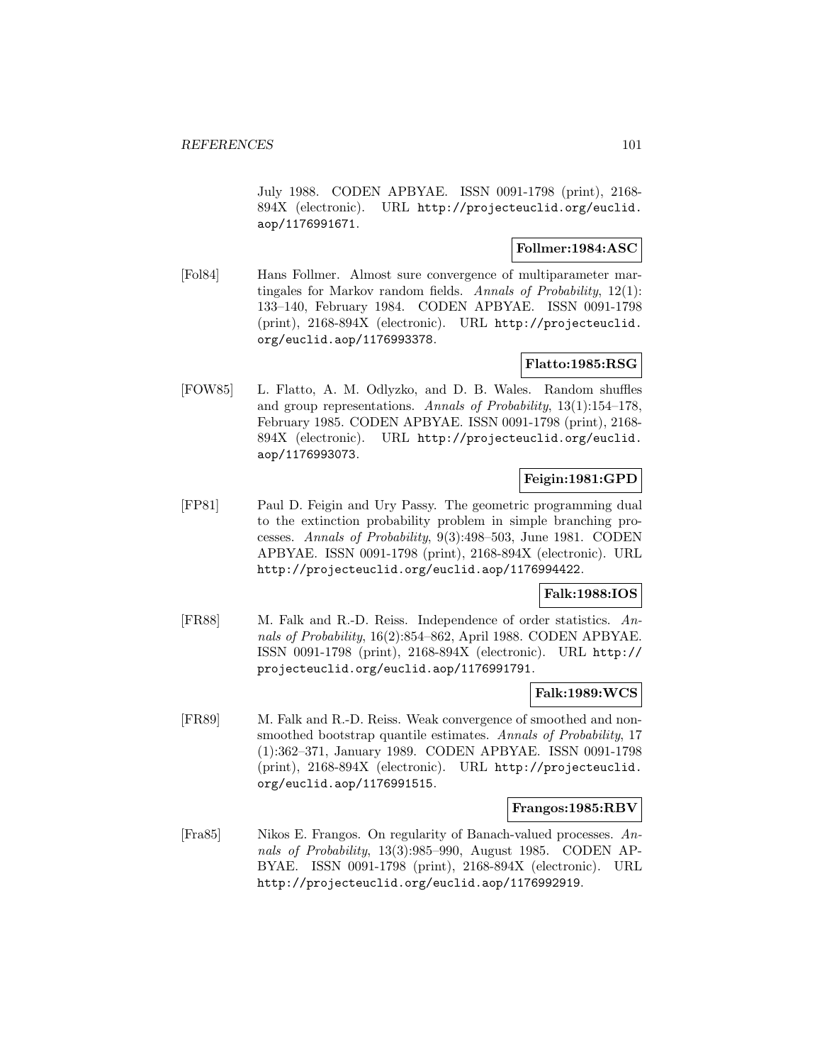July 1988. CODEN APBYAE. ISSN 0091-1798 (print), 2168-894X (electronic). URL http://projecteuclid.org/euclid.aop/1176991671.

**Follmer:1984:ASC**

[Fol84] Hans Follmer. Almost sure convergence of multiparameter martingales for Markov random fields. *Annals of Probability*, 12(1): 133–140, February 1984. CODEN APBYAE. ISSN 0091-1798 (print), 2168-894X (electronic). URL http://projecteuclid.org/euclid.aop/1176993378.

**Flatto:1985:RSG**

[FOW85] L. Flatto, A. M. Odlyzko, and D. B. Wales. Random shuffles and group representations. *Annals of Probability*, 13(1):154–178, February 1985. CODEN APBYAE. ISSN 0091-1798 (print), 2168-894X (electronic). URL http://projecteuclid.org/euclid.aop/1176993073.

**Feigin:1981:GPD**

[FP81] Paul D. Feigin and Ury Passy. The geometric programming dual to the extinction probability problem in simple branching processes. *Annals of Probability*, 9(3):498–503, June 1981. CODEN APBYAE. ISSN 0091-1798 (print), 2168-894X (electronic). URL http://projecteuclid.org/euclid.aop/1176994422.

**Falk:1988:IOS**

[FR88] M. Falk and R.-D. Reiss. Independence of order statistics. *Annals of Probability*, 16(2):854–862, April 1988. CODEN APBYAE. ISSN 0091-1798 (print), 2168-894X (electronic). URL http://projecteuclid.org/euclid.aop/1176991791.

**Falk:1989:WCS**

[FR89] M. Falk and R.-D. Reiss. Weak convergence of smoothed and nonsmoothed bootstrap quantile estimates. *Annals of Probability*, 17 (1):362–371, January 1989. CODEN APBYAE. ISSN 0091-1798 (print), 2168-894X (electronic). URL http://projecteuclid.org/euclid.aop/1176991515.

**Frangos:1985:RBV**

[Fra85] Nikos E. Frangos. On regularity of Banach-valued processes. *Annals of Probability*, 13(3):985–990, August 1985. CODEN APBYAE. ISSN 0091-1798 (print), 2168-894X (electronic). URL http://projecteuclid.org/euclid.aop/1176992919.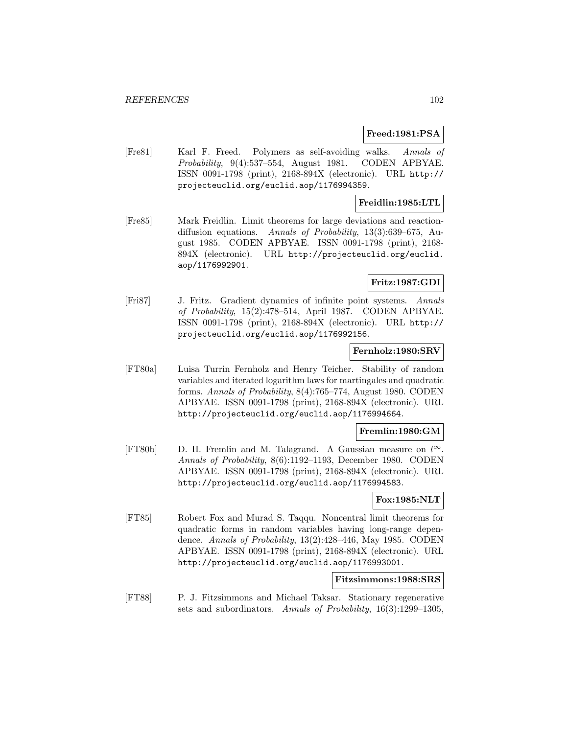**Freed:1981:PSA**

[Fre81] Karl F. Freed. Polymers as self-avoiding walks. *Annals of Probability*, 9(4):537–554, August 1981. CODEN APBYAE. ISSN 0091-1798 (print), 2168-894X (electronic). URL http://projecteuclid.org/euclid.aop/1176994359.

**Freidlin:1985:LTL**

[Fre85] Mark Freidlin. Limit theorems for large deviations and reaction-diffusion equations. *Annals of Probability*, 13(3):639–675, August 1985. CODEN APBYAE. ISSN 0091-1798 (print), 2168-894X (electronic). URL http://projecteuclid.org/euclid.aop/1176992901.

**Fritz:1987:GDI**

[Fri87] J. Fritz. Gradient dynamics of infinite point systems. *Annals of Probability*, 15(2):478–514, April 1987. CODEN APBYAE. ISSN 0091-1798 (print), 2168-894X (electronic). URL http://projecteuclid.org/euclid.aop/1176992156.

**Fernholz:1980:SRV**

[FT80a] Luisa Turrin Fernholz and Henry Teicher. Stability of random variables and iterated logarithm laws for martingales and quadratic forms. *Annals of Probability*, 8(4):765–774, August 1980. CODEN APBYAE. ISSN 0091-1798 (print), 2168-894X (electronic). URL http://projecteuclid.org/euclid.aop/1176994664.

**Fremlin:1980:GM**

[FT80b] D. H. Fremlin and M. Talagrand. A Gaussian measure on $l^{\infty}$. *Annals of Probability*, 8(6):1192–1193, December 1980. CODEN APBYAE. ISSN 0091-1798 (print), 2168-894X (electronic). URL http://projecteuclid.org/euclid.aop/1176994583.

**Fox:1985:NLT**

[FT85] Robert Fox and Murad S. Taqqu. Noncentral limit theorems for quadratic forms in random variables having long-range dependence. *Annals of Probability*, 13(2):428–446, May 1985. CODEN APBYAE. ISSN 0091-1798 (print), 2168-894X (electronic). URL http://projecteuclid.org/euclid.aop/1176993001.

**Fitzsimmons:1988:SRS**

[FT88] P. J. Fitzsimmons and Michael Taksar. Stationary regenerative sets and subordinators. *Annals of Probability*, 16(3):1299–1305,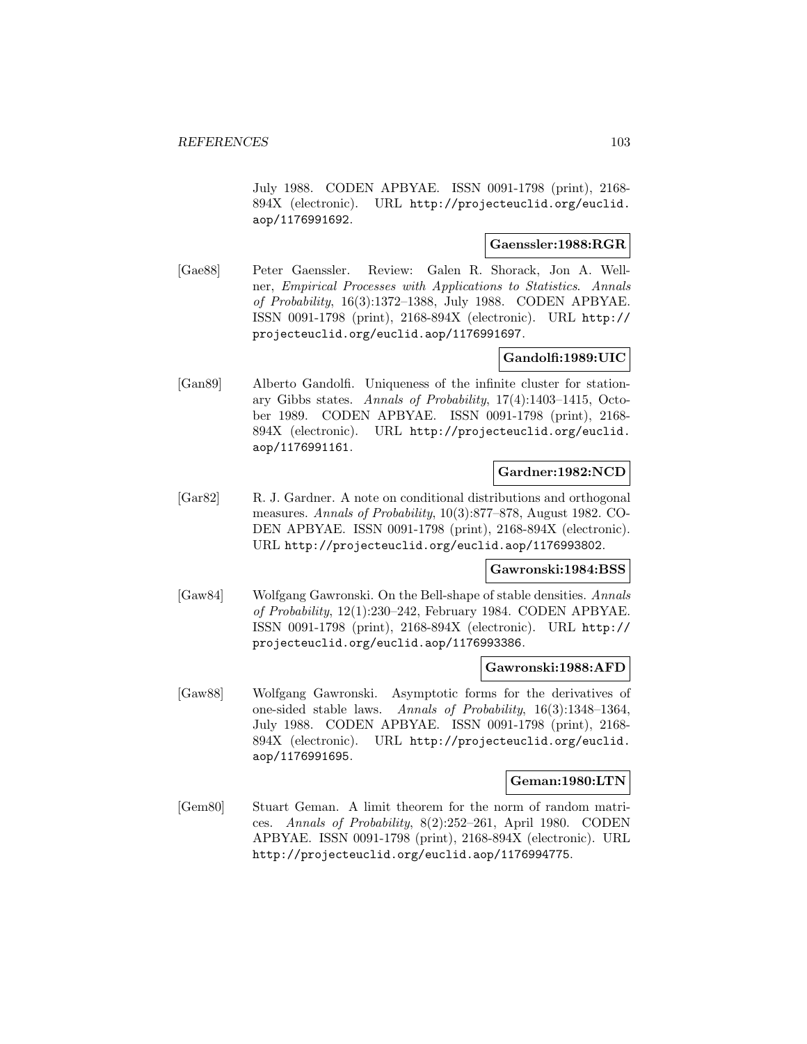July 1988. CODEN APBYAE. ISSN 0091-1798 (print), 2168-894X (electronic). URL http://projecteuclid.org/euclid.aop/1176991692.

**Gaenssler:1988:RGR**

[Gae88] Peter Gaenssler. Review: Galen R. Shorack, Jon A. Wellner, *Empirical Processes with Applications to Statistics*. *Annals of Probability*, 16(3):1372–1388, July 1988. CODEN APBYAE. ISSN 0091-1798 (print), 2168-894X (electronic). URL http://projecteuclid.org/euclid.aop/1176991697.

**Gandolfi:1989:UIC**

[Gan89] Alberto Gandolfi. Uniqueness of the infinite cluster for stationary Gibbs states. *Annals of Probability*, 17(4):1403–1415, October 1989. CODEN APBYAE. ISSN 0091-1798 (print), 2168-894X (electronic). URL http://projecteuclid.org/euclid.aop/1176991161.

**Gardner:1982:NCD**

[Gar82] R. J. Gardner. A note on conditional distributions and orthogonal measures. *Annals of Probability*, 10(3):877–878, August 1982. CODEN APBYAE. ISSN 0091-1798 (print), 2168-894X (electronic). URL http://projecteuclid.org/euclid.aop/1176993802.

**Gawronski:1984:BSS**

[Gaw84] Wolfgang Gawronski. On the Bell-shape of stable densities. *Annals of Probability*, 12(1):230–242, February 1984. CODEN APBYAE. ISSN 0091-1798 (print), 2168-894X (electronic). URL http://projecteuclid.org/euclid.aop/1176993386.

**Gawronski:1988:AFD**

[Gaw88] Wolfgang Gawronski. Asymptotic forms for the derivatives of one-sided stable laws. *Annals of Probability*, 16(3):1348–1364, July 1988. CODEN APBYAE. ISSN 0091-1798 (print), 2168-894X (electronic). URL http://projecteuclid.org/euclid.aop/1176991695.

**Geman:1980:LTN**

[Gem80] Stuart Geman. A limit theorem for the norm of random matrices. *Annals of Probability*, 8(2):252–261, April 1980. CODEN APBYAE. ISSN 0091-1798 (print), 2168-894X (electronic). URL http://projecteuclid.org/euclid.aop/1176994775.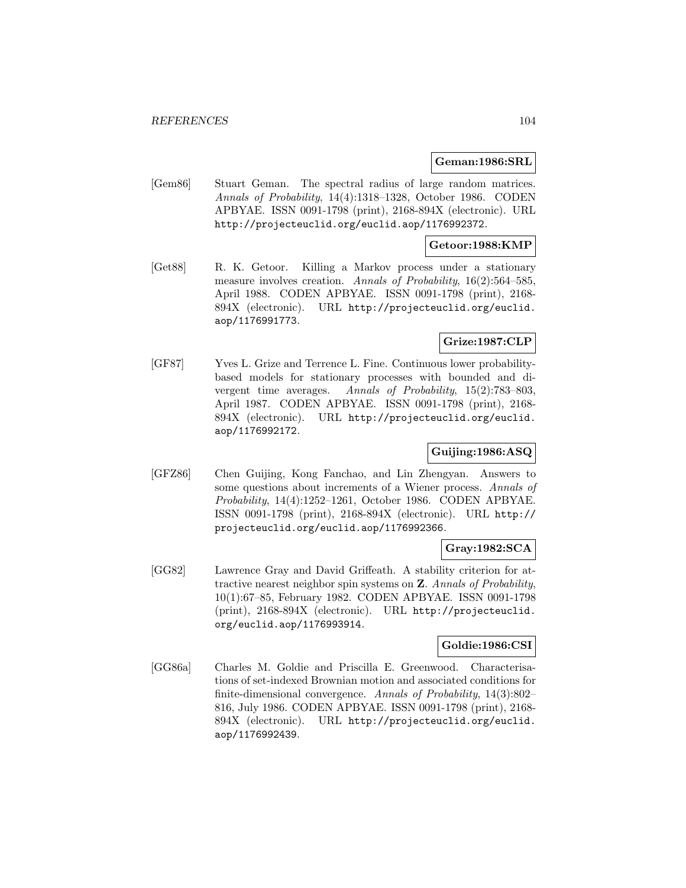**Geman:1986:SRL**

[Gem86] Stuart Geman. The spectral radius of large random matrices. *Annals of Probability*, 14(4):1318–1328, October 1986. CODEN APBYAE. ISSN 0091-1798 (print), 2168-894X (electronic). URL `http://projecteuclid.org/euclid.aop/1176992372`.

**Getoor:1988:KMP**

[Get88] R. K. Getoor. Killing a Markov process under a stationary measure involves creation. *Annals of Probability*, 16(2):564–585, April 1988. CODEN APBYAE. ISSN 0091-1798 (print), 2168-894X (electronic). URL `http://projecteuclid.org/euclid.aop/1176991773`.

**Grize:1987:CLP**

[GF87] Yves L. Grize and Terrence L. Fine. Continuous lower probability-based models for stationary processes with bounded and divergent time averages. *Annals of Probability*, 15(2):783–803, April 1987. CODEN APBYAE. ISSN 0091-1798 (print), 2168-894X (electronic). URL `http://projecteuclid.org/euclid.aop/1176992172`.

**Guijing:1986:ASQ**

[GFZ86] Chen Guijing, Kong Fanchao, and Lin Zhengyan. Answers to some questions about increments of a Wiener process. *Annals of Probability*, 14(4):1252–1261, October 1986. CODEN APBYAE. ISSN 0091-1798 (print), 2168-894X (electronic). URL `http://projecteuclid.org/euclid.aop/1176992366`.

**Gray:1982:SCA**

[GG82] Lawrence Gray and David Griffeath. A stability criterion for attractive nearest neighbor spin systems on **Z**. *Annals of Probability*, 10(1):67–85, February 1982. CODEN APBYAE. ISSN 0091-1798 (print), 2168-894X (electronic). URL `http://projecteuclid.org/euclid.aop/1176993914`.

**Goldie:1986:CSI**

[GG86a] Charles M. Goldie and Priscilla E. Greenwood. Characterisations of set-indexed Brownian motion and associated conditions for finite-dimensional convergence. *Annals of Probability*, 14(3):802–816, July 1986. CODEN APBYAE. ISSN 0091-1798 (print), 2168-894X (electronic). URL `http://projecteuclid.org/euclid.aop/1176992439`.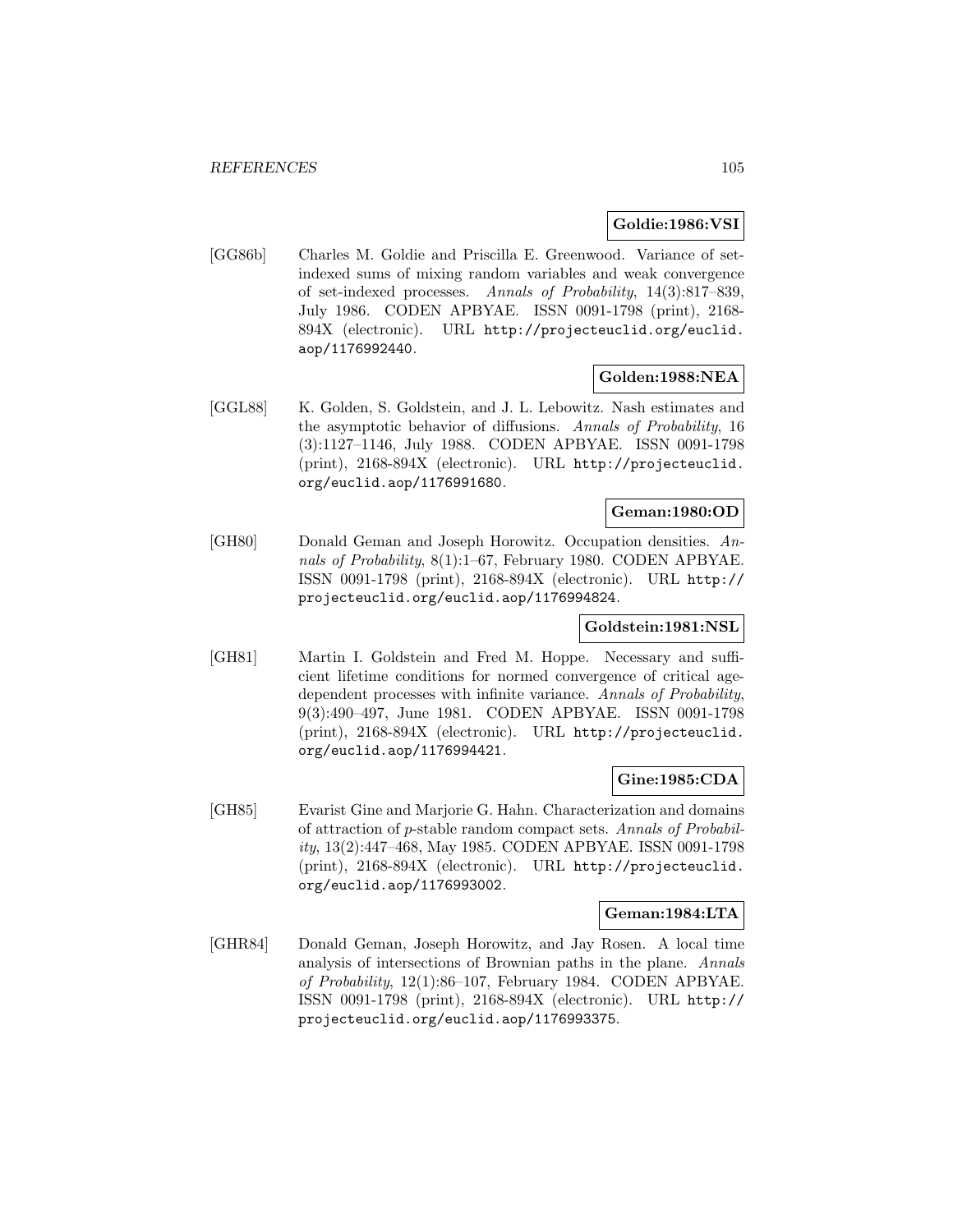**Goldie:1986:VSI**

[GG86b] Charles M. Goldie and Priscilla E. Greenwood. Variance of set-indexed sums of mixing random variables and weak convergence of set-indexed processes. *Annals of Probability*, 14(3):817–839, July 1986. CODEN APBYAE. ISSN 0091-1798 (print), 2168-894X (electronic). URL http://projecteuclid.org/euclid.aop/1176992440.

**Golden:1988:NEA**

[GGL88] K. Golden, S. Goldstein, and J. L. Lebowitz. Nash estimates and the asymptotic behavior of diffusions. *Annals of Probability*, 16 (3):1127–1146, July 1988. CODEN APBYAE. ISSN 0091-1798 (print), 2168-894X (electronic). URL http://projecteuclid.org/euclid.aop/1176991680.

**Geman:1980:OD**

[GH80] Donald Geman and Joseph Horowitz. Occupation densities. *Annals of Probability*, 8(1):1–67, February 1980. CODEN APBYAE. ISSN 0091-1798 (print), 2168-894X (electronic). URL http://projecteuclid.org/euclid.aop/1176994824.

**Goldstein:1981:NSL**

[GH81] Martin I. Goldstein and Fred M. Hoppe. Necessary and sufficient lifetime conditions for normed convergence of critical age-dependent processes with infinite variance. *Annals of Probability*, 9(3):490–497, June 1981. CODEN APBYAE. ISSN 0091-1798 (print), 2168-894X (electronic). URL http://projecteuclid.org/euclid.aop/1176994421.

**Gine:1985:CDA**

[GH85] Evarist Gine and Marjorie G. Hahn. Characterization and domains of attraction of $p$-stable random compact sets. *Annals of Probability*, 13(2):447–468, May 1985. CODEN APBYAE. ISSN 0091-1798 (print), 2168-894X (electronic). URL http://projecteuclid.org/euclid.aop/1176993002.

**Geman:1984:LTA**

[GHR84] Donald Geman, Joseph Horowitz, and Jay Rosen. A local time analysis of intersections of Brownian paths in the plane. *Annals of Probability*, 12(1):86–107, February 1984. CODEN APBYAE. ISSN 0091-1798 (print), 2168-894X (electronic). URL http://projecteuclid.org/euclid.aop/1176993375.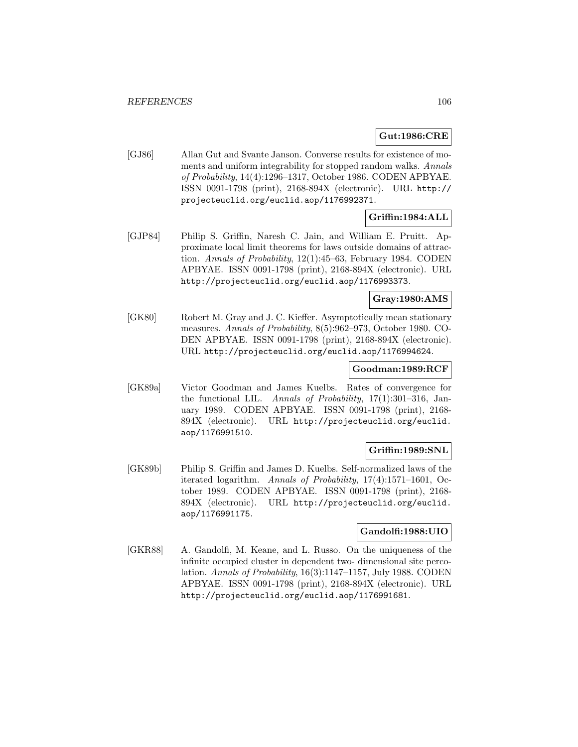**Gut:1986:CRE**

[GJ86] Allan Gut and Svante Janson. Converse results for existence of moments and uniform integrability for stopped random walks. *Annals of Probability*, 14(4):1296–1317, October 1986. CODEN APBYAE. ISSN 0091-1798 (print), 2168-894X (electronic). URL http://projecteuclid.org/euclid.aop/1176992371.

**Griffin:1984:ALL**

[GJP84] Philip S. Griffin, Naresh C. Jain, and William E. Pruitt. Approximate local limit theorems for laws outside domains of attraction. *Annals of Probability*, 12(1):45–63, February 1984. CODEN APBYAE. ISSN 0091-1798 (print), 2168-894X (electronic). URL http://projecteuclid.org/euclid.aop/1176993373.

**Gray:1980:AMS**

[GK80] Robert M. Gray and J. C. Kieffer. Asymptotically mean stationary measures. *Annals of Probability*, 8(5):962–973, October 1980. CODEN APBYAE. ISSN 0091-1798 (print), 2168-894X (electronic). URL http://projecteuclid.org/euclid.aop/1176994624.

**Goodman:1989:RCF**

[GK89a] Victor Goodman and James Kuelbs. Rates of convergence for the functional LIL. *Annals of Probability*, 17(1):301–316, January 1989. CODEN APBYAE. ISSN 0091-1798 (print), 2168-894X (electronic). URL http://projecteuclid.org/euclid.aop/1176991510.

**Griffin:1989:SNL**

[GK89b] Philip S. Griffin and James D. Kuelbs. Self-normalized laws of the iterated logarithm. *Annals of Probability*, 17(4):1571–1601, October 1989. CODEN APBYAE. ISSN 0091-1798 (print), 2168-894X (electronic). URL http://projecteuclid.org/euclid.aop/1176991175.

**Gandolfi:1988:UIO**

[GKR88] A. Gandolfi, M. Keane, and L. Russo. On the uniqueness of the infinite occupied cluster in dependent two- dimensional site percolation. *Annals of Probability*, 16(3):1147–1157, July 1988. CODEN APBYAE. ISSN 0091-1798 (print), 2168-894X (electronic). URL http://projecteuclid.org/euclid.aop/1176991681.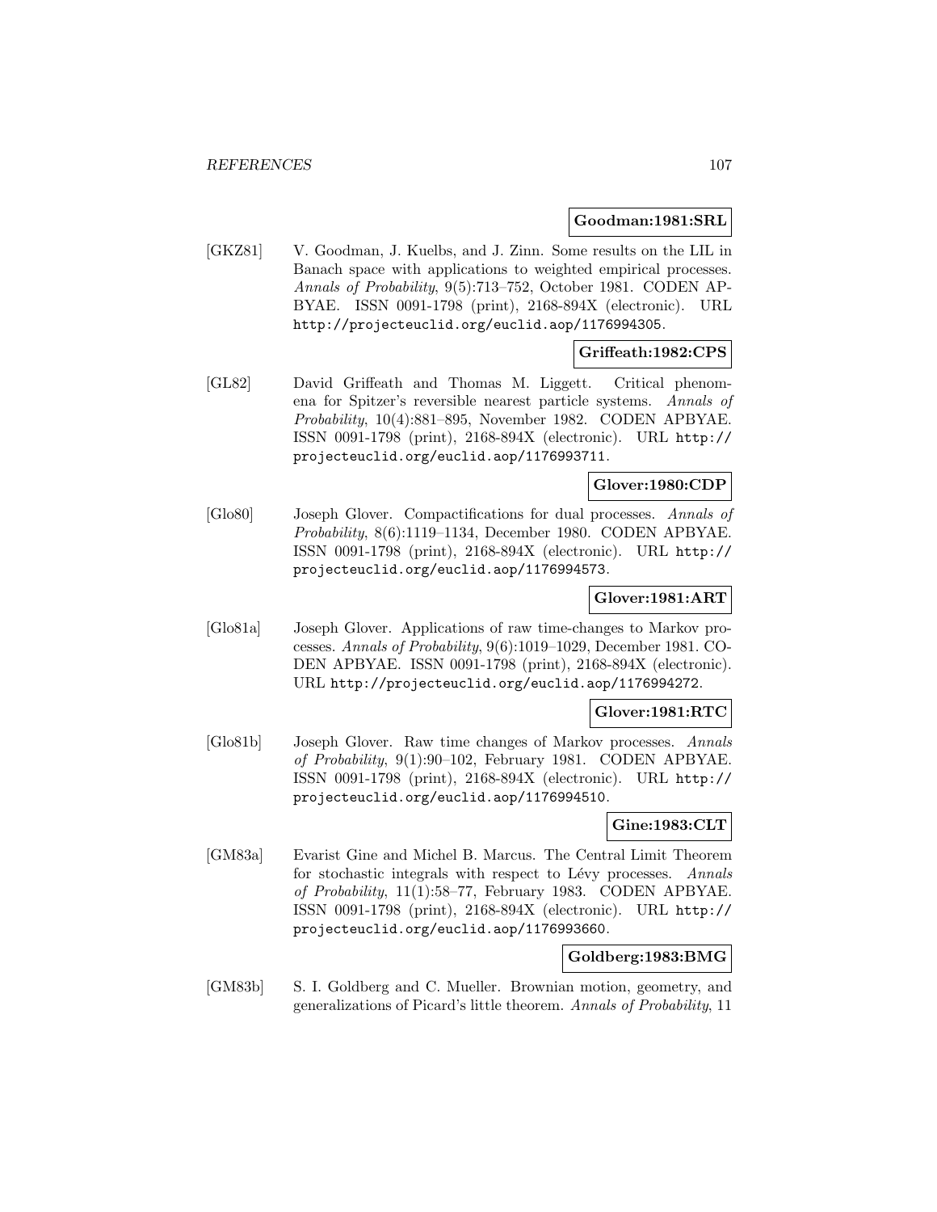**Goodman:1981:SRL**

[GKZ81] V. Goodman, J. Kuelbs, and J. Zinn. Some results on the LIL in Banach space with applications to weighted empirical processes. *Annals of Probability*, 9(5):713–752, October 1981. CODEN APBYAE. ISSN 0091-1798 (print), 2168-894X (electronic). URL http://projecteuclid.org/euclid.aop/1176994305.

**Griffeath:1982:CPS**

[GL82] David Griffeath and Thomas M. Liggett. Critical phenomena for Spitzer's reversible nearest particle systems. *Annals of Probability*, 10(4):881–895, November 1982. CODEN APBYAE. ISSN 0091-1798 (print), 2168-894X (electronic). URL http://projecteuclid.org/euclid.aop/1176993711.

**Glover:1980:CDP**

[Glo80] Joseph Glover. Compactifications for dual processes. *Annals of Probability*, 8(6):1119–1134, December 1980. CODEN APBYAE. ISSN 0091-1798 (print), 2168-894X (electronic). URL http://projecteuclid.org/euclid.aop/1176994573.

**Glover:1981:ART**

[Glo81a] Joseph Glover. Applications of raw time-changes to Markov processes. *Annals of Probability*, 9(6):1019–1029, December 1981. CODEN APBYAE. ISSN 0091-1798 (print), 2168-894X (electronic). URL http://projecteuclid.org/euclid.aop/1176994272.

**Glover:1981:RTC**

[Glo81b] Joseph Glover. Raw time changes of Markov processes. *Annals of Probability*, 9(1):90–102, February 1981. CODEN APBYAE. ISSN 0091-1798 (print), 2168-894X (electronic). URL http://projecteuclid.org/euclid.aop/1176994510.

**Gine:1983:CLT**

[GM83a] Evarist Gine and Michel B. Marcus. The Central Limit Theorem for stochastic integrals with respect to Lévy processes. *Annals of Probability*, 11(1):58–77, February 1983. CODEN APBYAE. ISSN 0091-1798 (print), 2168-894X (electronic). URL http://projecteuclid.org/euclid.aop/1176993660.

**Goldberg:1983:BMG**

[GM83b] S. I. Goldberg and C. Mueller. Brownian motion, geometry, and generalizations of Picard's little theorem. *Annals of Probability*, 11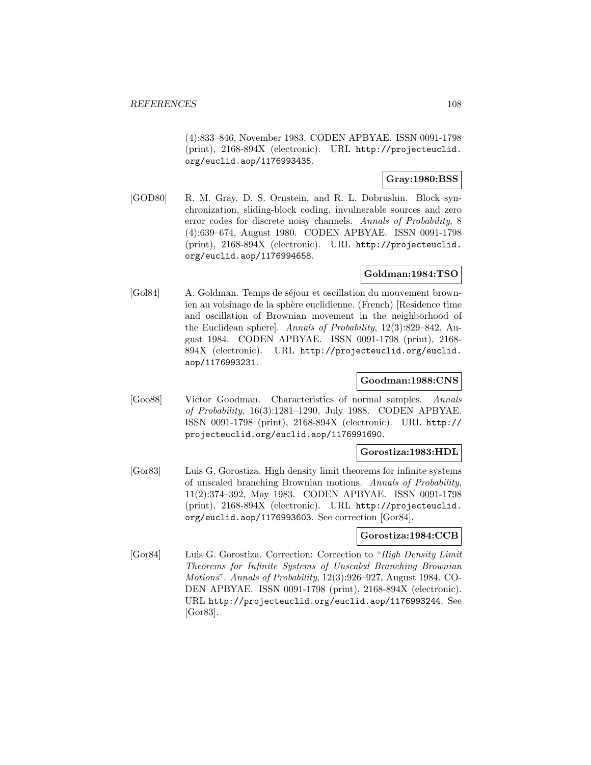(4):833–846, November 1983. CODEN APBYAE. ISSN 0091-1798 (print), 2168-894X (electronic). URL http://projecteuclid.org/euclid.aop/1176993435.

**Gray:1980:BSS**

[GOD80] R. M. Gray, D. S. Ornstein, and R. L. Dobrushin. Block synchronization, sliding-block coding, invulnerable sources and zero error codes for discrete noisy channels. *Annals of Probability*, 8 (4):639–674, August 1980. CODEN APBYAE. ISSN 0091-1798 (print), 2168-894X (electronic). URL http://projecteuclid.org/euclid.aop/1176994658.

**Goldman:1984:TSO**

[Gol84] A. Goldman. Temps de séjour et oscillation du mouvement brownien au voisinage de la sphère euclidienne. (French) [Residence time and oscillation of Brownian movement in the neighborhood of the Euclidean sphere]. *Annals of Probability*, 12(3):829–842, August 1984. CODEN APBYAE. ISSN 0091-1798 (print), 2168-894X (electronic). URL http://projecteuclid.org/euclid.aop/1176993231.

**Goodman:1988:CNS**

[Goo88] Victor Goodman. Characteristics of normal samples. *Annals of Probability*, 16(3):1281–1290, July 1988. CODEN APBYAE. ISSN 0091-1798 (print), 2168-894X (electronic). URL http://projecteuclid.org/euclid.aop/1176991690.

**Gorostiza:1983:HDL**

[Gor83] Luis G. Gorostiza. High density limit theorems for infinite systems of unscaled branching Brownian motions. *Annals of Probability*, 11(2):374–392, May 1983. CODEN APBYAE. ISSN 0091-1798 (print), 2168-894X (electronic). URL http://projecteuclid.org/euclid.aop/1176993603. See correction [Gor84].

**Gorostiza:1984:CCB**

[Gor84] Luis G. Gorostiza. Correction: Correction to "*High Density Limit Theorems for Infinite Systems of Unscaled Branching Brownian Motions*". *Annals of Probability*, 12(3):926–927, August 1984. CODEN APBYAE. ISSN 0091-1798 (print), 2168-894X (electronic). URL http://projecteuclid.org/euclid.aop/1176993244. See [Gor83].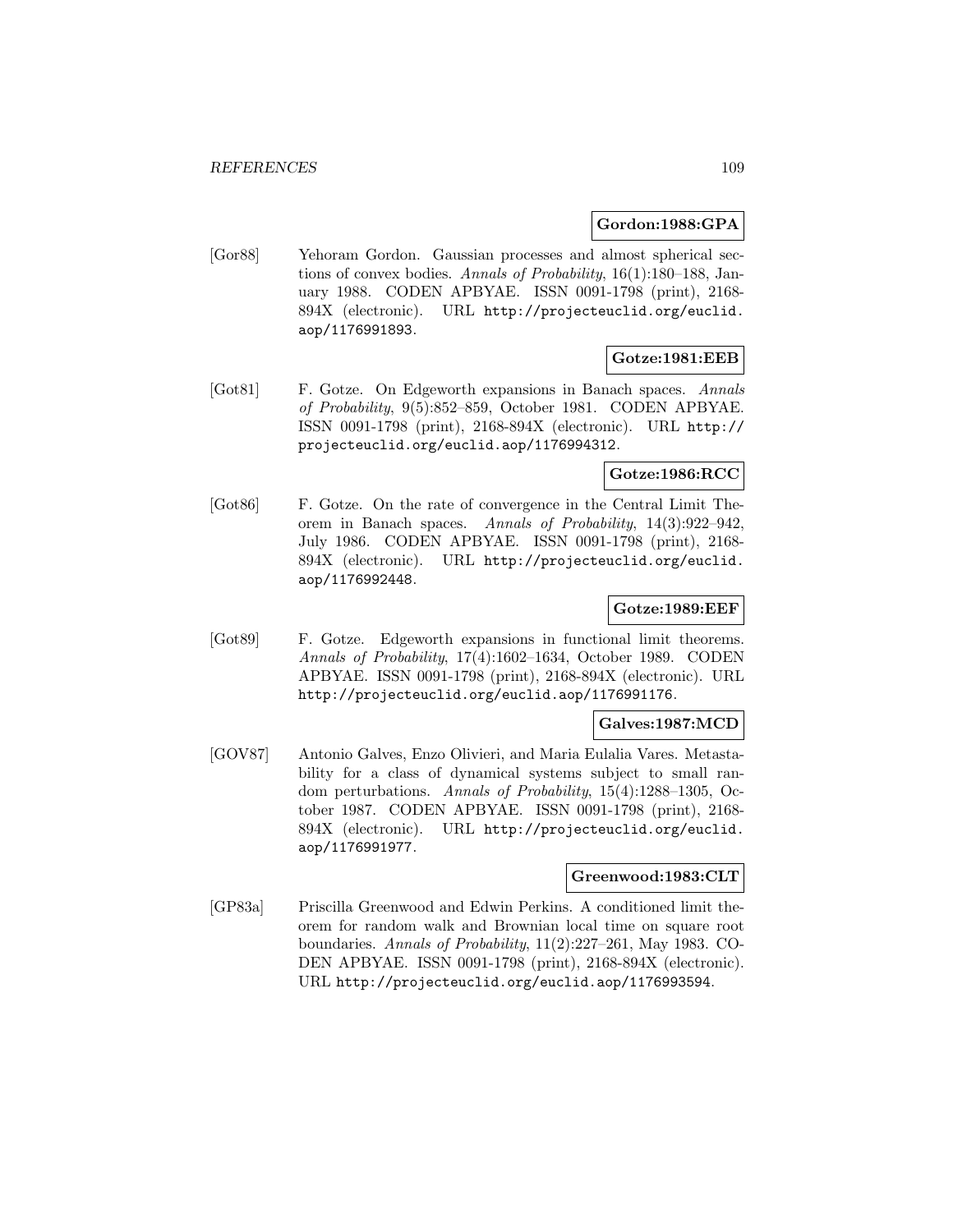**Gordon:1988:GPA**

[Gor88] Yehoram Gordon. Gaussian processes and almost spherical sections of convex bodies. *Annals of Probability*, 16(1):180–188, January 1988. CODEN APBYAE. ISSN 0091-1798 (print), 2168-894X (electronic). URL http://projecteuclid.org/euclid.aop/1176991893.

**Gotze:1981:EEB**

[Got81] F. Gotze. On Edgeworth expansions in Banach spaces. *Annals of Probability*, 9(5):852–859, October 1981. CODEN APBYAE. ISSN 0091-1798 (print), 2168-894X (electronic). URL http://projecteuclid.org/euclid.aop/1176994312.

**Gotze:1986:RCC**

[Got86] F. Gotze. On the rate of convergence in the Central Limit Theorem in Banach spaces. *Annals of Probability*, 14(3):922–942, July 1986. CODEN APBYAE. ISSN 0091-1798 (print), 2168-894X (electronic). URL http://projecteuclid.org/euclid.aop/1176992448.

**Gotze:1989:EEF**

[Got89] F. Gotze. Edgeworth expansions in functional limit theorems. *Annals of Probability*, 17(4):1602–1634, October 1989. CODEN APBYAE. ISSN 0091-1798 (print), 2168-894X (electronic). URL http://projecteuclid.org/euclid.aop/1176991176.

**Galves:1987:MCD**

[GOV87] Antonio Galves, Enzo Olivieri, and Maria Eulalia Vares. Metastability for a class of dynamical systems subject to small random perturbations. *Annals of Probability*, 15(4):1288–1305, October 1987. CODEN APBYAE. ISSN 0091-1798 (print), 2168-894X (electronic). URL http://projecteuclid.org/euclid.aop/1176991977.

**Greenwood:1983:CLT**

[GP83a] Priscilla Greenwood and Edwin Perkins. A conditioned limit theorem for random walk and Brownian local time on square root boundaries. *Annals of Probability*, 11(2):227–261, May 1983. CODEN APBYAE. ISSN 0091-1798 (print), 2168-894X (electronic). URL http://projecteuclid.org/euclid.aop/1176993594.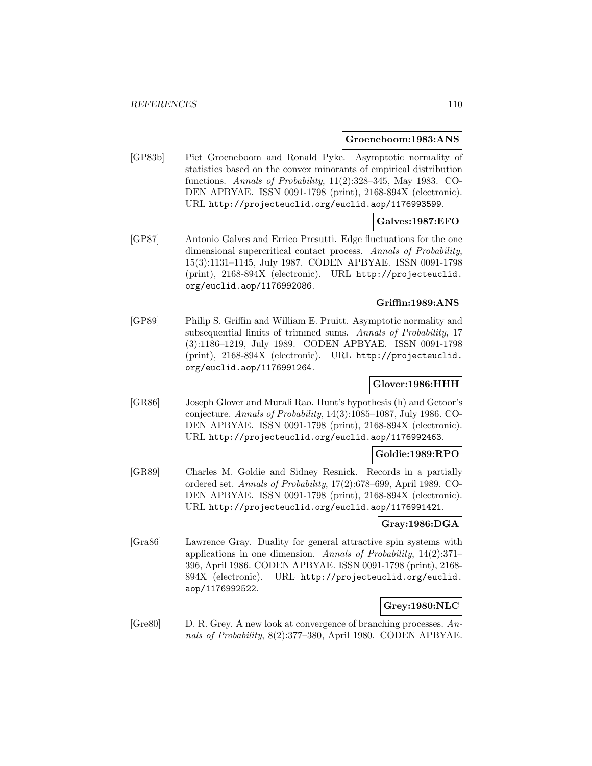**Groeneboom:1983:ANS**

[GP83b] Piet Groeneboom and Ronald Pyke. Asymptotic normality of statistics based on the convex minorants of empirical distribution functions. *Annals of Probability*, 11(2):328–345, May 1983. CODEN APBYAE. ISSN 0091-1798 (print), 2168-894X (electronic). URL http://projecteuclid.org/euclid.aop/1176993599.

**Galves:1987:EFO**

[GP87] Antonio Galves and Errico Presutti. Edge fluctuations for the one dimensional supercritical contact process. *Annals of Probability*, 15(3):1131–1145, July 1987. CODEN APBYAE. ISSN 0091-1798 (print), 2168-894X (electronic). URL http://projecteuclid.org/euclid.aop/1176992086.

**Griffin:1989:ANS**

[GP89] Philip S. Griffin and William E. Pruitt. Asymptotic normality and subsequential limits of trimmed sums. *Annals of Probability*, 17 (3):1186–1219, July 1989. CODEN APBYAE. ISSN 0091-1798 (print), 2168-894X (electronic). URL http://projecteuclid.org/euclid.aop/1176991264.

**Glover:1986:HHH**

[GR86] Joseph Glover and Murali Rao. Hunt's hypothesis (h) and Getoor's conjecture. *Annals of Probability*, 14(3):1085–1087, July 1986. CODEN APBYAE. ISSN 0091-1798 (print), 2168-894X (electronic). URL http://projecteuclid.org/euclid.aop/1176992463.

**Goldie:1989:RPO**

[GR89] Charles M. Goldie and Sidney Resnick. Records in a partially ordered set. *Annals of Probability*, 17(2):678–699, April 1989. CODEN APBYAE. ISSN 0091-1798 (print), 2168-894X (electronic). URL http://projecteuclid.org/euclid.aop/1176991421.

**Gray:1986:DGA**

[Gra86] Lawrence Gray. Duality for general attractive spin systems with applications in one dimension. *Annals of Probability*, 14(2):371–396, April 1986. CODEN APBYAE. ISSN 0091-1798 (print), 2168-894X (electronic). URL http://projecteuclid.org/euclid.aop/1176992522.

**Grey:1980:NLC**

[Gre80] D. R. Grey. A new look at convergence of branching processes. *Annals of Probability*, 8(2):377–380, April 1980. CODEN APBYAE.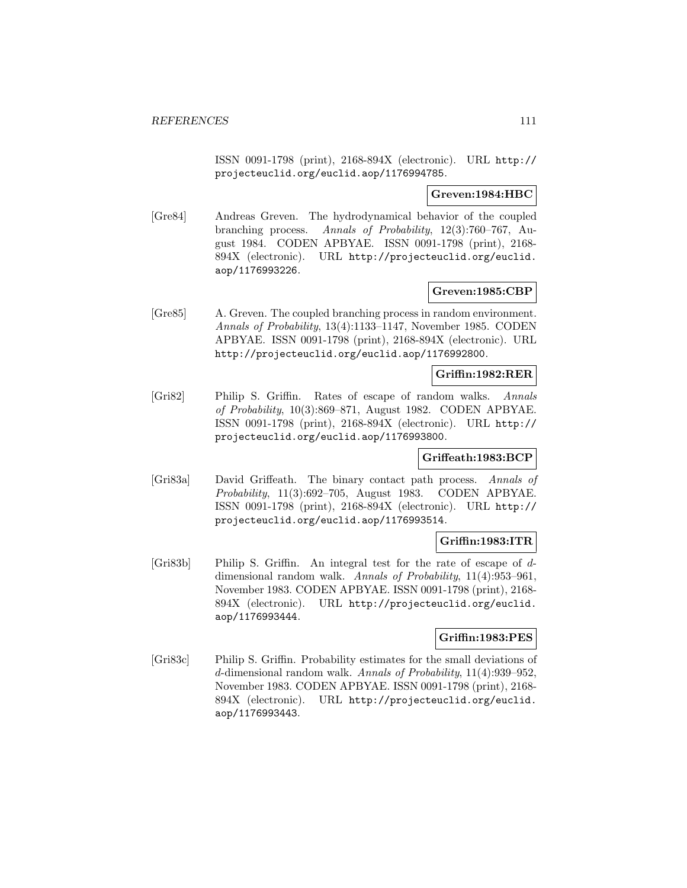ISSN 0091-1798 (print), 2168-894X (electronic). URL http://projecteuclid.org/euclid.aop/1176994785.

**Greven:1984:HBC**

[Gre84] Andreas Greven. The hydrodynamical behavior of the coupled branching process. *Annals of Probability*, 12(3):760–767, August 1984. CODEN APBYAE. ISSN 0091-1798 (print), 2168-894X (electronic). URL http://projecteuclid.org/euclid.aop/1176993226.

**Greven:1985:CBP**

[Gre85] A. Greven. The coupled branching process in random environment. *Annals of Probability*, 13(4):1133–1147, November 1985. CODEN APBYAE. ISSN 0091-1798 (print), 2168-894X (electronic). URL http://projecteuclid.org/euclid.aop/1176992800.

**Griffin:1982:RER**

[Gri82] Philip S. Griffin. Rates of escape of random walks. *Annals of Probability*, 10(3):869–871, August 1982. CODEN APBYAE. ISSN 0091-1798 (print), 2168-894X (electronic). URL http://projecteuclid.org/euclid.aop/1176993800.

**Griffeath:1983:BCP**

[Gri83a] David Griffeath. The binary contact path process. *Annals of Probability*, 11(3):692–705, August 1983. CODEN APBYAE. ISSN 0091-1798 (print), 2168-894X (electronic). URL http://projecteuclid.org/euclid.aop/1176993514.

**Griffin:1983:ITR**

[Gri83b] Philip S. Griffin. An integral test for the rate of escape of $d$-dimensional random walk. *Annals of Probability*, 11(4):953–961, November 1983. CODEN APBYAE. ISSN 0091-1798 (print), 2168-894X (electronic). URL http://projecteuclid.org/euclid.aop/1176993444.

**Griffin:1983:PES**

[Gri83c] Philip S. Griffin. Probability estimates for the small deviations of $d$-dimensional random walk. *Annals of Probability*, 11(4):939–952, November 1983. CODEN APBYAE. ISSN 0091-1798 (print), 2168-894X (electronic). URL http://projecteuclid.org/euclid.aop/1176993443.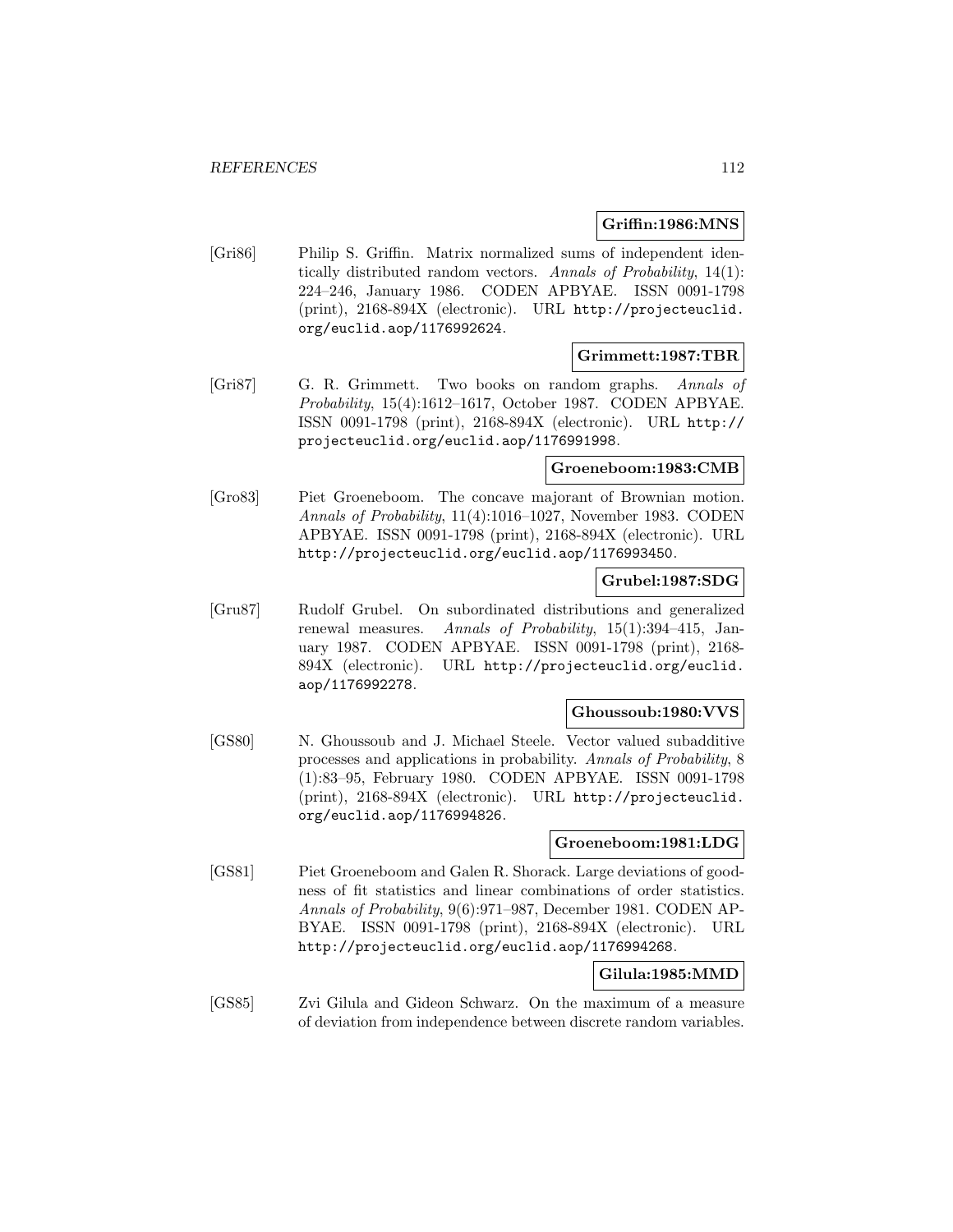**Griffin:1986:MNS**

[Gri86] Philip S. Griffin. Matrix normalized sums of independent identically distributed random vectors. *Annals of Probability*, 14(1): 224–246, January 1986. CODEN APBYAE. ISSN 0091-1798 (print), 2168-894X (electronic). URL http://projecteuclid.org/euclid.aop/1176992624.

**Grimmett:1987:TBR**

[Gri87] G. R. Grimmett. Two books on random graphs. *Annals of Probability*, 15(4):1612–1617, October 1987. CODEN APBYAE. ISSN 0091-1798 (print), 2168-894X (electronic). URL http://projecteuclid.org/euclid.aop/1176991998.

**Groeneboom:1983:CMB**

[Gro83] Piet Groeneboom. The concave majorant of Brownian motion. *Annals of Probability*, 11(4):1016–1027, November 1983. CODEN APBYAE. ISSN 0091-1798 (print), 2168-894X (electronic). URL http://projecteuclid.org/euclid.aop/1176993450.

**Grubel:1987:SDG**

[Gru87] Rudolf Grubel. On subordinated distributions and generalized renewal measures. *Annals of Probability*, 15(1):394–415, January 1987. CODEN APBYAE. ISSN 0091-1798 (print), 2168-894X (electronic). URL http://projecteuclid.org/euclid.aop/1176992278.

**Ghoussoub:1980:VVS**

[GS80] N. Ghoussoub and J. Michael Steele. Vector valued subadditive processes and applications in probability. *Annals of Probability*, 8 (1):83–95, February 1980. CODEN APBYAE. ISSN 0091-1798 (print), 2168-894X (electronic). URL http://projecteuclid.org/euclid.aop/1176994826.

**Groeneboom:1981:LDG**

[GS81] Piet Groeneboom and Galen R. Shorack. Large deviations of goodness of fit statistics and linear combinations of order statistics. *Annals of Probability*, 9(6):971–987, December 1981. CODEN APBYAE. ISSN 0091-1798 (print), 2168-894X (electronic). URL http://projecteuclid.org/euclid.aop/1176994268.

**Gilula:1985:MMD**

[GS85] Zvi Gilula and Gideon Schwarz. On the maximum of a measure of deviation from independence between discrete random variables.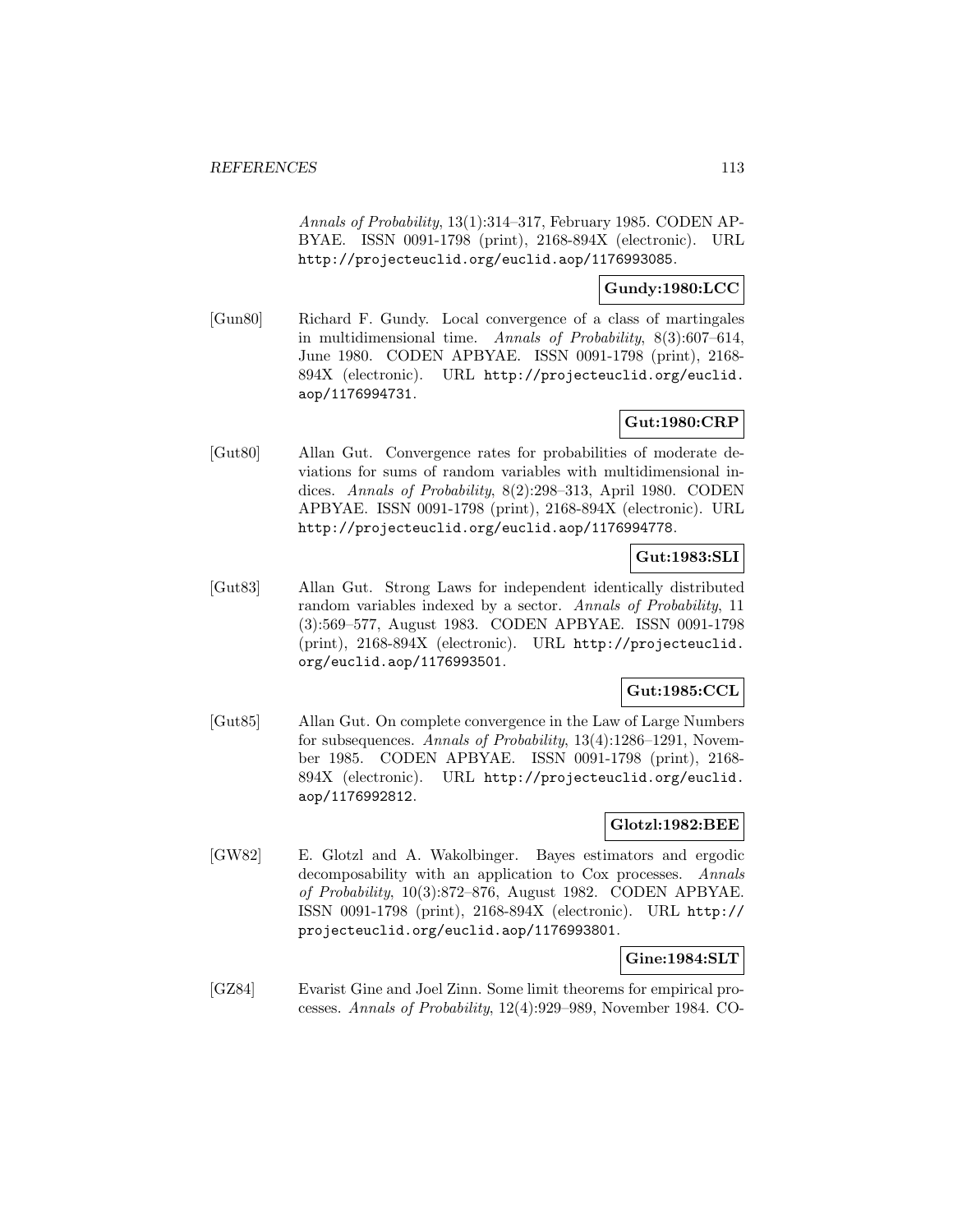*Annals of Probability*, 13(1):314–317, February 1985. CODEN APBYAE. ISSN 0091-1798 (print), 2168-894X (electronic). URL http://projecteuclid.org/euclid.aop/1176993085.

**Gundy:1980:LCC**

[Gun80] Richard F. Gundy. Local convergence of a class of martingales in multidimensional time. *Annals of Probability*, 8(3):607–614, June 1980. CODEN APBYAE. ISSN 0091-1798 (print), 2168-894X (electronic). URL http://projecteuclid.org/euclid.aop/1176994731.

**Gut:1980:CRP**

[Gut80] Allan Gut. Convergence rates for probabilities of moderate deviations for sums of random variables with multidimensional indices. *Annals of Probability*, 8(2):298–313, April 1980. CODEN APBYAE. ISSN 0091-1798 (print), 2168-894X (electronic). URL http://projecteuclid.org/euclid.aop/1176994778.

**Gut:1983:SLI**

[Gut83] Allan Gut. Strong Laws for independent identically distributed random variables indexed by a sector. *Annals of Probability*, 11 (3):569–577, August 1983. CODEN APBYAE. ISSN 0091-1798 (print), 2168-894X (electronic). URL http://projecteuclid.org/euclid.aop/1176993501.

**Gut:1985:CCL**

[Gut85] Allan Gut. On complete convergence in the Law of Large Numbers for subsequences. *Annals of Probability*, 13(4):1286–1291, November 1985. CODEN APBYAE. ISSN 0091-1798 (print), 2168-894X (electronic). URL http://projecteuclid.org/euclid.aop/1176992812.

**Glotzl:1982:BEE**

[GW82] E. Glotzl and A. Wakolbinger. Bayes estimators and ergodic decomposability with an application to Cox processes. *Annals of Probability*, 10(3):872–876, August 1982. CODEN APBYAE. ISSN 0091-1798 (print), 2168-894X (electronic). URL http://projecteuclid.org/euclid.aop/1176993801.

**Gine:1984:SLT**

[GZ84] Evarist Gine and Joel Zinn. Some limit theorems for empirical processes. *Annals of Probability*, 12(4):929–989, November 1984. CO-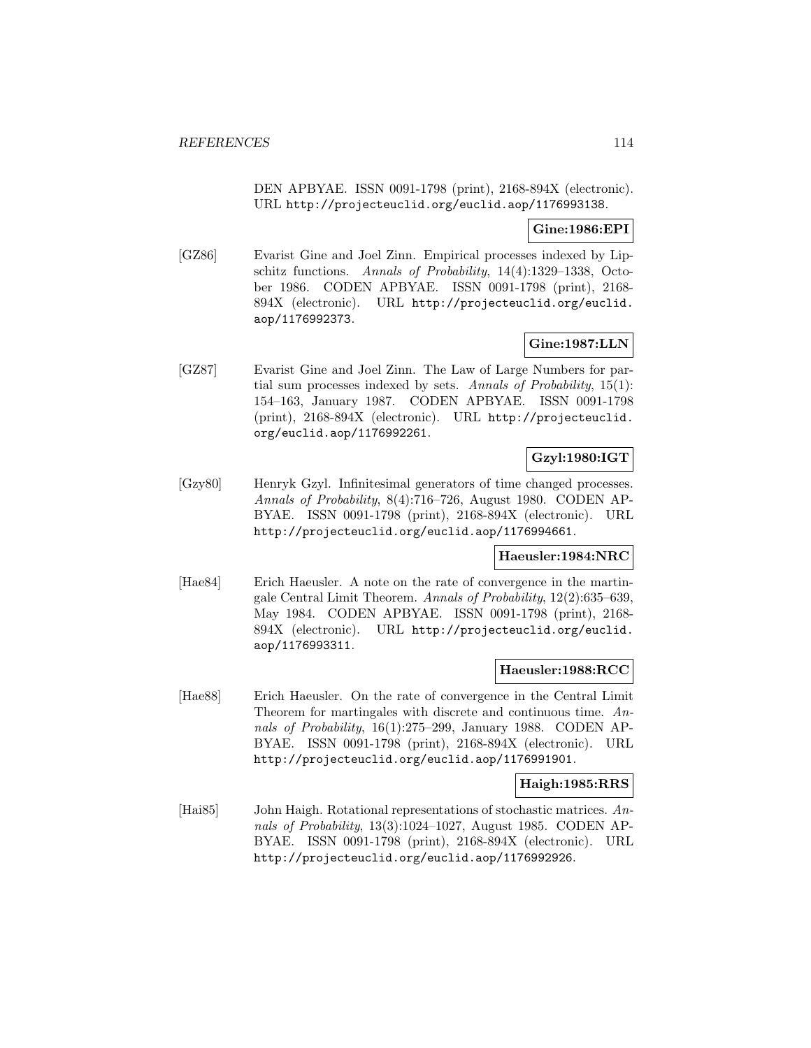DEN APBYAE. ISSN 0091-1798 (print), 2168-894X (electronic). URL http://projecteuclid.org/euclid.aop/1176993138.

**Gine:1986:EPI**

[GZ86] Evarist Gine and Joel Zinn. Empirical processes indexed by Lipschitz functions. *Annals of Probability*, 14(4):1329–1338, October 1986. CODEN APBYAE. ISSN 0091-1798 (print), 2168-894X (electronic). URL http://projecteuclid.org/euclid.aop/1176992373.

**Gine:1987:LLN**

[GZ87] Evarist Gine and Joel Zinn. The Law of Large Numbers for partial sum processes indexed by sets. *Annals of Probability*, 15(1):154–163, January 1987. CODEN APBYAE. ISSN 0091-1798 (print), 2168-894X (electronic). URL http://projecteuclid.org/euclid.aop/1176992261.

**Gzyl:1980:IGT**

[Gzy80] Henryk Gzyl. Infinitesimal generators of time changed processes. *Annals of Probability*, 8(4):716–726, August 1980. CODEN APBYAE. ISSN 0091-1798 (print), 2168-894X (electronic). URL http://projecteuclid.org/euclid.aop/1176994661.

**Haeusler:1984:NRC**

[Hae84] Erich Haeusler. A note on the rate of convergence in the martingale Central Limit Theorem. *Annals of Probability*, 12(2):635–639, May 1984. CODEN APBYAE. ISSN 0091-1798 (print), 2168-894X (electronic). URL http://projecteuclid.org/euclid.aop/1176993311.

**Haeusler:1988:RCC**

[Hae88] Erich Haeusler. On the rate of convergence in the Central Limit Theorem for martingales with discrete and continuous time. *Annals of Probability*, 16(1):275–299, January 1988. CODEN APBYAE. ISSN 0091-1798 (print), 2168-894X (electronic). URL http://projecteuclid.org/euclid.aop/1176991901.

**Haigh:1985:RRS**

[Hai85] John Haigh. Rotational representations of stochastic matrices. *Annals of Probability*, 13(3):1024–1027, August 1985. CODEN APBYAE. ISSN 0091-1798 (print), 2168-894X (electronic). URL http://projecteuclid.org/euclid.aop/1176992926.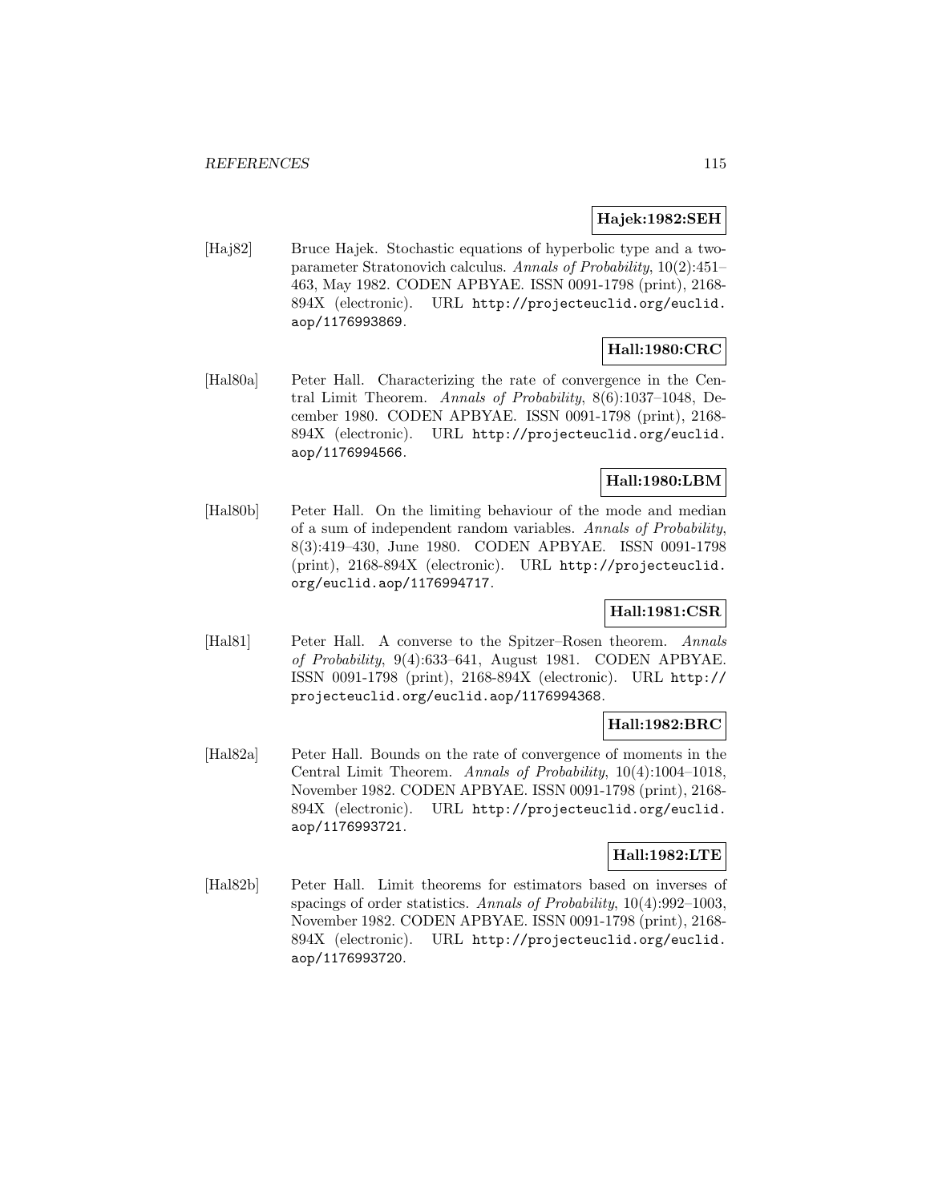**Hajek:1982:SEH**

[Haj82] Bruce Hajek. Stochastic equations of hyperbolic type and a two-parameter Stratonovich calculus. *Annals of Probability*, 10(2):451–463, May 1982. CODEN APBYAE. ISSN 0091-1798 (print), 2168-894X (electronic). URL `http://projecteuclid.org/euclid.aop/1176993869`.

**Hall:1980:CRC**

[Hal80a] Peter Hall. Characterizing the rate of convergence in the Central Limit Theorem. *Annals of Probability*, 8(6):1037–1048, December 1980. CODEN APBYAE. ISSN 0091-1798 (print), 2168-894X (electronic). URL `http://projecteuclid.org/euclid.aop/1176994566`.

**Hall:1980:LBM**

[Hal80b] Peter Hall. On the limiting behaviour of the mode and median of a sum of independent random variables. *Annals of Probability*, 8(3):419–430, June 1980. CODEN APBYAE. ISSN 0091-1798 (print), 2168-894X (electronic). URL `http://projecteuclid.org/euclid.aop/1176994717`.

**Hall:1981:CSR**

[Hal81] Peter Hall. A converse to the Spitzer–Rosen theorem. *Annals of Probability*, 9(4):633–641, August 1981. CODEN APBYAE. ISSN 0091-1798 (print), 2168-894X (electronic). URL `http://projecteuclid.org/euclid.aop/1176994368`.

**Hall:1982:BRC**

[Hal82a] Peter Hall. Bounds on the rate of convergence of moments in the Central Limit Theorem. *Annals of Probability*, 10(4):1004–1018, November 1982. CODEN APBYAE. ISSN 0091-1798 (print), 2168-894X (electronic). URL `http://projecteuclid.org/euclid.aop/1176993721`.

**Hall:1982:LTE**

[Hal82b] Peter Hall. Limit theorems for estimators based on inverses of spacings of order statistics. *Annals of Probability*, 10(4):992–1003, November 1982. CODEN APBYAE. ISSN 0091-1798 (print), 2168-894X (electronic). URL `http://projecteuclid.org/euclid.aop/1176993720`.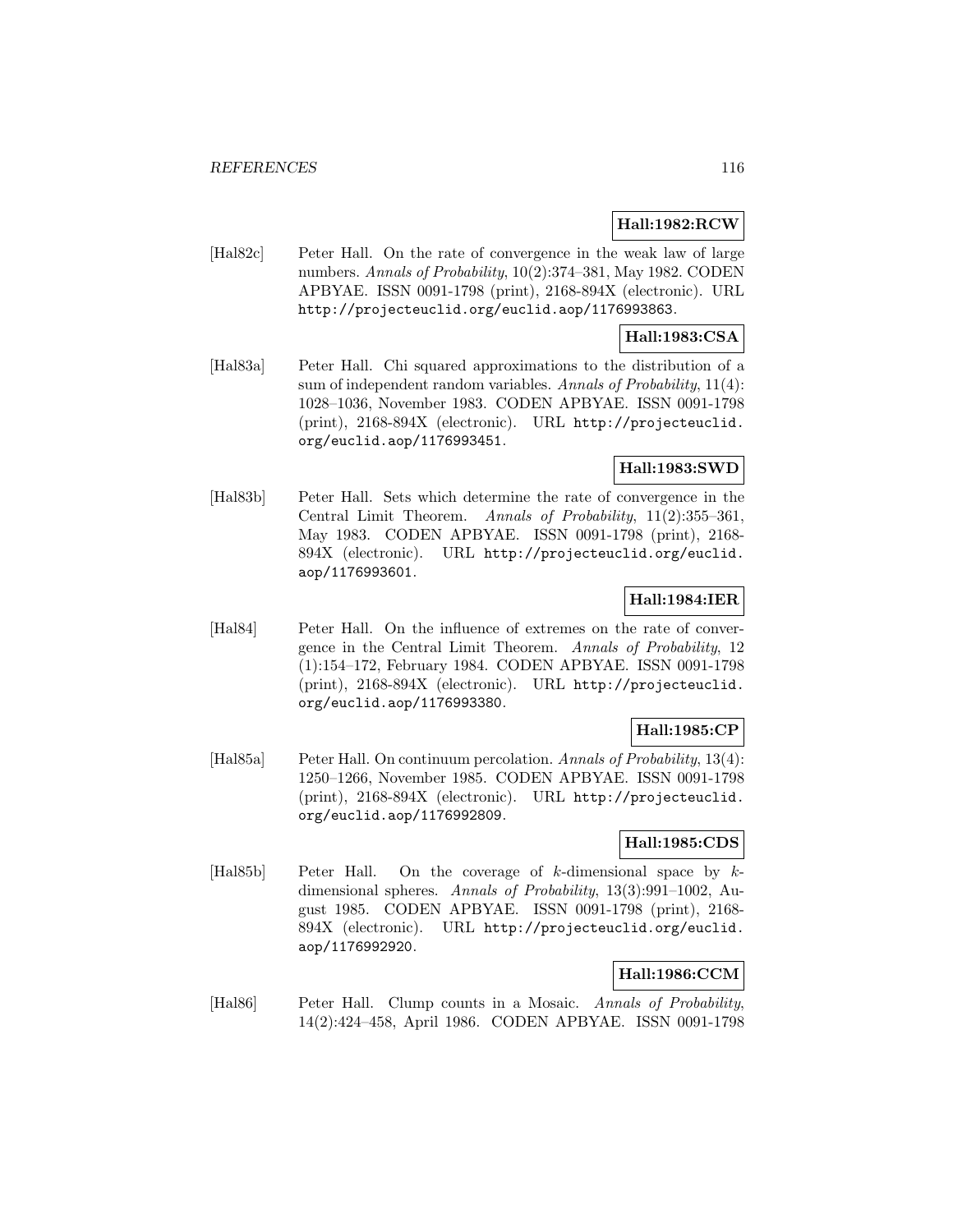**Hall:1982:RCW**

[Hal82c] Peter Hall. On the rate of convergence in the weak law of large numbers. *Annals of Probability*, 10(2):374–381, May 1982. CODEN APBYAE. ISSN 0091-1798 (print), 2168-894X (electronic). URL http://projecteuclid.org/euclid.aop/1176993863.

**Hall:1983:CSA**

[Hal83a] Peter Hall. Chi squared approximations to the distribution of a sum of independent random variables. *Annals of Probability*, 11(4): 1028–1036, November 1983. CODEN APBYAE. ISSN 0091-1798 (print), 2168-894X (electronic). URL http://projecteuclid.org/euclid.aop/1176993451.

**Hall:1983:SWD**

[Hal83b] Peter Hall. Sets which determine the rate of convergence in the Central Limit Theorem. *Annals of Probability*, 11(2):355–361, May 1983. CODEN APBYAE. ISSN 0091-1798 (print), 2168-894X (electronic). URL http://projecteuclid.org/euclid.aop/1176993601.

**Hall:1984:IER**

[Hal84] Peter Hall. On the influence of extremes on the rate of convergence in the Central Limit Theorem. *Annals of Probability*, 12 (1):154–172, February 1984. CODEN APBYAE. ISSN 0091-1798 (print), 2168-894X (electronic). URL http://projecteuclid.org/euclid.aop/1176993380.

**Hall:1985:CP**

[Hal85a] Peter Hall. On continuum percolation. *Annals of Probability*, 13(4): 1250–1266, November 1985. CODEN APBYAE. ISSN 0091-1798 (print), 2168-894X (electronic). URL http://projecteuclid.org/euclid.aop/1176992809.

**Hall:1985:CDS**

[Hal85b] Peter Hall. On the coverage of $k$-dimensional space by $k$-dimensional spheres. *Annals of Probability*, 13(3):991–1002, August 1985. CODEN APBYAE. ISSN 0091-1798 (print), 2168-894X (electronic). URL http://projecteuclid.org/euclid.aop/1176992920.

**Hall:1986:CCM**

[Hal86] Peter Hall. Clump counts in a Mosaic. *Annals of Probability*, 14(2):424–458, April 1986. CODEN APBYAE. ISSN 0091-1798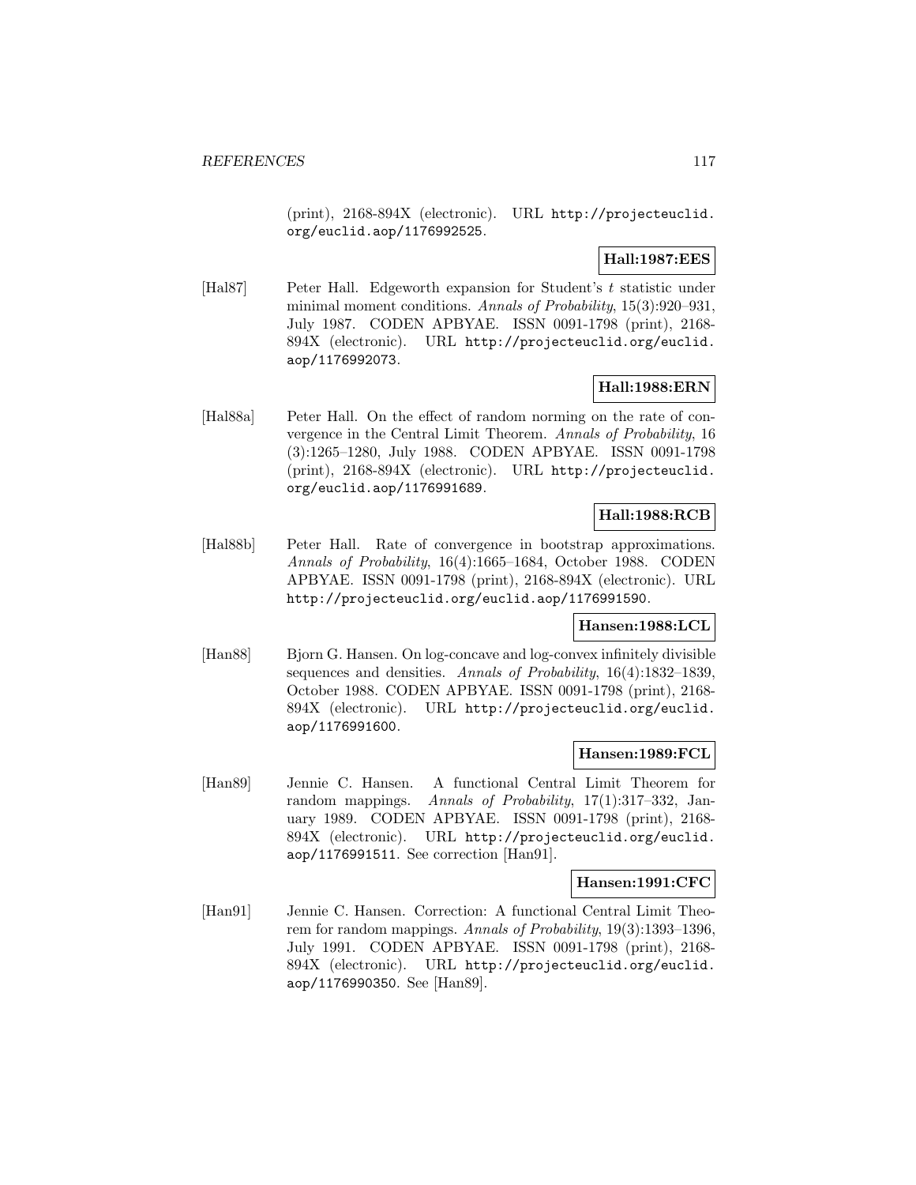(print), 2168-894X (electronic). URL http://projecteuclid.org/euclid.aop/1176992525.

**Hall:1987:EES**

[Hal87] Peter Hall. Edgeworth expansion for Student's $t$ statistic under minimal moment conditions. *Annals of Probability*, 15(3):920–931, July 1987. CODEN APBYAE. ISSN 0091-1798 (print), 2168-894X (electronic). URL http://projecteuclid.org/euclid.aop/1176992073.

**Hall:1988:ERN**

[Hal88a] Peter Hall. On the effect of random norming on the rate of convergence in the Central Limit Theorem. *Annals of Probability*, 16 (3):1265–1280, July 1988. CODEN APBYAE. ISSN 0091-1798 (print), 2168-894X (electronic). URL http://projecteuclid.org/euclid.aop/1176991689.

**Hall:1988:RCB**

[Hal88b] Peter Hall. Rate of convergence in bootstrap approximations. *Annals of Probability*, 16(4):1665–1684, October 1988. CODEN APBYAE. ISSN 0091-1798 (print), 2168-894X (electronic). URL http://projecteuclid.org/euclid.aop/1176991590.

**Hansen:1988:LCL**

[Han88] Bjorn G. Hansen. On log-concave and log-convex infinitely divisible sequences and densities. *Annals of Probability*, 16(4):1832–1839, October 1988. CODEN APBYAE. ISSN 0091-1798 (print), 2168-894X (electronic). URL http://projecteuclid.org/euclid.aop/1176991600.

**Hansen:1989:FCL**

[Han89] Jennie C. Hansen. A functional Central Limit Theorem for random mappings. *Annals of Probability*, 17(1):317–332, January 1989. CODEN APBYAE. ISSN 0091-1798 (print), 2168-894X (electronic). URL http://projecteuclid.org/euclid.aop/1176991511. See correction [Han91].

**Hansen:1991:CFC**

[Han91] Jennie C. Hansen. Correction: A functional Central Limit Theorem for random mappings. *Annals of Probability*, 19(3):1393–1396, July 1991. CODEN APBYAE. ISSN 0091-1798 (print), 2168-894X (electronic). URL http://projecteuclid.org/euclid.aop/1176990350. See [Han89].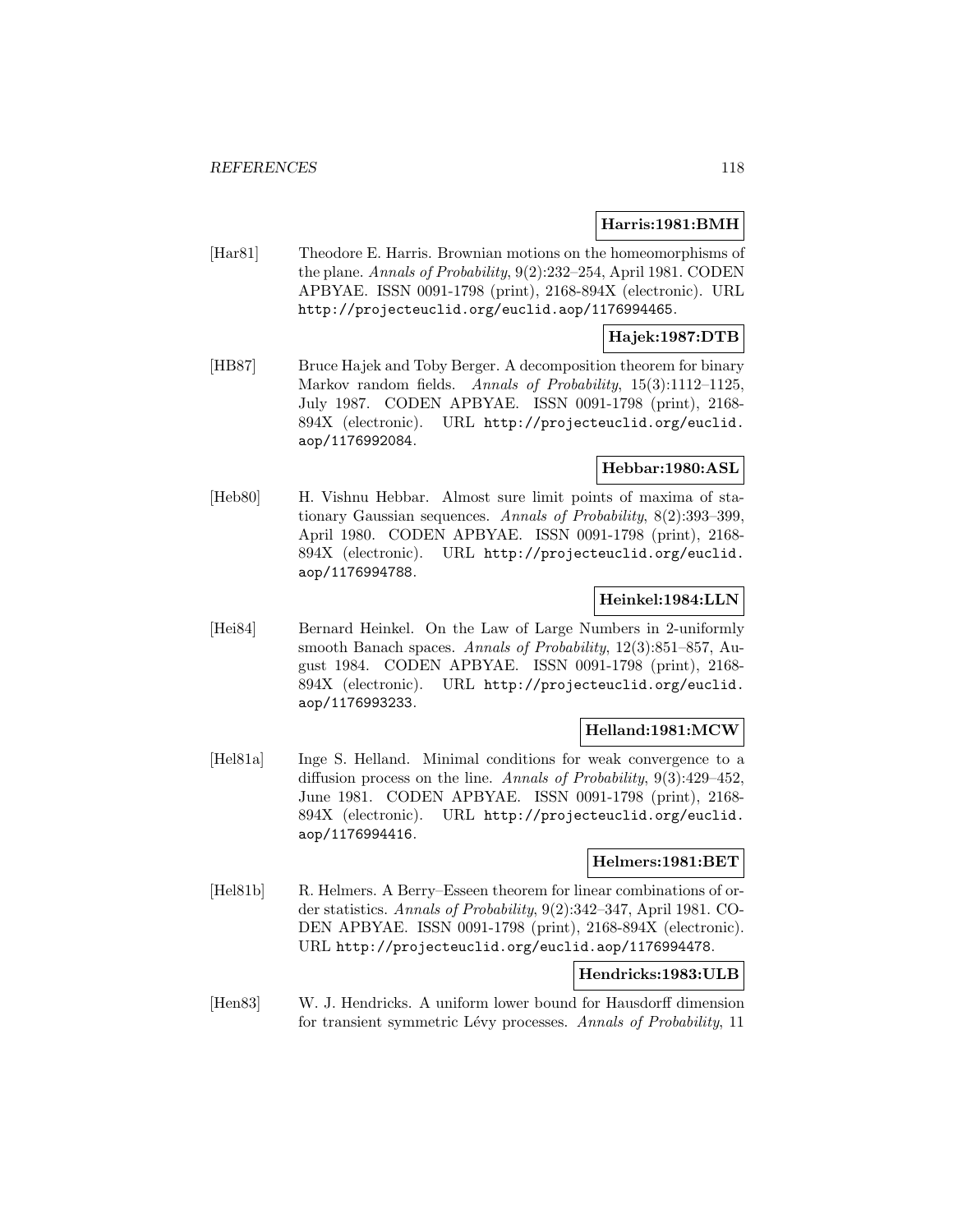**Harris:1981:BMH**

[Har81] Theodore E. Harris. Brownian motions on the homeomorphisms of the plane. *Annals of Probability*, 9(2):232–254, April 1981. CODEN APBYAE. ISSN 0091-1798 (print), 2168-894X (electronic). URL http://projecteuclid.org/euclid.aop/1176994465.

**Hajek:1987:DTB**

[HB87] Bruce Hajek and Toby Berger. A decomposition theorem for binary Markov random fields. *Annals of Probability*, 15(3):1112–1125, July 1987. CODEN APBYAE. ISSN 0091-1798 (print), 2168-894X (electronic). URL http://projecteuclid.org/euclid.aop/1176992084.

**Hebbar:1980:ASL**

[Heb80] H. Vishnu Hebbar. Almost sure limit points of maxima of stationary Gaussian sequences. *Annals of Probability*, 8(2):393–399, April 1980. CODEN APBYAE. ISSN 0091-1798 (print), 2168-894X (electronic). URL http://projecteuclid.org/euclid.aop/1176994788.

**Heinkel:1984:LLN**

[Hei84] Bernard Heinkel. On the Law of Large Numbers in 2-uniformly smooth Banach spaces. *Annals of Probability*, 12(3):851–857, August 1984. CODEN APBYAE. ISSN 0091-1798 (print), 2168-894X (electronic). URL http://projecteuclid.org/euclid.aop/1176993233.

**Helland:1981:MCW**

[Hel81a] Inge S. Helland. Minimal conditions for weak convergence to a diffusion process on the line. *Annals of Probability*, 9(3):429–452, June 1981. CODEN APBYAE. ISSN 0091-1798 (print), 2168-894X (electronic). URL http://projecteuclid.org/euclid.aop/1176994416.

**Helmers:1981:BET**

[Hel81b] R. Helmers. A Berry–Esseen theorem for linear combinations of order statistics. *Annals of Probability*, 9(2):342–347, April 1981. CODEN APBYAE. ISSN 0091-1798 (print), 2168-894X (electronic). URL http://projecteuclid.org/euclid.aop/1176994478.

**Hendricks:1983:ULB**

[Hen83] W. J. Hendricks. A uniform lower bound for Hausdorff dimension for transient symmetric Lévy processes. *Annals of Probability*, 11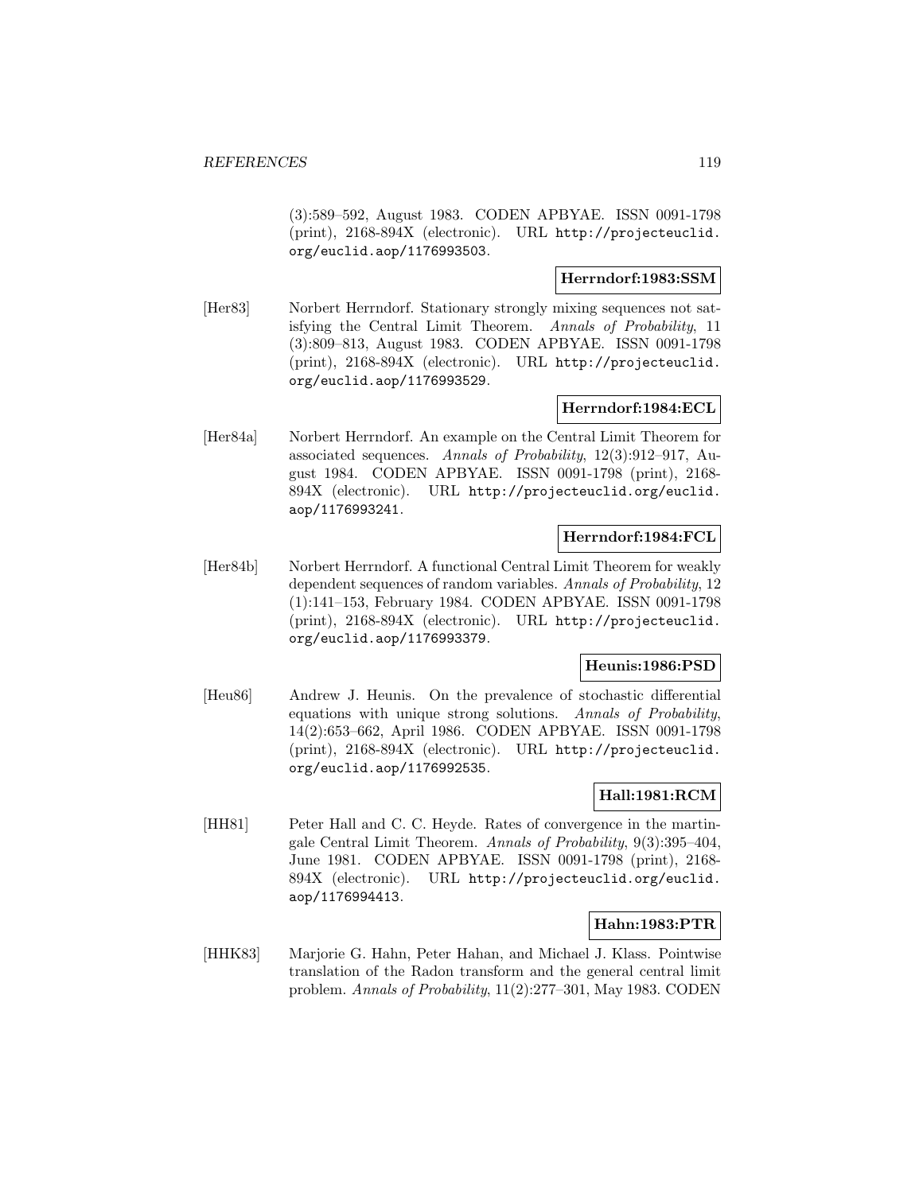(3):589–592, August 1983. CODEN APBYAE. ISSN 0091-1798 (print), 2168-894X (electronic). URL http://projecteuclid.org/euclid.aop/1176993503.

**Herrndorf:1983:SSM**

[Her83] Norbert Herrndorf. Stationary strongly mixing sequences not satisfying the Central Limit Theorem. *Annals of Probability*, 11 (3):809–813, August 1983. CODEN APBYAE. ISSN 0091-1798 (print), 2168-894X (electronic). URL http://projecteuclid.org/euclid.aop/1176993529.

**Herrndorf:1984:ECL**

[Her84a] Norbert Herrndorf. An example on the Central Limit Theorem for associated sequences. *Annals of Probability*, 12(3):912–917, August 1984. CODEN APBYAE. ISSN 0091-1798 (print), 2168-894X (electronic). URL http://projecteuclid.org/euclid.aop/1176993241.

**Herrndorf:1984:FCL**

[Her84b] Norbert Herrndorf. A functional Central Limit Theorem for weakly dependent sequences of random variables. *Annals of Probability*, 12 (1):141–153, February 1984. CODEN APBYAE. ISSN 0091-1798 (print), 2168-894X (electronic). URL http://projecteuclid.org/euclid.aop/1176993379.

**Heunis:1986:PSD**

[Heu86] Andrew J. Heunis. On the prevalence of stochastic differential equations with unique strong solutions. *Annals of Probability*, 14(2):653–662, April 1986. CODEN APBYAE. ISSN 0091-1798 (print), 2168-894X (electronic). URL http://projecteuclid.org/euclid.aop/1176992535.

**Hall:1981:RCM**

[HH81] Peter Hall and C. C. Heyde. Rates of convergence in the martingale Central Limit Theorem. *Annals of Probability*, 9(3):395–404, June 1981. CODEN APBYAE. ISSN 0091-1798 (print), 2168-894X (electronic). URL http://projecteuclid.org/euclid.aop/1176994413.

**Hahn:1983:PTR**

[HHK83] Marjorie G. Hahn, Peter Hahan, and Michael J. Klass. Pointwise translation of the Radon transform and the general central limit problem. *Annals of Probability*, 11(2):277–301, May 1983. CODEN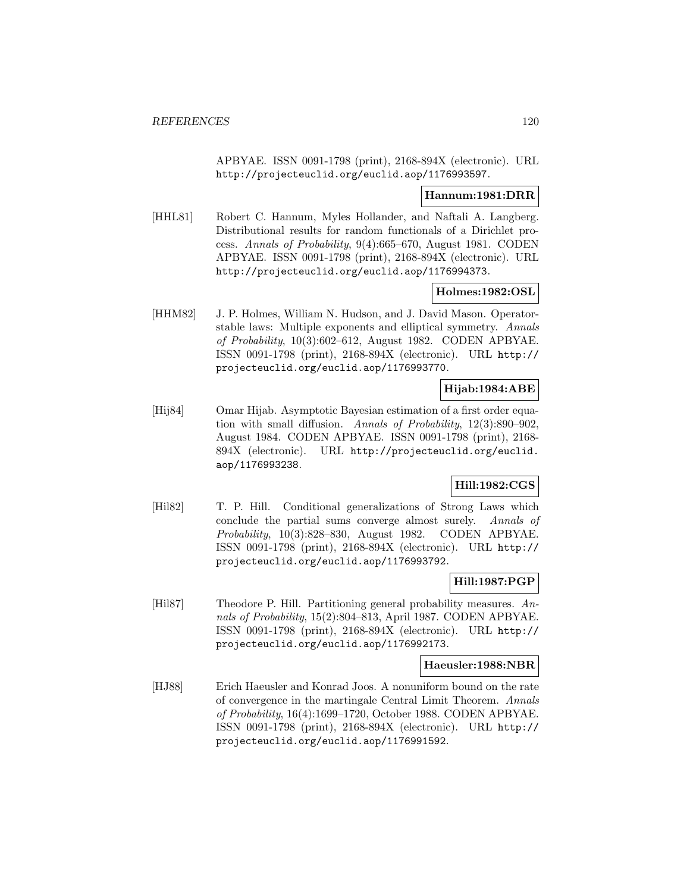APBYAE. ISSN 0091-1798 (print), 2168-894X (electronic). URL http://projecteuclid.org/euclid.aop/1176993597.

**Hannum:1981:DRR**

[HHL81] Robert C. Hannum, Myles Hollander, and Naftali A. Langberg. Distributional results for random functionals of a Dirichlet process. *Annals of Probability*, 9(4):665–670, August 1981. CODEN APBYAE. ISSN 0091-1798 (print), 2168-894X (electronic). URL http://projecteuclid.org/euclid.aop/1176994373.

**Holmes:1982:OSL**

[HHM82] J. P. Holmes, William N. Hudson, and J. David Mason. Operator-stable laws: Multiple exponents and elliptical symmetry. *Annals of Probability*, 10(3):602–612, August 1982. CODEN APBYAE. ISSN 0091-1798 (print), 2168-894X (electronic). URL http://projecteuclid.org/euclid.aop/1176993770.

**Hijab:1984:ABE**

[Hij84] Omar Hijab. Asymptotic Bayesian estimation of a first order equation with small diffusion. *Annals of Probability*, 12(3):890–902, August 1984. CODEN APBYAE. ISSN 0091-1798 (print), 2168-894X (electronic). URL http://projecteuclid.org/euclid.aop/1176993238.

**Hill:1982:CGS**

[Hil82] T. P. Hill. Conditional generalizations of Strong Laws which conclude the partial sums converge almost surely. *Annals of Probability*, 10(3):828–830, August 1982. CODEN APBYAE. ISSN 0091-1798 (print), 2168-894X (electronic). URL http://projecteuclid.org/euclid.aop/1176993792.

**Hill:1987:PGP**

[Hil87] Theodore P. Hill. Partitioning general probability measures. *Annals of Probability*, 15(2):804–813, April 1987. CODEN APBYAE. ISSN 0091-1798 (print), 2168-894X (electronic). URL http://projecteuclid.org/euclid.aop/1176992173.

**Haeusler:1988:NBR**

[HJ88] Erich Haeusler and Konrad Joos. A nonuniform bound on the rate of convergence in the martingale Central Limit Theorem. *Annals of Probability*, 16(4):1699–1720, October 1988. CODEN APBYAE. ISSN 0091-1798 (print), 2168-894X (electronic). URL http://projecteuclid.org/euclid.aop/1176991592.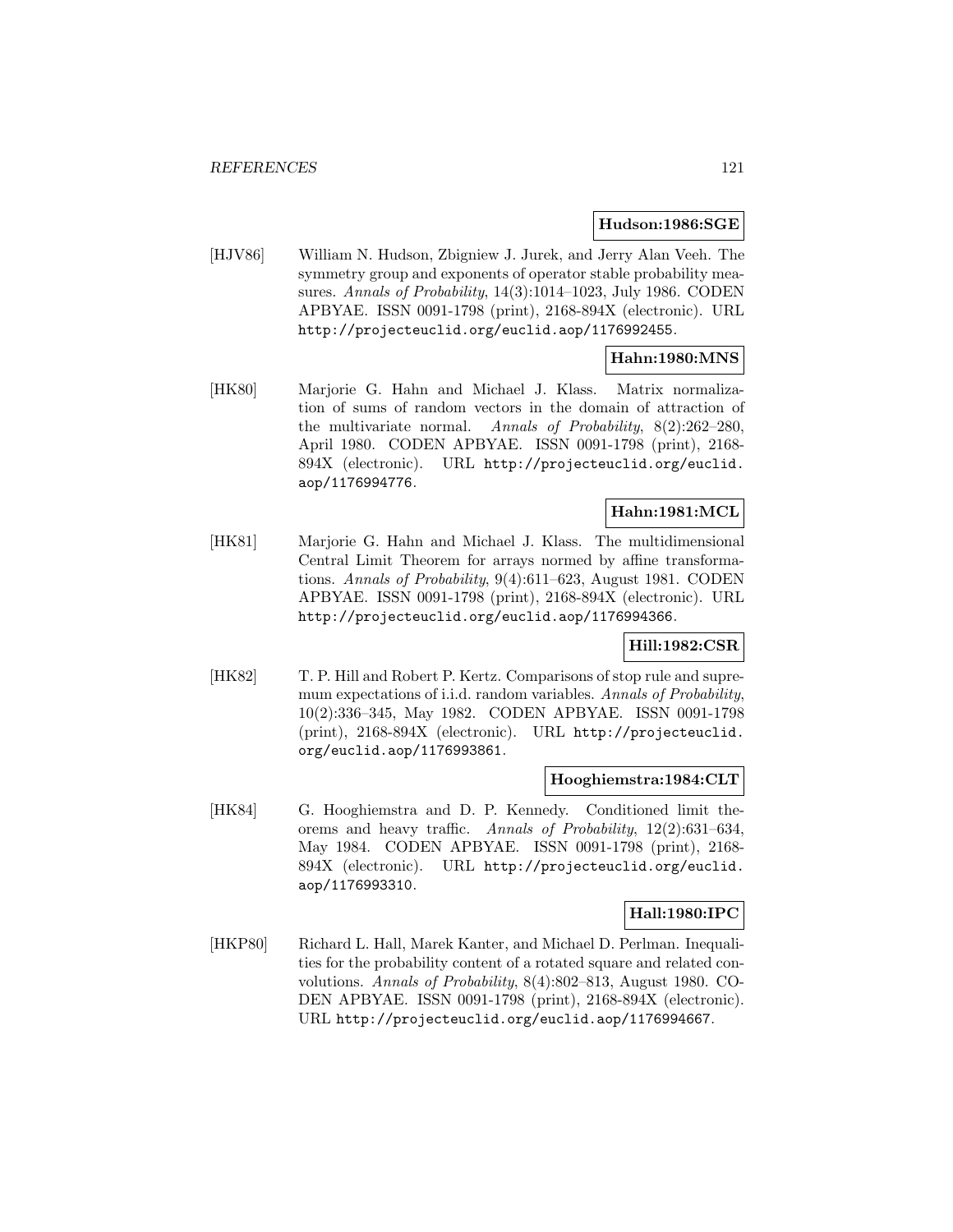**Hudson:1986:SGE**

[HJV86] William N. Hudson, Zbigniew J. Jurek, and Jerry Alan Veeh. The symmetry group and exponents of operator stable probability measures. *Annals of Probability*, 14(3):1014–1023, July 1986. CODEN APBYAE. ISSN 0091-1798 (print), 2168-894X (electronic). URL http://projecteuclid.org/euclid.aop/1176992455.

**Hahn:1980:MNS**

[HK80] Marjorie G. Hahn and Michael J. Klass. Matrix normalization of sums of random vectors in the domain of attraction of the multivariate normal. *Annals of Probability*, 8(2):262–280, April 1980. CODEN APBYAE. ISSN 0091-1798 (print), 2168-894X (electronic). URL http://projecteuclid.org/euclid.aop/1176994776.

**Hahn:1981:MCL**

[HK81] Marjorie G. Hahn and Michael J. Klass. The multidimensional Central Limit Theorem for arrays normed by affine transformations. *Annals of Probability*, 9(4):611–623, August 1981. CODEN APBYAE. ISSN 0091-1798 (print), 2168-894X (electronic). URL http://projecteuclid.org/euclid.aop/1176994366.

**Hill:1982:CSR**

[HK82] T. P. Hill and Robert P. Kertz. Comparisons of stop rule and supremum expectations of i.i.d. random variables. *Annals of Probability*, 10(2):336–345, May 1982. CODEN APBYAE. ISSN 0091-1798 (print), 2168-894X (electronic). URL http://projecteuclid.org/euclid.aop/1176993861.

**Hooghiemstra:1984:CLT**

[HK84] G. Hooghiemstra and D. P. Kennedy. Conditioned limit theorems and heavy traffic. *Annals of Probability*, 12(2):631–634, May 1984. CODEN APBYAE. ISSN 0091-1798 (print), 2168-894X (electronic). URL http://projecteuclid.org/euclid.aop/1176993310.

**Hall:1980:IPC**

[HKP80] Richard L. Hall, Marek Kanter, and Michael D. Perlman. Inequalities for the probability content of a rotated square and related convolutions. *Annals of Probability*, 8(4):802–813, August 1980. CODEN APBYAE. ISSN 0091-1798 (print), 2168-894X (electronic). URL http://projecteuclid.org/euclid.aop/1176994667.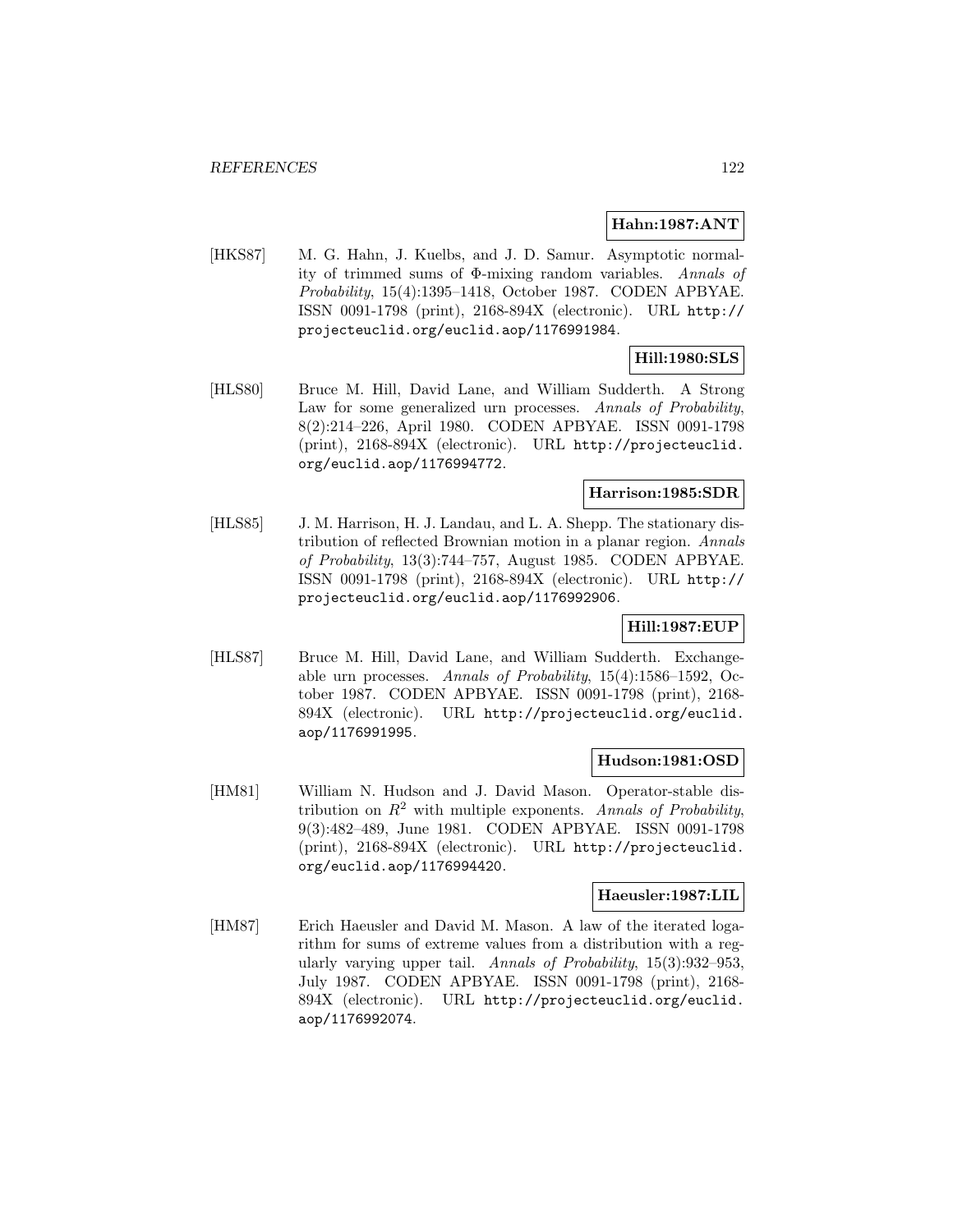**Hahn:1987:ANT**

[HKS87] M. G. Hahn, J. Kuelbs, and J. D. Samur. Asymptotic normality of trimmed sums of Φ-mixing random variables. *Annals of Probability*, 15(4):1395–1418, October 1987. CODEN APBYAE. ISSN 0091-1798 (print), 2168-894X (electronic). URL http://projecteuclid.org/euclid.aop/1176991984.

**Hill:1980:SLS**

[HLS80] Bruce M. Hill, David Lane, and William Sudderth. A Strong Law for some generalized urn processes. *Annals of Probability*, 8(2):214–226, April 1980. CODEN APBYAE. ISSN 0091-1798 (print), 2168-894X (electronic). URL http://projecteuclid.org/euclid.aop/1176994772.

**Harrison:1985:SDR**

[HLS85] J. M. Harrison, H. J. Landau, and L. A. Shepp. The stationary distribution of reflected Brownian motion in a planar region. *Annals of Probability*, 13(3):744–757, August 1985. CODEN APBYAE. ISSN 0091-1798 (print), 2168-894X (electronic). URL http://projecteuclid.org/euclid.aop/1176992906.

**Hill:1987:EUP**

[HLS87] Bruce M. Hill, David Lane, and William Sudderth. Exchangeable urn processes. *Annals of Probability*, 15(4):1586–1592, October 1987. CODEN APBYAE. ISSN 0091-1798 (print), 2168-894X (electronic). URL http://projecteuclid.org/euclid.aop/1176991995.

**Hudson:1981:OSD**

[HM81] William N. Hudson and J. David Mason. Operator-stable distribution on $R^2$ with multiple exponents. *Annals of Probability*, 9(3):482–489, June 1981. CODEN APBYAE. ISSN 0091-1798 (print), 2168-894X (electronic). URL http://projecteuclid.org/euclid.aop/1176994420.

**Haeusler:1987:LIL**

[HM87] Erich Haeusler and David M. Mason. A law of the iterated logarithm for sums of extreme values from a distribution with a regularly varying upper tail. *Annals of Probability*, 15(3):932–953, July 1987. CODEN APBYAE. ISSN 0091-1798 (print), 2168-894X (electronic). URL http://projecteuclid.org/euclid.aop/1176992074.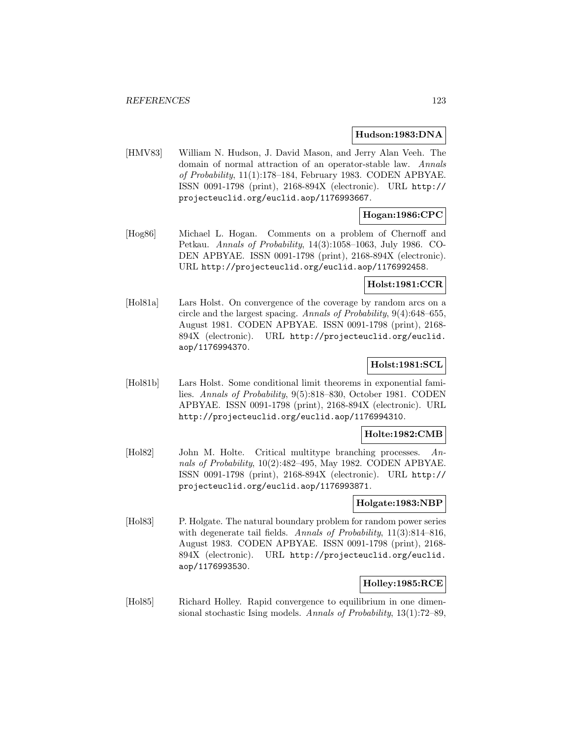**Hudson:1983:DNA**

[HMV83] William N. Hudson, J. David Mason, and Jerry Alan Veeh. The domain of normal attraction of an operator-stable law. *Annals of Probability*, 11(1):178–184, February 1983. CODEN APBYAE. ISSN 0091-1798 (print), 2168-894X (electronic). URL http://projecteuclid.org/euclid.aop/1176993667.

**Hogan:1986:CPC**

[Hog86] Michael L. Hogan. Comments on a problem of Chernoff and Petkau. *Annals of Probability*, 14(3):1058–1063, July 1986. CODEN APBYAE. ISSN 0091-1798 (print), 2168-894X (electronic). URL http://projecteuclid.org/euclid.aop/1176992458.

**Holst:1981:CCR**

[Hol81a] Lars Holst. On convergence of the coverage by random arcs on a circle and the largest spacing. *Annals of Probability*, 9(4):648–655, August 1981. CODEN APBYAE. ISSN 0091-1798 (print), 2168-894X (electronic). URL http://projecteuclid.org/euclid.aop/1176994370.

**Holst:1981:SCL**

[Hol81b] Lars Holst. Some conditional limit theorems in exponential families. *Annals of Probability*, 9(5):818–830, October 1981. CODEN APBYAE. ISSN 0091-1798 (print), 2168-894X (electronic). URL http://projecteuclid.org/euclid.aop/1176994310.

**Holte:1982:CMB**

[Hol82] John M. Holte. Critical multitype branching processes. *Annals of Probability*, 10(2):482–495, May 1982. CODEN APBYAE. ISSN 0091-1798 (print), 2168-894X (electronic). URL http://projecteuclid.org/euclid.aop/1176993871.

**Holgate:1983:NBP**

[Hol83] P. Holgate. The natural boundary problem for random power series with degenerate tail fields. *Annals of Probability*, 11(3):814–816, August 1983. CODEN APBYAE. ISSN 0091-1798 (print), 2168-894X (electronic). URL http://projecteuclid.org/euclid.aop/1176993530.

**Holley:1985:RCE**

[Hol85] Richard Holley. Rapid convergence to equilibrium in one dimensional stochastic Ising models. *Annals of Probability*, 13(1):72–89,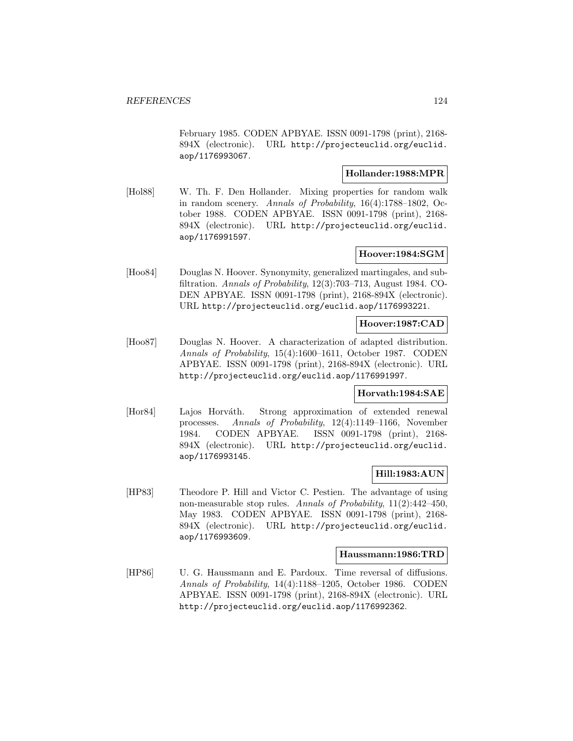February 1985. CODEN APBYAE. ISSN 0091-1798 (print), 2168-894X (electronic). URL http://projecteuclid.org/euclid.aop/1176993067.

**Hollander:1988:MPR**

[Hol88] W. Th. F. Den Hollander. Mixing properties for random walk in random scenery. *Annals of Probability*, 16(4):1788–1802, October 1988. CODEN APBYAE. ISSN 0091-1798 (print), 2168-894X (electronic). URL http://projecteuclid.org/euclid.aop/1176991597.

**Hoover:1984:SGM**

[Hoo84] Douglas N. Hoover. Synonymity, generalized martingales, and subfiltration. *Annals of Probability*, 12(3):703–713, August 1984. CODEN APBYAE. ISSN 0091-1798 (print), 2168-894X (electronic). URL http://projecteuclid.org/euclid.aop/1176993221.

**Hoover:1987:CAD**

[Hoo87] Douglas N. Hoover. A characterization of adapted distribution. *Annals of Probability*, 15(4):1600–1611, October 1987. CODEN APBYAE. ISSN 0091-1798 (print), 2168-894X (electronic). URL http://projecteuclid.org/euclid.aop/1176991997.

**Horvath:1984:SAE**

[Hor84] Lajos Horváth. Strong approximation of extended renewal processes. *Annals of Probability*, 12(4):1149–1166, November 1984. CODEN APBYAE. ISSN 0091-1798 (print), 2168-894X (electronic). URL http://projecteuclid.org/euclid.aop/1176993145.

**Hill:1983:AUN**

[HP83] Theodore P. Hill and Victor C. Pestien. The advantage of using non-measurable stop rules. *Annals of Probability*, 11(2):442–450, May 1983. CODEN APBYAE. ISSN 0091-1798 (print), 2168-894X (electronic). URL http://projecteuclid.org/euclid.aop/1176993609.

**Haussmann:1986:TRD**

[HP86] U. G. Haussmann and E. Pardoux. Time reversal of diffusions. *Annals of Probability*, 14(4):1188–1205, October 1986. CODEN APBYAE. ISSN 0091-1798 (print), 2168-894X (electronic). URL http://projecteuclid.org/euclid.aop/1176992362.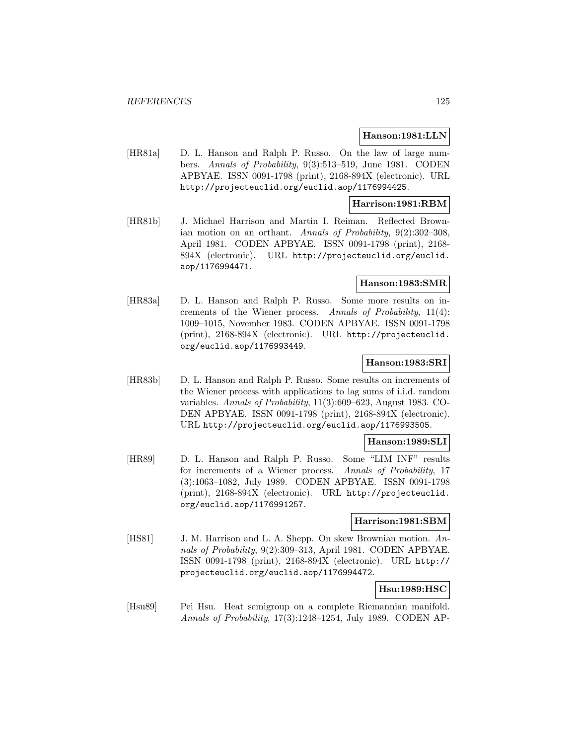**Hanson:1981:LLN**

[HR81a] D. L. Hanson and Ralph P. Russo. On the law of large numbers. *Annals of Probability*, 9(3):513–519, June 1981. CODEN APBYAE. ISSN 0091-1798 (print), 2168-894X (electronic). URL http://projecteuclid.org/euclid.aop/1176994425.

**Harrison:1981:RBM**

[HR81b] J. Michael Harrison and Martin I. Reiman. Reflected Brownian motion on an orthant. *Annals of Probability*, 9(2):302–308, April 1981. CODEN APBYAE. ISSN 0091-1798 (print), 2168-894X (electronic). URL http://projecteuclid.org/euclid.aop/1176994471.

**Hanson:1983:SMR**

[HR83a] D. L. Hanson and Ralph P. Russo. Some more results on increments of the Wiener process. *Annals of Probability*, 11(4): 1009–1015, November 1983. CODEN APBYAE. ISSN 0091-1798 (print), 2168-894X (electronic). URL http://projecteuclid.org/euclid.aop/1176993449.

**Hanson:1983:SRI**

[HR83b] D. L. Hanson and Ralph P. Russo. Some results on increments of the Wiener process with applications to lag sums of i.i.d. random variables. *Annals of Probability*, 11(3):609–623, August 1983. CODEN APBYAE. ISSN 0091-1798 (print), 2168-894X (electronic). URL http://projecteuclid.org/euclid.aop/1176993505.

**Hanson:1989:SLI**

[HR89] D. L. Hanson and Ralph P. Russo. Some "LIM INF" results for increments of a Wiener process. *Annals of Probability*, 17 (3):1063–1082, July 1989. CODEN APBYAE. ISSN 0091-1798 (print), 2168-894X (electronic). URL http://projecteuclid.org/euclid.aop/1176991257.

**Harrison:1981:SBM**

[HS81] J. M. Harrison and L. A. Shepp. On skew Brownian motion. *Annals of Probability*, 9(2):309–313, April 1981. CODEN APBYAE. ISSN 0091-1798 (print), 2168-894X (electronic). URL http://projecteuclid.org/euclid.aop/1176994472.

**Hsu:1989:HSC**

[Hsu89] Pei Hsu. Heat semigroup on a complete Riemannian manifold. *Annals of Probability*, 17(3):1248–1254, July 1989. CODEN AP-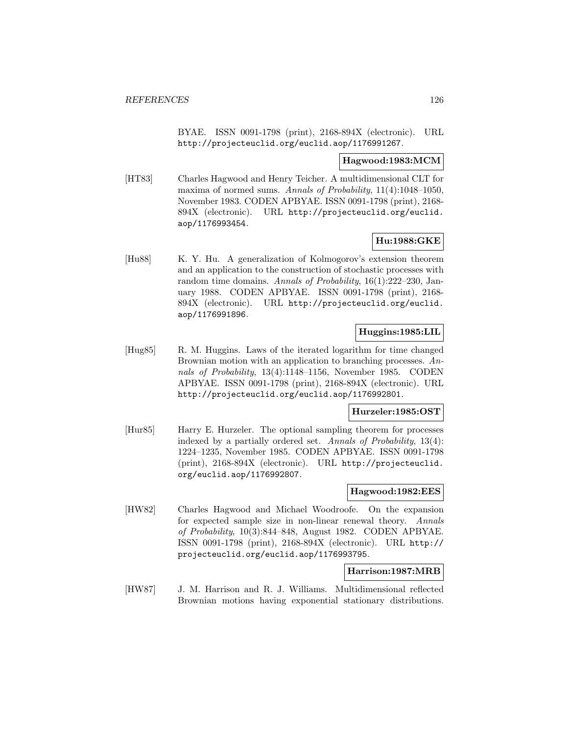BYAE. ISSN 0091-1798 (print), 2168-894X (electronic). URL http://projecteuclid.org/euclid.aop/1176991267.

**Hagwood:1983:MCM**

[HT83] Charles Hagwood and Henry Teicher. A multidimensional CLT for maxima of normed sums. *Annals of Probability*, 11(4):1048–1050, November 1983. CODEN APBYAE. ISSN 0091-1798 (print), 2168-894X (electronic). URL http://projecteuclid.org/euclid.aop/1176993454.

**Hu:1988:GKE**

[Hu88] K. Y. Hu. A generalization of Kolmogorov's extension theorem and an application to the construction of stochastic processes with random time domains. *Annals of Probability*, 16(1):222–230, January 1988. CODEN APBYAE. ISSN 0091-1798 (print), 2168-894X (electronic). URL http://projecteuclid.org/euclid.aop/1176991896.

**Huggins:1985:LIL**

[Hug85] R. M. Huggins. Laws of the iterated logarithm for time changed Brownian motion with an application to branching processes. *Annals of Probability*, 13(4):1148–1156, November 1985. CODEN APBYAE. ISSN 0091-1798 (print), 2168-894X (electronic). URL http://projecteuclid.org/euclid.aop/1176992801.

**Hurzeler:1985:OST**

[Hur85] Harry E. Hurzeler. The optional sampling theorem for processes indexed by a partially ordered set. *Annals of Probability*, 13(4):1224–1235, November 1985. CODEN APBYAE. ISSN 0091-1798 (print), 2168-894X (electronic). URL http://projecteuclid.org/euclid.aop/1176992807.

**Hagwood:1982:EES**

[HW82] Charles Hagwood and Michael Woodroofe. On the expansion for expected sample size in non-linear renewal theory. *Annals of Probability*, 10(3):844–848, August 1982. CODEN APBYAE. ISSN 0091-1798 (print), 2168-894X (electronic). URL http://projecteuclid.org/euclid.aop/1176993795.

**Harrison:1987:MRB**

[HW87] J. M. Harrison and R. J. Williams. Multidimensional reflected Brownian motions having exponential stationary distributions.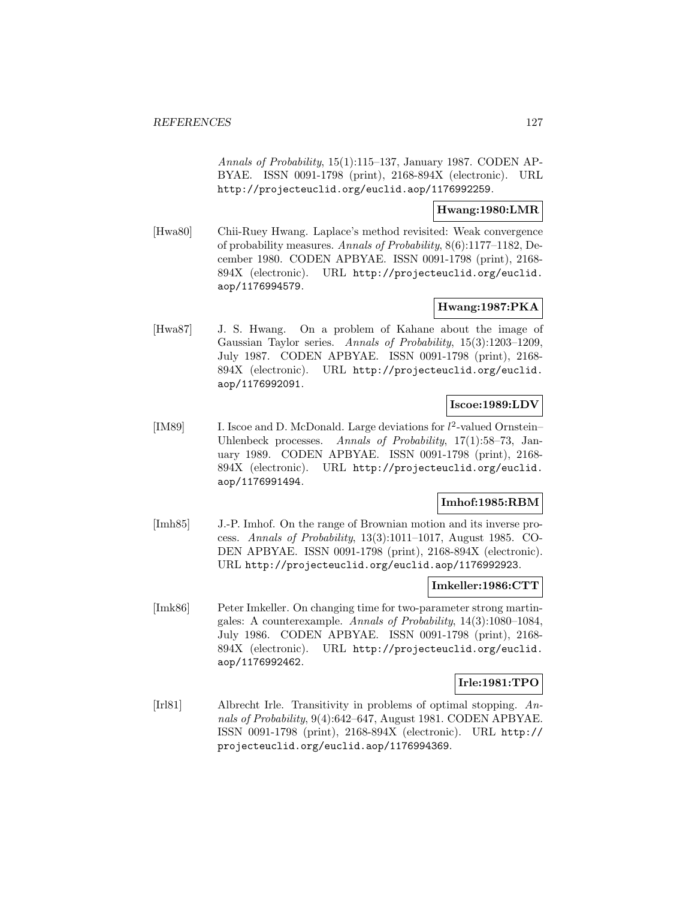*Annals of Probability*, 15(1):115–137, January 1987. CODEN APBYAE. ISSN 0091-1798 (print), 2168-894X (electronic). URL http://projecteuclid.org/euclid.aop/1176992259.

**Hwang:1980:LMR**

[Hwa80] Chii-Ruey Hwang. Laplace's method revisited: Weak convergence of probability measures. *Annals of Probability*, 8(6):1177–1182, December 1980. CODEN APBYAE. ISSN 0091-1798 (print), 2168-894X (electronic). URL http://projecteuclid.org/euclid.aop/1176994579.

**Hwang:1987:PKA**

[Hwa87] J. S. Hwang. On a problem of Kahane about the image of Gaussian Taylor series. *Annals of Probability*, 15(3):1203–1209, July 1987. CODEN APBYAE. ISSN 0091-1798 (print), 2168-894X (electronic). URL http://projecteuclid.org/euclid.aop/1176992091.

**Iscoe:1989:LDV**

[IM89] I. Iscoe and D. McDonald. Large deviations for $l^2$-valued Ornstein–Uhlenbeck processes. *Annals of Probability*, 17(1):58–73, January 1989. CODEN APBYAE. ISSN 0091-1798 (print), 2168-894X (electronic). URL http://projecteuclid.org/euclid.aop/1176991494.

**Imhof:1985:RBM**

[Imh85] J.-P. Imhof. On the range of Brownian motion and its inverse process. *Annals of Probability*, 13(3):1011–1017, August 1985. CODEN APBYAE. ISSN 0091-1798 (print), 2168-894X (electronic). URL http://projecteuclid.org/euclid.aop/1176992923.

**Imkeller:1986:CTT**

[Imk86] Peter Imkeller. On changing time for two-parameter strong martingales: A counterexample. *Annals of Probability*, 14(3):1080–1084, July 1986. CODEN APBYAE. ISSN 0091-1798 (print), 2168-894X (electronic). URL http://projecteuclid.org/euclid.aop/1176992462.

**Irle:1981:TPO**

[Irl81] Albrecht Irle. Transitivity in problems of optimal stopping. *Annals of Probability*, 9(4):642–647, August 1981. CODEN APBYAE. ISSN 0091-1798 (print), 2168-894X (electronic). URL http://projecteuclid.org/euclid.aop/1176994369.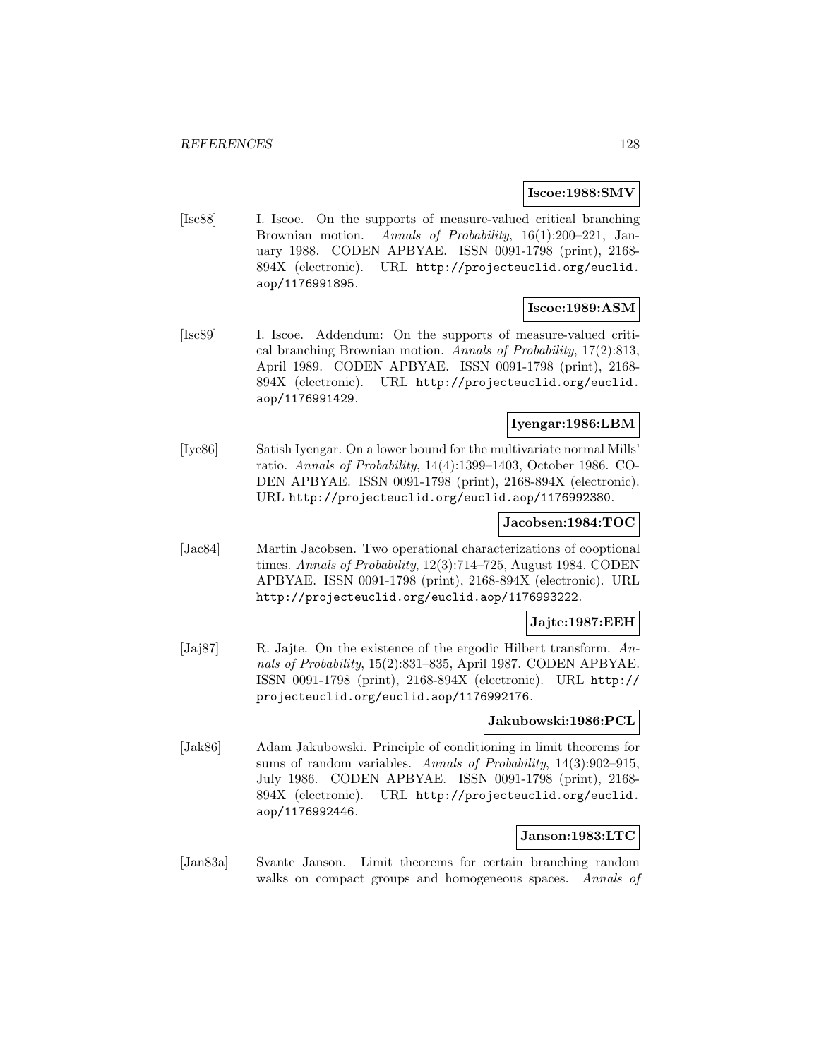**Iscoe:1988:SMV**

[Isc88] I. Iscoe. On the supports of measure-valued critical branching Brownian motion. *Annals of Probability*, 16(1):200–221, January 1988. CODEN APBYAE. ISSN 0091-1798 (print), 2168-894X (electronic). URL http://projecteuclid.org/euclid.aop/1176991895.

**Iscoe:1989:ASM**

[Isc89] I. Iscoe. Addendum: On the supports of measure-valued critical branching Brownian motion. *Annals of Probability*, 17(2):813, April 1989. CODEN APBYAE. ISSN 0091-1798 (print), 2168-894X (electronic). URL http://projecteuclid.org/euclid.aop/1176991429.

**Iyengar:1986:LBM**

[Iye86] Satish Iyengar. On a lower bound for the multivariate normal Mills' ratio. *Annals of Probability*, 14(4):1399–1403, October 1986. CODEN APBYAE. ISSN 0091-1798 (print), 2168-894X (electronic). URL http://projecteuclid.org/euclid.aop/1176992380.

**Jacobsen:1984:TOC**

[Jac84] Martin Jacobsen. Two operational characterizations of cooptional times. *Annals of Probability*, 12(3):714–725, August 1984. CODEN APBYAE. ISSN 0091-1798 (print), 2168-894X (electronic). URL http://projecteuclid.org/euclid.aop/1176993222.

**Jajte:1987:EEH**

[Jaj87] R. Jajte. On the existence of the ergodic Hilbert transform. *Annals of Probability*, 15(2):831–835, April 1987. CODEN APBYAE. ISSN 0091-1798 (print), 2168-894X (electronic). URL http://projecteuclid.org/euclid.aop/1176992176.

**Jakubowski:1986:PCL**

[Jak86] Adam Jakubowski. Principle of conditioning in limit theorems for sums of random variables. *Annals of Probability*, 14(3):902–915, July 1986. CODEN APBYAE. ISSN 0091-1798 (print), 2168-894X (electronic). URL http://projecteuclid.org/euclid.aop/1176992446.

**Janson:1983:LTC**

[Jan83a] Svante Janson. Limit theorems for certain branching random walks on compact groups and homogeneous spaces. *Annals of*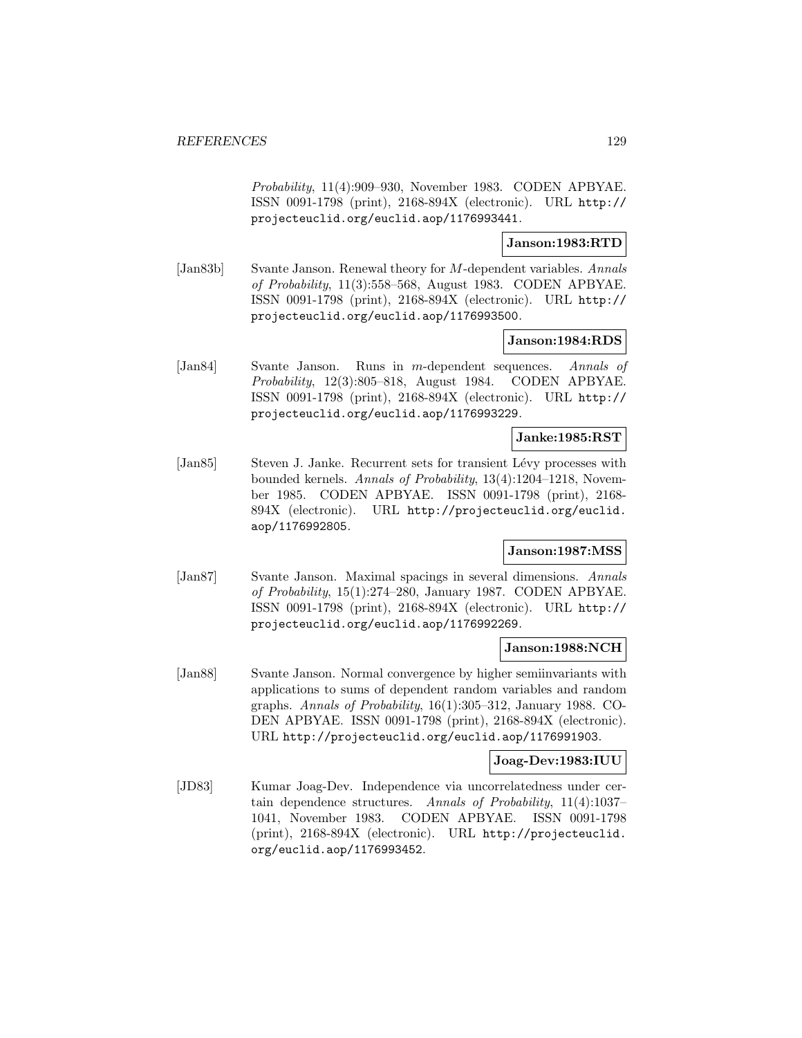*Probability*, 11(4):909–930, November 1983. CODEN APBYAE. ISSN 0091-1798 (print), 2168-894X (electronic). URL http://projecteuclid.org/euclid.aop/1176993441.

**Janson:1983:RTD**

[Jan83b] Svante Janson. Renewal theory for $M$-dependent variables. *Annals of Probability*, 11(3):558–568, August 1983. CODEN APBYAE. ISSN 0091-1798 (print), 2168-894X (electronic). URL http://projecteuclid.org/euclid.aop/1176993500.

**Janson:1984:RDS**

[Jan84] Svante Janson. Runs in $m$-dependent sequences. *Annals of Probability*, 12(3):805–818, August 1984. CODEN APBYAE. ISSN 0091-1798 (print), 2168-894X (electronic). URL http://projecteuclid.org/euclid.aop/1176993229.

**Janke:1985:RST**

[Jan85] Steven J. Janke. Recurrent sets for transient Lévy processes with bounded kernels. *Annals of Probability*, 13(4):1204–1218, November 1985. CODEN APBYAE. ISSN 0091-1798 (print), 2168-894X (electronic). URL http://projecteuclid.org/euclid.aop/1176992805.

**Janson:1987:MSS**

[Jan87] Svante Janson. Maximal spacings in several dimensions. *Annals of Probability*, 15(1):274–280, January 1987. CODEN APBYAE. ISSN 0091-1798 (print), 2168-894X (electronic). URL http://projecteuclid.org/euclid.aop/1176992269.

**Janson:1988:NCH**

[Jan88] Svante Janson. Normal convergence by higher semiinvariants with applications to sums of dependent random variables and random graphs. *Annals of Probability*, 16(1):305–312, January 1988. CODEN APBYAE. ISSN 0091-1798 (print), 2168-894X (electronic). URL http://projecteuclid.org/euclid.aop/1176991903.

**Joag-Dev:1983:IUU**

[JD83] Kumar Joag-Dev. Independence via uncorrelatedness under certain dependence structures. *Annals of Probability*, 11(4):1037–1041, November 1983. CODEN APBYAE. ISSN 0091-1798 (print), 2168-894X (electronic). URL http://projecteuclid.org/euclid.aop/1176993452.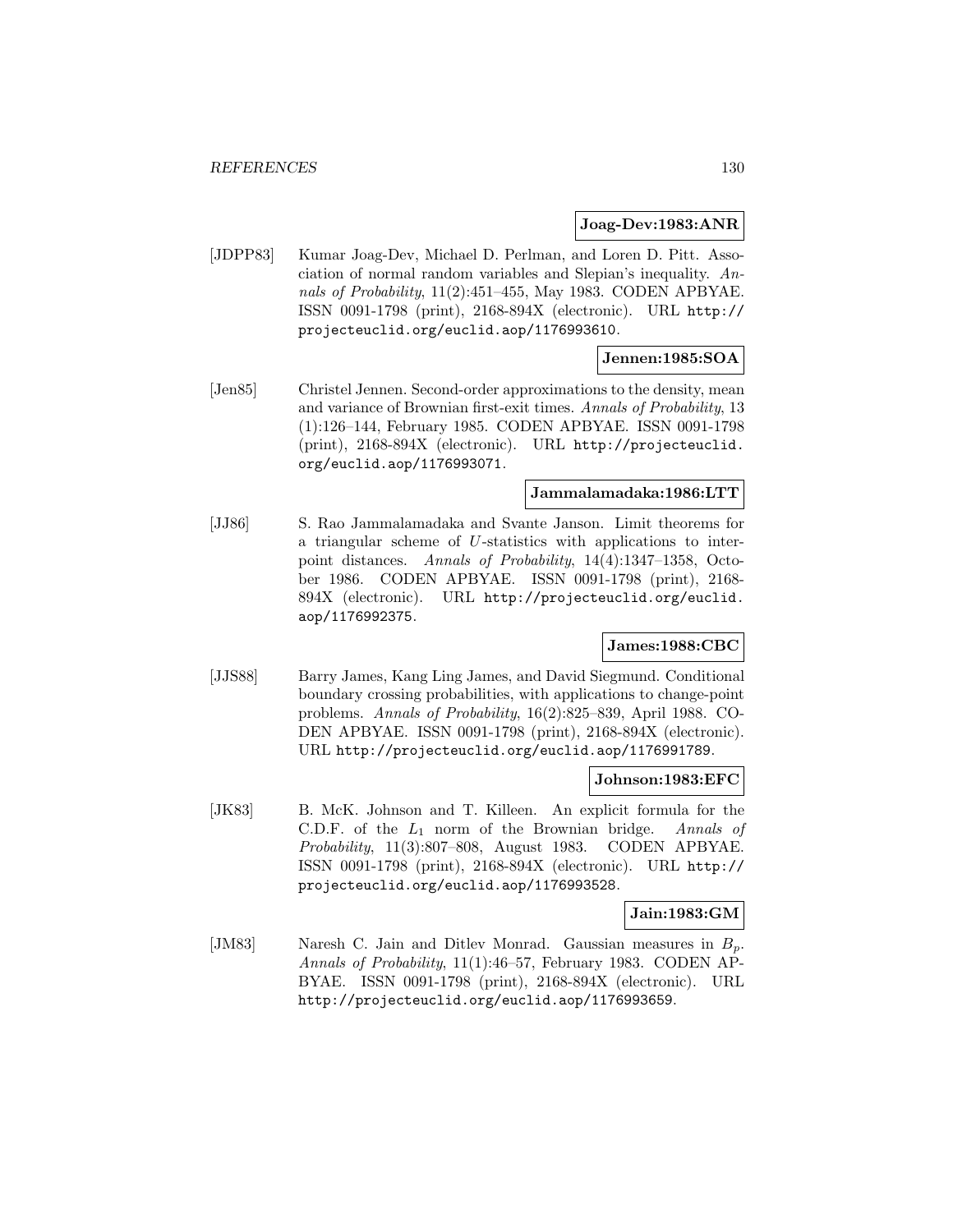**Joag-Dev:1983:ANR**

[JDPP83] Kumar Joag-Dev, Michael D. Perlman, and Loren D. Pitt. Association of normal random variables and Slepian's inequality. *Annals of Probability*, 11(2):451–455, May 1983. CODEN APBYAE. ISSN 0091-1798 (print), 2168-894X (electronic). URL http://projecteuclid.org/euclid.aop/1176993610.

**Jennen:1985:SOA**

[Jen85] Christel Jennen. Second-order approximations to the density, mean and variance of Brownian first-exit times. *Annals of Probability*, 13 (1):126–144, February 1985. CODEN APBYAE. ISSN 0091-1798 (print), 2168-894X (electronic). URL http://projecteuclid.org/euclid.aop/1176993071.

**Jammalamadaka:1986:LTT**

[JJ86] S. Rao Jammalamadaka and Svante Janson. Limit theorems for a triangular scheme of $U$-statistics with applications to inter-point distances. *Annals of Probability*, 14(4):1347–1358, October 1986. CODEN APBYAE. ISSN 0091-1798 (print), 2168-894X (electronic). URL http://projecteuclid.org/euclid.aop/1176992375.

**James:1988:CBC**

[JJS88] Barry James, Kang Ling James, and David Siegmund. Conditional boundary crossing probabilities, with applications to change-point problems. *Annals of Probability*, 16(2):825–839, April 1988. CODEN APBYAE. ISSN 0091-1798 (print), 2168-894X (electronic). URL http://projecteuclid.org/euclid.aop/1176991789.

**Johnson:1983:EFC**

[JK83] B. McK. Johnson and T. Killeen. An explicit formula for the C.D.F. of the $L_1$ norm of the Brownian bridge. *Annals of Probability*, 11(3):807–808, August 1983. CODEN APBYAE. ISSN 0091-1798 (print), 2168-894X (electronic). URL http://projecteuclid.org/euclid.aop/1176993528.

**Jain:1983:GM**

[JM83] Naresh C. Jain and Ditlev Monrad. Gaussian measures in $B_p$. *Annals of Probability*, 11(1):46–57, February 1983. CODEN APBYAE. ISSN 0091-1798 (print), 2168-894X (electronic). URL http://projecteuclid.org/euclid.aop/1176993659.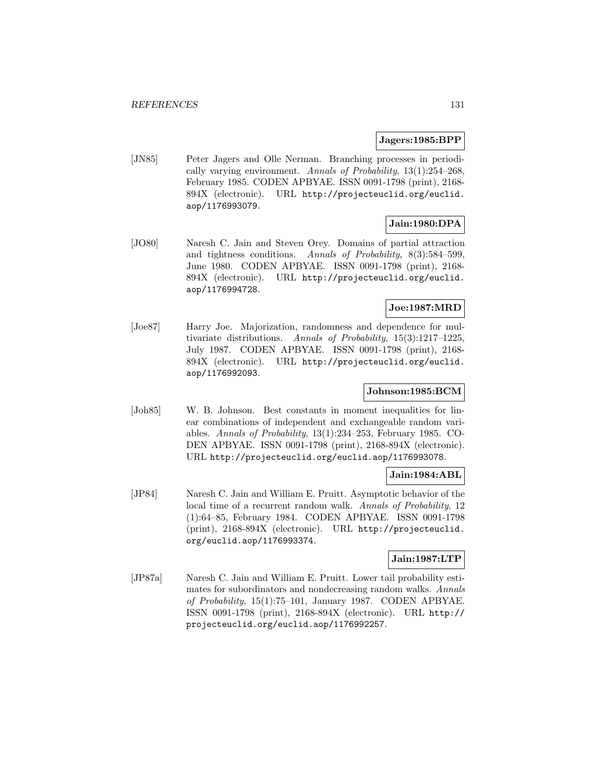**Jagers:1985:BPP**

[JN85] Peter Jagers and Olle Nerman. Branching processes in periodically varying environment. *Annals of Probability*, 13(1):254–268, February 1985. CODEN APBYAE. ISSN 0091-1798 (print), 2168-894X (electronic). URL http://projecteuclid.org/euclid.aop/1176993079.

**Jain:1980:DPA**

[JO80] Naresh C. Jain and Steven Orey. Domains of partial attraction and tightness conditions. *Annals of Probability*, 8(3):584–599, June 1980. CODEN APBYAE. ISSN 0091-1798 (print), 2168-894X (electronic). URL http://projecteuclid.org/euclid.aop/1176994728.

**Joe:1987:MRD**

[Joe87] Harry Joe. Majorization, randomness and dependence for multivariate distributions. *Annals of Probability*, 15(3):1217–1225, July 1987. CODEN APBYAE. ISSN 0091-1798 (print), 2168-894X (electronic). URL http://projecteuclid.org/euclid.aop/1176992093.

**Johnson:1985:BCM**

[Joh85] W. B. Johnson. Best constants in moment inequalities for linear combinations of independent and exchangeable random variables. *Annals of Probability*, 13(1):234–253, February 1985. CODEN APBYAE. ISSN 0091-1798 (print), 2168-894X (electronic). URL http://projecteuclid.org/euclid.aop/1176993078.

**Jain:1984:ABL**

[JP84] Naresh C. Jain and William E. Pruitt. Asymptotic behavior of the local time of a recurrent random walk. *Annals of Probability*, 12 (1):64–85, February 1984. CODEN APBYAE. ISSN 0091-1798 (print), 2168-894X (electronic). URL http://projecteuclid.org/euclid.aop/1176993374.

**Jain:1987:LTP**

[JP87a] Naresh C. Jain and William E. Pruitt. Lower tail probability estimates for subordinators and nondecreasing random walks. *Annals of Probability*, 15(1):75–101, January 1987. CODEN APBYAE. ISSN 0091-1798 (print), 2168-894X (electronic). URL http://projecteuclid.org/euclid.aop/1176992257.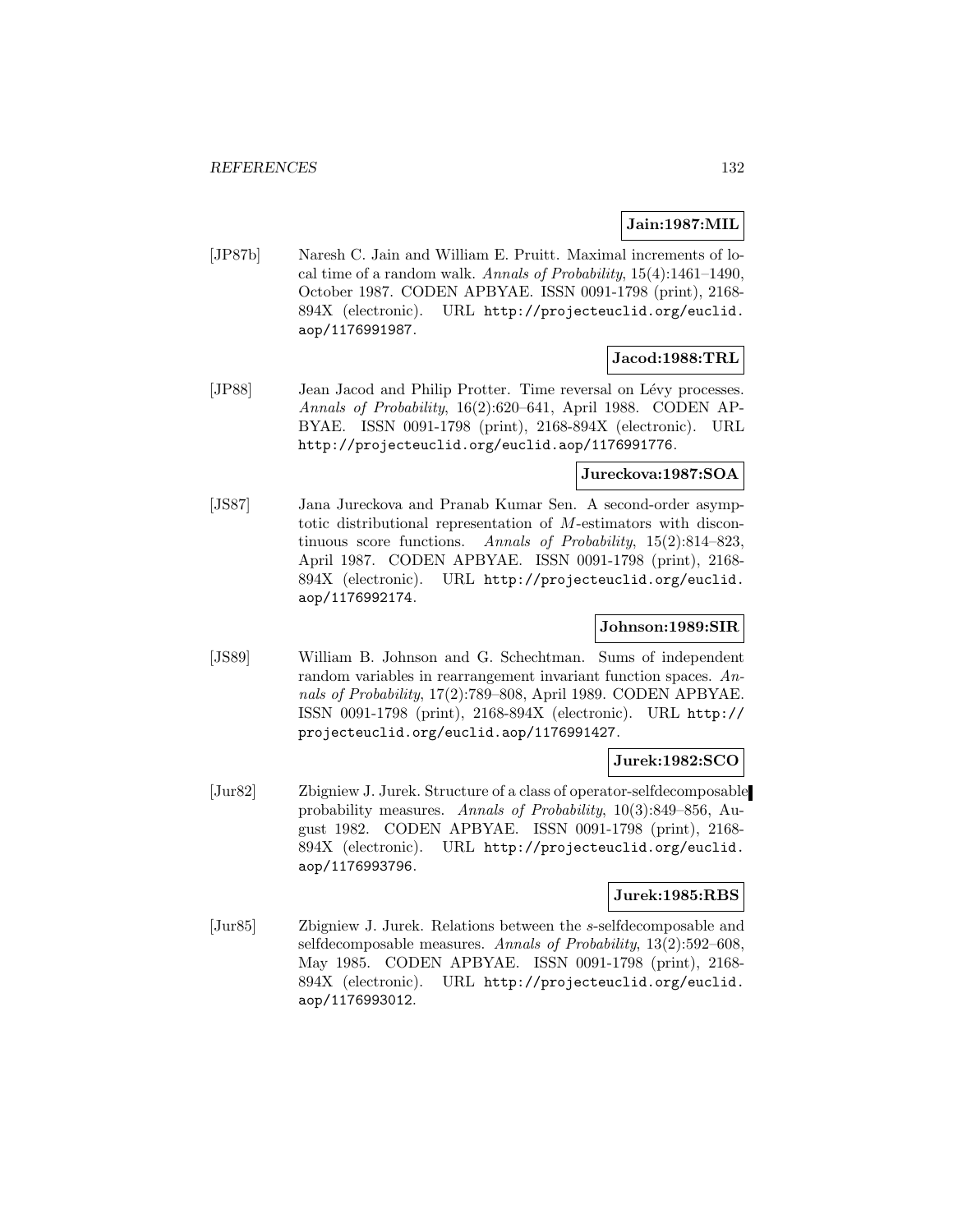**Jain:1987:MIL**

[JP87b] Naresh C. Jain and William E. Pruitt. Maximal increments of local time of a random walk. *Annals of Probability*, 15(4):1461–1490, October 1987. CODEN APBYAE. ISSN 0091-1798 (print), 2168-894X (electronic). URL http://projecteuclid.org/euclid.aop/1176991987.

**Jacod:1988:TRL**

[JP88] Jean Jacod and Philip Protter. Time reversal on Lévy processes. *Annals of Probability*, 16(2):620–641, April 1988. CODEN APBYAE. ISSN 0091-1798 (print), 2168-894X (electronic). URL http://projecteuclid.org/euclid.aop/1176991776.

**Jureckova:1987:SOA**

[JS87] Jana Jureckova and Pranab Kumar Sen. A second-order asymptotic distributional representation of $M$-estimators with discontinuous score functions. *Annals of Probability*, 15(2):814–823, April 1987. CODEN APBYAE. ISSN 0091-1798 (print), 2168-894X (electronic). URL http://projecteuclid.org/euclid.aop/1176992174.

**Johnson:1989:SIR**

[JS89] William B. Johnson and G. Schechtman. Sums of independent random variables in rearrangement invariant function spaces. *Annals of Probability*, 17(2):789–808, April 1989. CODEN APBYAE. ISSN 0091-1798 (print), 2168-894X (electronic). URL http://projecteuclid.org/euclid.aop/1176991427.

**Jurek:1982:SCO**

[Jur82] Zbigniew J. Jurek. Structure of a class of operator-selfdecomposable probability measures. *Annals of Probability*, 10(3):849–856, August 1982. CODEN APBYAE. ISSN 0091-1798 (print), 2168-894X (electronic). URL http://projecteuclid.org/euclid.aop/1176993796.

**Jurek:1985:RBS**

[Jur85] Zbigniew J. Jurek. Relations between the $s$-selfdecomposable and selfdecomposable measures. *Annals of Probability*, 13(2):592–608, May 1985. CODEN APBYAE. ISSN 0091-1798 (print), 2168-894X (electronic). URL http://projecteuclid.org/euclid.aop/1176993012.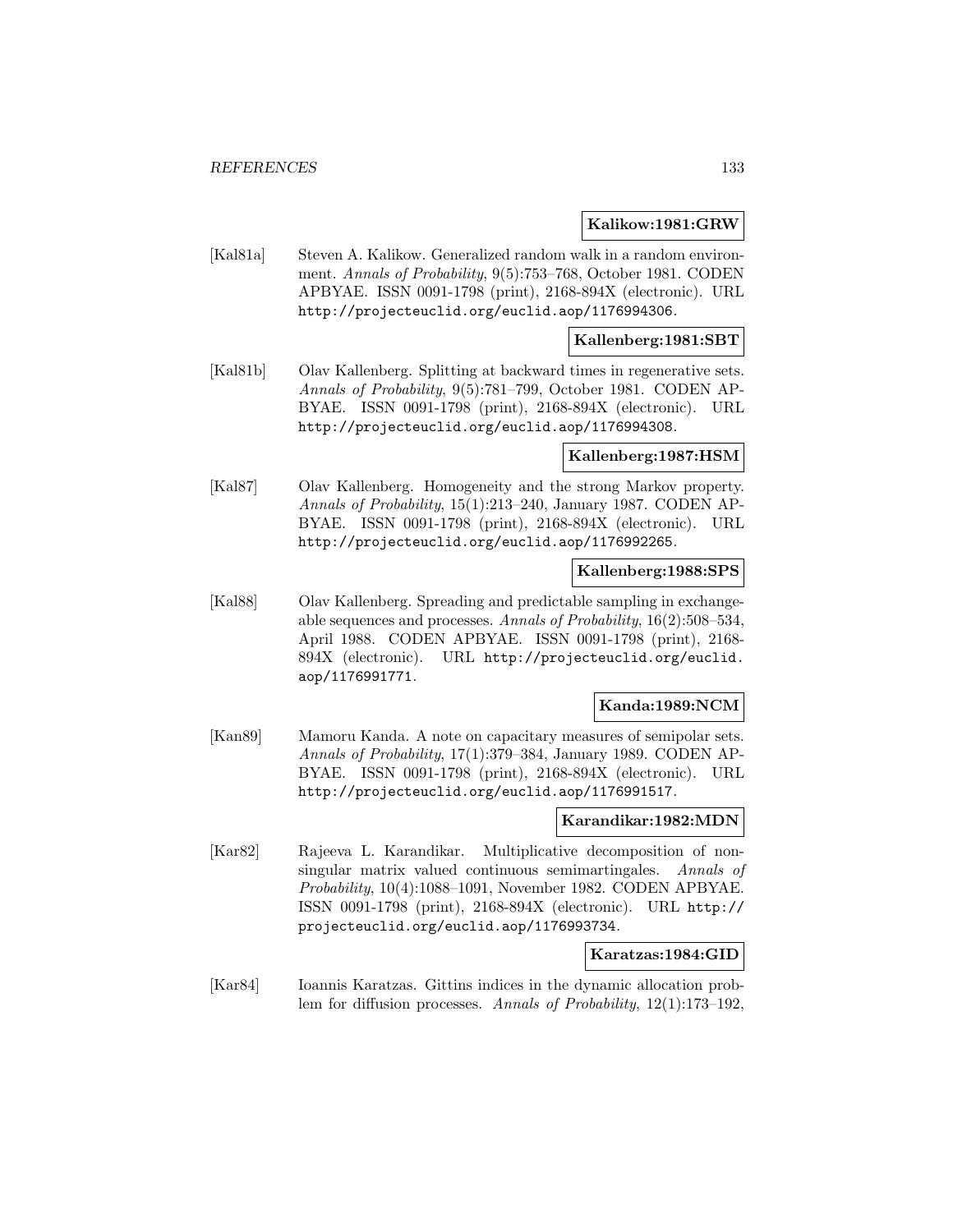**Kalikow:1981:GRW**

[Kal81a] Steven A. Kalikow. Generalized random walk in a random environment. *Annals of Probability*, 9(5):753–768, October 1981. CODEN APBYAE. ISSN 0091-1798 (print), 2168-894X (electronic). URL `http://projecteuclid.org/euclid.aop/1176994306`.

**Kallenberg:1981:SBT**

[Kal81b] Olav Kallenberg. Splitting at backward times in regenerative sets. *Annals of Probability*, 9(5):781–799, October 1981. CODEN APBYAE. ISSN 0091-1798 (print), 2168-894X (electronic). URL `http://projecteuclid.org/euclid.aop/1176994308`.

**Kallenberg:1987:HSM**

[Kal87] Olav Kallenberg. Homogeneity and the strong Markov property. *Annals of Probability*, 15(1):213–240, January 1987. CODEN APBYAE. ISSN 0091-1798 (print), 2168-894X (electronic). URL `http://projecteuclid.org/euclid.aop/1176992265`.

**Kallenberg:1988:SPS**

[Kal88] Olav Kallenberg. Spreading and predictable sampling in exchangeable sequences and processes. *Annals of Probability*, 16(2):508–534, April 1988. CODEN APBYAE. ISSN 0091-1798 (print), 2168-894X (electronic). URL `http://projecteuclid.org/euclid.aop/1176991771`.

**Kanda:1989:NCM**

[Kan89] Mamoru Kanda. A note on capacitary measures of semipolar sets. *Annals of Probability*, 17(1):379–384, January 1989. CODEN APBYAE. ISSN 0091-1798 (print), 2168-894X (electronic). URL `http://projecteuclid.org/euclid.aop/1176991517`.

**Karandikar:1982:MDN**

[Kar82] Rajeeva L. Karandikar. Multiplicative decomposition of non-singular matrix valued continuous semimartingales. *Annals of Probability*, 10(4):1088–1091, November 1982. CODEN APBYAE. ISSN 0091-1798 (print), 2168-894X (electronic). URL `http://projecteuclid.org/euclid.aop/1176993734`.

**Karatzas:1984:GID**

[Kar84] Ioannis Karatzas. Gittins indices in the dynamic allocation problem for diffusion processes. *Annals of Probability*, 12(1):173–192,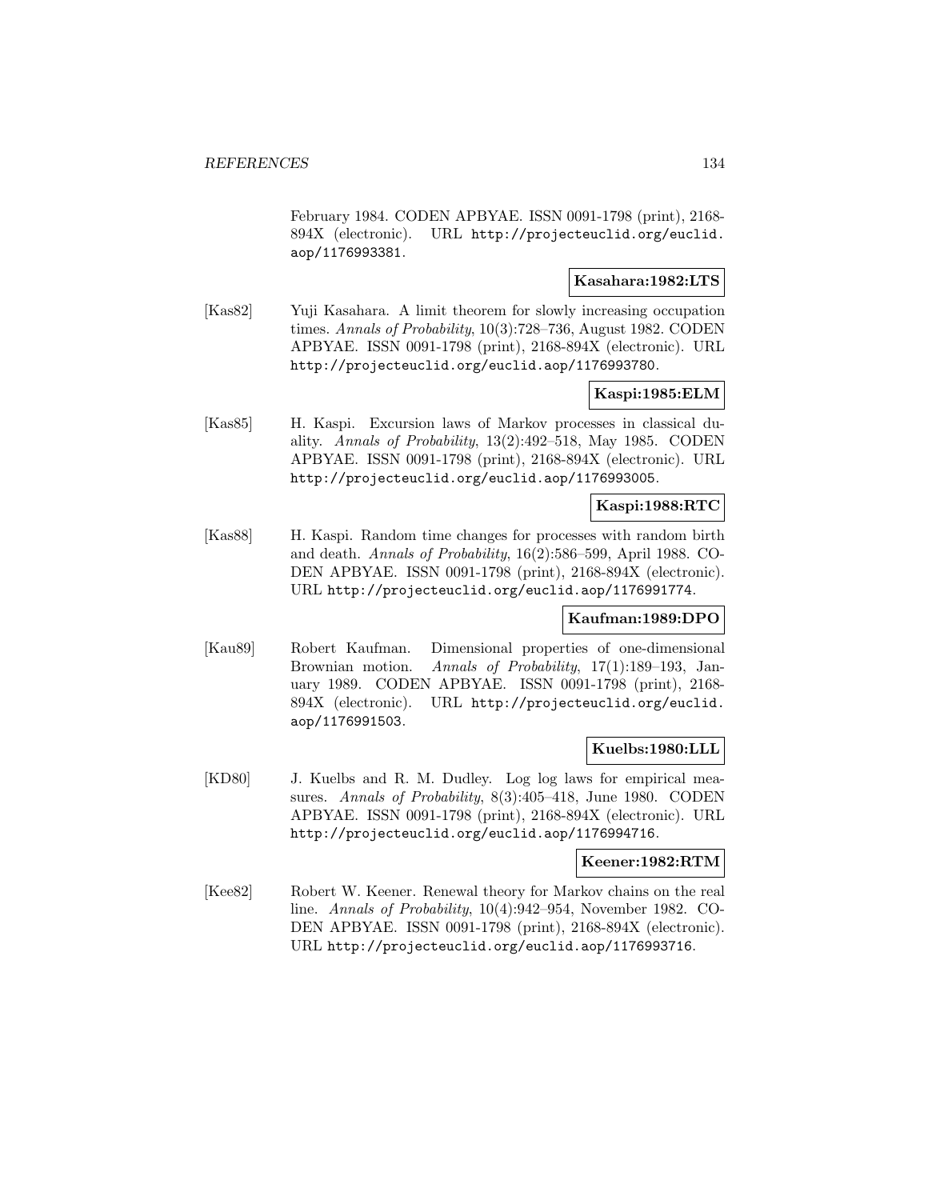February 1984. CODEN APBYAE. ISSN 0091-1798 (print), 2168-894X (electronic). URL http://projecteuclid.org/euclid.aop/1176993381.

**Kasahara:1982:LTS**

[Kas82] Yuji Kasahara. A limit theorem for slowly increasing occupation times. *Annals of Probability*, 10(3):728–736, August 1982. CODEN APBYAE. ISSN 0091-1798 (print), 2168-894X (electronic). URL http://projecteuclid.org/euclid.aop/1176993780.

**Kaspi:1985:ELM**

[Kas85] H. Kaspi. Excursion laws of Markov processes in classical duality. *Annals of Probability*, 13(2):492–518, May 1985. CODEN APBYAE. ISSN 0091-1798 (print), 2168-894X (electronic). URL http://projecteuclid.org/euclid.aop/1176993005.

**Kaspi:1988:RTC**

[Kas88] H. Kaspi. Random time changes for processes with random birth and death. *Annals of Probability*, 16(2):586–599, April 1988. CODEN APBYAE. ISSN 0091-1798 (print), 2168-894X (electronic). URL http://projecteuclid.org/euclid.aop/1176991774.

**Kaufman:1989:DPO**

[Kau89] Robert Kaufman. Dimensional properties of one-dimensional Brownian motion. *Annals of Probability*, 17(1):189–193, January 1989. CODEN APBYAE. ISSN 0091-1798 (print), 2168-894X (electronic). URL http://projecteuclid.org/euclid.aop/1176991503.

**Kuelbs:1980:LLL**

[KD80] J. Kuelbs and R. M. Dudley. Log log laws for empirical measures. *Annals of Probability*, 8(3):405–418, June 1980. CODEN APBYAE. ISSN 0091-1798 (print), 2168-894X (electronic). URL http://projecteuclid.org/euclid.aop/1176994716.

**Keener:1982:RTM**

[Kee82] Robert W. Keener. Renewal theory for Markov chains on the real line. *Annals of Probability*, 10(4):942–954, November 1982. CODEN APBYAE. ISSN 0091-1798 (print), 2168-894X (electronic). URL http://projecteuclid.org/euclid.aop/1176993716.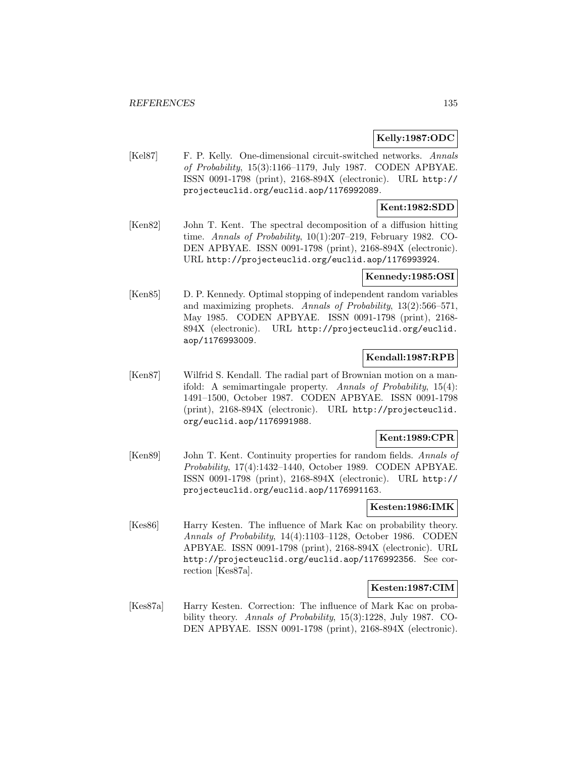**Kelly:1987:ODC**

[Kel87] F. P. Kelly. One-dimensional circuit-switched networks. *Annals of Probability*, 15(3):1166–1179, July 1987. CODEN APBYAE. ISSN 0091-1798 (print), 2168-894X (electronic). URL http://projecteuclid.org/euclid.aop/1176992089.

**Kent:1982:SDD**

[Ken82] John T. Kent. The spectral decomposition of a diffusion hitting time. *Annals of Probability*, 10(1):207–219, February 1982. CODEN APBYAE. ISSN 0091-1798 (print), 2168-894X (electronic). URL http://projecteuclid.org/euclid.aop/1176993924.

**Kennedy:1985:OSI**

[Ken85] D. P. Kennedy. Optimal stopping of independent random variables and maximizing prophets. *Annals of Probability*, 13(2):566–571, May 1985. CODEN APBYAE. ISSN 0091-1798 (print), 2168-894X (electronic). URL http://projecteuclid.org/euclid.aop/1176993009.

**Kendall:1987:RPB**

[Ken87] Wilfrid S. Kendall. The radial part of Brownian motion on a manifold: A semimartingale property. *Annals of Probability*, 15(4):1491–1500, October 1987. CODEN APBYAE. ISSN 0091-1798 (print), 2168-894X (electronic). URL http://projecteuclid.org/euclid.aop/1176991988.

**Kent:1989:CPR**

[Ken89] John T. Kent. Continuity properties for random fields. *Annals of Probability*, 17(4):1432–1440, October 1989. CODEN APBYAE. ISSN 0091-1798 (print), 2168-894X (electronic). URL http://projecteuclid.org/euclid.aop/1176991163.

**Kesten:1986:IMK**

[Kes86] Harry Kesten. The influence of Mark Kac on probability theory. *Annals of Probability*, 14(4):1103–1128, October 1986. CODEN APBYAE. ISSN 0091-1798 (print), 2168-894X (electronic). URL http://projecteuclid.org/euclid.aop/1176992356. See correction [Kes87a].

**Kesten:1987:CIM**

[Kes87a] Harry Kesten. Correction: The influence of Mark Kac on probability theory. *Annals of Probability*, 15(3):1228, July 1987. CODEN APBYAE. ISSN 0091-1798 (print), 2168-894X (electronic).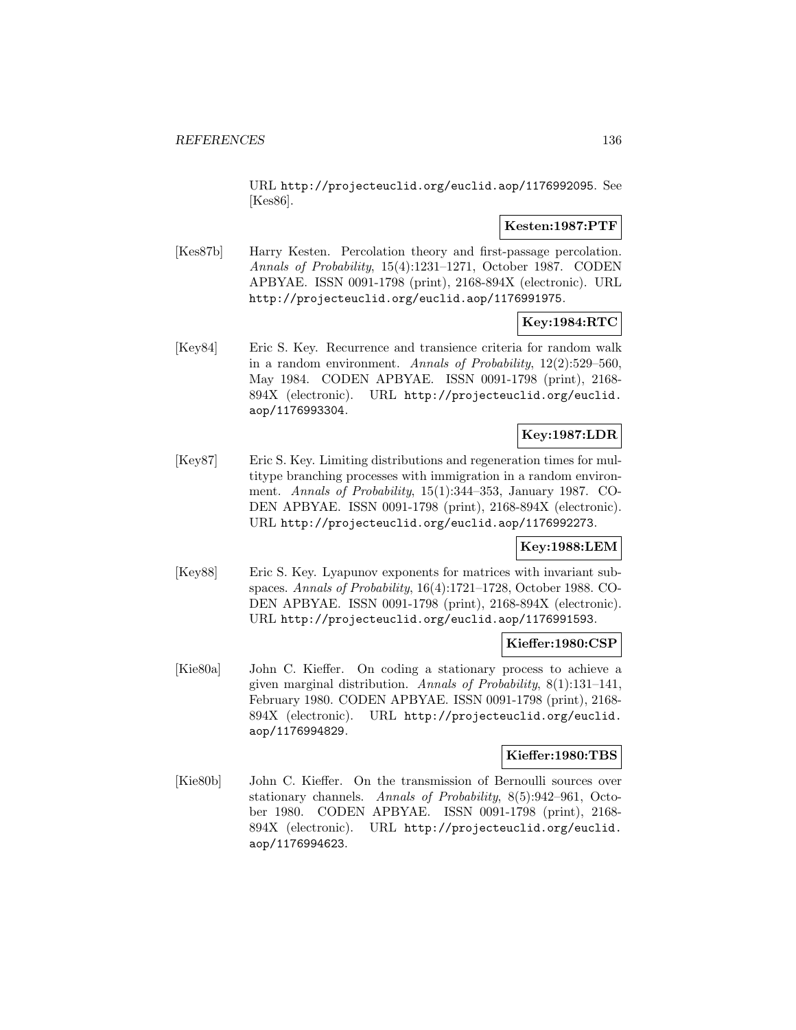URL http://projecteuclid.org/euclid.aop/1176992095. See [Kes86].

**Kesten:1987:PTF**

[Kes87b] Harry Kesten. Percolation theory and first-passage percolation. *Annals of Probability*, 15(4):1231–1271, October 1987. CODEN APBYAE. ISSN 0091-1798 (print), 2168-894X (electronic). URL http://projecteuclid.org/euclid.aop/1176991975.

**Key:1984:RTC**

[Key84] Eric S. Key. Recurrence and transience criteria for random walk in a random environment. *Annals of Probability*, 12(2):529–560, May 1984. CODEN APBYAE. ISSN 0091-1798 (print), 2168-894X (electronic). URL http://projecteuclid.org/euclid.aop/1176993304.

**Key:1987:LDR**

[Key87] Eric S. Key. Limiting distributions and regeneration times for multitype branching processes with immigration in a random environment. *Annals of Probability*, 15(1):344–353, January 1987. CODEN APBYAE. ISSN 0091-1798 (print), 2168-894X (electronic). URL http://projecteuclid.org/euclid.aop/1176992273.

**Key:1988:LEM**

[Key88] Eric S. Key. Lyapunov exponents for matrices with invariant subspaces. *Annals of Probability*, 16(4):1721–1728, October 1988. CODEN APBYAE. ISSN 0091-1798 (print), 2168-894X (electronic). URL http://projecteuclid.org/euclid.aop/1176991593.

**Kieffer:1980:CSP**

[Kie80a] John C. Kieffer. On coding a stationary process to achieve a given marginal distribution. *Annals of Probability*, 8(1):131–141, February 1980. CODEN APBYAE. ISSN 0091-1798 (print), 2168-894X (electronic). URL http://projecteuclid.org/euclid.aop/1176994829.

**Kieffer:1980:TBS**

[Kie80b] John C. Kieffer. On the transmission of Bernoulli sources over stationary channels. *Annals of Probability*, 8(5):942–961, October 1980. CODEN APBYAE. ISSN 0091-1798 (print), 2168-894X (electronic). URL http://projecteuclid.org/euclid.aop/1176994623.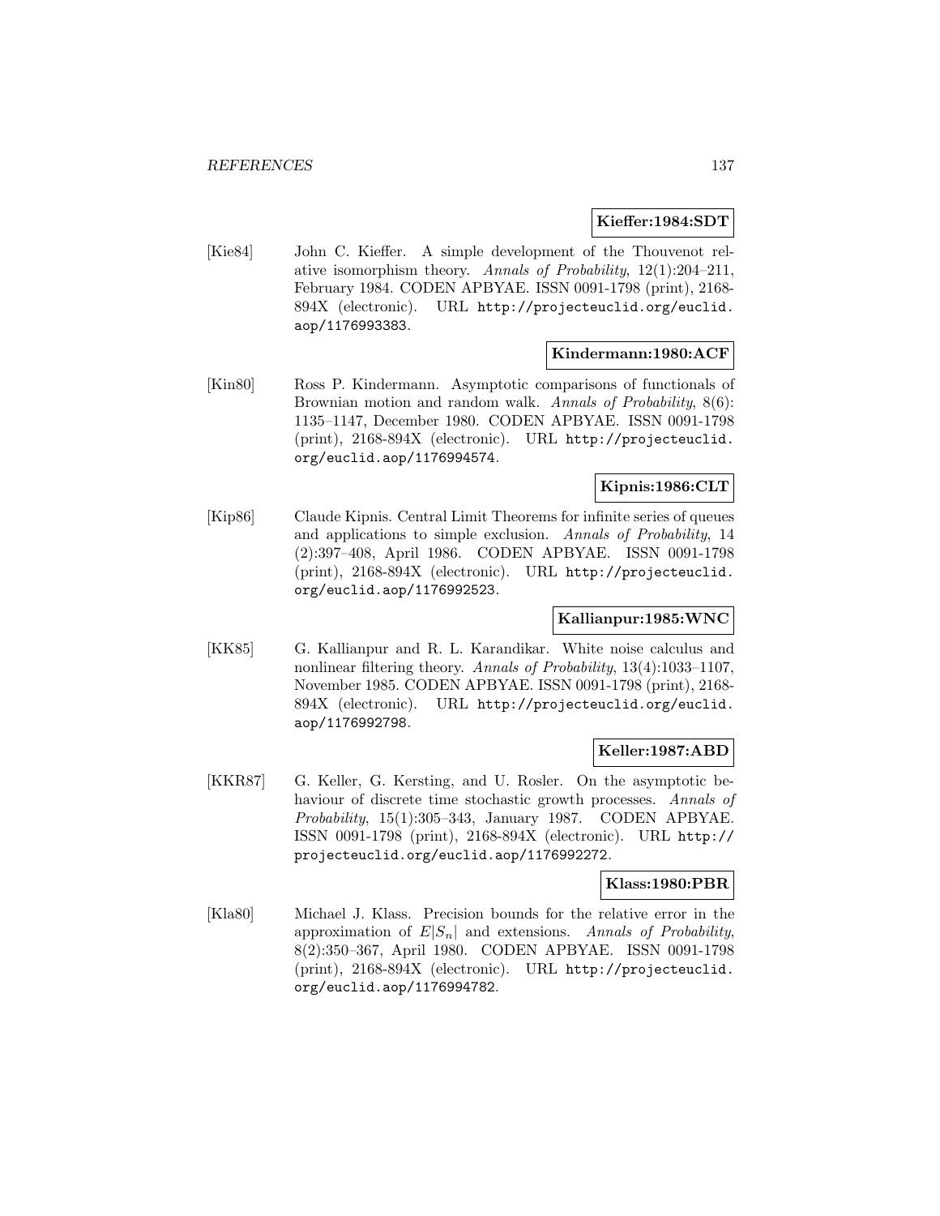**Kieffer:1984:SDT**

[Kie84] John C. Kieffer. A simple development of the Thouvenot relative isomorphism theory. *Annals of Probability*, 12(1):204–211, February 1984. CODEN APBYAE. ISSN 0091-1798 (print), 2168-894X (electronic). URL http://projecteuclid.org/euclid.aop/1176993383.

**Kindermann:1980:ACF**

[Kin80] Ross P. Kindermann. Asymptotic comparisons of functionals of Brownian motion and random walk. *Annals of Probability*, 8(6): 1135–1147, December 1980. CODEN APBYAE. ISSN 0091-1798 (print), 2168-894X (electronic). URL http://projecteuclid.org/euclid.aop/1176994574.

**Kipnis:1986:CLT**

[Kip86] Claude Kipnis. Central Limit Theorems for infinite series of queues and applications to simple exclusion. *Annals of Probability*, 14 (2):397–408, April 1986. CODEN APBYAE. ISSN 0091-1798 (print), 2168-894X (electronic). URL http://projecteuclid.org/euclid.aop/1176992523.

**Kallianpur:1985:WNC**

[KK85] G. Kallianpur and R. L. Karandikar. White noise calculus and nonlinear filtering theory. *Annals of Probability*, 13(4):1033–1107, November 1985. CODEN APBYAE. ISSN 0091-1798 (print), 2168-894X (electronic). URL http://projecteuclid.org/euclid.aop/1176992798.

**Keller:1987:ABD**

[KKR87] G. Keller, G. Kersting, and U. Rosler. On the asymptotic behaviour of discrete time stochastic growth processes. *Annals of Probability*, 15(1):305–343, January 1987. CODEN APBYAE. ISSN 0091-1798 (print), 2168-894X (electronic). URL http://projecteuclid.org/euclid.aop/1176992272.

**Klass:1980:PBR**

[Kla80] Michael J. Klass. Precision bounds for the relative error in the approximation of $E|S_n|$ and extensions. *Annals of Probability*, 8(2):350–367, April 1980. CODEN APBYAE. ISSN 0091-1798 (print), 2168-894X (electronic). URL http://projecteuclid.org/euclid.aop/1176994782.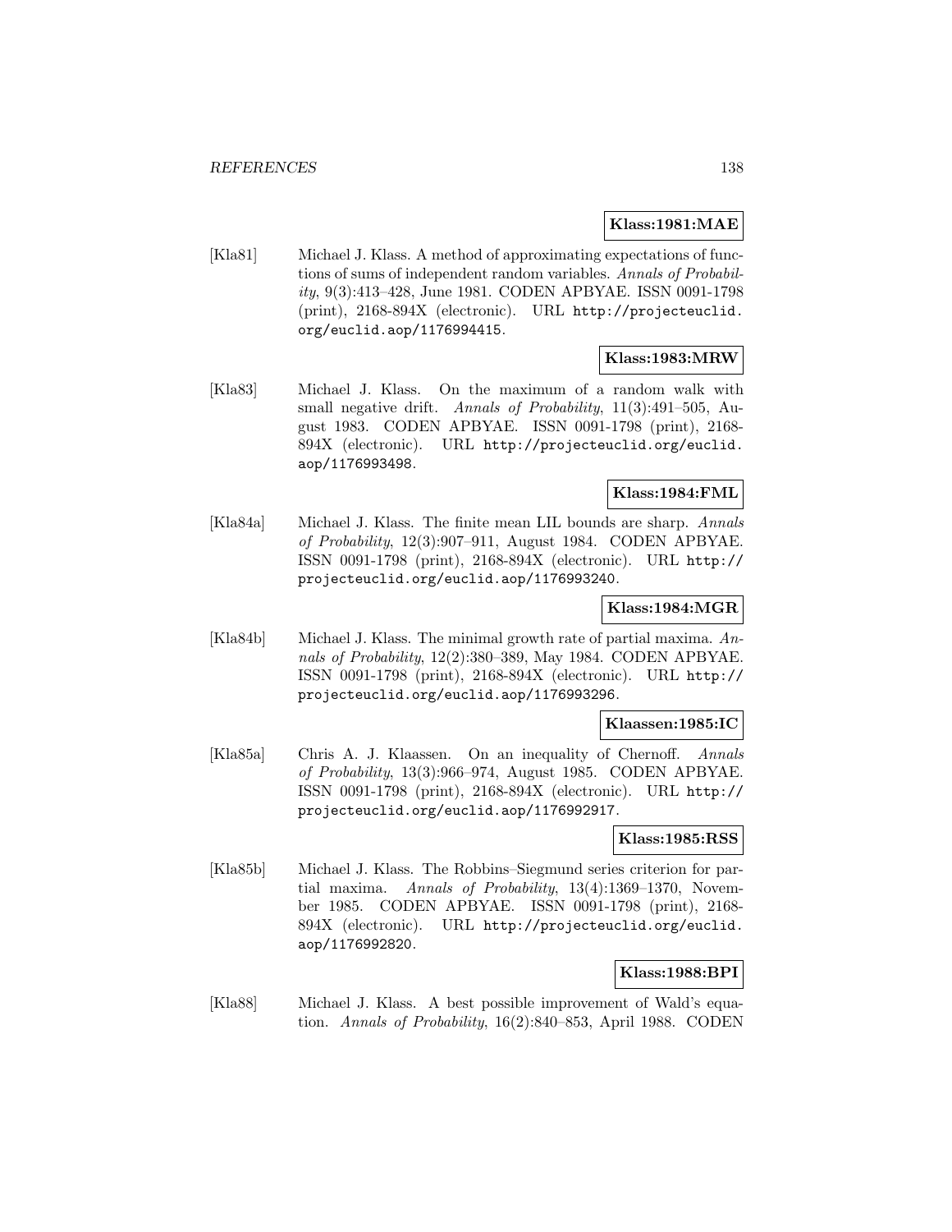**Klass:1981:MAE**

[Kla81] Michael J. Klass. A method of approximating expectations of functions of sums of independent random variables. *Annals of Probability*, 9(3):413–428, June 1981. CODEN APBYAE. ISSN 0091-1798 (print), 2168-894X (electronic). URL http://projecteuclid.org/euclid.aop/1176994415.

**Klass:1983:MRW**

[Kla83] Michael J. Klass. On the maximum of a random walk with small negative drift. *Annals of Probability*, 11(3):491–505, August 1983. CODEN APBYAE. ISSN 0091-1798 (print), 2168-894X (electronic). URL http://projecteuclid.org/euclid.aop/1176993498.

**Klass:1984:FML**

[Kla84a] Michael J. Klass. The finite mean LIL bounds are sharp. *Annals of Probability*, 12(3):907–911, August 1984. CODEN APBYAE. ISSN 0091-1798 (print), 2168-894X (electronic). URL http://projecteuclid.org/euclid.aop/1176993240.

**Klass:1984:MGR**

[Kla84b] Michael J. Klass. The minimal growth rate of partial maxima. *Annals of Probability*, 12(2):380–389, May 1984. CODEN APBYAE. ISSN 0091-1798 (print), 2168-894X (electronic). URL http://projecteuclid.org/euclid.aop/1176993296.

**Klaassen:1985:IC**

[Kla85a] Chris A. J. Klaassen. On an inequality of Chernoff. *Annals of Probability*, 13(3):966–974, August 1985. CODEN APBYAE. ISSN 0091-1798 (print), 2168-894X (electronic). URL http://projecteuclid.org/euclid.aop/1176992917.

**Klass:1985:RSS**

[Kla85b] Michael J. Klass. The Robbins–Siegmund series criterion for partial maxima. *Annals of Probability*, 13(4):1369–1370, November 1985. CODEN APBYAE. ISSN 0091-1798 (print), 2168-894X (electronic). URL http://projecteuclid.org/euclid.aop/1176992820.

**Klass:1988:BPI**

[Kla88] Michael J. Klass. A best possible improvement of Wald's equation. *Annals of Probability*, 16(2):840–853, April 1988. CODEN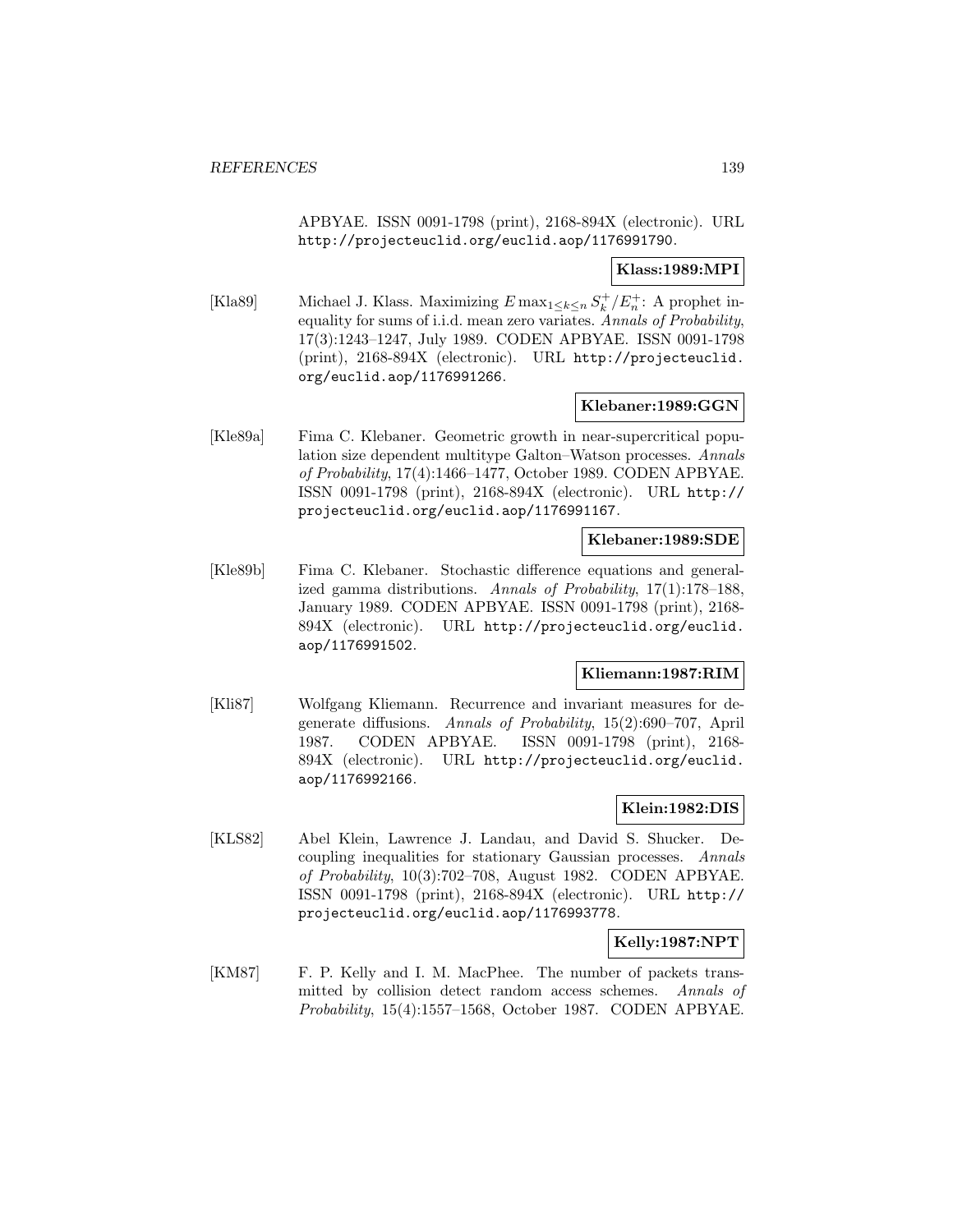APBYAE. ISSN 0091-1798 (print), 2168-894X (electronic). URL http://projecteuclid.org/euclid.aop/1176991790.

**Klass:1989:MPI**

[Kla89] Michael J. Klass. Maximizing $E\max_{1\leq k\leq n} S_k^+/E_n^+$: A prophet inequality for sums of i.i.d. mean zero variates. *Annals of Probability*, 17(3):1243–1247, July 1989. CODEN APBYAE. ISSN 0091-1798 (print), 2168-894X (electronic). URL http://projecteuclid.org/euclid.aop/1176991266.

**Klebaner:1989:GGN**

[Kle89a] Fima C. Klebaner. Geometric growth in near-supercritical population size dependent multitype Galton–Watson processes. *Annals of Probability*, 17(4):1466–1477, October 1989. CODEN APBYAE. ISSN 0091-1798 (print), 2168-894X (electronic). URL http://projecteuclid.org/euclid.aop/1176991167.

**Klebaner:1989:SDE**

[Kle89b] Fima C. Klebaner. Stochastic difference equations and generalized gamma distributions. *Annals of Probability*, 17(1):178–188, January 1989. CODEN APBYAE. ISSN 0091-1798 (print), 2168-894X (electronic). URL http://projecteuclid.org/euclid.aop/1176991502.

**Kliemann:1987:RIM**

[Kli87] Wolfgang Kliemann. Recurrence and invariant measures for degenerate diffusions. *Annals of Probability*, 15(2):690–707, April 1987. CODEN APBYAE. ISSN 0091-1798 (print), 2168-894X (electronic). URL http://projecteuclid.org/euclid.aop/1176992166.

**Klein:1982:DIS**

[KLS82] Abel Klein, Lawrence J. Landau, and David S. Shucker. Decoupling inequalities for stationary Gaussian processes. *Annals of Probability*, 10(3):702–708, August 1982. CODEN APBYAE. ISSN 0091-1798 (print), 2168-894X (electronic). URL http://projecteuclid.org/euclid.aop/1176993778.

**Kelly:1987:NPT**

[KM87] F. P. Kelly and I. M. MacPhee. The number of packets transmitted by collision detect random access schemes. *Annals of Probability*, 15(4):1557–1568, October 1987. CODEN APBYAE.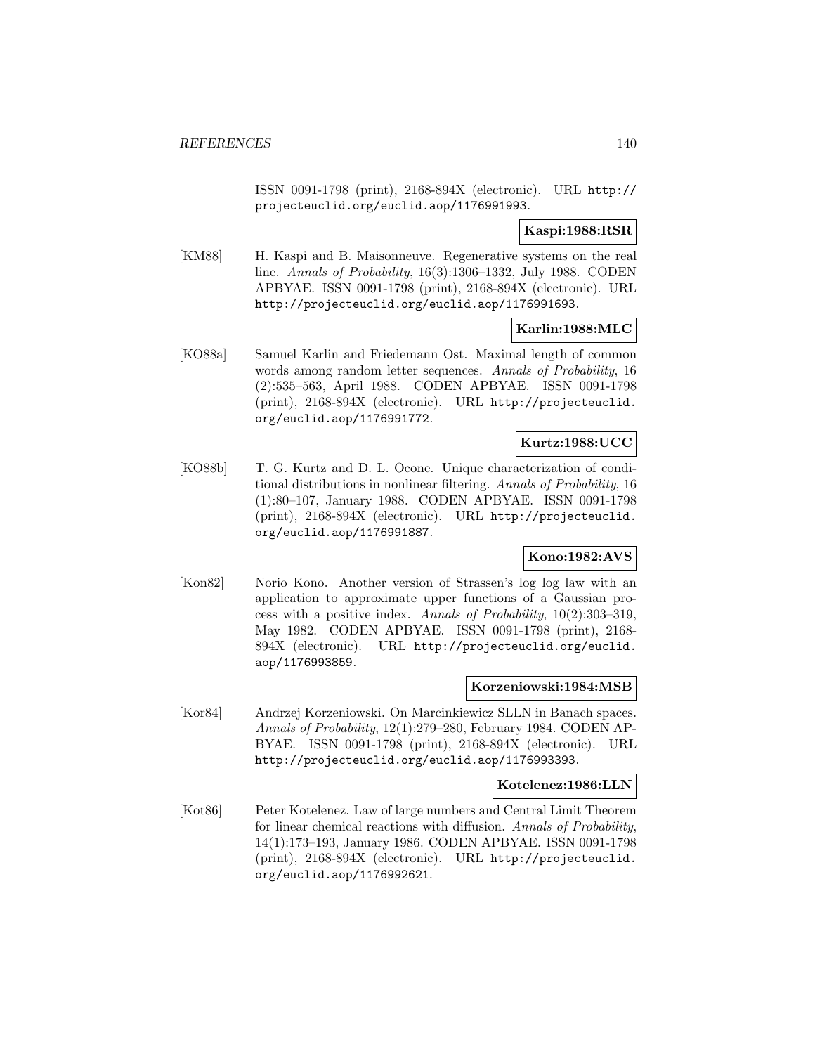ISSN 0091-1798 (print), 2168-894X (electronic). URL http://projecteuclid.org/euclid.aop/1176991993.

**Kaspi:1988:RSR**

[KM88] H. Kaspi and B. Maisonneuve. Regenerative systems on the real line. *Annals of Probability*, 16(3):1306–1332, July 1988. CODEN APBYAE. ISSN 0091-1798 (print), 2168-894X (electronic). URL http://projecteuclid.org/euclid.aop/1176991693.

**Karlin:1988:MLC**

[KO88a] Samuel Karlin and Friedemann Ost. Maximal length of common words among random letter sequences. *Annals of Probability*, 16 (2):535–563, April 1988. CODEN APBYAE. ISSN 0091-1798 (print), 2168-894X (electronic). URL http://projecteuclid.org/euclid.aop/1176991772.

**Kurtz:1988:UCC**

[KO88b] T. G. Kurtz and D. L. Ocone. Unique characterization of conditional distributions in nonlinear filtering. *Annals of Probability*, 16 (1):80–107, January 1988. CODEN APBYAE. ISSN 0091-1798 (print), 2168-894X (electronic). URL http://projecteuclid.org/euclid.aop/1176991887.

**Kono:1982:AVS**

[Kon82] Norio Kono. Another version of Strassen's log log law with an application to approximate upper functions of a Gaussian process with a positive index. *Annals of Probability*, 10(2):303–319, May 1982. CODEN APBYAE. ISSN 0091-1798 (print), 2168-894X (electronic). URL http://projecteuclid.org/euclid.aop/1176993859.

**Korzeniowski:1984:MSB**

[Kor84] Andrzej Korzeniowski. On Marcinkiewicz SLLN in Banach spaces. *Annals of Probability*, 12(1):279–280, February 1984. CODEN APBYAE. ISSN 0091-1798 (print), 2168-894X (electronic). URL http://projecteuclid.org/euclid.aop/1176993393.

**Kotelenez:1986:LLN**

[Kot86] Peter Kotelenez. Law of large numbers and Central Limit Theorem for linear chemical reactions with diffusion. *Annals of Probability*, 14(1):173–193, January 1986. CODEN APBYAE. ISSN 0091-1798 (print), 2168-894X (electronic). URL http://projecteuclid.org/euclid.aop/1176992621.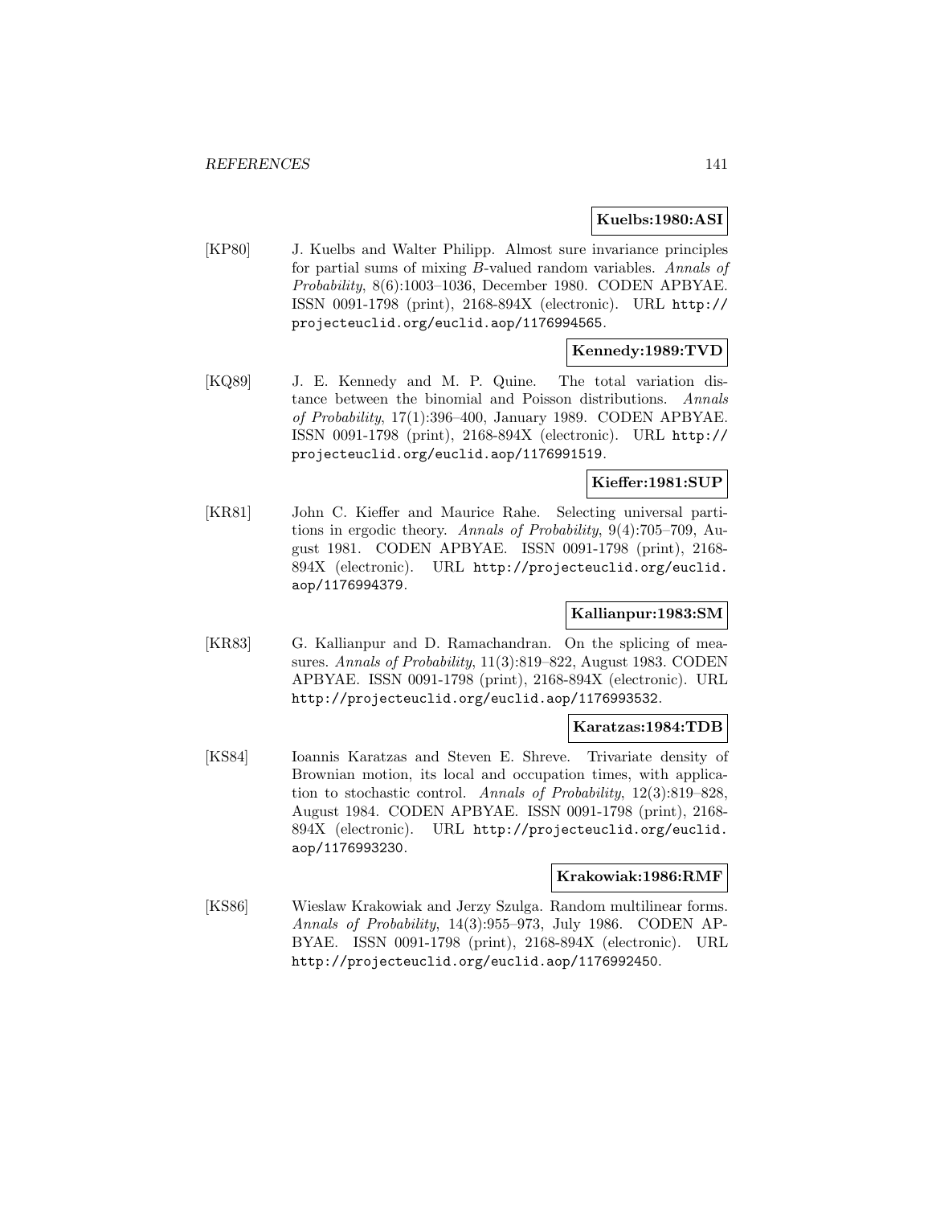**Kuelbs:1980:ASI**

[KP80] J. Kuelbs and Walter Philipp. Almost sure invariance principles for partial sums of mixing $B$-valued random variables. *Annals of Probability*, 8(6):1003–1036, December 1980. CODEN APBYAE. ISSN 0091-1798 (print), 2168-894X (electronic). URL http://projecteuclid.org/euclid.aop/1176994565.

**Kennedy:1989:TVD**

[KQ89] J. E. Kennedy and M. P. Quine. The total variation distance between the binomial and Poisson distributions. *Annals of Probability*, 17(1):396–400, January 1989. CODEN APBYAE. ISSN 0091-1798 (print), 2168-894X (electronic). URL http://projecteuclid.org/euclid.aop/1176991519.

**Kieffer:1981:SUP**

[KR81] John C. Kieffer and Maurice Rahe. Selecting universal partitions in ergodic theory. *Annals of Probability*, 9(4):705–709, August 1981. CODEN APBYAE. ISSN 0091-1798 (print), 2168-894X (electronic). URL http://projecteuclid.org/euclid.aop/1176994379.

**Kallianpur:1983:SM**

[KR83] G. Kallianpur and D. Ramachandran. On the splicing of measures. *Annals of Probability*, 11(3):819–822, August 1983. CODEN APBYAE. ISSN 0091-1798 (print), 2168-894X (electronic). URL http://projecteuclid.org/euclid.aop/1176993532.

**Karatzas:1984:TDB**

[KS84] Ioannis Karatzas and Steven E. Shreve. Trivariate density of Brownian motion, its local and occupation times, with application to stochastic control. *Annals of Probability*, 12(3):819–828, August 1984. CODEN APBYAE. ISSN 0091-1798 (print), 2168-894X (electronic). URL http://projecteuclid.org/euclid.aop/1176993230.

**Krakowiak:1986:RMF**

[KS86] Wieslaw Krakowiak and Jerzy Szulga. Random multilinear forms. *Annals of Probability*, 14(3):955–973, July 1986. CODEN APBYAE. ISSN 0091-1798 (print), 2168-894X (electronic). URL http://projecteuclid.org/euclid.aop/1176992450.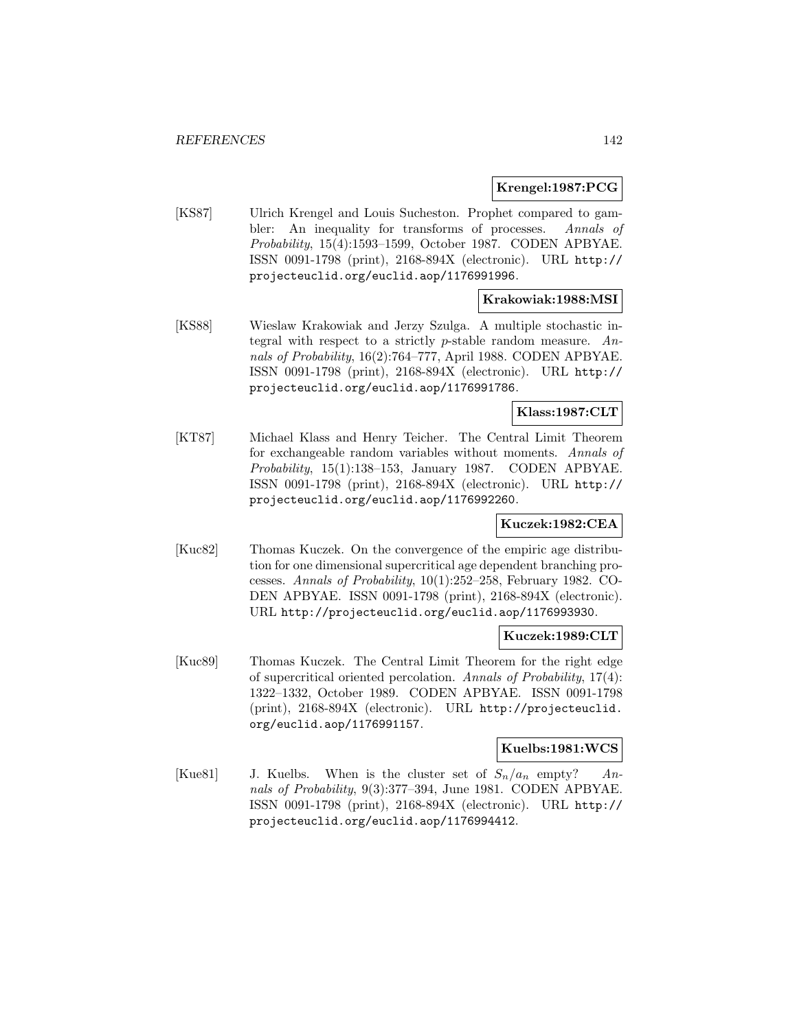**Krengel:1987:PCG**

[KS87] Ulrich Krengel and Louis Sucheston. Prophet compared to gambler: An inequality for transforms of processes. *Annals of Probability*, 15(4):1593–1599, October 1987. CODEN APBYAE. ISSN 0091-1798 (print), 2168-894X (electronic). URL `http://projecteuclid.org/euclid.aop/1176991996`.

**Krakowiak:1988:MSI**

[KS88] Wieslaw Krakowiak and Jerzy Szulga. A multiple stochastic integral with respect to a strictly $p$-stable random measure. *Annals of Probability*, 16(2):764–777, April 1988. CODEN APBYAE. ISSN 0091-1798 (print), 2168-894X (electronic). URL `http://projecteuclid.org/euclid.aop/1176991786`.

**Klass:1987:CLT**

[KT87] Michael Klass and Henry Teicher. The Central Limit Theorem for exchangeable random variables without moments. *Annals of Probability*, 15(1):138–153, January 1987. CODEN APBYAE. ISSN 0091-1798 (print), 2168-894X (electronic). URL `http://projecteuclid.org/euclid.aop/1176992260`.

**Kuczek:1982:CEA**

[Kuc82] Thomas Kuczek. On the convergence of the empiric age distribution for one dimensional supercritical age dependent branching processes. *Annals of Probability*, 10(1):252–258, February 1982. CODEN APBYAE. ISSN 0091-1798 (print), 2168-894X (electronic). URL `http://projecteuclid.org/euclid.aop/1176993930`.

**Kuczek:1989:CLT**

[Kuc89] Thomas Kuczek. The Central Limit Theorem for the right edge of supercritical oriented percolation. *Annals of Probability*, 17(4): 1322–1332, October 1989. CODEN APBYAE. ISSN 0091-1798 (print), 2168-894X (electronic). URL `http://projecteuclid.org/euclid.aop/1176991157`.

**Kuelbs:1981:WCS**

[Kue81] J. Kuelbs. When is the cluster set of $S_n/a_n$ empty? *Annals of Probability*, 9(3):377–394, June 1981. CODEN APBYAE. ISSN 0091-1798 (print), 2168-894X (electronic). URL `http://projecteuclid.org/euclid.aop/1176994412`.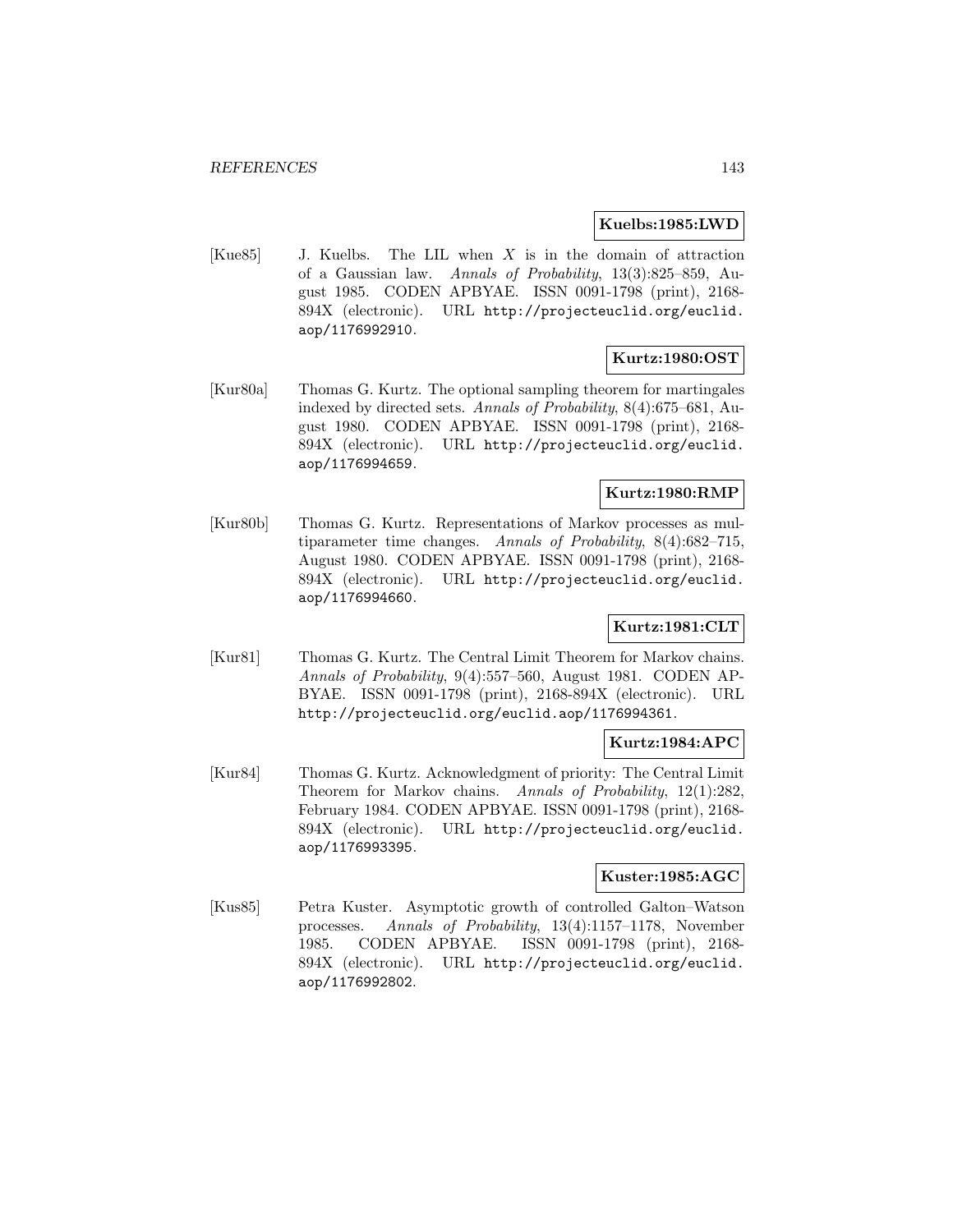**Kuelbs:1985:LWD**

[Kue85] J. Kuelbs. The LIL when $X$ is in the domain of attraction of a Gaussian law. *Annals of Probability*, 13(3):825–859, August 1985. CODEN APBYAE. ISSN 0091-1798 (print), 2168-894X (electronic). URL http://projecteuclid.org/euclid.aop/1176992910.

**Kurtz:1980:OST**

[Kur80a] Thomas G. Kurtz. The optional sampling theorem for martingales indexed by directed sets. *Annals of Probability*, 8(4):675–681, August 1980. CODEN APBYAE. ISSN 0091-1798 (print), 2168-894X (electronic). URL http://projecteuclid.org/euclid.aop/1176994659.

**Kurtz:1980:RMP**

[Kur80b] Thomas G. Kurtz. Representations of Markov processes as multiparameter time changes. *Annals of Probability*, 8(4):682–715, August 1980. CODEN APBYAE. ISSN 0091-1798 (print), 2168-894X (electronic). URL http://projecteuclid.org/euclid.aop/1176994660.

**Kurtz:1981:CLT**

[Kur81] Thomas G. Kurtz. The Central Limit Theorem for Markov chains. *Annals of Probability*, 9(4):557–560, August 1981. CODEN APBYAE. ISSN 0091-1798 (print), 2168-894X (electronic). URL http://projecteuclid.org/euclid.aop/1176994361.

**Kurtz:1984:APC**

[Kur84] Thomas G. Kurtz. Acknowledgment of priority: The Central Limit Theorem for Markov chains. *Annals of Probability*, 12(1):282, February 1984. CODEN APBYAE. ISSN 0091-1798 (print), 2168-894X (electronic). URL http://projecteuclid.org/euclid.aop/1176993395.

**Kuster:1985:AGC**

[Kus85] Petra Kuster. Asymptotic growth of controlled Galton–Watson processes. *Annals of Probability*, 13(4):1157–1178, November 1985. CODEN APBYAE. ISSN 0091-1798 (print), 2168-894X (electronic). URL http://projecteuclid.org/euclid.aop/1176992802.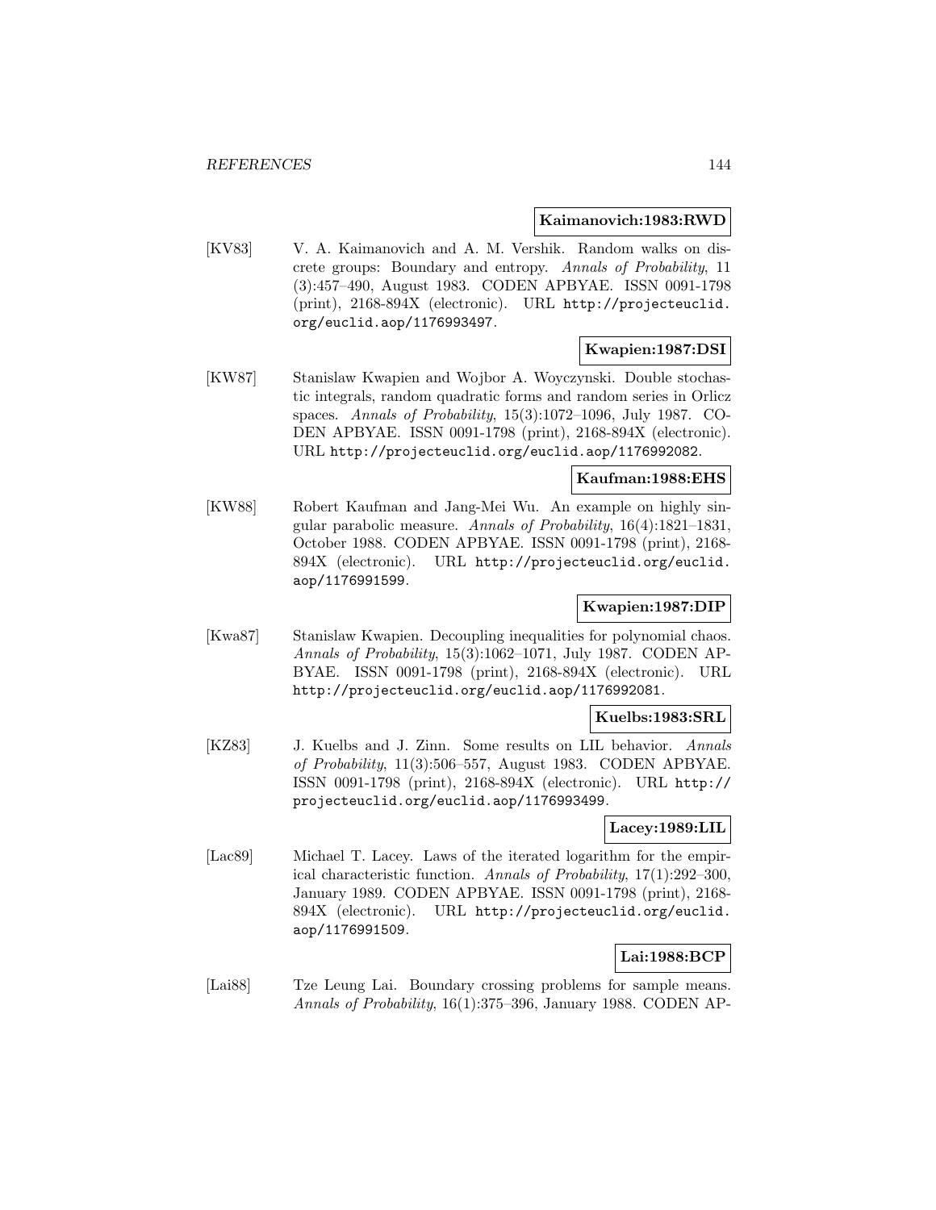**Kaimanovich:1983:RWD**

[KV83] V. A. Kaimanovich and A. M. Vershik. Random walks on discrete groups: Boundary and entropy. *Annals of Probability*, 11 (3):457–490, August 1983. CODEN APBYAE. ISSN 0091-1798 (print), 2168-894X (electronic). URL http://projecteuclid.org/euclid.aop/1176993497.

**Kwapien:1987:DSI**

[KW87] Stanislaw Kwapien and Wojbor A. Woyczynski. Double stochastic integrals, random quadratic forms and random series in Orlicz spaces. *Annals of Probability*, 15(3):1072–1096, July 1987. CODEN APBYAE. ISSN 0091-1798 (print), 2168-894X (electronic). URL http://projecteuclid.org/euclid.aop/1176992082.

**Kaufman:1988:EHS**

[KW88] Robert Kaufman and Jang-Mei Wu. An example on highly singular parabolic measure. *Annals of Probability*, 16(4):1821–1831, October 1988. CODEN APBYAE. ISSN 0091-1798 (print), 2168-894X (electronic). URL http://projecteuclid.org/euclid.aop/1176991599.

**Kwapien:1987:DIP**

[Kwa87] Stanislaw Kwapien. Decoupling inequalities for polynomial chaos. *Annals of Probability*, 15(3):1062–1071, July 1987. CODEN APBYAE. ISSN 0091-1798 (print), 2168-894X (electronic). URL http://projecteuclid.org/euclid.aop/1176992081.

**Kuelbs:1983:SRL**

[KZ83] J. Kuelbs and J. Zinn. Some results on LIL behavior. *Annals of Probability*, 11(3):506–557, August 1983. CODEN APBYAE. ISSN 0091-1798 (print), 2168-894X (electronic). URL http://projecteuclid.org/euclid.aop/1176993499.

**Lacey:1989:LIL**

[Lac89] Michael T. Lacey. Laws of the iterated logarithm for the empirical characteristic function. *Annals of Probability*, 17(1):292–300, January 1989. CODEN APBYAE. ISSN 0091-1798 (print), 2168-894X (electronic). URL http://projecteuclid.org/euclid.aop/1176991509.

**Lai:1988:BCP**

[Lai88] Tze Leung Lai. Boundary crossing problems for sample means. *Annals of Probability*, 16(1):375–396, January 1988. CODEN AP-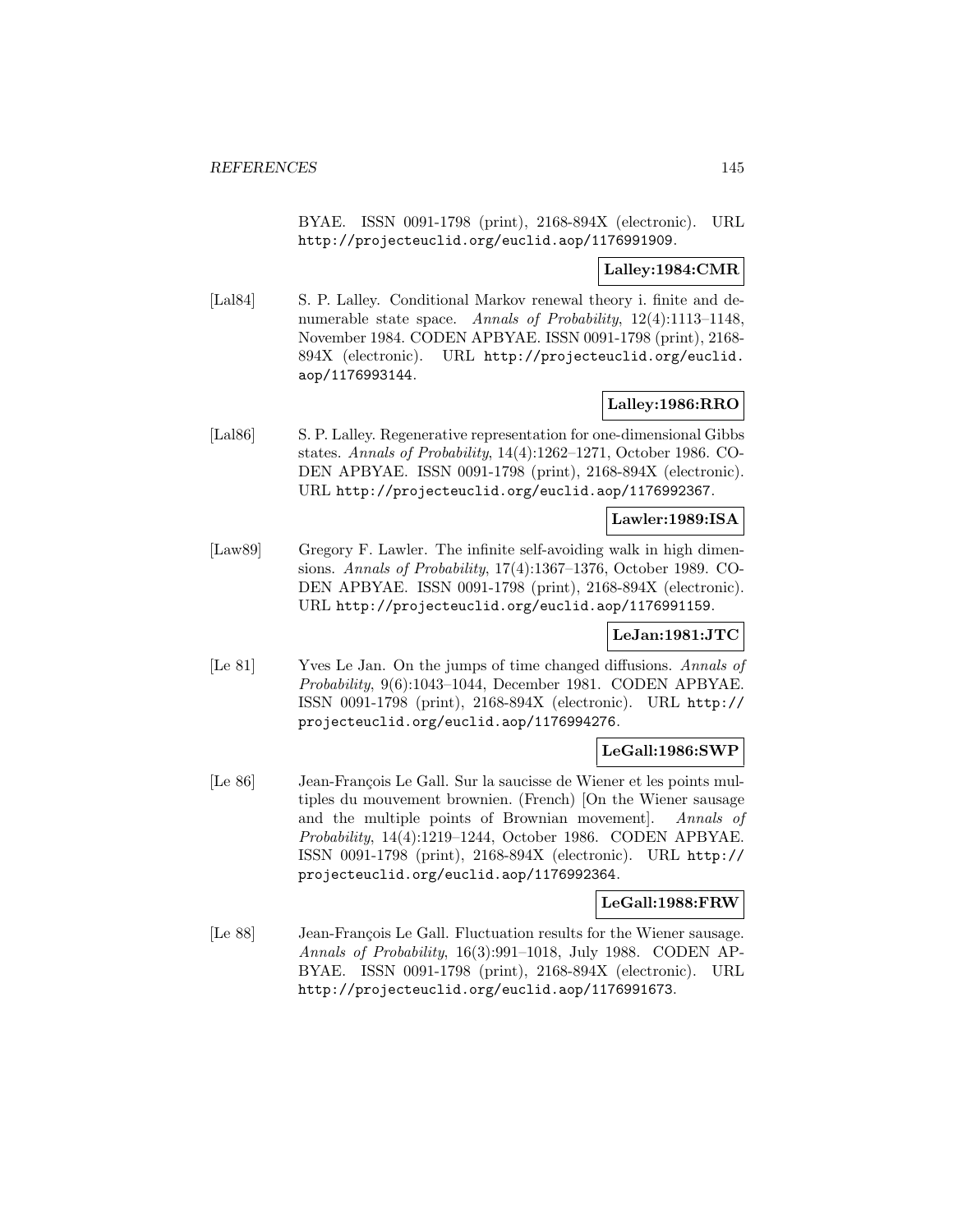BYAE. ISSN 0091-1798 (print), 2168-894X (electronic). URL http://projecteuclid.org/euclid.aop/1176991909.

**Lalley:1984:CMR**

[Lal84] S. P. Lalley. Conditional Markov renewal theory i. finite and denumerable state space. *Annals of Probability*, 12(4):1113–1148, November 1984. CODEN APBYAE. ISSN 0091-1798 (print), 2168-894X (electronic). URL http://projecteuclid.org/euclid.aop/1176993144.

**Lalley:1986:RRO**

[Lal86] S. P. Lalley. Regenerative representation for one-dimensional Gibbs states. *Annals of Probability*, 14(4):1262–1271, October 1986. CODEN APBYAE. ISSN 0091-1798 (print), 2168-894X (electronic). URL http://projecteuclid.org/euclid.aop/1176992367.

**Lawler:1989:ISA**

[Law89] Gregory F. Lawler. The infinite self-avoiding walk in high dimensions. *Annals of Probability*, 17(4):1367–1376, October 1989. CODEN APBYAE. ISSN 0091-1798 (print), 2168-894X (electronic). URL http://projecteuclid.org/euclid.aop/1176991159.

**LeJan:1981:JTC**

[Le 81] Yves Le Jan. On the jumps of time changed diffusions. *Annals of Probability*, 9(6):1043–1044, December 1981. CODEN APBYAE. ISSN 0091-1798 (print), 2168-894X (electronic). URL http://projecteuclid.org/euclid.aop/1176994276.

**LeGall:1986:SWP**

[Le 86] Jean-François Le Gall. Sur la saucisse de Wiener et les points multiples du mouvement brownien. (French) [On the Wiener sausage and the multiple points of Brownian movement]. *Annals of Probability*, 14(4):1219–1244, October 1986. CODEN APBYAE. ISSN 0091-1798 (print), 2168-894X (electronic). URL http://projecteuclid.org/euclid.aop/1176992364.

**LeGall:1988:FRW**

[Le 88] Jean-François Le Gall. Fluctuation results for the Wiener sausage. *Annals of Probability*, 16(3):991–1018, July 1988. CODEN APBYAE. ISSN 0091-1798 (print), 2168-894X (electronic). URL http://projecteuclid.org/euclid.aop/1176991673.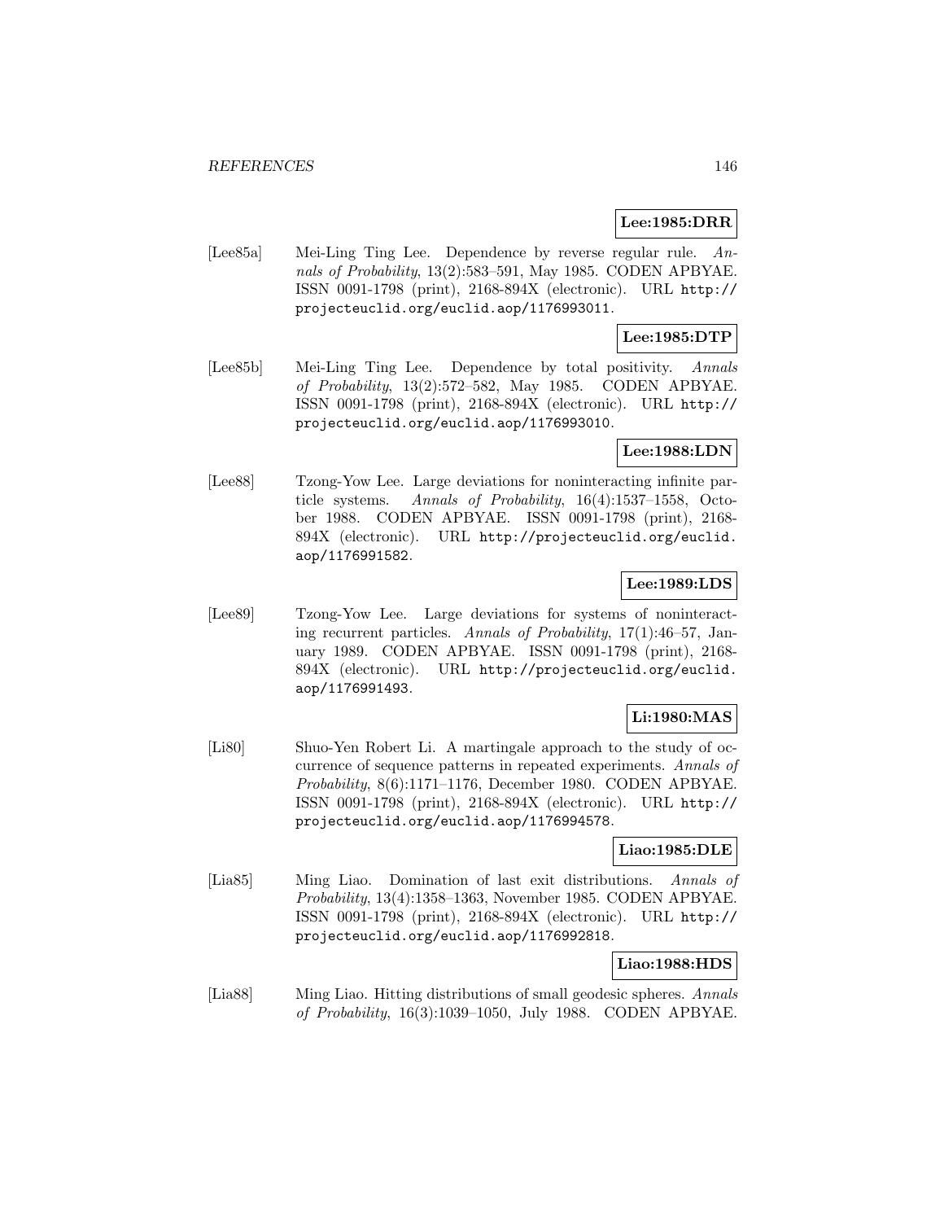**Lee:1985:DRR**

[Lee85a] Mei-Ling Ting Lee. Dependence by reverse regular rule. *Annals of Probability*, 13(2):583–591, May 1985. CODEN APBYAE. ISSN 0091-1798 (print), 2168-894X (electronic). URL http://projecteuclid.org/euclid.aop/1176993011.

**Lee:1985:DTP**

[Lee85b] Mei-Ling Ting Lee. Dependence by total positivity. *Annals of Probability*, 13(2):572–582, May 1985. CODEN APBYAE. ISSN 0091-1798 (print), 2168-894X (electronic). URL http://projecteuclid.org/euclid.aop/1176993010.

**Lee:1988:LDN**

[Lee88] Tzong-Yow Lee. Large deviations for noninteracting infinite particle systems. *Annals of Probability*, 16(4):1537–1558, October 1988. CODEN APBYAE. ISSN 0091-1798 (print), 2168-894X (electronic). URL http://projecteuclid.org/euclid.aop/1176991582.

**Lee:1989:LDS**

[Lee89] Tzong-Yow Lee. Large deviations for systems of noninteracting recurrent particles. *Annals of Probability*, 17(1):46–57, January 1989. CODEN APBYAE. ISSN 0091-1798 (print), 2168-894X (electronic). URL http://projecteuclid.org/euclid.aop/1176991493.

**Li:1980:MAS**

[Li80] Shuo-Yen Robert Li. A martingale approach to the study of occurrence of sequence patterns in repeated experiments. *Annals of Probability*, 8(6):1171–1176, December 1980. CODEN APBYAE. ISSN 0091-1798 (print), 2168-894X (electronic). URL http://projecteuclid.org/euclid.aop/1176994578.

**Liao:1985:DLE**

[Lia85] Ming Liao. Domination of last exit distributions. *Annals of Probability*, 13(4):1358–1363, November 1985. CODEN APBYAE. ISSN 0091-1798 (print), 2168-894X (electronic). URL http://projecteuclid.org/euclid.aop/1176992818.

**Liao:1988:HDS**

[Lia88] Ming Liao. Hitting distributions of small geodesic spheres. *Annals of Probability*, 16(3):1039–1050, July 1988. CODEN APBYAE.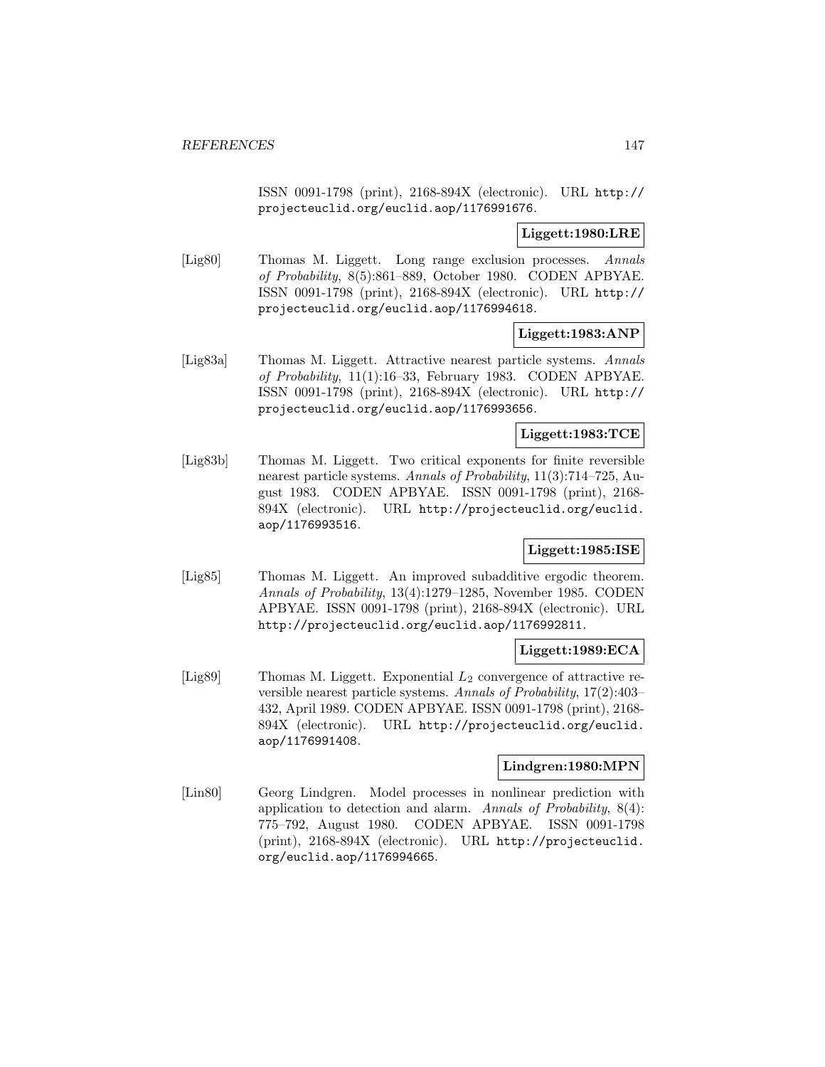ISSN 0091-1798 (print), 2168-894X (electronic). URL http://projecteuclid.org/euclid.aop/1176991676.

**Liggett:1980:LRE**

[Lig80] Thomas M. Liggett. Long range exclusion processes. *Annals of Probability*, 8(5):861–889, October 1980. CODEN APBYAE. ISSN 0091-1798 (print), 2168-894X (electronic). URL http://projecteuclid.org/euclid.aop/1176994618.

**Liggett:1983:ANP**

[Lig83a] Thomas M. Liggett. Attractive nearest particle systems. *Annals of Probability*, 11(1):16–33, February 1983. CODEN APBYAE. ISSN 0091-1798 (print), 2168-894X (electronic). URL http://projecteuclid.org/euclid.aop/1176993656.

**Liggett:1983:TCE**

[Lig83b] Thomas M. Liggett. Two critical exponents for finite reversible nearest particle systems. *Annals of Probability*, 11(3):714–725, August 1983. CODEN APBYAE. ISSN 0091-1798 (print), 2168-894X (electronic). URL http://projecteuclid.org/euclid.aop/1176993516.

**Liggett:1985:ISE**

[Lig85] Thomas M. Liggett. An improved subadditive ergodic theorem. *Annals of Probability*, 13(4):1279–1285, November 1985. CODEN APBYAE. ISSN 0091-1798 (print), 2168-894X (electronic). URL http://projecteuclid.org/euclid.aop/1176992811.

**Liggett:1989:ECA**

[Lig89] Thomas M. Liggett. Exponential $L_2$ convergence of attractive reversible nearest particle systems. *Annals of Probability*, 17(2):403–432, April 1989. CODEN APBYAE. ISSN 0091-1798 (print), 2168-894X (electronic). URL http://projecteuclid.org/euclid.aop/1176991408.

**Lindgren:1980:MPN**

[Lin80] Georg Lindgren. Model processes in nonlinear prediction with application to detection and alarm. *Annals of Probability*, 8(4):775–792, August 1980. CODEN APBYAE. ISSN 0091-1798 (print), 2168-894X (electronic). URL http://projecteuclid.org/euclid.aop/1176994665.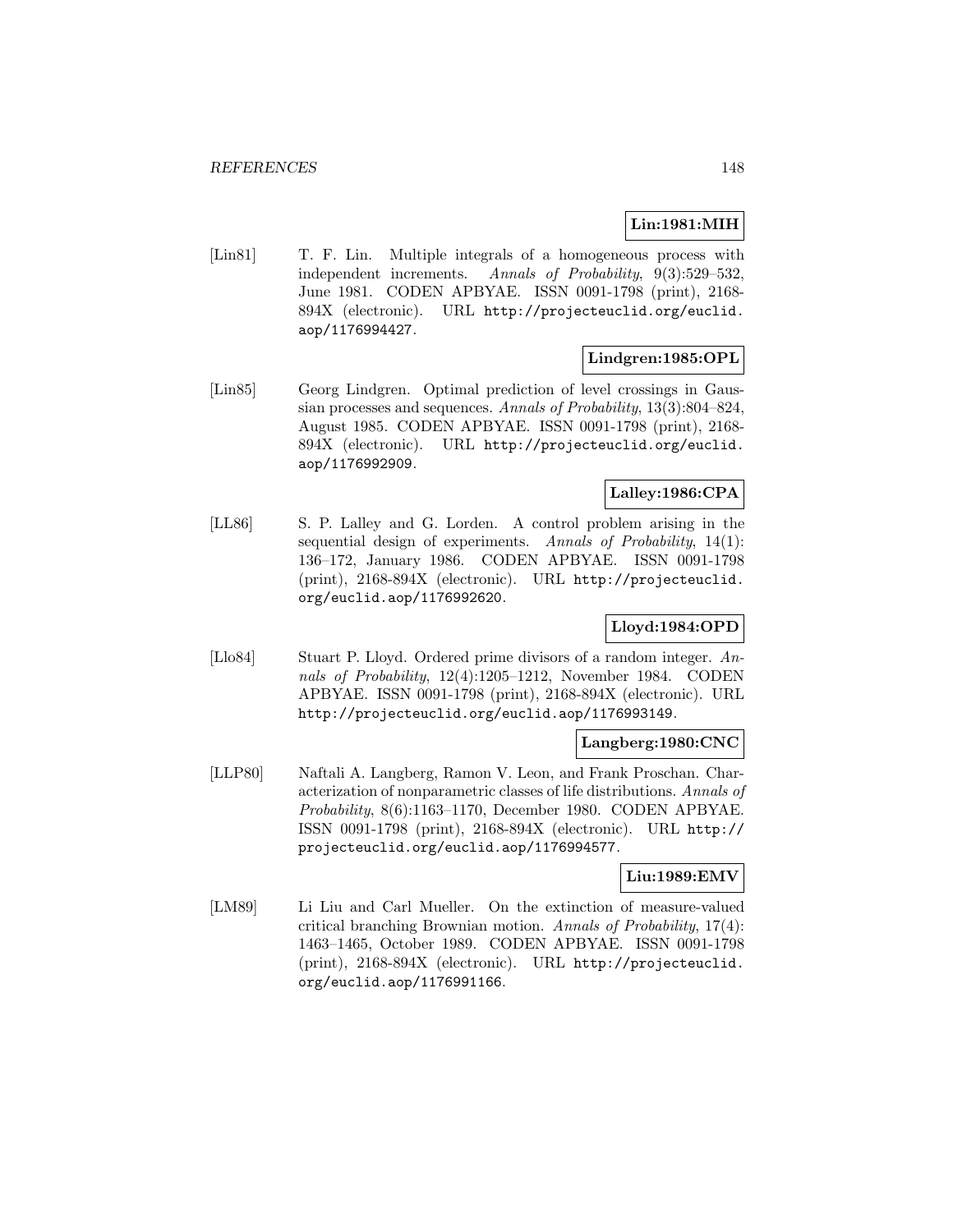**Lin:1981:MIH**

[Lin81] T. F. Lin. Multiple integrals of a homogeneous process with independent increments. *Annals of Probability*, 9(3):529–532, June 1981. CODEN APBYAE. ISSN 0091-1798 (print), 2168-894X (electronic). URL http://projecteuclid.org/euclid.aop/1176994427.

**Lindgren:1985:OPL**

[Lin85] Georg Lindgren. Optimal prediction of level crossings in Gaussian processes and sequences. *Annals of Probability*, 13(3):804–824, August 1985. CODEN APBYAE. ISSN 0091-1798 (print), 2168-894X (electronic). URL http://projecteuclid.org/euclid.aop/1176992909.

**Lalley:1986:CPA**

[LL86] S. P. Lalley and G. Lorden. A control problem arising in the sequential design of experiments. *Annals of Probability*, 14(1): 136–172, January 1986. CODEN APBYAE. ISSN 0091-1798 (print), 2168-894X (electronic). URL http://projecteuclid.org/euclid.aop/1176992620.

**Lloyd:1984:OPD**

[Llo84] Stuart P. Lloyd. Ordered prime divisors of a random integer. *Annals of Probability*, 12(4):1205–1212, November 1984. CODEN APBYAE. ISSN 0091-1798 (print), 2168-894X (electronic). URL http://projecteuclid.org/euclid.aop/1176993149.

**Langberg:1980:CNC**

[LLP80] Naftali A. Langberg, Ramon V. Leon, and Frank Proschan. Characterization of nonparametric classes of life distributions. *Annals of Probability*, 8(6):1163–1170, December 1980. CODEN APBYAE. ISSN 0091-1798 (print), 2168-894X (electronic). URL http://projecteuclid.org/euclid.aop/1176994577.

**Liu:1989:EMV**

[LM89] Li Liu and Carl Mueller. On the extinction of measure-valued critical branching Brownian motion. *Annals of Probability*, 17(4): 1463–1465, October 1989. CODEN APBYAE. ISSN 0091-1798 (print), 2168-894X (electronic). URL http://projecteuclid.org/euclid.aop/1176991166.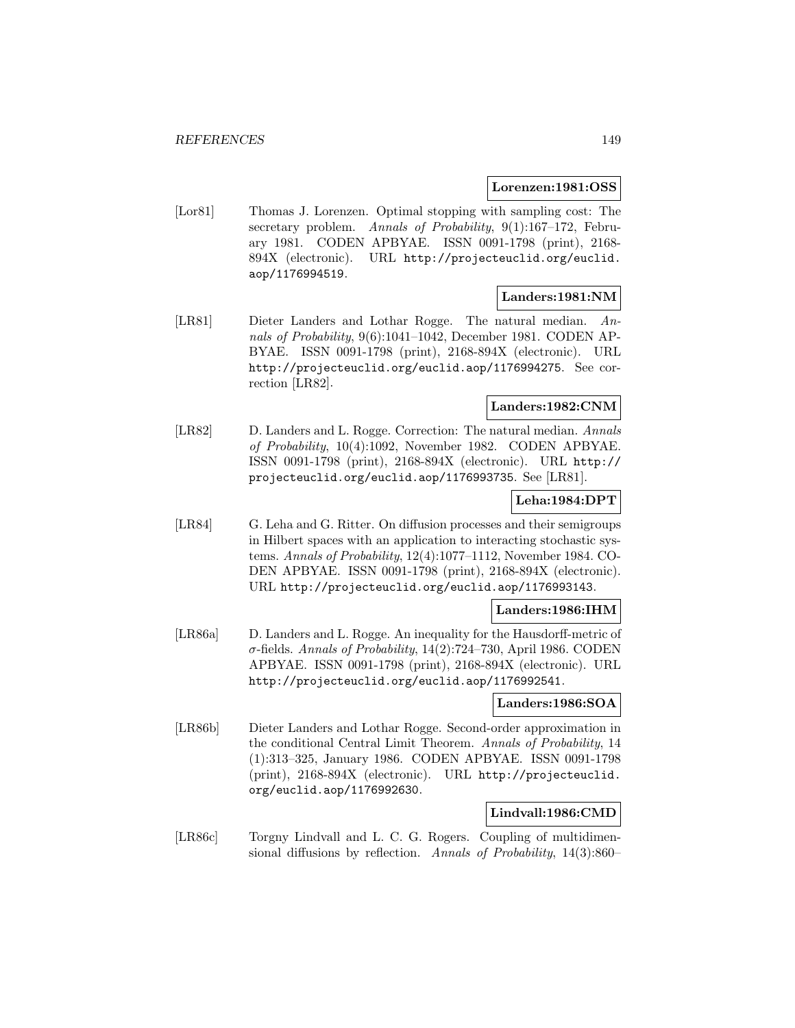**Lorenzen:1981:OSS**

[Lor81] Thomas J. Lorenzen. Optimal stopping with sampling cost: The secretary problem. *Annals of Probability*, 9(1):167–172, February 1981. CODEN APBYAE. ISSN 0091-1798 (print), 2168-894X (electronic). URL http://projecteuclid.org/euclid.aop/1176994519.

**Landers:1981:NM**

[LR81] Dieter Landers and Lothar Rogge. The natural median. *Annals of Probability*, 9(6):1041–1042, December 1981. CODEN APBYAE. ISSN 0091-1798 (print), 2168-894X (electronic). URL http://projecteuclid.org/euclid.aop/1176994275. See correction [LR82].

**Landers:1982:CNM**

[LR82] D. Landers and L. Rogge. Correction: The natural median. *Annals of Probability*, 10(4):1092, November 1982. CODEN APBYAE. ISSN 0091-1798 (print), 2168-894X (electronic). URL http://projecteuclid.org/euclid.aop/1176993735. See [LR81].

**Leha:1984:DPT**

[LR84] G. Leha and G. Ritter. On diffusion processes and their semigroups in Hilbert spaces with an application to interacting stochastic systems. *Annals of Probability*, 12(4):1077–1112, November 1984. CODEN APBYAE. ISSN 0091-1798 (print), 2168-894X (electronic). URL http://projecteuclid.org/euclid.aop/1176993143.

**Landers:1986:IHM**

[LR86a] D. Landers and L. Rogge. An inequality for the Hausdorff-metric of $\sigma$-fields. *Annals of Probability*, 14(2):724–730, April 1986. CODEN APBYAE. ISSN 0091-1798 (print), 2168-894X (electronic). URL http://projecteuclid.org/euclid.aop/1176992541.

**Landers:1986:SOA**

[LR86b] Dieter Landers and Lothar Rogge. Second-order approximation in the conditional Central Limit Theorem. *Annals of Probability*, 14 (1):313–325, January 1986. CODEN APBYAE. ISSN 0091-1798 (print), 2168-894X (electronic). URL http://projecteuclid.org/euclid.aop/1176992630.

**Lindvall:1986:CMD**

[LR86c] Torgny Lindvall and L. C. G. Rogers. Coupling of multidimensional diffusions by reflection. *Annals of Probability*, 14(3):860–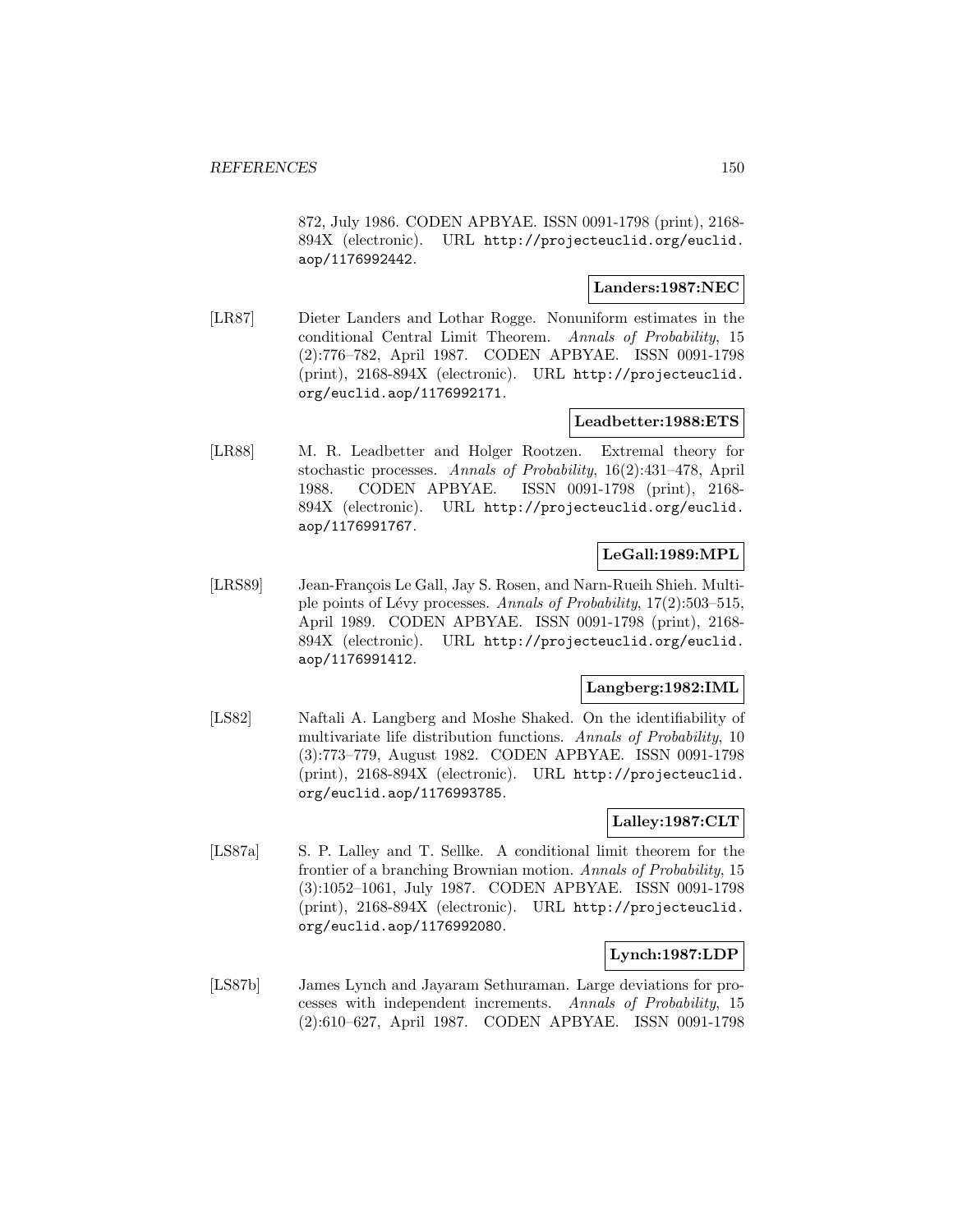872, July 1986. CODEN APBYAE. ISSN 0091-1798 (print), 2168-894X (electronic). URL http://projecteuclid.org/euclid.aop/1176992442.

**Landers:1987:NEC**

[LR87] Dieter Landers and Lothar Rogge. Nonuniform estimates in the conditional Central Limit Theorem. *Annals of Probability*, 15 (2):776–782, April 1987. CODEN APBYAE. ISSN 0091-1798 (print), 2168-894X (electronic). URL http://projecteuclid.org/euclid.aop/1176992171.

**Leadbetter:1988:ETS**

[LR88] M. R. Leadbetter and Holger Rootzen. Extremal theory for stochastic processes. *Annals of Probability*, 16(2):431–478, April 1988. CODEN APBYAE. ISSN 0091-1798 (print), 2168-894X (electronic). URL http://projecteuclid.org/euclid.aop/1176991767.

**LeGall:1989:MPL**

[LRS89] Jean-François Le Gall, Jay S. Rosen, and Narn-Rueih Shieh. Multiple points of Lévy processes. *Annals of Probability*, 17(2):503–515, April 1989. CODEN APBYAE. ISSN 0091-1798 (print), 2168-894X (electronic). URL http://projecteuclid.org/euclid.aop/1176991412.

**Langberg:1982:IML**

[LS82] Naftali A. Langberg and Moshe Shaked. On the identifiability of multivariate life distribution functions. *Annals of Probability*, 10 (3):773–779, August 1982. CODEN APBYAE. ISSN 0091-1798 (print), 2168-894X (electronic). URL http://projecteuclid.org/euclid.aop/1176993785.

**Lalley:1987:CLT**

[LS87a] S. P. Lalley and T. Sellke. A conditional limit theorem for the frontier of a branching Brownian motion. *Annals of Probability*, 15 (3):1052–1061, July 1987. CODEN APBYAE. ISSN 0091-1798 (print), 2168-894X (electronic). URL http://projecteuclid.org/euclid.aop/1176992080.

**Lynch:1987:LDP**

[LS87b] James Lynch and Jayaram Sethuraman. Large deviations for processes with independent increments. *Annals of Probability*, 15 (2):610–627, April 1987. CODEN APBYAE. ISSN 0091-1798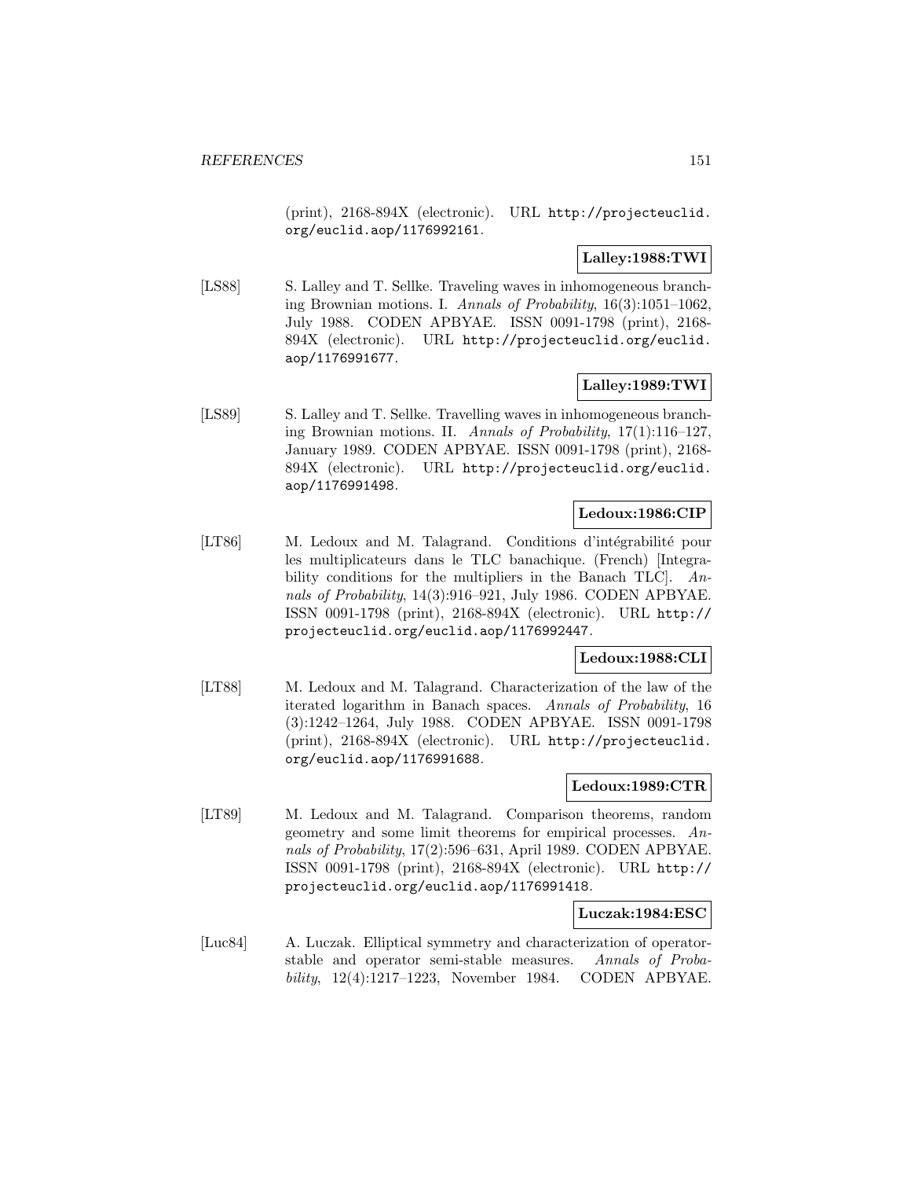(print), 2168-894X (electronic). URL http://projecteuclid.org/euclid.aop/1176992161.

**Lalley:1988:TWI**

[LS88] S. Lalley and T. Sellke. Traveling waves in inhomogeneous branching Brownian motions. I. *Annals of Probability*, 16(3):1051–1062, July 1988. CODEN APBYAE. ISSN 0091-1798 (print), 2168-894X (electronic). URL http://projecteuclid.org/euclid.aop/1176991677.

**Lalley:1989:TWI**

[LS89] S. Lalley and T. Sellke. Travelling waves in inhomogeneous branching Brownian motions. II. *Annals of Probability*, 17(1):116–127, January 1989. CODEN APBYAE. ISSN 0091-1798 (print), 2168-894X (electronic). URL http://projecteuclid.org/euclid.aop/1176991498.

**Ledoux:1986:CIP**

[LT86] M. Ledoux and M. Talagrand. Conditions d'intégrabilité pour les multiplicateurs dans le TLC banachique. (French) [Integrability conditions for the multipliers in the Banach TLC]. *Annals of Probability*, 14(3):916–921, July 1986. CODEN APBYAE. ISSN 0091-1798 (print), 2168-894X (electronic). URL http://projecteuclid.org/euclid.aop/1176992447.

**Ledoux:1988:CLI**

[LT88] M. Ledoux and M. Talagrand. Characterization of the law of the iterated logarithm in Banach spaces. *Annals of Probability*, 16 (3):1242–1264, July 1988. CODEN APBYAE. ISSN 0091-1798 (print), 2168-894X (electronic). URL http://projecteuclid.org/euclid.aop/1176991688.

**Ledoux:1989:CTR**

[LT89] M. Ledoux and M. Talagrand. Comparison theorems, random geometry and some limit theorems for empirical processes. *Annals of Probability*, 17(2):596–631, April 1989. CODEN APBYAE. ISSN 0091-1798 (print), 2168-894X (electronic). URL http://projecteuclid.org/euclid.aop/1176991418.

**Luczak:1984:ESC**

[Luc84] A. Luczak. Elliptical symmetry and characterization of operator-stable and operator semi-stable measures. *Annals of Probability*, 12(4):1217–1223, November 1984. CODEN APBYAE.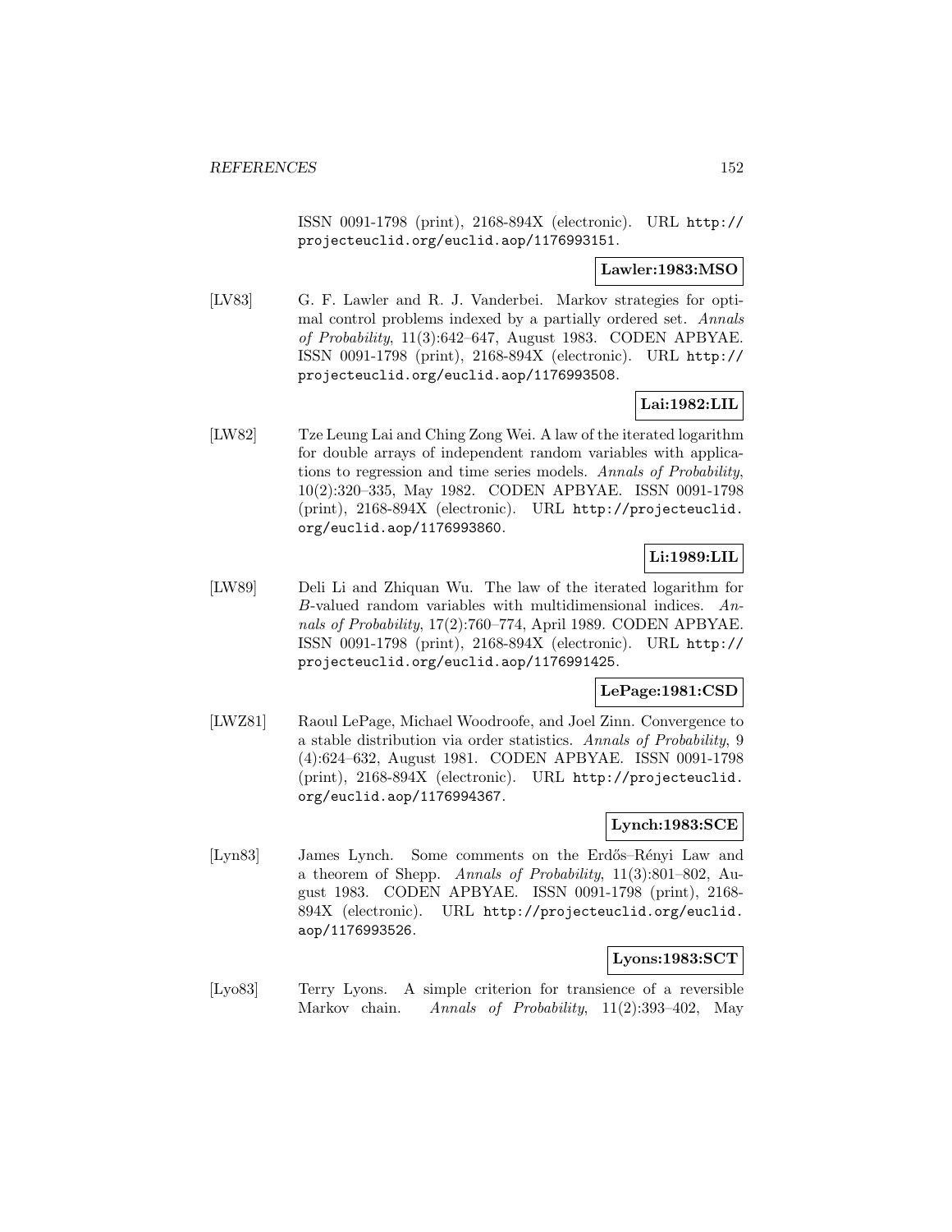ISSN 0091-1798 (print), 2168-894X (electronic). URL http://projecteuclid.org/euclid.aop/1176993151.

**Lawler:1983:MSO**

[LV83] G. F. Lawler and R. J. Vanderbei. Markov strategies for optimal control problems indexed by a partially ordered set. *Annals of Probability*, 11(3):642–647, August 1983. CODEN APBYAE. ISSN 0091-1798 (print), 2168-894X (electronic). URL http://projecteuclid.org/euclid.aop/1176993508.

**Lai:1982:LIL**

[LW82] Tze Leung Lai and Ching Zong Wei. A law of the iterated logarithm for double arrays of independent random variables with applications to regression and time series models. *Annals of Probability*, 10(2):320–335, May 1982. CODEN APBYAE. ISSN 0091-1798 (print), 2168-894X (electronic). URL http://projecteuclid.org/euclid.aop/1176993860.

**Li:1989:LIL**

[LW89] Deli Li and Zhiquan Wu. The law of the iterated logarithm for $B$-valued random variables with multidimensional indices. *Annals of Probability*, 17(2):760–774, April 1989. CODEN APBYAE. ISSN 0091-1798 (print), 2168-894X (electronic). URL http://projecteuclid.org/euclid.aop/1176991425.

**LePage:1981:CSD**

[LWZ81] Raoul LePage, Michael Woodroofe, and Joel Zinn. Convergence to a stable distribution via order statistics. *Annals of Probability*, 9 (4):624–632, August 1981. CODEN APBYAE. ISSN 0091-1798 (print), 2168-894X (electronic). URL http://projecteuclid.org/euclid.aop/1176994367.

**Lynch:1983:SCE**

[Lyn83] James Lynch. Some comments on the Erdős–Rényi Law and a theorem of Shepp. *Annals of Probability*, 11(3):801–802, August 1983. CODEN APBYAE. ISSN 0091-1798 (print), 2168-894X (electronic). URL http://projecteuclid.org/euclid.aop/1176993526.

**Lyons:1983:SCT**

[Lyo83] Terry Lyons. A simple criterion for transience of a reversible Markov chain. *Annals of Probability*, 11(2):393–402, May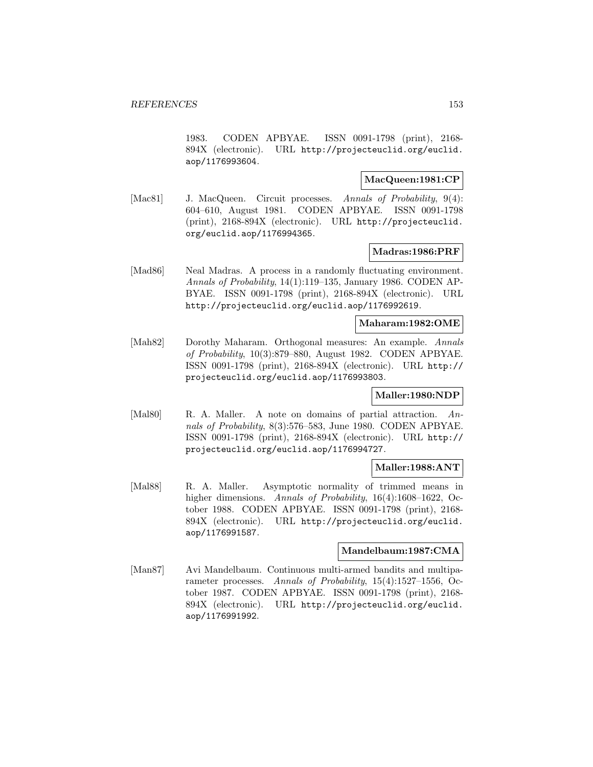1983. CODEN APBYAE. ISSN 0091-1798 (print), 2168-894X (electronic). URL http://projecteuclid.org/euclid.aop/1176993604.

**MacQueen:1981:CP**

[Mac81] J. MacQueen. Circuit processes. *Annals of Probability*, 9(4): 604–610, August 1981. CODEN APBYAE. ISSN 0091-1798 (print), 2168-894X (electronic). URL http://projecteuclid.org/euclid.aop/1176994365.

**Madras:1986:PRF**

[Mad86] Neal Madras. A process in a randomly fluctuating environment. *Annals of Probability*, 14(1):119–135, January 1986. CODEN APBYAE. ISSN 0091-1798 (print), 2168-894X (electronic). URL http://projecteuclid.org/euclid.aop/1176992619.

**Maharam:1982:OME**

[Mah82] Dorothy Maharam. Orthogonal measures: An example. *Annals of Probability*, 10(3):879–880, August 1982. CODEN APBYAE. ISSN 0091-1798 (print), 2168-894X (electronic). URL http://projecteuclid.org/euclid.aop/1176993803.

**Maller:1980:NDP**

[Mal80] R. A. Maller. A note on domains of partial attraction. *Annals of Probability*, 8(3):576–583, June 1980. CODEN APBYAE. ISSN 0091-1798 (print), 2168-894X (electronic). URL http://projecteuclid.org/euclid.aop/1176994727.

**Maller:1988:ANT**

[Mal88] R. A. Maller. Asymptotic normality of trimmed means in higher dimensions. *Annals of Probability*, 16(4):1608–1622, October 1988. CODEN APBYAE. ISSN 0091-1798 (print), 2168-894X (electronic). URL http://projecteuclid.org/euclid.aop/1176991587.

**Mandelbaum:1987:CMA**

[Man87] Avi Mandelbaum. Continuous multi-armed bandits and multiparameter processes. *Annals of Probability*, 15(4):1527–1556, October 1987. CODEN APBYAE. ISSN 0091-1798 (print), 2168-894X (electronic). URL http://projecteuclid.org/euclid.aop/1176991992.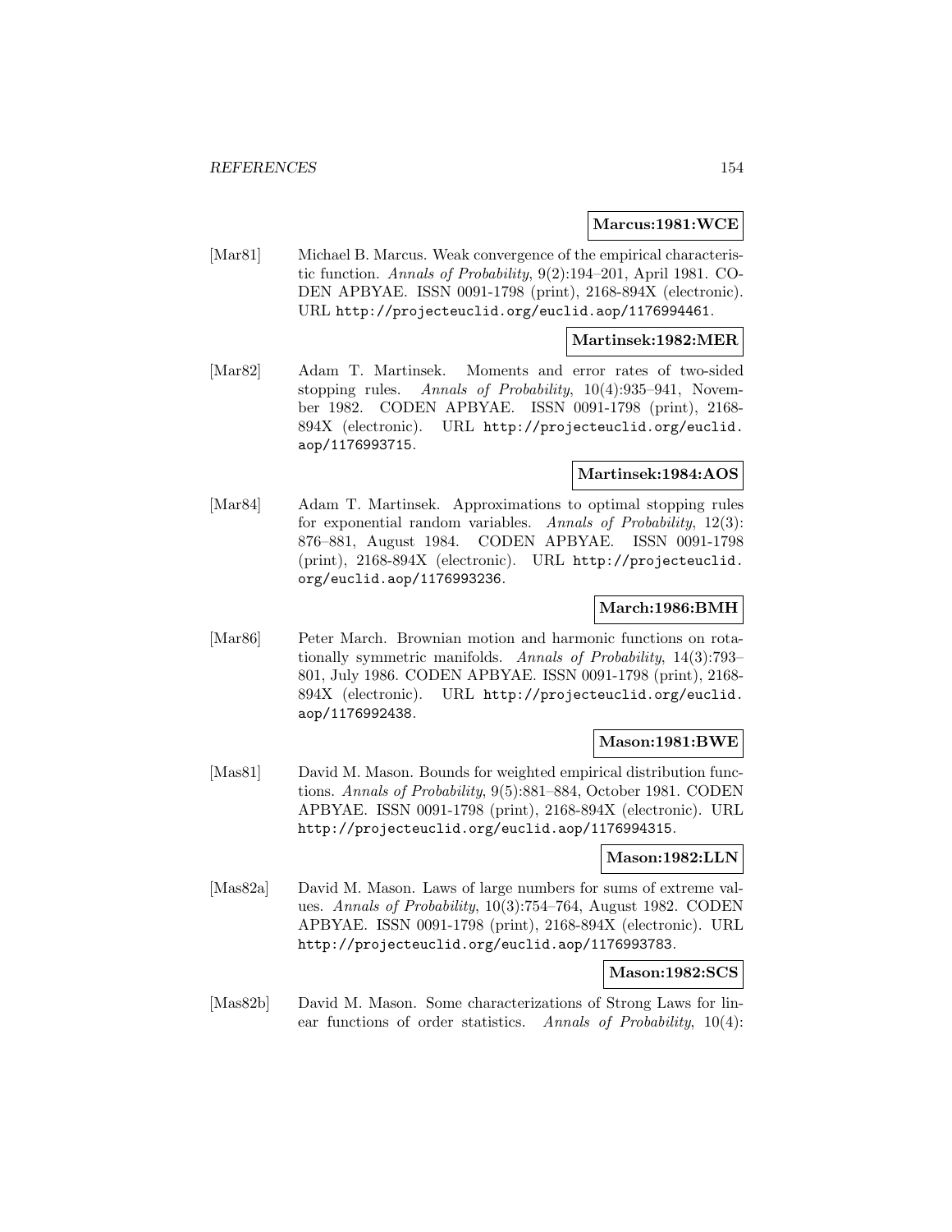**Marcus:1981:WCE**

[Mar81] Michael B. Marcus. Weak convergence of the empirical characteristic function. *Annals of Probability*, 9(2):194–201, April 1981. CODEN APBYAE. ISSN 0091-1798 (print), 2168-894X (electronic). URL http://projecteuclid.org/euclid.aop/1176994461.

**Martinsek:1982:MER**

[Mar82] Adam T. Martinsek. Moments and error rates of two-sided stopping rules. *Annals of Probability*, 10(4):935–941, November 1982. CODEN APBYAE. ISSN 0091-1798 (print), 2168-894X (electronic). URL http://projecteuclid.org/euclid.aop/1176993715.

**Martinsek:1984:AOS**

[Mar84] Adam T. Martinsek. Approximations to optimal stopping rules for exponential random variables. *Annals of Probability*, 12(3): 876–881, August 1984. CODEN APBYAE. ISSN 0091-1798 (print), 2168-894X (electronic). URL http://projecteuclid.org/euclid.aop/1176993236.

**March:1986:BMH**

[Mar86] Peter March. Brownian motion and harmonic functions on rotationally symmetric manifolds. *Annals of Probability*, 14(3):793–801, July 1986. CODEN APBYAE. ISSN 0091-1798 (print), 2168-894X (electronic). URL http://projecteuclid.org/euclid.aop/1176992438.

**Mason:1981:BWE**

[Mas81] David M. Mason. Bounds for weighted empirical distribution functions. *Annals of Probability*, 9(5):881–884, October 1981. CODEN APBYAE. ISSN 0091-1798 (print), 2168-894X (electronic). URL http://projecteuclid.org/euclid.aop/1176994315.

**Mason:1982:LLN**

[Mas82a] David M. Mason. Laws of large numbers for sums of extreme values. *Annals of Probability*, 10(3):754–764, August 1982. CODEN APBYAE. ISSN 0091-1798 (print), 2168-894X (electronic). URL http://projecteuclid.org/euclid.aop/1176993783.

**Mason:1982:SCS**

[Mas82b] David M. Mason. Some characterizations of Strong Laws for linear functions of order statistics. *Annals of Probability*, 10(4):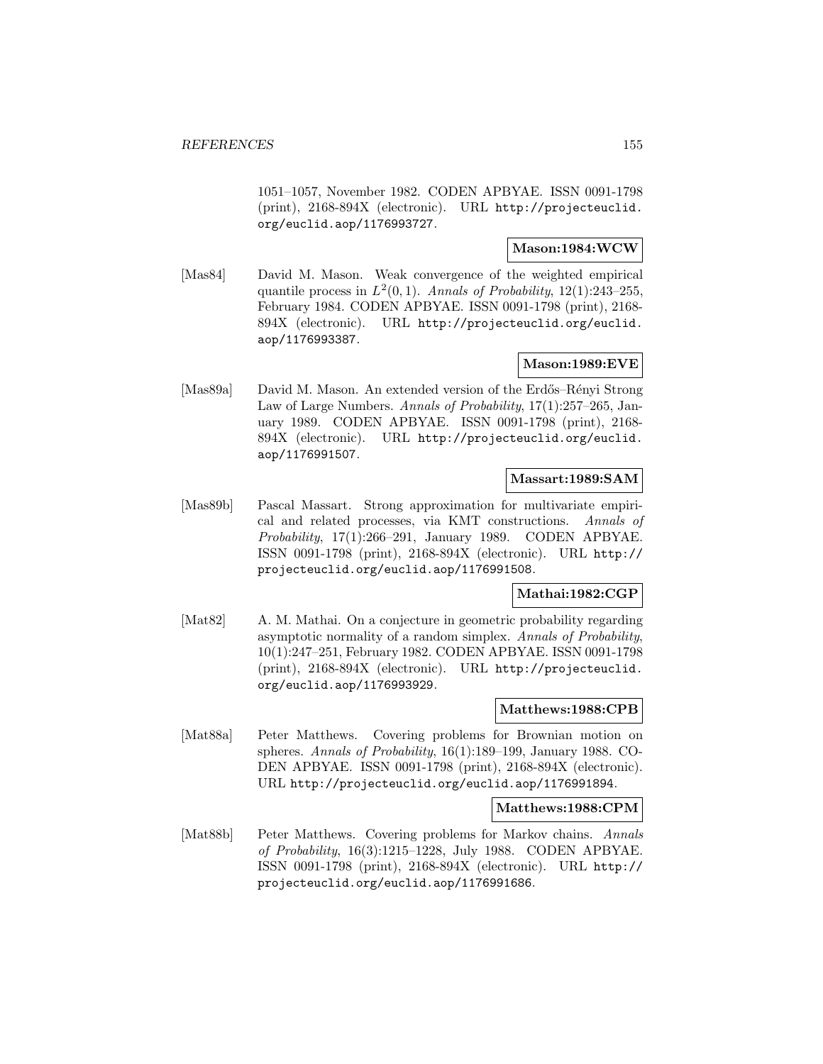1051–1057, November 1982. CODEN APBYAE. ISSN 0091-1798 (print), 2168-894X (electronic). URL http://projecteuclid.org/euclid.aop/1176993727.

**Mason:1984:WCW**

[Mas84] David M. Mason. Weak convergence of the weighted empirical quantile process in $L^2(0,1)$. *Annals of Probability*, 12(1):243–255, February 1984. CODEN APBYAE. ISSN 0091-1798 (print), 2168-894X (electronic). URL http://projecteuclid.org/euclid.aop/1176993387.

**Mason:1989:EVE**

[Mas89a] David M. Mason. An extended version of the Erdős–Rényi Strong Law of Large Numbers. *Annals of Probability*, 17(1):257–265, January 1989. CODEN APBYAE. ISSN 0091-1798 (print), 2168-894X (electronic). URL http://projecteuclid.org/euclid.aop/1176991507.

**Massart:1989:SAM**

[Mas89b] Pascal Massart. Strong approximation for multivariate empirical and related processes, via KMT constructions. *Annals of Probability*, 17(1):266–291, January 1989. CODEN APBYAE. ISSN 0091-1798 (print), 2168-894X (electronic). URL http://projecteuclid.org/euclid.aop/1176991508.

**Mathai:1982:CGP**

[Mat82] A. M. Mathai. On a conjecture in geometric probability regarding asymptotic normality of a random simplex. *Annals of Probability*, 10(1):247–251, February 1982. CODEN APBYAE. ISSN 0091-1798 (print), 2168-894X (electronic). URL http://projecteuclid.org/euclid.aop/1176993929.

**Matthews:1988:CPB**

[Mat88a] Peter Matthews. Covering problems for Brownian motion on spheres. *Annals of Probability*, 16(1):189–199, January 1988. CODEN APBYAE. ISSN 0091-1798 (print), 2168-894X (electronic). URL http://projecteuclid.org/euclid.aop/1176991894.

**Matthews:1988:CPM**

[Mat88b] Peter Matthews. Covering problems for Markov chains. *Annals of Probability*, 16(3):1215–1228, July 1988. CODEN APBYAE. ISSN 0091-1798 (print), 2168-894X (electronic). URL http://projecteuclid.org/euclid.aop/1176991686.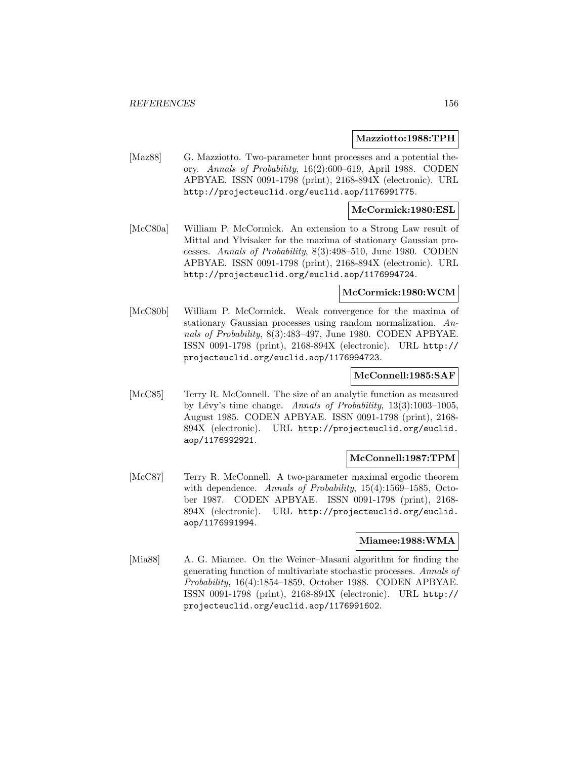**Mazziotto:1988:TPH**

[Maz88] G. Mazziotto. Two-parameter hunt processes and a potential theory. *Annals of Probability*, 16(2):600–619, April 1988. CODEN APBYAE. ISSN 0091-1798 (print), 2168-894X (electronic). URL http://projecteuclid.org/euclid.aop/1176991775.

**McCormick:1980:ESL**

[McC80a] William P. McCormick. An extension to a Strong Law result of Mittal and Ylvisaker for the maxima of stationary Gaussian processes. *Annals of Probability*, 8(3):498–510, June 1980. CODEN APBYAE. ISSN 0091-1798 (print), 2168-894X (electronic). URL http://projecteuclid.org/euclid.aop/1176994724.

**McCormick:1980:WCM**

[McC80b] William P. McCormick. Weak convergence for the maxima of stationary Gaussian processes using random normalization. *Annals of Probability*, 8(3):483–497, June 1980. CODEN APBYAE. ISSN 0091-1798 (print), 2168-894X (electronic). URL http://projecteuclid.org/euclid.aop/1176994723.

**McConnell:1985:SAF**

[McC85] Terry R. McConnell. The size of an analytic function as measured by Lévy's time change. *Annals of Probability*, 13(3):1003–1005, August 1985. CODEN APBYAE. ISSN 0091-1798 (print), 2168-894X (electronic). URL http://projecteuclid.org/euclid.aop/1176992921.

**McConnell:1987:TPM**

[McC87] Terry R. McConnell. A two-parameter maximal ergodic theorem with dependence. *Annals of Probability*, 15(4):1569–1585, October 1987. CODEN APBYAE. ISSN 0091-1798 (print), 2168-894X (electronic). URL http://projecteuclid.org/euclid.aop/1176991994.

**Miamee:1988:WMA**

[Mia88] A. G. Miamee. On the Weiner–Masani algorithm for finding the generating function of multivariate stochastic processes. *Annals of Probability*, 16(4):1854–1859, October 1988. CODEN APBYAE. ISSN 0091-1798 (print), 2168-894X (electronic). URL http://projecteuclid.org/euclid.aop/1176991602.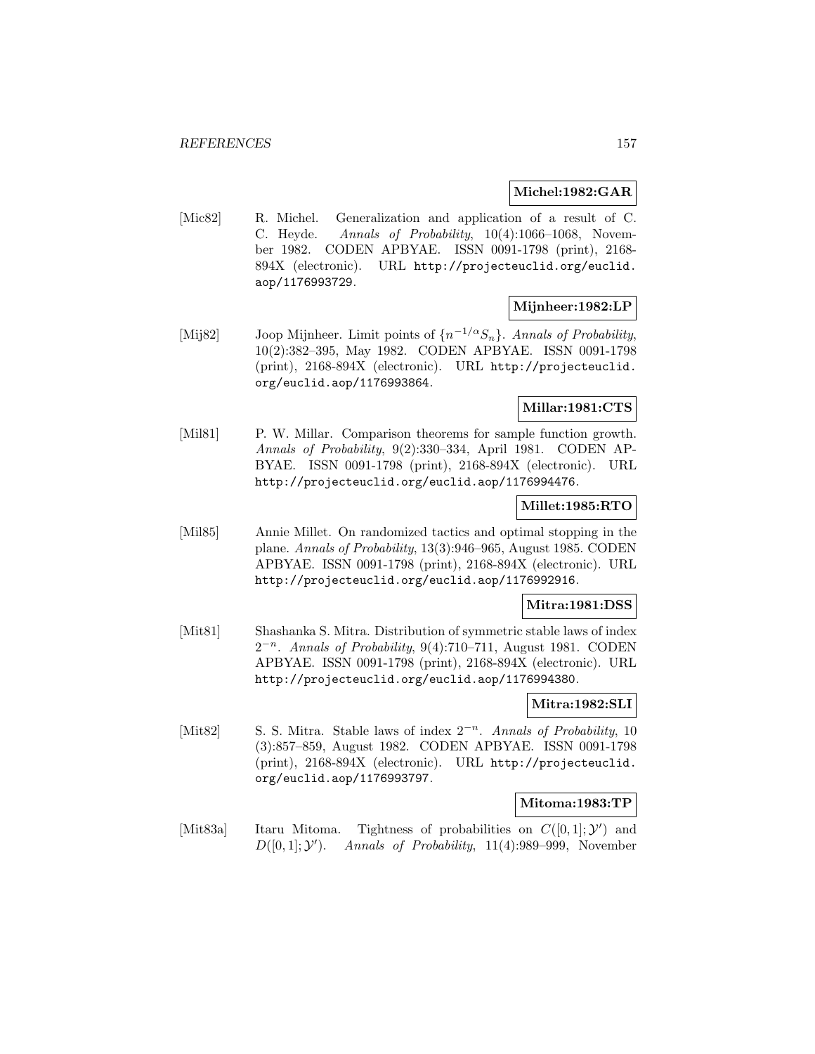**Michel:1982:GAR**

[Mic82] R. Michel. Generalization and application of a result of C. C. Heyde. *Annals of Probability*, 10(4):1066–1068, November 1982. CODEN APBYAE. ISSN 0091-1798 (print), 2168-894X (electronic). URL `http://projecteuclid.org/euclid.aop/1176993729`.

**Mijnheer:1982:LP**

[Mij82] Joop Mijnheer. Limit points of $\{n^{-1/\alpha}S_n\}$. *Annals of Probability*, 10(2):382–395, May 1982. CODEN APBYAE. ISSN 0091-1798 (print), 2168-894X (electronic). URL `http://projecteuclid.org/euclid.aop/1176993864`.

**Millar:1981:CTS**

[Mil81] P. W. Millar. Comparison theorems for sample function growth. *Annals of Probability*, 9(2):330–334, April 1981. CODEN APBYAE. ISSN 0091-1798 (print), 2168-894X (electronic). URL `http://projecteuclid.org/euclid.aop/1176994476`.

**Millet:1985:RTO**

[Mil85] Annie Millet. On randomized tactics and optimal stopping in the plane. *Annals of Probability*, 13(3):946–965, August 1985. CODEN APBYAE. ISSN 0091-1798 (print), 2168-894X (electronic). URL `http://projecteuclid.org/euclid.aop/1176992916`.

**Mitra:1981:DSS**

[Mit81] Shashanka S. Mitra. Distribution of symmetric stable laws of index $2^{-n}$. *Annals of Probability*, 9(4):710–711, August 1981. CODEN APBYAE. ISSN 0091-1798 (print), 2168-894X (electronic). URL `http://projecteuclid.org/euclid.aop/1176994380`.

**Mitra:1982:SLI**

[Mit82] S. S. Mitra. Stable laws of index $2^{-n}$. *Annals of Probability*, 10 (3):857–859, August 1982. CODEN APBYAE. ISSN 0091-1798 (print), 2168-894X (electronic). URL `http://projecteuclid.org/euclid.aop/1176993797`.

**Mitoma:1983:TP**

[Mit83a] Itaru Mitoma. Tightness of probabilities on $C([0,1];\mathcal{Y}')$ and $D([0,1];\mathcal{Y}')$. *Annals of Probability*, 11(4):989–999, November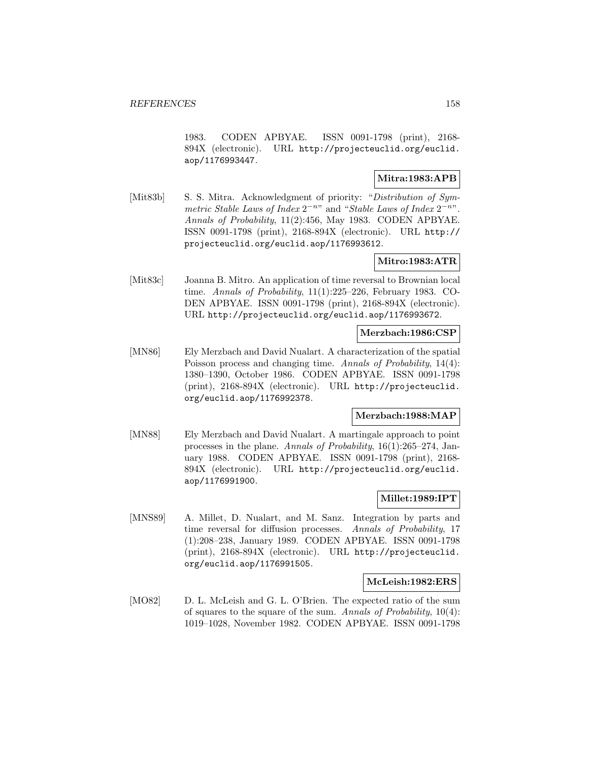1983. CODEN APBYAE. ISSN 0091-1798 (print), 2168-894X (electronic). URL http://projecteuclid.org/euclid.aop/1176993447.

**Mitra:1983:APB**

[Mit83b] S. S. Mitra. Acknowledgment of priority: "*Distribution of Symmetric Stable Laws of Index* $2^{-n}$" and "*Stable Laws of Index* $2^{-n}$". *Annals of Probability*, 11(2):456, May 1983. CODEN APBYAE. ISSN 0091-1798 (print), 2168-894X (electronic). URL http://projecteuclid.org/euclid.aop/1176993612.

**Mitro:1983:ATR**

[Mit83c] Joanna B. Mitro. An application of time reversal to Brownian local time. *Annals of Probability*, 11(1):225–226, February 1983. CODEN APBYAE. ISSN 0091-1798 (print), 2168-894X (electronic). URL http://projecteuclid.org/euclid.aop/1176993672.

**Merzbach:1986:CSP**

[MN86] Ely Merzbach and David Nualart. A characterization of the spatial Poisson process and changing time. *Annals of Probability*, 14(4):1380–1390, October 1986. CODEN APBYAE. ISSN 0091-1798 (print), 2168-894X (electronic). URL http://projecteuclid.org/euclid.aop/1176992378.

**Merzbach:1988:MAP**

[MN88] Ely Merzbach and David Nualart. A martingale approach to point processes in the plane. *Annals of Probability*, 16(1):265–274, January 1988. CODEN APBYAE. ISSN 0091-1798 (print), 2168-894X (electronic). URL http://projecteuclid.org/euclid.aop/1176991900.

**Millet:1989:IPT**

[MNS89] A. Millet, D. Nualart, and M. Sanz. Integration by parts and time reversal for diffusion processes. *Annals of Probability*, 17(1):208–238, January 1989. CODEN APBYAE. ISSN 0091-1798 (print), 2168-894X (electronic). URL http://projecteuclid.org/euclid.aop/1176991505.

**McLeish:1982:ERS**

[MO82] D. L. McLeish and G. L. O'Brien. The expected ratio of the sum of squares to the square of the sum. *Annals of Probability*, 10(4):1019–1028, November 1982. CODEN APBYAE. ISSN 0091-1798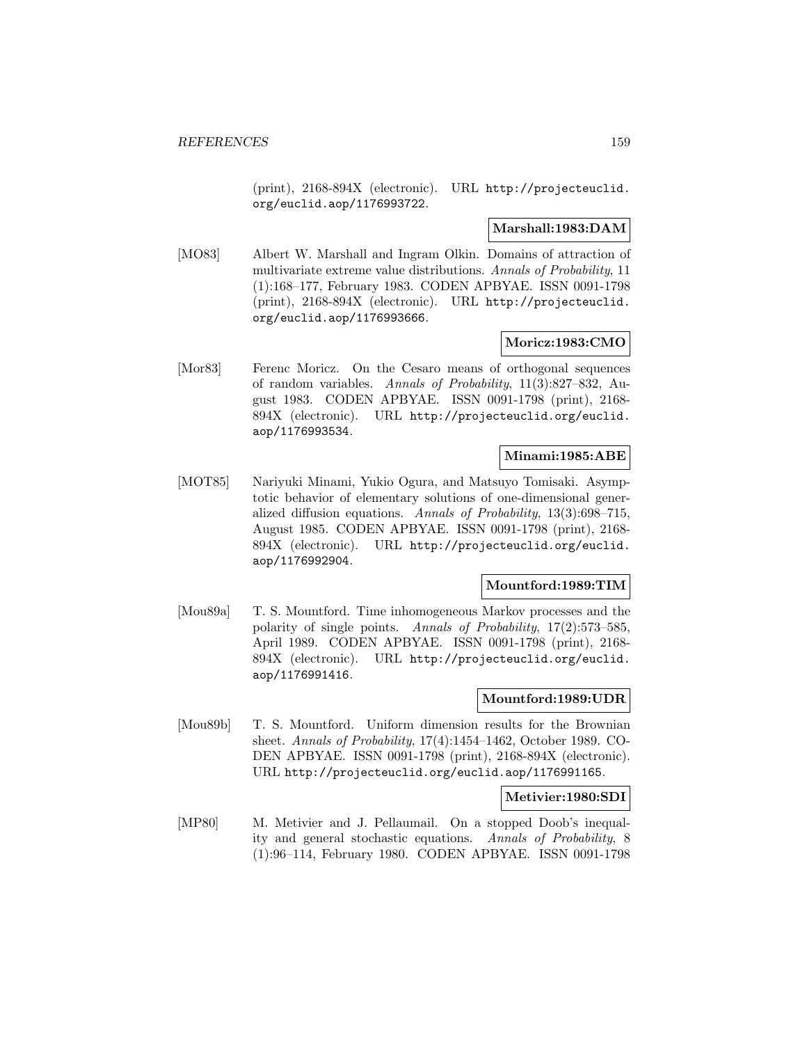(print), 2168-894X (electronic). URL http://projecteuclid.org/euclid.aop/1176993722.

**Marshall:1983:DAM**

[MO83] Albert W. Marshall and Ingram Olkin. Domains of attraction of multivariate extreme value distributions. *Annals of Probability*, 11 (1):168–177, February 1983. CODEN APBYAE. ISSN 0091-1798 (print), 2168-894X (electronic). URL http://projecteuclid.org/euclid.aop/1176993666.

**Moricz:1983:CMO**

[Mor83] Ferenc Moricz. On the Cesaro means of orthogonal sequences of random variables. *Annals of Probability*, 11(3):827–832, August 1983. CODEN APBYAE. ISSN 0091-1798 (print), 2168-894X (electronic). URL http://projecteuclid.org/euclid.aop/1176993534.

**Minami:1985:ABE**

[MOT85] Nariyuki Minami, Yukio Ogura, and Matsuyo Tomisaki. Asymptotic behavior of elementary solutions of one-dimensional generalized diffusion equations. *Annals of Probability*, 13(3):698–715, August 1985. CODEN APBYAE. ISSN 0091-1798 (print), 2168-894X (electronic). URL http://projecteuclid.org/euclid.aop/1176992904.

**Mountford:1989:TIM**

[Mou89a] T. S. Mountford. Time inhomogeneous Markov processes and the polarity of single points. *Annals of Probability*, 17(2):573–585, April 1989. CODEN APBYAE. ISSN 0091-1798 (print), 2168-894X (electronic). URL http://projecteuclid.org/euclid.aop/1176991416.

**Mountford:1989:UDR**

[Mou89b] T. S. Mountford. Uniform dimension results for the Brownian sheet. *Annals of Probability*, 17(4):1454–1462, October 1989. CODEN APBYAE. ISSN 0091-1798 (print), 2168-894X (electronic). URL http://projecteuclid.org/euclid.aop/1176991165.

**Metivier:1980:SDI**

[MP80] M. Metivier and J. Pellaumail. On a stopped Doob's inequality and general stochastic equations. *Annals of Probability*, 8 (1):96–114, February 1980. CODEN APBYAE. ISSN 0091-1798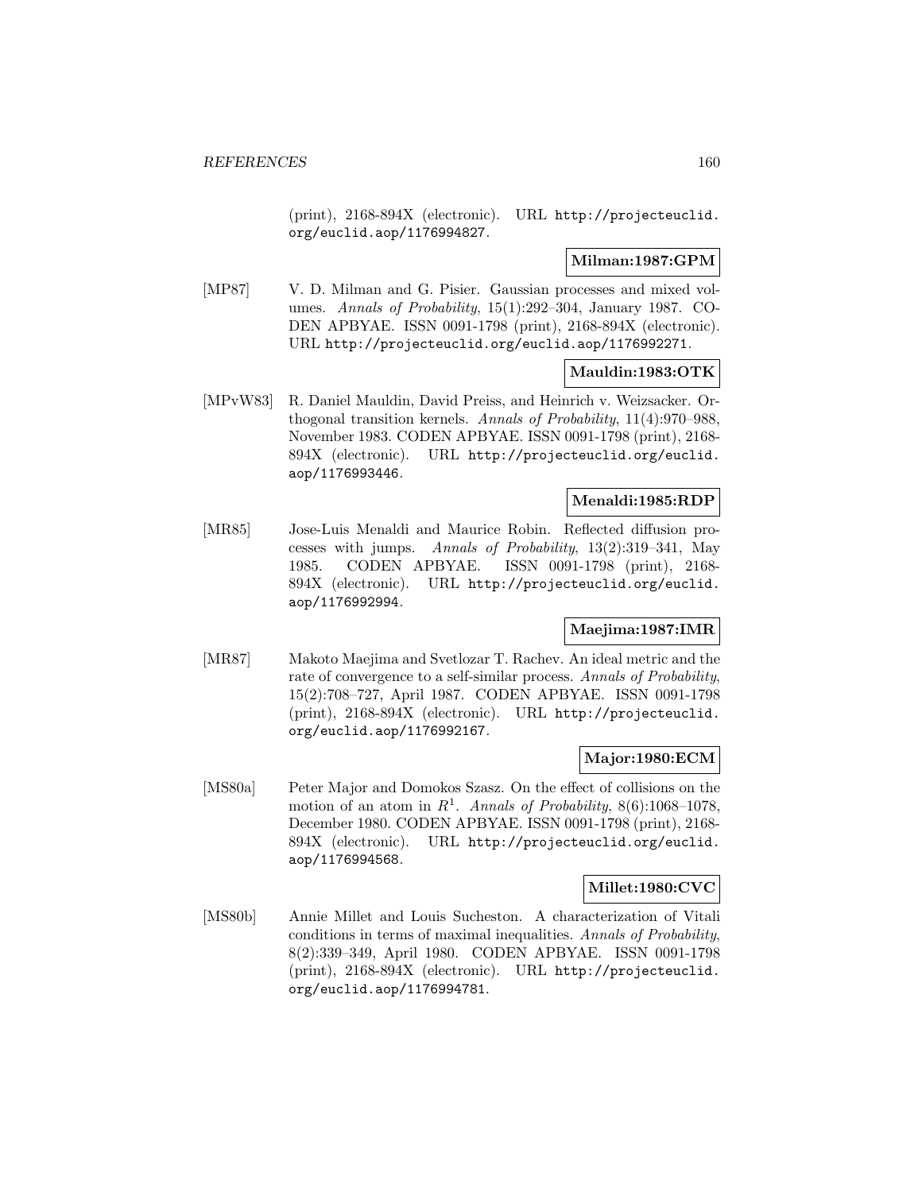(print), 2168-894X (electronic). URL http://projecteuclid.org/euclid.aop/1176994827.

**Milman:1987:GPM**

[MP87] V. D. Milman and G. Pisier. Gaussian processes and mixed volumes. *Annals of Probability*, 15(1):292–304, January 1987. CODEN APBYAE. ISSN 0091-1798 (print), 2168-894X (electronic). URL http://projecteuclid.org/euclid.aop/1176992271.

**Mauldin:1983:OTK**

[MPvW83] R. Daniel Mauldin, David Preiss, and Heinrich v. Weizsacker. Orthogonal transition kernels. *Annals of Probability*, 11(4):970–988, November 1983. CODEN APBYAE. ISSN 0091-1798 (print), 2168-894X (electronic). URL http://projecteuclid.org/euclid.aop/1176993446.

**Menaldi:1985:RDP**

[MR85] Jose-Luis Menaldi and Maurice Robin. Reflected diffusion processes with jumps. *Annals of Probability*, 13(2):319–341, May 1985. CODEN APBYAE. ISSN 0091-1798 (print), 2168-894X (electronic). URL http://projecteuclid.org/euclid.aop/1176992994.

**Maejima:1987:IMR**

[MR87] Makoto Maejima and Svetlozar T. Rachev. An ideal metric and the rate of convergence to a self-similar process. *Annals of Probability*, 15(2):708–727, April 1987. CODEN APBYAE. ISSN 0091-1798 (print), 2168-894X (electronic). URL http://projecteuclid.org/euclid.aop/1176992167.

**Major:1980:ECM**

[MS80a] Peter Major and Domokos Szasz. On the effect of collisions on the motion of an atom in $R^1$. *Annals of Probability*, 8(6):1068–1078, December 1980. CODEN APBYAE. ISSN 0091-1798 (print), 2168-894X (electronic). URL http://projecteuclid.org/euclid.aop/1176994568.

**Millet:1980:CVC**

[MS80b] Annie Millet and Louis Sucheston. A characterization of Vitali conditions in terms of maximal inequalities. *Annals of Probability*, 8(2):339–349, April 1980. CODEN APBYAE. ISSN 0091-1798 (print), 2168-894X (electronic). URL http://projecteuclid.org/euclid.aop/1176994781.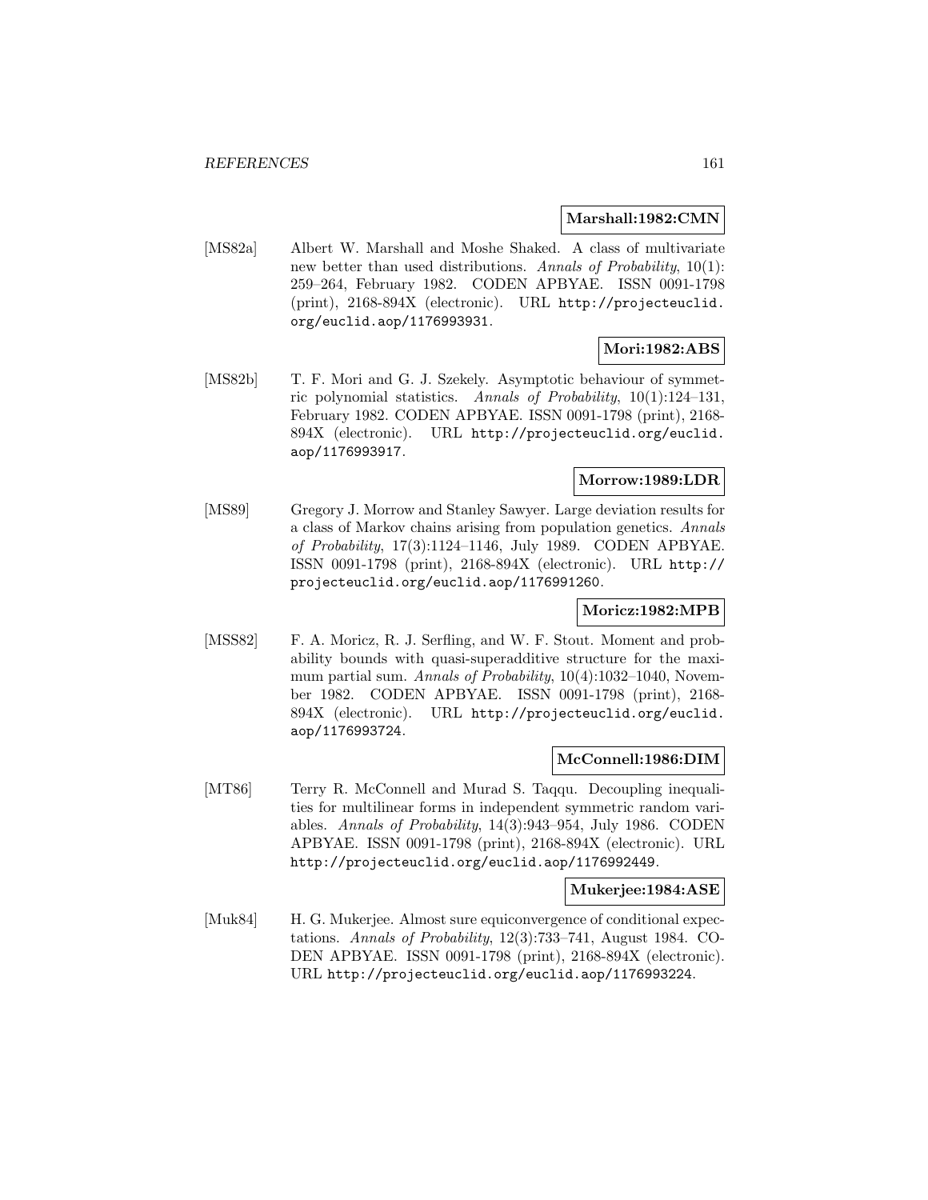**Marshall:1982:CMN**

[MS82a] Albert W. Marshall and Moshe Shaked. A class of multivariate new better than used distributions. *Annals of Probability*, 10(1): 259–264, February 1982. CODEN APBYAE. ISSN 0091-1798 (print), 2168-894X (electronic). URL http://projecteuclid.org/euclid.aop/1176993931.

**Mori:1982:ABS**

[MS82b] T. F. Mori and G. J. Szekely. Asymptotic behaviour of symmetric polynomial statistics. *Annals of Probability*, 10(1):124–131, February 1982. CODEN APBYAE. ISSN 0091-1798 (print), 2168-894X (electronic). URL http://projecteuclid.org/euclid.aop/1176993917.

**Morrow:1989:LDR**

[MS89] Gregory J. Morrow and Stanley Sawyer. Large deviation results for a class of Markov chains arising from population genetics. *Annals of Probability*, 17(3):1124–1146, July 1989. CODEN APBYAE. ISSN 0091-1798 (print), 2168-894X (electronic). URL http://projecteuclid.org/euclid.aop/1176991260.

**Moricz:1982:MPB**

[MSS82] F. A. Moricz, R. J. Serfling, and W. F. Stout. Moment and probability bounds with quasi-superadditive structure for the maximum partial sum. *Annals of Probability*, 10(4):1032–1040, November 1982. CODEN APBYAE. ISSN 0091-1798 (print), 2168-894X (electronic). URL http://projecteuclid.org/euclid.aop/1176993724.

**McConnell:1986:DIM**

[MT86] Terry R. McConnell and Murad S. Taqqu. Decoupling inequalities for multilinear forms in independent symmetric random variables. *Annals of Probability*, 14(3):943–954, July 1986. CODEN APBYAE. ISSN 0091-1798 (print), 2168-894X (electronic). URL http://projecteuclid.org/euclid.aop/1176992449.

**Mukerjee:1984:ASE**

[Muk84] H. G. Mukerjee. Almost sure equiconvergence of conditional expectations. *Annals of Probability*, 12(3):733–741, August 1984. CODEN APBYAE. ISSN 0091-1798 (print), 2168-894X (electronic). URL http://projecteuclid.org/euclid.aop/1176993224.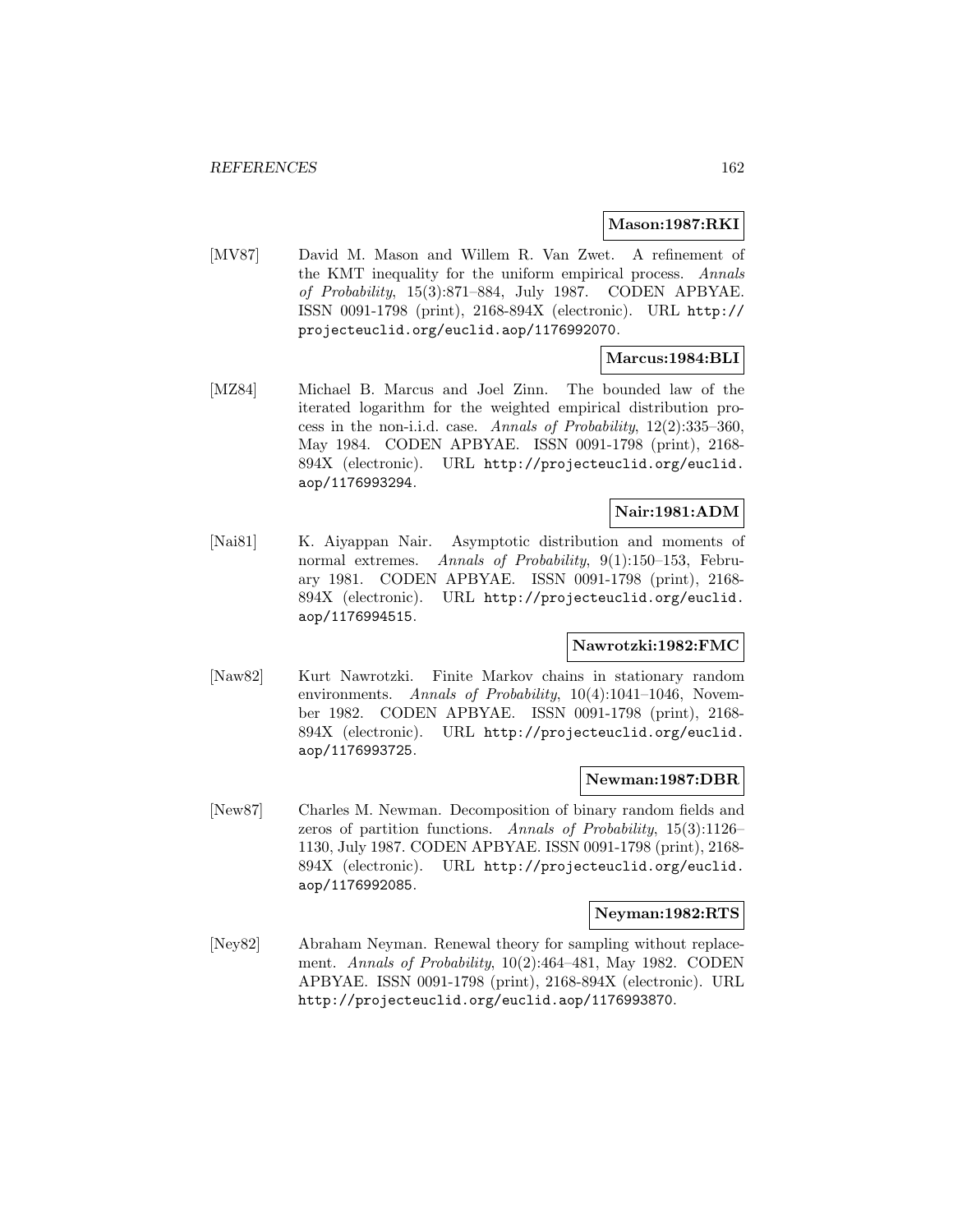**Mason:1987:RKI**

[MV87] David M. Mason and Willem R. Van Zwet. A refinement of the KMT inequality for the uniform empirical process. *Annals of Probability*, 15(3):871–884, July 1987. CODEN APBYAE. ISSN 0091-1798 (print), 2168-894X (electronic). URL http://projecteuclid.org/euclid.aop/1176992070.

**Marcus:1984:BLI**

[MZ84] Michael B. Marcus and Joel Zinn. The bounded law of the iterated logarithm for the weighted empirical distribution process in the non-i.i.d. case. *Annals of Probability*, 12(2):335–360, May 1984. CODEN APBYAE. ISSN 0091-1798 (print), 2168-894X (electronic). URL http://projecteuclid.org/euclid.aop/1176993294.

**Nair:1981:ADM**

[Nai81] K. Aiyappan Nair. Asymptotic distribution and moments of normal extremes. *Annals of Probability*, 9(1):150–153, February 1981. CODEN APBYAE. ISSN 0091-1798 (print), 2168-894X (electronic). URL http://projecteuclid.org/euclid.aop/1176994515.

**Nawrotzki:1982:FMC**

[Naw82] Kurt Nawrotzki. Finite Markov chains in stationary random environments. *Annals of Probability*, 10(4):1041–1046, November 1982. CODEN APBYAE. ISSN 0091-1798 (print), 2168-894X (electronic). URL http://projecteuclid.org/euclid.aop/1176993725.

**Newman:1987:DBR**

[New87] Charles M. Newman. Decomposition of binary random fields and zeros of partition functions. *Annals of Probability*, 15(3):1126–1130, July 1987. CODEN APBYAE. ISSN 0091-1798 (print), 2168-894X (electronic). URL http://projecteuclid.org/euclid.aop/1176992085.

**Neyman:1982:RTS**

[Ney82] Abraham Neyman. Renewal theory for sampling without replacement. *Annals of Probability*, 10(2):464–481, May 1982. CODEN APBYAE. ISSN 0091-1798 (print), 2168-894X (electronic). URL http://projecteuclid.org/euclid.aop/1176993870.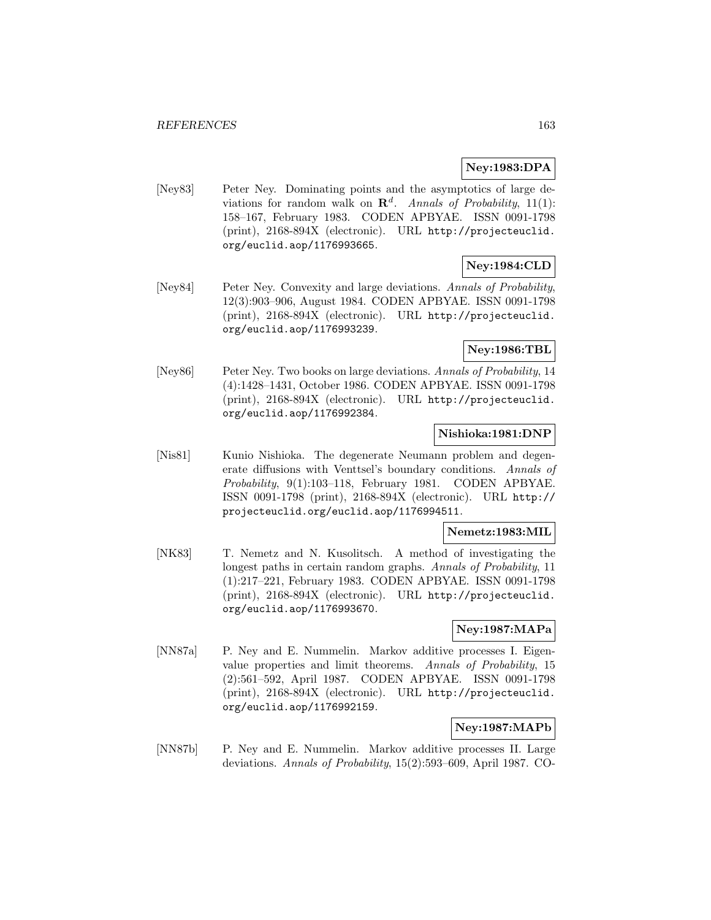**Ney:1983:DPA**

[Ney83] Peter Ney. Dominating points and the asymptotics of large deviations for random walk on $\mathbf{R}^d$. *Annals of Probability*, 11(1): 158–167, February 1983. CODEN APBYAE. ISSN 0091-1798 (print), 2168-894X (electronic). URL http://projecteuclid.org/euclid.aop/1176993665.

**Ney:1984:CLD**

[Ney84] Peter Ney. Convexity and large deviations. *Annals of Probability*, 12(3):903–906, August 1984. CODEN APBYAE. ISSN 0091-1798 (print), 2168-894X (electronic). URL http://projecteuclid.org/euclid.aop/1176993239.

**Ney:1986:TBL**

[Ney86] Peter Ney. Two books on large deviations. *Annals of Probability*, 14 (4):1428–1431, October 1986. CODEN APBYAE. ISSN 0091-1798 (print), 2168-894X (electronic). URL http://projecteuclid.org/euclid.aop/1176992384.

**Nishioka:1981:DNP**

[Nis81] Kunio Nishioka. The degenerate Neumann problem and degenerate diffusions with Venttsel's boundary conditions. *Annals of Probability*, 9(1):103–118, February 1981. CODEN APBYAE. ISSN 0091-1798 (print), 2168-894X (electronic). URL http://projecteuclid.org/euclid.aop/1176994511.

**Nemetz:1983:MIL**

[NK83] T. Nemetz and N. Kusolitsch. A method of investigating the longest paths in certain random graphs. *Annals of Probability*, 11 (1):217–221, February 1983. CODEN APBYAE. ISSN 0091-1798 (print), 2168-894X (electronic). URL http://projecteuclid.org/euclid.aop/1176993670.

**Ney:1987:MAPa**

[NN87a] P. Ney and E. Nummelin. Markov additive processes I. Eigenvalue properties and limit theorems. *Annals of Probability*, 15 (2):561–592, April 1987. CODEN APBYAE. ISSN 0091-1798 (print), 2168-894X (electronic). URL http://projecteuclid.org/euclid.aop/1176992159.

**Ney:1987:MAPb**

[NN87b] P. Ney and E. Nummelin. Markov additive processes II. Large deviations. *Annals of Probability*, 15(2):593–609, April 1987. CO-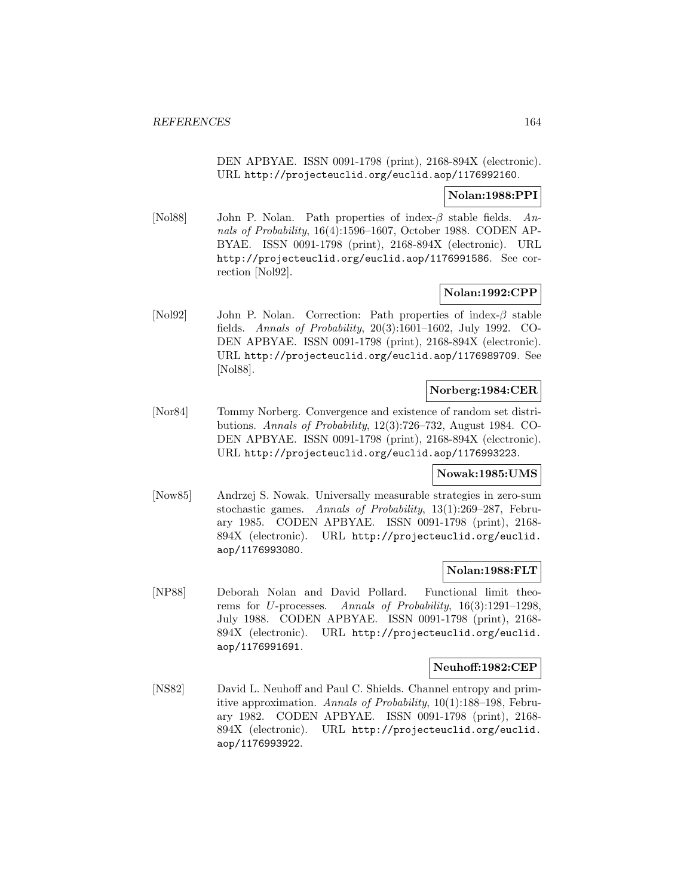DEN APBYAE. ISSN 0091-1798 (print), 2168-894X (electronic). URL http://projecteuclid.org/euclid.aop/1176992160.

**Nolan:1988:PPI**

[Nol88] John P. Nolan. Path properties of index-$\beta$ stable fields. *Annals of Probability*, 16(4):1596–1607, October 1988. CODEN APBYAE. ISSN 0091-1798 (print), 2168-894X (electronic). URL http://projecteuclid.org/euclid.aop/1176991586. See correction [Nol92].

**Nolan:1992:CPP**

[Nol92] John P. Nolan. Correction: Path properties of index-$\beta$ stable fields. *Annals of Probability*, 20(3):1601–1602, July 1992. CODEN APBYAE. ISSN 0091-1798 (print), 2168-894X (electronic). URL http://projecteuclid.org/euclid.aop/1176989709. See [Nol88].

**Norberg:1984:CER**

[Nor84] Tommy Norberg. Convergence and existence of random set distributions. *Annals of Probability*, 12(3):726–732, August 1984. CODEN APBYAE. ISSN 0091-1798 (print), 2168-894X (electronic). URL http://projecteuclid.org/euclid.aop/1176993223.

**Nowak:1985:UMS**

[Now85] Andrzej S. Nowak. Universally measurable strategies in zero-sum stochastic games. *Annals of Probability*, 13(1):269–287, February 1985. CODEN APBYAE. ISSN 0091-1798 (print), 2168-894X (electronic). URL http://projecteuclid.org/euclid.aop/1176993080.

**Nolan:1988:FLT**

[NP88] Deborah Nolan and David Pollard. Functional limit theorems for $U$-processes. *Annals of Probability*, 16(3):1291–1298, July 1988. CODEN APBYAE. ISSN 0091-1798 (print), 2168-894X (electronic). URL http://projecteuclid.org/euclid.aop/1176991691.

**Neuhoff:1982:CEP**

[NS82] David L. Neuhoff and Paul C. Shields. Channel entropy and primitive approximation. *Annals of Probability*, 10(1):188–198, February 1982. CODEN APBYAE. ISSN 0091-1798 (print), 2168-894X (electronic). URL http://projecteuclid.org/euclid.aop/1176993922.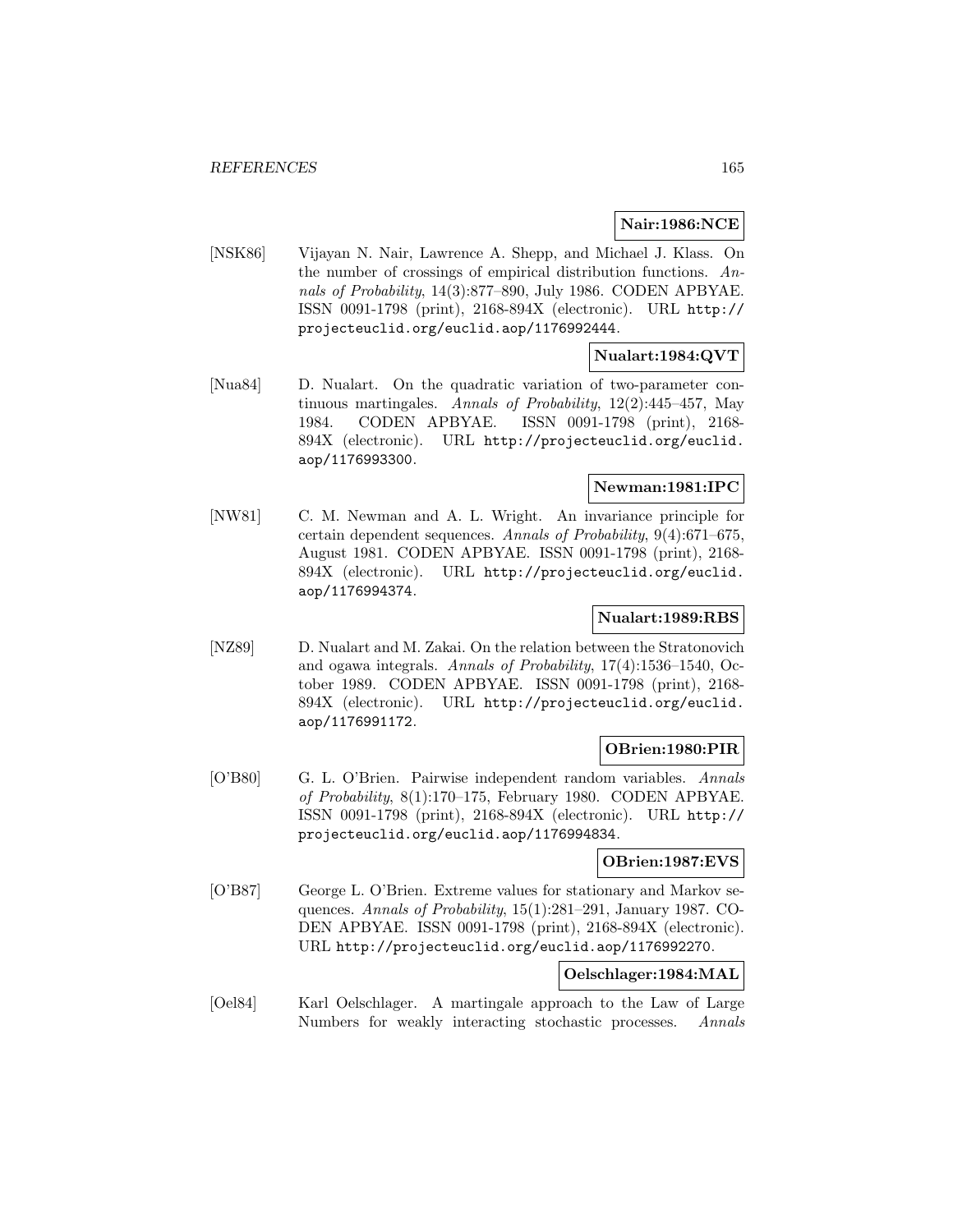**Nair:1986:NCE**

[NSK86] Vijayan N. Nair, Lawrence A. Shepp, and Michael J. Klass. On the number of crossings of empirical distribution functions. *Annals of Probability*, 14(3):877–890, July 1986. CODEN APBYAE. ISSN 0091-1798 (print), 2168-894X (electronic). URL http://projecteuclid.org/euclid.aop/1176992444.

**Nualart:1984:QVT**

[Nua84] D. Nualart. On the quadratic variation of two-parameter continuous martingales. *Annals of Probability*, 12(2):445–457, May 1984. CODEN APBYAE. ISSN 0091-1798 (print), 2168-894X (electronic). URL http://projecteuclid.org/euclid.aop/1176993300.

**Newman:1981:IPC**

[NW81] C. M. Newman and A. L. Wright. An invariance principle for certain dependent sequences. *Annals of Probability*, 9(4):671–675, August 1981. CODEN APBYAE. ISSN 0091-1798 (print), 2168-894X (electronic). URL http://projecteuclid.org/euclid.aop/1176994374.

**Nualart:1989:RBS**

[NZ89] D. Nualart and M. Zakai. On the relation between the Stratonovich and ogawa integrals. *Annals of Probability*, 17(4):1536–1540, October 1989. CODEN APBYAE. ISSN 0091-1798 (print), 2168-894X (electronic). URL http://projecteuclid.org/euclid.aop/1176991172.

**OBrien:1980:PIR**

[O'B80] G. L. O'Brien. Pairwise independent random variables. *Annals of Probability*, 8(1):170–175, February 1980. CODEN APBYAE. ISSN 0091-1798 (print), 2168-894X (electronic). URL http://projecteuclid.org/euclid.aop/1176994834.

**OBrien:1987:EVS**

[O'B87] George L. O'Brien. Extreme values for stationary and Markov sequences. *Annals of Probability*, 15(1):281–291, January 1987. CODEN APBYAE. ISSN 0091-1798 (print), 2168-894X (electronic). URL http://projecteuclid.org/euclid.aop/1176992270.

**Oelschlager:1984:MAL**

[Oel84] Karl Oelschlager. A martingale approach to the Law of Large Numbers for weakly interacting stochastic processes. *Annals*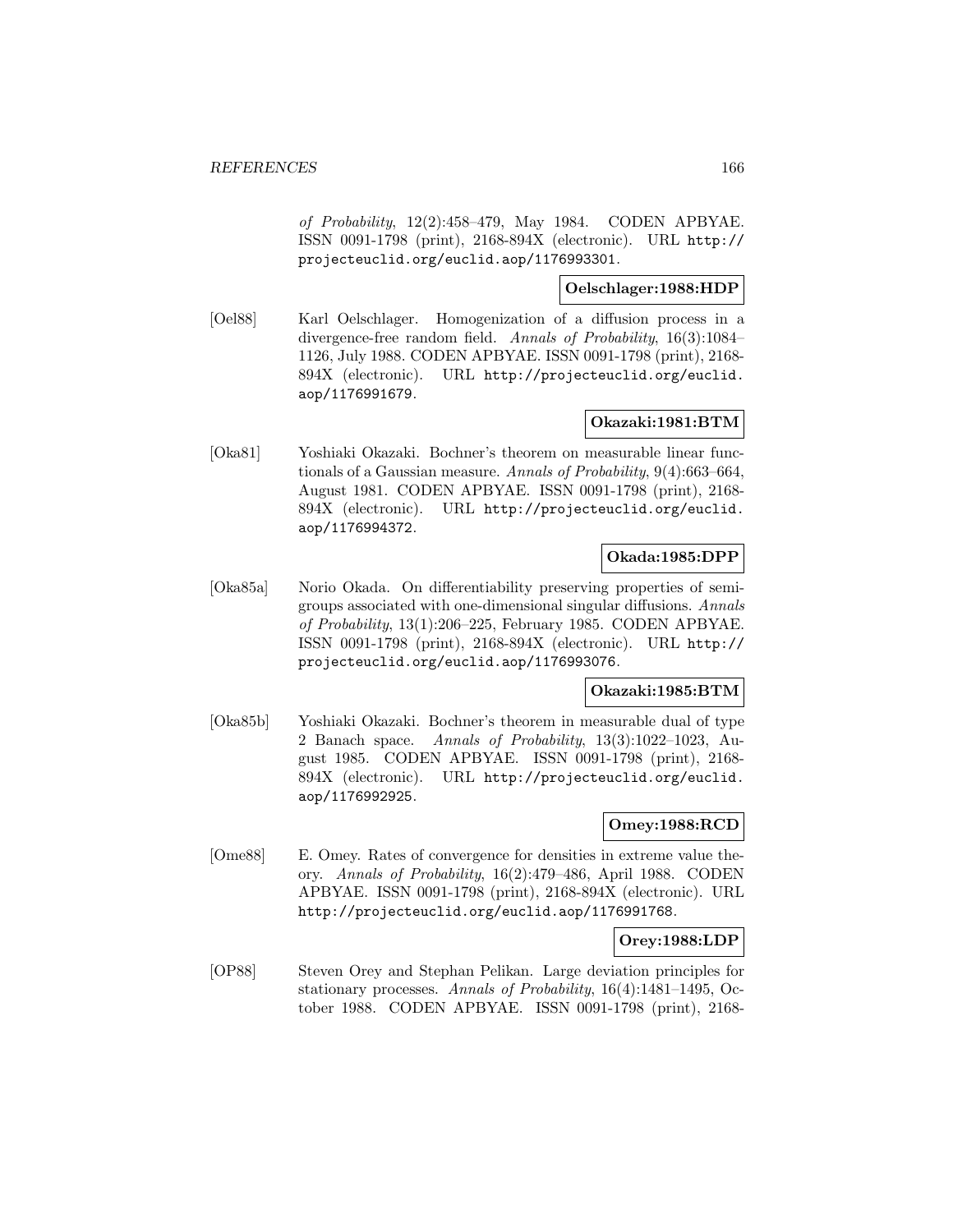*of Probability*, 12(2):458–479, May 1984. CODEN APBYAE. ISSN 0091-1798 (print), 2168-894X (electronic). URL http://projecteuclid.org/euclid.aop/1176993301.

**Oelschlager:1988:HDP**

[Oel88] Karl Oelschlager. Homogenization of a diffusion process in a divergence-free random field. *Annals of Probability*, 16(3):1084–1126, July 1988. CODEN APBYAE. ISSN 0091-1798 (print), 2168-894X (electronic). URL http://projecteuclid.org/euclid.aop/1176991679.

**Okazaki:1981:BTM**

[Oka81] Yoshiaki Okazaki. Bochner's theorem on measurable linear functionals of a Gaussian measure. *Annals of Probability*, 9(4):663–664, August 1981. CODEN APBYAE. ISSN 0091-1798 (print), 2168-894X (electronic). URL http://projecteuclid.org/euclid.aop/1176994372.

**Okada:1985:DPP**

[Oka85a] Norio Okada. On differentiability preserving properties of semigroups associated with one-dimensional singular diffusions. *Annals of Probability*, 13(1):206–225, February 1985. CODEN APBYAE. ISSN 0091-1798 (print), 2168-894X (electronic). URL http://projecteuclid.org/euclid.aop/1176993076.

**Okazaki:1985:BTM**

[Oka85b] Yoshiaki Okazaki. Bochner's theorem in measurable dual of type 2 Banach space. *Annals of Probability*, 13(3):1022–1023, August 1985. CODEN APBYAE. ISSN 0091-1798 (print), 2168-894X (electronic). URL http://projecteuclid.org/euclid.aop/1176992925.

**Omey:1988:RCD**

[Ome88] E. Omey. Rates of convergence for densities in extreme value theory. *Annals of Probability*, 16(2):479–486, April 1988. CODEN APBYAE. ISSN 0091-1798 (print), 2168-894X (electronic). URL http://projecteuclid.org/euclid.aop/1176991768.

**Orey:1988:LDP**

[OP88] Steven Orey and Stephan Pelikan. Large deviation principles for stationary processes. *Annals of Probability*, 16(4):1481–1495, October 1988. CODEN APBYAE. ISSN 0091-1798 (print), 2168-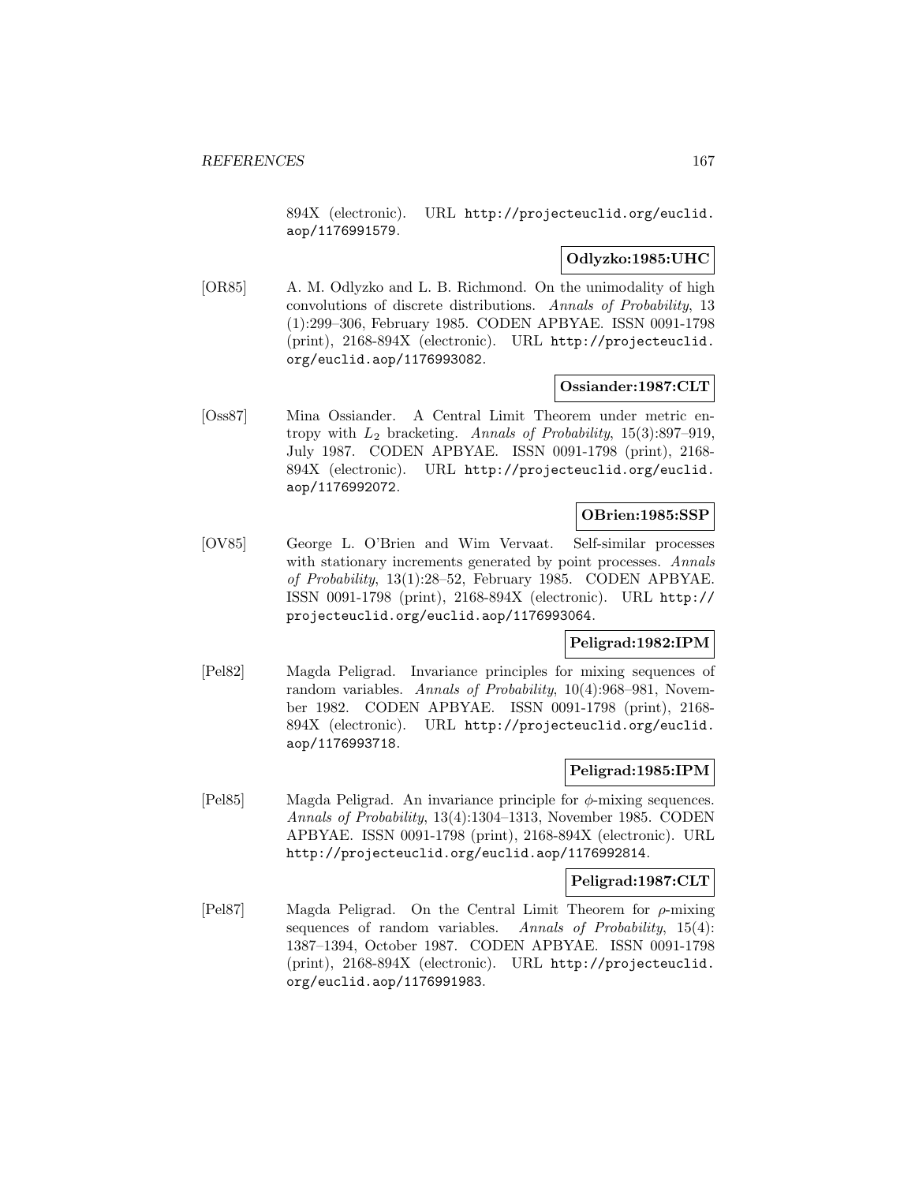894X (electronic). URL http://projecteuclid.org/euclid.aop/1176991579.

**Odlyzko:1985:UHC**

[OR85] A. M. Odlyzko and L. B. Richmond. On the unimodality of high convolutions of discrete distributions. *Annals of Probability*, 13 (1):299–306, February 1985. CODEN APBYAE. ISSN 0091-1798 (print), 2168-894X (electronic). URL http://projecteuclid.org/euclid.aop/1176993082.

**Ossiander:1987:CLT**

[Oss87] Mina Ossiander. A Central Limit Theorem under metric entropy with $L_2$ bracketing. *Annals of Probability*, 15(3):897–919, July 1987. CODEN APBYAE. ISSN 0091-1798 (print), 2168-894X (electronic). URL http://projecteuclid.org/euclid.aop/1176992072.

**OBrien:1985:SSP**

[OV85] George L. O'Brien and Wim Vervaat. Self-similar processes with stationary increments generated by point processes. *Annals of Probability*, 13(1):28–52, February 1985. CODEN APBYAE. ISSN 0091-1798 (print), 2168-894X (electronic). URL http://projecteuclid.org/euclid.aop/1176993064.

**Peligrad:1982:IPM**

[Pel82] Magda Peligrad. Invariance principles for mixing sequences of random variables. *Annals of Probability*, 10(4):968–981, November 1982. CODEN APBYAE. ISSN 0091-1798 (print), 2168-894X (electronic). URL http://projecteuclid.org/euclid.aop/1176993718.

**Peligrad:1985:IPM**

[Pel85] Magda Peligrad. An invariance principle for $\phi$-mixing sequences. *Annals of Probability*, 13(4):1304–1313, November 1985. CODEN APBYAE. ISSN 0091-1798 (print), 2168-894X (electronic). URL http://projecteuclid.org/euclid.aop/1176992814.

**Peligrad:1987:CLT**

[Pel87] Magda Peligrad. On the Central Limit Theorem for $\rho$-mixing sequences of random variables. *Annals of Probability*, 15(4): 1387–1394, October 1987. CODEN APBYAE. ISSN 0091-1798 (print), 2168-894X (electronic). URL http://projecteuclid.org/euclid.aop/1176991983.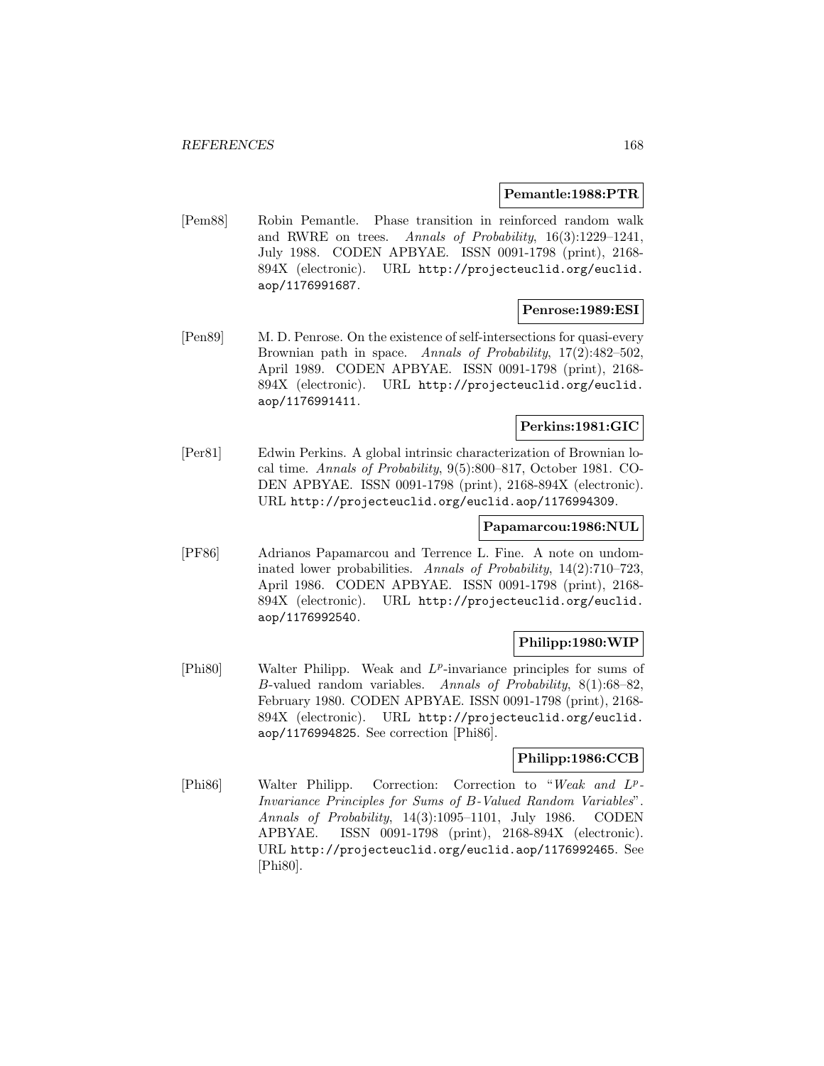**Pemantle:1988:PTR**

[Pem88] Robin Pemantle. Phase transition in reinforced random walk and RWRE on trees. *Annals of Probability*, 16(3):1229–1241, July 1988. CODEN APBYAE. ISSN 0091-1798 (print), 2168-894X (electronic). URL http://projecteuclid.org/euclid.aop/1176991687.

**Penrose:1989:ESI**

[Pen89] M. D. Penrose. On the existence of self-intersections for quasi-every Brownian path in space. *Annals of Probability*, 17(2):482–502, April 1989. CODEN APBYAE. ISSN 0091-1798 (print), 2168-894X (electronic). URL http://projecteuclid.org/euclid.aop/1176991411.

**Perkins:1981:GIC**

[Per81] Edwin Perkins. A global intrinsic characterization of Brownian local time. *Annals of Probability*, 9(5):800–817, October 1981. CODEN APBYAE. ISSN 0091-1798 (print), 2168-894X (electronic). URL http://projecteuclid.org/euclid.aop/1176994309.

**Papamarcou:1986:NUL**

[PF86] Adrianos Papamarcou and Terrence L. Fine. A note on undominated lower probabilities. *Annals of Probability*, 14(2):710–723, April 1986. CODEN APBYAE. ISSN 0091-1798 (print), 2168-894X (electronic). URL http://projecteuclid.org/euclid.aop/1176992540.

**Philipp:1980:WIP**

[Phi80] Walter Philipp. Weak and $L^p$-invariance principles for sums of $B$-valued random variables. *Annals of Probability*, 8(1):68–82, February 1980. CODEN APBYAE. ISSN 0091-1798 (print), 2168-894X (electronic). URL http://projecteuclid.org/euclid.aop/1176994825. See correction [Phi86].

**Philipp:1986:CCB**

[Phi86] Walter Philipp. Correction: Correction to "*Weak and $L^p$-Invariance Principles for Sums of $B$-Valued Random Variables*". *Annals of Probability*, 14(3):1095–1101, July 1986. CODEN APBYAE. ISSN 0091-1798 (print), 2168-894X (electronic). URL http://projecteuclid.org/euclid.aop/1176992465. See [Phi80].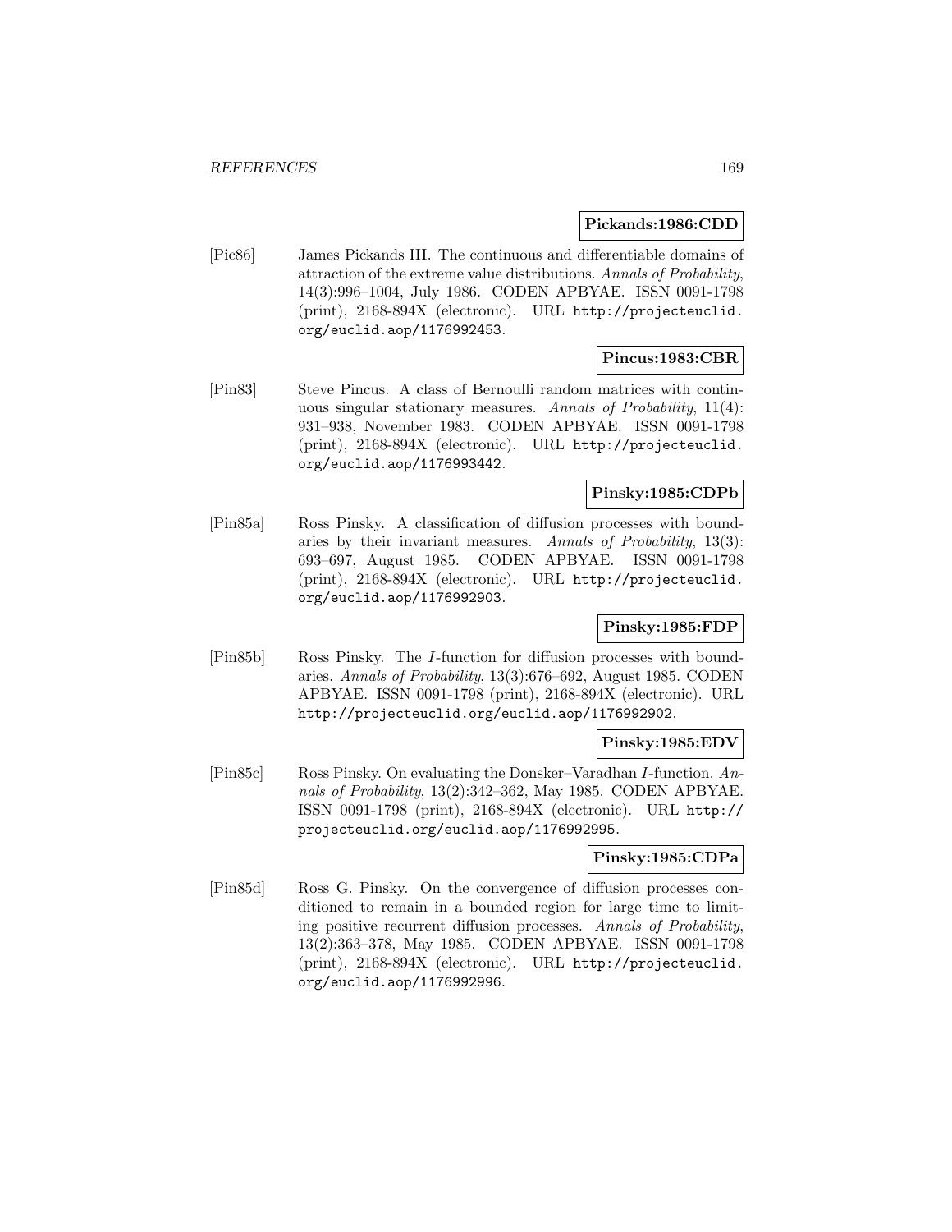**Pickands:1986:CDD**

[Pic86] James Pickands III. The continuous and differentiable domains of attraction of the extreme value distributions. *Annals of Probability*, 14(3):996–1004, July 1986. CODEN APBYAE. ISSN 0091-1798 (print), 2168-894X (electronic). URL http://projecteuclid.org/euclid.aop/1176992453.

**Pincus:1983:CBR**

[Pin83] Steve Pincus. A class of Bernoulli random matrices with continuous singular stationary measures. *Annals of Probability*, 11(4): 931–938, November 1983. CODEN APBYAE. ISSN 0091-1798 (print), 2168-894X (electronic). URL http://projecteuclid.org/euclid.aop/1176993442.

**Pinsky:1985:CDPb**

[Pin85a] Ross Pinsky. A classification of diffusion processes with boundaries by their invariant measures. *Annals of Probability*, 13(3): 693–697, August 1985. CODEN APBYAE. ISSN 0091-1798 (print), 2168-894X (electronic). URL http://projecteuclid.org/euclid.aop/1176992903.

**Pinsky:1985:FDP**

[Pin85b] Ross Pinsky. The *I*-function for diffusion processes with boundaries. *Annals of Probability*, 13(3):676–692, August 1985. CODEN APBYAE. ISSN 0091-1798 (print), 2168-894X (electronic). URL http://projecteuclid.org/euclid.aop/1176992902.

**Pinsky:1985:EDV**

[Pin85c] Ross Pinsky. On evaluating the Donsker–Varadhan *I*-function. *Annals of Probability*, 13(2):342–362, May 1985. CODEN APBYAE. ISSN 0091-1798 (print), 2168-894X (electronic). URL http://projecteuclid.org/euclid.aop/1176992995.

**Pinsky:1985:CDPa**

[Pin85d] Ross G. Pinsky. On the convergence of diffusion processes conditioned to remain in a bounded region for large time to limiting positive recurrent diffusion processes. *Annals of Probability*, 13(2):363–378, May 1985. CODEN APBYAE. ISSN 0091-1798 (print), 2168-894X (electronic). URL http://projecteuclid.org/euclid.aop/1176992996.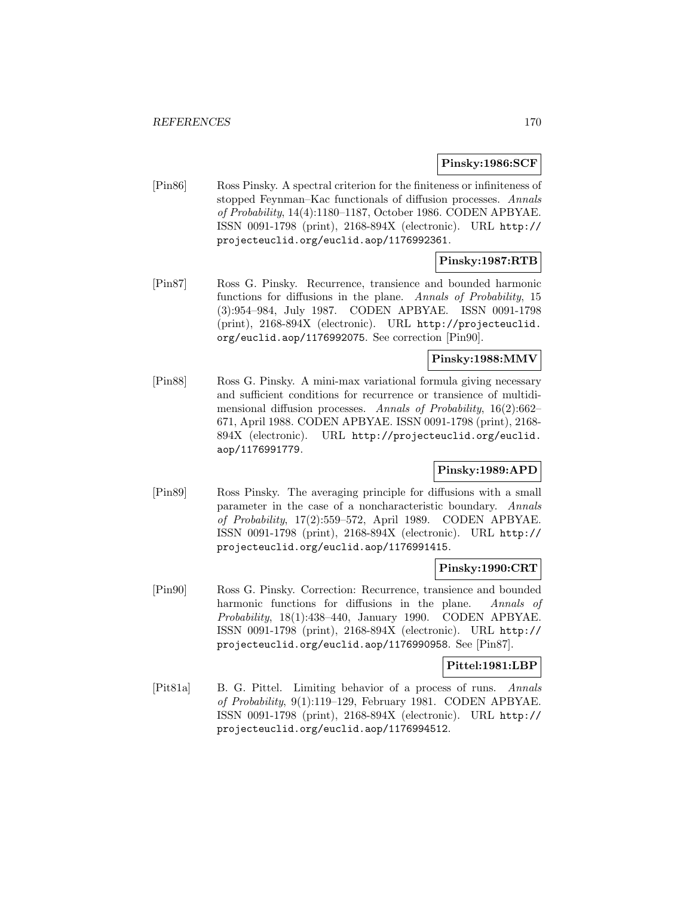**Pinsky:1986:SCF**

[Pin86] Ross Pinsky. A spectral criterion for the finiteness or infiniteness of stopped Feynman–Kac functionals of diffusion processes. *Annals of Probability*, 14(4):1180–1187, October 1986. CODEN APBYAE. ISSN 0091-1798 (print), 2168-894X (electronic). URL http://projecteuclid.org/euclid.aop/1176992361.

**Pinsky:1987:RTB**

[Pin87] Ross G. Pinsky. Recurrence, transience and bounded harmonic functions for diffusions in the plane. *Annals of Probability*, 15 (3):954–984, July 1987. CODEN APBYAE. ISSN 0091-1798 (print), 2168-894X (electronic). URL http://projecteuclid.org/euclid.aop/1176992075. See correction [Pin90].

**Pinsky:1988:MMV**

[Pin88] Ross G. Pinsky. A mini-max variational formula giving necessary and sufficient conditions for recurrence or transience of multidimensional diffusion processes. *Annals of Probability*, 16(2):662–671, April 1988. CODEN APBYAE. ISSN 0091-1798 (print), 2168-894X (electronic). URL http://projecteuclid.org/euclid.aop/1176991779.

**Pinsky:1989:APD**

[Pin89] Ross Pinsky. The averaging principle for diffusions with a small parameter in the case of a noncharacteristic boundary. *Annals of Probability*, 17(2):559–572, April 1989. CODEN APBYAE. ISSN 0091-1798 (print), 2168-894X (electronic). URL http://projecteuclid.org/euclid.aop/1176991415.

**Pinsky:1990:CRT**

[Pin90] Ross G. Pinsky. Correction: Recurrence, transience and bounded harmonic functions for diffusions in the plane. *Annals of Probability*, 18(1):438–440, January 1990. CODEN APBYAE. ISSN 0091-1798 (print), 2168-894X (electronic). URL http://projecteuclid.org/euclid.aop/1176990958. See [Pin87].

**Pittel:1981:LBP**

[Pit81a] B. G. Pittel. Limiting behavior of a process of runs. *Annals of Probability*, 9(1):119–129, February 1981. CODEN APBYAE. ISSN 0091-1798 (print), 2168-894X (electronic). URL http://projecteuclid.org/euclid.aop/1176994512.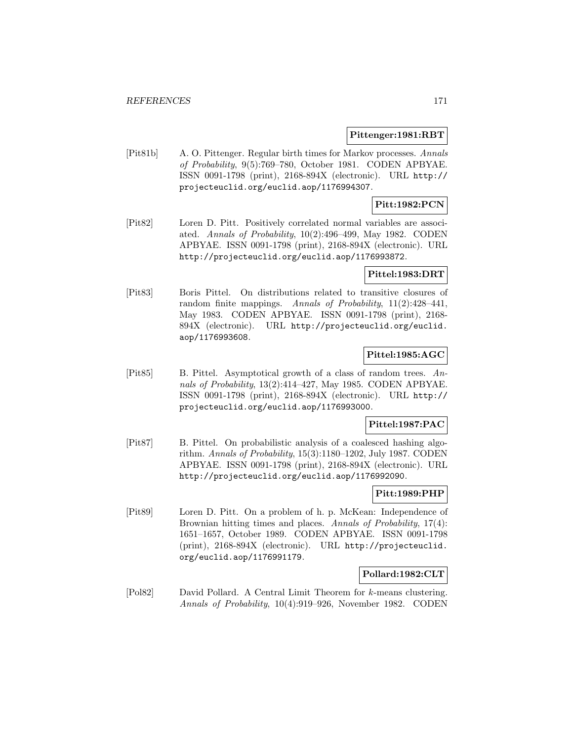**Pittenger:1981:RBT**

[Pit81b] A. O. Pittenger. Regular birth times for Markov processes. *Annals of Probability*, 9(5):769–780, October 1981. CODEN APBYAE. ISSN 0091-1798 (print), 2168-894X (electronic). URL http://projecteuclid.org/euclid.aop/1176994307.

**Pitt:1982:PCN**

[Pit82] Loren D. Pitt. Positively correlated normal variables are associated. *Annals of Probability*, 10(2):496–499, May 1982. CODEN APBYAE. ISSN 0091-1798 (print), 2168-894X (electronic). URL http://projecteuclid.org/euclid.aop/1176993872.

**Pittel:1983:DRT**

[Pit83] Boris Pittel. On distributions related to transitive closures of random finite mappings. *Annals of Probability*, 11(2):428–441, May 1983. CODEN APBYAE. ISSN 0091-1798 (print), 2168-894X (electronic). URL http://projecteuclid.org/euclid.aop/1176993608.

**Pittel:1985:AGC**

[Pit85] B. Pittel. Asymptotical growth of a class of random trees. *Annals of Probability*, 13(2):414–427, May 1985. CODEN APBYAE. ISSN 0091-1798 (print), 2168-894X (electronic). URL http://projecteuclid.org/euclid.aop/1176993000.

**Pittel:1987:PAC**

[Pit87] B. Pittel. On probabilistic analysis of a coalesced hashing algorithm. *Annals of Probability*, 15(3):1180–1202, July 1987. CODEN APBYAE. ISSN 0091-1798 (print), 2168-894X (electronic). URL http://projecteuclid.org/euclid.aop/1176992090.

**Pitt:1989:PHP**

[Pit89] Loren D. Pitt. On a problem of h. p. McKean: Independence of Brownian hitting times and places. *Annals of Probability*, 17(4): 1651–1657, October 1989. CODEN APBYAE. ISSN 0091-1798 (print), 2168-894X (electronic). URL http://projecteuclid.org/euclid.aop/1176991179.

**Pollard:1982:CLT**

[Pol82] David Pollard. A Central Limit Theorem for $k$-means clustering. *Annals of Probability*, 10(4):919–926, November 1982. CODEN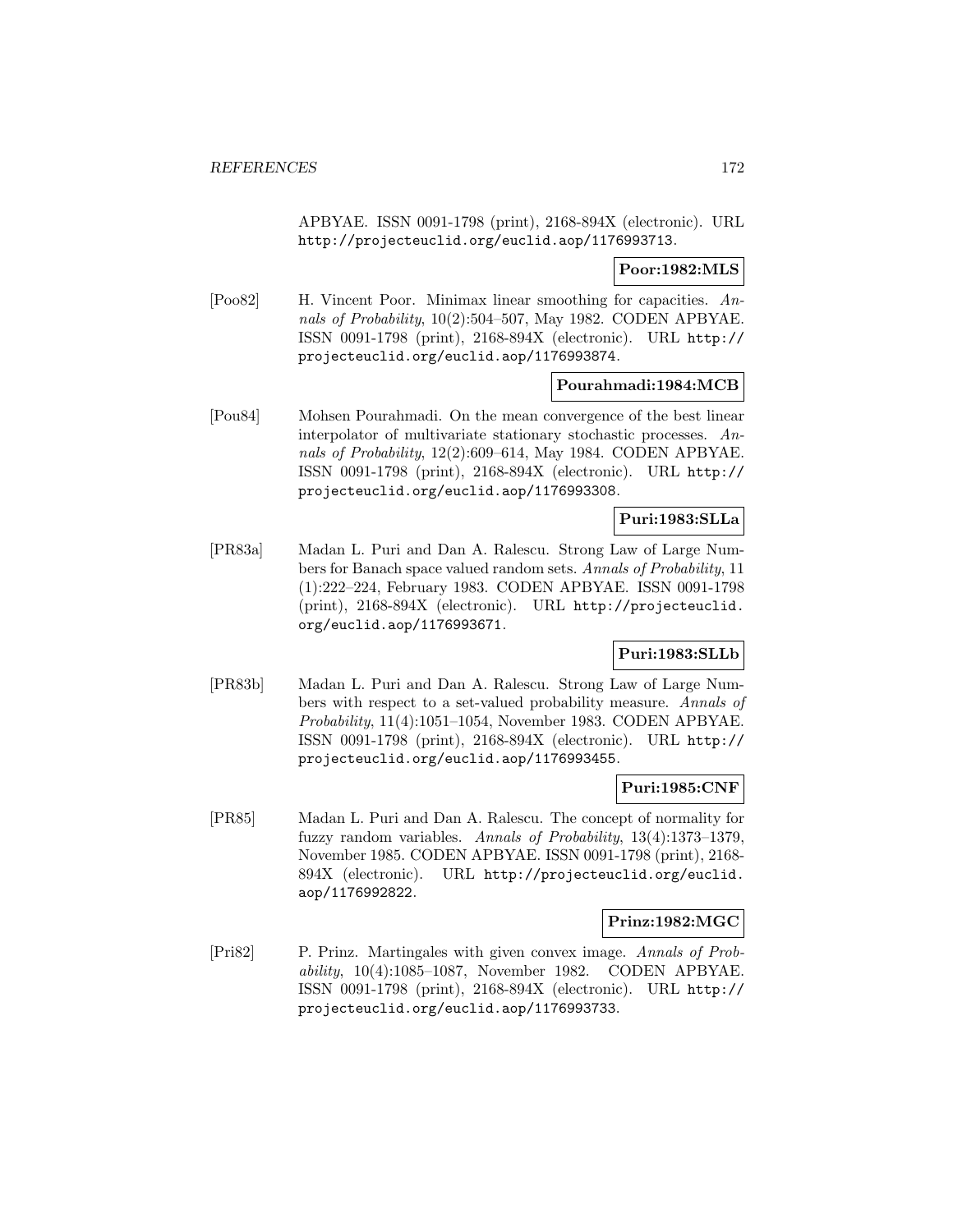APBYAE. ISSN 0091-1798 (print), 2168-894X (electronic). URL http://projecteuclid.org/euclid.aop/1176993713.

**Poor:1982:MLS**

[Poo82] H. Vincent Poor. Minimax linear smoothing for capacities. *Annals of Probability*, 10(2):504–507, May 1982. CODEN APBYAE. ISSN 0091-1798 (print), 2168-894X (electronic). URL http://projecteuclid.org/euclid.aop/1176993874.

**Pourahmadi:1984:MCB**

[Pou84] Mohsen Pourahmadi. On the mean convergence of the best linear interpolator of multivariate stationary stochastic processes. *Annals of Probability*, 12(2):609–614, May 1984. CODEN APBYAE. ISSN 0091-1798 (print), 2168-894X (electronic). URL http://projecteuclid.org/euclid.aop/1176993308.

**Puri:1983:SLLa**

[PR83a] Madan L. Puri and Dan A. Ralescu. Strong Law of Large Numbers for Banach space valued random sets. *Annals of Probability*, 11(1):222–224, February 1983. CODEN APBYAE. ISSN 0091-1798 (print), 2168-894X (electronic). URL http://projecteuclid.org/euclid.aop/1176993671.

**Puri:1983:SLLb**

[PR83b] Madan L. Puri and Dan A. Ralescu. Strong Law of Large Numbers with respect to a set-valued probability measure. *Annals of Probability*, 11(4):1051–1054, November 1983. CODEN APBYAE. ISSN 0091-1798 (print), 2168-894X (electronic). URL http://projecteuclid.org/euclid.aop/1176993455.

**Puri:1985:CNF**

[PR85] Madan L. Puri and Dan A. Ralescu. The concept of normality for fuzzy random variables. *Annals of Probability*, 13(4):1373–1379, November 1985. CODEN APBYAE. ISSN 0091-1798 (print), 2168-894X (electronic). URL http://projecteuclid.org/euclid.aop/1176992822.

**Prinz:1982:MGC**

[Pri82] P. Prinz. Martingales with given convex image. *Annals of Probability*, 10(4):1085–1087, November 1982. CODEN APBYAE. ISSN 0091-1798 (print), 2168-894X (electronic). URL http://projecteuclid.org/euclid.aop/1176993733.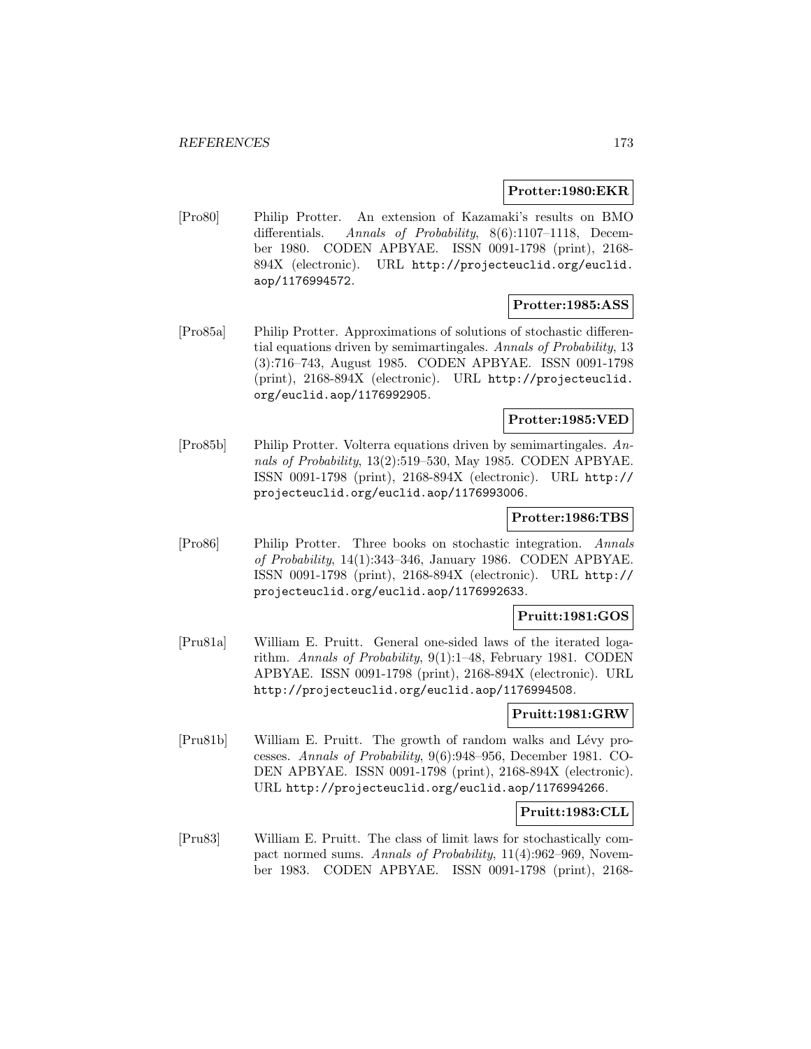**Protter:1980:EKR**

[Pro80] Philip Protter. An extension of Kazamaki's results on BMO differentials. *Annals of Probability*, 8(6):1107–1118, December 1980. CODEN APBYAE. ISSN 0091-1798 (print), 2168-894X (electronic). URL http://projecteuclid.org/euclid.aop/1176994572.

**Protter:1985:ASS**

[Pro85a] Philip Protter. Approximations of solutions of stochastic differential equations driven by semimartingales. *Annals of Probability*, 13 (3):716–743, August 1985. CODEN APBYAE. ISSN 0091-1798 (print), 2168-894X (electronic). URL http://projecteuclid.org/euclid.aop/1176992905.

**Protter:1985:VED**

[Pro85b] Philip Protter. Volterra equations driven by semimartingales. *Annals of Probability*, 13(2):519–530, May 1985. CODEN APBYAE. ISSN 0091-1798 (print), 2168-894X (electronic). URL http://projecteuclid.org/euclid.aop/1176993006.

**Protter:1986:TBS**

[Pro86] Philip Protter. Three books on stochastic integration. *Annals of Probability*, 14(1):343–346, January 1986. CODEN APBYAE. ISSN 0091-1798 (print), 2168-894X (electronic). URL http://projecteuclid.org/euclid.aop/1176992633.

**Pruitt:1981:GOS**

[Pru81a] William E. Pruitt. General one-sided laws of the iterated logarithm. *Annals of Probability*, 9(1):1–48, February 1981. CODEN APBYAE. ISSN 0091-1798 (print), 2168-894X (electronic). URL http://projecteuclid.org/euclid.aop/1176994508.

**Pruitt:1981:GRW**

[Pru81b] William E. Pruitt. The growth of random walks and Lévy processes. *Annals of Probability*, 9(6):948–956, December 1981. CODEN APBYAE. ISSN 0091-1798 (print), 2168-894X (electronic). URL http://projecteuclid.org/euclid.aop/1176994266.

**Pruitt:1983:CLL**

[Pru83] William E. Pruitt. The class of limit laws for stochastically compact normed sums. *Annals of Probability*, 11(4):962–969, November 1983. CODEN APBYAE. ISSN 0091-1798 (print), 2168-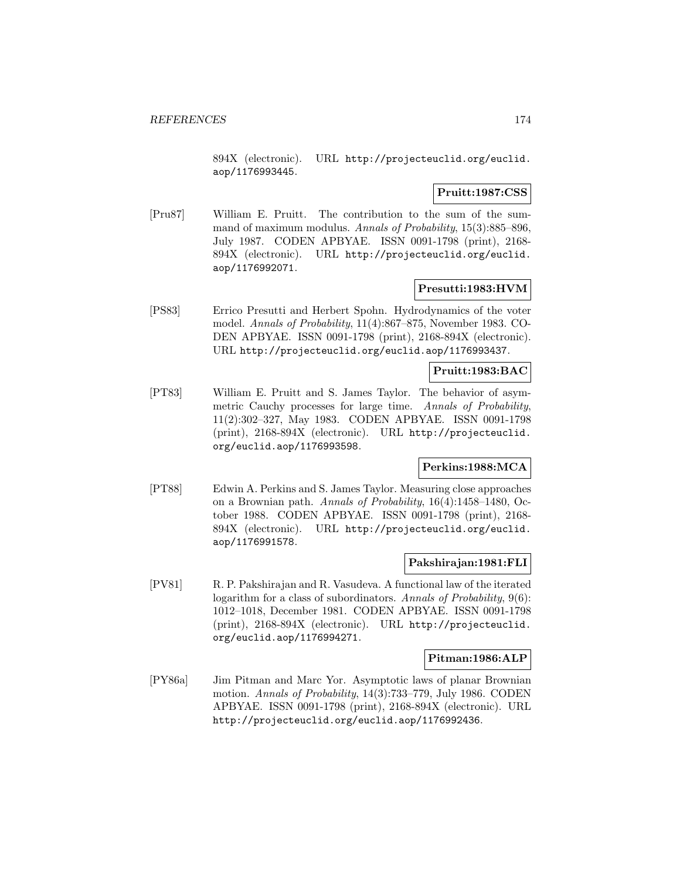894X (electronic). URL http://projecteuclid.org/euclid.aop/1176993445.

**Pruitt:1987:CSS**

[Pru87] William E. Pruitt. The contribution to the sum of the summand of maximum modulus. *Annals of Probability*, 15(3):885–896, July 1987. CODEN APBYAE. ISSN 0091-1798 (print), 2168-894X (electronic). URL http://projecteuclid.org/euclid.aop/1176992071.

**Presutti:1983:HVM**

[PS83] Errico Presutti and Herbert Spohn. Hydrodynamics of the voter model. *Annals of Probability*, 11(4):867–875, November 1983. CODEN APBYAE. ISSN 0091-1798 (print), 2168-894X (electronic). URL http://projecteuclid.org/euclid.aop/1176993437.

**Pruitt:1983:BAC**

[PT83] William E. Pruitt and S. James Taylor. The behavior of asymmetric Cauchy processes for large time. *Annals of Probability*, 11(2):302–327, May 1983. CODEN APBYAE. ISSN 0091-1798 (print), 2168-894X (electronic). URL http://projecteuclid.org/euclid.aop/1176993598.

**Perkins:1988:MCA**

[PT88] Edwin A. Perkins and S. James Taylor. Measuring close approaches on a Brownian path. *Annals of Probability*, 16(4):1458–1480, October 1988. CODEN APBYAE. ISSN 0091-1798 (print), 2168-894X (electronic). URL http://projecteuclid.org/euclid.aop/1176991578.

**Pakshirajan:1981:FLI**

[PV81] R. P. Pakshirajan and R. Vasudeva. A functional law of the iterated logarithm for a class of subordinators. *Annals of Probability*, 9(6):1012–1018, December 1981. CODEN APBYAE. ISSN 0091-1798 (print), 2168-894X (electronic). URL http://projecteuclid.org/euclid.aop/1176994271.

**Pitman:1986:ALP**

[PY86a] Jim Pitman and Marc Yor. Asymptotic laws of planar Brownian motion. *Annals of Probability*, 14(3):733–779, July 1986. CODEN APBYAE. ISSN 0091-1798 (print), 2168-894X (electronic). URL http://projecteuclid.org/euclid.aop/1176992436.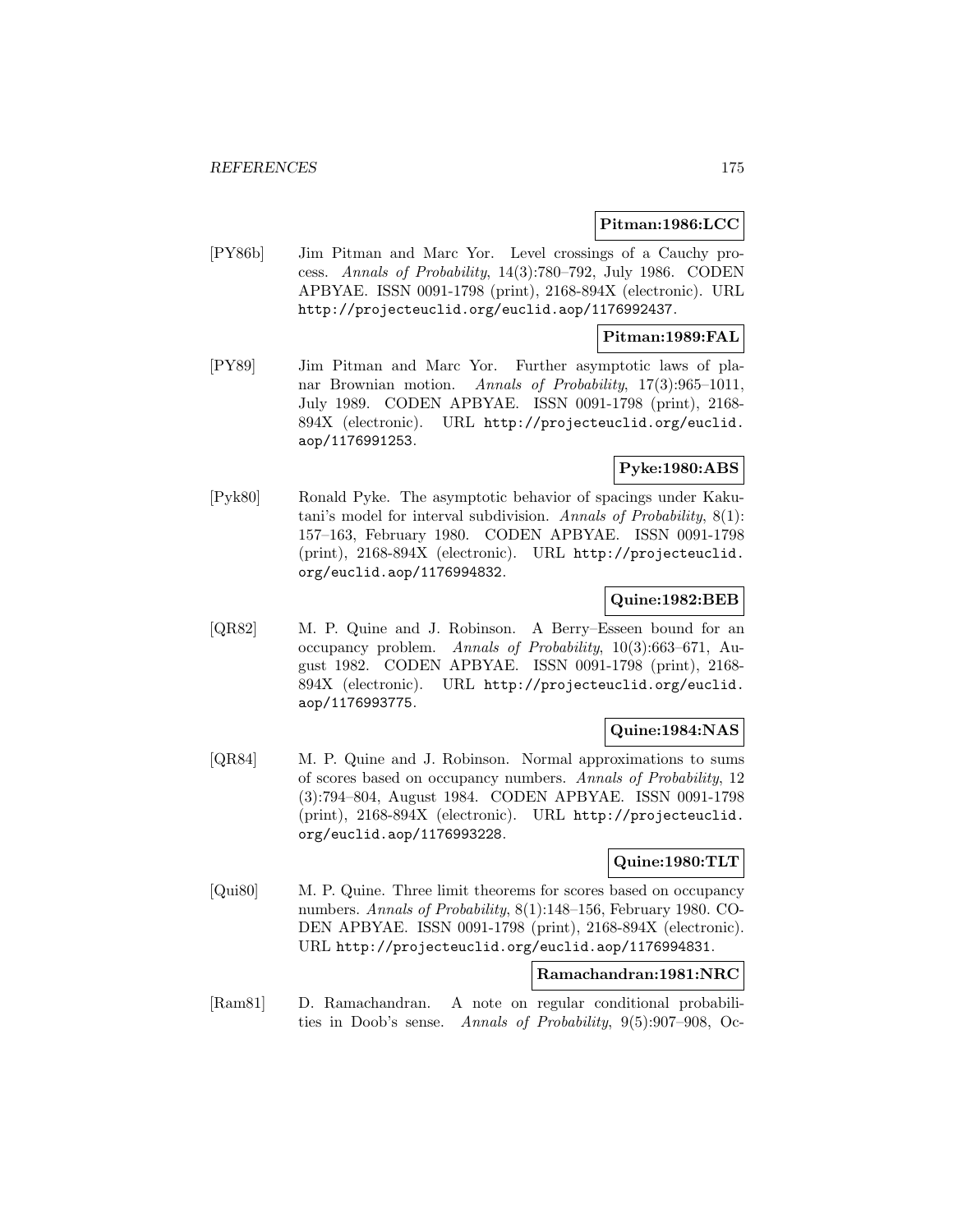**Pitman:1986:LCC**

[PY86b] Jim Pitman and Marc Yor. Level crossings of a Cauchy process. *Annals of Probability*, 14(3):780–792, July 1986. CODEN APBYAE. ISSN 0091-1798 (print), 2168-894X (electronic). URL `http://projecteuclid.org/euclid.aop/1176992437`.

**Pitman:1989:FAL**

[PY89] Jim Pitman and Marc Yor. Further asymptotic laws of planar Brownian motion. *Annals of Probability*, 17(3):965–1011, July 1989. CODEN APBYAE. ISSN 0091-1798 (print), 2168-894X (electronic). URL `http://projecteuclid.org/euclid.aop/1176991253`.

**Pyke:1980:ABS**

[Pyk80] Ronald Pyke. The asymptotic behavior of spacings under Kakutani's model for interval subdivision. *Annals of Probability*, 8(1): 157–163, February 1980. CODEN APBYAE. ISSN 0091-1798 (print), 2168-894X (electronic). URL `http://projecteuclid.org/euclid.aop/1176994832`.

**Quine:1982:BEB**

[QR82] M. P. Quine and J. Robinson. A Berry–Esseen bound for an occupancy problem. *Annals of Probability*, 10(3):663–671, August 1982. CODEN APBYAE. ISSN 0091-1798 (print), 2168-894X (electronic). URL `http://projecteuclid.org/euclid.aop/1176993775`.

**Quine:1984:NAS**

[QR84] M. P. Quine and J. Robinson. Normal approximations to sums of scores based on occupancy numbers. *Annals of Probability*, 12 (3):794–804, August 1984. CODEN APBYAE. ISSN 0091-1798 (print), 2168-894X (electronic). URL `http://projecteuclid.org/euclid.aop/1176993228`.

**Quine:1980:TLT**

[Qui80] M. P. Quine. Three limit theorems for scores based on occupancy numbers. *Annals of Probability*, 8(1):148–156, February 1980. CODEN APBYAE. ISSN 0091-1798 (print), 2168-894X (electronic). URL `http://projecteuclid.org/euclid.aop/1176994831`.

**Ramachandran:1981:NRC**

[Ram81] D. Ramachandran. A note on regular conditional probabilities in Doob's sense. *Annals of Probability*, 9(5):907–908, Oc-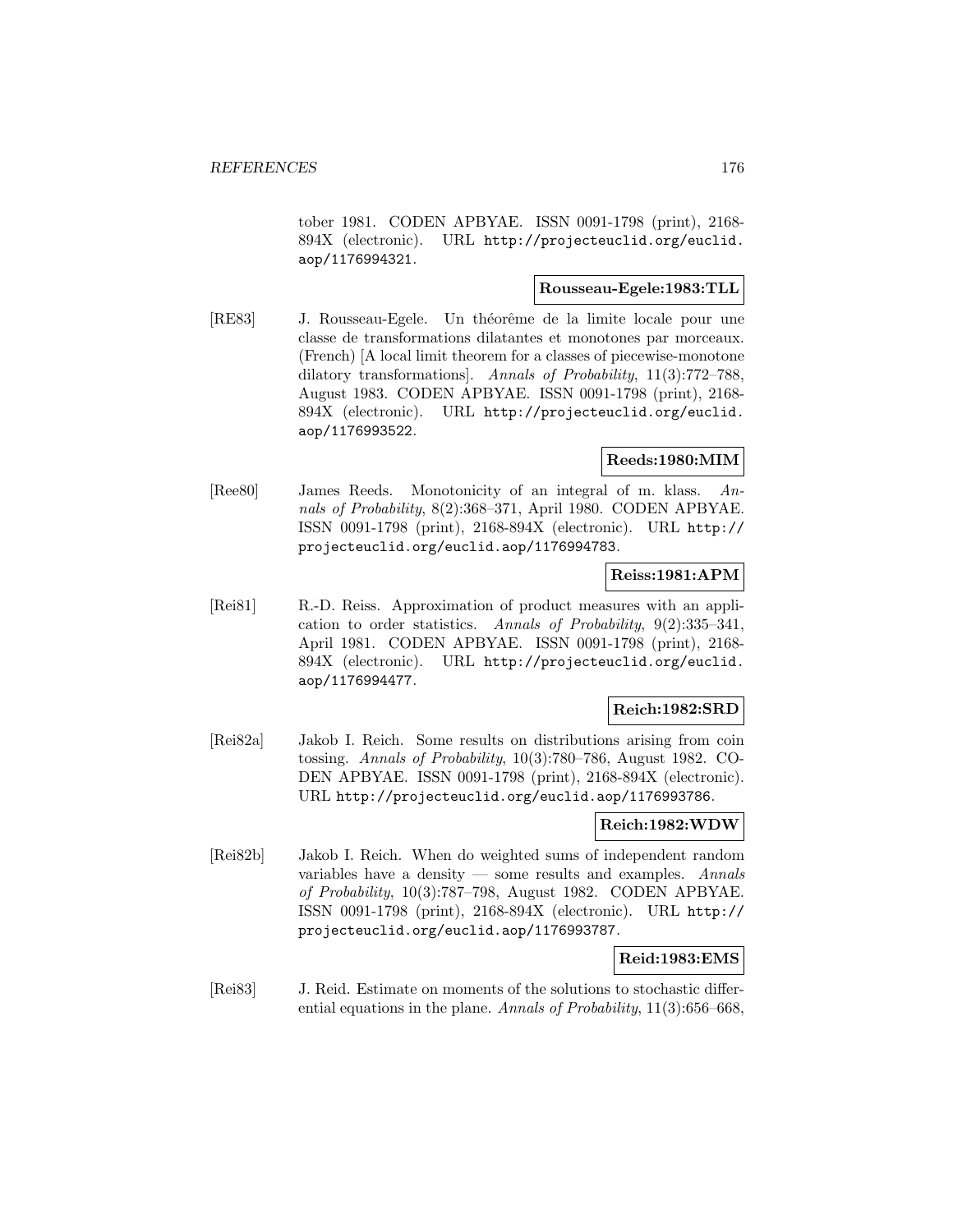tober 1981. CODEN APBYAE. ISSN 0091-1798 (print), 2168-894X (electronic). URL http://projecteuclid.org/euclid.aop/1176994321.

**Rousseau-Egele:1983:TLL**

[RE83] J. Rousseau-Egele. Un théorême de la limite locale pour une classe de transformations dilatantes et monotones par morceaux. (French) [A local limit theorem for a classes of piecewise-monotone dilatory transformations]. *Annals of Probability*, 11(3):772–788, August 1983. CODEN APBYAE. ISSN 0091-1798 (print), 2168-894X (electronic). URL http://projecteuclid.org/euclid.aop/1176993522.

**Reeds:1980:MIM**

[Ree80] James Reeds. Monotonicity of an integral of m. klass. *Annals of Probability*, 8(2):368–371, April 1980. CODEN APBYAE. ISSN 0091-1798 (print), 2168-894X (electronic). URL http://projecteuclid.org/euclid.aop/1176994783.

**Reiss:1981:APM**

[Rei81] R.-D. Reiss. Approximation of product measures with an application to order statistics. *Annals of Probability*, 9(2):335–341, April 1981. CODEN APBYAE. ISSN 0091-1798 (print), 2168-894X (electronic). URL http://projecteuclid.org/euclid.aop/1176994477.

**Reich:1982:SRD**

[Rei82a] Jakob I. Reich. Some results on distributions arising from coin tossing. *Annals of Probability*, 10(3):780–786, August 1982. CODEN APBYAE. ISSN 0091-1798 (print), 2168-894X (electronic). URL http://projecteuclid.org/euclid.aop/1176993786.

**Reich:1982:WDW**

[Rei82b] Jakob I. Reich. When do weighted sums of independent random variables have a density — some results and examples. *Annals of Probability*, 10(3):787–798, August 1982. CODEN APBYAE. ISSN 0091-1798 (print), 2168-894X (electronic). URL http://projecteuclid.org/euclid.aop/1176993787.

**Reid:1983:EMS**

[Rei83] J. Reid. Estimate on moments of the solutions to stochastic differential equations in the plane. *Annals of Probability*, 11(3):656–668,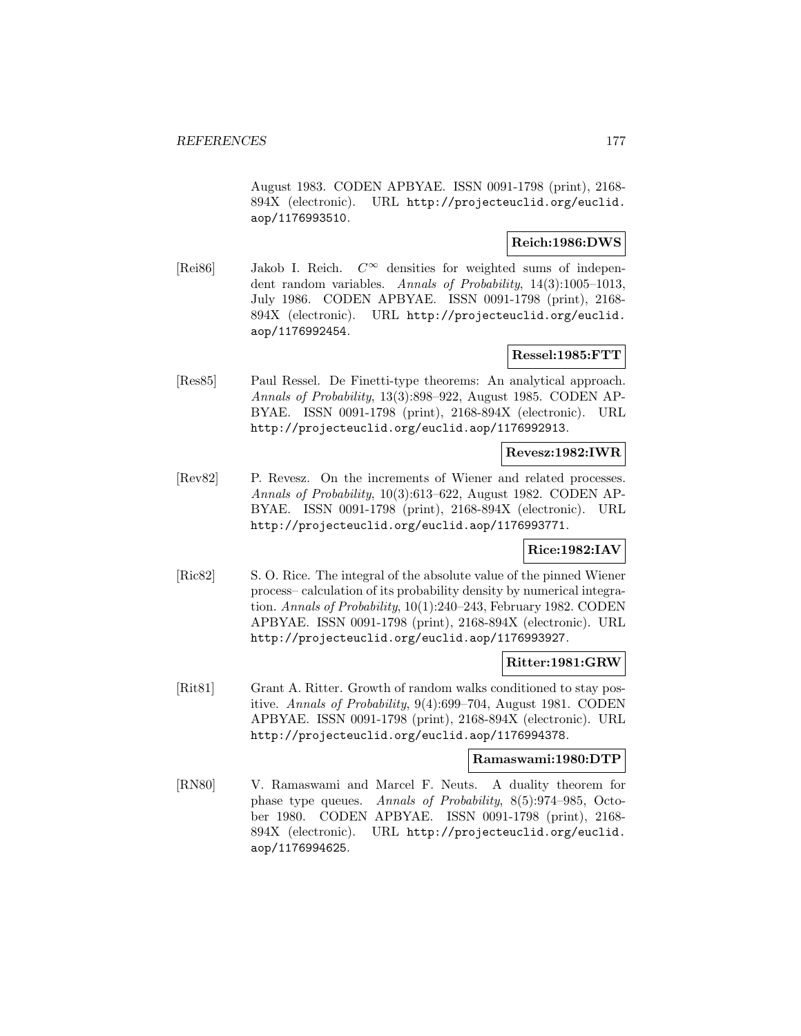August 1983. CODEN APBYAE. ISSN 0091-1798 (print), 2168-894X (electronic). URL http://projecteuclid.org/euclid.aop/1176993510.

**Reich:1986:DWS**

[Rei86] Jakob I. Reich. $C^{\infty}$ densities for weighted sums of independent random variables. *Annals of Probability*, 14(3):1005–1013, July 1986. CODEN APBYAE. ISSN 0091-1798 (print), 2168-894X (electronic). URL http://projecteuclid.org/euclid.aop/1176992454.

**Ressel:1985:FTT**

[Res85] Paul Ressel. De Finetti-type theorems: An analytical approach. *Annals of Probability*, 13(3):898–922, August 1985. CODEN APBYAE. ISSN 0091-1798 (print), 2168-894X (electronic). URL http://projecteuclid.org/euclid.aop/1176992913.

**Revesz:1982:IWR**

[Rev82] P. Revesz. On the increments of Wiener and related processes. *Annals of Probability*, 10(3):613–622, August 1982. CODEN APBYAE. ISSN 0091-1798 (print), 2168-894X (electronic). URL http://projecteuclid.org/euclid.aop/1176993771.

**Rice:1982:IAV**

[Ric82] S. O. Rice. The integral of the absolute value of the pinned Wiener process– calculation of its probability density by numerical integration. *Annals of Probability*, 10(1):240–243, February 1982. CODEN APBYAE. ISSN 0091-1798 (print), 2168-894X (electronic). URL http://projecteuclid.org/euclid.aop/1176993927.

**Ritter:1981:GRW**

[Rit81] Grant A. Ritter. Growth of random walks conditioned to stay positive. *Annals of Probability*, 9(4):699–704, August 1981. CODEN APBYAE. ISSN 0091-1798 (print), 2168-894X (electronic). URL http://projecteuclid.org/euclid.aop/1176994378.

**Ramaswami:1980:DTP**

[RN80] V. Ramaswami and Marcel F. Neuts. A duality theorem for phase type queues. *Annals of Probability*, 8(5):974–985, October 1980. CODEN APBYAE. ISSN 0091-1798 (print), 2168-894X (electronic). URL http://projecteuclid.org/euclid.aop/1176994625.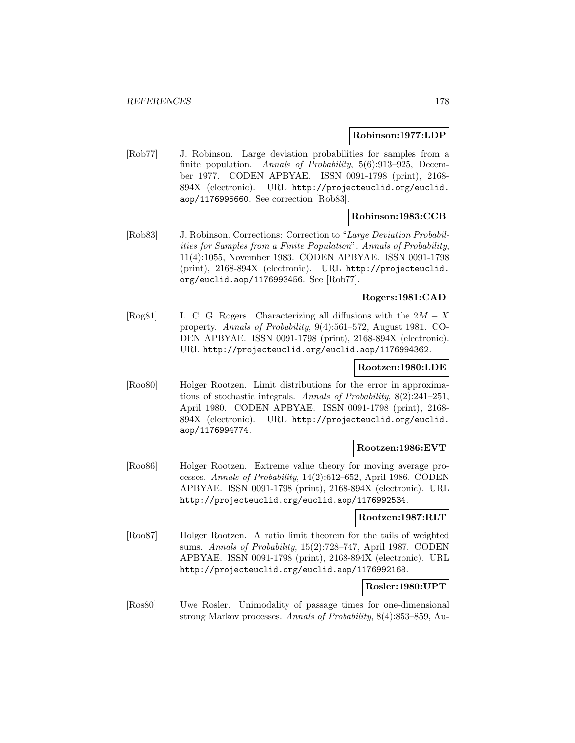**Robinson:1977:LDP**

[Rob77] J. Robinson. Large deviation probabilities for samples from a finite population. *Annals of Probability*, 5(6):913–925, December 1977. CODEN APBYAE. ISSN 0091-1798 (print), 2168-894X (electronic). URL http://projecteuclid.org/euclid.aop/1176995660. See correction [Rob83].

**Robinson:1983:CCB**

[Rob83] J. Robinson. Corrections: Correction to "*Large Deviation Probabilities for Samples from a Finite Population*". *Annals of Probability*, 11(4):1055, November 1983. CODEN APBYAE. ISSN 0091-1798 (print), 2168-894X (electronic). URL http://projecteuclid.org/euclid.aop/1176993456. See [Rob77].

**Rogers:1981:CAD**

[Rog81] L. C. G. Rogers. Characterizing all diffusions with the $2M - X$ property. *Annals of Probability*, 9(4):561–572, August 1981. CODEN APBYAE. ISSN 0091-1798 (print), 2168-894X (electronic). URL http://projecteuclid.org/euclid.aop/1176994362.

**Rootzen:1980:LDE**

[Roo80] Holger Rootzen. Limit distributions for the error in approximations of stochastic integrals. *Annals of Probability*, 8(2):241–251, April 1980. CODEN APBYAE. ISSN 0091-1798 (print), 2168-894X (electronic). URL http://projecteuclid.org/euclid.aop/1176994774.

**Rootzen:1986:EVT**

[Roo86] Holger Rootzen. Extreme value theory for moving average processes. *Annals of Probability*, 14(2):612–652, April 1986. CODEN APBYAE. ISSN 0091-1798 (print), 2168-894X (electronic). URL http://projecteuclid.org/euclid.aop/1176992534.

**Rootzen:1987:RLT**

[Roo87] Holger Rootzen. A ratio limit theorem for the tails of weighted sums. *Annals of Probability*, 15(2):728–747, April 1987. CODEN APBYAE. ISSN 0091-1798 (print), 2168-894X (electronic). URL http://projecteuclid.org/euclid.aop/1176992168.

**Rosler:1980:UPT**

[Ros80] Uwe Rosler. Unimodality of passage times for one-dimensional strong Markov processes. *Annals of Probability*, 8(4):853–859, Au-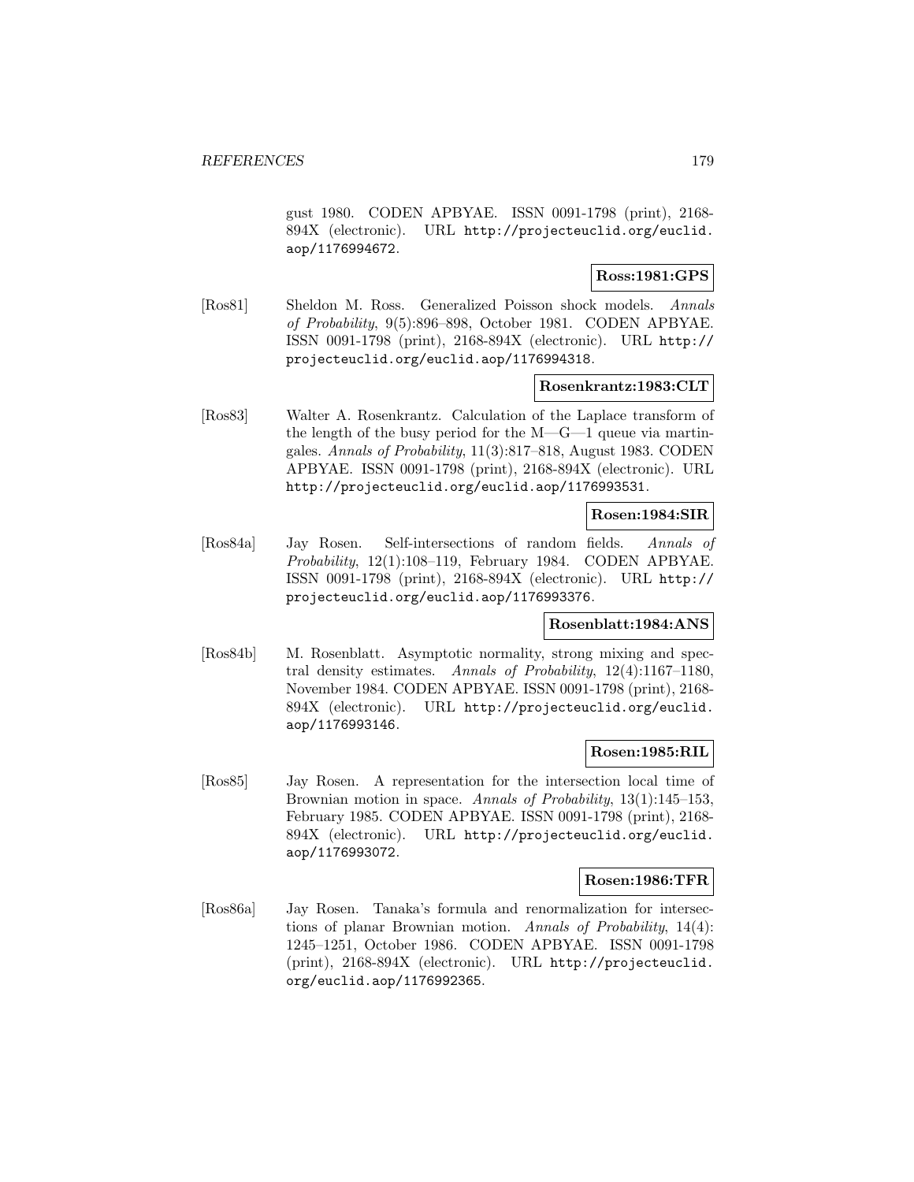gust 1980. CODEN APBYAE. ISSN 0091-1798 (print), 2168-894X (electronic). URL http://projecteuclid.org/euclid.aop/1176994672.

**Ross:1981:GPS**

[Ros81] Sheldon M. Ross. Generalized Poisson shock models. *Annals of Probability*, 9(5):896–898, October 1981. CODEN APBYAE. ISSN 0091-1798 (print), 2168-894X (electronic). URL http://projecteuclid.org/euclid.aop/1176994318.

**Rosenkrantz:1983:CLT**

[Ros83] Walter A. Rosenkrantz. Calculation of the Laplace transform of the length of the busy period for the M—G—1 queue via martingales. *Annals of Probability*, 11(3):817–818, August 1983. CODEN APBYAE. ISSN 0091-1798 (print), 2168-894X (electronic). URL http://projecteuclid.org/euclid.aop/1176993531.

**Rosen:1984:SIR**

[Ros84a] Jay Rosen. Self-intersections of random fields. *Annals of Probability*, 12(1):108–119, February 1984. CODEN APBYAE. ISSN 0091-1798 (print), 2168-894X (electronic). URL http://projecteuclid.org/euclid.aop/1176993376.

**Rosenblatt:1984:ANS**

[Ros84b] M. Rosenblatt. Asymptotic normality, strong mixing and spectral density estimates. *Annals of Probability*, 12(4):1167–1180, November 1984. CODEN APBYAE. ISSN 0091-1798 (print), 2168-894X (electronic). URL http://projecteuclid.org/euclid.aop/1176993146.

**Rosen:1985:RIL**

[Ros85] Jay Rosen. A representation for the intersection local time of Brownian motion in space. *Annals of Probability*, 13(1):145–153, February 1985. CODEN APBYAE. ISSN 0091-1798 (print), 2168-894X (electronic). URL http://projecteuclid.org/euclid.aop/1176993072.

**Rosen:1986:TFR**

[Ros86a] Jay Rosen. Tanaka's formula and renormalization for intersections of planar Brownian motion. *Annals of Probability*, 14(4):1245–1251, October 1986. CODEN APBYAE. ISSN 0091-1798 (print), 2168-894X (electronic). URL http://projecteuclid.org/euclid.aop/1176992365.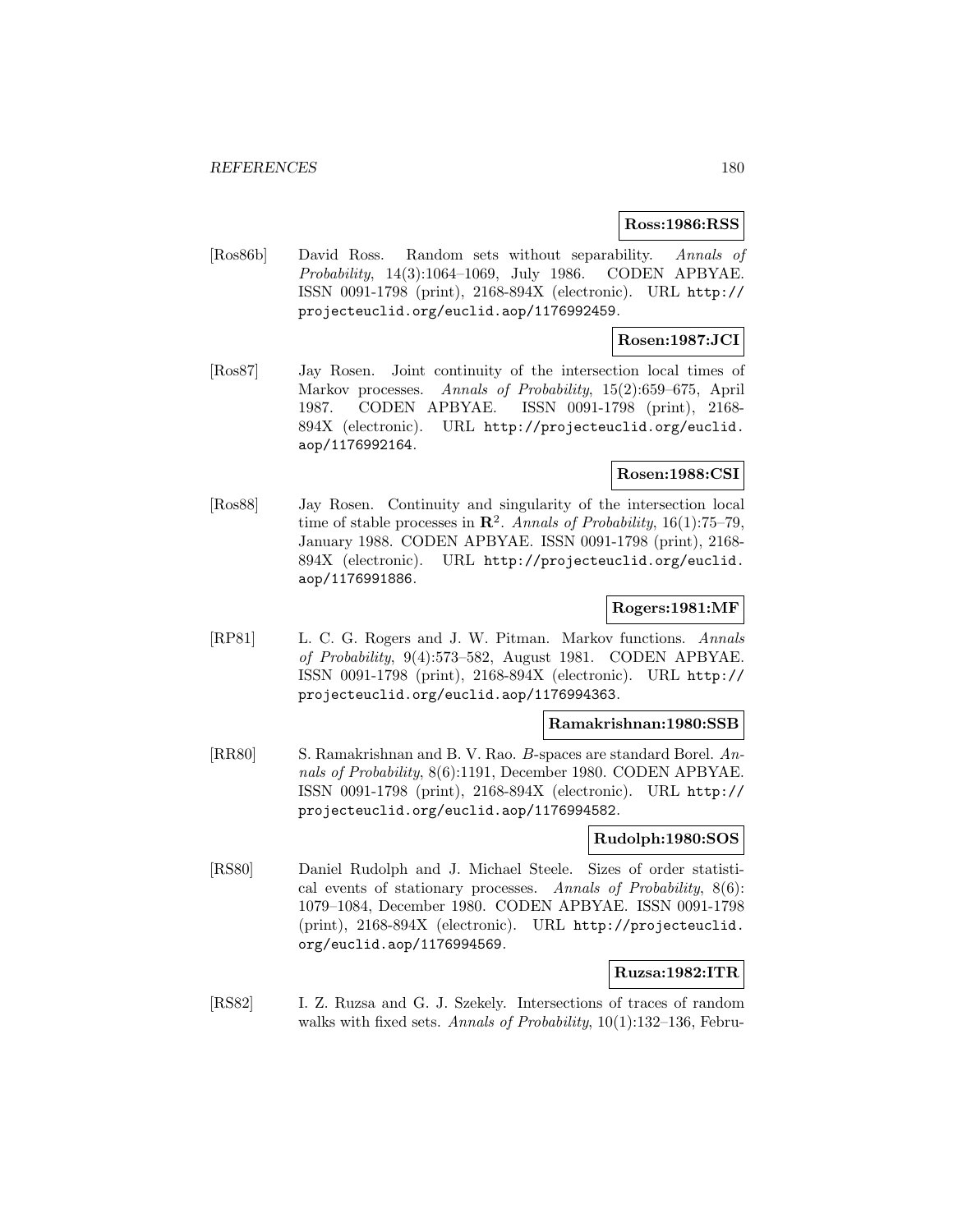**Ross:1986:RSS**

[Ros86b] David Ross. Random sets without separability. *Annals of Probability*, 14(3):1064–1069, July 1986. CODEN APBYAE. ISSN 0091-1798 (print), 2168-894X (electronic). URL `http://projecteuclid.org/euclid.aop/1176992459`.

**Rosen:1987:JCI**

[Ros87] Jay Rosen. Joint continuity of the intersection local times of Markov processes. *Annals of Probability*, 15(2):659–675, April 1987. CODEN APBYAE. ISSN 0091-1798 (print), 2168-894X (electronic). URL `http://projecteuclid.org/euclid.aop/1176992164`.

**Rosen:1988:CSI**

[Ros88] Jay Rosen. Continuity and singularity of the intersection local time of stable processes in $\mathbf{R}^2$. *Annals of Probability*, 16(1):75–79, January 1988. CODEN APBYAE. ISSN 0091-1798 (print), 2168-894X (electronic). URL `http://projecteuclid.org/euclid.aop/1176991886`.

**Rogers:1981:MF**

[RP81] L. C. G. Rogers and J. W. Pitman. Markov functions. *Annals of Probability*, 9(4):573–582, August 1981. CODEN APBYAE. ISSN 0091-1798 (print), 2168-894X (electronic). URL `http://projecteuclid.org/euclid.aop/1176994363`.

**Ramakrishnan:1980:SSB**

[RR80] S. Ramakrishnan and B. V. Rao. *B*-spaces are standard Borel. *Annals of Probability*, 8(6):1191, December 1980. CODEN APBYAE. ISSN 0091-1798 (print), 2168-894X (electronic). URL `http://projecteuclid.org/euclid.aop/1176994582`.

**Rudolph:1980:SOS**

[RS80] Daniel Rudolph and J. Michael Steele. Sizes of order statistical events of stationary processes. *Annals of Probability*, 8(6): 1079–1084, December 1980. CODEN APBYAE. ISSN 0091-1798 (print), 2168-894X (electronic). URL `http://projecteuclid.org/euclid.aop/1176994569`.

**Ruzsa:1982:ITR**

[RS82] I. Z. Ruzsa and G. J. Szekely. Intersections of traces of random walks with fixed sets. *Annals of Probability*, 10(1):132–136, Febru-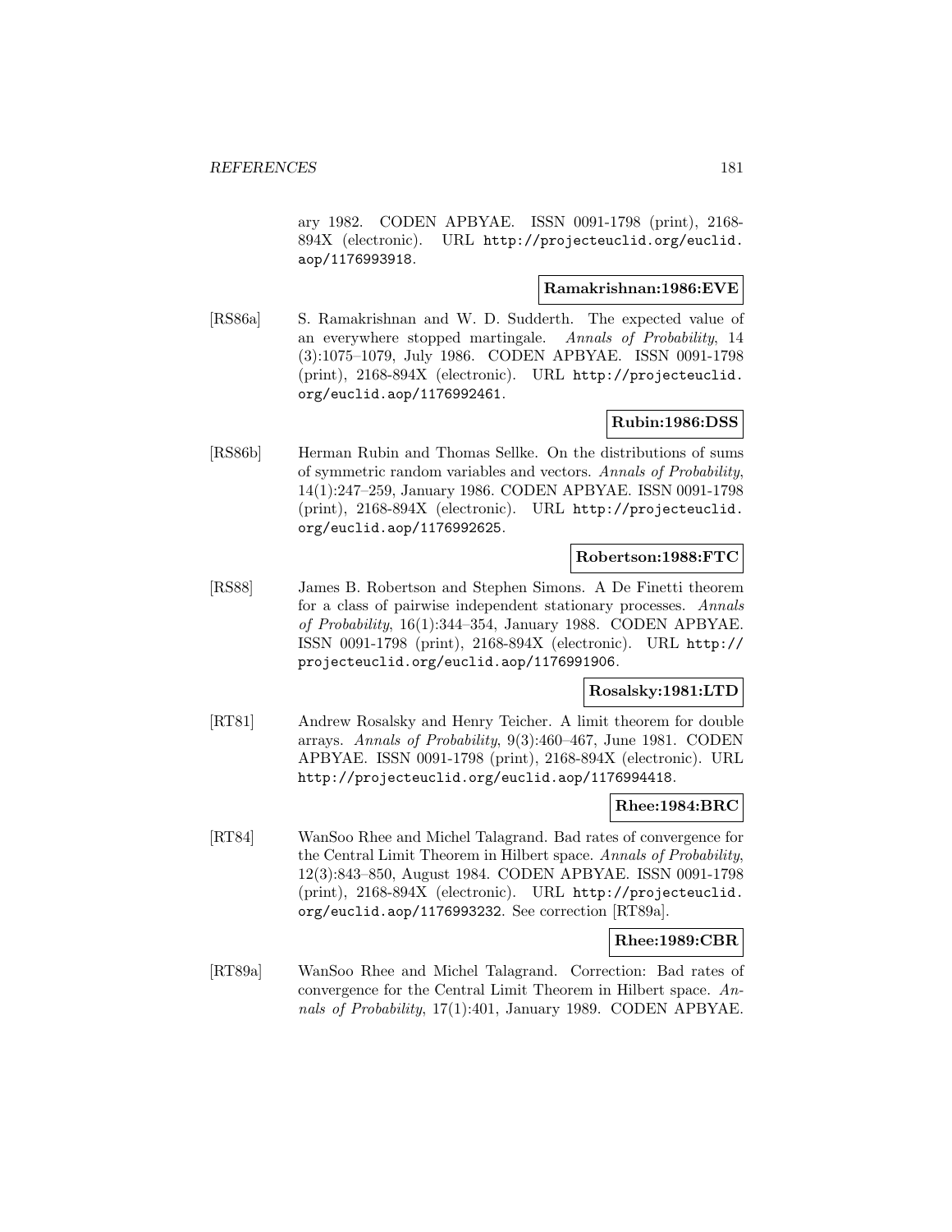ary 1982. CODEN APBYAE. ISSN 0091-1798 (print), 2168-894X (electronic). URL http://projecteuclid.org/euclid.aop/1176993918.

**Ramakrishnan:1986:EVE**

[RS86a] S. Ramakrishnan and W. D. Sudderth. The expected value of an everywhere stopped martingale. *Annals of Probability*, 14 (3):1075–1079, July 1986. CODEN APBYAE. ISSN 0091-1798 (print), 2168-894X (electronic). URL http://projecteuclid.org/euclid.aop/1176992461.

**Rubin:1986:DSS**

[RS86b] Herman Rubin and Thomas Sellke. On the distributions of sums of symmetric random variables and vectors. *Annals of Probability*, 14(1):247–259, January 1986. CODEN APBYAE. ISSN 0091-1798 (print), 2168-894X (electronic). URL http://projecteuclid.org/euclid.aop/1176992625.

**Robertson:1988:FTC**

[RS88] James B. Robertson and Stephen Simons. A De Finetti theorem for a class of pairwise independent stationary processes. *Annals of Probability*, 16(1):344–354, January 1988. CODEN APBYAE. ISSN 0091-1798 (print), 2168-894X (electronic). URL http://projecteuclid.org/euclid.aop/1176991906.

**Rosalsky:1981:LTD**

[RT81] Andrew Rosalsky and Henry Teicher. A limit theorem for double arrays. *Annals of Probability*, 9(3):460–467, June 1981. CODEN APBYAE. ISSN 0091-1798 (print), 2168-894X (electronic). URL http://projecteuclid.org/euclid.aop/1176994418.

**Rhee:1984:BRC**

[RT84] WanSoo Rhee and Michel Talagrand. Bad rates of convergence for the Central Limit Theorem in Hilbert space. *Annals of Probability*, 12(3):843–850, August 1984. CODEN APBYAE. ISSN 0091-1798 (print), 2168-894X (electronic). URL http://projecteuclid.org/euclid.aop/1176993232. See correction [RT89a].

**Rhee:1989:CBR**

[RT89a] WanSoo Rhee and Michel Talagrand. Correction: Bad rates of convergence for the Central Limit Theorem in Hilbert space. *Annals of Probability*, 17(1):401, January 1989. CODEN APBYAE.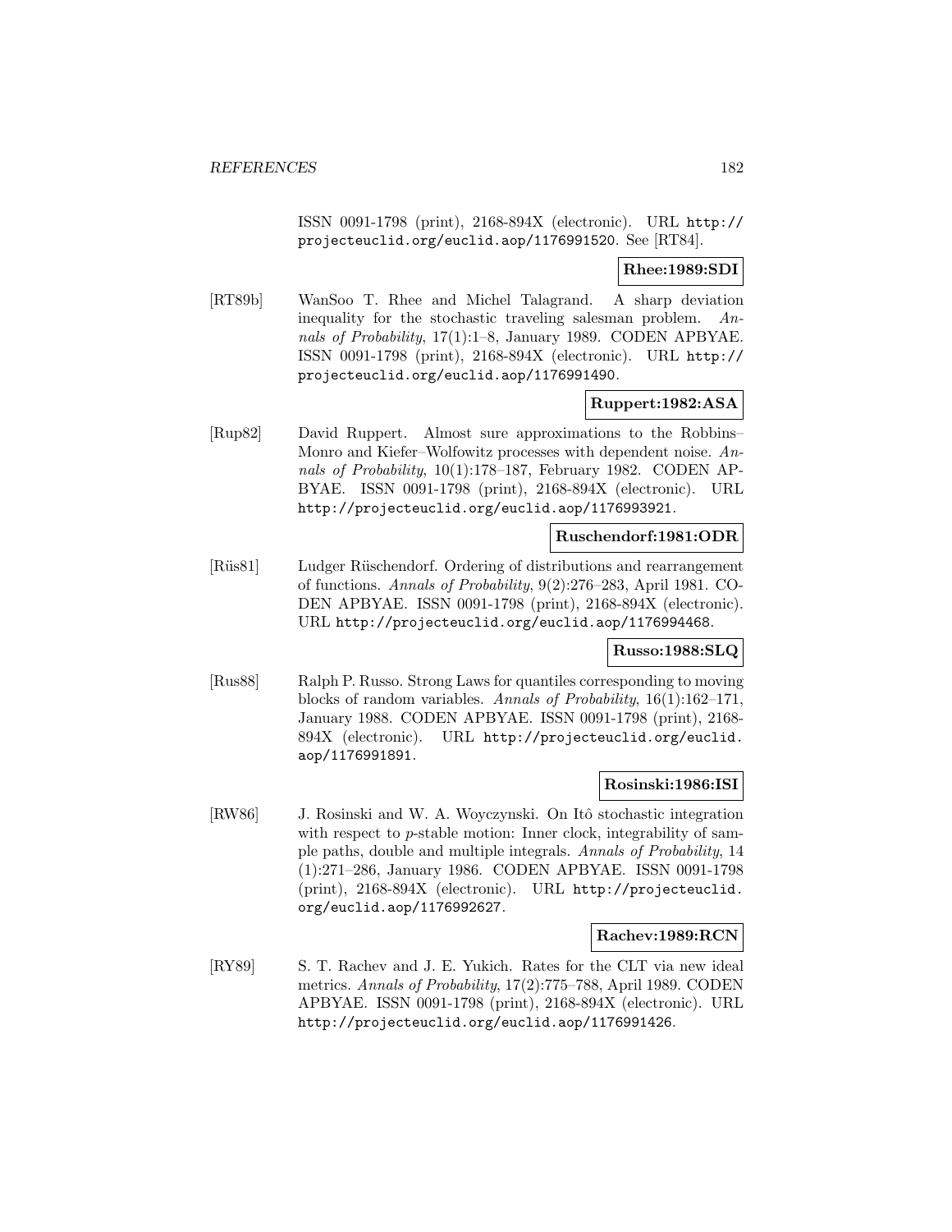ISSN 0091-1798 (print), 2168-894X (electronic). URL http://projecteuclid.org/euclid.aop/1176991520. See [RT84].

**Rhee:1989:SDI**

[RT89b] WanSoo T. Rhee and Michel Talagrand. A sharp deviation inequality for the stochastic traveling salesman problem. *Annals of Probability*, 17(1):1–8, January 1989. CODEN APBYAE. ISSN 0091-1798 (print), 2168-894X (electronic). URL http://projecteuclid.org/euclid.aop/1176991490.

**Ruppert:1982:ASA**

[Rup82] David Ruppert. Almost sure approximations to the Robbins–Monro and Kiefer–Wolfowitz processes with dependent noise. *Annals of Probability*, 10(1):178–187, February 1982. CODEN APBYAE. ISSN 0091-1798 (print), 2168-894X (electronic). URL http://projecteuclid.org/euclid.aop/1176993921.

**Ruschendorf:1981:ODR**

[Rüs81] Ludger Rüschendorf. Ordering of distributions and rearrangement of functions. *Annals of Probability*, 9(2):276–283, April 1981. CODEN APBYAE. ISSN 0091-1798 (print), 2168-894X (electronic). URL http://projecteuclid.org/euclid.aop/1176994468.

**Russo:1988:SLQ**

[Rus88] Ralph P. Russo. Strong Laws for quantiles corresponding to moving blocks of random variables. *Annals of Probability*, 16(1):162–171, January 1988. CODEN APBYAE. ISSN 0091-1798 (print), 2168-894X (electronic). URL http://projecteuclid.org/euclid.aop/1176991891.

**Rosinski:1986:ISI**

[RW86] J. Rosinski and W. A. Woyczynski. On Itô stochastic integration with respect to $p$-stable motion: Inner clock, integrability of sample paths, double and multiple integrals. *Annals of Probability*, 14 (1):271–286, January 1986. CODEN APBYAE. ISSN 0091-1798 (print), 2168-894X (electronic). URL http://projecteuclid.org/euclid.aop/1176992627.

**Rachev:1989:RCN**

[RY89] S. T. Rachev and J. E. Yukich. Rates for the CLT via new ideal metrics. *Annals of Probability*, 17(2):775–788, April 1989. CODEN APBYAE. ISSN 0091-1798 (print), 2168-894X (electronic). URL http://projecteuclid.org/euclid.aop/1176991426.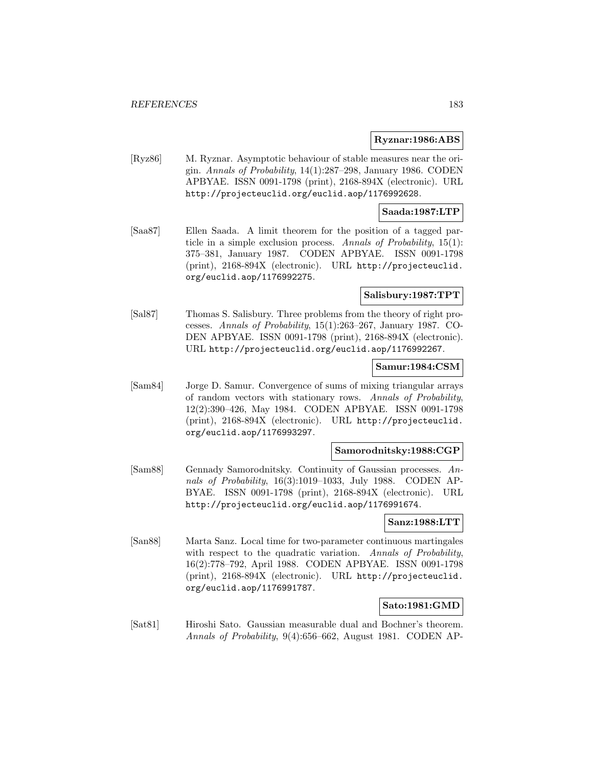**Ryznar:1986:ABS**

[Ryz86] M. Ryznar. Asymptotic behaviour of stable measures near the origin. *Annals of Probability*, 14(1):287–298, January 1986. CODEN APBYAE. ISSN 0091-1798 (print), 2168-894X (electronic). URL http://projecteuclid.org/euclid.aop/1176992628.

**Saada:1987:LTP**

[Saa87] Ellen Saada. A limit theorem for the position of a tagged particle in a simple exclusion process. *Annals of Probability*, 15(1): 375–381, January 1987. CODEN APBYAE. ISSN 0091-1798 (print), 2168-894X (electronic). URL http://projecteuclid.org/euclid.aop/1176992275.

**Salisbury:1987:TPT**

[Sal87] Thomas S. Salisbury. Three problems from the theory of right processes. *Annals of Probability*, 15(1):263–267, January 1987. CODEN APBYAE. ISSN 0091-1798 (print), 2168-894X (electronic). URL http://projecteuclid.org/euclid.aop/1176992267.

**Samur:1984:CSM**

[Sam84] Jorge D. Samur. Convergence of sums of mixing triangular arrays of random vectors with stationary rows. *Annals of Probability*, 12(2):390–426, May 1984. CODEN APBYAE. ISSN 0091-1798 (print), 2168-894X (electronic). URL http://projecteuclid.org/euclid.aop/1176993297.

**Samorodnitsky:1988:CGP**

[Sam88] Gennady Samorodnitsky. Continuity of Gaussian processes. *Annals of Probability*, 16(3):1019–1033, July 1988. CODEN APBYAE. ISSN 0091-1798 (print), 2168-894X (electronic). URL http://projecteuclid.org/euclid.aop/1176991674.

**Sanz:1988:LTT**

[San88] Marta Sanz. Local time for two-parameter continuous martingales with respect to the quadratic variation. *Annals of Probability*, 16(2):778–792, April 1988. CODEN APBYAE. ISSN 0091-1798 (print), 2168-894X (electronic). URL http://projecteuclid.org/euclid.aop/1176991787.

**Sato:1981:GMD**

[Sat81] Hiroshi Sato. Gaussian measurable dual and Bochner's theorem. *Annals of Probability*, 9(4):656–662, August 1981. CODEN AP-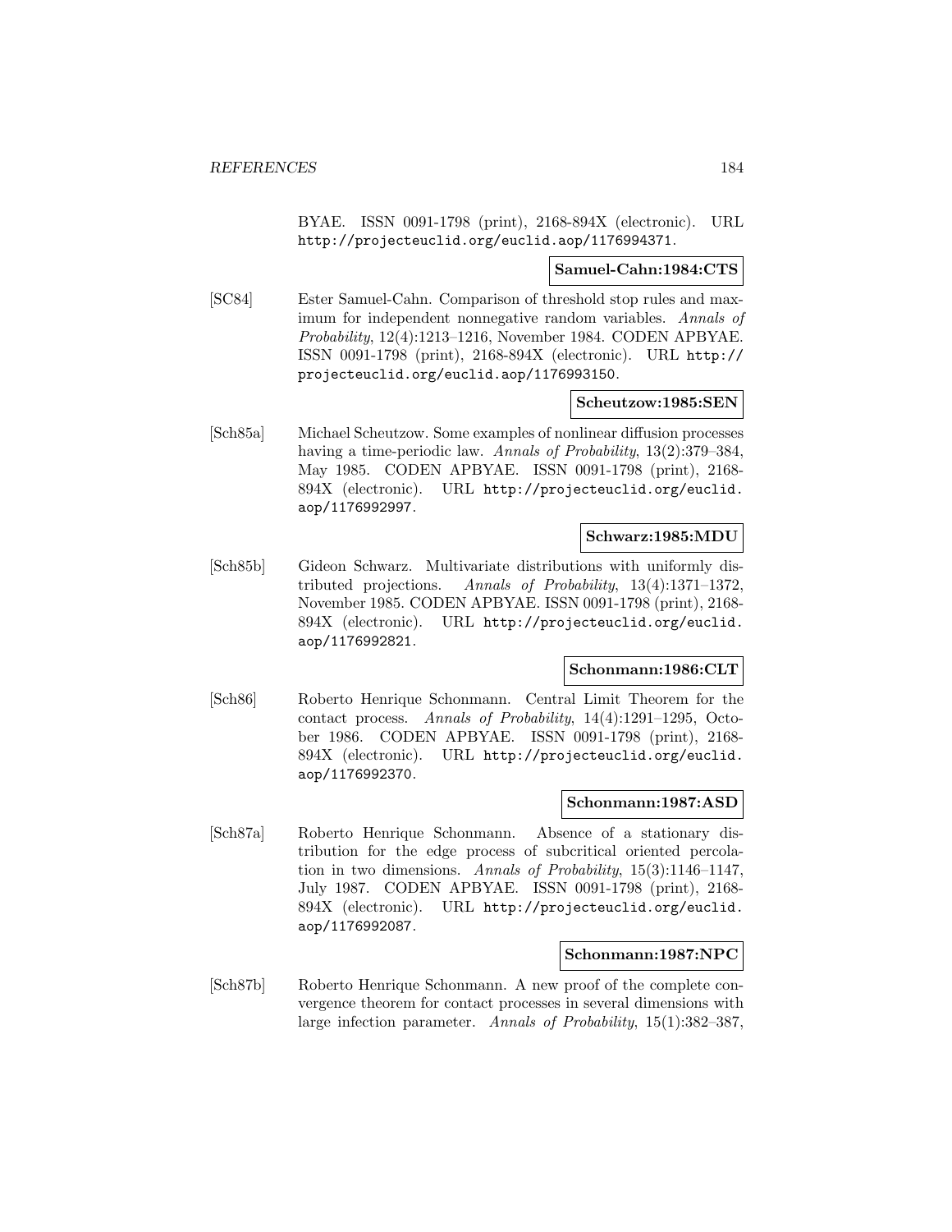BYAE. ISSN 0091-1798 (print), 2168-894X (electronic). URL http://projecteuclid.org/euclid.aop/1176994371.

**Samuel-Cahn:1984:CTS**

[SC84] Ester Samuel-Cahn. Comparison of threshold stop rules and maximum for independent nonnegative random variables. *Annals of Probability*, 12(4):1213–1216, November 1984. CODEN APBYAE. ISSN 0091-1798 (print), 2168-894X (electronic). URL http://projecteuclid.org/euclid.aop/1176993150.

**Scheutzow:1985:SEN**

[Sch85a] Michael Scheutzow. Some examples of nonlinear diffusion processes having a time-periodic law. *Annals of Probability*, 13(2):379–384, May 1985. CODEN APBYAE. ISSN 0091-1798 (print), 2168-894X (electronic). URL http://projecteuclid.org/euclid.aop/1176992997.

**Schwarz:1985:MDU**

[Sch85b] Gideon Schwarz. Multivariate distributions with uniformly distributed projections. *Annals of Probability*, 13(4):1371–1372, November 1985. CODEN APBYAE. ISSN 0091-1798 (print), 2168-894X (electronic). URL http://projecteuclid.org/euclid.aop/1176992821.

**Schonmann:1986:CLT**

[Sch86] Roberto Henrique Schonmann. Central Limit Theorem for the contact process. *Annals of Probability*, 14(4):1291–1295, October 1986. CODEN APBYAE. ISSN 0091-1798 (print), 2168-894X (electronic). URL http://projecteuclid.org/euclid.aop/1176992370.

**Schonmann:1987:ASD**

[Sch87a] Roberto Henrique Schonmann. Absence of a stationary distribution for the edge process of subcritical oriented percolation in two dimensions. *Annals of Probability*, 15(3):1146–1147, July 1987. CODEN APBYAE. ISSN 0091-1798 (print), 2168-894X (electronic). URL http://projecteuclid.org/euclid.aop/1176992087.

**Schonmann:1987:NPC**

[Sch87b] Roberto Henrique Schonmann. A new proof of the complete convergence theorem for contact processes in several dimensions with large infection parameter. *Annals of Probability*, 15(1):382–387,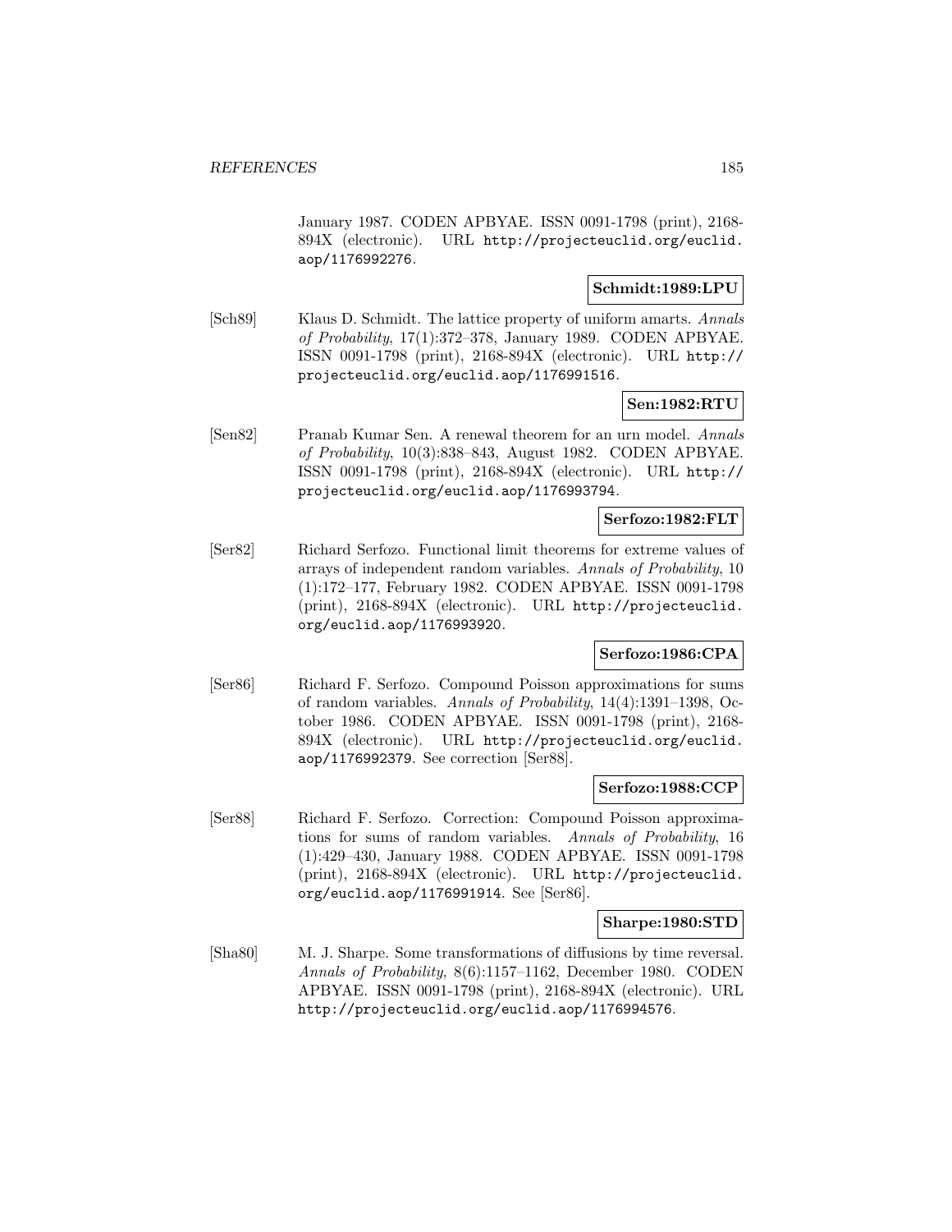January 1987. CODEN APBYAE. ISSN 0091-1798 (print), 2168-894X (electronic). URL http://projecteuclid.org/euclid.aop/1176992276.

**Schmidt:1989:LPU**

[Sch89] Klaus D. Schmidt. The lattice property of uniform amarts. *Annals of Probability*, 17(1):372–378, January 1989. CODEN APBYAE. ISSN 0091-1798 (print), 2168-894X (electronic). URL http://projecteuclid.org/euclid.aop/1176991516.

**Sen:1982:RTU**

[Sen82] Pranab Kumar Sen. A renewal theorem for an urn model. *Annals of Probability*, 10(3):838–843, August 1982. CODEN APBYAE. ISSN 0091-1798 (print), 2168-894X (electronic). URL http://projecteuclid.org/euclid.aop/1176993794.

**Serfozo:1982:FLT**

[Ser82] Richard Serfozo. Functional limit theorems for extreme values of arrays of independent random variables. *Annals of Probability*, 10 (1):172–177, February 1982. CODEN APBYAE. ISSN 0091-1798 (print), 2168-894X (electronic). URL http://projecteuclid.org/euclid.aop/1176993920.

**Serfozo:1986:CPA**

[Ser86] Richard F. Serfozo. Compound Poisson approximations for sums of random variables. *Annals of Probability*, 14(4):1391–1398, October 1986. CODEN APBYAE. ISSN 0091-1798 (print), 2168-894X (electronic). URL http://projecteuclid.org/euclid.aop/1176992379. See correction [Ser88].

**Serfozo:1988:CCP**

[Ser88] Richard F. Serfozo. Correction: Compound Poisson approximations for sums of random variables. *Annals of Probability*, 16 (1):429–430, January 1988. CODEN APBYAE. ISSN 0091-1798 (print), 2168-894X (electronic). URL http://projecteuclid.org/euclid.aop/1176991914. See [Ser86].

**Sharpe:1980:STD**

[Sha80] M. J. Sharpe. Some transformations of diffusions by time reversal. *Annals of Probability*, 8(6):1157–1162, December 1980. CODEN APBYAE. ISSN 0091-1798 (print), 2168-894X (electronic). URL http://projecteuclid.org/euclid.aop/1176994576.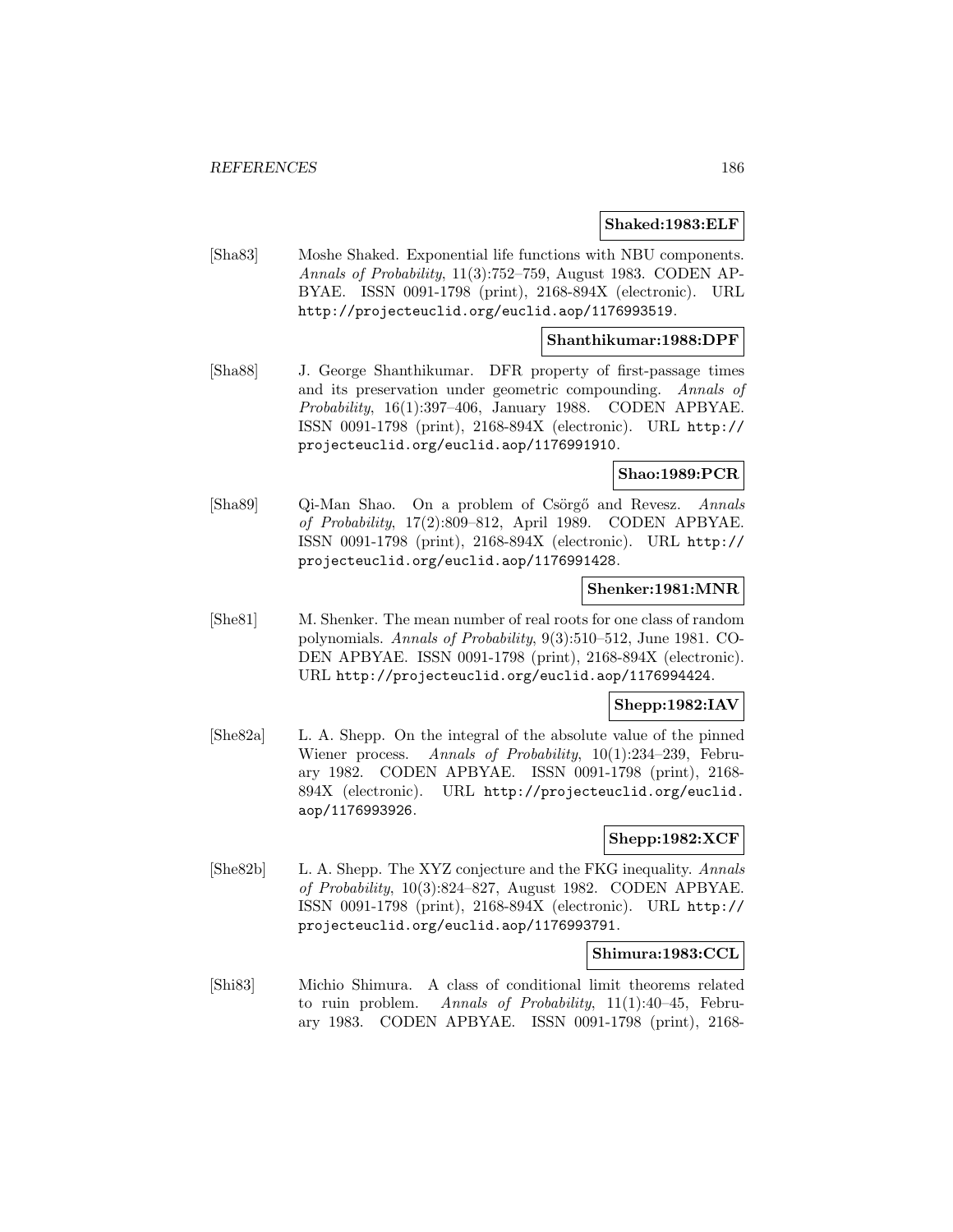**Shaked:1983:ELF**

[Sha83] Moshe Shaked. Exponential life functions with NBU components. *Annals of Probability*, 11(3):752–759, August 1983. CODEN APBYAE. ISSN 0091-1798 (print), 2168-894X (electronic). URL http://projecteuclid.org/euclid.aop/1176993519.

**Shanthikumar:1988:DPF**

[Sha88] J. George Shanthikumar. DFR property of first-passage times and its preservation under geometric compounding. *Annals of Probability*, 16(1):397–406, January 1988. CODEN APBYAE. ISSN 0091-1798 (print), 2168-894X (electronic). URL http://projecteuclid.org/euclid.aop/1176991910.

**Shao:1989:PCR**

[Sha89] Qi-Man Shao. On a problem of Csörgő and Revesz. *Annals of Probability*, 17(2):809–812, April 1989. CODEN APBYAE. ISSN 0091-1798 (print), 2168-894X (electronic). URL http://projecteuclid.org/euclid.aop/1176991428.

**Shenker:1981:MNR**

[She81] M. Shenker. The mean number of real roots for one class of random polynomials. *Annals of Probability*, 9(3):510–512, June 1981. CODEN APBYAE. ISSN 0091-1798 (print), 2168-894X (electronic). URL http://projecteuclid.org/euclid.aop/1176994424.

**Shepp:1982:IAV**

[She82a] L. A. Shepp. On the integral of the absolute value of the pinned Wiener process. *Annals of Probability*, 10(1):234–239, February 1982. CODEN APBYAE. ISSN 0091-1798 (print), 2168-894X (electronic). URL http://projecteuclid.org/euclid.aop/1176993926.

**Shepp:1982:XCF**

[She82b] L. A. Shepp. The XYZ conjecture and the FKG inequality. *Annals of Probability*, 10(3):824–827, August 1982. CODEN APBYAE. ISSN 0091-1798 (print), 2168-894X (electronic). URL http://projecteuclid.org/euclid.aop/1176993791.

**Shimura:1983:CCL**

[Shi83] Michio Shimura. A class of conditional limit theorems related to ruin problem. *Annals of Probability*, 11(1):40–45, February 1983. CODEN APBYAE. ISSN 0091-1798 (print), 2168-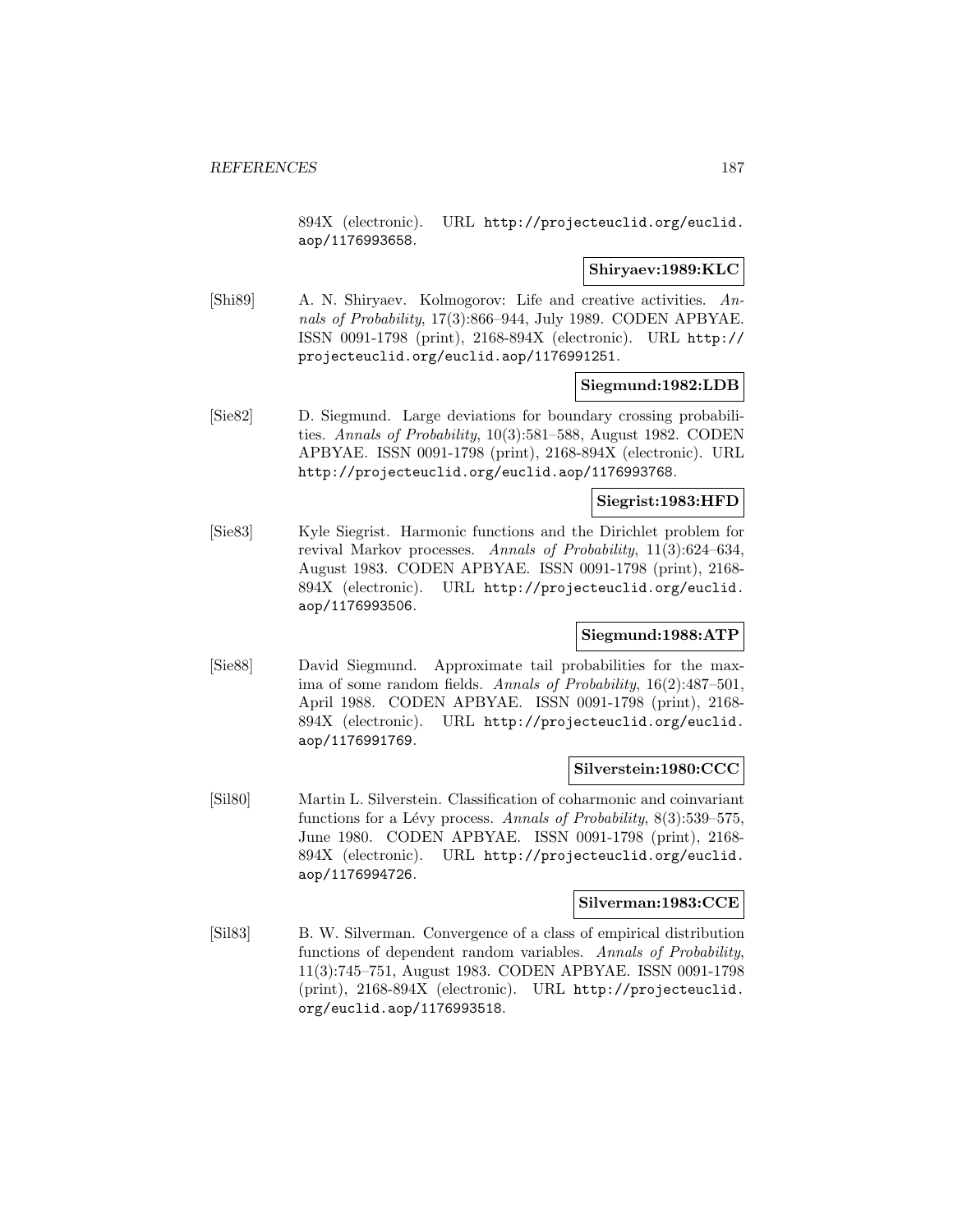894X (electronic). URL http://projecteuclid.org/euclid.aop/1176993658.

**Shiryaev:1989:KLC**

[Shi89] A. N. Shiryaev. Kolmogorov: Life and creative activities. *Annals of Probability*, 17(3):866–944, July 1989. CODEN APBYAE. ISSN 0091-1798 (print), 2168-894X (electronic). URL http://projecteuclid.org/euclid.aop/1176991251.

**Siegmund:1982:LDB**

[Sie82] D. Siegmund. Large deviations for boundary crossing probabilities. *Annals of Probability*, 10(3):581–588, August 1982. CODEN APBYAE. ISSN 0091-1798 (print), 2168-894X (electronic). URL http://projecteuclid.org/euclid.aop/1176993768.

**Siegrist:1983:HFD**

[Sie83] Kyle Siegrist. Harmonic functions and the Dirichlet problem for revival Markov processes. *Annals of Probability*, 11(3):624–634, August 1983. CODEN APBYAE. ISSN 0091-1798 (print), 2168-894X (electronic). URL http://projecteuclid.org/euclid.aop/1176993506.

**Siegmund:1988:ATP**

[Sie88] David Siegmund. Approximate tail probabilities for the maxima of some random fields. *Annals of Probability*, 16(2):487–501, April 1988. CODEN APBYAE. ISSN 0091-1798 (print), 2168-894X (electronic). URL http://projecteuclid.org/euclid.aop/1176991769.

**Silverstein:1980:CCC**

[Sil80] Martin L. Silverstein. Classification of coharmonic and coinvariant functions for a Lévy process. *Annals of Probability*, 8(3):539–575, June 1980. CODEN APBYAE. ISSN 0091-1798 (print), 2168-894X (electronic). URL http://projecteuclid.org/euclid.aop/1176994726.

**Silverman:1983:CCE**

[Sil83] B. W. Silverman. Convergence of a class of empirical distribution functions of dependent random variables. *Annals of Probability*, 11(3):745–751, August 1983. CODEN APBYAE. ISSN 0091-1798 (print), 2168-894X (electronic). URL http://projecteuclid.org/euclid.aop/1176993518.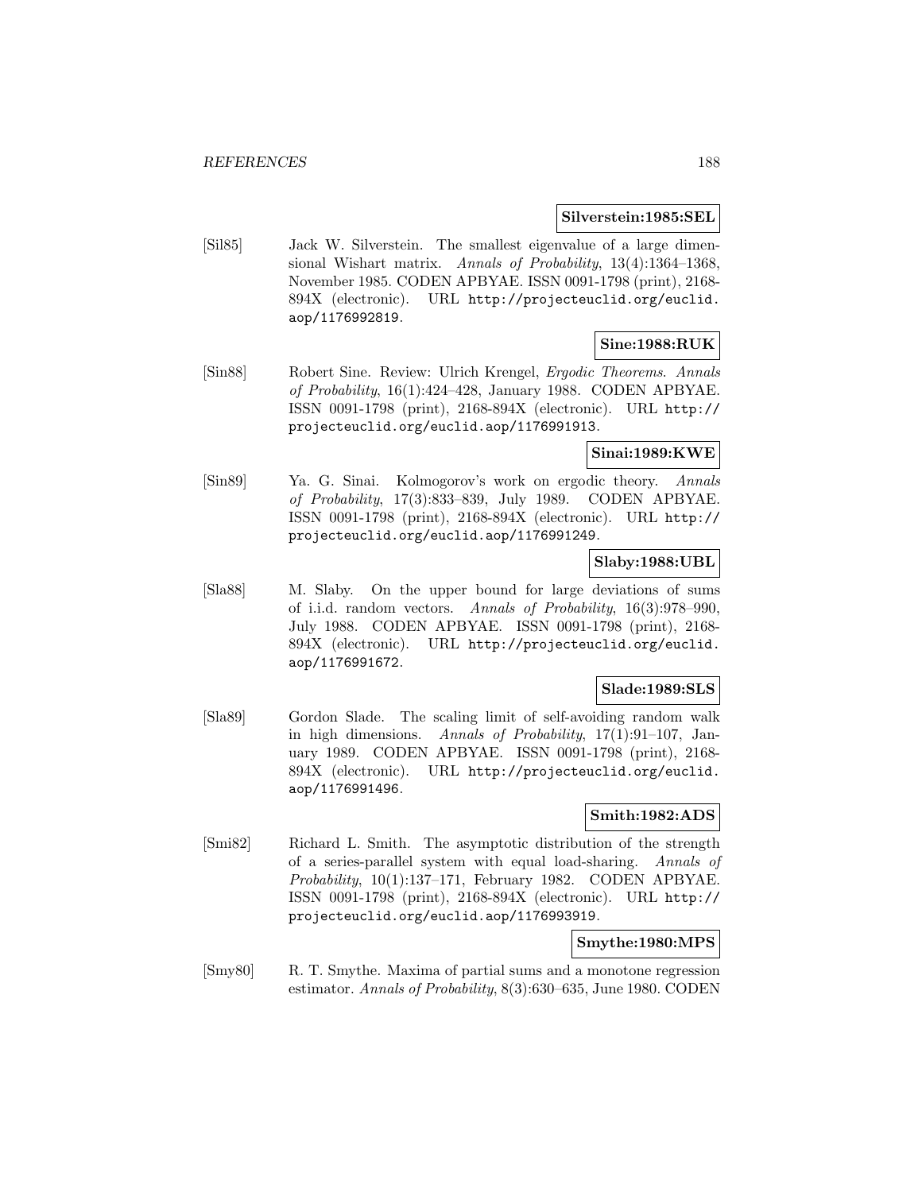**Silverstein:1985:SEL**

[Sil85] Jack W. Silverstein. The smallest eigenvalue of a large dimensional Wishart matrix. *Annals of Probability*, 13(4):1364–1368, November 1985. CODEN APBYAE. ISSN 0091-1798 (print), 2168-894X (electronic). URL `http://projecteuclid.org/euclid.aop/1176992819`.

**Sine:1988:RUK**

[Sin88] Robert Sine. Review: Ulrich Krengel, *Ergodic Theorems*. *Annals of Probability*, 16(1):424–428, January 1988. CODEN APBYAE. ISSN 0091-1798 (print), 2168-894X (electronic). URL `http://projecteuclid.org/euclid.aop/1176991913`.

**Sinai:1989:KWE**

[Sin89] Ya. G. Sinai. Kolmogorov's work on ergodic theory. *Annals of Probability*, 17(3):833–839, July 1989. CODEN APBYAE. ISSN 0091-1798 (print), 2168-894X (electronic). URL `http://projecteuclid.org/euclid.aop/1176991249`.

**Slaby:1988:UBL**

[Sla88] M. Slaby. On the upper bound for large deviations of sums of i.i.d. random vectors. *Annals of Probability*, 16(3):978–990, July 1988. CODEN APBYAE. ISSN 0091-1798 (print), 2168-894X (electronic). URL `http://projecteuclid.org/euclid.aop/1176991672`.

**Slade:1989:SLS**

[Sla89] Gordon Slade. The scaling limit of self-avoiding random walk in high dimensions. *Annals of Probability*, 17(1):91–107, January 1989. CODEN APBYAE. ISSN 0091-1798 (print), 2168-894X (electronic). URL `http://projecteuclid.org/euclid.aop/1176991496`.

**Smith:1982:ADS**

[Smi82] Richard L. Smith. The asymptotic distribution of the strength of a series-parallel system with equal load-sharing. *Annals of Probability*, 10(1):137–171, February 1982. CODEN APBYAE. ISSN 0091-1798 (print), 2168-894X (electronic). URL `http://projecteuclid.org/euclid.aop/1176993919`.

**Smythe:1980:MPS**

[Smy80] R. T. Smythe. Maxima of partial sums and a monotone regression estimator. *Annals of Probability*, 8(3):630–635, June 1980. CODEN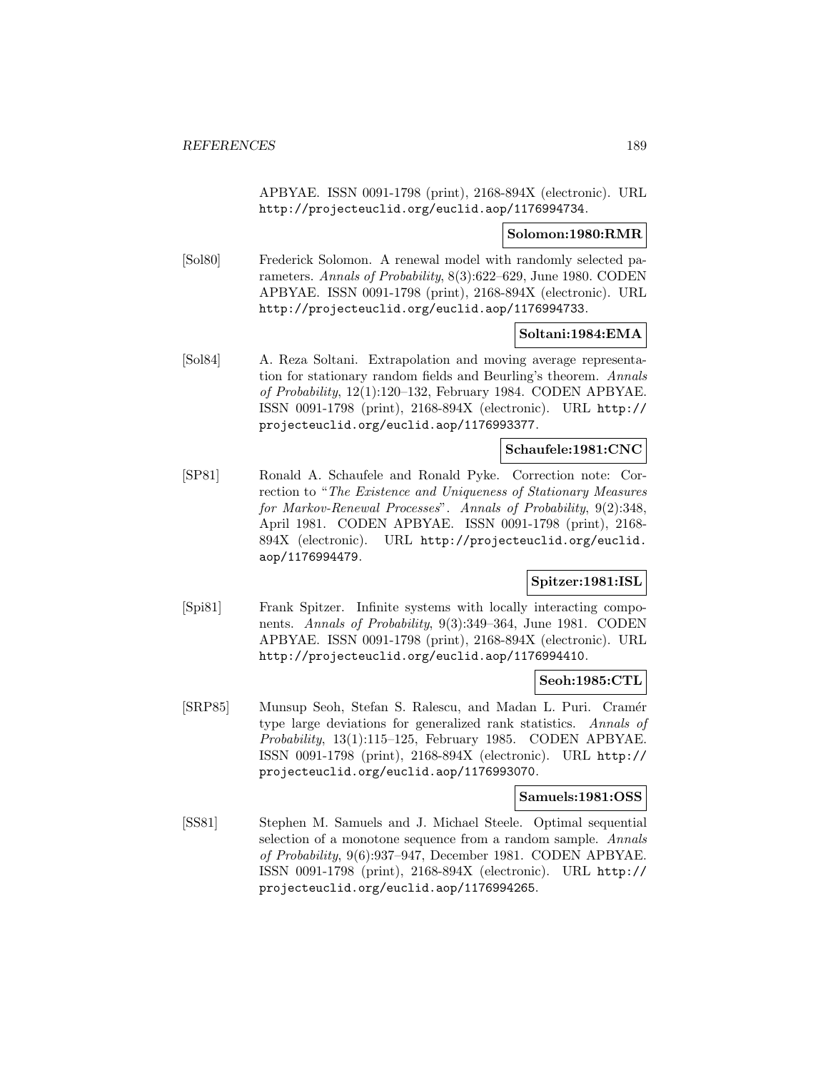APBYAE. ISSN 0091-1798 (print), 2168-894X (electronic). URL http://projecteuclid.org/euclid.aop/1176994734.

**Solomon:1980:RMR**

[Sol80] Frederick Solomon. A renewal model with randomly selected parameters. *Annals of Probability*, 8(3):622–629, June 1980. CODEN APBYAE. ISSN 0091-1798 (print), 2168-894X (electronic). URL http://projecteuclid.org/euclid.aop/1176994733.

**Soltani:1984:EMA**

[Sol84] A. Reza Soltani. Extrapolation and moving average representation for stationary random fields and Beurling's theorem. *Annals of Probability*, 12(1):120–132, February 1984. CODEN APBYAE. ISSN 0091-1798 (print), 2168-894X (electronic). URL http://projecteuclid.org/euclid.aop/1176993377.

**Schaufele:1981:CNC**

[SP81] Ronald A. Schaufele and Ronald Pyke. Correction note: Correction to "*The Existence and Uniqueness of Stationary Measures for Markov-Renewal Processes*". *Annals of Probability*, 9(2):348, April 1981. CODEN APBYAE. ISSN 0091-1798 (print), 2168-894X (electronic). URL http://projecteuclid.org/euclid.aop/1176994479.

**Spitzer:1981:ISL**

[Spi81] Frank Spitzer. Infinite systems with locally interacting components. *Annals of Probability*, 9(3):349–364, June 1981. CODEN APBYAE. ISSN 0091-1798 (print), 2168-894X (electronic). URL http://projecteuclid.org/euclid.aop/1176994410.

**Seoh:1985:CTL**

[SRP85] Munsup Seoh, Stefan S. Ralescu, and Madan L. Puri. Cramér type large deviations for generalized rank statistics. *Annals of Probability*, 13(1):115–125, February 1985. CODEN APBYAE. ISSN 0091-1798 (print), 2168-894X (electronic). URL http://projecteuclid.org/euclid.aop/1176993070.

**Samuels:1981:OSS**

[SS81] Stephen M. Samuels and J. Michael Steele. Optimal sequential selection of a monotone sequence from a random sample. *Annals of Probability*, 9(6):937–947, December 1981. CODEN APBYAE. ISSN 0091-1798 (print), 2168-894X (electronic). URL http://projecteuclid.org/euclid.aop/1176994265.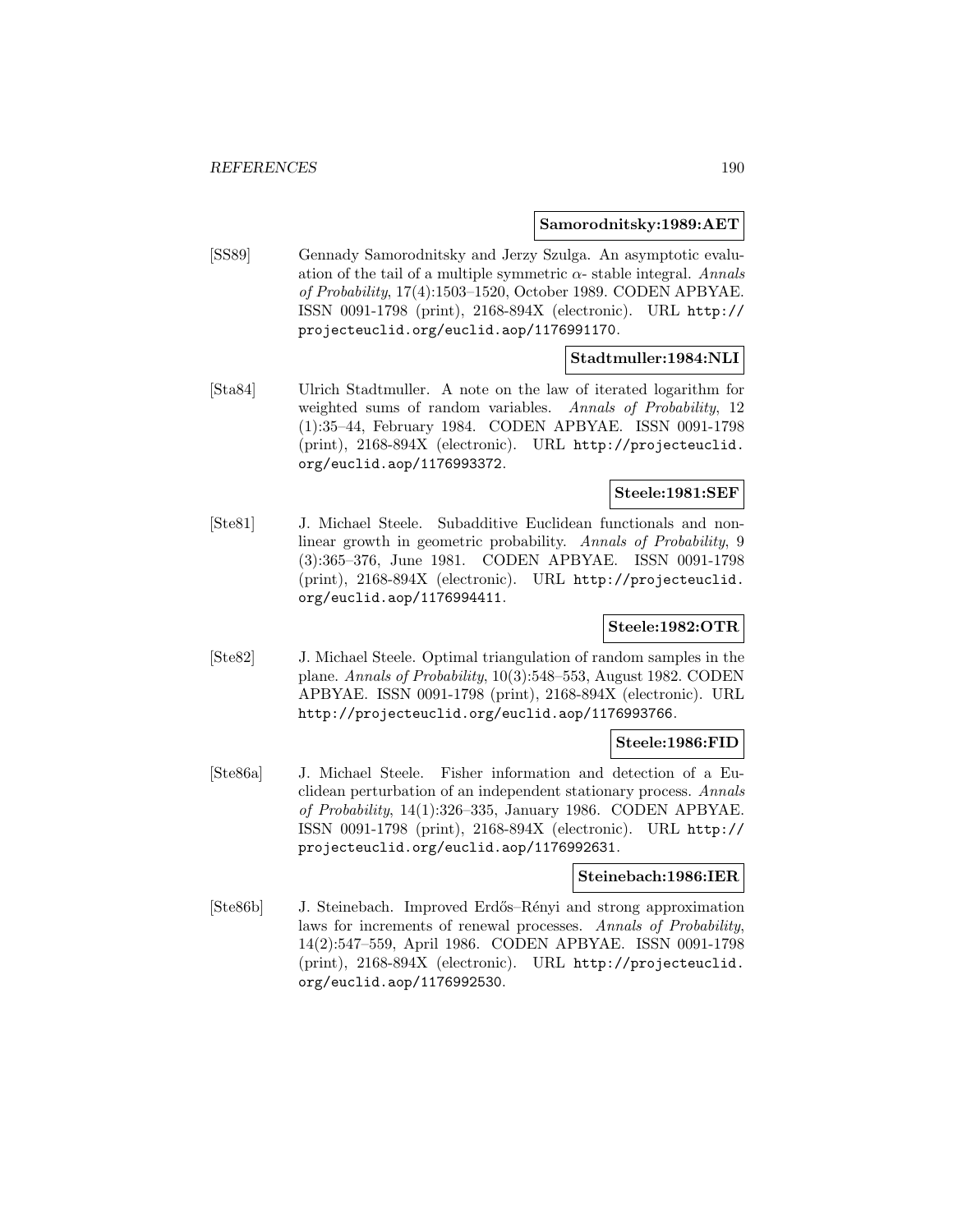**Samorodnitsky:1989:AET**

[SS89] Gennady Samorodnitsky and Jerzy Szulga. An asymptotic evaluation of the tail of a multiple symmetric $\alpha$- stable integral. *Annals of Probability*, 17(4):1503–1520, October 1989. CODEN APBYAE. ISSN 0091-1798 (print), 2168-894X (electronic). URL http://projecteuclid.org/euclid.aop/1176991170.

**Stadtmuller:1984:NLI**

[Sta84] Ulrich Stadtmuller. A note on the law of iterated logarithm for weighted sums of random variables. *Annals of Probability*, 12 (1):35–44, February 1984. CODEN APBYAE. ISSN 0091-1798 (print), 2168-894X (electronic). URL http://projecteuclid.org/euclid.aop/1176993372.

**Steele:1981:SEF**

[Ste81] J. Michael Steele. Subadditive Euclidean functionals and nonlinear growth in geometric probability. *Annals of Probability*, 9 (3):365–376, June 1981. CODEN APBYAE. ISSN 0091-1798 (print), 2168-894X (electronic). URL http://projecteuclid.org/euclid.aop/1176994411.

**Steele:1982:OTR**

[Ste82] J. Michael Steele. Optimal triangulation of random samples in the plane. *Annals of Probability*, 10(3):548–553, August 1982. CODEN APBYAE. ISSN 0091-1798 (print), 2168-894X (electronic). URL http://projecteuclid.org/euclid.aop/1176993766.

**Steele:1986:FID**

[Ste86a] J. Michael Steele. Fisher information and detection of a Euclidean perturbation of an independent stationary process. *Annals of Probability*, 14(1):326–335, January 1986. CODEN APBYAE. ISSN 0091-1798 (print), 2168-894X (electronic). URL http://projecteuclid.org/euclid.aop/1176992631.

**Steinebach:1986:IER**

[Ste86b] J. Steinebach. Improved Erdős–Rényi and strong approximation laws for increments of renewal processes. *Annals of Probability*, 14(2):547–559, April 1986. CODEN APBYAE. ISSN 0091-1798 (print), 2168-894X (electronic). URL http://projecteuclid.org/euclid.aop/1176992530.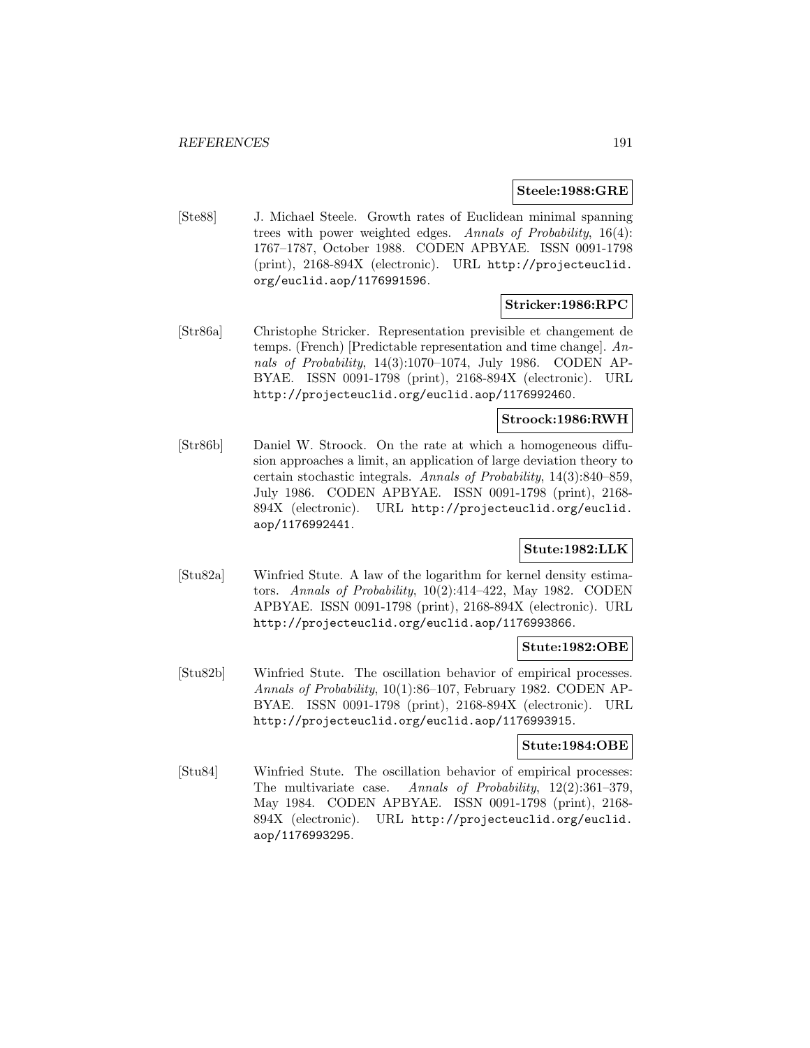**Steele:1988:GRE**

[Ste88] J. Michael Steele. Growth rates of Euclidean minimal spanning trees with power weighted edges. *Annals of Probability*, 16(4): 1767–1787, October 1988. CODEN APBYAE. ISSN 0091-1798 (print), 2168-894X (electronic). URL http://projecteuclid.org/euclid.aop/1176991596.

**Stricker:1986:RPC**

[Str86a] Christophe Stricker. Representation previsible et changement de temps. (French) [Predictable representation and time change]. *Annals of Probability*, 14(3):1070–1074, July 1986. CODEN APBYAE. ISSN 0091-1798 (print), 2168-894X (electronic). URL http://projecteuclid.org/euclid.aop/1176992460.

**Stroock:1986:RWH**

[Str86b] Daniel W. Stroock. On the rate at which a homogeneous diffusion approaches a limit, an application of large deviation theory to certain stochastic integrals. *Annals of Probability*, 14(3):840–859, July 1986. CODEN APBYAE. ISSN 0091-1798 (print), 2168-894X (electronic). URL http://projecteuclid.org/euclid.aop/1176992441.

**Stute:1982:LLK**

[Stu82a] Winfried Stute. A law of the logarithm for kernel density estimators. *Annals of Probability*, 10(2):414–422, May 1982. CODEN APBYAE. ISSN 0091-1798 (print), 2168-894X (electronic). URL http://projecteuclid.org/euclid.aop/1176993866.

**Stute:1982:OBE**

[Stu82b] Winfried Stute. The oscillation behavior of empirical processes. *Annals of Probability*, 10(1):86–107, February 1982. CODEN APBYAE. ISSN 0091-1798 (print), 2168-894X (electronic). URL http://projecteuclid.org/euclid.aop/1176993915.

**Stute:1984:OBE**

[Stu84] Winfried Stute. The oscillation behavior of empirical processes: The multivariate case. *Annals of Probability*, 12(2):361–379, May 1984. CODEN APBYAE. ISSN 0091-1798 (print), 2168-894X (electronic). URL http://projecteuclid.org/euclid.aop/1176993295.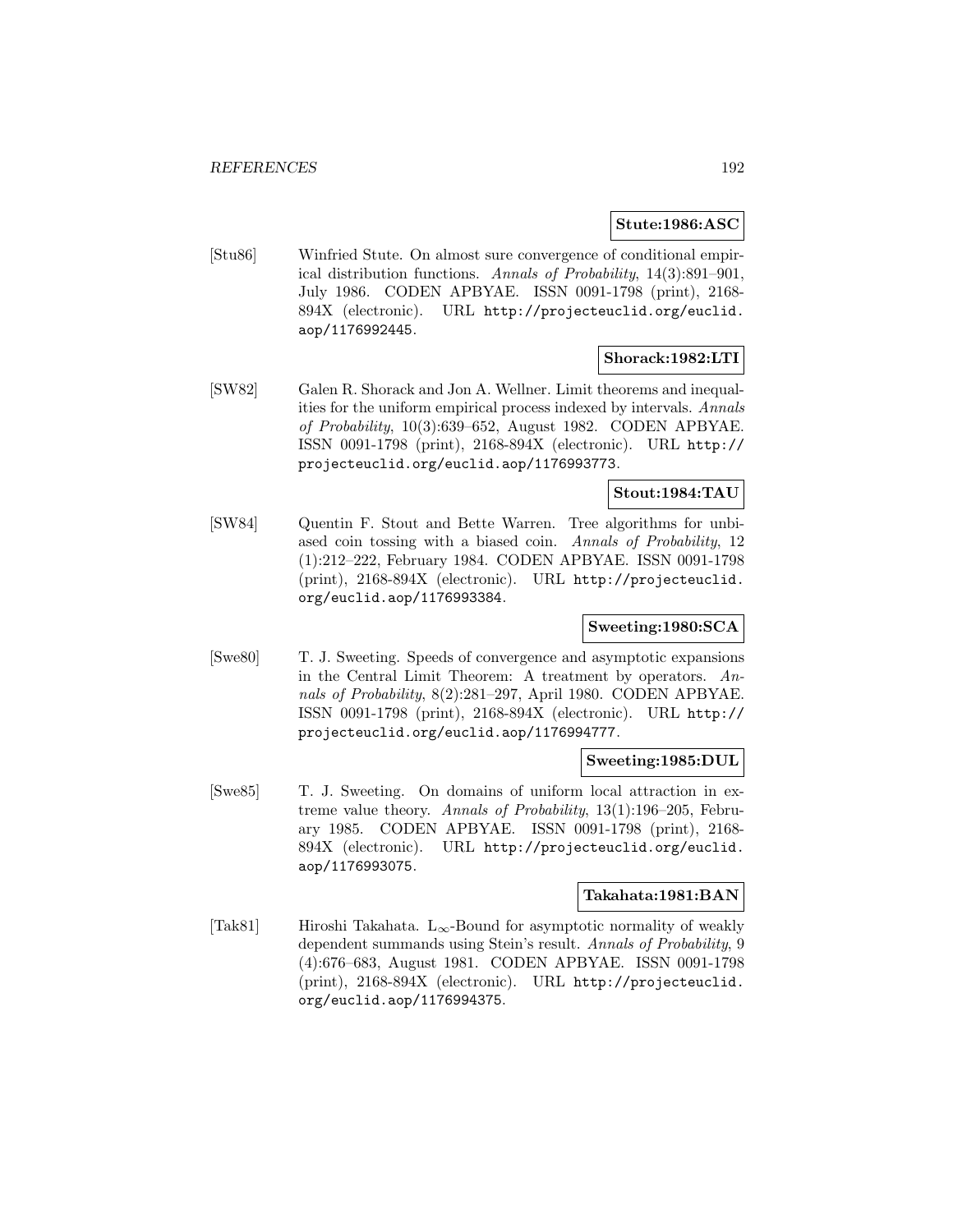**Stute:1986:ASC**

[Stu86] Winfried Stute. On almost sure convergence of conditional empirical distribution functions. *Annals of Probability*, 14(3):891–901, July 1986. CODEN APBYAE. ISSN 0091-1798 (print), 2168-894X (electronic). URL `http://projecteuclid.org/euclid.aop/1176992445`.

**Shorack:1982:LTI**

[SW82] Galen R. Shorack and Jon A. Wellner. Limit theorems and inequalities for the uniform empirical process indexed by intervals. *Annals of Probability*, 10(3):639–652, August 1982. CODEN APBYAE. ISSN 0091-1798 (print), 2168-894X (electronic). URL `http://projecteuclid.org/euclid.aop/1176993773`.

**Stout:1984:TAU**

[SW84] Quentin F. Stout and Bette Warren. Tree algorithms for unbiased coin tossing with a biased coin. *Annals of Probability*, 12 (1):212–222, February 1984. CODEN APBYAE. ISSN 0091-1798 (print), 2168-894X (electronic). URL `http://projecteuclid.org/euclid.aop/1176993384`.

**Sweeting:1980:SCA**

[Swe80] T. J. Sweeting. Speeds of convergence and asymptotic expansions in the Central Limit Theorem: A treatment by operators. *Annals of Probability*, 8(2):281–297, April 1980. CODEN APBYAE. ISSN 0091-1798 (print), 2168-894X (electronic). URL `http://projecteuclid.org/euclid.aop/1176994777`.

**Sweeting:1985:DUL**

[Swe85] T. J. Sweeting. On domains of uniform local attraction in extreme value theory. *Annals of Probability*, 13(1):196–205, February 1985. CODEN APBYAE. ISSN 0091-1798 (print), 2168-894X (electronic). URL `http://projecteuclid.org/euclid.aop/1176993075`.

**Takahata:1981:BAN**

[Tak81] Hiroshi Takahata. $L_\infty$-Bound for asymptotic normality of weakly dependent summands using Stein's result. *Annals of Probability*, 9 (4):676–683, August 1981. CODEN APBYAE. ISSN 0091-1798 (print), 2168-894X (electronic). URL `http://projecteuclid.org/euclid.aop/1176994375`.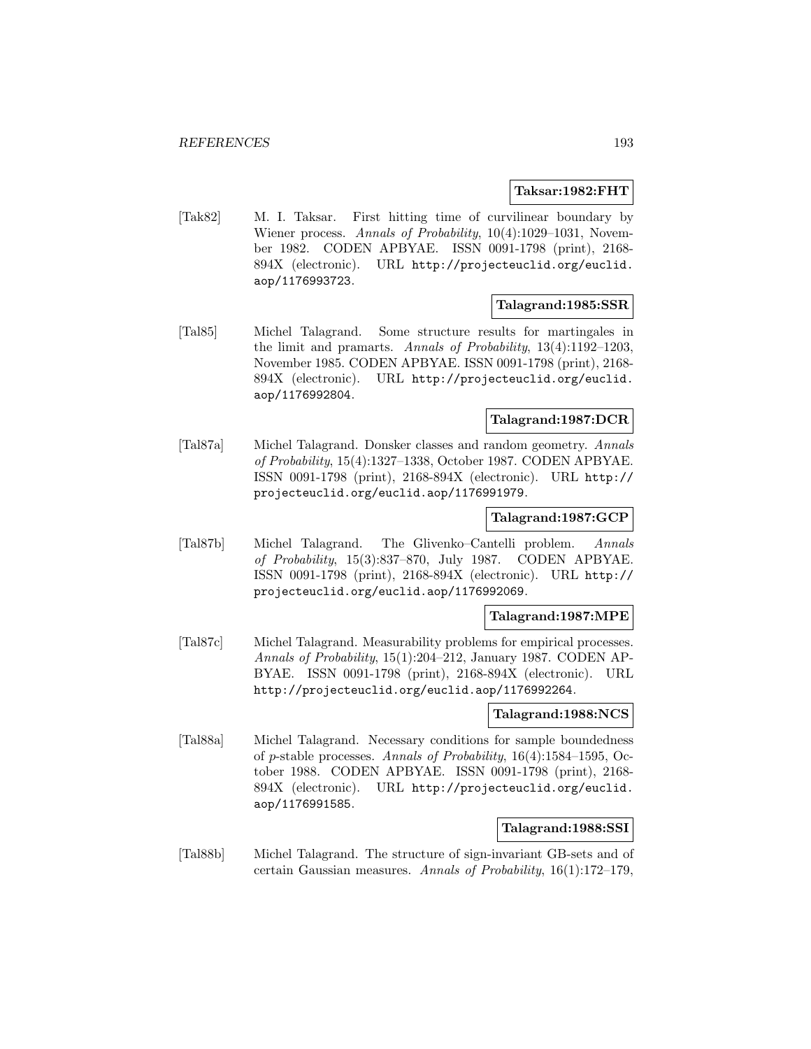**Taksar:1982:FHT**

[Tak82] M. I. Taksar. First hitting time of curvilinear boundary by Wiener process. *Annals of Probability*, 10(4):1029–1031, November 1982. CODEN APBYAE. ISSN 0091-1798 (print), 2168-894X (electronic). URL http://projecteuclid.org/euclid.aop/1176993723.

**Talagrand:1985:SSR**

[Tal85] Michel Talagrand. Some structure results for martingales in the limit and pramarts. *Annals of Probability*, 13(4):1192–1203, November 1985. CODEN APBYAE. ISSN 0091-1798 (print), 2168-894X (electronic). URL http://projecteuclid.org/euclid.aop/1176992804.

**Talagrand:1987:DCR**

[Tal87a] Michel Talagrand. Donsker classes and random geometry. *Annals of Probability*, 15(4):1327–1338, October 1987. CODEN APBYAE. ISSN 0091-1798 (print), 2168-894X (electronic). URL http://projecteuclid.org/euclid.aop/1176991979.

**Talagrand:1987:GCP**

[Tal87b] Michel Talagrand. The Glivenko–Cantelli problem. *Annals of Probability*, 15(3):837–870, July 1987. CODEN APBYAE. ISSN 0091-1798 (print), 2168-894X (electronic). URL http://projecteuclid.org/euclid.aop/1176992069.

**Talagrand:1987:MPE**

[Tal87c] Michel Talagrand. Measurability problems for empirical processes. *Annals of Probability*, 15(1):204–212, January 1987. CODEN APBYAE. ISSN 0091-1798 (print), 2168-894X (electronic). URL http://projecteuclid.org/euclid.aop/1176992264.

**Talagrand:1988:NCS**

[Tal88a] Michel Talagrand. Necessary conditions for sample boundedness of $p$-stable processes. *Annals of Probability*, 16(4):1584–1595, October 1988. CODEN APBYAE. ISSN 0091-1798 (print), 2168-894X (electronic). URL http://projecteuclid.org/euclid.aop/1176991585.

**Talagrand:1988:SSI**

[Tal88b] Michel Talagrand. The structure of sign-invariant GB-sets and of certain Gaussian measures. *Annals of Probability*, 16(1):172–179,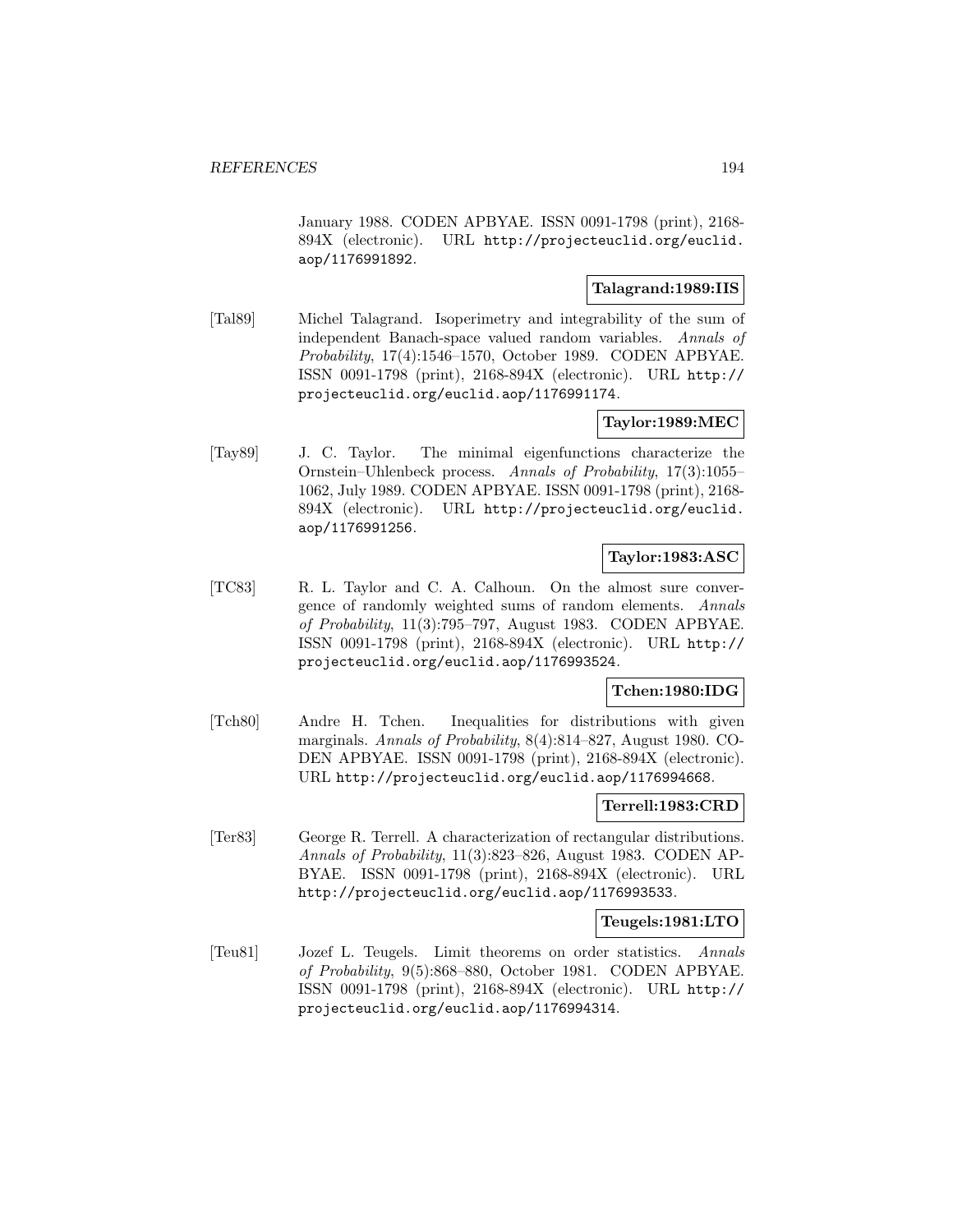January 1988. CODEN APBYAE. ISSN 0091-1798 (print), 2168-894X (electronic). URL http://projecteuclid.org/euclid.aop/1176991892.

**Talagrand:1989:IIS**

[Tal89] Michel Talagrand. Isoperimetry and integrability of the sum of independent Banach-space valued random variables. *Annals of Probability*, 17(4):1546–1570, October 1989. CODEN APBYAE. ISSN 0091-1798 (print), 2168-894X (electronic). URL http://projecteuclid.org/euclid.aop/1176991174.

**Taylor:1989:MEC**

[Tay89] J. C. Taylor. The minimal eigenfunctions characterize the Ornstein–Uhlenbeck process. *Annals of Probability*, 17(3):1055–1062, July 1989. CODEN APBYAE. ISSN 0091-1798 (print), 2168-894X (electronic). URL http://projecteuclid.org/euclid.aop/1176991256.

**Taylor:1983:ASC**

[TC83] R. L. Taylor and C. A. Calhoun. On the almost sure convergence of randomly weighted sums of random elements. *Annals of Probability*, 11(3):795–797, August 1983. CODEN APBYAE. ISSN 0091-1798 (print), 2168-894X (electronic). URL http://projecteuclid.org/euclid.aop/1176993524.

**Tchen:1980:IDG**

[Tch80] Andre H. Tchen. Inequalities for distributions with given marginals. *Annals of Probability*, 8(4):814–827, August 1980. CODEN APBYAE. ISSN 0091-1798 (print), 2168-894X (electronic). URL http://projecteuclid.org/euclid.aop/1176994668.

**Terrell:1983:CRD**

[Ter83] George R. Terrell. A characterization of rectangular distributions. *Annals of Probability*, 11(3):823–826, August 1983. CODEN APBYAE. ISSN 0091-1798 (print), 2168-894X (electronic). URL http://projecteuclid.org/euclid.aop/1176993533.

**Teugels:1981:LTO**

[Teu81] Jozef L. Teugels. Limit theorems on order statistics. *Annals of Probability*, 9(5):868–880, October 1981. CODEN APBYAE. ISSN 0091-1798 (print), 2168-894X (electronic). URL http://projecteuclid.org/euclid.aop/1176994314.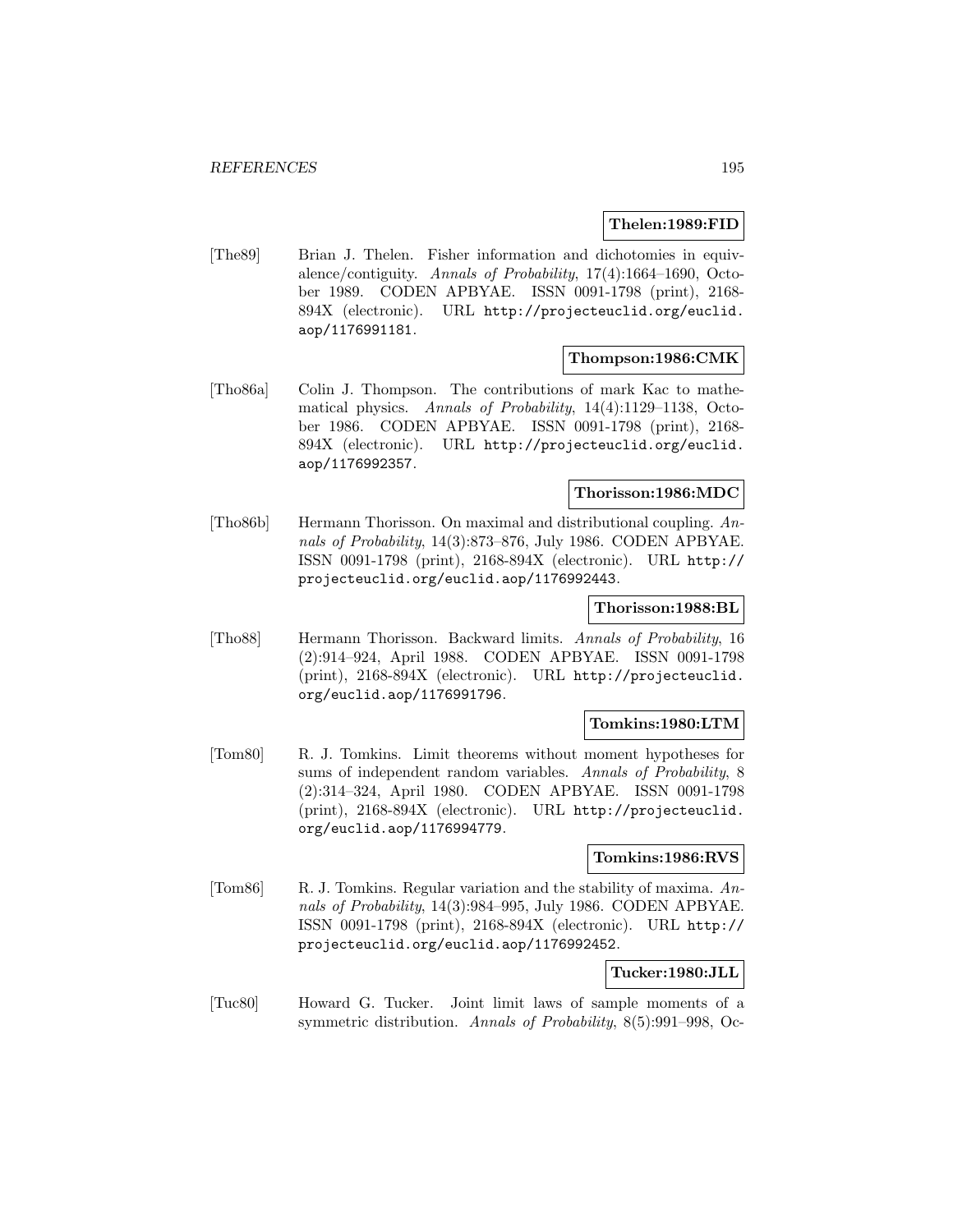**Thelen:1989:FID**

[The89] Brian J. Thelen. Fisher information and dichotomies in equivalence/contiguity. *Annals of Probability*, 17(4):1664–1690, October 1989. CODEN APBYAE. ISSN 0091-1798 (print), 2168-894X (electronic). URL http://projecteuclid.org/euclid.aop/1176991181.

**Thompson:1986:CMK**

[Tho86a] Colin J. Thompson. The contributions of mark Kac to mathematical physics. *Annals of Probability*, 14(4):1129–1138, October 1986. CODEN APBYAE. ISSN 0091-1798 (print), 2168-894X (electronic). URL http://projecteuclid.org/euclid.aop/1176992357.

**Thorisson:1986:MDC**

[Tho86b] Hermann Thorisson. On maximal and distributional coupling. *Annals of Probability*, 14(3):873–876, July 1986. CODEN APBYAE. ISSN 0091-1798 (print), 2168-894X (electronic). URL http://projecteuclid.org/euclid.aop/1176992443.

**Thorisson:1988:BL**

[Tho88] Hermann Thorisson. Backward limits. *Annals of Probability*, 16(2):914–924, April 1988. CODEN APBYAE. ISSN 0091-1798 (print), 2168-894X (electronic). URL http://projecteuclid.org/euclid.aop/1176991796.

**Tomkins:1980:LTM**

[Tom80] R. J. Tomkins. Limit theorems without moment hypotheses for sums of independent random variables. *Annals of Probability*, 8(2):314–324, April 1980. CODEN APBYAE. ISSN 0091-1798 (print), 2168-894X (electronic). URL http://projecteuclid.org/euclid.aop/1176994779.

**Tomkins:1986:RVS**

[Tom86] R. J. Tomkins. Regular variation and the stability of maxima. *Annals of Probability*, 14(3):984–995, July 1986. CODEN APBYAE. ISSN 0091-1798 (print), 2168-894X (electronic). URL http://projecteuclid.org/euclid.aop/1176992452.

**Tucker:1980:JLL**

[Tuc80] Howard G. Tucker. Joint limit laws of sample moments of a symmetric distribution. *Annals of Probability*, 8(5):991–998, Oc-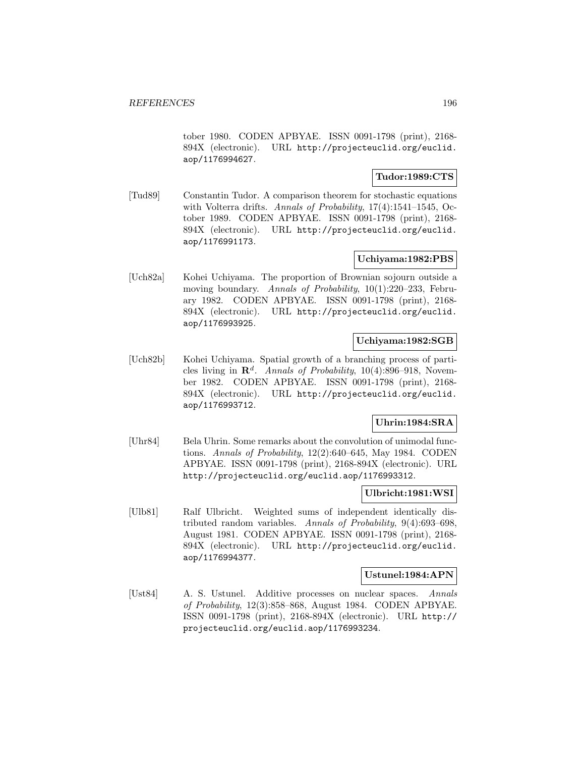tober 1980. CODEN APBYAE. ISSN 0091-1798 (print), 2168-894X (electronic). URL http://projecteuclid.org/euclid.aop/1176994627.

**Tudor:1989:CTS**

[Tud89] Constantin Tudor. A comparison theorem for stochastic equations with Volterra drifts. *Annals of Probability*, 17(4):1541–1545, October 1989. CODEN APBYAE. ISSN 0091-1798 (print), 2168-894X (electronic). URL http://projecteuclid.org/euclid.aop/1176991173.

**Uchiyama:1982:PBS**

[Uch82a] Kohei Uchiyama. The proportion of Brownian sojourn outside a moving boundary. *Annals of Probability*, 10(1):220–233, February 1982. CODEN APBYAE. ISSN 0091-1798 (print), 2168-894X (electronic). URL http://projecteuclid.org/euclid.aop/1176993925.

**Uchiyama:1982:SGB**

[Uch82b] Kohei Uchiyama. Spatial growth of a branching process of particles living in $\mathbf{R}^d$. *Annals of Probability*, 10(4):896–918, November 1982. CODEN APBYAE. ISSN 0091-1798 (print), 2168-894X (electronic). URL http://projecteuclid.org/euclid.aop/1176993712.

**Uhrin:1984:SRA**

[Uhr84] Bela Uhrin. Some remarks about the convolution of unimodal functions. *Annals of Probability*, 12(2):640–645, May 1984. CODEN APBYAE. ISSN 0091-1798 (print), 2168-894X (electronic). URL http://projecteuclid.org/euclid.aop/1176993312.

**Ulbricht:1981:WSI**

[Ulb81] Ralf Ulbricht. Weighted sums of independent identically distributed random variables. *Annals of Probability*, 9(4):693–698, August 1981. CODEN APBYAE. ISSN 0091-1798 (print), 2168-894X (electronic). URL http://projecteuclid.org/euclid.aop/1176994377.

**Ustunel:1984:APN**

[Ust84] A. S. Ustunel. Additive processes on nuclear spaces. *Annals of Probability*, 12(3):858–868, August 1984. CODEN APBYAE. ISSN 0091-1798 (print), 2168-894X (electronic). URL http://projecteuclid.org/euclid.aop/1176993234.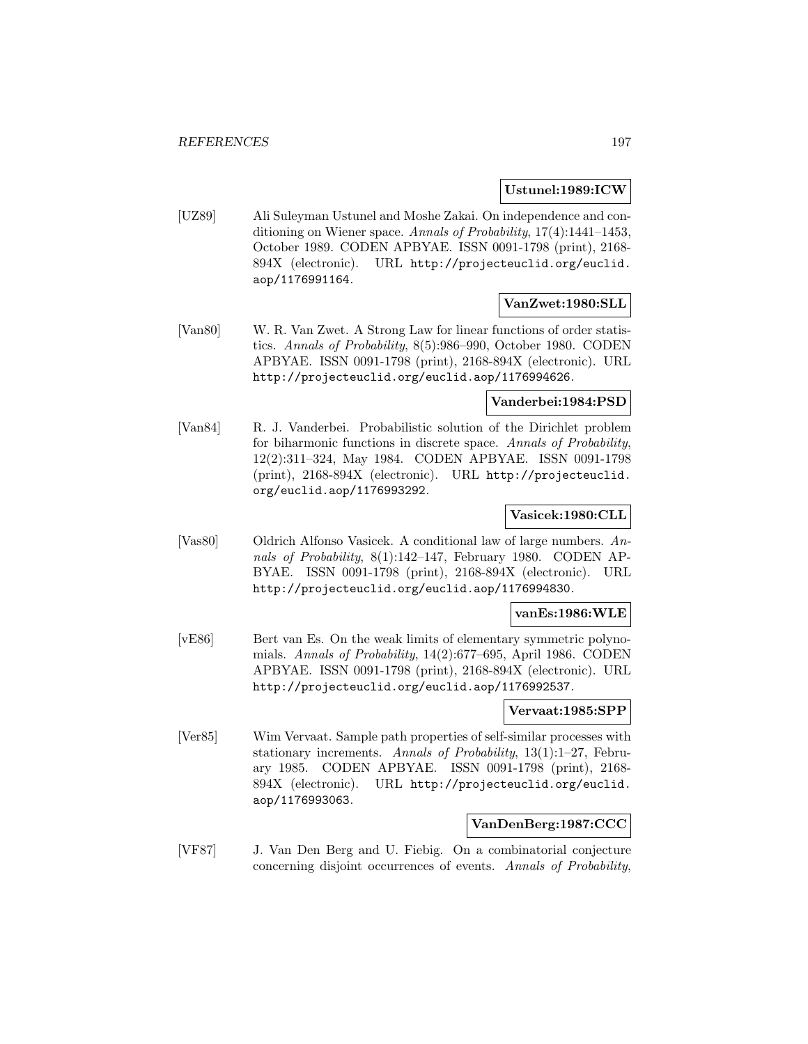**Ustunel:1989:ICW**

[UZ89] Ali Suleyman Ustunel and Moshe Zakai. On independence and conditioning on Wiener space. *Annals of Probability*, 17(4):1441–1453, October 1989. CODEN APBYAE. ISSN 0091-1798 (print), 2168-894X (electronic). URL http://projecteuclid.org/euclid.aop/1176991164.

**VanZwet:1980:SLL**

[Van80] W. R. Van Zwet. A Strong Law for linear functions of order statistics. *Annals of Probability*, 8(5):986–990, October 1980. CODEN APBYAE. ISSN 0091-1798 (print), 2168-894X (electronic). URL http://projecteuclid.org/euclid.aop/1176994626.

**Vanderbei:1984:PSD**

[Van84] R. J. Vanderbei. Probabilistic solution of the Dirichlet problem for biharmonic functions in discrete space. *Annals of Probability*, 12(2):311–324, May 1984. CODEN APBYAE. ISSN 0091-1798 (print), 2168-894X (electronic). URL http://projecteuclid.org/euclid.aop/1176993292.

**Vasicek:1980:CLL**

[Vas80] Oldrich Alfonso Vasicek. A conditional law of large numbers. *Annals of Probability*, 8(1):142–147, February 1980. CODEN APBYAE. ISSN 0091-1798 (print), 2168-894X (electronic). URL http://projecteuclid.org/euclid.aop/1176994830.

**vanEs:1986:WLE**

[vE86] Bert van Es. On the weak limits of elementary symmetric polynomials. *Annals of Probability*, 14(2):677–695, April 1986. CODEN APBYAE. ISSN 0091-1798 (print), 2168-894X (electronic). URL http://projecteuclid.org/euclid.aop/1176992537.

**Vervaat:1985:SPP**

[Ver85] Wim Vervaat. Sample path properties of self-similar processes with stationary increments. *Annals of Probability*, 13(1):1–27, February 1985. CODEN APBYAE. ISSN 0091-1798 (print), 2168-894X (electronic). URL http://projecteuclid.org/euclid.aop/1176993063.

**VanDenBerg:1987:CCC**

[VF87] J. Van Den Berg and U. Fiebig. On a combinatorial conjecture concerning disjoint occurrences of events. *Annals of Probability*,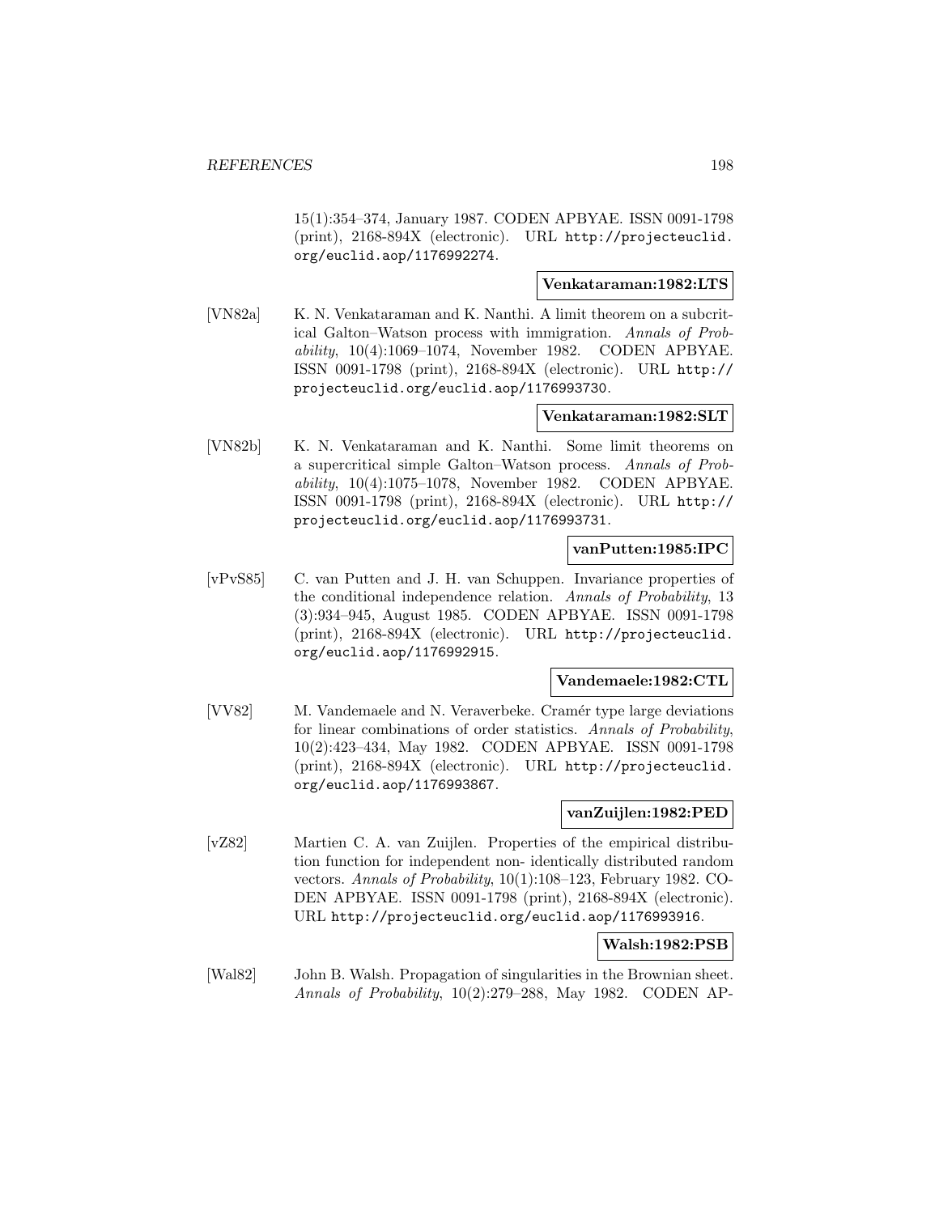15(1):354–374, January 1987. CODEN APBYAE. ISSN 0091-1798 (print), 2168-894X (electronic). URL http://projecteuclid.org/euclid.aop/1176992274.

**Venkataraman:1982:LTS**

[VN82a] K. N. Venkataraman and K. Nanthi. A limit theorem on a subcritical Galton–Watson process with immigration. *Annals of Probability*, 10(4):1069–1074, November 1982. CODEN APBYAE. ISSN 0091-1798 (print), 2168-894X (electronic). URL http://projecteuclid.org/euclid.aop/1176993730.

**Venkataraman:1982:SLT**

[VN82b] K. N. Venkataraman and K. Nanthi. Some limit theorems on a supercritical simple Galton–Watson process. *Annals of Probability*, 10(4):1075–1078, November 1982. CODEN APBYAE. ISSN 0091-1798 (print), 2168-894X (electronic). URL http://projecteuclid.org/euclid.aop/1176993731.

**vanPutten:1985:IPC**

[vPvS85] C. van Putten and J. H. van Schuppen. Invariance properties of the conditional independence relation. *Annals of Probability*, 13 (3):934–945, August 1985. CODEN APBYAE. ISSN 0091-1798 (print), 2168-894X (electronic). URL http://projecteuclid.org/euclid.aop/1176992915.

**Vandemaele:1982:CTL**

[VV82] M. Vandemaele and N. Veraverbeke. Cramér type large deviations for linear combinations of order statistics. *Annals of Probability*, 10(2):423–434, May 1982. CODEN APBYAE. ISSN 0091-1798 (print), 2168-894X (electronic). URL http://projecteuclid.org/euclid.aop/1176993867.

**vanZuijlen:1982:PED**

[vZ82] Martien C. A. van Zuijlen. Properties of the empirical distribution function for independent non- identically distributed random vectors. *Annals of Probability*, 10(1):108–123, February 1982. CODEN APBYAE. ISSN 0091-1798 (print), 2168-894X (electronic). URL http://projecteuclid.org/euclid.aop/1176993916.

**Walsh:1982:PSB**

[Wal82] John B. Walsh. Propagation of singularities in the Brownian sheet. *Annals of Probability*, 10(2):279–288, May 1982. CODEN AP-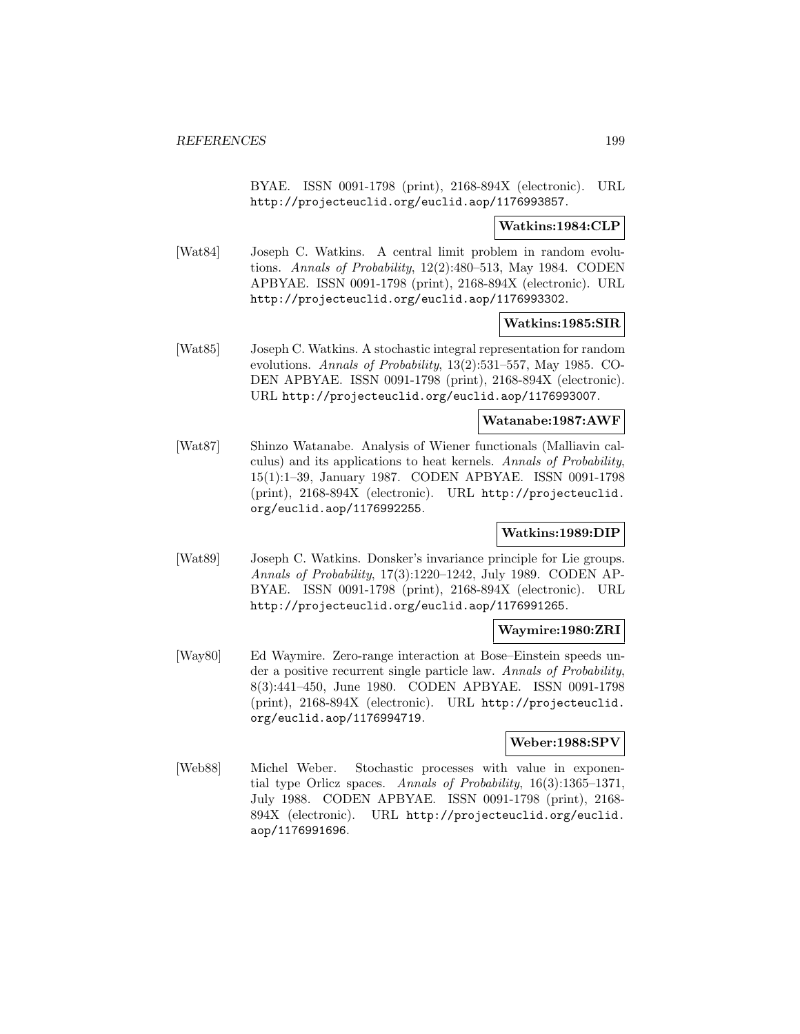BYAE. ISSN 0091-1798 (print), 2168-894X (electronic). URL http://projecteuclid.org/euclid.aop/1176993857.

**Watkins:1984:CLP**

[Wat84] Joseph C. Watkins. A central limit problem in random evolutions. *Annals of Probability*, 12(2):480–513, May 1984. CODEN APBYAE. ISSN 0091-1798 (print), 2168-894X (electronic). URL http://projecteuclid.org/euclid.aop/1176993302.

**Watkins:1985:SIR**

[Wat85] Joseph C. Watkins. A stochastic integral representation for random evolutions. *Annals of Probability*, 13(2):531–557, May 1985. CODEN APBYAE. ISSN 0091-1798 (print), 2168-894X (electronic). URL http://projecteuclid.org/euclid.aop/1176993007.

**Watanabe:1987:AWF**

[Wat87] Shinzo Watanabe. Analysis of Wiener functionals (Malliavin calculus) and its applications to heat kernels. *Annals of Probability*, 15(1):1–39, January 1987. CODEN APBYAE. ISSN 0091-1798 (print), 2168-894X (electronic). URL http://projecteuclid.org/euclid.aop/1176992255.

**Watkins:1989:DIP**

[Wat89] Joseph C. Watkins. Donsker's invariance principle for Lie groups. *Annals of Probability*, 17(3):1220–1242, July 1989. CODEN APBYAE. ISSN 0091-1798 (print), 2168-894X (electronic). URL http://projecteuclid.org/euclid.aop/1176991265.

**Waymire:1980:ZRI**

[Way80] Ed Waymire. Zero-range interaction at Bose–Einstein speeds under a positive recurrent single particle law. *Annals of Probability*, 8(3):441–450, June 1980. CODEN APBYAE. ISSN 0091-1798 (print), 2168-894X (electronic). URL http://projecteuclid.org/euclid.aop/1176994719.

**Weber:1988:SPV**

[Web88] Michel Weber. Stochastic processes with value in exponential type Orlicz spaces. *Annals of Probability*, 16(3):1365–1371, July 1988. CODEN APBYAE. ISSN 0091-1798 (print), 2168-894X (electronic). URL http://projecteuclid.org/euclid.aop/1176991696.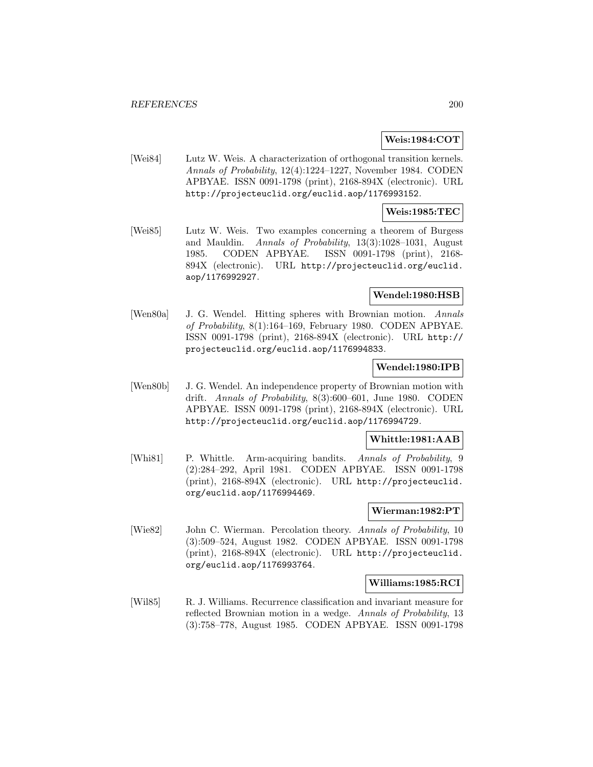**Weis:1984:COT**

[Wei84] Lutz W. Weis. A characterization of orthogonal transition kernels. *Annals of Probability*, 12(4):1224–1227, November 1984. CODEN APBYAE. ISSN 0091-1798 (print), 2168-894X (electronic). URL http://projecteuclid.org/euclid.aop/1176993152.

**Weis:1985:TEC**

[Wei85] Lutz W. Weis. Two examples concerning a theorem of Burgess and Mauldin. *Annals of Probability*, 13(3):1028–1031, August 1985. CODEN APBYAE. ISSN 0091-1798 (print), 2168-894X (electronic). URL http://projecteuclid.org/euclid.aop/1176992927.

**Wendel:1980:HSB**

[Wen80a] J. G. Wendel. Hitting spheres with Brownian motion. *Annals of Probability*, 8(1):164–169, February 1980. CODEN APBYAE. ISSN 0091-1798 (print), 2168-894X (electronic). URL http://projecteuclid.org/euclid.aop/1176994833.

**Wendel:1980:IPB**

[Wen80b] J. G. Wendel. An independence property of Brownian motion with drift. *Annals of Probability*, 8(3):600–601, June 1980. CODEN APBYAE. ISSN 0091-1798 (print), 2168-894X (electronic). URL http://projecteuclid.org/euclid.aop/1176994729.

**Whittle:1981:AAB**

[Whi81] P. Whittle. Arm-acquiring bandits. *Annals of Probability*, 9 (2):284–292, April 1981. CODEN APBYAE. ISSN 0091-1798 (print), 2168-894X (electronic). URL http://projecteuclid.org/euclid.aop/1176994469.

**Wierman:1982:PT**

[Wie82] John C. Wierman. Percolation theory. *Annals of Probability*, 10 (3):509–524, August 1982. CODEN APBYAE. ISSN 0091-1798 (print), 2168-894X (electronic). URL http://projecteuclid.org/euclid.aop/1176993764.

**Williams:1985:RCI**

[Wil85] R. J. Williams. Recurrence classification and invariant measure for reflected Brownian motion in a wedge. *Annals of Probability*, 13 (3):758–778, August 1985. CODEN APBYAE. ISSN 0091-1798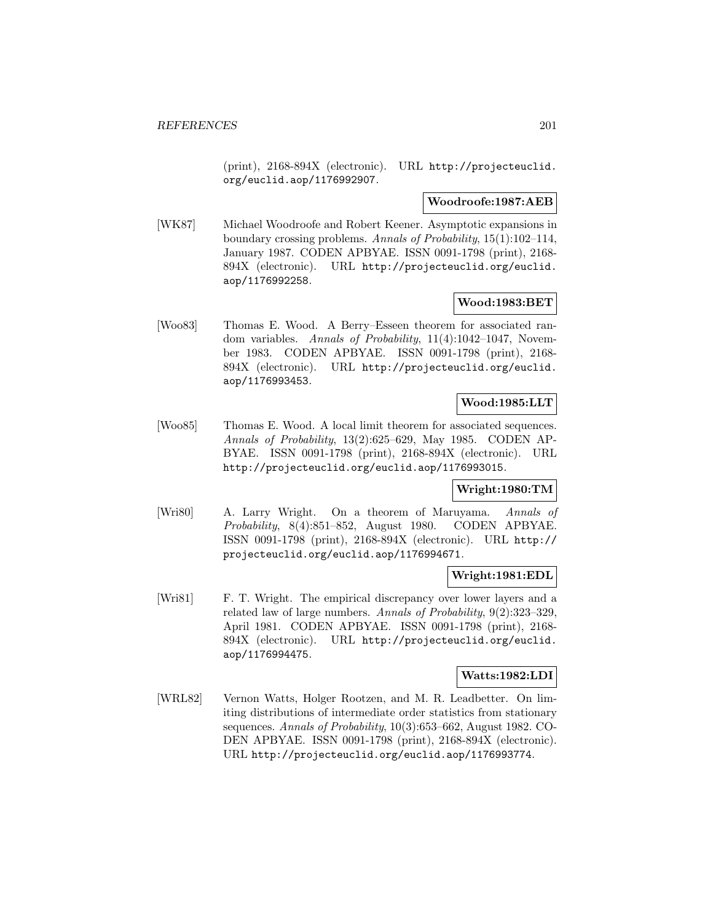(print), 2168-894X (electronic). URL http://projecteuclid.org/euclid.aop/1176992907.

**Woodroofe:1987:AEB**

[WK87] Michael Woodroofe and Robert Keener. Asymptotic expansions in boundary crossing problems. *Annals of Probability*, 15(1):102–114, January 1987. CODEN APBYAE. ISSN 0091-1798 (print), 2168-894X (electronic). URL http://projecteuclid.org/euclid.aop/1176992258.

**Wood:1983:BET**

[Woo83] Thomas E. Wood. A Berry–Esseen theorem for associated random variables. *Annals of Probability*, 11(4):1042–1047, November 1983. CODEN APBYAE. ISSN 0091-1798 (print), 2168-894X (electronic). URL http://projecteuclid.org/euclid.aop/1176993453.

**Wood:1985:LLT**

[Woo85] Thomas E. Wood. A local limit theorem for associated sequences. *Annals of Probability*, 13(2):625–629, May 1985. CODEN APBYAE. ISSN 0091-1798 (print), 2168-894X (electronic). URL http://projecteuclid.org/euclid.aop/1176993015.

**Wright:1980:TM**

[Wri80] A. Larry Wright. On a theorem of Maruyama. *Annals of Probability*, 8(4):851–852, August 1980. CODEN APBYAE. ISSN 0091-1798 (print), 2168-894X (electronic). URL http://projecteuclid.org/euclid.aop/1176994671.

**Wright:1981:EDL**

[Wri81] F. T. Wright. The empirical discrepancy over lower layers and a related law of large numbers. *Annals of Probability*, 9(2):323–329, April 1981. CODEN APBYAE. ISSN 0091-1798 (print), 2168-894X (electronic). URL http://projecteuclid.org/euclid.aop/1176994475.

**Watts:1982:LDI**

[WRL82] Vernon Watts, Holger Rootzen, and M. R. Leadbetter. On limiting distributions of intermediate order statistics from stationary sequences. *Annals of Probability*, 10(3):653–662, August 1982. CODEN APBYAE. ISSN 0091-1798 (print), 2168-894X (electronic). URL http://projecteuclid.org/euclid.aop/1176993774.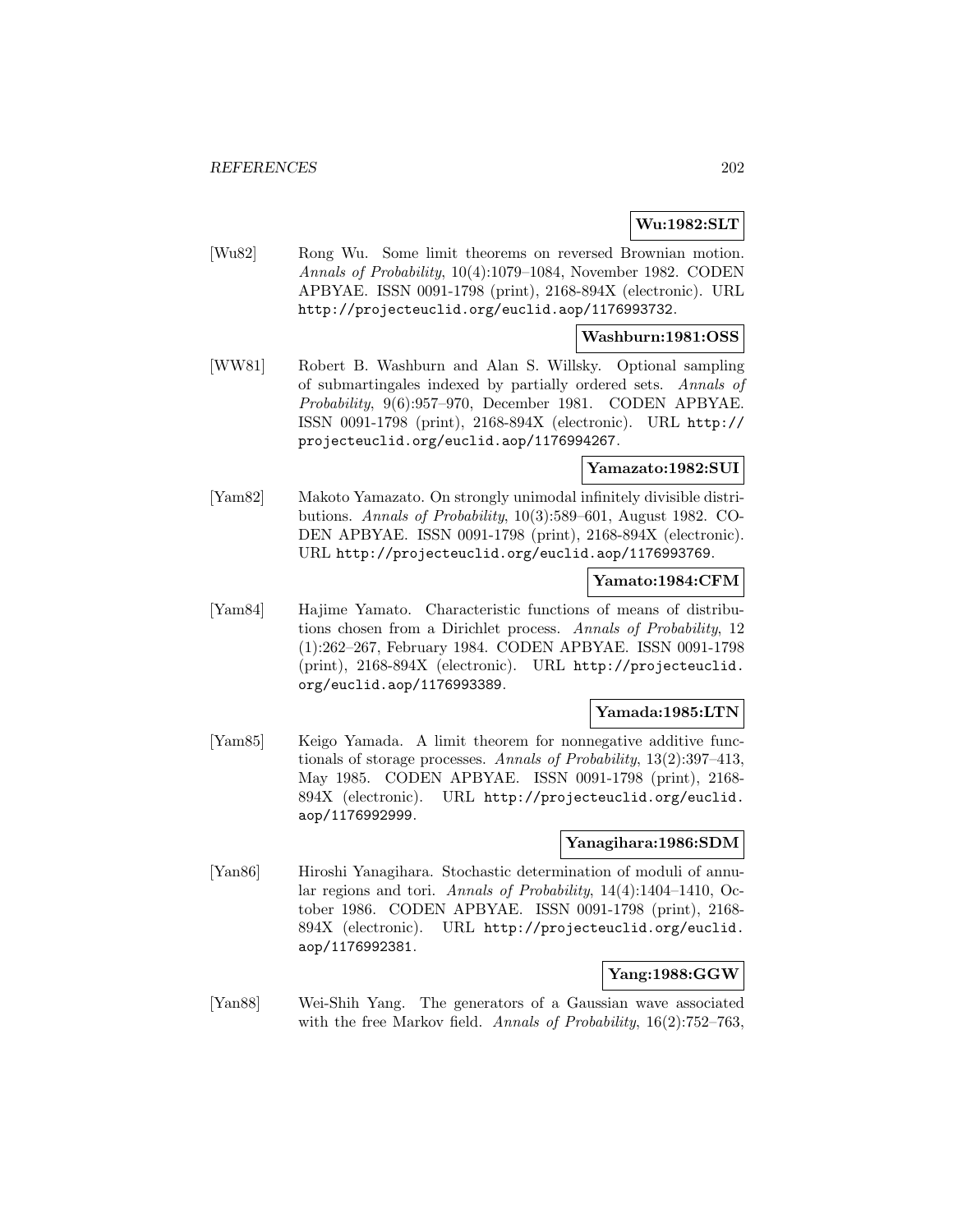**Wu:1982:SLT**

[Wu82] Rong Wu. Some limit theorems on reversed Brownian motion. *Annals of Probability*, 10(4):1079–1084, November 1982. CODEN APBYAE. ISSN 0091-1798 (print), 2168-894X (electronic). URL http://projecteuclid.org/euclid.aop/1176993732.

**Washburn:1981:OSS**

[WW81] Robert B. Washburn and Alan S. Willsky. Optional sampling of submartingales indexed by partially ordered sets. *Annals of Probability*, 9(6):957–970, December 1981. CODEN APBYAE. ISSN 0091-1798 (print), 2168-894X (electronic). URL http://projecteuclid.org/euclid.aop/1176994267.

**Yamazato:1982:SUI**

[Yam82] Makoto Yamazato. On strongly unimodal infinitely divisible distributions. *Annals of Probability*, 10(3):589–601, August 1982. CODEN APBYAE. ISSN 0091-1798 (print), 2168-894X (electronic). URL http://projecteuclid.org/euclid.aop/1176993769.

**Yamato:1984:CFM**

[Yam84] Hajime Yamato. Characteristic functions of means of distributions chosen from a Dirichlet process. *Annals of Probability*, 12 (1):262–267, February 1984. CODEN APBYAE. ISSN 0091-1798 (print), 2168-894X (electronic). URL http://projecteuclid.org/euclid.aop/1176993389.

**Yamada:1985:LTN**

[Yam85] Keigo Yamada. A limit theorem for nonnegative additive functionals of storage processes. *Annals of Probability*, 13(2):397–413, May 1985. CODEN APBYAE. ISSN 0091-1798 (print), 2168-894X (electronic). URL http://projecteuclid.org/euclid.aop/1176992999.

**Yanagihara:1986:SDM**

[Yan86] Hiroshi Yanagihara. Stochastic determination of moduli of annular regions and tori. *Annals of Probability*, 14(4):1404–1410, October 1986. CODEN APBYAE. ISSN 0091-1798 (print), 2168-894X (electronic). URL http://projecteuclid.org/euclid.aop/1176992381.

**Yang:1988:GGW**

[Yan88] Wei-Shih Yang. The generators of a Gaussian wave associated with the free Markov field. *Annals of Probability*, 16(2):752–763,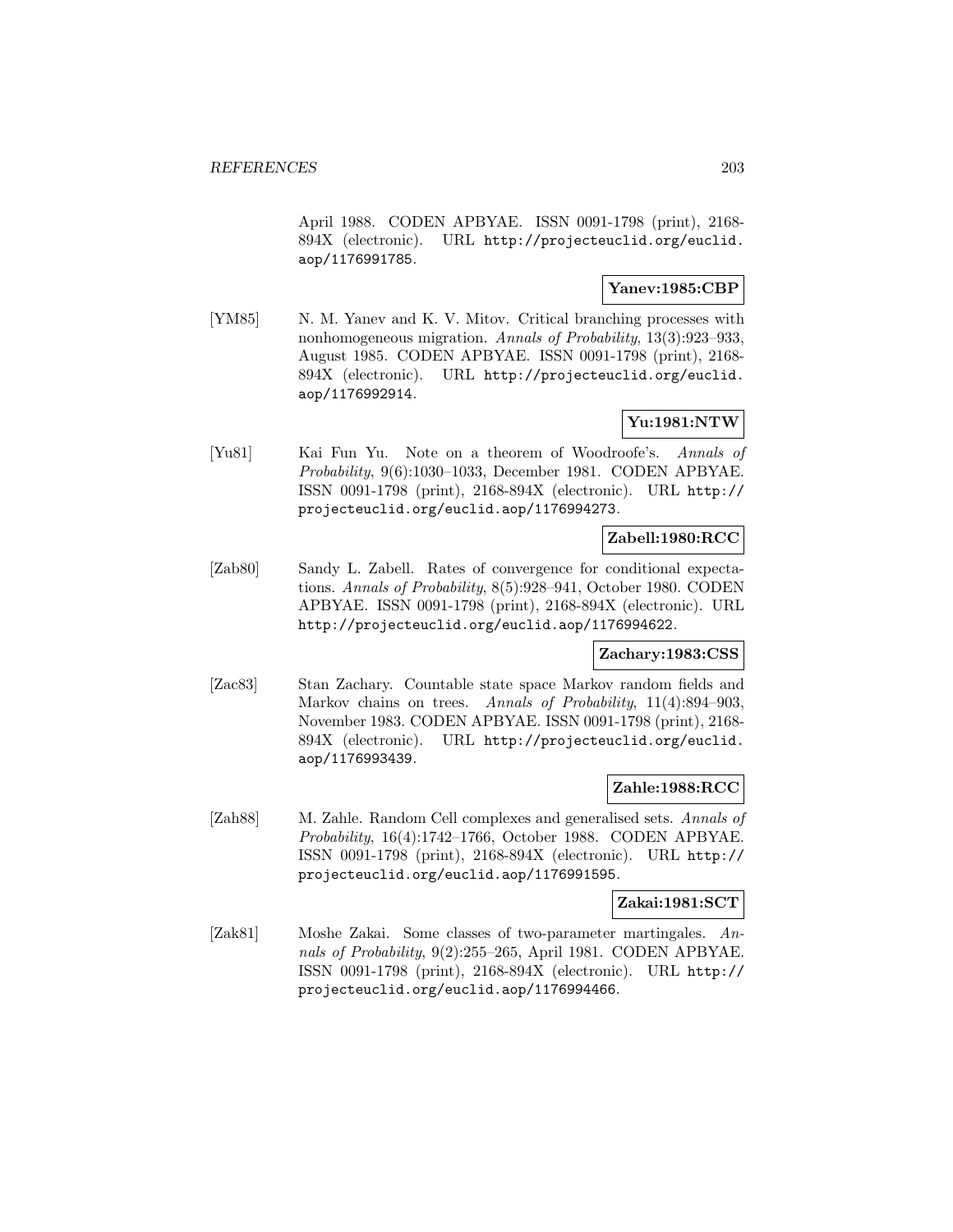April 1988. CODEN APBYAE. ISSN 0091-1798 (print), 2168-894X (electronic). URL http://projecteuclid.org/euclid.aop/1176991785.

**Yanev:1985:CBP**

[YM85] N. M. Yanev and K. V. Mitov. Critical branching processes with nonhomogeneous migration. *Annals of Probability*, 13(3):923–933, August 1985. CODEN APBYAE. ISSN 0091-1798 (print), 2168-894X (electronic). URL http://projecteuclid.org/euclid.aop/1176992914.

**Yu:1981:NTW**

[Yu81] Kai Fun Yu. Note on a theorem of Woodroofe's. *Annals of Probability*, 9(6):1030–1033, December 1981. CODEN APBYAE. ISSN 0091-1798 (print), 2168-894X (electronic). URL http://projecteuclid.org/euclid.aop/1176994273.

**Zabell:1980:RCC**

[Zab80] Sandy L. Zabell. Rates of convergence for conditional expectations. *Annals of Probability*, 8(5):928–941, October 1980. CODEN APBYAE. ISSN 0091-1798 (print), 2168-894X (electronic). URL http://projecteuclid.org/euclid.aop/1176994622.

**Zachary:1983:CSS**

[Zac83] Stan Zachary. Countable state space Markov random fields and Markov chains on trees. *Annals of Probability*, 11(4):894–903, November 1983. CODEN APBYAE. ISSN 0091-1798 (print), 2168-894X (electronic). URL http://projecteuclid.org/euclid.aop/1176993439.

**Zahle:1988:RCC**

[Zah88] M. Zahle. Random Cell complexes and generalised sets. *Annals of Probability*, 16(4):1742–1766, October 1988. CODEN APBYAE. ISSN 0091-1798 (print), 2168-894X (electronic). URL http://projecteuclid.org/euclid.aop/1176991595.

**Zakai:1981:SCT**

[Zak81] Moshe Zakai. Some classes of two-parameter martingales. *Annals of Probability*, 9(2):255–265, April 1981. CODEN APBYAE. ISSN 0091-1798 (print), 2168-894X (electronic). URL http://projecteuclid.org/euclid.aop/1176994466.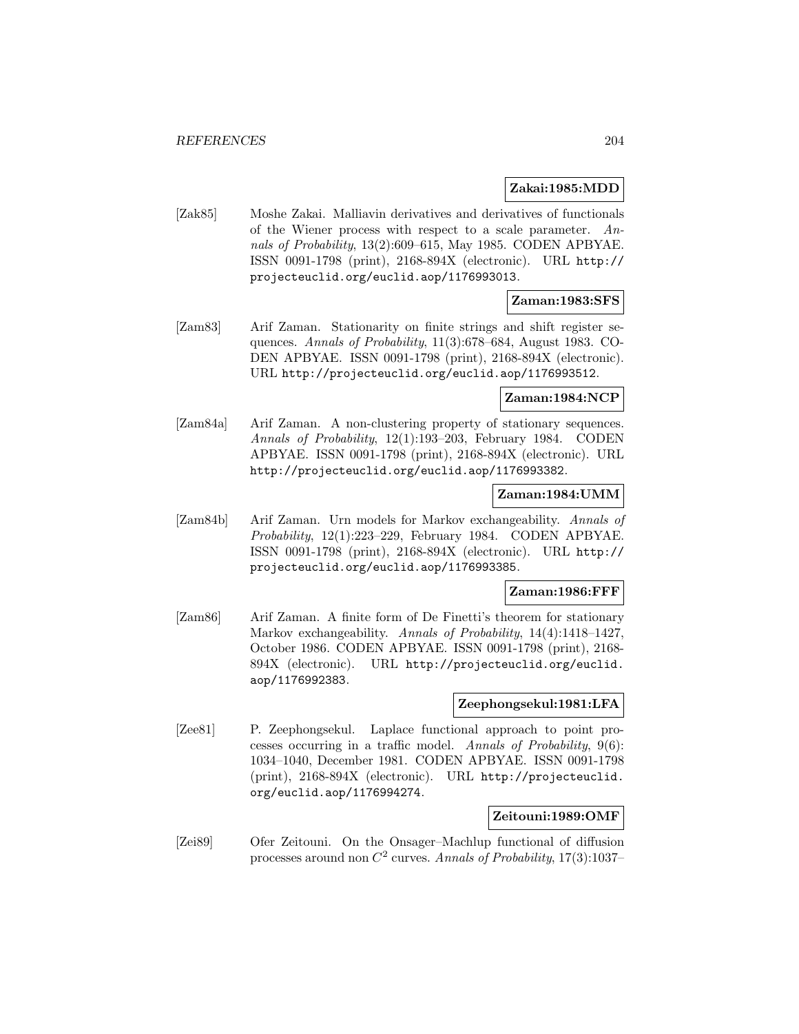**Zakai:1985:MDD**

[Zak85] Moshe Zakai. Malliavin derivatives and derivatives of functionals of the Wiener process with respect to a scale parameter. *Annals of Probability*, 13(2):609–615, May 1985. CODEN APBYAE. ISSN 0091-1798 (print), 2168-894X (electronic). URL http://projecteuclid.org/euclid.aop/1176993013.

**Zaman:1983:SFS**

[Zam83] Arif Zaman. Stationarity on finite strings and shift register sequences. *Annals of Probability*, 11(3):678–684, August 1983. CODEN APBYAE. ISSN 0091-1798 (print), 2168-894X (electronic). URL http://projecteuclid.org/euclid.aop/1176993512.

**Zaman:1984:NCP**

[Zam84a] Arif Zaman. A non-clustering property of stationary sequences. *Annals of Probability*, 12(1):193–203, February 1984. CODEN APBYAE. ISSN 0091-1798 (print), 2168-894X (electronic). URL http://projecteuclid.org/euclid.aop/1176993382.

**Zaman:1984:UMM**

[Zam84b] Arif Zaman. Urn models for Markov exchangeability. *Annals of Probability*, 12(1):223–229, February 1984. CODEN APBYAE. ISSN 0091-1798 (print), 2168-894X (electronic). URL http://projecteuclid.org/euclid.aop/1176993385.

**Zaman:1986:FFF**

[Zam86] Arif Zaman. A finite form of De Finetti's theorem for stationary Markov exchangeability. *Annals of Probability*, 14(4):1418–1427, October 1986. CODEN APBYAE. ISSN 0091-1798 (print), 2168-894X (electronic). URL http://projecteuclid.org/euclid.aop/1176992383.

**Zeephongsekul:1981:LFA**

[Zee81] P. Zeephongsekul. Laplace functional approach to point processes occurring in a traffic model. *Annals of Probability*, 9(6):1034–1040, December 1981. CODEN APBYAE. ISSN 0091-1798 (print), 2168-894X (electronic). URL http://projecteuclid.org/euclid.aop/1176994274.

**Zeitouni:1989:OMF**

[Zei89] Ofer Zeitouni. On the Onsager–Machlup functional of diffusion processes around non $C^2$ curves. *Annals of Probability*, 17(3):1037–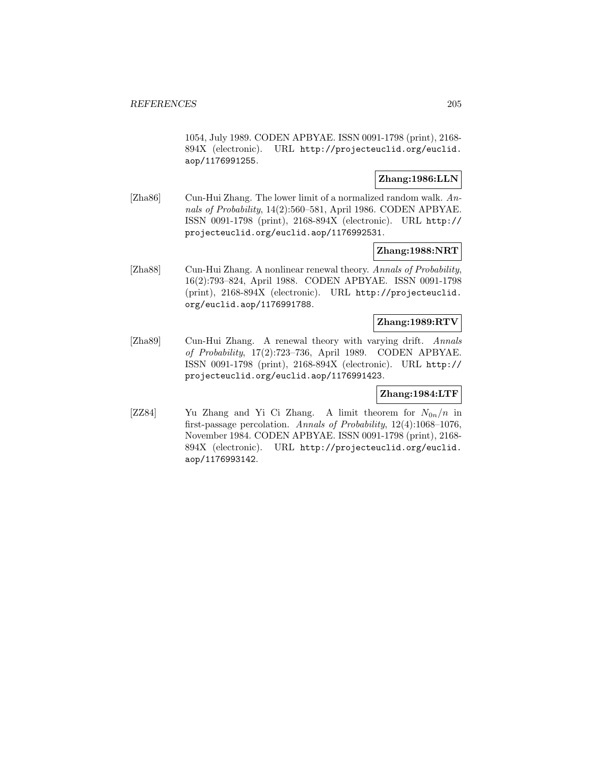1054, July 1989. CODEN APBYAE. ISSN 0091-1798 (print), 2168-894X (electronic). URL http://projecteuclid.org/euclid.aop/1176991255.

**Zhang:1986:LLN**

[Zha86] Cun-Hui Zhang. The lower limit of a normalized random walk. *Annals of Probability*, 14(2):560–581, April 1986. CODEN APBYAE. ISSN 0091-1798 (print), 2168-894X (electronic). URL http://projecteuclid.org/euclid.aop/1176992531.

**Zhang:1988:NRT**

[Zha88] Cun-Hui Zhang. A nonlinear renewal theory. *Annals of Probability*, 16(2):793–824, April 1988. CODEN APBYAE. ISSN 0091-1798 (print), 2168-894X (electronic). URL http://projecteuclid.org/euclid.aop/1176991788.

**Zhang:1989:RTV**

[Zha89] Cun-Hui Zhang. A renewal theory with varying drift. *Annals of Probability*, 17(2):723–736, April 1989. CODEN APBYAE. ISSN 0091-1798 (print), 2168-894X (electronic). URL http://projecteuclid.org/euclid.aop/1176991423.

**Zhang:1984:LTF**

[ZZ84] Yu Zhang and Yi Ci Zhang. A limit theorem for $N_{0n}/n$ in first-passage percolation. *Annals of Probability*, 12(4):1068–1076, November 1984. CODEN APBYAE. ISSN 0091-1798 (print), 2168-894X (electronic). URL http://projecteuclid.org/euclid.aop/1176993142.